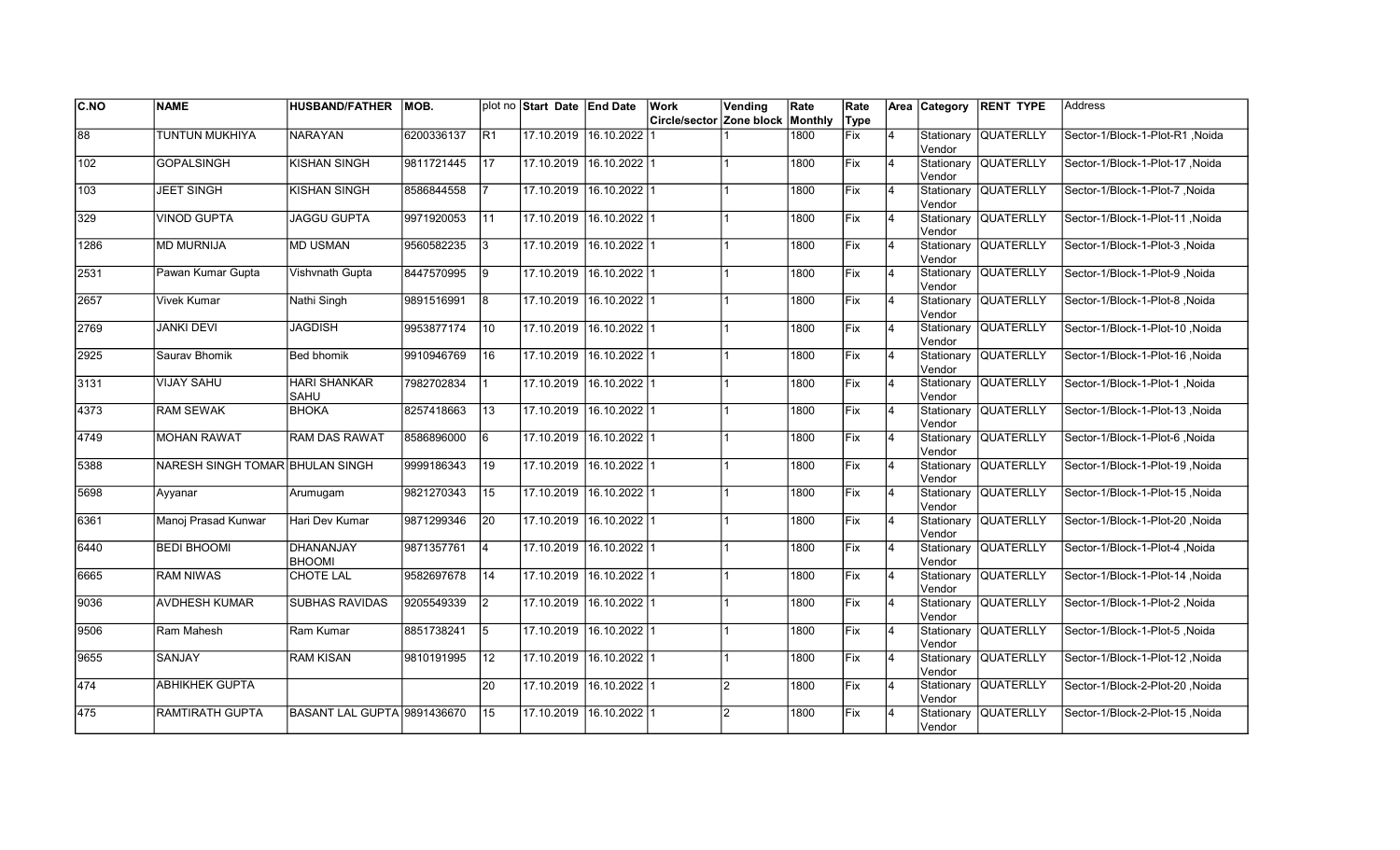| C.NO | NAME | HUSBAND/FATHER | MOB. | plot no | Start Date | End Date | Work Circle/sector | Vending Zone block | Rate Monthly | Rate Type | Area | Category | RENT TYPE | Address |
|---|---|---|---|---|---|---|---|---|---|---|---|---|---|---|
| 88 | TUNTUN MUKHIYA | NARAYAN | 6200336137 | R1 | 17.10.2019 | 16.10.2022 | 1 | 1 | 1800 | Fix | 4 | Stationary Vendor | QUATERLLY | Sector-1/Block-1-Plot-R1 ,Noida |
| 102 | GOPALSINGH | KISHAN SINGH | 9811721445 | 17 | 17.10.2019 | 16.10.2022 | 1 | 1 | 1800 | Fix | 4 | Stationary Vendor | QUATERLLY | Sector-1/Block-1-Plot-17 ,Noida |
| 103 | JEET SINGH | KISHAN SINGH | 8586844558 | 7 | 17.10.2019 | 16.10.2022 | 1 | 1 | 1800 | Fix | 4 | Stationary Vendor | QUATERLLY | Sector-1/Block-1-Plot-7 ,Noida |
| 329 | VINOD GUPTA | JAGGU GUPTA | 9971920053 | 11 | 17.10.2019 | 16.10.2022 | 1 | 1 | 1800 | Fix | 4 | Stationary Vendor | QUATERLLY | Sector-1/Block-1-Plot-11 ,Noida |
| 1286 | MD MURNIJA | MD USMAN | 9560582235 | 3 | 17.10.2019 | 16.10.2022 | 1 | 1 | 1800 | Fix | 4 | Stationary Vendor | QUATERLLY | Sector-1/Block-1-Plot-3 ,Noida |
| 2531 | Pawan Kumar Gupta | Vishvnath Gupta | 8447570995 | 9 | 17.10.2019 | 16.10.2022 | 1 | 1 | 1800 | Fix | 4 | Stationary Vendor | QUATERLLY | Sector-1/Block-1-Plot-9 ,Noida |
| 2657 | Vivek Kumar | Nathi Singh | 9891516991 | 8 | 17.10.2019 | 16.10.2022 | 1 | 1 | 1800 | Fix | 4 | Stationary Vendor | QUATERLLY | Sector-1/Block-1-Plot-8 ,Noida |
| 2769 | JANKI DEVI | JAGDISH | 9953877174 | 10 | 17.10.2019 | 16.10.2022 | 1 | 1 | 1800 | Fix | 4 | Stationary Vendor | QUATERLLY | Sector-1/Block-1-Plot-10 ,Noida |
| 2925 | Saurav Bhomik | Bed bhomik | 9910946769 | 16 | 17.10.2019 | 16.10.2022 | 1 | 1 | 1800 | Fix | 4 | Stationary Vendor | QUATERLLY | Sector-1/Block-1-Plot-16 ,Noida |
| 3131 | VIJAY SAHU | HARI SHANKAR SAHU | 7982702834 | 1 | 17.10.2019 | 16.10.2022 | 1 | 1 | 1800 | Fix | 4 | Stationary Vendor | QUATERLLY | Sector-1/Block-1-Plot-1 ,Noida |
| 4373 | RAM SEWAK | BHOKA | 8257418663 | 13 | 17.10.2019 | 16.10.2022 | 1 | 1 | 1800 | Fix | 4 | Stationary Vendor | QUATERLLY | Sector-1/Block-1-Plot-13 ,Noida |
| 4749 | MOHAN RAWAT | RAM DAS RAWAT | 8586896000 | 6 | 17.10.2019 | 16.10.2022 | 1 | 1 | 1800 | Fix | 4 | Stationary Vendor | QUATERLLY | Sector-1/Block-1-Plot-6 ,Noida |
| 5388 | NARESH SINGH TOMAR | BHULAN SINGH | 9999186343 | 19 | 17.10.2019 | 16.10.2022 | 1 | 1 | 1800 | Fix | 4 | Stationary Vendor | QUATERLLY | Sector-1/Block-1-Plot-19 ,Noida |
| 5698 | Ayyanar | Arumugam | 9821270343 | 15 | 17.10.2019 | 16.10.2022 | 1 | 1 | 1800 | Fix | 4 | Stationary Vendor | QUATERLLY | Sector-1/Block-1-Plot-15 ,Noida |
| 6361 | Manoj Prasad Kunwar | Hari Dev Kumar | 9871299346 | 20 | 17.10.2019 | 16.10.2022 | 1 | 1 | 1800 | Fix | 4 | Stationary Vendor | QUATERLLY | Sector-1/Block-1-Plot-20 ,Noida |
| 6440 | BEDI BHOOMI | DHANANJAY BHOOMI | 9871357761 | 4 | 17.10.2019 | 16.10.2022 | 1 | 1 | 1800 | Fix | 4 | Stationary Vendor | QUATERLLY | Sector-1/Block-1-Plot-4 ,Noida |
| 6665 | RAM NIWAS | CHOTE LAL | 9582697678 | 14 | 17.10.2019 | 16.10.2022 | 1 | 1 | 1800 | Fix | 4 | Stationary Vendor | QUATERLLY | Sector-1/Block-1-Plot-14 ,Noida |
| 9036 | AVDHESH KUMAR | SUBHAS RAVIDAS | 9205549339 | 2 | 17.10.2019 | 16.10.2022 | 1 | 1 | 1800 | Fix | 4 | Stationary Vendor | QUATERLLY | Sector-1/Block-1-Plot-2 ,Noida |
| 9506 | Ram Mahesh | Ram Kumar | 8851738241 | 5 | 17.10.2019 | 16.10.2022 | 1 | 1 | 1800 | Fix | 4 | Stationary Vendor | QUATERLLY | Sector-1/Block-1-Plot-5 ,Noida |
| 9655 | SANJAY | RAM KISAN | 9810191995 | 12 | 17.10.2019 | 16.10.2022 | 1 | 1 | 1800 | Fix | 4 | Stationary Vendor | QUATERLLY | Sector-1/Block-1-Plot-12 ,Noida |
| 474 | ABHIKHEK GUPTA | | | 20 | 17.10.2019 | 16.10.2022 | 1 | 2 | 1800 | Fix | 4 | Stationary Vendor | QUATERLLY | Sector-1/Block-2-Plot-20 ,Noida |
| 475 | RAMTIRATH GUPTA | BASANT LAL GUPTA | 9891436670 | 15 | 17.10.2019 | 16.10.2022 | 1 | 2 | 1800 | Fix | 4 | Stationary Vendor | QUATERLLY | Sector-1/Block-2-Plot-15 ,Noida |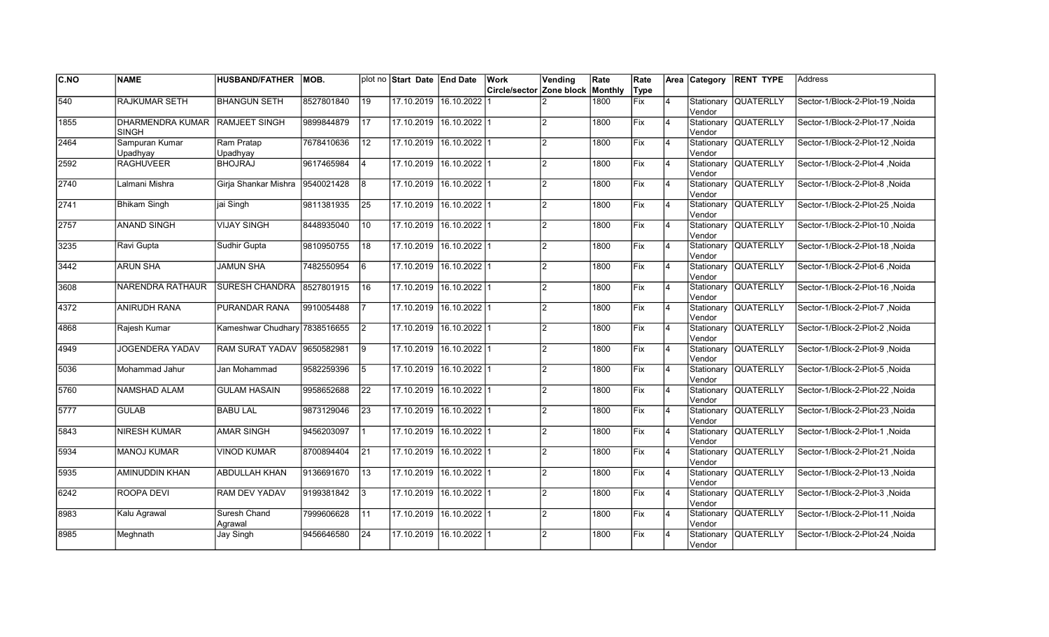| C.NO | NAME | HUSBAND/FATHER | MOB. | plot no | Start Date | End Date | Work Circle/sector | Vending Zone block | Rate Monthly | Rate Type | Area | Category | RENT TYPE | Address |
|---|---|---|---|---|---|---|---|---|---|---|---|---|---|---|
| 540 | RAJKUMAR SETH | BHANGUN SETH | 8527801840 | 19 | 17.10.2019 | 16.10.2022 | 1 | 2 | 1800 | Fix | 4 | Stationary Vendor | QUATERLLY | Sector-1/Block-2-Plot-19 ,Noida |
| 1855 | DHARMENDRA KUMAR SINGH | RAMJEET SINGH | 9899844879 | 17 | 17.10.2019 | 16.10.2022 | 1 | 2 | 1800 | Fix | 4 | Stationary Vendor | QUATERLLY | Sector-1/Block-2-Plot-17 ,Noida |
| 2464 | Sampuran Kumar Upadhyay | Ram Pratap Upadhyay | 7678410636 | 12 | 17.10.2019 | 16.10.2022 | 1 | 2 | 1800 | Fix | 4 | Stationary Vendor | QUATERLLY | Sector-1/Block-2-Plot-12 ,Noida |
| 2592 | RAGHUVEER | BHOJRAJ | 9617465984 | 4 | 17.10.2019 | 16.10.2022 | 1 | 2 | 1800 | Fix | 4 | Stationary Vendor | QUATERLLY | Sector-1/Block-2-Plot-4 ,Noida |
| 2740 | Lalmani Mishra | Girja Shankar Mishra | 9540021428 | 8 | 17.10.2019 | 16.10.2022 | 1 | 2 | 1800 | Fix | 4 | Stationary Vendor | QUATERLLY | Sector-1/Block-2-Plot-8 ,Noida |
| 2741 | Bhikam Singh | jai Singh | 9811381935 | 25 | 17.10.2019 | 16.10.2022 | 1 | 2 | 1800 | Fix | 4 | Stationary Vendor | QUATERLLY | Sector-1/Block-2-Plot-25 ,Noida |
| 2757 | ANAND SINGH | VIJAY SINGH | 8448935040 | 10 | 17.10.2019 | 16.10.2022 | 1 | 2 | 1800 | Fix | 4 | Stationary Vendor | QUATERLLY | Sector-1/Block-2-Plot-10 ,Noida |
| 3235 | Ravi Gupta | Sudhir Gupta | 9810950755 | 18 | 17.10.2019 | 16.10.2022 | 1 | 2 | 1800 | Fix | 4 | Stationary Vendor | QUATERLLY | Sector-1/Block-2-Plot-18 ,Noida |
| 3442 | ARUN SHA | JAMUN SHA | 7482550954 | 6 | 17.10.2019 | 16.10.2022 | 1 | 2 | 1800 | Fix | 4 | Stationary Vendor | QUATERLLY | Sector-1/Block-2-Plot-6 ,Noida |
| 3608 | NARENDRA RATHAUR | SURESH CHANDRA | 8527801915 | 16 | 17.10.2019 | 16.10.2022 | 1 | 2 | 1800 | Fix | 4 | Stationary Vendor | QUATERLLY | Sector-1/Block-2-Plot-16 ,Noida |
| 4372 | ANIRUDH RANA | PURANDAR RANA | 9910054488 | 7 | 17.10.2019 | 16.10.2022 | 1 | 2 | 1800 | Fix | 4 | Stationary Vendor | QUATERLLY | Sector-1/Block-2-Plot-7 ,Noida |
| 4868 | Rajesh Kumar | Kameshwar Chudhary | 7838516655 | 2 | 17.10.2019 | 16.10.2022 | 1 | 2 | 1800 | Fix | 4 | Stationary Vendor | QUATERLLY | Sector-1/Block-2-Plot-2 ,Noida |
| 4949 | JOGENDERA YADAV | RAM SURAT YADAV | 9650582981 | 9 | 17.10.2019 | 16.10.2022 | 1 | 2 | 1800 | Fix | 4 | Stationary Vendor | QUATERLLY | Sector-1/Block-2-Plot-9 ,Noida |
| 5036 | Mohammad Jahur | Jan Mohammad | 9582259396 | 5 | 17.10.2019 | 16.10.2022 | 1 | 2 | 1800 | Fix | 4 | Stationary Vendor | QUATERLLY | Sector-1/Block-2-Plot-5 ,Noida |
| 5760 | NAMSHAD ALAM | GULAM HASAIN | 9958652688 | 22 | 17.10.2019 | 16.10.2022 | 1 | 2 | 1800 | Fix | 4 | Stationary Vendor | QUATERLLY | Sector-1/Block-2-Plot-22 ,Noida |
| 5777 | GULAB | BABU LAL | 9873129046 | 23 | 17.10.2019 | 16.10.2022 | 1 | 2 | 1800 | Fix | 4 | Stationary Vendor | QUATERLLY | Sector-1/Block-2-Plot-23 ,Noida |
| 5843 | NIRESH KUMAR | AMAR SINGH | 9456203097 | 1 | 17.10.2019 | 16.10.2022 | 1 | 2 | 1800 | Fix | 4 | Stationary Vendor | QUATERLLY | Sector-1/Block-2-Plot-1 ,Noida |
| 5934 | MANOJ KUMAR | VINOD KUMAR | 8700894404 | 21 | 17.10.2019 | 16.10.2022 | 1 | 2 | 1800 | Fix | 4 | Stationary Vendor | QUATERLLY | Sector-1/Block-2-Plot-21 ,Noida |
| 5935 | AMINUDDIN KHAN | ABDULLAH KHAN | 9136691670 | 13 | 17.10.2019 | 16.10.2022 | 1 | 2 | 1800 | Fix | 4 | Stationary Vendor | QUATERLLY | Sector-1/Block-2-Plot-13 ,Noida |
| 6242 | ROOPA DEVI | RAM DEV YADAV | 9199381842 | 3 | 17.10.2019 | 16.10.2022 | 1 | 2 | 1800 | Fix | 4 | Stationary Vendor | QUATERLLY | Sector-1/Block-2-Plot-3 ,Noida |
| 8983 | Kalu Agrawal | Suresh Chand Agrawal | 7999606628 | 11 | 17.10.2019 | 16.10.2022 | 1 | 2 | 1800 | Fix | 4 | Stationary Vendor | QUATERLLY | Sector-1/Block-2-Plot-11 ,Noida |
| 8985 | Meghnath | Jay Singh | 9456646580 | 24 | 17.10.2019 | 16.10.2022 | 1 | 2 | 1800 | Fix | 4 | Stationary Vendor | QUATERLLY | Sector-1/Block-2-Plot-24 ,Noida |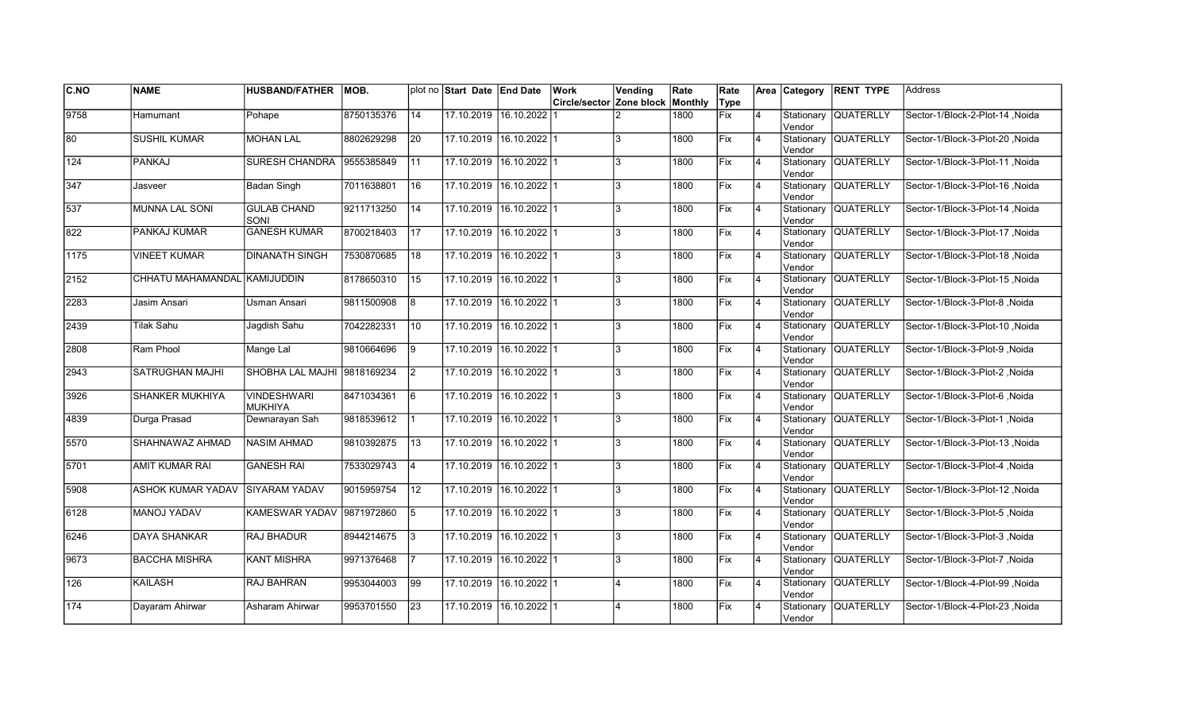| C.NO | NAME | HUSBAND/FATHER | MOB. | plot no | Start Date | End Date | Work Circle/sector | Vending Zone block | Rate Monthly | Rate Type | Area | Category | RENT TYPE | Address |
|---|---|---|---|---|---|---|---|---|---|---|---|---|---|---|
| 9758 | Hamumant | Pohape | 8750135376 | 14 | 17.10.2019 | 16.10.2022 | 1 | 2 | 1800 | Fix | 4 | Stationary Vendor | QUATERLLY | Sector-1/Block-2-Plot-14 ,Noida |
| 80 | SUSHIL KUMAR | MOHAN LAL | 8802629298 | 20 | 17.10.2019 | 16.10.2022 | 1 | 3 | 1800 | Fix | 4 | Stationary Vendor | QUATERLLY | Sector-1/Block-3-Plot-20 ,Noida |
| 124 | PANKAJ | SURESH CHANDRA | 9555385849 | 11 | 17.10.2019 | 16.10.2022 | 1 | 3 | 1800 | Fix | 4 | Stationary Vendor | QUATERLLY | Sector-1/Block-3-Plot-11 ,Noida |
| 347 | Jasveer | Badan Singh | 7011638801 | 16 | 17.10.2019 | 16.10.2022 | 1 | 3 | 1800 | Fix | 4 | Stationary Vendor | QUATERLLY | Sector-1/Block-3-Plot-16 ,Noida |
| 537 | MUNNA LAL SONI | GULAB CHAND SONI | 9211713250 | 14 | 17.10.2019 | 16.10.2022 | 1 | 3 | 1800 | Fix | 4 | Stationary Vendor | QUATERLLY | Sector-1/Block-3-Plot-14 ,Noida |
| 822 | PANKAJ KUMAR | GANESH KUMAR | 8700218403 | 17 | 17.10.2019 | 16.10.2022 | 1 | 3 | 1800 | Fix | 4 | Stationary Vendor | QUATERLLY | Sector-1/Block-3-Plot-17 ,Noida |
| 1175 | VINEET KUMAR | DINANATH SINGH | 7530870685 | 18 | 17.10.2019 | 16.10.2022 | 1 | 3 | 1800 | Fix | 4 | Stationary Vendor | QUATERLLY | Sector-1/Block-3-Plot-18 ,Noida |
| 2152 | CHHATU MAHAMANDAL | KAMIJUDDIN | 8178650310 | 15 | 17.10.2019 | 16.10.2022 | 1 | 3 | 1800 | Fix | 4 | Stationary Vendor | QUATERLLY | Sector-1/Block-3-Plot-15 ,Noida |
| 2283 | Jasim Ansari | Usman Ansari | 9811500908 | 8 | 17.10.2019 | 16.10.2022 | 1 | 3 | 1800 | Fix | 4 | Stationary Vendor | QUATERLLY | Sector-1/Block-3-Plot-8 ,Noida |
| 2439 | Tilak Sahu | Jagdish Sahu | 7042282331 | 10 | 17.10.2019 | 16.10.2022 | 1 | 3 | 1800 | Fix | 4 | Stationary Vendor | QUATERLLY | Sector-1/Block-3-Plot-10 ,Noida |
| 2808 | Ram Phool | Mange Lal | 9810664696 | 9 | 17.10.2019 | 16.10.2022 | 1 | 3 | 1800 | Fix | 4 | Stationary Vendor | QUATERLLY | Sector-1/Block-3-Plot-9 ,Noida |
| 2943 | SATRUGHAN MAJHI | SHOBHA LAL MAJHI | 9818169234 | 2 | 17.10.2019 | 16.10.2022 | 1 | 3 | 1800 | Fix | 4 | Stationary Vendor | QUATERLLY | Sector-1/Block-3-Plot-2 ,Noida |
| 3926 | SHANKER MUKHIYA | VINDESHWARI MUKHIYA | 8471034361 | 6 | 17.10.2019 | 16.10.2022 | 1 | 3 | 1800 | Fix | 4 | Stationary Vendor | QUATERLLY | Sector-1/Block-3-Plot-6 ,Noida |
| 4839 | Durga Prasad | Dewnarayan Sah | 9818539612 | 1 | 17.10.2019 | 16.10.2022 | 1 | 3 | 1800 | Fix | 4 | Stationary Vendor | QUATERLLY | Sector-1/Block-3-Plot-1 ,Noida |
| 5570 | SHAHNAWAZ AHMAD | NASIM AHMAD | 9810392875 | 13 | 17.10.2019 | 16.10.2022 | 1 | 3 | 1800 | Fix | 4 | Stationary Vendor | QUATERLLY | Sector-1/Block-3-Plot-13 ,Noida |
| 5701 | AMIT KUMAR RAI | GANESH RAI | 7533029743 | 4 | 17.10.2019 | 16.10.2022 | 1 | 3 | 1800 | Fix | 4 | Stationary Vendor | QUATERLLY | Sector-1/Block-3-Plot-4 ,Noida |
| 5908 | ASHOK KUMAR YADAV | SIYARAM YADAV | 9015959754 | 12 | 17.10.2019 | 16.10.2022 | 1 | 3 | 1800 | Fix | 4 | Stationary Vendor | QUATERLLY | Sector-1/Block-3-Plot-12 ,Noida |
| 6128 | MANOJ YADAV | KAMESWAR YADAV | 9871972860 | 5 | 17.10.2019 | 16.10.2022 | 1 | 3 | 1800 | Fix | 4 | Stationary Vendor | QUATERLLY | Sector-1/Block-3-Plot-5 ,Noida |
| 6246 | DAYA SHANKAR | RAJ BHADUR | 8944214675 | 3 | 17.10.2019 | 16.10.2022 | 1 | 3 | 1800 | Fix | 4 | Stationary Vendor | QUATERLLY | Sector-1/Block-3-Plot-3 ,Noida |
| 9673 | BACCHA MISHRA | KANT MISHRA | 9971376468 | 7 | 17.10.2019 | 16.10.2022 | 1 | 3 | 1800 | Fix | 4 | Stationary Vendor | QUATERLLY | Sector-1/Block-3-Plot-7 ,Noida |
| 126 | KAILASH | RAJ BAHRAN | 9953044003 | 99 | 17.10.2019 | 16.10.2022 | 1 | 4 | 1800 | Fix | 4 | Stationary Vendor | QUATERLLY | Sector-1/Block-4-Plot-99 ,Noida |
| 174 | Dayaram Ahirwar | Asharam Ahirwar | 9953701550 | 23 | 17.10.2019 | 16.10.2022 | 1 | 4 | 1800 | Fix | 4 | Stationary Vendor | QUATERLLY | Sector-1/Block-4-Plot-23 ,Noida |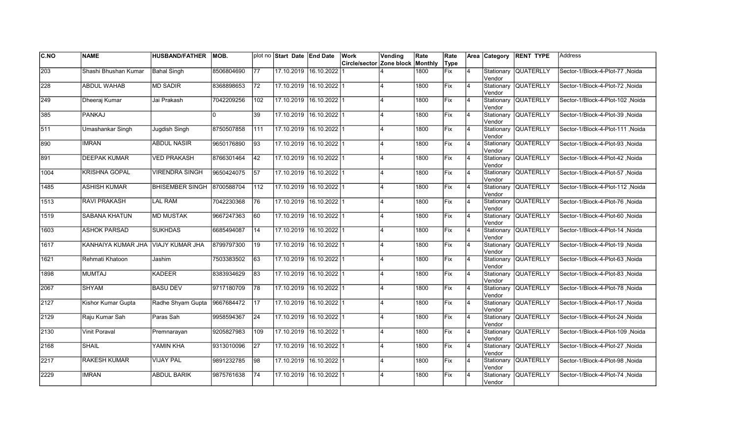| C.NO | NAME | HUSBAND/FATHER | MOB. | plot no | Start Date | End Date | Work Circle/sector | Vending Zone block | Rate Monthly | Rate Type | Area | Category | RENT TYPE | Address |
|---|---|---|---|---|---|---|---|---|---|---|---|---|---|---|
| 203 | Shashi Bhushan Kumar | Bahal Singh | 8506804690 | 77 | 17.10.2019 | 16.10.2022 | 1 | 4 | 1800 | Fix | 4 | Stationary Vendor | QUATERLLY | Sector-1/Block-4-Plot-77 ,Noida |
| 228 | ABDUL WAHAB | MD SADIR | 8368898653 | 72 | 17.10.2019 | 16.10.2022 | 1 | 4 | 1800 | Fix | 4 | Stationary Vendor | QUATERLLY | Sector-1/Block-4-Plot-72 ,Noida |
| 249 | Dheeraj Kumar | Jai Prakash | 7042209256 | 102 | 17.10.2019 | 16.10.2022 | 1 | 4 | 1800 | Fix | 4 | Stationary Vendor | QUATERLLY | Sector-1/Block-4-Plot-102 ,Noida |
| 385 | PANKAJ | | 0 | 39 | 17.10.2019 | 16.10.2022 | 1 | 4 | 1800 | Fix | 4 | Stationary Vendor | QUATERLLY | Sector-1/Block-4-Plot-39 ,Noida |
| 511 | Umashankar Singh | Jugdish Singh | 8750507858 | 111 | 17.10.2019 | 16.10.2022 | 1 | 4 | 1800 | Fix | 4 | Stationary Vendor | QUATERLLY | Sector-1/Block-4-Plot-111 ,Noida |
| 890 | IMRAN | ABDUL NASIR | 9650176890 | 93 | 17.10.2019 | 16.10.2022 | 1 | 4 | 1800 | Fix | 4 | Stationary Vendor | QUATERLLY | Sector-1/Block-4-Plot-93 ,Noida |
| 891 | DEEPAK KUMAR | VED PRAKASH | 8766301464 | 42 | 17.10.2019 | 16.10.2022 | 1 | 4 | 1800 | Fix | 4 | Stationary Vendor | QUATERLLY | Sector-1/Block-4-Plot-42 ,Noida |
| 1004 | KRISHNA GOPAL | VIRENDRA SINGH | 9650424075 | 57 | 17.10.2019 | 16.10.2022 | 1 | 4 | 1800 | Fix | 4 | Stationary Vendor | QUATERLLY | Sector-1/Block-4-Plot-57 ,Noida |
| 1485 | ASHISH KUMAR | BHISEMBER SINGH | 8700588704 | 112 | 17.10.2019 | 16.10.2022 | 1 | 4 | 1800 | Fix | 4 | Stationary Vendor | QUATERLLY | Sector-1/Block-4-Plot-112 ,Noida |
| 1513 | RAVI PRAKASH | LAL RAM | 7042230368 | 76 | 17.10.2019 | 16.10.2022 | 1 | 4 | 1800 | Fix | 4 | Stationary Vendor | QUATERLLY | Sector-1/Block-4-Plot-76 ,Noida |
| 1519 | SABANA KHATUN | MD MUSTAK | 9667247363 | 60 | 17.10.2019 | 16.10.2022 | 1 | 4 | 1800 | Fix | 4 | Stationary Vendor | QUATERLLY | Sector-1/Block-4-Plot-60 ,Noida |
| 1603 | ASHOK PARSAD | SUKHDAS | 6685494087 | 14 | 17.10.2019 | 16.10.2022 | 1 | 4 | 1800 | Fix | 4 | Stationary Vendor | QUATERLLY | Sector-1/Block-4-Plot-14 ,Noida |
| 1617 | KANHAIYA KUMAR JHA | VIAJY KUMAR JHA | 8799797300 | 19 | 17.10.2019 | 16.10.2022 | 1 | 4 | 1800 | Fix | 4 | Stationary Vendor | QUATERLLY | Sector-1/Block-4-Plot-19 ,Noida |
| 1621 | Rehmati Khatoon | Jashim | 7503383502 | 63 | 17.10.2019 | 16.10.2022 | 1 | 4 | 1800 | Fix | 4 | Stationary Vendor | QUATERLLY | Sector-1/Block-4-Plot-63 ,Noida |
| 1898 | MUMTAJ | KADEER | 8383934629 | 83 | 17.10.2019 | 16.10.2022 | 1 | 4 | 1800 | Fix | 4 | Stationary Vendor | QUATERLLY | Sector-1/Block-4-Plot-83 ,Noida |
| 2067 | SHYAM | BASU DEV | 9717180709 | 78 | 17.10.2019 | 16.10.2022 | 1 | 4 | 1800 | Fix | 4 | Stationary Vendor | QUATERLLY | Sector-1/Block-4-Plot-78 ,Noida |
| 2127 | Kishor Kumar Gupta | Radhe Shyam Gupta | 9667684472 | 17 | 17.10.2019 | 16.10.2022 | 1 | 4 | 1800 | Fix | 4 | Stationary Vendor | QUATERLLY | Sector-1/Block-4-Plot-17 ,Noida |
| 2129 | Raju Kumar Sah | Paras Sah | 9958594367 | 24 | 17.10.2019 | 16.10.2022 | 1 | 4 | 1800 | Fix | 4 | Stationary Vendor | QUATERLLY | Sector-1/Block-4-Plot-24 ,Noida |
| 2130 | Vinit Poraval | Premnarayan | 9205827983 | 109 | 17.10.2019 | 16.10.2022 | 1 | 4 | 1800 | Fix | 4 | Stationary Vendor | QUATERLLY | Sector-1/Block-4-Plot-109 ,Noida |
| 2168 | SHAIL | YAMIN KHA | 9313010096 | 27 | 17.10.2019 | 16.10.2022 | 1 | 4 | 1800 | Fix | 4 | Stationary Vendor | QUATERLLY | Sector-1/Block-4-Plot-27 ,Noida |
| 2217 | RAKESH KUMAR | VIJAY PAL | 9891232785 | 98 | 17.10.2019 | 16.10.2022 | 1 | 4 | 1800 | Fix | 4 | Stationary Vendor | QUATERLLY | Sector-1/Block-4-Plot-98 ,Noida |
| 2229 | IMRAN | ABDUL BARIK | 9875761638 | 74 | 17.10.2019 | 16.10.2022 | 1 | 4 | 1800 | Fix | 4 | Stationary Vendor | QUATERLLY | Sector-1/Block-4-Plot-74 ,Noida |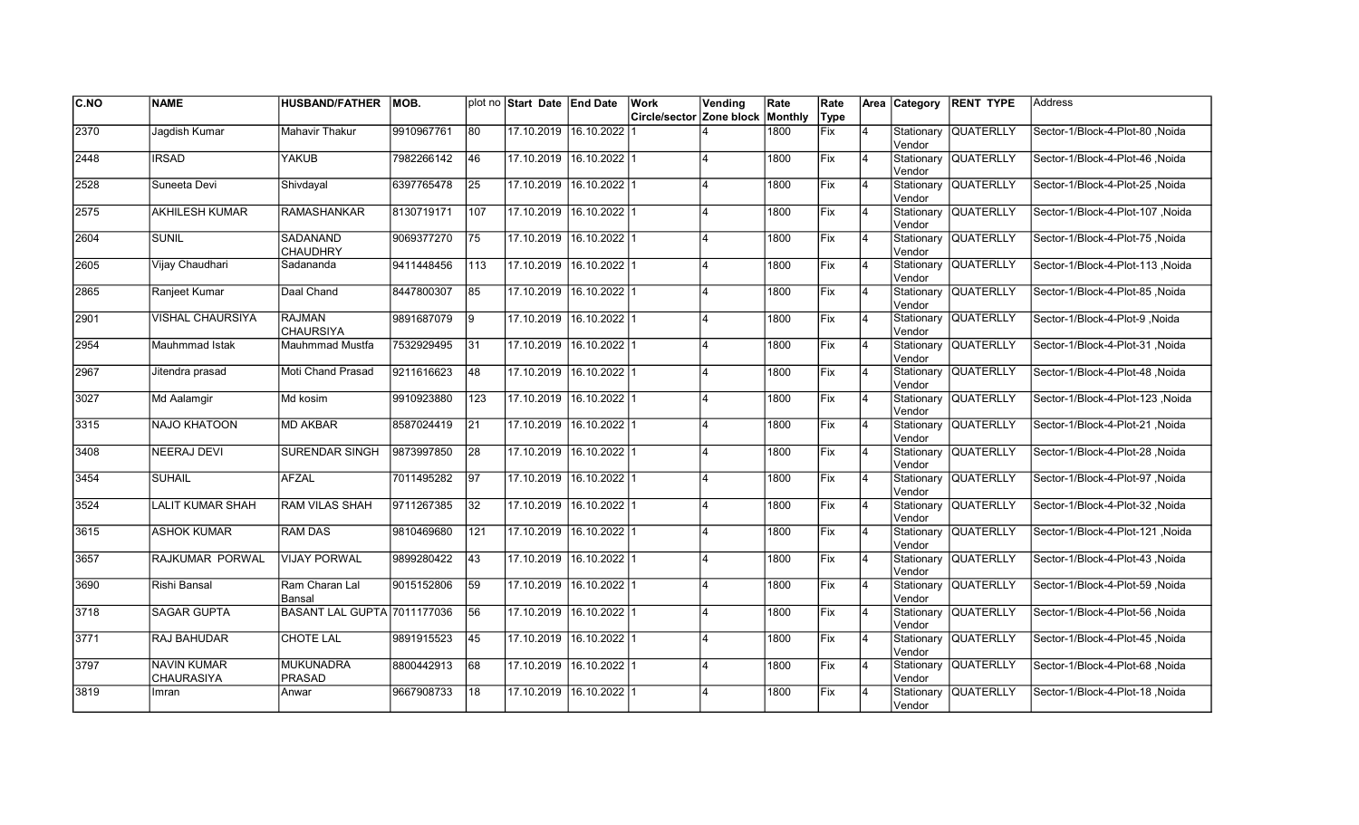| C.NO | NAME | HUSBAND/FATHER | MOB. | plot no | Start Date | End Date | Work Circle/sector | Vending Zone block | Rate Monthly | Rate Type | Area | Category | RENT TYPE | Address |
|---|---|---|---|---|---|---|---|---|---|---|---|---|---|---|
| 2370 | Jagdish Kumar | Mahavir Thakur | 9910967761 | 80 | 17.10.2019 | 16.10.2022 | 1 | 4 | 1800 | Fix | 4 | Stationary Vendor | QUATERLLY | Sector-1/Block-4-Plot-80 ,Noida |
| 2448 | IRSAD | YAKUB | 7982266142 | 46 | 17.10.2019 | 16.10.2022 | 1 | 4 | 1800 | Fix | 4 | Stationary Vendor | QUATERLLY | Sector-1/Block-4-Plot-46 ,Noida |
| 2528 | Suneeta Devi | Shivdayal | 6397765478 | 25 | 17.10.2019 | 16.10.2022 | 1 | 4 | 1800 | Fix | 4 | Stationary Vendor | QUATERLLY | Sector-1/Block-4-Plot-25 ,Noida |
| 2575 | AKHILESH KUMAR | RAMASHANKAR | 8130719171 | 107 | 17.10.2019 | 16.10.2022 | 1 | 4 | 1800 | Fix | 4 | Stationary Vendor | QUATERLLY | Sector-1/Block-4-Plot-107 ,Noida |
| 2604 | SUNIL | SADANAND CHAUDHRY | 9069377270 | 75 | 17.10.2019 | 16.10.2022 | 1 | 4 | 1800 | Fix | 4 | Stationary Vendor | QUATERLLY | Sector-1/Block-4-Plot-75 ,Noida |
| 2605 | Vijay Chaudhari | Sadananda | 9411448456 | 113 | 17.10.2019 | 16.10.2022 | 1 | 4 | 1800 | Fix | 4 | Stationary Vendor | QUATERLLY | Sector-1/Block-4-Plot-113 ,Noida |
| 2865 | Ranjeet Kumar | Daal Chand | 8447800307 | 85 | 17.10.2019 | 16.10.2022 | 1 | 4 | 1800 | Fix | 4 | Stationary Vendor | QUATERLLY | Sector-1/Block-4-Plot-85 ,Noida |
| 2901 | VISHAL CHAURSIYA | RAJMAN CHAURSIYA | 9891687079 | 9 | 17.10.2019 | 16.10.2022 | 1 | 4 | 1800 | Fix | 4 | Stationary Vendor | QUATERLLY | Sector-1/Block-4-Plot-9 ,Noida |
| 2954 | Mauhmmad Istak | Mauhmmad Mustfa | 7532929495 | 31 | 17.10.2019 | 16.10.2022 | 1 | 4 | 1800 | Fix | 4 | Stationary Vendor | QUATERLLY | Sector-1/Block-4-Plot-31 ,Noida |
| 2967 | Jitendra prasad | Moti Chand Prasad | 9211616623 | 48 | 17.10.2019 | 16.10.2022 | 1 | 4 | 1800 | Fix | 4 | Stationary Vendor | QUATERLLY | Sector-1/Block-4-Plot-48 ,Noida |
| 3027 | Md Aalamgir | Md kosim | 9910923880 | 123 | 17.10.2019 | 16.10.2022 | 1 | 4 | 1800 | Fix | 4 | Stationary Vendor | QUATERLLY | Sector-1/Block-4-Plot-123 ,Noida |
| 3315 | NAJO KHATOON | MD AKBAR | 8587024419 | 21 | 17.10.2019 | 16.10.2022 | 1 | 4 | 1800 | Fix | 4 | Stationary Vendor | QUATERLLY | Sector-1/Block-4-Plot-21 ,Noida |
| 3408 | NEERAJ DEVI | SURENDAR SINGH | 9873997850 | 28 | 17.10.2019 | 16.10.2022 | 1 | 4 | 1800 | Fix | 4 | Stationary Vendor | QUATERLLY | Sector-1/Block-4-Plot-28 ,Noida |
| 3454 | SUHAIL | AFZAL | 7011495282 | 97 | 17.10.2019 | 16.10.2022 | 1 | 4 | 1800 | Fix | 4 | Stationary Vendor | QUATERLLY | Sector-1/Block-4-Plot-97 ,Noida |
| 3524 | LALIT KUMAR SHAH | RAM VILAS SHAH | 9711267385 | 32 | 17.10.2019 | 16.10.2022 | 1 | 4 | 1800 | Fix | 4 | Stationary Vendor | QUATERLLY | Sector-1/Block-4-Plot-32 ,Noida |
| 3615 | ASHOK KUMAR | RAM DAS | 9810469680 | 121 | 17.10.2019 | 16.10.2022 | 1 | 4 | 1800 | Fix | 4 | Stationary Vendor | QUATERLLY | Sector-1/Block-4-Plot-121 ,Noida |
| 3657 | RAJKUMAR PORWAL | VIJAY PORWAL | 9899280422 | 43 | 17.10.2019 | 16.10.2022 | 1 | 4 | 1800 | Fix | 4 | Stationary Vendor | QUATERLLY | Sector-1/Block-4-Plot-43 ,Noida |
| 3690 | Rishi Bansal | Ram Charan Lal Bansal | 9015152806 | 59 | 17.10.2019 | 16.10.2022 | 1 | 4 | 1800 | Fix | 4 | Stationary Vendor | QUATERLLY | Sector-1/Block-4-Plot-59 ,Noida |
| 3718 | SAGAR GUPTA | BASANT LAL GUPTA | 7011177036 | 56 | 17.10.2019 | 16.10.2022 | 1 | 4 | 1800 | Fix | 4 | Stationary Vendor | QUATERLLY | Sector-1/Block-4-Plot-56 ,Noida |
| 3771 | RAJ BAHUDAR | CHOTE LAL | 9891915523 | 45 | 17.10.2019 | 16.10.2022 | 1 | 4 | 1800 | Fix | 4 | Stationary Vendor | QUATERLLY | Sector-1/Block-4-Plot-45 ,Noida |
| 3797 | NAVIN KUMAR CHAURASIYA | MUKUNADRA PRASAD | 8800442913 | 68 | 17.10.2019 | 16.10.2022 | 1 | 4 | 1800 | Fix | 4 | Stationary Vendor | QUATERLLY | Sector-1/Block-4-Plot-68 ,Noida |
| 3819 | Imran | Anwar | 9667908733 | 18 | 17.10.2019 | 16.10.2022 | 1 | 4 | 1800 | Fix | 4 | Stationary Vendor | QUATERLLY | Sector-1/Block-4-Plot-18 ,Noida |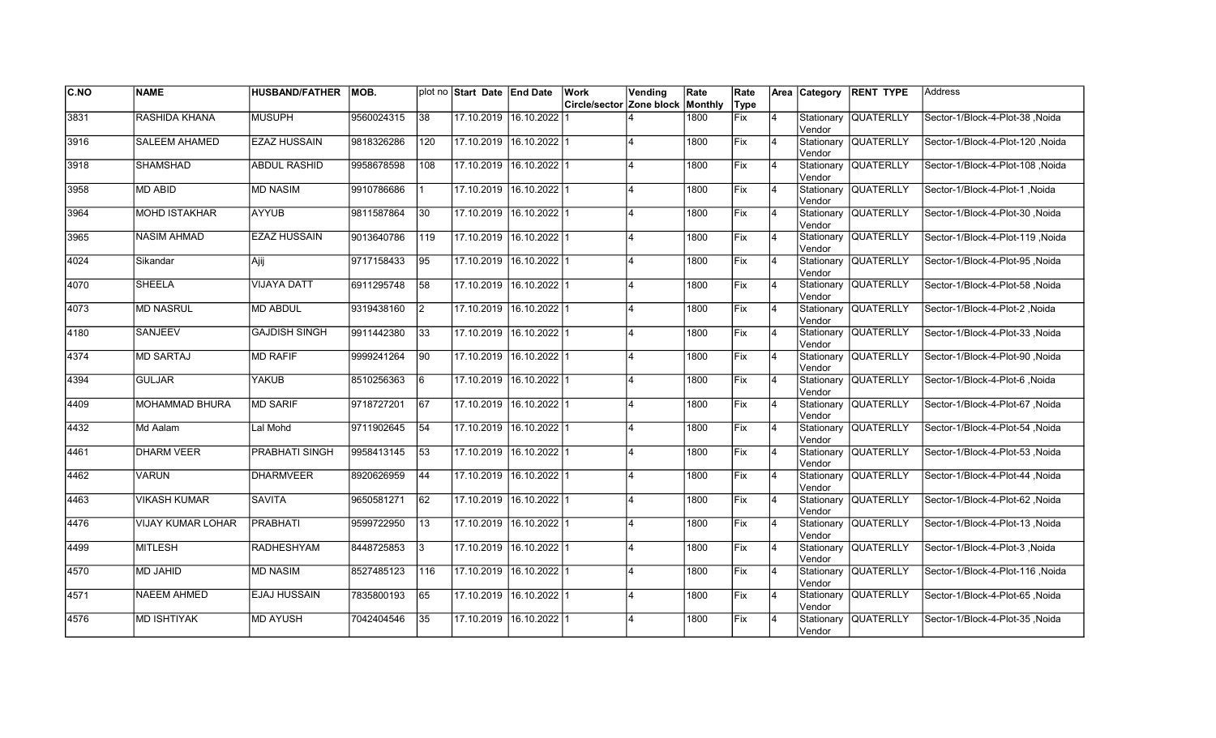| C.NO | NAME | HUSBAND/FATHER | MOB. | plot no | Start Date | End Date | Work Circle/sector | Vending Zone block | Rate Monthly | Rate Type | Area | Category | RENT TYPE | Address |
|---|---|---|---|---|---|---|---|---|---|---|---|---|---|---|
| 3831 | RASHIDA KHANA | MUSUPH | 9560024315 | 38 | 17.10.2019 | 16.10.2022 | 1 | 4 | 1800 | Fix | 4 | Stationary Vendor | QUATERLLY | Sector-1/Block-4-Plot-38 ,Noida |
| 3916 | SALEEM AHAMED | EZAZ HUSSAIN | 9818326286 | 120 | 17.10.2019 | 16.10.2022 | 1 | 4 | 1800 | Fix | 4 | Stationary Vendor | QUATERLLY | Sector-1/Block-4-Plot-120 ,Noida |
| 3918 | SHAMSHAD | ABDUL RASHID | 9958678598 | 108 | 17.10.2019 | 16.10.2022 | 1 | 4 | 1800 | Fix | 4 | Stationary Vendor | QUATERLLY | Sector-1/Block-4-Plot-108 ,Noida |
| 3958 | MD ABID | MD NASIM | 9910786686 | 1 | 17.10.2019 | 16.10.2022 | 1 | 4 | 1800 | Fix | 4 | Stationary Vendor | QUATERLLY | Sector-1/Block-4-Plot-1 ,Noida |
| 3964 | MOHD ISTAKHAR | AYYUB | 9811587864 | 30 | 17.10.2019 | 16.10.2022 | 1 | 4 | 1800 | Fix | 4 | Stationary Vendor | QUATERLLY | Sector-1/Block-4-Plot-30 ,Noida |
| 3965 | NASIM AHMAD | EZAZ HUSSAIN | 9013640786 | 119 | 17.10.2019 | 16.10.2022 | 1 | 4 | 1800 | Fix | 4 | Stationary Vendor | QUATERLLY | Sector-1/Block-4-Plot-119 ,Noida |
| 4024 | Sikandar | Ajij | 9717158433 | 95 | 17.10.2019 | 16.10.2022 | 1 | 4 | 1800 | Fix | 4 | Stationary Vendor | QUATERLLY | Sector-1/Block-4-Plot-95 ,Noida |
| 4070 | SHEELA | VIJAYA DATT | 6911295748 | 58 | 17.10.2019 | 16.10.2022 | 1 | 4 | 1800 | Fix | 4 | Stationary Vendor | QUATERLLY | Sector-1/Block-4-Plot-58 ,Noida |
| 4073 | MD NASRUL | MD ABDUL | 9319438160 | 2 | 17.10.2019 | 16.10.2022 | 1 | 4 | 1800 | Fix | 4 | Stationary Vendor | QUATERLLY | Sector-1/Block-4-Plot-2 ,Noida |
| 4180 | SANJEEV | GAJDISH SINGH | 9911442380 | 33 | 17.10.2019 | 16.10.2022 | 1 | 4 | 1800 | Fix | 4 | Stationary Vendor | QUATERLLY | Sector-1/Block-4-Plot-33 ,Noida |
| 4374 | MD SARTAJ | MD RAFIF | 9999241264 | 90 | 17.10.2019 | 16.10.2022 | 1 | 4 | 1800 | Fix | 4 | Stationary Vendor | QUATERLLY | Sector-1/Block-4-Plot-90 ,Noida |
| 4394 | GULJAR | YAKUB | 8510256363 | 6 | 17.10.2019 | 16.10.2022 | 1 | 4 | 1800 | Fix | 4 | Stationary Vendor | QUATERLLY | Sector-1/Block-4-Plot-6 ,Noida |
| 4409 | MOHAMMAD BHURA | MD SARIF | 9718727201 | 67 | 17.10.2019 | 16.10.2022 | 1 | 4 | 1800 | Fix | 4 | Stationary Vendor | QUATERLLY | Sector-1/Block-4-Plot-67 ,Noida |
| 4432 | Md Aalam | Lal Mohd | 9711902645 | 54 | 17.10.2019 | 16.10.2022 | 1 | 4 | 1800 | Fix | 4 | Stationary Vendor | QUATERLLY | Sector-1/Block-4-Plot-54 ,Noida |
| 4461 | DHARM VEER | PRABHATI SINGH | 9958413145 | 53 | 17.10.2019 | 16.10.2022 | 1 | 4 | 1800 | Fix | 4 | Stationary Vendor | QUATERLLY | Sector-1/Block-4-Plot-53 ,Noida |
| 4462 | VARUN | DHARMVEER | 8920626959 | 44 | 17.10.2019 | 16.10.2022 | 1 | 4 | 1800 | Fix | 4 | Stationary Vendor | QUATERLLY | Sector-1/Block-4-Plot-44 ,Noida |
| 4463 | VIKASH KUMAR | SAVITA | 9650581271 | 62 | 17.10.2019 | 16.10.2022 | 1 | 4 | 1800 | Fix | 4 | Stationary Vendor | QUATERLLY | Sector-1/Block-4-Plot-62 ,Noida |
| 4476 | VIJAY KUMAR LOHAR | PRABHATI | 9599722950 | 13 | 17.10.2019 | 16.10.2022 | 1 | 4 | 1800 | Fix | 4 | Stationary Vendor | QUATERLLY | Sector-1/Block-4-Plot-13 ,Noida |
| 4499 | MITLESH | RADHESHYAM | 8448725853 | 3 | 17.10.2019 | 16.10.2022 | 1 | 4 | 1800 | Fix | 4 | Stationary Vendor | QUATERLLY | Sector-1/Block-4-Plot-3 ,Noida |
| 4570 | MD JAHID | MD NASIM | 8527485123 | 116 | 17.10.2019 | 16.10.2022 | 1 | 4 | 1800 | Fix | 4 | Stationary Vendor | QUATERLLY | Sector-1/Block-4-Plot-116 ,Noida |
| 4571 | NAEEM AHMED | EJAJ HUSSAIN | 7835800193 | 65 | 17.10.2019 | 16.10.2022 | 1 | 4 | 1800 | Fix | 4 | Stationary Vendor | QUATERLLY | Sector-1/Block-4-Plot-65 ,Noida |
| 4576 | MD ISHTIYAK | MD AYUSH | 7042404546 | 35 | 17.10.2019 | 16.10.2022 | 1 | 4 | 1800 | Fix | 4 | Stationary Vendor | QUATERLLY | Sector-1/Block-4-Plot-35 ,Noida |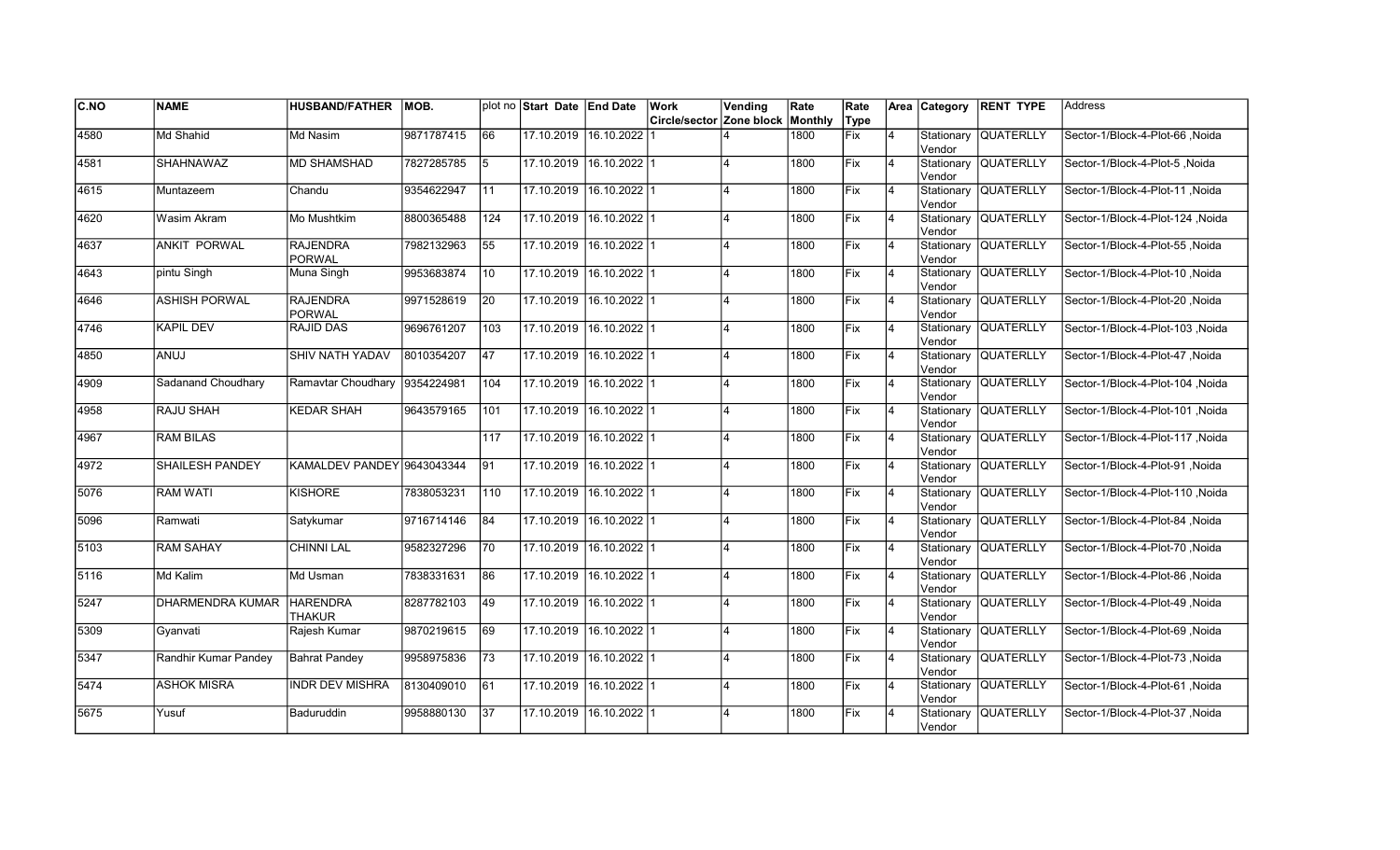| C.NO | NAME | HUSBAND/FATHER | MOB. | plot no | Start Date | End Date | Work Circle/sector | Vending Zone block | Rate Monthly | Rate Type | Area | Category | RENT TYPE | Address |
|---|---|---|---|---|---|---|---|---|---|---|---|---|---|---|
| 4580 | Md Shahid | Md Nasim | 9871787415 | 66 | 17.10.2019 | 16.10.2022 | 1 | 4 | 1800 | Fix | 4 | Stationary Vendor | QUATERLLY | Sector-1/Block-4-Plot-66 ,Noida |
| 4581 | SHAHNAWAZ | MD SHAMSHAD | 7827285785 | 5 | 17.10.2019 | 16.10.2022 | 1 | 4 | 1800 | Fix | 4 | Stationary Vendor | QUATERLLY | Sector-1/Block-4-Plot-5 ,Noida |
| 4615 | Muntazeem | Chandu | 9354622947 | 11 | 17.10.2019 | 16.10.2022 | 1 | 4 | 1800 | Fix | 4 | Stationary Vendor | QUATERLLY | Sector-1/Block-4-Plot-11 ,Noida |
| 4620 | Wasim Akram | Mo Mushtkim | 8800365488 | 124 | 17.10.2019 | 16.10.2022 | 1 | 4 | 1800 | Fix | 4 | Stationary Vendor | QUATERLLY | Sector-1/Block-4-Plot-124 ,Noida |
| 4637 | ANKIT PORWAL | RAJENDRA PORWAL | 7982132963 | 55 | 17.10.2019 | 16.10.2022 | 1 | 4 | 1800 | Fix | 4 | Stationary Vendor | QUATERLLY | Sector-1/Block-4-Plot-55 ,Noida |
| 4643 | pintu Singh | Muna Singh | 9953683874 | 10 | 17.10.2019 | 16.10.2022 | 1 | 4 | 1800 | Fix | 4 | Stationary Vendor | QUATERLLY | Sector-1/Block-4-Plot-10 ,Noida |
| 4646 | ASHISH PORWAL | RAJENDRA PORWAL | 9971528619 | 20 | 17.10.2019 | 16.10.2022 | 1 | 4 | 1800 | Fix | 4 | Stationary Vendor | QUATERLLY | Sector-1/Block-4-Plot-20 ,Noida |
| 4746 | KAPIL DEV | RAJID DAS | 9696761207 | 103 | 17.10.2019 | 16.10.2022 | 1 | 4 | 1800 | Fix | 4 | Stationary Vendor | QUATERLLY | Sector-1/Block-4-Plot-103 ,Noida |
| 4850 | ANUJ | SHIV NATH YADAV | 8010354207 | 47 | 17.10.2019 | 16.10.2022 | 1 | 4 | 1800 | Fix | 4 | Stationary Vendor | QUATERLLY | Sector-1/Block-4-Plot-47 ,Noida |
| 4909 | Sadanand Choudhary | Ramavtar Choudhary | 9354224981 | 104 | 17.10.2019 | 16.10.2022 | 1 | 4 | 1800 | Fix | 4 | Stationary Vendor | QUATERLLY | Sector-1/Block-4-Plot-104 ,Noida |
| 4958 | RAJU SHAH | KEDAR SHAH | 9643579165 | 101 | 17.10.2019 | 16.10.2022 | 1 | 4 | 1800 | Fix | 4 | Stationary Vendor | QUATERLLY | Sector-1/Block-4-Plot-101 ,Noida |
| 4967 | RAM BILAS | | | 117 | 17.10.2019 | 16.10.2022 | 1 | 4 | 1800 | Fix | 4 | Stationary Vendor | QUATERLLY | Sector-1/Block-4-Plot-117 ,Noida |
| 4972 | SHAILESH PANDEY | KAMALDEV PANDEY | 9643043344 | 91 | 17.10.2019 | 16.10.2022 | 1 | 4 | 1800 | Fix | 4 | Stationary Vendor | QUATERLLY | Sector-1/Block-4-Plot-91 ,Noida |
| 5076 | RAM WATI | KISHORE | 7838053231 | 110 | 17.10.2019 | 16.10.2022 | 1 | 4 | 1800 | Fix | 4 | Stationary Vendor | QUATERLLY | Sector-1/Block-4-Plot-110 ,Noida |
| 5096 | Ramwati | Satykumar | 9716714146 | 84 | 17.10.2019 | 16.10.2022 | 1 | 4 | 1800 | Fix | 4 | Stationary Vendor | QUATERLLY | Sector-1/Block-4-Plot-84 ,Noida |
| 5103 | RAM SAHAY | CHINNI LAL | 9582327296 | 70 | 17.10.2019 | 16.10.2022 | 1 | 4 | 1800 | Fix | 4 | Stationary Vendor | QUATERLLY | Sector-1/Block-4-Plot-70 ,Noida |
| 5116 | Md Kalim | Md Usman | 7838331631 | 86 | 17.10.2019 | 16.10.2022 | 1 | 4 | 1800 | Fix | 4 | Stationary Vendor | QUATERLLY | Sector-1/Block-4-Plot-86 ,Noida |
| 5247 | DHARMENDRA KUMAR | HARENDRA THAKUR | 8287782103 | 49 | 17.10.2019 | 16.10.2022 | 1 | 4 | 1800 | Fix | 4 | Stationary Vendor | QUATERLLY | Sector-1/Block-4-Plot-49 ,Noida |
| 5309 | Gyanvati | Rajesh Kumar | 9870219615 | 69 | 17.10.2019 | 16.10.2022 | 1 | 4 | 1800 | Fix | 4 | Stationary Vendor | QUATERLLY | Sector-1/Block-4-Plot-69 ,Noida |
| 5347 | Randhir Kumar Pandey | Bahrat Pandey | 9958975836 | 73 | 17.10.2019 | 16.10.2022 | 1 | 4 | 1800 | Fix | 4 | Stationary Vendor | QUATERLLY | Sector-1/Block-4-Plot-73 ,Noida |
| 5474 | ASHOK MISRA | INDR DEV MISHRA | 8130409010 | 61 | 17.10.2019 | 16.10.2022 | 1 | 4 | 1800 | Fix | 4 | Stationary Vendor | QUATERLLY | Sector-1/Block-4-Plot-61 ,Noida |
| 5675 | Yusuf | Baduruddin | 9958880130 | 37 | 17.10.2019 | 16.10.2022 | 1 | 4 | 1800 | Fix | 4 | Stationary Vendor | QUATERLLY | Sector-1/Block-4-Plot-37 ,Noida |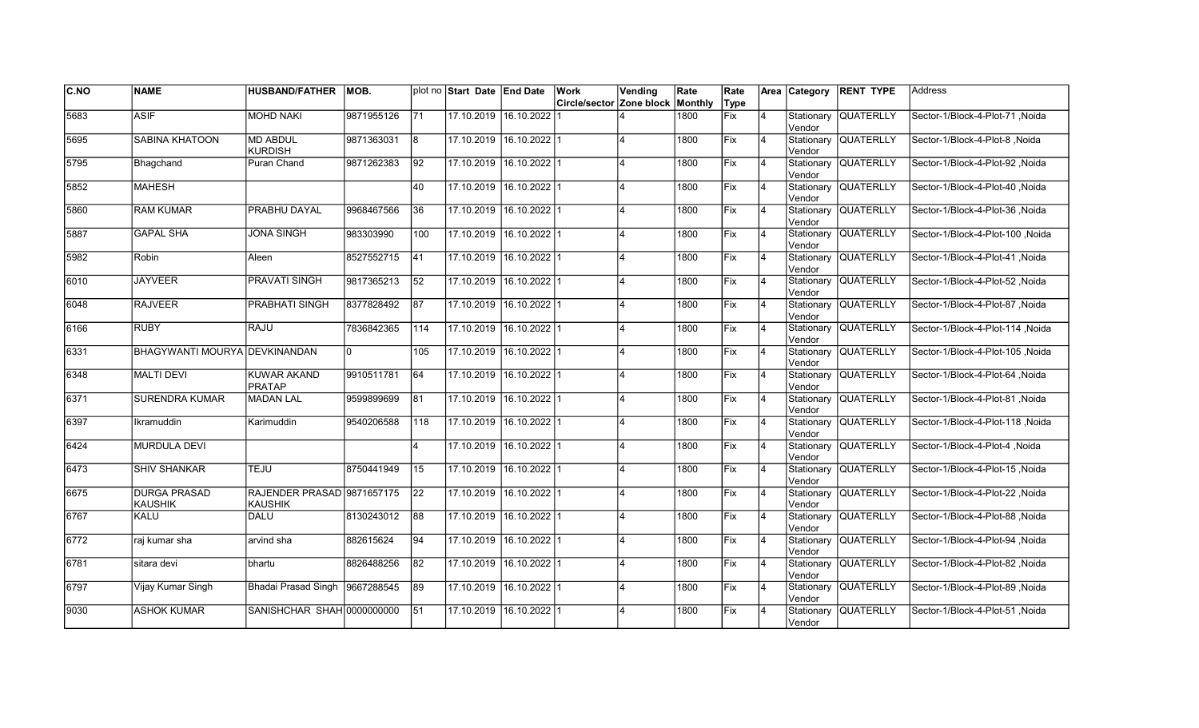| C.NO | NAME | HUSBAND/FATHER | MOB. | plot no | Start Date | End Date | Work Circle/sector | Vending Zone block | Rate Monthly | Rate Type | Area | Category | RENT TYPE | Address |
|---|---|---|---|---|---|---|---|---|---|---|---|---|---|---|
| 5683 | ASIF | MOHD NAKI | 9871955126 | 71 | 17.10.2019 | 16.10.2022 | 1 | 4 | 1800 | Fix | 4 | Stationary Vendor | QUATERLLY | Sector-1/Block-4-Plot-71 ,Noida |
| 5695 | SABINA KHATOON | MD ABDUL KURDISH | 9871363031 | 8 | 17.10.2019 | 16.10.2022 | 1 | 4 | 1800 | Fix | 4 | Stationary Vendor | QUATERLLY | Sector-1/Block-4-Plot-8 ,Noida |
| 5795 | Bhagchand | Puran Chand | 9871262383 | 92 | 17.10.2019 | 16.10.2022 | 1 | 4 | 1800 | Fix | 4 | Stationary Vendor | QUATERLLY | Sector-1/Block-4-Plot-92 ,Noida |
| 5852 | MAHESH | | | 40 | 17.10.2019 | 16.10.2022 | 1 | 4 | 1800 | Fix | 4 | Stationary Vendor | QUATERLLY | Sector-1/Block-4-Plot-40 ,Noida |
| 5860 | RAM KUMAR | PRABHU DAYAL | 9968467566 | 36 | 17.10.2019 | 16.10.2022 | 1 | 4 | 1800 | Fix | 4 | Stationary Vendor | QUATERLLY | Sector-1/Block-4-Plot-36 ,Noida |
| 5887 | GAPAL SHA | JONA SINGH | 983303990 | 100 | 17.10.2019 | 16.10.2022 | 1 | 4 | 1800 | Fix | 4 | Stationary Vendor | QUATERLLY | Sector-1/Block-4-Plot-100 ,Noida |
| 5982 | Robin | Aleen | 8527552715 | 41 | 17.10.2019 | 16.10.2022 | 1 | 4 | 1800 | Fix | 4 | Stationary Vendor | QUATERLLY | Sector-1/Block-4-Plot-41 ,Noida |
| 6010 | JAYVEER | PRAVATI SINGH | 9817365213 | 52 | 17.10.2019 | 16.10.2022 | 1 | 4 | 1800 | Fix | 4 | Stationary Vendor | QUATERLLY | Sector-1/Block-4-Plot-52 ,Noida |
| 6048 | RAJVEER | PRABHATI SINGH | 8377828492 | 87 | 17.10.2019 | 16.10.2022 | 1 | 4 | 1800 | Fix | 4 | Stationary Vendor | QUATERLLY | Sector-1/Block-4-Plot-87 ,Noida |
| 6166 | RUBY | RAJU | 7836842365 | 114 | 17.10.2019 | 16.10.2022 | 1 | 4 | 1800 | Fix | 4 | Stationary Vendor | QUATERLLY | Sector-1/Block-4-Plot-114 ,Noida |
| 6331 | BHAGYWANTI MOURYA | DEVKINANDAN | 0 | 105 | 17.10.2019 | 16.10.2022 | 1 | 4 | 1800 | Fix | 4 | Stationary Vendor | QUATERLLY | Sector-1/Block-4-Plot-105 ,Noida |
| 6348 | MALTI DEVI | KUWAR AKAND PRATAP | 9910511781 | 64 | 17.10.2019 | 16.10.2022 | 1 | 4 | 1800 | Fix | 4 | Stationary Vendor | QUATERLLY | Sector-1/Block-4-Plot-64 ,Noida |
| 6371 | SURENDRA KUMAR | MADAN LAL | 9599899699 | 81 | 17.10.2019 | 16.10.2022 | 1 | 4 | 1800 | Fix | 4 | Stationary Vendor | QUATERLLY | Sector-1/Block-4-Plot-81 ,Noida |
| 6397 | Ikramuddin | Karimuddin | 9540206588 | 118 | 17.10.2019 | 16.10.2022 | 1 | 4 | 1800 | Fix | 4 | Stationary Vendor | QUATERLLY | Sector-1/Block-4-Plot-118 ,Noida |
| 6424 | MURDULA DEVI | | | 4 | 17.10.2019 | 16.10.2022 | 1 | 4 | 1800 | Fix | 4 | Stationary Vendor | QUATERLLY | Sector-1/Block-4-Plot-4 ,Noida |
| 6473 | SHIV SHANKAR | TEJU | 8750441949 | 15 | 17.10.2019 | 16.10.2022 | 1 | 4 | 1800 | Fix | 4 | Stationary Vendor | QUATERLLY | Sector-1/Block-4-Plot-15 ,Noida |
| 6675 | DURGA PRASAD KAUSHIK | RAJENDER PRASAD KAUSHIK | 9871657175 | 22 | 17.10.2019 | 16.10.2022 | 1 | 4 | 1800 | Fix | 4 | Stationary Vendor | QUATERLLY | Sector-1/Block-4-Plot-22 ,Noida |
| 6767 | KALU | DALU | 8130243012 | 88 | 17.10.2019 | 16.10.2022 | 1 | 4 | 1800 | Fix | 4 | Stationary Vendor | QUATERLLY | Sector-1/Block-4-Plot-88 ,Noida |
| 6772 | raj kumar sha | arvind sha | 882615624 | 94 | 17.10.2019 | 16.10.2022 | 1 | 4 | 1800 | Fix | 4 | Stationary Vendor | QUATERLLY | Sector-1/Block-4-Plot-94 ,Noida |
| 6781 | sitara devi | bhartu | 8826488256 | 82 | 17.10.2019 | 16.10.2022 | 1 | 4 | 1800 | Fix | 4 | Stationary Vendor | QUATERLLY | Sector-1/Block-4-Plot-82 ,Noida |
| 6797 | Vijay Kumar Singh | Bhadai Prasad Singh | 9667288545 | 89 | 17.10.2019 | 16.10.2022 | 1 | 4 | 1800 | Fix | 4 | Stationary Vendor | QUATERLLY | Sector-1/Block-4-Plot-89 ,Noida |
| 9030 | ASHOK KUMAR | SANISHCHAR SHAH | 0000000000 | 51 | 17.10.2019 | 16.10.2022 | 1 | 4 | 1800 | Fix | 4 | Stationary Vendor | QUATERLLY | Sector-1/Block-4-Plot-51 ,Noida |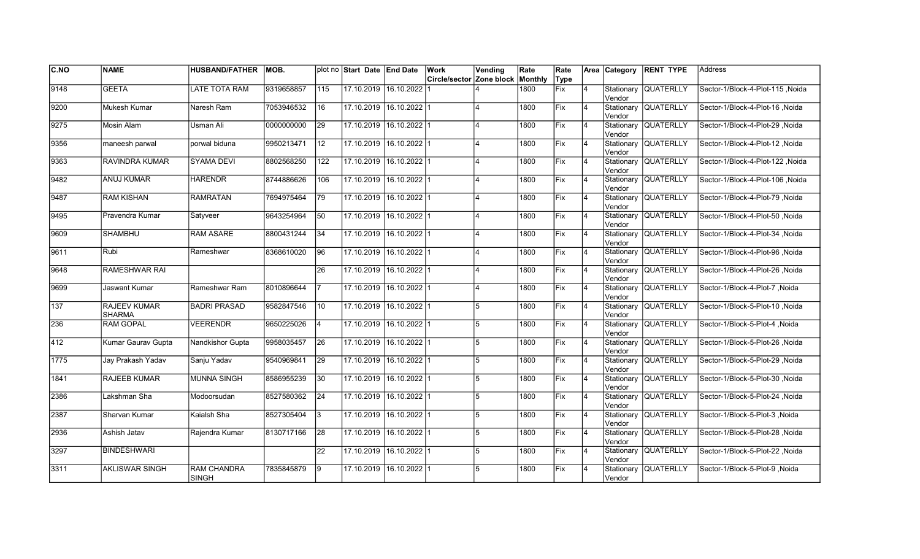| C.NO | NAME | HUSBAND/FATHER | MOB. | plot no | Start Date | End Date | Work Circle/sector | Vending Zone block | Rate Monthly | Rate Type | Area | Category | RENT TYPE | Address |
|---|---|---|---|---|---|---|---|---|---|---|---|---|---|---|
| 9148 | GEETA | LATE TOTA RAM | 9319658857 | 115 | 17.10.2019 | 16.10.2022 | 1 | 4 | 1800 | Fix | 4 | Stationary Vendor | QUATERLLY | Sector-1/Block-4-Plot-115 ,Noida |
| 9200 | Mukesh Kumar | Naresh Ram | 7053946532 | 16 | 17.10.2019 | 16.10.2022 | 1 | 4 | 1800 | Fix | 4 | Stationary Vendor | QUATERLLY | Sector-1/Block-4-Plot-16 ,Noida |
| 9275 | Mosin Alam | Usman Ali | 0000000000 | 29 | 17.10.2019 | 16.10.2022 | 1 | 4 | 1800 | Fix | 4 | Stationary Vendor | QUATERLLY | Sector-1/Block-4-Plot-29 ,Noida |
| 9356 | maneesh parwal | porwal biduna | 9950213471 | 12 | 17.10.2019 | 16.10.2022 | 1 | 4 | 1800 | Fix | 4 | Stationary Vendor | QUATERLLY | Sector-1/Block-4-Plot-12 ,Noida |
| 9363 | RAVINDRA KUMAR | SYAMA DEVI | 8802568250 | 122 | 17.10.2019 | 16.10.2022 | 1 | 4 | 1800 | Fix | 4 | Stationary Vendor | QUATERLLY | Sector-1/Block-4-Plot-122 ,Noida |
| 9482 | ANUJ KUMAR | HARENDR | 8744886626 | 106 | 17.10.2019 | 16.10.2022 | 1 | 4 | 1800 | Fix | 4 | Stationary Vendor | QUATERLLY | Sector-1/Block-4-Plot-106 ,Noida |
| 9487 | RAM KISHAN | RAMRATAN | 7694975464 | 79 | 17.10.2019 | 16.10.2022 | 1 | 4 | 1800 | Fix | 4 | Stationary Vendor | QUATERLLY | Sector-1/Block-4-Plot-79 ,Noida |
| 9495 | Pravendra Kumar | Satyveer | 9643254964 | 50 | 17.10.2019 | 16.10.2022 | 1 | 4 | 1800 | Fix | 4 | Stationary Vendor | QUATERLLY | Sector-1/Block-4-Plot-50 ,Noida |
| 9609 | SHAMBHU | RAM ASARE | 8800431244 | 34 | 17.10.2019 | 16.10.2022 | 1 | 4 | 1800 | Fix | 4 | Stationary Vendor | QUATERLLY | Sector-1/Block-4-Plot-34 ,Noida |
| 9611 | Rubi | Rameshwar | 8368610020 | 96 | 17.10.2019 | 16.10.2022 | 1 | 4 | 1800 | Fix | 4 | Stationary Vendor | QUATERLLY | Sector-1/Block-4-Plot-96 ,Noida |
| 9648 | RAMESHWAR RAI | | | 26 | 17.10.2019 | 16.10.2022 | 1 | 4 | 1800 | Fix | 4 | Stationary Vendor | QUATERLLY | Sector-1/Block-4-Plot-26 ,Noida |
| 9699 | Jaswant Kumar | Rameshwar Ram | 8010896644 | 7 | 17.10.2019 | 16.10.2022 | 1 | 4 | 1800 | Fix | 4 | Stationary Vendor | QUATERLLY | Sector-1/Block-4-Plot-7 ,Noida |
| 137 | RAJEEV KUMAR SHARMA | BADRI PRASAD | 9582847546 | 10 | 17.10.2019 | 16.10.2022 | 1 | 5 | 1800 | Fix | 4 | Stationary Vendor | QUATERLLY | Sector-1/Block-5-Plot-10 ,Noida |
| 236 | RAM GOPAL | VEERENDR | 9650225026 | 4 | 17.10.2019 | 16.10.2022 | 1 | 5 | 1800 | Fix | 4 | Stationary Vendor | QUATERLLY | Sector-1/Block-5-Plot-4 ,Noida |
| 412 | Kumar Gaurav Gupta | Nandkishor Gupta | 9958035457 | 26 | 17.10.2019 | 16.10.2022 | 1 | 5 | 1800 | Fix | 4 | Stationary Vendor | QUATERLLY | Sector-1/Block-5-Plot-26 ,Noida |
| 1775 | Jay Prakash Yadav | Sanju Yadav | 9540969841 | 29 | 17.10.2019 | 16.10.2022 | 1 | 5 | 1800 | Fix | 4 | Stationary Vendor | QUATERLLY | Sector-1/Block-5-Plot-29 ,Noida |
| 1841 | RAJEEB KUMAR | MUNNA SINGH | 8586955239 | 30 | 17.10.2019 | 16.10.2022 | 1 | 5 | 1800 | Fix | 4 | Stationary Vendor | QUATERLLY | Sector-1/Block-5-Plot-30 ,Noida |
| 2386 | Lakshman Sha | Modoorsudan | 8527580362 | 24 | 17.10.2019 | 16.10.2022 | 1 | 5 | 1800 | Fix | 4 | Stationary Vendor | QUATERLLY | Sector-1/Block-5-Plot-24 ,Noida |
| 2387 | Sharvan Kumar | Kaialsh Sha | 8527305404 | 3 | 17.10.2019 | 16.10.2022 | 1 | 5 | 1800 | Fix | 4 | Stationary Vendor | QUATERLLY | Sector-1/Block-5-Plot-3 ,Noida |
| 2936 | Ashish Jatav | Rajendra Kumar | 8130717166 | 28 | 17.10.2019 | 16.10.2022 | 1 | 5 | 1800 | Fix | 4 | Stationary Vendor | QUATERLLY | Sector-1/Block-5-Plot-28 ,Noida |
| 3297 | BINDESHWARI | | | 22 | 17.10.2019 | 16.10.2022 | 1 | 5 | 1800 | Fix | 4 | Stationary Vendor | QUATERLLY | Sector-1/Block-5-Plot-22 ,Noida |
| 3311 | AKLISWAR SINGH | RAM CHANDRA SINGH | 7835845879 | 9 | 17.10.2019 | 16.10.2022 | 1 | 5 | 1800 | Fix | 4 | Stationary Vendor | QUATERLLY | Sector-1/Block-5-Plot-9 ,Noida |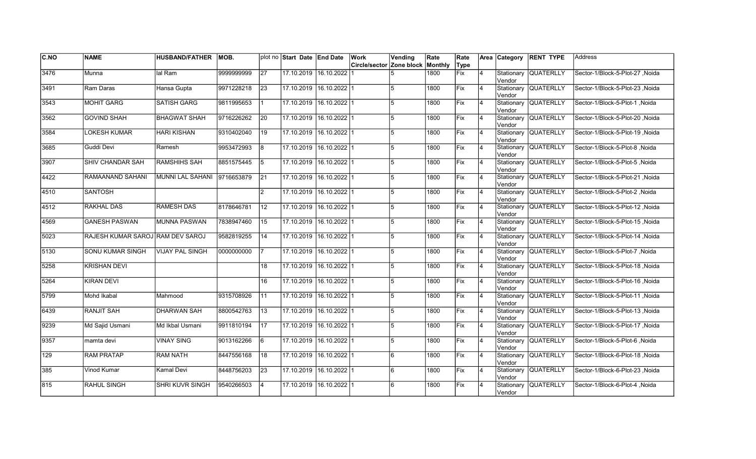| C.NO | NAME | HUSBAND/FATHER | MOB. | plot no | Start Date | End Date | Work Circle/sector | Vending Zone block | Rate Monthly | Rate Type | Area | Category | RENT TYPE | Address |
|---|---|---|---|---|---|---|---|---|---|---|---|---|---|---|
| 3476 | Munna | lal Ram | 9999999999 | 27 | 17.10.2019 | 16.10.2022 | 1 | 5 | 1800 | Fix | 4 | Stationary Vendor | QUATERLLY | Sector-1/Block-5-Plot-27 ,Noida |
| 3491 | Ram Daras | Hansa Gupta | 9971228218 | 23 | 17.10.2019 | 16.10.2022 | 1 | 5 | 1800 | Fix | 4 | Stationary Vendor | QUATERLLY | Sector-1/Block-5-Plot-23 ,Noida |
| 3543 | MOHIT GARG | SATISH GARG | 9811995653 | 1 | 17.10.2019 | 16.10.2022 | 1 | 5 | 1800 | Fix | 4 | Stationary Vendor | QUATERLLY | Sector-1/Block-5-Plot-1 ,Noida |
| 3562 | GOVIND SHAH | BHAGWAT SHAH | 9716226262 | 20 | 17.10.2019 | 16.10.2022 | 1 | 5 | 1800 | Fix | 4 | Stationary Vendor | QUATERLLY | Sector-1/Block-5-Plot-20 ,Noida |
| 3584 | LOKESH KUMAR | HARI KISHAN | 9310402040 | 19 | 17.10.2019 | 16.10.2022 | 1 | 5 | 1800 | Fix | 4 | Stationary Vendor | QUATERLLY | Sector-1/Block-5-Plot-19 ,Noida |
| 3685 | Guddi Devi | Ramesh | 9953472993 | 8 | 17.10.2019 | 16.10.2022 | 1 | 5 | 1800 | Fix | 4 | Stationary Vendor | QUATERLLY | Sector-1/Block-5-Plot-8 ,Noida |
| 3907 | SHIV CHANDAR SAH | RAMSHIHS SAH | 8851575445 | 5 | 17.10.2019 | 16.10.2022 | 1 | 5 | 1800 | Fix | 4 | Stationary Vendor | QUATERLLY | Sector-1/Block-5-Plot-5 ,Noida |
| 4422 | RAMAANAND SAHANI | MUNNI LAL SAHANI | 9716653879 | 21 | 17.10.2019 | 16.10.2022 | 1 | 5 | 1800 | Fix | 4 | Stationary Vendor | QUATERLLY | Sector-1/Block-5-Plot-21 ,Noida |
| 4510 | SANTOSH | | | 2 | 17.10.2019 | 16.10.2022 | 1 | 5 | 1800 | Fix | 4 | Stationary Vendor | QUATERLLY | Sector-1/Block-5-Plot-2 ,Noida |
| 4512 | RAKHAL DAS | RAMESH DAS | 8178646781 | 12 | 17.10.2019 | 16.10.2022 | 1 | 5 | 1800 | Fix | 4 | Stationary Vendor | QUATERLLY | Sector-1/Block-5-Plot-12 ,Noida |
| 4569 | GANESH PASWAN | MUNNA PASWAN | 7838947460 | 15 | 17.10.2019 | 16.10.2022 | 1 | 5 | 1800 | Fix | 4 | Stationary Vendor | QUATERLLY | Sector-1/Block-5-Plot-15 ,Noida |
| 5023 | RAJESH KUMAR SAROJ | RAM DEV SAROJ | 9582819255 | 14 | 17.10.2019 | 16.10.2022 | 1 | 5 | 1800 | Fix | 4 | Stationary Vendor | QUATERLLY | Sector-1/Block-5-Plot-14 ,Noida |
| 5130 | SONU KUMAR SINGH | VIJAY PAL SINGH | 0000000000 | 7 | 17.10.2019 | 16.10.2022 | 1 | 5 | 1800 | Fix | 4 | Stationary Vendor | QUATERLLY | Sector-1/Block-5-Plot-7 ,Noida |
| 5258 | KRISHAN DEVI | | | 18 | 17.10.2019 | 16.10.2022 | 1 | 5 | 1800 | Fix | 4 | Stationary Vendor | QUATERLLY | Sector-1/Block-5-Plot-18 ,Noida |
| 5264 | KIRAN DEVI | | | 16 | 17.10.2019 | 16.10.2022 | 1 | 5 | 1800 | Fix | 4 | Stationary Vendor | QUATERLLY | Sector-1/Block-5-Plot-16 ,Noida |
| 5799 | Mohd Ikabal | Mahmood | 9315708926 | 11 | 17.10.2019 | 16.10.2022 | 1 | 5 | 1800 | Fix | 4 | Stationary Vendor | QUATERLLY | Sector-1/Block-5-Plot-11 ,Noida |
| 6439 | RANJIT SAH | DHARWAN SAH | 8800542763 | 13 | 17.10.2019 | 16.10.2022 | 1 | 5 | 1800 | Fix | 4 | Stationary Vendor | QUATERLLY | Sector-1/Block-5-Plot-13 ,Noida |
| 9239 | Md Sajid Usmani | Md Ikbal Usmani | 9911810194 | 17 | 17.10.2019 | 16.10.2022 | 1 | 5 | 1800 | Fix | 4 | Stationary Vendor | QUATERLLY | Sector-1/Block-5-Plot-17 ,Noida |
| 9357 | mamta devi | VINAY SING | 9013162266 | 6 | 17.10.2019 | 16.10.2022 | 1 | 5 | 1800 | Fix | 4 | Stationary Vendor | QUATERLLY | Sector-1/Block-5-Plot-6 ,Noida |
| 129 | RAM PRATAP | RAM NATH | 8447556168 | 18 | 17.10.2019 | 16.10.2022 | 1 | 6 | 1800 | Fix | 4 | Stationary Vendor | QUATERLLY | Sector-1/Block-6-Plot-18 ,Noida |
| 385 | Vinod Kumar | Kamal Devi | 8448756203 | 23 | 17.10.2019 | 16.10.2022 | 1 | 6 | 1800 | Fix | 4 | Stationary Vendor | QUATERLLY | Sector-1/Block-6-Plot-23 ,Noida |
| 815 | RAHUL SINGH | SHRI KUVR SINGH | 9540266503 | 4 | 17.10.2019 | 16.10.2022 | 1 | 6 | 1800 | Fix | 4 | Stationary Vendor | QUATERLLY | Sector-1/Block-6-Plot-4 ,Noida |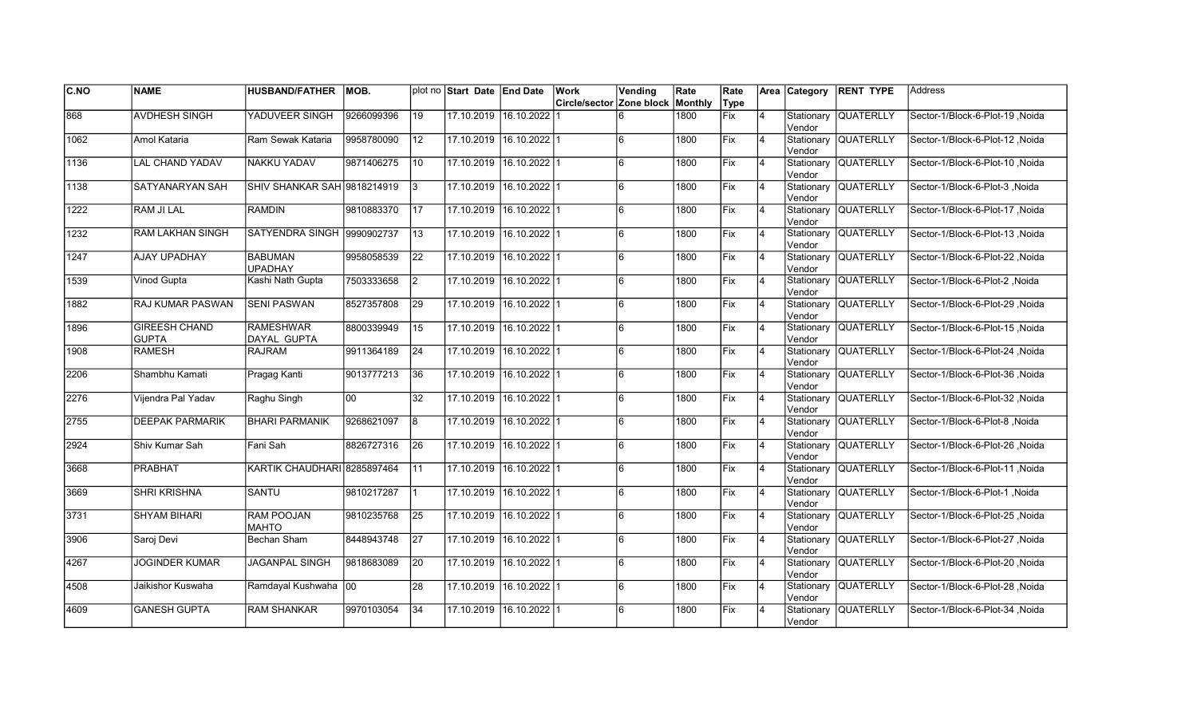| C.NO | NAME | HUSBAND/FATHER | MOB. | plot no | Start Date | End Date | Work Circle/sector | Vending Zone block | Rate Monthly | Rate Type | Area | Category | RENT TYPE | Address |
|---|---|---|---|---|---|---|---|---|---|---|---|---|---|---|
| 868 | AVDHESH SINGH | YADUVEER SINGH | 9266099396 | 19 | 17.10.2019 | 16.10.2022 | 1 | 6 | 1800 | Fix | 4 | Stationary Vendor | QUATERLLY | Sector-1/Block-6-Plot-19 ,Noida |
| 1062 | Amol Kataria | Ram Sewak Kataria | 9958780090 | 12 | 17.10.2019 | 16.10.2022 | 1 | 6 | 1800 | Fix | 4 | Stationary Vendor | QUATERLLY | Sector-1/Block-6-Plot-12 ,Noida |
| 1136 | LAL CHAND YADAV | NAKKU YADAV | 9871406275 | 10 | 17.10.2019 | 16.10.2022 | 1 | 6 | 1800 | Fix | 4 | Stationary Vendor | QUATERLLY | Sector-1/Block-6-Plot-10 ,Noida |
| 1138 | SATYANARYAN SAH | SHIV SHANKAR SAH | 9818214919 | 3 | 17.10.2019 | 16.10.2022 | 1 | 6 | 1800 | Fix | 4 | Stationary Vendor | QUATERLLY | Sector-1/Block-6-Plot-3 ,Noida |
| 1222 | RAM JI LAL | RAMDIN | 9810883370 | 17 | 17.10.2019 | 16.10.2022 | 1 | 6 | 1800 | Fix | 4 | Stationary Vendor | QUATERLLY | Sector-1/Block-6-Plot-17 ,Noida |
| 1232 | RAM LAKHAN SINGH | SATYENDRA SINGH | 9990902737 | 13 | 17.10.2019 | 16.10.2022 | 1 | 6 | 1800 | Fix | 4 | Stationary Vendor | QUATERLLY | Sector-1/Block-6-Plot-13 ,Noida |
| 1247 | AJAY UPADHAY | BABUMAN UPADHAY | 9958058539 | 22 | 17.10.2019 | 16.10.2022 | 1 | 6 | 1800 | Fix | 4 | Stationary Vendor | QUATERLLY | Sector-1/Block-6-Plot-22 ,Noida |
| 1539 | Vinod Gupta | Kashi Nath Gupta | 7503333658 | 2 | 17.10.2019 | 16.10.2022 | 1 | 6 | 1800 | Fix | 4 | Stationary Vendor | QUATERLLY | Sector-1/Block-6-Plot-2 ,Noida |
| 1882 | RAJ KUMAR PASWAN | SENI PASWAN | 8527357808 | 29 | 17.10.2019 | 16.10.2022 | 1 | 6 | 1800 | Fix | 4 | Stationary Vendor | QUATERLLY | Sector-1/Block-6-Plot-29 ,Noida |
| 1896 | GIREESH CHAND GUPTA | RAMESHWAR DAYAL GUPTA | 8800339949 | 15 | 17.10.2019 | 16.10.2022 | 1 | 6 | 1800 | Fix | 4 | Stationary Vendor | QUATERLLY | Sector-1/Block-6-Plot-15 ,Noida |
| 1908 | RAMESH | RAJRAM | 9911364189 | 24 | 17.10.2019 | 16.10.2022 | 1 | 6 | 1800 | Fix | 4 | Stationary Vendor | QUATERLLY | Sector-1/Block-6-Plot-24 ,Noida |
| 2206 | Shambhu Kamati | Pragag Kanti | 9013777213 | 36 | 17.10.2019 | 16.10.2022 | 1 | 6 | 1800 | Fix | 4 | Stationary Vendor | QUATERLLY | Sector-1/Block-6-Plot-36 ,Noida |
| 2276 | Vijendra Pal Yadav | Raghu Singh | 00 | 32 | 17.10.2019 | 16.10.2022 | 1 | 6 | 1800 | Fix | 4 | Stationary Vendor | QUATERLLY | Sector-1/Block-6-Plot-32 ,Noida |
| 2755 | DEEPAK PARMARIK | BHARI PARMANIK | 9268621097 | 8 | 17.10.2019 | 16.10.2022 | 1 | 6 | 1800 | Fix | 4 | Stationary Vendor | QUATERLLY | Sector-1/Block-6-Plot-8 ,Noida |
| 2924 | Shiv Kumar Sah | Fani Sah | 8826727316 | 26 | 17.10.2019 | 16.10.2022 | 1 | 6 | 1800 | Fix | 4 | Stationary Vendor | QUATERLLY | Sector-1/Block-6-Plot-26 ,Noida |
| 3668 | PRABHAT | KARTIK CHAUDHARI | 8285897464 | 11 | 17.10.2019 | 16.10.2022 | 1 | 6 | 1800 | Fix | 4 | Stationary Vendor | QUATERLLY | Sector-1/Block-6-Plot-11 ,Noida |
| 3669 | SHRI KRISHNA | SANTU | 9810217287 | 1 | 17.10.2019 | 16.10.2022 | 1 | 6 | 1800 | Fix | 4 | Stationary Vendor | QUATERLLY | Sector-1/Block-6-Plot-1 ,Noida |
| 3731 | SHYAM BIHARI | RAM POOJAN MAHTO | 9810235768 | 25 | 17.10.2019 | 16.10.2022 | 1 | 6 | 1800 | Fix | 4 | Stationary Vendor | QUATERLLY | Sector-1/Block-6-Plot-25 ,Noida |
| 3906 | Saroj Devi | Bechan Sham | 8448943748 | 27 | 17.10.2019 | 16.10.2022 | 1 | 6 | 1800 | Fix | 4 | Stationary Vendor | QUATERLLY | Sector-1/Block-6-Plot-27 ,Noida |
| 4267 | JOGINDER KUMAR | JAGANPAL SINGH | 9818683089 | 20 | 17.10.2019 | 16.10.2022 | 1 | 6 | 1800 | Fix | 4 | Stationary Vendor | QUATERLLY | Sector-1/Block-6-Plot-20 ,Noida |
| 4508 | Jaikishor Kuswaha | Ramdayal Kushwaha | 00 | 28 | 17.10.2019 | 16.10.2022 | 1 | 6 | 1800 | Fix | 4 | Stationary Vendor | QUATERLLY | Sector-1/Block-6-Plot-28 ,Noida |
| 4609 | GANESH GUPTA | RAM SHANKAR | 9970103054 | 34 | 17.10.2019 | 16.10.2022 | 1 | 6 | 1800 | Fix | 4 | Stationary Vendor | QUATERLLY | Sector-1/Block-6-Plot-34 ,Noida |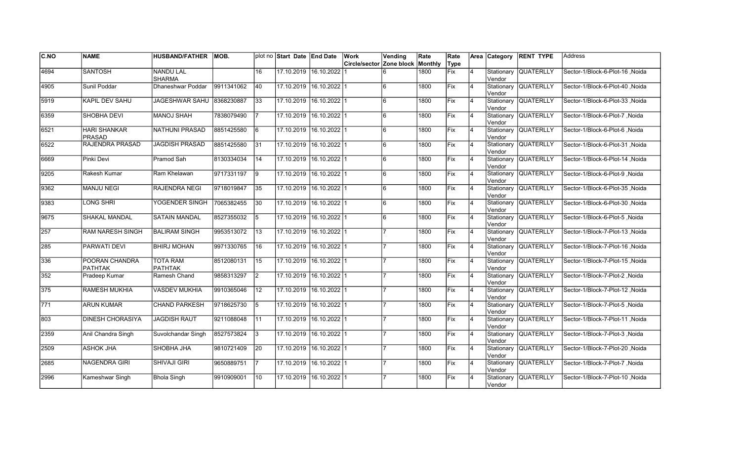| C.NO | NAME | HUSBAND/FATHER | MOB. | plot no | Start Date | End Date | Work Circle/sector | Vending Zone block | Rate Monthly | Rate Type | Area | Category | RENT TYPE | Address |
|---|---|---|---|---|---|---|---|---|---|---|---|---|---|---|
| 4694 | SANTOSH | NANDU LAL SHARMA | | 16 | 17.10.2019 | 16.10.2022 | 1 | 6 | 1800 | Fix | 4 | Stationary Vendor | QUATERLLY | Sector-1/Block-6-Plot-16 ,Noida |
| 4905 | Sunil Poddar | Dhaneshwar Poddar | 9911341062 | 40 | 17.10.2019 | 16.10.2022 | 1 | 6 | 1800 | Fix | 4 | Stationary Vendor | QUATERLLY | Sector-1/Block-6-Plot-40 ,Noida |
| 5919 | KAPIL DEV SAHU | JAGESHWAR SAHU | 8368230887 | 33 | 17.10.2019 | 16.10.2022 | 1 | 6 | 1800 | Fix | 4 | Stationary Vendor | QUATERLLY | Sector-1/Block-6-Plot-33 ,Noida |
| 6359 | SHOBHA DEVI | MANOJ SHAH | 7838079490 | 7 | 17.10.2019 | 16.10.2022 | 1 | 6 | 1800 | Fix | 4 | Stationary Vendor | QUATERLLY | Sector-1/Block-6-Plot-7 ,Noida |
| 6521 | HARI SHANKAR PRASAD | NATHUNI PRASAD | 8851425580 | 6 | 17.10.2019 | 16.10.2022 | 1 | 6 | 1800 | Fix | 4 | Stationary Vendor | QUATERLLY | Sector-1/Block-6-Plot-6 ,Noida |
| 6522 | RAJENDRA PRASAD | JAGDISH PRASAD | 8851425580 | 31 | 17.10.2019 | 16.10.2022 | 1 | 6 | 1800 | Fix | 4 | Stationary Vendor | QUATERLLY | Sector-1/Block-6-Plot-31 ,Noida |
| 6669 | Pinki Devi | Pramod Sah | 8130334034 | 14 | 17.10.2019 | 16.10.2022 | 1 | 6 | 1800 | Fix | 4 | Stationary Vendor | QUATERLLY | Sector-1/Block-6-Plot-14 ,Noida |
| 9205 | Rakesh Kumar | Ram Khelawan | 9717331197 | 9 | 17.10.2019 | 16.10.2022 | 1 | 6 | 1800 | Fix | 4 | Stationary Vendor | QUATERLLY | Sector-1/Block-6-Plot-9 ,Noida |
| 9362 | MANJU NEGI | RAJENDRA NEGI | 9718019847 | 35 | 17.10.2019 | 16.10.2022 | 1 | 6 | 1800 | Fix | 4 | Stationary Vendor | QUATERLLY | Sector-1/Block-6-Plot-35 ,Noida |
| 9383 | LONG SHRI | YOGENDER SINGH | 7065382455 | 30 | 17.10.2019 | 16.10.2022 | 1 | 6 | 1800 | Fix | 4 | Stationary Vendor | QUATERLLY | Sector-1/Block-6-Plot-30 ,Noida |
| 9675 | SHAKAL MANDAL | SATAIN MANDAL | 8527355032 | 5 | 17.10.2019 | 16.10.2022 | 1 | 6 | 1800 | Fix | 4 | Stationary Vendor | QUATERLLY | Sector-1/Block-6-Plot-5 ,Noida |
| 257 | RAM NARESH SINGH | BALIRAM SINGH | 9953513072 | 13 | 17.10.2019 | 16.10.2022 | 1 | 7 | 1800 | Fix | 4 | Stationary Vendor | QUATERLLY | Sector-1/Block-7-Plot-13 ,Noida |
| 285 | PARWATI DEVI | BHIRJ MOHAN | 9971330765 | 16 | 17.10.2019 | 16.10.2022 | 1 | 7 | 1800 | Fix | 4 | Stationary Vendor | QUATERLLY | Sector-1/Block-7-Plot-16 ,Noida |
| 336 | POORAN CHANDRA PATHTAK | TOTA RAM PATHTAK | 8512080131 | 15 | 17.10.2019 | 16.10.2022 | 1 | 7 | 1800 | Fix | 4 | Stationary Vendor | QUATERLLY | Sector-1/Block-7-Plot-15 ,Noida |
| 352 | Pradeep Kumar | Ramesh Chand | 9858313297 | 2 | 17.10.2019 | 16.10.2022 | 1 | 7 | 1800 | Fix | 4 | Stationary Vendor | QUATERLLY | Sector-1/Block-7-Plot-2 ,Noida |
| 375 | RAMESH MUKHIA | VASDEV MUKHIA | 9910365046 | 12 | 17.10.2019 | 16.10.2022 | 1 | 7 | 1800 | Fix | 4 | Stationary Vendor | QUATERLLY | Sector-1/Block-7-Plot-12 ,Noida |
| 771 | ARUN KUMAR | CHAND PARKESH | 9718625730 | 5 | 17.10.2019 | 16.10.2022 | 1 | 7 | 1800 | Fix | 4 | Stationary Vendor | QUATERLLY | Sector-1/Block-7-Plot-5 ,Noida |
| 803 | DINESH CHORASIYA | JAGDISH RAUT | 9211088048 | 11 | 17.10.2019 | 16.10.2022 | 1 | 7 | 1800 | Fix | 4 | Stationary Vendor | QUATERLLY | Sector-1/Block-7-Plot-11 ,Noida |
| 2359 | Anil Chandra Singh | Suvolchandar Singh | 8527573824 | 3 | 17.10.2019 | 16.10.2022 | 1 | 7 | 1800 | Fix | 4 | Stationary Vendor | QUATERLLY | Sector-1/Block-7-Plot-3 ,Noida |
| 2509 | ASHOK JHA | SHOBHA JHA | 9810721409 | 20 | 17.10.2019 | 16.10.2022 | 1 | 7 | 1800 | Fix | 4 | Stationary Vendor | QUATERLLY | Sector-1/Block-7-Plot-20 ,Noida |
| 2685 | NAGENDRA GIRI | SHIVAJI GIRI | 9650889751 | 7 | 17.10.2019 | 16.10.2022 | 1 | 7 | 1800 | Fix | 4 | Stationary Vendor | QUATERLLY | Sector-1/Block-7-Plot-7 ,Noida |
| 2996 | Kameshwar Singh | Bhola Singh | 9910909001 | 10 | 17.10.2019 | 16.10.2022 | 1 | 7 | 1800 | Fix | 4 | Stationary Vendor | QUATERLLY | Sector-1/Block-7-Plot-10 ,Noida |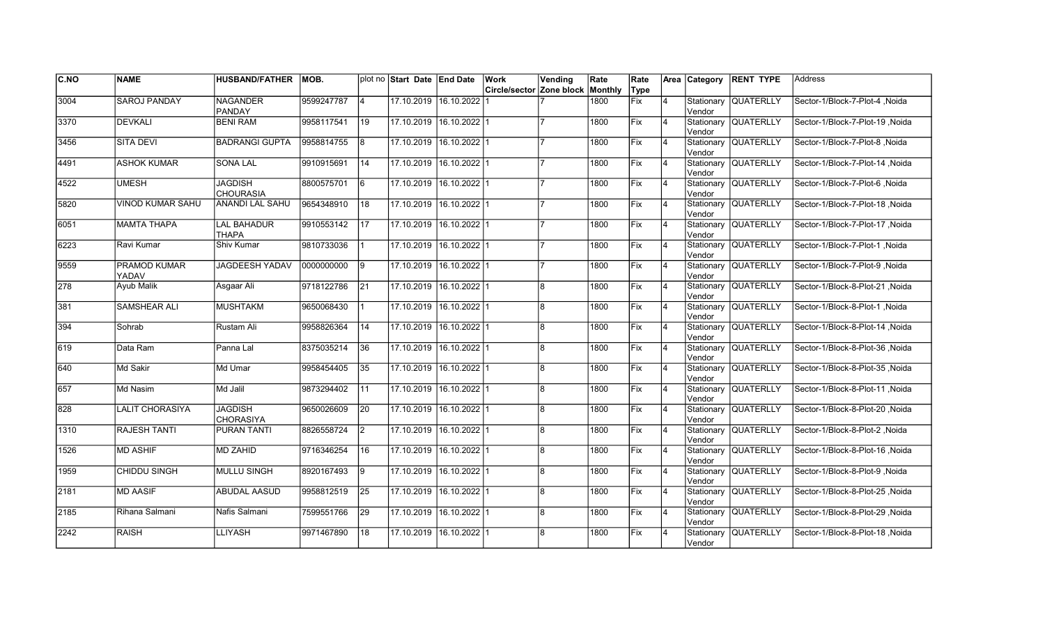| C.NO | NAME | HUSBAND/FATHER | MOB. | plot no | Start Date | End Date | Work Circle/sector | Vending Zone block | Rate Monthly | Rate Type | Area | Category | RENT TYPE | Address |
| --- | --- | --- | --- | --- | --- | --- | --- | --- | --- | --- | --- | --- | --- | --- |
| 3004 | SAROJ PANDAY | NAGANDER PANDAY | 9599247787 | 4 | 17.10.2019 | 16.10.2022 | 1 | 7 | 1800 | Fix | 4 | Stationary Vendor | QUATERLLY | Sector-1/Block-7-Plot-4 ,Noida |
| 3370 | DEVKALI | BENI RAM | 9958117541 | 19 | 17.10.2019 | 16.10.2022 | 1 | 7 | 1800 | Fix | 4 | Stationary Vendor | QUATERLLY | Sector-1/Block-7-Plot-19 ,Noida |
| 3456 | SITA DEVI | BADRANGI GUPTA | 9958814755 | 8 | 17.10.2019 | 16.10.2022 | 1 | 7 | 1800 | Fix | 4 | Stationary Vendor | QUATERLLY | Sector-1/Block-7-Plot-8 ,Noida |
| 4491 | ASHOK KUMAR | SONA LAL | 9910915691 | 14 | 17.10.2019 | 16.10.2022 | 1 | 7 | 1800 | Fix | 4 | Stationary Vendor | QUATERLLY | Sector-1/Block-7-Plot-14 ,Noida |
| 4522 | UMESH | JAGDISH CHOURASIA | 8800575701 | 6 | 17.10.2019 | 16.10.2022 | 1 | 7 | 1800 | Fix | 4 | Stationary Vendor | QUATERLLY | Sector-1/Block-7-Plot-6 ,Noida |
| 5820 | VINOD KUMAR SAHU | ANANDI LAL SAHU | 9654348910 | 18 | 17.10.2019 | 16.10.2022 | 1 | 7 | 1800 | Fix | 4 | Stationary Vendor | QUATERLLY | Sector-1/Block-7-Plot-18 ,Noida |
| 6051 | MAMTA THAPA | LAL BAHADUR THAPA | 9910553142 | 17 | 17.10.2019 | 16.10.2022 | 1 | 7 | 1800 | Fix | 4 | Stationary Vendor | QUATERLLY | Sector-1/Block-7-Plot-17 ,Noida |
| 6223 | Ravi Kumar | Shiv Kumar | 9810733036 | 1 | 17.10.2019 | 16.10.2022 | 1 | 7 | 1800 | Fix | 4 | Stationary Vendor | QUATERLLY | Sector-1/Block-7-Plot-1 ,Noida |
| 9559 | PRAMOD KUMAR YADAV | JAGDEESH YADAV | 0000000000 | 9 | 17.10.2019 | 16.10.2022 | 1 | 7 | 1800 | Fix | 4 | Stationary Vendor | QUATERLLY | Sector-1/Block-7-Plot-9 ,Noida |
| 278 | Ayub Malik | Asgaar Ali | 9718122786 | 21 | 17.10.2019 | 16.10.2022 | 1 | 8 | 1800 | Fix | 4 | Stationary Vendor | QUATERLLY | Sector-1/Block-8-Plot-21 ,Noida |
| 381 | SAMSHEAR ALI | MUSHTAKM | 9650068430 | 1 | 17.10.2019 | 16.10.2022 | 1 | 8 | 1800 | Fix | 4 | Stationary Vendor | QUATERLLY | Sector-1/Block-8-Plot-1 ,Noida |
| 394 | Sohrab | Rustam Ali | 9958826364 | 14 | 17.10.2019 | 16.10.2022 | 1 | 8 | 1800 | Fix | 4 | Stationary Vendor | QUATERLLY | Sector-1/Block-8-Plot-14 ,Noida |
| 619 | Data Ram | Panna Lal | 8375035214 | 36 | 17.10.2019 | 16.10.2022 | 1 | 8 | 1800 | Fix | 4 | Stationary Vendor | QUATERLLY | Sector-1/Block-8-Plot-36 ,Noida |
| 640 | Md Sakir | Md Umar | 9958454405 | 35 | 17.10.2019 | 16.10.2022 | 1 | 8 | 1800 | Fix | 4 | Stationary Vendor | QUATERLLY | Sector-1/Block-8-Plot-35 ,Noida |
| 657 | Md Nasim | Md Jalil | 9873294402 | 11 | 17.10.2019 | 16.10.2022 | 1 | 8 | 1800 | Fix | 4 | Stationary Vendor | QUATERLLY | Sector-1/Block-8-Plot-11 ,Noida |
| 828 | LALIT CHORASIYA | JAGDISH CHORASIYA | 9650026609 | 20 | 17.10.2019 | 16.10.2022 | 1 | 8 | 1800 | Fix | 4 | Stationary Vendor | QUATERLLY | Sector-1/Block-8-Plot-20 ,Noida |
| 1310 | RAJESH TANTI | PURAN TANTI | 8826558724 | 2 | 17.10.2019 | 16.10.2022 | 1 | 8 | 1800 | Fix | 4 | Stationary Vendor | QUATERLLY | Sector-1/Block-8-Plot-2 ,Noida |
| 1526 | MD ASHIF | MD ZAHID | 9716346254 | 16 | 17.10.2019 | 16.10.2022 | 1 | 8 | 1800 | Fix | 4 | Stationary Vendor | QUATERLLY | Sector-1/Block-8-Plot-16 ,Noida |
| 1959 | CHIDDU SINGH | MULLU SINGH | 8920167493 | 9 | 17.10.2019 | 16.10.2022 | 1 | 8 | 1800 | Fix | 4 | Stationary Vendor | QUATERLLY | Sector-1/Block-8-Plot-9 ,Noida |
| 2181 | MD AASIF | ABUDAL AASUD | 9958812519 | 25 | 17.10.2019 | 16.10.2022 | 1 | 8 | 1800 | Fix | 4 | Stationary Vendor | QUATERLLY | Sector-1/Block-8-Plot-25 ,Noida |
| 2185 | Rihana Salmani | Nafis Salmani | 7599551766 | 29 | 17.10.2019 | 16.10.2022 | 1 | 8 | 1800 | Fix | 4 | Stationary Vendor | QUATERLLY | Sector-1/Block-8-Plot-29 ,Noida |
| 2242 | RAISH | LLIYASH | 9971467890 | 18 | 17.10.2019 | 16.10.2022 | 1 | 8 | 1800 | Fix | 4 | Stationary Vendor | QUATERLLY | Sector-1/Block-8-Plot-18 ,Noida |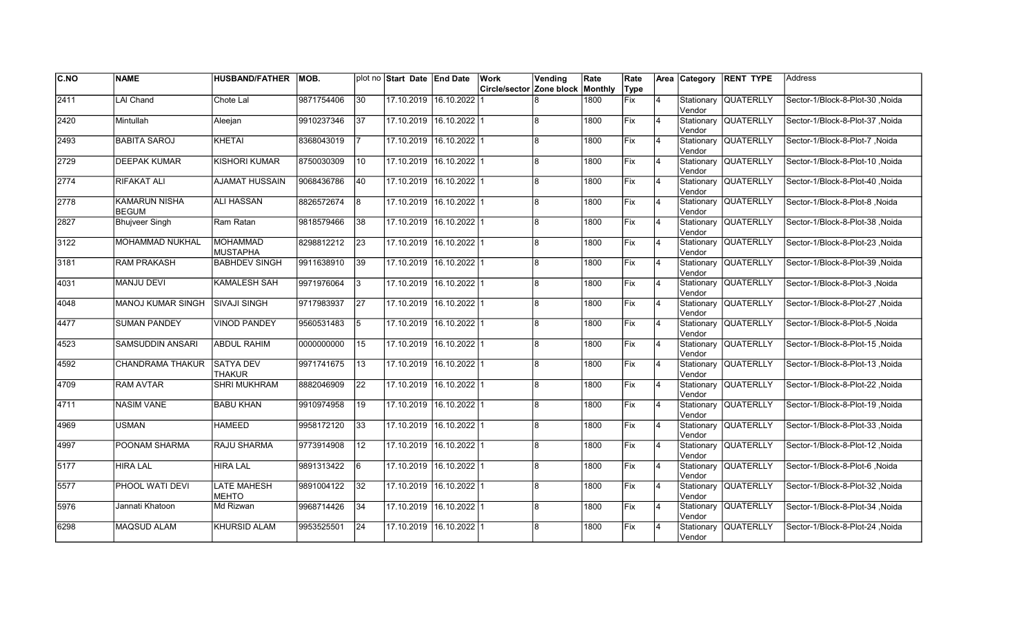| C.NO | NAME | HUSBAND/FATHER | MOB. | plot no | Start Date | End Date | Work Circle/sector | Vending Zone block | Rate Monthly | Rate Type | Area | Category | RENT TYPE | Address |
|---|---|---|---|---|---|---|---|---|---|---|---|---|---|---|
| 2411 | LAl Chand | Chote Lal | 9871754406 | 30 | 17.10.2019 | 16.10.2022 | 1 | 8 | 1800 | Fix | 4 | Stationary Vendor | QUATERLLY | Sector-1/Block-8-Plot-30 ,Noida |
| 2420 | Mintullah | Aleejan | 9910237346 | 37 | 17.10.2019 | 16.10.2022 | 1 | 8 | 1800 | Fix | 4 | Stationary Vendor | QUATERLLY | Sector-1/Block-8-Plot-37 ,Noida |
| 2493 | BABITA SAROJ | KHETAI | 8368043019 | 7 | 17.10.2019 | 16.10.2022 | 1 | 8 | 1800 | Fix | 4 | Stationary Vendor | QUATERLLY | Sector-1/Block-8-Plot-7 ,Noida |
| 2729 | DEEPAK KUMAR | KISHORI KUMAR | 8750030309 | 10 | 17.10.2019 | 16.10.2022 | 1 | 8 | 1800 | Fix | 4 | Stationary Vendor | QUATERLLY | Sector-1/Block-8-Plot-10 ,Noida |
| 2774 | RIFAKAT ALI | AJAMAT HUSSAIN | 9068436786 | 40 | 17.10.2019 | 16.10.2022 | 1 | 8 | 1800 | Fix | 4 | Stationary Vendor | QUATERLLY | Sector-1/Block-8-Plot-40 ,Noida |
| 2778 | KAMARUN NISHA BEGUM | ALI HASSAN | 8826572674 | 8 | 17.10.2019 | 16.10.2022 | 1 | 8 | 1800 | Fix | 4 | Stationary Vendor | QUATERLLY | Sector-1/Block-8-Plot-8 ,Noida |
| 2827 | Bhujveer Singh | Ram Ratan | 9818579466 | 38 | 17.10.2019 | 16.10.2022 | 1 | 8 | 1800 | Fix | 4 | Stationary Vendor | QUATERLLY | Sector-1/Block-8-Plot-38 ,Noida |
| 3122 | MOHAMMAD NUKHAL | MOHAMMAD MUSTAPHA | 8298812212 | 23 | 17.10.2019 | 16.10.2022 | 1 | 8 | 1800 | Fix | 4 | Stationary Vendor | QUATERLLY | Sector-1/Block-8-Plot-23 ,Noida |
| 3181 | RAM PRAKASH | BABHDEV SINGH | 9911638910 | 39 | 17.10.2019 | 16.10.2022 | 1 | 8 | 1800 | Fix | 4 | Stationary Vendor | QUATERLLY | Sector-1/Block-8-Plot-39 ,Noida |
| 4031 | MANJU DEVI | KAMALESH SAH | 9971976064 | 3 | 17.10.2019 | 16.10.2022 | 1 | 8 | 1800 | Fix | 4 | Stationary Vendor | QUATERLLY | Sector-1/Block-8-Plot-3 ,Noida |
| 4048 | MANOJ KUMAR SINGH | SIVAJI SINGH | 9717983937 | 27 | 17.10.2019 | 16.10.2022 | 1 | 8 | 1800 | Fix | 4 | Stationary Vendor | QUATERLLY | Sector-1/Block-8-Plot-27 ,Noida |
| 4477 | SUMAN PANDEY | VINOD PANDEY | 9560531483 | 5 | 17.10.2019 | 16.10.2022 | 1 | 8 | 1800 | Fix | 4 | Stationary Vendor | QUATERLLY | Sector-1/Block-8-Plot-5 ,Noida |
| 4523 | SAMSUDDIN ANSARI | ABDUL RAHIM | 0000000000 | 15 | 17.10.2019 | 16.10.2022 | 1 | 8 | 1800 | Fix | 4 | Stationary Vendor | QUATERLLY | Sector-1/Block-8-Plot-15 ,Noida |
| 4592 | CHANDRAMA THAKUR | SATYA DEV THAKUR | 9971741675 | 13 | 17.10.2019 | 16.10.2022 | 1 | 8 | 1800 | Fix | 4 | Stationary Vendor | QUATERLLY | Sector-1/Block-8-Plot-13 ,Noida |
| 4709 | RAM AVTAR | SHRI MUKHRAM | 8882046909 | 22 | 17.10.2019 | 16.10.2022 | 1 | 8 | 1800 | Fix | 4 | Stationary Vendor | QUATERLLY | Sector-1/Block-8-Plot-22 ,Noida |
| 4711 | NASIM VANE | BABU KHAN | 9910974958 | 19 | 17.10.2019 | 16.10.2022 | 1 | 8 | 1800 | Fix | 4 | Stationary Vendor | QUATERLLY | Sector-1/Block-8-Plot-19 ,Noida |
| 4969 | USMAN | HAMEED | 9958172120 | 33 | 17.10.2019 | 16.10.2022 | 1 | 8 | 1800 | Fix | 4 | Stationary Vendor | QUATERLLY | Sector-1/Block-8-Plot-33 ,Noida |
| 4997 | POONAM SHARMA | RAJU SHARMA | 9773914908 | 12 | 17.10.2019 | 16.10.2022 | 1 | 8 | 1800 | Fix | 4 | Stationary Vendor | QUATERLLY | Sector-1/Block-8-Plot-12 ,Noida |
| 5177 | HIRA LAL | HIRA LAL | 9891313422 | 6 | 17.10.2019 | 16.10.2022 | 1 | 8 | 1800 | Fix | 4 | Stationary Vendor | QUATERLLY | Sector-1/Block-8-Plot-6 ,Noida |
| 5577 | PHOOL WATI DEVI | LATE MAHESH MEHTO | 9891004122 | 32 | 17.10.2019 | 16.10.2022 | 1 | 8 | 1800 | Fix | 4 | Stationary Vendor | QUATERLLY | Sector-1/Block-8-Plot-32 ,Noida |
| 5976 | Jannati Khatoon | Md Rizwan | 9968714426 | 34 | 17.10.2019 | 16.10.2022 | 1 | 8 | 1800 | Fix | 4 | Stationary Vendor | QUATERLLY | Sector-1/Block-8-Plot-34 ,Noida |
| 6298 | MAQSUD ALAM | KHURSID ALAM | 9953525501 | 24 | 17.10.2019 | 16.10.2022 | 1 | 8 | 1800 | Fix | 4 | Stationary Vendor | QUATERLLY | Sector-1/Block-8-Plot-24 ,Noida |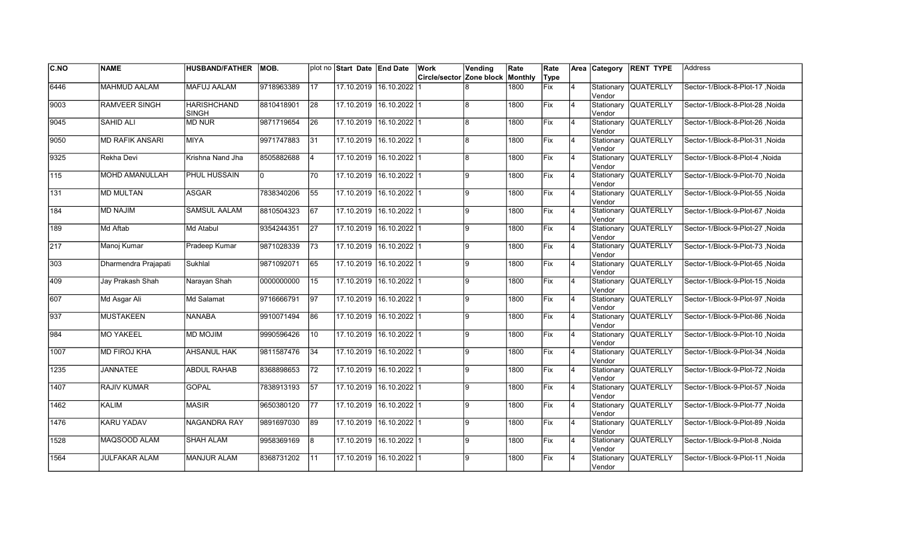| C.NO | NAME | HUSBAND/FATHER | MOB. | plot no | Start Date | End Date | Work Circle/sector | Vending Zone block | Rate Monthly | Rate Type | Area | Category | RENT TYPE | Address |
|---|---|---|---|---|---|---|---|---|---|---|---|---|---|---|
| 6446 | MAHMUD AALAM | MAFUJ AALAM | 9718963389 | 17 | 17.10.2019 | 16.10.2022 | 1 | 8 | 1800 | Fix | 4 | Stationary Vendor | QUATERLLY | Sector-1/Block-8-Plot-17 ,Noida |
| 9003 | RAMVEER SINGH | HARISHCHAND SINGH | 8810418901 | 28 | 17.10.2019 | 16.10.2022 | 1 | 8 | 1800 | Fix | 4 | Stationary Vendor | QUATERLLY | Sector-1/Block-8-Plot-28 ,Noida |
| 9045 | SAHID ALI | MD NUR | 9871719654 | 26 | 17.10.2019 | 16.10.2022 | 1 | 8 | 1800 | Fix | 4 | Stationary Vendor | QUATERLLY | Sector-1/Block-8-Plot-26 ,Noida |
| 9050 | MD RAFIK ANSARI | MIYA | 9971747883 | 31 | 17.10.2019 | 16.10.2022 | 1 | 8 | 1800 | Fix | 4 | Stationary Vendor | QUATERLLY | Sector-1/Block-8-Plot-31 ,Noida |
| 9325 | Rekha Devi | Krishna Nand Jha | 8505882688 | 4 | 17.10.2019 | 16.10.2022 | 1 | 8 | 1800 | Fix | 4 | Stationary Vendor | QUATERLLY | Sector-1/Block-8-Plot-4 ,Noida |
| 115 | MOHD AMANULLAH | PHUL HUSSAIN | 0 | 70 | 17.10.2019 | 16.10.2022 | 1 | 9 | 1800 | Fix | 4 | Stationary Vendor | QUATERLLY | Sector-1/Block-9-Plot-70 ,Noida |
| 131 | MD MULTAN | ASGAR | 7838340206 | 55 | 17.10.2019 | 16.10.2022 | 1 | 9 | 1800 | Fix | 4 | Stationary Vendor | QUATERLLY | Sector-1/Block-9-Plot-55 ,Noida |
| 184 | MD NAJIM | SAMSUL AALAM | 8810504323 | 67 | 17.10.2019 | 16.10.2022 | 1 | 9 | 1800 | Fix | 4 | Stationary Vendor | QUATERLLY | Sector-1/Block-9-Plot-67 ,Noida |
| 189 | Md Aftab | Md Atabul | 9354244351 | 27 | 17.10.2019 | 16.10.2022 | 1 | 9 | 1800 | Fix | 4 | Stationary Vendor | QUATERLLY | Sector-1/Block-9-Plot-27 ,Noida |
| 217 | Manoj Kumar | Pradeep Kumar | 9871028339 | 73 | 17.10.2019 | 16.10.2022 | 1 | 9 | 1800 | Fix | 4 | Stationary Vendor | QUATERLLY | Sector-1/Block-9-Plot-73 ,Noida |
| 303 | Dharmendra Prajapati | Sukhlal | 9871092071 | 65 | 17.10.2019 | 16.10.2022 | 1 | 9 | 1800 | Fix | 4 | Stationary Vendor | QUATERLLY | Sector-1/Block-9-Plot-65 ,Noida |
| 409 | Jay Prakash Shah | Narayan Shah | 0000000000 | 15 | 17.10.2019 | 16.10.2022 | 1 | 9 | 1800 | Fix | 4 | Stationary Vendor | QUATERLLY | Sector-1/Block-9-Plot-15 ,Noida |
| 607 | Md Asgar Ali | Md Salamat | 9716666791 | 97 | 17.10.2019 | 16.10.2022 | 1 | 9 | 1800 | Fix | 4 | Stationary Vendor | QUATERLLY | Sector-1/Block-9-Plot-97 ,Noida |
| 937 | MUSTAKEEN | NANABA | 9910071494 | 86 | 17.10.2019 | 16.10.2022 | 1 | 9 | 1800 | Fix | 4 | Stationary Vendor | QUATERLLY | Sector-1/Block-9-Plot-86 ,Noida |
| 984 | MO YAKEEL | MD MOJIM | 9990596426 | 10 | 17.10.2019 | 16.10.2022 | 1 | 9 | 1800 | Fix | 4 | Stationary Vendor | QUATERLLY | Sector-1/Block-9-Plot-10 ,Noida |
| 1007 | MD FIROJ KHA | AHSANUL HAK | 9811587476 | 34 | 17.10.2019 | 16.10.2022 | 1 | 9 | 1800 | Fix | 4 | Stationary Vendor | QUATERLLY | Sector-1/Block-9-Plot-34 ,Noida |
| 1235 | JANNATEE | ABDUL RAHAB | 8368898653 | 72 | 17.10.2019 | 16.10.2022 | 1 | 9 | 1800 | Fix | 4 | Stationary Vendor | QUATERLLY | Sector-1/Block-9-Plot-72 ,Noida |
| 1407 | RAJIV KUMAR | GOPAL | 7838913193 | 57 | 17.10.2019 | 16.10.2022 | 1 | 9 | 1800 | Fix | 4 | Stationary Vendor | QUATERLLY | Sector-1/Block-9-Plot-57 ,Noida |
| 1462 | KALIM | MASIR | 9650380120 | 77 | 17.10.2019 | 16.10.2022 | 1 | 9 | 1800 | Fix | 4 | Stationary Vendor | QUATERLLY | Sector-1/Block-9-Plot-77 ,Noida |
| 1476 | KARU YADAV | NAGANDRA RAY | 9891697030 | 89 | 17.10.2019 | 16.10.2022 | 1 | 9 | 1800 | Fix | 4 | Stationary Vendor | QUATERLLY | Sector-1/Block-9-Plot-89 ,Noida |
| 1528 | MAQSOOD ALAM | SHAH ALAM | 9958369169 | 8 | 17.10.2019 | 16.10.2022 | 1 | 9 | 1800 | Fix | 4 | Stationary Vendor | QUATERLLY | Sector-1/Block-9-Plot-8 ,Noida |
| 1564 | JULFAKAR ALAM | MANJUR ALAM | 8368731202 | 11 | 17.10.2019 | 16.10.2022 | 1 | 9 | 1800 | Fix | 4 | Stationary Vendor | QUATERLLY | Sector-1/Block-9-Plot-11 ,Noida |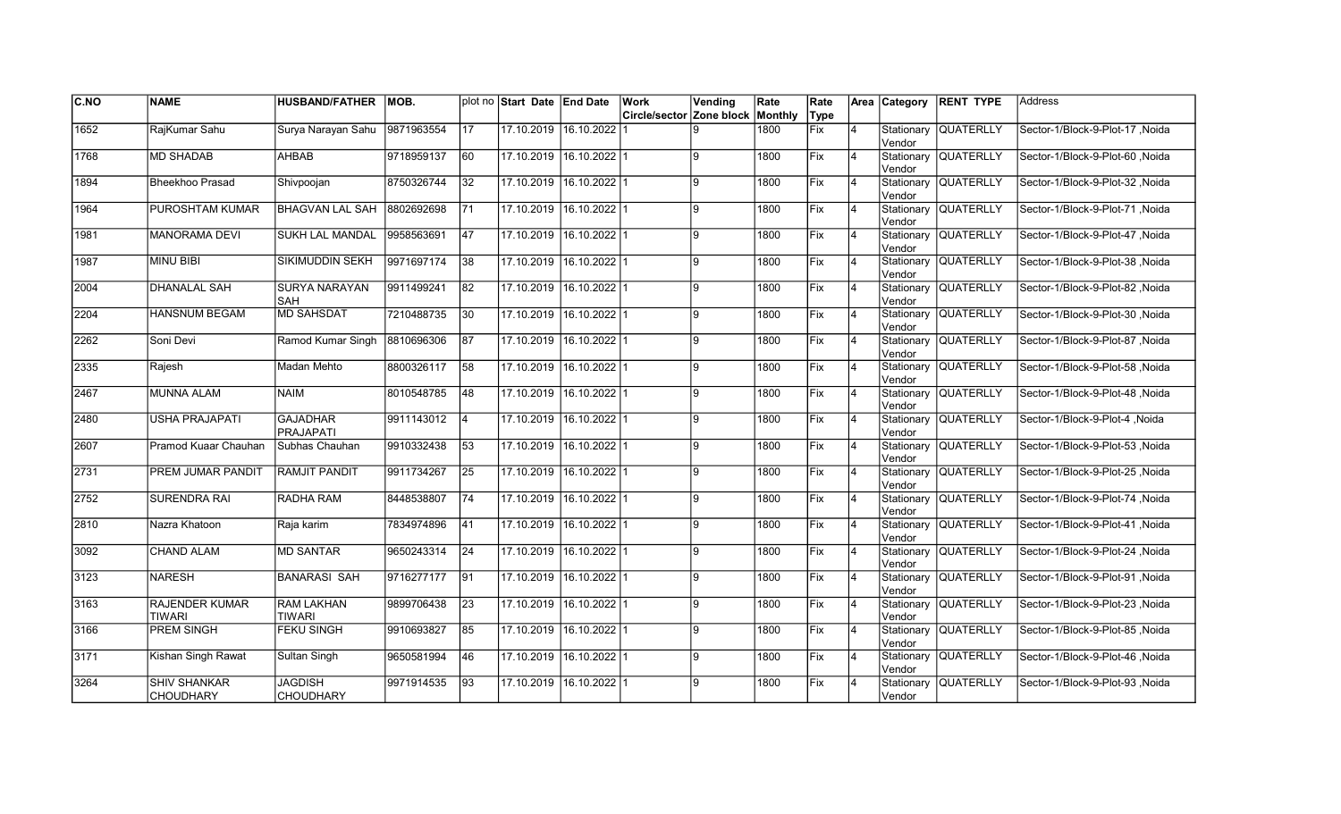| C.NO | NAME | HUSBAND/FATHER | MOB. | plot no | Start Date | End Date | Work Circle/sector | Vending Zone block | Rate Monthly | Rate Type | Area | Category | RENT TYPE | Address |
|---|---|---|---|---|---|---|---|---|---|---|---|---|---|---|
| 1652 | RajKumar Sahu | Surya Narayan Sahu | 9871963554 | 17 | 17.10.2019 | 16.10.2022 | 1 | 9 | 1800 | Fix | 4 | Stationary Vendor | QUATERLLY | Sector-1/Block-9-Plot-17 ,Noida |
| 1768 | MD SHADAB | AHBAB | 9718959137 | 60 | 17.10.2019 | 16.10.2022 | 1 | 9 | 1800 | Fix | 4 | Stationary Vendor | QUATERLLY | Sector-1/Block-9-Plot-60 ,Noida |
| 1894 | Bheekhoo Prasad | Shivpoojan | 8750326744 | 32 | 17.10.2019 | 16.10.2022 | 1 | 9 | 1800 | Fix | 4 | Stationary Vendor | QUATERLLY | Sector-1/Block-9-Plot-32 ,Noida |
| 1964 | PUROSHTAM KUMAR | BHAGVAN LAL SAH | 8802692698 | 71 | 17.10.2019 | 16.10.2022 | 1 | 9 | 1800 | Fix | 4 | Stationary Vendor | QUATERLLY | Sector-1/Block-9-Plot-71 ,Noida |
| 1981 | MANORAMA DEVI | SUKH LAL MANDAL | 9958563691 | 47 | 17.10.2019 | 16.10.2022 | 1 | 9 | 1800 | Fix | 4 | Stationary Vendor | QUATERLLY | Sector-1/Block-9-Plot-47 ,Noida |
| 1987 | MINU BIBI | SIKIMUDDIN SEKH | 9971697174 | 38 | 17.10.2019 | 16.10.2022 | 1 | 9 | 1800 | Fix | 4 | Stationary Vendor | QUATERLLY | Sector-1/Block-9-Plot-38 ,Noida |
| 2004 | DHANALAL SAH | SURYA NARAYAN SAH | 9911499241 | 82 | 17.10.2019 | 16.10.2022 | 1 | 9 | 1800 | Fix | 4 | Stationary Vendor | QUATERLLY | Sector-1/Block-9-Plot-82 ,Noida |
| 2204 | HANSNUM BEGAM | MD SAHSDAT | 7210488735 | 30 | 17.10.2019 | 16.10.2022 | 1 | 9 | 1800 | Fix | 4 | Stationary Vendor | QUATERLLY | Sector-1/Block-9-Plot-30 ,Noida |
| 2262 | Soni Devi | Ramod Kumar Singh | 8810696306 | 87 | 17.10.2019 | 16.10.2022 | 1 | 9 | 1800 | Fix | 4 | Stationary Vendor | QUATERLLY | Sector-1/Block-9-Plot-87 ,Noida |
| 2335 | Rajesh | Madan Mehto | 8800326117 | 58 | 17.10.2019 | 16.10.2022 | 1 | 9 | 1800 | Fix | 4 | Stationary Vendor | QUATERLLY | Sector-1/Block-9-Plot-58 ,Noida |
| 2467 | MUNNA ALAM | NAIM | 8010548785 | 48 | 17.10.2019 | 16.10.2022 | 1 | 9 | 1800 | Fix | 4 | Stationary Vendor | QUATERLLY | Sector-1/Block-9-Plot-48 ,Noida |
| 2480 | USHA PRAJAPATI | GAJADHAR PRAJAPATI | 9911143012 | 4 | 17.10.2019 | 16.10.2022 | 1 | 9 | 1800 | Fix | 4 | Stationary Vendor | QUATERLLY | Sector-1/Block-9-Plot-4 ,Noida |
| 2607 | Pramod Kuaar Chauhan | Subhas Chauhan | 9910332438 | 53 | 17.10.2019 | 16.10.2022 | 1 | 9 | 1800 | Fix | 4 | Stationary Vendor | QUATERLLY | Sector-1/Block-9-Plot-53 ,Noida |
| 2731 | PREM JUMAR PANDIT | RAMJIT PANDIT | 9911734267 | 25 | 17.10.2019 | 16.10.2022 | 1 | 9 | 1800 | Fix | 4 | Stationary Vendor | QUATERLLY | Sector-1/Block-9-Plot-25 ,Noida |
| 2752 | SURENDRA RAI | RADHA RAM | 8448538807 | 74 | 17.10.2019 | 16.10.2022 | 1 | 9 | 1800 | Fix | 4 | Stationary Vendor | QUATERLLY | Sector-1/Block-9-Plot-74 ,Noida |
| 2810 | Nazra Khatoon | Raja karim | 7834974896 | 41 | 17.10.2019 | 16.10.2022 | 1 | 9 | 1800 | Fix | 4 | Stationary Vendor | QUATERLLY | Sector-1/Block-9-Plot-41 ,Noida |
| 3092 | CHAND ALAM | MD SANTAR | 9650243314 | 24 | 17.10.2019 | 16.10.2022 | 1 | 9 | 1800 | Fix | 4 | Stationary Vendor | QUATERLLY | Sector-1/Block-9-Plot-24 ,Noida |
| 3123 | NARESH | BANARASI SAH | 9716277177 | 91 | 17.10.2019 | 16.10.2022 | 1 | 9 | 1800 | Fix | 4 | Stationary Vendor | QUATERLLY | Sector-1/Block-9-Plot-91 ,Noida |
| 3163 | RAJENDER KUMAR TIWARI | RAM LAKHAN TIWARI | 9899706438 | 23 | 17.10.2019 | 16.10.2022 | 1 | 9 | 1800 | Fix | 4 | Stationary Vendor | QUATERLLY | Sector-1/Block-9-Plot-23 ,Noida |
| 3166 | PREM SINGH | FEKU SINGH | 9910693827 | 85 | 17.10.2019 | 16.10.2022 | 1 | 9 | 1800 | Fix | 4 | Stationary Vendor | QUATERLLY | Sector-1/Block-9-Plot-85 ,Noida |
| 3171 | Kishan Singh Rawat | Sultan Singh | 9650581994 | 46 | 17.10.2019 | 16.10.2022 | 1 | 9 | 1800 | Fix | 4 | Stationary Vendor | QUATERLLY | Sector-1/Block-9-Plot-46 ,Noida |
| 3264 | SHIV SHANKAR CHOUDHARY | JAGDISH CHOUDHARY | 9971914535 | 93 | 17.10.2019 | 16.10.2022 | 1 | 9 | 1800 | Fix | 4 | Stationary Vendor | QUATERLLY | Sector-1/Block-9-Plot-93 ,Noida |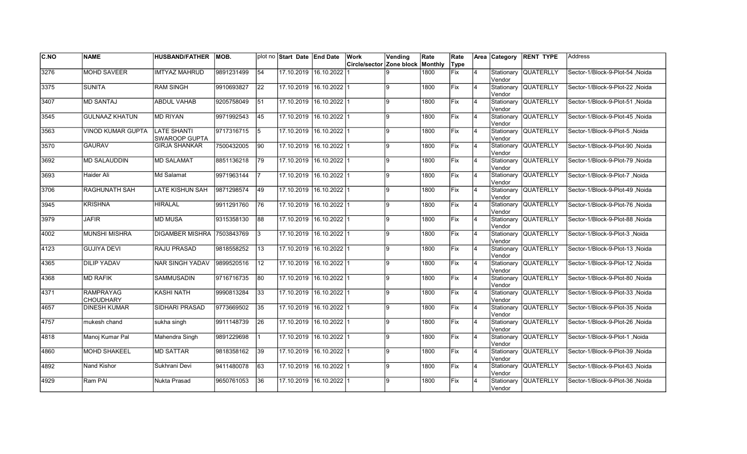| C.NO | NAME | HUSBAND/FATHER | MOB. | plot no | Start Date | End Date | Work Circle/sector | Vending Zone block | Rate Monthly | Rate Type | Area | Category | RENT TYPE | Address |
|---|---|---|---|---|---|---|---|---|---|---|---|---|---|---|
| 3276 | MOHD SAVEER | IMTYAZ MAHRUD | 9891231499 | 54 | 17.10.2019 | 16.10.2022 | 1 | 9 | 1800 | Fix | 4 | Stationary Vendor | QUATERLLY | Sector-1/Block-9-Plot-54 ,Noida |
| 3375 | SUNITA | RAM SINGH | 9910693827 | 22 | 17.10.2019 | 16.10.2022 | 1 | 9 | 1800 | Fix | 4 | Stationary Vendor | QUATERLLY | Sector-1/Block-9-Plot-22 ,Noida |
| 3407 | MD SANTAJ | ABDUL VAHAB | 9205758049 | 51 | 17.10.2019 | 16.10.2022 | 1 | 9 | 1800 | Fix | 4 | Stationary Vendor | QUATERLLY | Sector-1/Block-9-Plot-51 ,Noida |
| 3545 | GULNAAZ KHATUN | MD RIYAN | 9971992543 | 45 | 17.10.2019 | 16.10.2022 | 1 | 9 | 1800 | Fix | 4 | Stationary Vendor | QUATERLLY | Sector-1/Block-9-Plot-45 ,Noida |
| 3563 | VINOD KUMAR GUPTA | LATE SHANTI SWAROOP GUPTA | 9717316715 | 5 | 17.10.2019 | 16.10.2022 | 1 | 9 | 1800 | Fix | 4 | Stationary Vendor | QUATERLLY | Sector-1/Block-9-Plot-5 ,Noida |
| 3570 | GAURAV | GIRJA SHANKAR | 7500432005 | 90 | 17.10.2019 | 16.10.2022 | 1 | 9 | 1800 | Fix | 4 | Stationary Vendor | QUATERLLY | Sector-1/Block-9-Plot-90 ,Noida |
| 3692 | MD SALAUDDIN | MD SALAMAT | 8851136218 | 79 | 17.10.2019 | 16.10.2022 | 1 | 9 | 1800 | Fix | 4 | Stationary Vendor | QUATERLLY | Sector-1/Block-9-Plot-79 ,Noida |
| 3693 | Haider Ali | Md Salamat | 9971963144 | 7 | 17.10.2019 | 16.10.2022 | 1 | 9 | 1800 | Fix | 4 | Stationary Vendor | QUATERLLY | Sector-1/Block-9-Plot-7 ,Noida |
| 3706 | RAGHUNATH SAH | LATE KISHUN SAH | 9871298574 | 49 | 17.10.2019 | 16.10.2022 | 1 | 9 | 1800 | Fix | 4 | Stationary Vendor | QUATERLLY | Sector-1/Block-9-Plot-49 ,Noida |
| 3945 | KRISHNA | HIRALAL | 9911291760 | 76 | 17.10.2019 | 16.10.2022 | 1 | 9 | 1800 | Fix | 4 | Stationary Vendor | QUATERLLY | Sector-1/Block-9-Plot-76 ,Noida |
| 3979 | JAFIR | MD MUSA | 9315358130 | 88 | 17.10.2019 | 16.10.2022 | 1 | 9 | 1800 | Fix | 4 | Stationary Vendor | QUATERLLY | Sector-1/Block-9-Plot-88 ,Noida |
| 4002 | MUNSHI MISHRA | DIGAMBER MISHRA | 7503843769 | 3 | 17.10.2019 | 16.10.2022 | 1 | 9 | 1800 | Fix | 4 | Stationary Vendor | QUATERLLY | Sector-1/Block-9-Plot-3 ,Noida |
| 4123 | GUJIYA DEVI | RAJU PRASAD | 9818558252 | 13 | 17.10.2019 | 16.10.2022 | 1 | 9 | 1800 | Fix | 4 | Stationary Vendor | QUATERLLY | Sector-1/Block-9-Plot-13 ,Noida |
| 4365 | DILIP YADAV | NAR SINGH YADAV | 9899520516 | 12 | 17.10.2019 | 16.10.2022 | 1 | 9 | 1800 | Fix | 4 | Stationary Vendor | QUATERLLY | Sector-1/Block-9-Plot-12 ,Noida |
| 4368 | MD RAFIK | SAMMUSADIN | 9716716735 | 80 | 17.10.2019 | 16.10.2022 | 1 | 9 | 1800 | Fix | 4 | Stationary Vendor | QUATERLLY | Sector-1/Block-9-Plot-80 ,Noida |
| 4371 | RAMPRAYAG CHOUDHARY | KASHI NATH | 9990813284 | 33 | 17.10.2019 | 16.10.2022 | 1 | 9 | 1800 | Fix | 4 | Stationary Vendor | QUATERLLY | Sector-1/Block-9-Plot-33 ,Noida |
| 4657 | DINESH KUMAR | SIDHARI PRASAD | 9773669502 | 35 | 17.10.2019 | 16.10.2022 | 1 | 9 | 1800 | Fix | 4 | Stationary Vendor | QUATERLLY | Sector-1/Block-9-Plot-35 ,Noida |
| 4757 | mukesh chand | sukha singh | 9911148739 | 26 | 17.10.2019 | 16.10.2022 | 1 | 9 | 1800 | Fix | 4 | Stationary Vendor | QUATERLLY | Sector-1/Block-9-Plot-26 ,Noida |
| 4818 | Manoj Kumar Pal | Mahendra Singh | 9891229698 | 1 | 17.10.2019 | 16.10.2022 | 1 | 9 | 1800 | Fix | 4 | Stationary Vendor | QUATERLLY | Sector-1/Block-9-Plot-1 ,Noida |
| 4860 | MOHD SHAKEEL | MD SATTAR | 9818358162 | 39 | 17.10.2019 | 16.10.2022 | 1 | 9 | 1800 | Fix | 4 | Stationary Vendor | QUATERLLY | Sector-1/Block-9-Plot-39 ,Noida |
| 4892 | Nand Kishor | Sukhrani Devi | 9411480078 | 63 | 17.10.2019 | 16.10.2022 | 1 | 9 | 1800 | Fix | 4 | Stationary Vendor | QUATERLLY | Sector-1/Block-9-Plot-63 ,Noida |
| 4929 | Ram PAl | Nukta Prasad | 9650761053 | 36 | 17.10.2019 | 16.10.2022 | 1 | 9 | 1800 | Fix | 4 | Stationary Vendor | QUATERLLY | Sector-1/Block-9-Plot-36 ,Noida |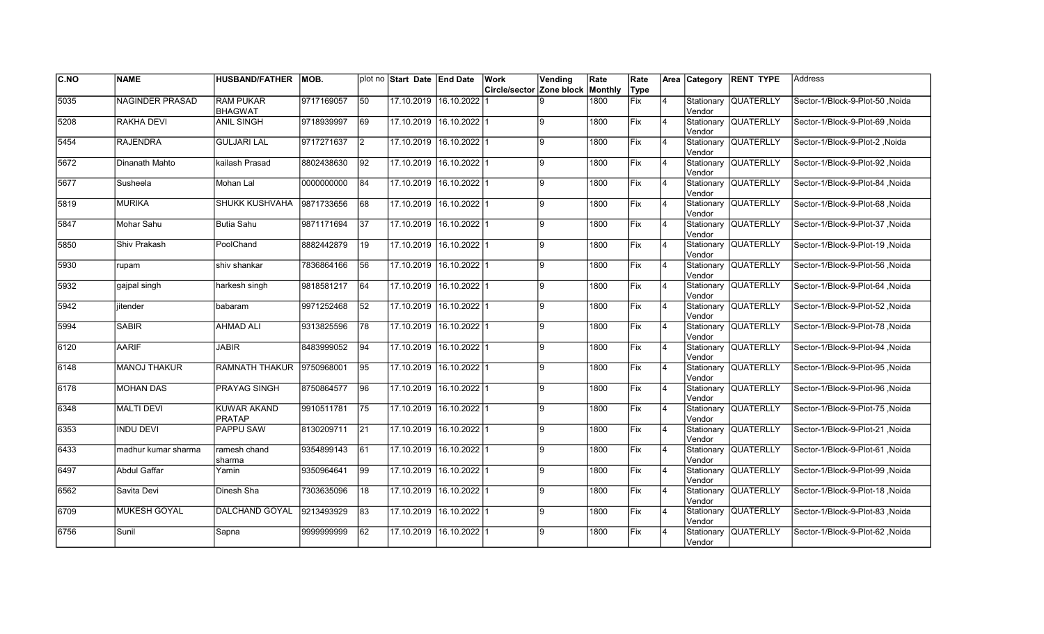| C.NO | NAME | HUSBAND/FATHER | MOB. | plot no | Start Date | End Date | Work Circle/sector | Vending Zone block | Rate Monthly | Rate Type | Area | Category | RENT TYPE | Address |
|---|---|---|---|---|---|---|---|---|---|---|---|---|---|---|
| 5035 | NAGINDER PRASAD | RAM PUKAR BHAGWAT | 9717169057 | 50 | 17.10.2019 | 16.10.2022 | 1 | 9 | 1800 | Fix | 4 | Stationary Vendor | QUATERLLY | Sector-1/Block-9-Plot-50 ,Noida |
| 5208 | RAKHA DEVI | ANIL SINGH | 9718939997 | 69 | 17.10.2019 | 16.10.2022 | 1 | 9 | 1800 | Fix | 4 | Stationary Vendor | QUATERLLY | Sector-1/Block-9-Plot-69 ,Noida |
| 5454 | RAJENDRA | GULJARI LAL | 9717271637 | 2 | 17.10.2019 | 16.10.2022 | 1 | 9 | 1800 | Fix | 4 | Stationary Vendor | QUATERLLY | Sector-1/Block-9-Plot-2 ,Noida |
| 5672 | Dinanath Mahto | kailash Prasad | 8802438630 | 92 | 17.10.2019 | 16.10.2022 | 1 | 9 | 1800 | Fix | 4 | Stationary Vendor | QUATERLLY | Sector-1/Block-9-Plot-92 ,Noida |
| 5677 | Susheela | Mohan Lal | 0000000000 | 84 | 17.10.2019 | 16.10.2022 | 1 | 9 | 1800 | Fix | 4 | Stationary Vendor | QUATERLLY | Sector-1/Block-9-Plot-84 ,Noida |
| 5819 | MURIKA | SHUKK KUSHVAHA | 9871733656 | 68 | 17.10.2019 | 16.10.2022 | 1 | 9 | 1800 | Fix | 4 | Stationary Vendor | QUATERLLY | Sector-1/Block-9-Plot-68 ,Noida |
| 5847 | Mohar Sahu | Butia Sahu | 9871171694 | 37 | 17.10.2019 | 16.10.2022 | 1 | 9 | 1800 | Fix | 4 | Stationary Vendor | QUATERLLY | Sector-1/Block-9-Plot-37 ,Noida |
| 5850 | Shiv Prakash | PoolChand | 8882442879 | 19 | 17.10.2019 | 16.10.2022 | 1 | 9 | 1800 | Fix | 4 | Stationary Vendor | QUATERLLY | Sector-1/Block-9-Plot-19 ,Noida |
| 5930 | rupam | shiv shankar | 7836864166 | 56 | 17.10.2019 | 16.10.2022 | 1 | 9 | 1800 | Fix | 4 | Stationary Vendor | QUATERLLY | Sector-1/Block-9-Plot-56 ,Noida |
| 5932 | gajpal singh | harkesh singh | 9818581217 | 64 | 17.10.2019 | 16.10.2022 | 1 | 9 | 1800 | Fix | 4 | Stationary Vendor | QUATERLLY | Sector-1/Block-9-Plot-64 ,Noida |
| 5942 | jitender | babaram | 9971252468 | 52 | 17.10.2019 | 16.10.2022 | 1 | 9 | 1800 | Fix | 4 | Stationary Vendor | QUATERLLY | Sector-1/Block-9-Plot-52 ,Noida |
| 5994 | SABIR | AHMAD ALI | 9313825596 | 78 | 17.10.2019 | 16.10.2022 | 1 | 9 | 1800 | Fix | 4 | Stationary Vendor | QUATERLLY | Sector-1/Block-9-Plot-78 ,Noida |
| 6120 | AARIF | JABIR | 8483999052 | 94 | 17.10.2019 | 16.10.2022 | 1 | 9 | 1800 | Fix | 4 | Stationary Vendor | QUATERLLY | Sector-1/Block-9-Plot-94 ,Noida |
| 6148 | MANOJ THAKUR | RAMNATH THAKUR | 9750968001 | 95 | 17.10.2019 | 16.10.2022 | 1 | 9 | 1800 | Fix | 4 | Stationary Vendor | QUATERLLY | Sector-1/Block-9-Plot-95 ,Noida |
| 6178 | MOHAN DAS | PRAYAG SINGH | 8750864577 | 96 | 17.10.2019 | 16.10.2022 | 1 | 9 | 1800 | Fix | 4 | Stationary Vendor | QUATERLLY | Sector-1/Block-9-Plot-96 ,Noida |
| 6348 | MALTI DEVI | KUWAR AKAND PRATAP | 9910511781 | 75 | 17.10.2019 | 16.10.2022 | 1 | 9 | 1800 | Fix | 4 | Stationary Vendor | QUATERLLY | Sector-1/Block-9-Plot-75 ,Noida |
| 6353 | INDU DEVI | PAPPU SAW | 8130209711 | 21 | 17.10.2019 | 16.10.2022 | 1 | 9 | 1800 | Fix | 4 | Stationary Vendor | QUATERLLY | Sector-1/Block-9-Plot-21 ,Noida |
| 6433 | madhur kumar sharma | ramesh chand sharma | 9354899143 | 61 | 17.10.2019 | 16.10.2022 | 1 | 9 | 1800 | Fix | 4 | Stationary Vendor | QUATERLLY | Sector-1/Block-9-Plot-61 ,Noida |
| 6497 | Abdul Gaffar | Yamin | 9350964641 | 99 | 17.10.2019 | 16.10.2022 | 1 | 9 | 1800 | Fix | 4 | Stationary Vendor | QUATERLLY | Sector-1/Block-9-Plot-99 ,Noida |
| 6562 | Savita Devi | Dinesh Sha | 7303635096 | 18 | 17.10.2019 | 16.10.2022 | 1 | 9 | 1800 | Fix | 4 | Stationary Vendor | QUATERLLY | Sector-1/Block-9-Plot-18 ,Noida |
| 6709 | MUKESH GOYAL | DALCHAND GOYAL | 9213493929 | 83 | 17.10.2019 | 16.10.2022 | 1 | 9 | 1800 | Fix | 4 | Stationary Vendor | QUATERLLY | Sector-1/Block-9-Plot-83 ,Noida |
| 6756 | Sunil | Sapna | 9999999999 | 62 | 17.10.2019 | 16.10.2022 | 1 | 9 | 1800 | Fix | 4 | Stationary Vendor | QUATERLLY | Sector-1/Block-9-Plot-62 ,Noida |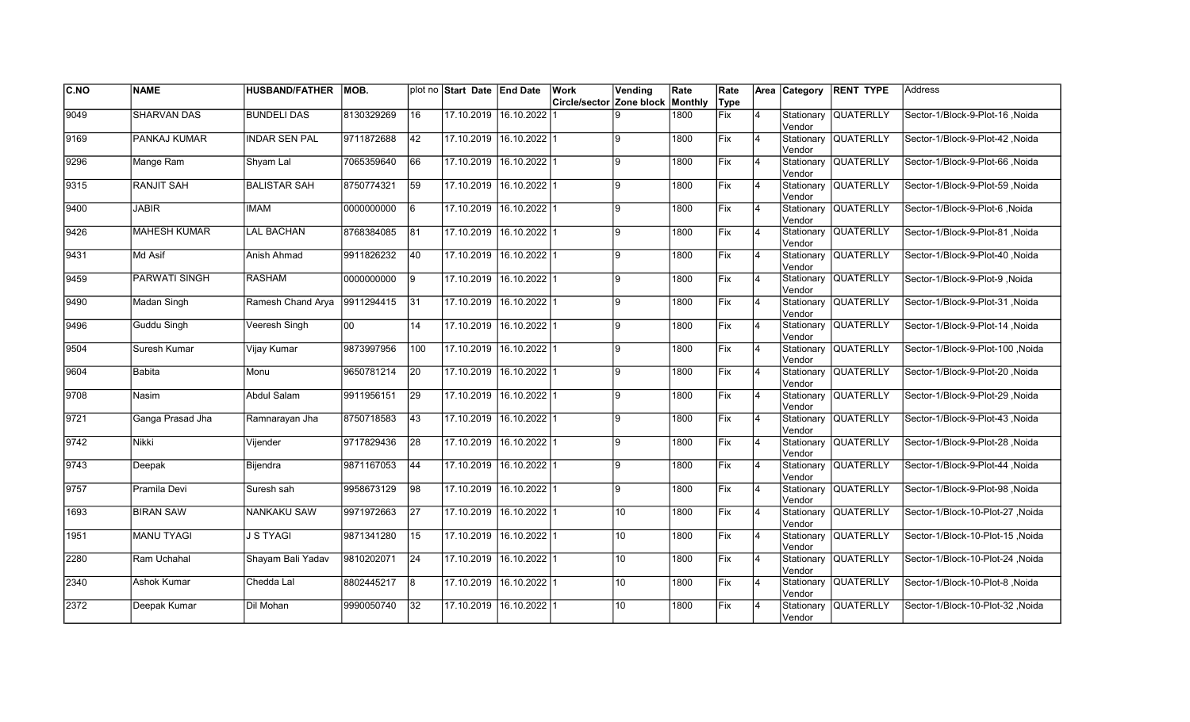| C.NO | NAME | HUSBAND/FATHER | MOB. | plot no | Start Date | End Date | Work Circle/sector | Vending Zone block | Rate Monthly | Rate Type | Area | Category | RENT TYPE | Address |
|---|---|---|---|---|---|---|---|---|---|---|---|---|---|---|
| 9049 | SHARVAN DAS | BUNDELI DAS | 8130329269 | 16 | 17.10.2019 | 16.10.2022 | 1 | 9 | 1800 | Fix | 4 | Stationary Vendor | QUATERLLY | Sector-1/Block-9-Plot-16 ,Noida |
| 9169 | PANKAJ KUMAR | INDAR SEN PAL | 9711872688 | 42 | 17.10.2019 | 16.10.2022 | 1 | 9 | 1800 | Fix | 4 | Stationary Vendor | QUATERLLY | Sector-1/Block-9-Plot-42 ,Noida |
| 9296 | Mange Ram | Shyam Lal | 7065359640 | 66 | 17.10.2019 | 16.10.2022 | 1 | 9 | 1800 | Fix | 4 | Stationary Vendor | QUATERLLY | Sector-1/Block-9-Plot-66 ,Noida |
| 9315 | RANJIT SAH | BALISTAR SAH | 8750774321 | 59 | 17.10.2019 | 16.10.2022 | 1 | 9 | 1800 | Fix | 4 | Stationary Vendor | QUATERLLY | Sector-1/Block-9-Plot-59 ,Noida |
| 9400 | JABIR | IMAM | 0000000000 | 6 | 17.10.2019 | 16.10.2022 | 1 | 9 | 1800 | Fix | 4 | Stationary Vendor | QUATERLLY | Sector-1/Block-9-Plot-6 ,Noida |
| 9426 | MAHESH KUMAR | LAL BACHAN | 8768384085 | 81 | 17.10.2019 | 16.10.2022 | 1 | 9 | 1800 | Fix | 4 | Stationary Vendor | QUATERLLY | Sector-1/Block-9-Plot-81 ,Noida |
| 9431 | Md Asif | Anish Ahmad | 9911826232 | 40 | 17.10.2019 | 16.10.2022 | 1 | 9 | 1800 | Fix | 4 | Stationary Vendor | QUATERLLY | Sector-1/Block-9-Plot-40 ,Noida |
| 9459 | PARWATI SINGH | RASHAM | 0000000000 | 9 | 17.10.2019 | 16.10.2022 | 1 | 9 | 1800 | Fix | 4 | Stationary Vendor | QUATERLLY | Sector-1/Block-9-Plot-9 ,Noida |
| 9490 | Madan Singh | Ramesh Chand Arya | 9911294415 | 31 | 17.10.2019 | 16.10.2022 | 1 | 9 | 1800 | Fix | 4 | Stationary Vendor | QUATERLLY | Sector-1/Block-9-Plot-31 ,Noida |
| 9496 | Guddu Singh | Veeresh Singh | 00 | 14 | 17.10.2019 | 16.10.2022 | 1 | 9 | 1800 | Fix | 4 | Stationary Vendor | QUATERLLY | Sector-1/Block-9-Plot-14 ,Noida |
| 9504 | Suresh Kumar | Vijay Kumar | 9873997956 | 100 | 17.10.2019 | 16.10.2022 | 1 | 9 | 1800 | Fix | 4 | Stationary Vendor | QUATERLLY | Sector-1/Block-9-Plot-100 ,Noida |
| 9604 | Babita | Monu | 9650781214 | 20 | 17.10.2019 | 16.10.2022 | 1 | 9 | 1800 | Fix | 4 | Stationary Vendor | QUATERLLY | Sector-1/Block-9-Plot-20 ,Noida |
| 9708 | Nasim | Abdul Salam | 9911956151 | 29 | 17.10.2019 | 16.10.2022 | 1 | 9 | 1800 | Fix | 4 | Stationary Vendor | QUATERLLY | Sector-1/Block-9-Plot-29 ,Noida |
| 9721 | Ganga Prasad Jha | Ramnarayan Jha | 8750718583 | 43 | 17.10.2019 | 16.10.2022 | 1 | 9 | 1800 | Fix | 4 | Stationary Vendor | QUATERLLY | Sector-1/Block-9-Plot-43 ,Noida |
| 9742 | Nikki | Vijender | 9717829436 | 28 | 17.10.2019 | 16.10.2022 | 1 | 9 | 1800 | Fix | 4 | Stationary Vendor | QUATERLLY | Sector-1/Block-9-Plot-28 ,Noida |
| 9743 | Deepak | Bijendra | 9871167053 | 44 | 17.10.2019 | 16.10.2022 | 1 | 9 | 1800 | Fix | 4 | Stationary Vendor | QUATERLLY | Sector-1/Block-9-Plot-44 ,Noida |
| 9757 | Pramila Devi | Suresh sah | 9958673129 | 98 | 17.10.2019 | 16.10.2022 | 1 | 9 | 1800 | Fix | 4 | Stationary Vendor | QUATERLLY | Sector-1/Block-9-Plot-98 ,Noida |
| 1693 | BIRAN SAW | NANKAKU SAW | 9971972663 | 27 | 17.10.2019 | 16.10.2022 | 1 | 10 | 1800 | Fix | 4 | Stationary Vendor | QUATERLLY | Sector-1/Block-10-Plot-27 ,Noida |
| 1951 | MANU TYAGI | J S TYAGI | 9871341280 | 15 | 17.10.2019 | 16.10.2022 | 1 | 10 | 1800 | Fix | 4 | Stationary Vendor | QUATERLLY | Sector-1/Block-10-Plot-15 ,Noida |
| 2280 | Ram Uchahal | Shayam Bali Yadav | 9810202071 | 24 | 17.10.2019 | 16.10.2022 | 1 | 10 | 1800 | Fix | 4 | Stationary Vendor | QUATERLLY | Sector-1/Block-10-Plot-24 ,Noida |
| 2340 | Ashok Kumar | Chedda Lal | 8802445217 | 8 | 17.10.2019 | 16.10.2022 | 1 | 10 | 1800 | Fix | 4 | Stationary Vendor | QUATERLLY | Sector-1/Block-10-Plot-8 ,Noida |
| 2372 | Deepak Kumar | Dil Mohan | 9990050740 | 32 | 17.10.2019 | 16.10.2022 | 1 | 10 | 1800 | Fix | 4 | Stationary Vendor | QUATERLLY | Sector-1/Block-10-Plot-32 ,Noida |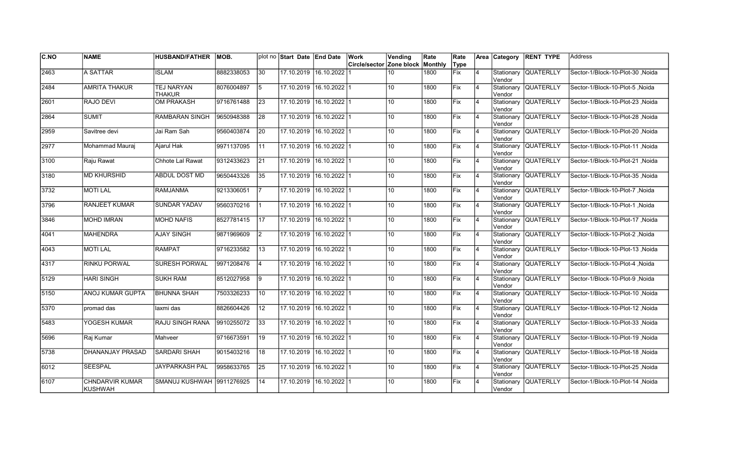| C.NO | NAME | HUSBAND/FATHER | MOB. | plot no | Start Date | End Date | Work Circle/sector | Vending Zone block | Rate Monthly | Rate Type | Area | Category | RENT TYPE | Address |
|---|---|---|---|---|---|---|---|---|---|---|---|---|---|---|
| 2463 | A SATTAR | ISLAM | 8882338053 | 30 | 17.10.2019 | 16.10.2022 | 1 | 10 | 1800 | Fix | 4 | Stationary Vendor | QUATERLLY | Sector-1/Block-10-Plot-30 ,Noida |
| 2484 | AMRITA THAKUR | TEJ NARYAN THAKUR | 8076004897 | 5 | 17.10.2019 | 16.10.2022 | 1 | 10 | 1800 | Fix | 4 | Stationary Vendor | QUATERLLY | Sector-1/Block-10-Plot-5 ,Noida |
| 2601 | RAJO DEVI | OM PRAKASH | 9716761488 | 23 | 17.10.2019 | 16.10.2022 | 1 | 10 | 1800 | Fix | 4 | Stationary Vendor | QUATERLLY | Sector-1/Block-10-Plot-23 ,Noida |
| 2864 | SUMIT | RAMBARAN SINGH | 9650948388 | 28 | 17.10.2019 | 16.10.2022 | 1 | 10 | 1800 | Fix | 4 | Stationary Vendor | QUATERLLY | Sector-1/Block-10-Plot-28 ,Noida |
| 2959 | Savitree devi | Jai Ram Sah | 9560403874 | 20 | 17.10.2019 | 16.10.2022 | 1 | 10 | 1800 | Fix | 4 | Stationary Vendor | QUATERLLY | Sector-1/Block-10-Plot-20 ,Noida |
| 2977 | Mohammad Mauraj | Ajarul Hak | 9971137095 | 11 | 17.10.2019 | 16.10.2022 | 1 | 10 | 1800 | Fix | 4 | Stationary Vendor | QUATERLLY | Sector-1/Block-10-Plot-11 ,Noida |
| 3100 | Raju Rawat | Chhote Lal Rawat | 9312433623 | 21 | 17.10.2019 | 16.10.2022 | 1 | 10 | 1800 | Fix | 4 | Stationary Vendor | QUATERLLY | Sector-1/Block-10-Plot-21 ,Noida |
| 3180 | MD KHURSHID | ABDUL DOST MD | 9650443326 | 35 | 17.10.2019 | 16.10.2022 | 1 | 10 | 1800 | Fix | 4 | Stationary Vendor | QUATERLLY | Sector-1/Block-10-Plot-35 ,Noida |
| 3732 | MOTI LAL | RAMJANMA | 9213306051 | 7 | 17.10.2019 | 16.10.2022 | 1 | 10 | 1800 | Fix | 4 | Stationary Vendor | QUATERLLY | Sector-1/Block-10-Plot-7 ,Noida |
| 3796 | RANJEET KUMAR | SUNDAR YADAV | 9560370216 | 1 | 17.10.2019 | 16.10.2022 | 1 | 10 | 1800 | Fix | 4 | Stationary Vendor | QUATERLLY | Sector-1/Block-10-Plot-1 ,Noida |
| 3846 | MOHD IMRAN | MOHD NAFIS | 8527781415 | 17 | 17.10.2019 | 16.10.2022 | 1 | 10 | 1800 | Fix | 4 | Stationary Vendor | QUATERLLY | Sector-1/Block-10-Plot-17 ,Noida |
| 4041 | MAHENDRA | AJAY SINGH | 9871969609 | 2 | 17.10.2019 | 16.10.2022 | 1 | 10 | 1800 | Fix | 4 | Stationary Vendor | QUATERLLY | Sector-1/Block-10-Plot-2 ,Noida |
| 4043 | MOTI LAL | RAMPAT | 9716233582 | 13 | 17.10.2019 | 16.10.2022 | 1 | 10 | 1800 | Fix | 4 | Stationary Vendor | QUATERLLY | Sector-1/Block-10-Plot-13 ,Noida |
| 4317 | RINKU PORWAL | SURESH PORWAL | 9971208476 | 4 | 17.10.2019 | 16.10.2022 | 1 | 10 | 1800 | Fix | 4 | Stationary Vendor | QUATERLLY | Sector-1/Block-10-Plot-4 ,Noida |
| 5129 | HARI SINGH | SUKH RAM | 8512027958 | 9 | 17.10.2019 | 16.10.2022 | 1 | 10 | 1800 | Fix | 4 | Stationary Vendor | QUATERLLY | Sector-1/Block-10-Plot-9 ,Noida |
| 5150 | ANOJ KUMAR GUPTA | BHUNNA SHAH | 7503326233 | 10 | 17.10.2019 | 16.10.2022 | 1 | 10 | 1800 | Fix | 4 | Stationary Vendor | QUATERLLY | Sector-1/Block-10-Plot-10 ,Noida |
| 5370 | promad das | laxmi das | 8826604426 | 12 | 17.10.2019 | 16.10.2022 | 1 | 10 | 1800 | Fix | 4 | Stationary Vendor | QUATERLLY | Sector-1/Block-10-Plot-12 ,Noida |
| 5483 | YOGESH KUMAR | RAJU SINGH RANA | 9910255072 | 33 | 17.10.2019 | 16.10.2022 | 1 | 10 | 1800 | Fix | 4 | Stationary Vendor | QUATERLLY | Sector-1/Block-10-Plot-33 ,Noida |
| 5696 | Raj Kumar | Mahveer | 9716673591 | 19 | 17.10.2019 | 16.10.2022 | 1 | 10 | 1800 | Fix | 4 | Stationary Vendor | QUATERLLY | Sector-1/Block-10-Plot-19 ,Noida |
| 5738 | DHANANJAY PRASAD | SARDARI SHAH | 9015403216 | 18 | 17.10.2019 | 16.10.2022 | 1 | 10 | 1800 | Fix | 4 | Stationary Vendor | QUATERLLY | Sector-1/Block-10-Plot-18 ,Noida |
| 6012 | SEESPAL | JAYPARKASH PAL | 9958633765 | 25 | 17.10.2019 | 16.10.2022 | 1 | 10 | 1800 | Fix | 4 | Stationary Vendor | QUATERLLY | Sector-1/Block-10-Plot-25 ,Noida |
| 6107 | CHNDARVIR KUMAR KUSHWAH | SMANUJ KUSHWAH | 9911276925 | 14 | 17.10.2019 | 16.10.2022 | 1 | 10 | 1800 | Fix | 4 | Stationary Vendor | QUATERLLY | Sector-1/Block-10-Plot-14 ,Noida |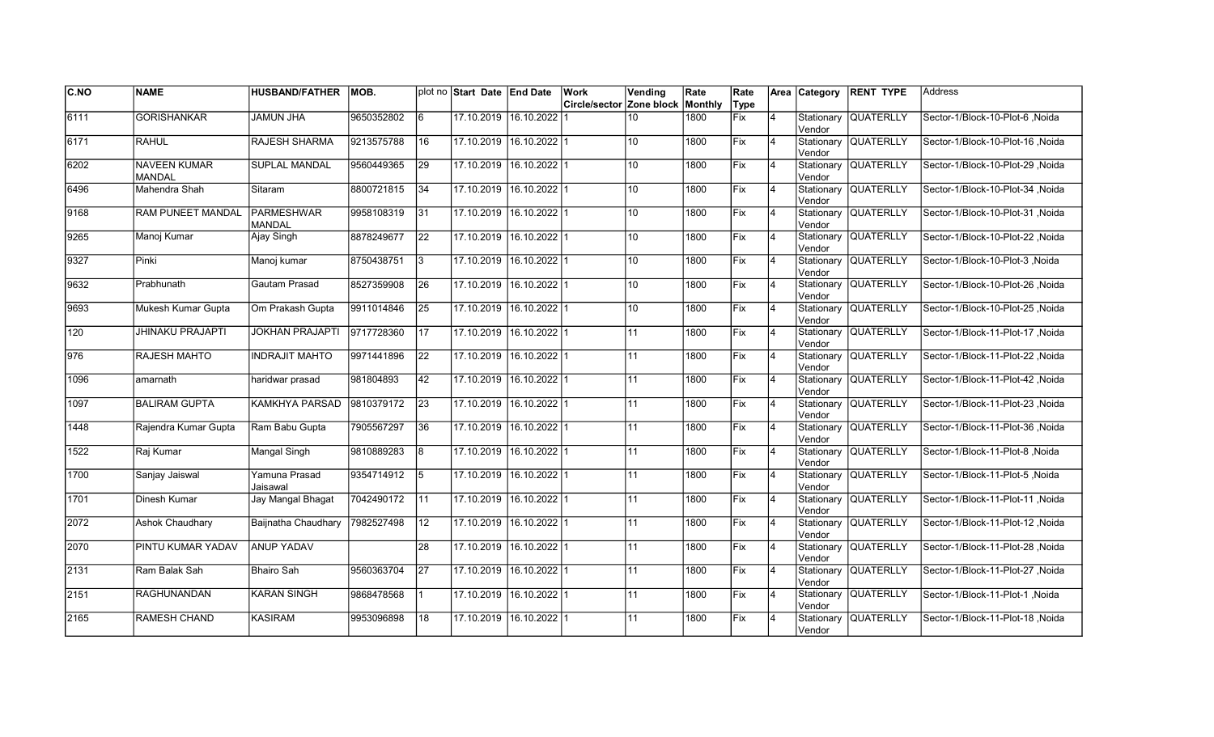| C.NO | NAME | HUSBAND/FATHER | MOB. | plot no | Start Date | End Date | Work Circle/sector | Vending Zone block | Rate Monthly | Rate Type | Area | Category | RENT TYPE | Address |
|---|---|---|---|---|---|---|---|---|---|---|---|---|---|---|
| 6111 | GORISHANKAR | JAMUN JHA | 9650352802 | 6 | 17.10.2019 | 16.10.2022 | 1 | 10 | 1800 | Fix | 4 | Stationary Vendor | QUATERLLY | Sector-1/Block-10-Plot-6 ,Noida |
| 6171 | RAHUL | RAJESH SHARMA | 9213575788 | 16 | 17.10.2019 | 16.10.2022 | 1 | 10 | 1800 | Fix | 4 | Stationary Vendor | QUATERLLY | Sector-1/Block-10-Plot-16 ,Noida |
| 6202 | NAVEEN KUMAR MANDAL | SUPLAL MANDAL | 9560449365 | 29 | 17.10.2019 | 16.10.2022 | 1 | 10 | 1800 | Fix | 4 | Stationary Vendor | QUATERLLY | Sector-1/Block-10-Plot-29 ,Noida |
| 6496 | Mahendra Shah | Sitaram | 8800721815 | 34 | 17.10.2019 | 16.10.2022 | 1 | 10 | 1800 | Fix | 4 | Stationary Vendor | QUATERLLY | Sector-1/Block-10-Plot-34 ,Noida |
| 9168 | RAM PUNEET MANDAL | PARMESHWAR MANDAL | 9958108319 | 31 | 17.10.2019 | 16.10.2022 | 1 | 10 | 1800 | Fix | 4 | Stationary Vendor | QUATERLLY | Sector-1/Block-10-Plot-31 ,Noida |
| 9265 | Manoj Kumar | Ajay Singh | 8878249677 | 22 | 17.10.2019 | 16.10.2022 | 1 | 10 | 1800 | Fix | 4 | Stationary Vendor | QUATERLLY | Sector-1/Block-10-Plot-22 ,Noida |
| 9327 | Pinki | Manoj kumar | 8750438751 | 3 | 17.10.2019 | 16.10.2022 | 1 | 10 | 1800 | Fix | 4 | Stationary Vendor | QUATERLLY | Sector-1/Block-10-Plot-3 ,Noida |
| 9632 | Prabhunath | Gautam Prasad | 8527359908 | 26 | 17.10.2019 | 16.10.2022 | 1 | 10 | 1800 | Fix | 4 | Stationary Vendor | QUATERLLY | Sector-1/Block-10-Plot-26 ,Noida |
| 9693 | Mukesh Kumar Gupta | Om Prakash Gupta | 9911014846 | 25 | 17.10.2019 | 16.10.2022 | 1 | 10 | 1800 | Fix | 4 | Stationary Vendor | QUATERLLY | Sector-1/Block-10-Plot-25 ,Noida |
| 120 | JHINAKU PRAJAPTI | JOKHAN PRAJAPTI | 9717728360 | 17 | 17.10.2019 | 16.10.2022 | 1 | 11 | 1800 | Fix | 4 | Stationary Vendor | QUATERLLY | Sector-1/Block-11-Plot-17 ,Noida |
| 976 | RAJESH MAHTO | INDRAJIT MAHTO | 9971441896 | 22 | 17.10.2019 | 16.10.2022 | 1 | 11 | 1800 | Fix | 4 | Stationary Vendor | QUATERLLY | Sector-1/Block-11-Plot-22 ,Noida |
| 1096 | amarnath | haridwar prasad | 981804893 | 42 | 17.10.2019 | 16.10.2022 | 1 | 11 | 1800 | Fix | 4 | Stationary Vendor | QUATERLLY | Sector-1/Block-11-Plot-42 ,Noida |
| 1097 | BALIRAM GUPTA | KAMKHYA PARSAD | 9810379172 | 23 | 17.10.2019 | 16.10.2022 | 1 | 11 | 1800 | Fix | 4 | Stationary Vendor | QUATERLLY | Sector-1/Block-11-Plot-23 ,Noida |
| 1448 | Rajendra Kumar Gupta | Ram Babu Gupta | 7905567297 | 36 | 17.10.2019 | 16.10.2022 | 1 | 11 | 1800 | Fix | 4 | Stationary Vendor | QUATERLLY | Sector-1/Block-11-Plot-36 ,Noida |
| 1522 | Raj Kumar | Mangal Singh | 9810889283 | 8 | 17.10.2019 | 16.10.2022 | 1 | 11 | 1800 | Fix | 4 | Stationary Vendor | QUATERLLY | Sector-1/Block-11-Plot-8 ,Noida |
| 1700 | Sanjay Jaiswal | Yamuna Prasad Jaisawal | 9354714912 | 5 | 17.10.2019 | 16.10.2022 | 1 | 11 | 1800 | Fix | 4 | Stationary Vendor | QUATERLLY | Sector-1/Block-11-Plot-5 ,Noida |
| 1701 | Dinesh Kumar | Jay Mangal Bhagat | 7042490172 | 11 | 17.10.2019 | 16.10.2022 | 1 | 11 | 1800 | Fix | 4 | Stationary Vendor | QUATERLLY | Sector-1/Block-11-Plot-11 ,Noida |
| 2072 | Ashok Chaudhary | Baijnatha Chaudhary | 7982527498 | 12 | 17.10.2019 | 16.10.2022 | 1 | 11 | 1800 | Fix | 4 | Stationary Vendor | QUATERLLY | Sector-1/Block-11-Plot-12 ,Noida |
| 2070 | PINTU KUMAR YADAV | ANUP YADAV | | 28 | 17.10.2019 | 16.10.2022 | 1 | 11 | 1800 | Fix | 4 | Stationary Vendor | QUATERLLY | Sector-1/Block-11-Plot-28 ,Noida |
| 2131 | Ram Balak Sah | Bhairo Sah | 9560363704 | 27 | 17.10.2019 | 16.10.2022 | 1 | 11 | 1800 | Fix | 4 | Stationary Vendor | QUATERLLY | Sector-1/Block-11-Plot-27 ,Noida |
| 2151 | RAGHUNANDAN | KARAN SINGH | 9868478568 | 1 | 17.10.2019 | 16.10.2022 | 1 | 11 | 1800 | Fix | 4 | Stationary Vendor | QUATERLLY | Sector-1/Block-11-Plot-1 ,Noida |
| 2165 | RAMESH CHAND | KASIRAM | 9953096898 | 18 | 17.10.2019 | 16.10.2022 | 1 | 11 | 1800 | Fix | 4 | Stationary Vendor | QUATERLLY | Sector-1/Block-11-Plot-18 ,Noida |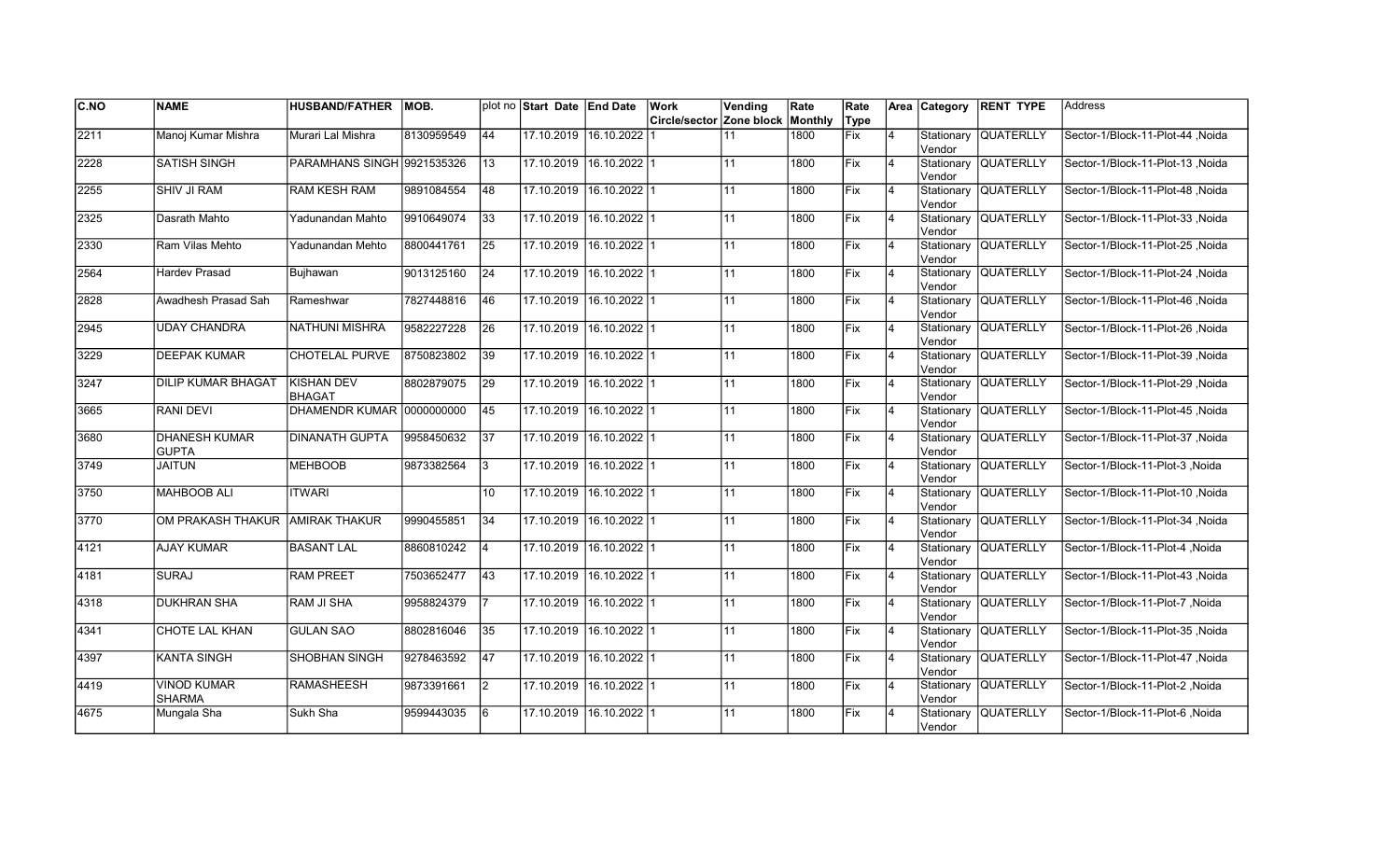| C.NO | NAME | HUSBAND/FATHER | MOB. | plot no | Start Date | End Date | Work Circle/sector | Vending Zone block | Rate Monthly | Rate Type | Area | Category | RENT TYPE | Address |
|---|---|---|---|---|---|---|---|---|---|---|---|---|---|---|
| 2211 | Manoj Kumar Mishra | Murari Lal Mishra | 8130959549 | 44 | 17.10.2019 | 16.10.2022 | 1 | 11 | 1800 | Fix | 4 | Stationary Vendor | QUATERLLY | Sector-1/Block-11-Plot-44 ,Noida |
| 2228 | SATISH SINGH | PARAMHANS SINGH | 9921535326 | 13 | 17.10.2019 | 16.10.2022 | 1 | 11 | 1800 | Fix | 4 | Stationary Vendor | QUATERLLY | Sector-1/Block-11-Plot-13 ,Noida |
| 2255 | SHIV JI RAM | RAM KESH RAM | 9891084554 | 48 | 17.10.2019 | 16.10.2022 | 1 | 11 | 1800 | Fix | 4 | Stationary Vendor | QUATERLLY | Sector-1/Block-11-Plot-48 ,Noida |
| 2325 | Dasrath Mahto | Yadunandan Mahto | 9910649074 | 33 | 17.10.2019 | 16.10.2022 | 1 | 11 | 1800 | Fix | 4 | Stationary Vendor | QUATERLLY | Sector-1/Block-11-Plot-33 ,Noida |
| 2330 | Ram Vilas Mehto | Yadunandan Mehto | 8800441761 | 25 | 17.10.2019 | 16.10.2022 | 1 | 11 | 1800 | Fix | 4 | Stationary Vendor | QUATERLLY | Sector-1/Block-11-Plot-25 ,Noida |
| 2564 | Hardev Prasad | Bujhawan | 9013125160 | 24 | 17.10.2019 | 16.10.2022 | 1 | 11 | 1800 | Fix | 4 | Stationary Vendor | QUATERLLY | Sector-1/Block-11-Plot-24 ,Noida |
| 2828 | Awadhesh Prasad Sah | Rameshwar | 7827448816 | 46 | 17.10.2019 | 16.10.2022 | 1 | 11 | 1800 | Fix | 4 | Stationary Vendor | QUATERLLY | Sector-1/Block-11-Plot-46 ,Noida |
| 2945 | UDAY CHANDRA | NATHUNI MISHRA | 9582227228 | 26 | 17.10.2019 | 16.10.2022 | 1 | 11 | 1800 | Fix | 4 | Stationary Vendor | QUATERLLY | Sector-1/Block-11-Plot-26 ,Noida |
| 3229 | DEEPAK KUMAR | CHOTELAL PURVE | 8750823802 | 39 | 17.10.2019 | 16.10.2022 | 1 | 11 | 1800 | Fix | 4 | Stationary Vendor | QUATERLLY | Sector-1/Block-11-Plot-39 ,Noida |
| 3247 | DILIP KUMAR BHAGAT | KISHAN DEV BHAGAT | 8802879075 | 29 | 17.10.2019 | 16.10.2022 | 1 | 11 | 1800 | Fix | 4 | Stationary Vendor | QUATERLLY | Sector-1/Block-11-Plot-29 ,Noida |
| 3665 | RANI DEVI | DHAMENDR KUMAR | 0000000000 | 45 | 17.10.2019 | 16.10.2022 | 1 | 11 | 1800 | Fix | 4 | Stationary Vendor | QUATERLLY | Sector-1/Block-11-Plot-45 ,Noida |
| 3680 | DHANESH KUMAR GUPTA | DINANATH GUPTA | 9958450632 | 37 | 17.10.2019 | 16.10.2022 | 1 | 11 | 1800 | Fix | 4 | Stationary Vendor | QUATERLLY | Sector-1/Block-11-Plot-37 ,Noida |
| 3749 | JAITUN | MEHBOOB | 9873382564 | 3 | 17.10.2019 | 16.10.2022 | 1 | 11 | 1800 | Fix | 4 | Stationary Vendor | QUATERLLY | Sector-1/Block-11-Plot-3 ,Noida |
| 3750 | MAHBOOB ALI | ITWARI | | 10 | 17.10.2019 | 16.10.2022 | 1 | 11 | 1800 | Fix | 4 | Stationary Vendor | QUATERLLY | Sector-1/Block-11-Plot-10 ,Noida |
| 3770 | OM PRAKASH THAKUR | AMIRAK THAKUR | 9990455851 | 34 | 17.10.2019 | 16.10.2022 | 1 | 11 | 1800 | Fix | 4 | Stationary Vendor | QUATERLLY | Sector-1/Block-11-Plot-34 ,Noida |
| 4121 | AJAY KUMAR | BASANT LAL | 8860810242 | 4 | 17.10.2019 | 16.10.2022 | 1 | 11 | 1800 | Fix | 4 | Stationary Vendor | QUATERLLY | Sector-1/Block-11-Plot-4 ,Noida |
| 4181 | SURAJ | RAM PREET | 7503652477 | 43 | 17.10.2019 | 16.10.2022 | 1 | 11 | 1800 | Fix | 4 | Stationary Vendor | QUATERLLY | Sector-1/Block-11-Plot-43 ,Noida |
| 4318 | DUKHRAN SHA | RAM JI SHA | 9958824379 | 7 | 17.10.2019 | 16.10.2022 | 1 | 11 | 1800 | Fix | 4 | Stationary Vendor | QUATERLLY | Sector-1/Block-11-Plot-7 ,Noida |
| 4341 | CHOTE LAL KHAN | GULAN SAO | 8802816046 | 35 | 17.10.2019 | 16.10.2022 | 1 | 11 | 1800 | Fix | 4 | Stationary Vendor | QUATERLLY | Sector-1/Block-11-Plot-35 ,Noida |
| 4397 | KANTA SINGH | SHOBHAN SINGH | 9278463592 | 47 | 17.10.2019 | 16.10.2022 | 1 | 11 | 1800 | Fix | 4 | Stationary Vendor | QUATERLLY | Sector-1/Block-11-Plot-47 ,Noida |
| 4419 | VINOD KUMAR SHARMA | RAMASHEESH | 9873391661 | 2 | 17.10.2019 | 16.10.2022 | 1 | 11 | 1800 | Fix | 4 | Stationary Vendor | QUATERLLY | Sector-1/Block-11-Plot-2 ,Noida |
| 4675 | Mungala Sha | Sukh Sha | 9599443035 | 6 | 17.10.2019 | 16.10.2022 | 1 | 11 | 1800 | Fix | 4 | Stationary Vendor | QUATERLLY | Sector-1/Block-11-Plot-6 ,Noida |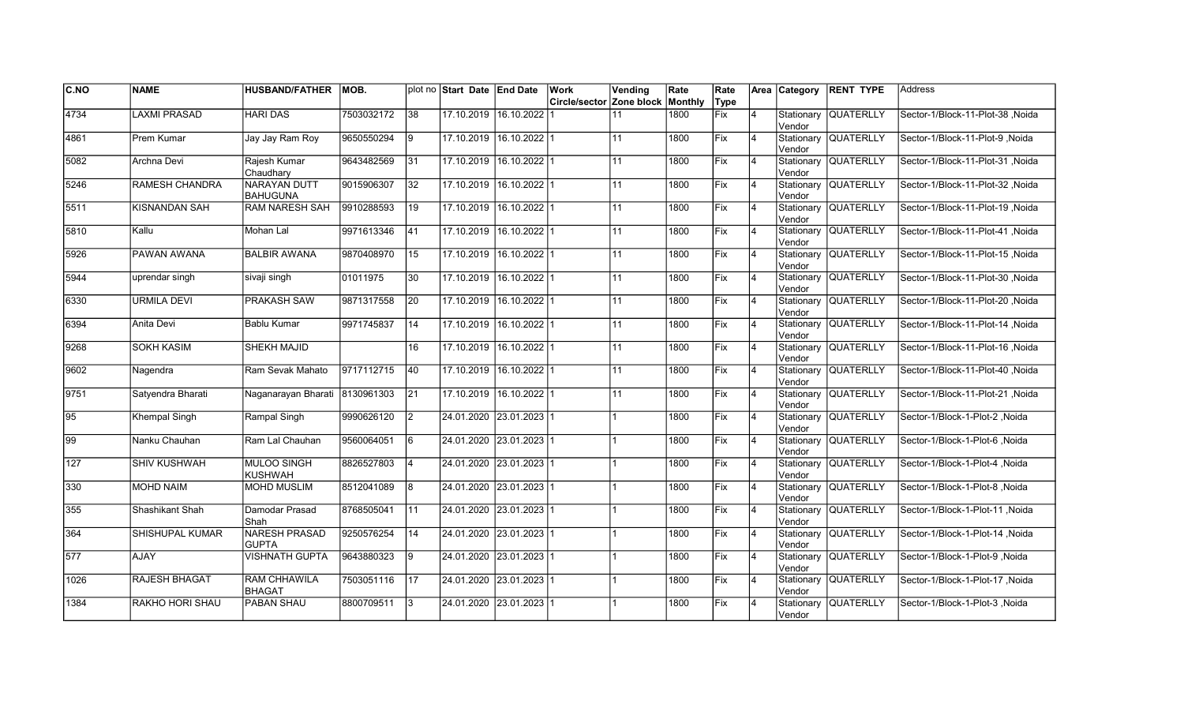| C.NO | NAME | HUSBAND/FATHER | MOB. | plot no | Start Date | End Date | Work Circle/sector | Vending Zone block | Rate Monthly | Rate Type | Area | Category | RENT TYPE | Address |
|---|---|---|---|---|---|---|---|---|---|---|---|---|---|---|
| 4734 | LAXMI PRASAD | HARI DAS | 7503032172 | 38 | 17.10.2019 | 16.10.2022 | 1 | 11 | 1800 | Fix | 4 | Stationary Vendor | QUATERLLY | Sector-1/Block-11-Plot-38 ,Noida |
| 4861 | Prem Kumar | Jay Jay Ram Roy | 9650550294 | 9 | 17.10.2019 | 16.10.2022 | 1 | 11 | 1800 | Fix | 4 | Stationary Vendor | QUATERLLY | Sector-1/Block-11-Plot-9 ,Noida |
| 5082 | Archna Devi | Rajesh Kumar Chaudhary | 9643482569 | 31 | 17.10.2019 | 16.10.2022 | 1 | 11 | 1800 | Fix | 4 | Stationary Vendor | QUATERLLY | Sector-1/Block-11-Plot-31 ,Noida |
| 5246 | RAMESH CHANDRA | NARAYAN DUTT BAHUGUNA | 9015906307 | 32 | 17.10.2019 | 16.10.2022 | 1 | 11 | 1800 | Fix | 4 | Stationary Vendor | QUATERLLY | Sector-1/Block-11-Plot-32 ,Noida |
| 5511 | KISNANDAN SAH | RAM NARESH SAH | 9910288593 | 19 | 17.10.2019 | 16.10.2022 | 1 | 11 | 1800 | Fix | 4 | Stationary Vendor | QUATERLLY | Sector-1/Block-11-Plot-19 ,Noida |
| 5810 | Kallu | Mohan Lal | 9971613346 | 41 | 17.10.2019 | 16.10.2022 | 1 | 11 | 1800 | Fix | 4 | Stationary Vendor | QUATERLLY | Sector-1/Block-11-Plot-41 ,Noida |
| 5926 | PAWAN AWANA | BALBIR AWANA | 9870408970 | 15 | 17.10.2019 | 16.10.2022 | 1 | 11 | 1800 | Fix | 4 | Stationary Vendor | QUATERLLY | Sector-1/Block-11-Plot-15 ,Noida |
| 5944 | uprendar singh | sivaji singh | 01011975 | 30 | 17.10.2019 | 16.10.2022 | 1 | 11 | 1800 | Fix | 4 | Stationary Vendor | QUATERLLY | Sector-1/Block-11-Plot-30 ,Noida |
| 6330 | URMILA DEVI | PRAKASH SAW | 9871317558 | 20 | 17.10.2019 | 16.10.2022 | 1 | 11 | 1800 | Fix | 4 | Stationary Vendor | QUATERLLY | Sector-1/Block-11-Plot-20 ,Noida |
| 6394 | Anita Devi | Bablu Kumar | 9971745837 | 14 | 17.10.2019 | 16.10.2022 | 1 | 11 | 1800 | Fix | 4 | Stationary Vendor | QUATERLLY | Sector-1/Block-11-Plot-14 ,Noida |
| 9268 | SOKH KASIM | SHEKH MAJID | | 16 | 17.10.2019 | 16.10.2022 | 1 | 11 | 1800 | Fix | 4 | Stationary Vendor | QUATERLLY | Sector-1/Block-11-Plot-16 ,Noida |
| 9602 | Nagendra | Ram Sevak Mahato | 9717112715 | 40 | 17.10.2019 | 16.10.2022 | 1 | 11 | 1800 | Fix | 4 | Stationary Vendor | QUATERLLY | Sector-1/Block-11-Plot-40 ,Noida |
| 9751 | Satyendra Bharati | Naganarayan Bharati | 8130961303 | 21 | 17.10.2019 | 16.10.2022 | 1 | 11 | 1800 | Fix | 4 | Stationary Vendor | QUATERLLY | Sector-1/Block-11-Plot-21 ,Noida |
| 95 | Khempal Singh | Rampal Singh | 9990626120 | 2 | 24.01.2020 | 23.01.2023 | 1 | 1 | 1800 | Fix | 4 | Stationary Vendor | QUATERLLY | Sector-1/Block-1-Plot-2 ,Noida |
| 99 | Nanku Chauhan | Ram Lal Chauhan | 9560064051 | 6 | 24.01.2020 | 23.01.2023 | 1 | 1 | 1800 | Fix | 4 | Stationary Vendor | QUATERLLY | Sector-1/Block-1-Plot-6 ,Noida |
| 127 | SHIV KUSHWAH | MULOO SINGH KUSHWAH | 8826527803 | 4 | 24.01.2020 | 23.01.2023 | 1 | 1 | 1800 | Fix | 4 | Stationary Vendor | QUATERLLY | Sector-1/Block-1-Plot-4 ,Noida |
| 330 | MOHD NAIM | MOHD MUSLIM | 8512041089 | 8 | 24.01.2020 | 23.01.2023 | 1 | 1 | 1800 | Fix | 4 | Stationary Vendor | QUATERLLY | Sector-1/Block-1-Plot-8 ,Noida |
| 355 | Shashikant Shah | Damodar Prasad Shah | 8768505041 | 11 | 24.01.2020 | 23.01.2023 | 1 | 1 | 1800 | Fix | 4 | Stationary Vendor | QUATERLLY | Sector-1/Block-1-Plot-11 ,Noida |
| 364 | SHISHUPAL KUMAR | NARESH PRASAD GUPTA | 9250576254 | 14 | 24.01.2020 | 23.01.2023 | 1 | 1 | 1800 | Fix | 4 | Stationary Vendor | QUATERLLY | Sector-1/Block-1-Plot-14 ,Noida |
| 577 | AJAY | VISHNATH GUPTA | 9643880323 | 9 | 24.01.2020 | 23.01.2023 | 1 | 1 | 1800 | Fix | 4 | Stationary Vendor | QUATERLLY | Sector-1/Block-1-Plot-9 ,Noida |
| 1026 | RAJESH BHAGAT | RAM CHHAWILA BHAGAT | 7503051116 | 17 | 24.01.2020 | 23.01.2023 | 1 | 1 | 1800 | Fix | 4 | Stationary Vendor | QUATERLLY | Sector-1/Block-1-Plot-17 ,Noida |
| 1384 | RAKHO HORI SHAU | PABAN SHAU | 8800709511 | 3 | 24.01.2020 | 23.01.2023 | 1 | 1 | 1800 | Fix | 4 | Stationary Vendor | QUATERLLY | Sector-1/Block-1-Plot-3 ,Noida |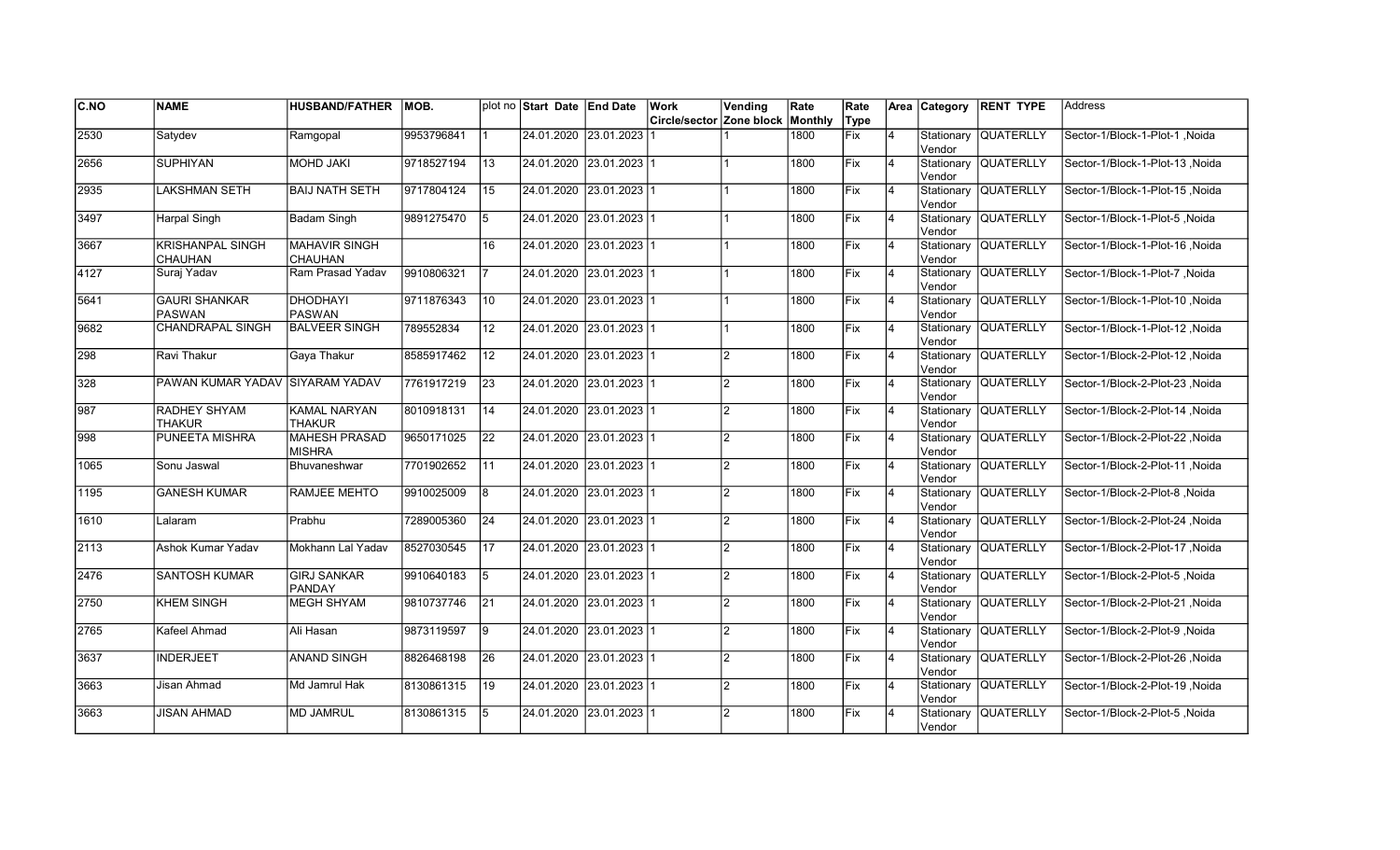| C.NO | NAME | HUSBAND/FATHER | MOB. | plot no | Start Date | End Date | Work Circle/sector | Vending Zone block | Rate Monthly | Rate Type | Area | Category | RENT TYPE | Address |
|---|---|---|---|---|---|---|---|---|---|---|---|---|---|---|
| 2530 | Satydev | Ramgopal | 9953796841 | 1 | 24.01.2020 | 23.01.2023 | 1 | 1 | 1800 | Fix | 4 | Stationary Vendor | QUATERLLY | Sector-1/Block-1-Plot-1 ,Noida |
| 2656 | SUPHIYAN | MOHD JAKI | 9718527194 | 13 | 24.01.2020 | 23.01.2023 | 1 | 1 | 1800 | Fix | 4 | Stationary Vendor | QUATERLLY | Sector-1/Block-1-Plot-13 ,Noida |
| 2935 | LAKSHMAN SETH | BAIJ NATH SETH | 9717804124 | 15 | 24.01.2020 | 23.01.2023 | 1 | 1 | 1800 | Fix | 4 | Stationary Vendor | QUATERLLY | Sector-1/Block-1-Plot-15 ,Noida |
| 3497 | Harpal Singh | Badam Singh | 9891275470 | 5 | 24.01.2020 | 23.01.2023 | 1 | 1 | 1800 | Fix | 4 | Stationary Vendor | QUATERLLY | Sector-1/Block-1-Plot-5 ,Noida |
| 3667 | KRISHANPAL SINGH CHAUHAN | MAHAVIR SINGH CHAUHAN | | 16 | 24.01.2020 | 23.01.2023 | 1 | 1 | 1800 | Fix | 4 | Stationary Vendor | QUATERLLY | Sector-1/Block-1-Plot-16 ,Noida |
| 4127 | Suraj Yadav | Ram Prasad Yadav | 9910806321 | 7 | 24.01.2020 | 23.01.2023 | 1 | 1 | 1800 | Fix | 4 | Stationary Vendor | QUATERLLY | Sector-1/Block-1-Plot-7 ,Noida |
| 5641 | GAURI SHANKAR PASWAN | DHODHAYI PASWAN | 9711876343 | 10 | 24.01.2020 | 23.01.2023 | 1 | 1 | 1800 | Fix | 4 | Stationary Vendor | QUATERLLY | Sector-1/Block-1-Plot-10 ,Noida |
| 9682 | CHANDRAPAL SINGH | BALVEER SINGH | 789552834 | 12 | 24.01.2020 | 23.01.2023 | 1 | 1 | 1800 | Fix | 4 | Stationary Vendor | QUATERLLY | Sector-1/Block-1-Plot-12 ,Noida |
| 298 | Ravi Thakur | Gaya Thakur | 8585917462 | 12 | 24.01.2020 | 23.01.2023 | 1 | 2 | 1800 | Fix | 4 | Stationary Vendor | QUATERLLY | Sector-1/Block-2-Plot-12 ,Noida |
| 328 | PAWAN KUMAR YADAV | SIYARAM YADAV | 7761917219 | 23 | 24.01.2020 | 23.01.2023 | 1 | 2 | 1800 | Fix | 4 | Stationary Vendor | QUATERLLY | Sector-1/Block-2-Plot-23 ,Noida |
| 987 | RADHEY SHYAM THAKUR | KAMAL NARYAN THAKUR | 8010918131 | 14 | 24.01.2020 | 23.01.2023 | 1 | 2 | 1800 | Fix | 4 | Stationary Vendor | QUATERLLY | Sector-1/Block-2-Plot-14 ,Noida |
| 998 | PUNEETA MISHRA | MAHESH PRASAD MISHRA | 9650171025 | 22 | 24.01.2020 | 23.01.2023 | 1 | 2 | 1800 | Fix | 4 | Stationary Vendor | QUATERLLY | Sector-1/Block-2-Plot-22 ,Noida |
| 1065 | Sonu Jaswal | Bhuvaneshwar | 7701902652 | 11 | 24.01.2020 | 23.01.2023 | 1 | 2 | 1800 | Fix | 4 | Stationary Vendor | QUATERLLY | Sector-1/Block-2-Plot-11 ,Noida |
| 1195 | GANESH KUMAR | RAMJEE MEHTO | 9910025009 | 8 | 24.01.2020 | 23.01.2023 | 1 | 2 | 1800 | Fix | 4 | Stationary Vendor | QUATERLLY | Sector-1/Block-2-Plot-8 ,Noida |
| 1610 | Lalaram | Prabhu | 7289005360 | 24 | 24.01.2020 | 23.01.2023 | 1 | 2 | 1800 | Fix | 4 | Stationary Vendor | QUATERLLY | Sector-1/Block-2-Plot-24 ,Noida |
| 2113 | Ashok Kumar Yadav | Mokhann Lal Yadav | 8527030545 | 17 | 24.01.2020 | 23.01.2023 | 1 | 2 | 1800 | Fix | 4 | Stationary Vendor | QUATERLLY | Sector-1/Block-2-Plot-17 ,Noida |
| 2476 | SANTOSH KUMAR | GIRJ SANKAR PANDAY | 9910640183 | 5 | 24.01.2020 | 23.01.2023 | 1 | 2 | 1800 | Fix | 4 | Stationary Vendor | QUATERLLY | Sector-1/Block-2-Plot-5 ,Noida |
| 2750 | KHEM SINGH | MEGH SHYAM | 9810737746 | 21 | 24.01.2020 | 23.01.2023 | 1 | 2 | 1800 | Fix | 4 | Stationary Vendor | QUATERLLY | Sector-1/Block-2-Plot-21 ,Noida |
| 2765 | Kafeel Ahmad | Ali Hasan | 9873119597 | 9 | 24.01.2020 | 23.01.2023 | 1 | 2 | 1800 | Fix | 4 | Stationary Vendor | QUATERLLY | Sector-1/Block-2-Plot-9 ,Noida |
| 3637 | INDERJEET | ANAND SINGH | 8826468198 | 26 | 24.01.2020 | 23.01.2023 | 1 | 2 | 1800 | Fix | 4 | Stationary Vendor | QUATERLLY | Sector-1/Block-2-Plot-26 ,Noida |
| 3663 | Jisan Ahmad | Md Jamrul Hak | 8130861315 | 19 | 24.01.2020 | 23.01.2023 | 1 | 2 | 1800 | Fix | 4 | Stationary Vendor | QUATERLLY | Sector-1/Block-2-Plot-19 ,Noida |
| 3663 | JISAN AHMAD | MD JAMRUL | 8130861315 | 5 | 24.01.2020 | 23.01.2023 | 1 | 2 | 1800 | Fix | 4 | Stationary Vendor | QUATERLLY | Sector-1/Block-2-Plot-5 ,Noida |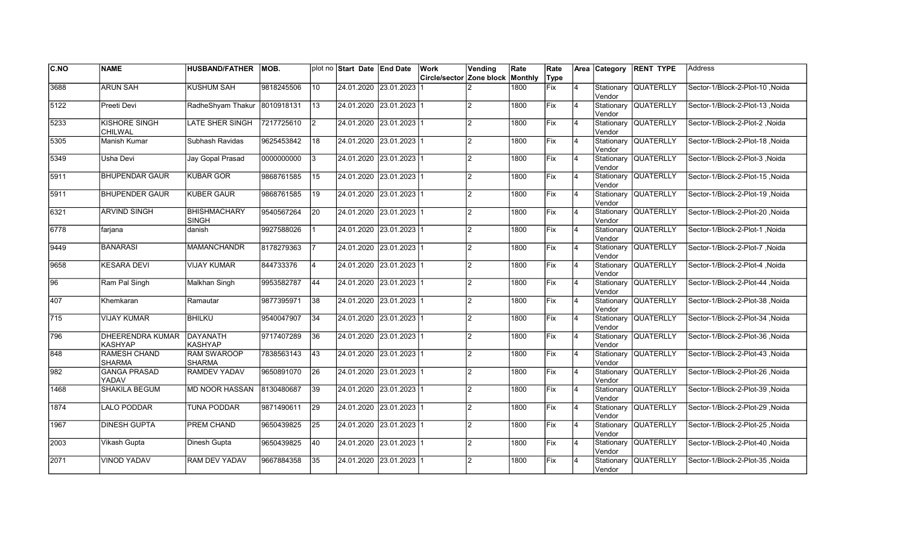| C.NO | NAME | HUSBAND/FATHER | MOB. | plot no | Start Date | End Date | Work Circle/sector | Vending Zone block | Rate Monthly | Rate Type | Area | Category | RENT TYPE | Address |
|---|---|---|---|---|---|---|---|---|---|---|---|---|---|---|
| 3688 | ARUN SAH | KUSHUM SAH | 9818245506 | 10 | 24.01.2020 | 23.01.2023 | 1 | 2 | 1800 | Fix | 4 | Stationary Vendor | QUATERLLY | Sector-1/Block-2-Plot-10 ,Noida |
| 5122 | Preeti Devi | RadheShyam Thakur | 8010918131 | 13 | 24.01.2020 | 23.01.2023 | 1 | 2 | 1800 | Fix | 4 | Stationary Vendor | QUATERLLY | Sector-1/Block-2-Plot-13 ,Noida |
| 5233 | KISHORE SINGH CHILWAL | LATE SHER SINGH | 7217725610 | 2 | 24.01.2020 | 23.01.2023 | 1 | 2 | 1800 | Fix | 4 | Stationary Vendor | QUATERLLY | Sector-1/Block-2-Plot-2 ,Noida |
| 5305 | Manish Kumar | Subhash Ravidas | 9625453842 | 18 | 24.01.2020 | 23.01.2023 | 1 | 2 | 1800 | Fix | 4 | Stationary Vendor | QUATERLLY | Sector-1/Block-2-Plot-18 ,Noida |
| 5349 | Usha Devi | Jay Gopal Prasad | 0000000000 | 3 | 24.01.2020 | 23.01.2023 | 1 | 2 | 1800 | Fix | 4 | Stationary Vendor | QUATERLLY | Sector-1/Block-2-Plot-3 ,Noida |
| 5911 | BHUPENDAR GAUR | KUBAR GOR | 9868761585 | 15 | 24.01.2020 | 23.01.2023 | 1 | 2 | 1800 | Fix | 4 | Stationary Vendor | QUATERLLY | Sector-1/Block-2-Plot-15 ,Noida |
| 5911 | BHUPENDER GAUR | KUBER GAUR | 9868761585 | 19 | 24.01.2020 | 23.01.2023 | 1 | 2 | 1800 | Fix | 4 | Stationary Vendor | QUATERLLY | Sector-1/Block-2-Plot-19 ,Noida |
| 6321 | ARVIND SINGH | BHISHMACHARY SINGH | 9540567264 | 20 | 24.01.2020 | 23.01.2023 | 1 | 2 | 1800 | Fix | 4 | Stationary Vendor | QUATERLLY | Sector-1/Block-2-Plot-20 ,Noida |
| 6778 | farjana | danish | 9927588026 | 1 | 24.01.2020 | 23.01.2023 | 1 | 2 | 1800 | Fix | 4 | Stationary Vendor | QUATERLLY | Sector-1/Block-2-Plot-1 ,Noida |
| 9449 | BANARASI | MAMANCHANDR | 8178279363 | 7 | 24.01.2020 | 23.01.2023 | 1 | 2 | 1800 | Fix | 4 | Stationary Vendor | QUATERLLY | Sector-1/Block-2-Plot-7 ,Noida |
| 9658 | KESARA DEVI | VIJAY KUMAR | 844733376 | 4 | 24.01.2020 | 23.01.2023 | 1 | 2 | 1800 | Fix | 4 | Stationary Vendor | QUATERLLY | Sector-1/Block-2-Plot-4 ,Noida |
| 96 | Ram Pal Singh | Malkhan Singh | 9953582787 | 44 | 24.01.2020 | 23.01.2023 | 1 | 2 | 1800 | Fix | 4 | Stationary Vendor | QUATERLLY | Sector-1/Block-2-Plot-44 ,Noida |
| 407 | Khemkaran | Ramautar | 9877395971 | 38 | 24.01.2020 | 23.01.2023 | 1 | 2 | 1800 | Fix | 4 | Stationary Vendor | QUATERLLY | Sector-1/Block-2-Plot-38 ,Noida |
| 715 | VIJAY KUMAR | BHILKU | 9540047907 | 34 | 24.01.2020 | 23.01.2023 | 1 | 2 | 1800 | Fix | 4 | Stationary Vendor | QUATERLLY | Sector-1/Block-2-Plot-34 ,Noida |
| 796 | DHEERENDRA KUMAR KASHYAP | DAYANATH KASHYAP | 9717407289 | 36 | 24.01.2020 | 23.01.2023 | 1 | 2 | 1800 | Fix | 4 | Stationary Vendor | QUATERLLY | Sector-1/Block-2-Plot-36 ,Noida |
| 848 | RAMESH CHAND SHARMA | RAM SWAROOP SHARMA | 7838563143 | 43 | 24.01.2020 | 23.01.2023 | 1 | 2 | 1800 | Fix | 4 | Stationary Vendor | QUATERLLY | Sector-1/Block-2-Plot-43 ,Noida |
| 982 | GANGA PRASAD YADAV | RAMDEV YADAV | 9650891070 | 26 | 24.01.2020 | 23.01.2023 | 1 | 2 | 1800 | Fix | 4 | Stationary Vendor | QUATERLLY | Sector-1/Block-2-Plot-26 ,Noida |
| 1468 | SHAKILA BEGUM | MD NOOR HASSAN | 8130480687 | 39 | 24.01.2020 | 23.01.2023 | 1 | 2 | 1800 | Fix | 4 | Stationary Vendor | QUATERLLY | Sector-1/Block-2-Plot-39 ,Noida |
| 1874 | LALO PODDAR | TUNA PODDAR | 9871490611 | 29 | 24.01.2020 | 23.01.2023 | 1 | 2 | 1800 | Fix | 4 | Stationary Vendor | QUATERLLY | Sector-1/Block-2-Plot-29 ,Noida |
| 1967 | DINESH GUPTA | PREM CHAND | 9650439825 | 25 | 24.01.2020 | 23.01.2023 | 1 | 2 | 1800 | Fix | 4 | Stationary Vendor | QUATERLLY | Sector-1/Block-2-Plot-25 ,Noida |
| 2003 | Vikash Gupta | Dinesh Gupta | 9650439825 | 40 | 24.01.2020 | 23.01.2023 | 1 | 2 | 1800 | Fix | 4 | Stationary Vendor | QUATERLLY | Sector-1/Block-2-Plot-40 ,Noida |
| 2071 | VINOD YADAV | RAM DEV YADAV | 9667884358 | 35 | 24.01.2020 | 23.01.2023 | 1 | 2 | 1800 | Fix | 4 | Stationary Vendor | QUATERLLY | Sector-1/Block-2-Plot-35 ,Noida |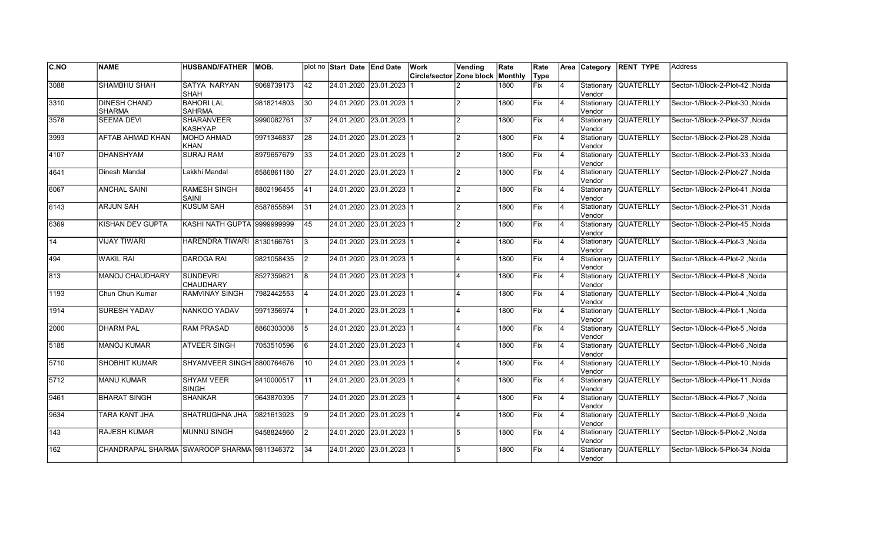| C.NO | NAME | HUSBAND/FATHER | MOB. | plot no | Start Date | End Date | Work Circle/sector | Vending Zone block | Rate Monthly | Rate Type | Area | Category | RENT TYPE | Address |
|---|---|---|---|---|---|---|---|---|---|---|---|---|---|---|
| 3088 | SHAMBHU SHAH | SATYA NARYAN SHAH | 9069739173 | 42 | 24.01.2020 | 23.01.2023 | 1 | 2 | 1800 | Fix | 4 | Stationary Vendor | QUATERLLY | Sector-1/Block-2-Plot-42 ,Noida |
| 3310 | DINESH CHAND SHARMA | BAHORI LAL SAHRMA | 9818214803 | 30 | 24.01.2020 | 23.01.2023 | 1 | 2 | 1800 | Fix | 4 | Stationary Vendor | QUATERLLY | Sector-1/Block-2-Plot-30 ,Noida |
| 3578 | SEEMA DEVI | SHARANVEER KASHYAP | 9990082761 | 37 | 24.01.2020 | 23.01.2023 | 1 | 2 | 1800 | Fix | 4 | Stationary Vendor | QUATERLLY | Sector-1/Block-2-Plot-37 ,Noida |
| 3993 | AFTAB AHMAD KHAN | MOHD AHMAD KHAN | 9971346837 | 28 | 24.01.2020 | 23.01.2023 | 1 | 2 | 1800 | Fix | 4 | Stationary Vendor | QUATERLLY | Sector-1/Block-2-Plot-28 ,Noida |
| 4107 | DHANSHYAM | SURAJ RAM | 8979657679 | 33 | 24.01.2020 | 23.01.2023 | 1 | 2 | 1800 | Fix | 4 | Stationary Vendor | QUATERLLY | Sector-1/Block-2-Plot-33 ,Noida |
| 4641 | Dinesh Mandal | Lakkhi Mandal | 8586861180 | 27 | 24.01.2020 | 23.01.2023 | 1 | 2 | 1800 | Fix | 4 | Stationary Vendor | QUATERLLY | Sector-1/Block-2-Plot-27 ,Noida |
| 6067 | ANCHAL SAINI | RAMESH SINGH SAINI | 8802196455 | 41 | 24.01.2020 | 23.01.2023 | 1 | 2 | 1800 | Fix | 4 | Stationary Vendor | QUATERLLY | Sector-1/Block-2-Plot-41 ,Noida |
| 6143 | ARJUN SAH | KUSUM SAH | 8587855894 | 31 | 24.01.2020 | 23.01.2023 | 1 | 2 | 1800 | Fix | 4 | Stationary Vendor | QUATERLLY | Sector-1/Block-2-Plot-31 ,Noida |
| 6369 | KISHAN DEV GUPTA | KASHI NATH GUPTA | 9999999999 | 45 | 24.01.2020 | 23.01.2023 | 1 | 2 | 1800 | Fix | 4 | Stationary Vendor | QUATERLLY | Sector-1/Block-2-Plot-45 ,Noida |
| 14 | VIJAY TIWARI | HARENDRA TIWARI | 8130166761 | 3 | 24.01.2020 | 23.01.2023 | 1 | 4 | 1800 | Fix | 4 | Stationary Vendor | QUATERLLY | Sector-1/Block-4-Plot-3 ,Noida |
| 494 | WAKIL RAI | DAROGA RAI | 9821058435 | 2 | 24.01.2020 | 23.01.2023 | 1 | 4 | 1800 | Fix | 4 | Stationary Vendor | QUATERLLY | Sector-1/Block-4-Plot-2 ,Noida |
| 813 | MANOJ CHAUDHARY | SUNDEVRI CHAUDHARY | 8527359621 | 8 | 24.01.2020 | 23.01.2023 | 1 | 4 | 1800 | Fix | 4 | Stationary Vendor | QUATERLLY | Sector-1/Block-4-Plot-8 ,Noida |
| 1193 | Chun Chun Kumar | RAMVINAY SINGH | 7982442553 | 4 | 24.01.2020 | 23.01.2023 | 1 | 4 | 1800 | Fix | 4 | Stationary Vendor | QUATERLLY | Sector-1/Block-4-Plot-4 ,Noida |
| 1914 | SURESH YADAV | NANKOO YADAV | 9971356974 | 1 | 24.01.2020 | 23.01.2023 | 1 | 4 | 1800 | Fix | 4 | Stationary Vendor | QUATERLLY | Sector-1/Block-4-Plot-1 ,Noida |
| 2000 | DHARM PAL | RAM PRASAD | 8860303008 | 5 | 24.01.2020 | 23.01.2023 | 1 | 4 | 1800 | Fix | 4 | Stationary Vendor | QUATERLLY | Sector-1/Block-4-Plot-5 ,Noida |
| 5185 | MANOJ KUMAR | ATVEER SINGH | 7053510596 | 6 | 24.01.2020 | 23.01.2023 | 1 | 4 | 1800 | Fix | 4 | Stationary Vendor | QUATERLLY | Sector-1/Block-4-Plot-6 ,Noida |
| 5710 | SHOBHIT KUMAR | SHYAMVEER SINGH | 8800764676 | 10 | 24.01.2020 | 23.01.2023 | 1 | 4 | 1800 | Fix | 4 | Stationary Vendor | QUATERLLY | Sector-1/Block-4-Plot-10 ,Noida |
| 5712 | MANU KUMAR | SHYAM VEER SINGH | 9410000517 | 11 | 24.01.2020 | 23.01.2023 | 1 | 4 | 1800 | Fix | 4 | Stationary Vendor | QUATERLLY | Sector-1/Block-4-Plot-11 ,Noida |
| 9461 | BHARAT SINGH | SHANKAR | 9643870395 | 7 | 24.01.2020 | 23.01.2023 | 1 | 4 | 1800 | Fix | 4 | Stationary Vendor | QUATERLLY | Sector-1/Block-4-Plot-7 ,Noida |
| 9634 | TARA KANT JHA | SHATRUGHNA JHA | 9821613923 | 9 | 24.01.2020 | 23.01.2023 | 1 | 4 | 1800 | Fix | 4 | Stationary Vendor | QUATERLLY | Sector-1/Block-4-Plot-9 ,Noida |
| 143 | RAJESH KUMAR | MUNNU SINGH | 9458824860 | 2 | 24.01.2020 | 23.01.2023 | 1 | 5 | 1800 | Fix | 4 | Stationary Vendor | QUATERLLY | Sector-1/Block-5-Plot-2 ,Noida |
| 162 | CHANDRAPAL SHARMA | SWAROOP SHARMA | 9811346372 | 34 | 24.01.2020 | 23.01.2023 | 1 | 5 | 1800 | Fix | 4 | Stationary Vendor | QUATERLLY | Sector-1/Block-5-Plot-34 ,Noida |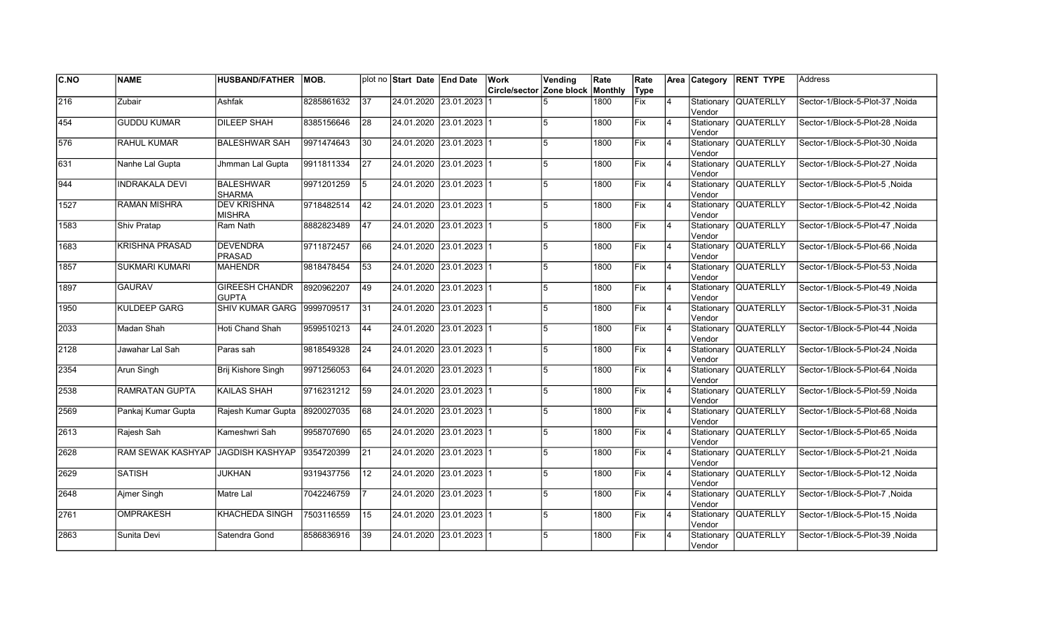| C.NO | NAME | HUSBAND/FATHER | MOB. | plot no | Start Date | End Date | Work Circle/sector | Vending Zone block | Rate Monthly | Rate Type | Area | Category | RENT TYPE | Address |
|---|---|---|---|---|---|---|---|---|---|---|---|---|---|---|
| 216 | Zubair | Ashfak | 8285861632 | 37 | 24.01.2020 | 23.01.2023 | 1 | 5 | 1800 | Fix | 4 | Stationary Vendor | QUATERLLY | Sector-1/Block-5-Plot-37 ,Noida |
| 454 | GUDDU KUMAR | DILEEP SHAH | 8385156646 | 28 | 24.01.2020 | 23.01.2023 | 1 | 5 | 1800 | Fix | 4 | Stationary Vendor | QUATERLLY | Sector-1/Block-5-Plot-28 ,Noida |
| 576 | RAHUL KUMAR | BALESHWAR SAH | 9971474643 | 30 | 24.01.2020 | 23.01.2023 | 1 | 5 | 1800 | Fix | 4 | Stationary Vendor | QUATERLLY | Sector-1/Block-5-Plot-30 ,Noida |
| 631 | Nanhe Lal Gupta | Jhmman Lal Gupta | 9911811334 | 27 | 24.01.2020 | 23.01.2023 | 1 | 5 | 1800 | Fix | 4 | Stationary Vendor | QUATERLLY | Sector-1/Block-5-Plot-27 ,Noida |
| 944 | INDRAKALA DEVI | BALESHWAR SHARMA | 9971201259 | 5 | 24.01.2020 | 23.01.2023 | 1 | 5 | 1800 | Fix | 4 | Stationary Vendor | QUATERLLY | Sector-1/Block-5-Plot-5 ,Noida |
| 1527 | RAMAN MISHRA | DEV KRISHNA MISHRA | 9718482514 | 42 | 24.01.2020 | 23.01.2023 | 1 | 5 | 1800 | Fix | 4 | Stationary Vendor | QUATERLLY | Sector-1/Block-5-Plot-42 ,Noida |
| 1583 | Shiv Pratap | Ram Nath | 8882823489 | 47 | 24.01.2020 | 23.01.2023 | 1 | 5 | 1800 | Fix | 4 | Stationary Vendor | QUATERLLY | Sector-1/Block-5-Plot-47 ,Noida |
| 1683 | KRISHNA PRASAD | DEVENDRA PRASAD | 9711872457 | 66 | 24.01.2020 | 23.01.2023 | 1 | 5 | 1800 | Fix | 4 | Stationary Vendor | QUATERLLY | Sector-1/Block-5-Plot-66 ,Noida |
| 1857 | SUKMARI KUMARI | MAHENDR | 9818478454 | 53 | 24.01.2020 | 23.01.2023 | 1 | 5 | 1800 | Fix | 4 | Stationary Vendor | QUATERLLY | Sector-1/Block-5-Plot-53 ,Noida |
| 1897 | GAURAV | GIREESH CHANDR GUPTA | 8920962207 | 49 | 24.01.2020 | 23.01.2023 | 1 | 5 | 1800 | Fix | 4 | Stationary Vendor | QUATERLLY | Sector-1/Block-5-Plot-49 ,Noida |
| 1950 | KULDEEP GARG | SHIV KUMAR GARG | 9999709517 | 31 | 24.01.2020 | 23.01.2023 | 1 | 5 | 1800 | Fix | 4 | Stationary Vendor | QUATERLLY | Sector-1/Block-5-Plot-31 ,Noida |
| 2033 | Madan Shah | Hoti Chand Shah | 9599510213 | 44 | 24.01.2020 | 23.01.2023 | 1 | 5 | 1800 | Fix | 4 | Stationary Vendor | QUATERLLY | Sector-1/Block-5-Plot-44 ,Noida |
| 2128 | Jawahar Lal Sah | Paras sah | 9818549328 | 24 | 24.01.2020 | 23.01.2023 | 1 | 5 | 1800 | Fix | 4 | Stationary Vendor | QUATERLLY | Sector-1/Block-5-Plot-24 ,Noida |
| 2354 | Arun Singh | Brij Kishore Singh | 9971256053 | 64 | 24.01.2020 | 23.01.2023 | 1 | 5 | 1800 | Fix | 4 | Stationary Vendor | QUATERLLY | Sector-1/Block-5-Plot-64 ,Noida |
| 2538 | RAMRATAN GUPTA | KAILAS SHAH | 9716231212 | 59 | 24.01.2020 | 23.01.2023 | 1 | 5 | 1800 | Fix | 4 | Stationary Vendor | QUATERLLY | Sector-1/Block-5-Plot-59 ,Noida |
| 2569 | Pankaj Kumar Gupta | Rajesh Kumar Gupta | 8920027035 | 68 | 24.01.2020 | 23.01.2023 | 1 | 5 | 1800 | Fix | 4 | Stationary Vendor | QUATERLLY | Sector-1/Block-5-Plot-68 ,Noida |
| 2613 | Rajesh Sah | Kameshwri Sah | 9958707690 | 65 | 24.01.2020 | 23.01.2023 | 1 | 5 | 1800 | Fix | 4 | Stationary Vendor | QUATERLLY | Sector-1/Block-5-Plot-65 ,Noida |
| 2628 | RAM SEWAK KASHYAP | JAGDISH KASHYAP | 9354720399 | 21 | 24.01.2020 | 23.01.2023 | 1 | 5 | 1800 | Fix | 4 | Stationary Vendor | QUATERLLY | Sector-1/Block-5-Plot-21 ,Noida |
| 2629 | SATISH | JUKHAN | 9319437756 | 12 | 24.01.2020 | 23.01.2023 | 1 | 5 | 1800 | Fix | 4 | Stationary Vendor | QUATERLLY | Sector-1/Block-5-Plot-12 ,Noida |
| 2648 | Ajmer Singh | Matre Lal | 7042246759 | 7 | 24.01.2020 | 23.01.2023 | 1 | 5 | 1800 | Fix | 4 | Stationary Vendor | QUATERLLY | Sector-1/Block-5-Plot-7 ,Noida |
| 2761 | OMPRAKESH | KHACHEDA SINGH | 7503116559 | 15 | 24.01.2020 | 23.01.2023 | 1 | 5 | 1800 | Fix | 4 | Stationary Vendor | QUATERLLY | Sector-1/Block-5-Plot-15 ,Noida |
| 2863 | Sunita Devi | Satendra Gond | 8586836916 | 39 | 24.01.2020 | 23.01.2023 | 1 | 5 | 1800 | Fix | 4 | Stationary Vendor | QUATERLLY | Sector-1/Block-5-Plot-39 ,Noida |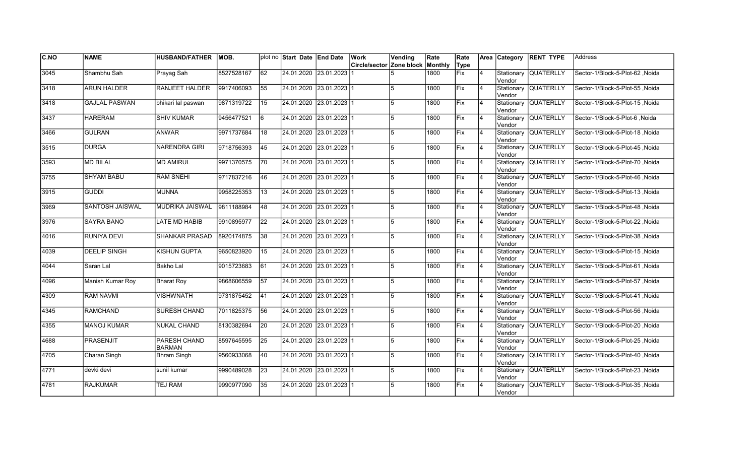| C.NO | NAME | HUSBAND/FATHER | MOB. | plot no | Start Date | End Date | Work Circle/sector | Vending Zone block | Rate Monthly | Rate Type | Area | Category | RENT TYPE | Address |
|---|---|---|---|---|---|---|---|---|---|---|---|---|---|---|
| 3045 | Shambhu Sah | Prayag Sah | 8527528167 | 62 | 24.01.2020 | 23.01.2023 | 1 | 5 | 1800 | Fix | 4 | Stationary Vendor | QUATERLLY | Sector-1/Block-5-Plot-62 ,Noida |
| 3418 | ARUN HALDER | RANJEET HALDER | 9917406093 | 55 | 24.01.2020 | 23.01.2023 | 1 | 5 | 1800 | Fix | 4 | Stationary Vendor | QUATERLLY | Sector-1/Block-5-Plot-55 ,Noida |
| 3418 | GAJLAL PASWAN | bhikari lal paswan | 9871319722 | 15 | 24.01.2020 | 23.01.2023 | 1 | 5 | 1800 | Fix | 4 | Stationary Vendor | QUATERLLY | Sector-1/Block-5-Plot-15 ,Noida |
| 3437 | HARERAM | SHIV KUMAR | 9456477521 | 6 | 24.01.2020 | 23.01.2023 | 1 | 5 | 1800 | Fix | 4 | Stationary Vendor | QUATERLLY | Sector-1/Block-5-Plot-6 ,Noida |
| 3466 | GULRAN | ANWAR | 9971737684 | 18 | 24.01.2020 | 23.01.2023 | 1 | 5 | 1800 | Fix | 4 | Stationary Vendor | QUATERLLY | Sector-1/Block-5-Plot-18 ,Noida |
| 3515 | DURGA | NARENDRA GIRI | 9718756393 | 45 | 24.01.2020 | 23.01.2023 | 1 | 5 | 1800 | Fix | 4 | Stationary Vendor | QUATERLLY | Sector-1/Block-5-Plot-45 ,Noida |
| 3593 | MD BILAL | MD AMIRUL | 9971370575 | 70 | 24.01.2020 | 23.01.2023 | 1 | 5 | 1800 | Fix | 4 | Stationary Vendor | QUATERLLY | Sector-1/Block-5-Plot-70 ,Noida |
| 3755 | SHYAM BABU | RAM SNEHI | 9717837216 | 46 | 24.01.2020 | 23.01.2023 | 1 | 5 | 1800 | Fix | 4 | Stationary Vendor | QUATERLLY | Sector-1/Block-5-Plot-46 ,Noida |
| 3915 | GUDDI | MUNNA | 9958225353 | 13 | 24.01.2020 | 23.01.2023 | 1 | 5 | 1800 | Fix | 4 | Stationary Vendor | QUATERLLY | Sector-1/Block-5-Plot-13 ,Noida |
| 3969 | SANTOSH JAISWAL | MUDRIKA JAISWAL | 9811188984 | 48 | 24.01.2020 | 23.01.2023 | 1 | 5 | 1800 | Fix | 4 | Stationary Vendor | QUATERLLY | Sector-1/Block-5-Plot-48 ,Noida |
| 3976 | SAYRA BANO | LATE MD HABIB | 9910895977 | 22 | 24.01.2020 | 23.01.2023 | 1 | 5 | 1800 | Fix | 4 | Stationary Vendor | QUATERLLY | Sector-1/Block-5-Plot-22 ,Noida |
| 4016 | RUNIYA DEVI | SHANKAR PRASAD | 8920174875 | 38 | 24.01.2020 | 23.01.2023 | 1 | 5 | 1800 | Fix | 4 | Stationary Vendor | QUATERLLY | Sector-1/Block-5-Plot-38 ,Noida |
| 4039 | DEELIP SINGH | KISHUN GUPTA | 9650823920 | 15 | 24.01.2020 | 23.01.2023 | 1 | 5 | 1800 | Fix | 4 | Stationary Vendor | QUATERLLY | Sector-1/Block-5-Plot-15 ,Noida |
| 4044 | Saran Lal | Bakho Lal | 9015723683 | 61 | 24.01.2020 | 23.01.2023 | 1 | 5 | 1800 | Fix | 4 | Stationary Vendor | QUATERLLY | Sector-1/Block-5-Plot-61 ,Noida |
| 4096 | Manish Kumar Roy | Bharat Roy | 9868606559 | 57 | 24.01.2020 | 23.01.2023 | 1 | 5 | 1800 | Fix | 4 | Stationary Vendor | QUATERLLY | Sector-1/Block-5-Plot-57 ,Noida |
| 4309 | RAM NAVMI | VISHWNATH | 9731875452 | 41 | 24.01.2020 | 23.01.2023 | 1 | 5 | 1800 | Fix | 4 | Stationary Vendor | QUATERLLY | Sector-1/Block-5-Plot-41 ,Noida |
| 4345 | RAMCHAND | SURESH CHAND | 7011825375 | 56 | 24.01.2020 | 23.01.2023 | 1 | 5 | 1800 | Fix | 4 | Stationary Vendor | QUATERLLY | Sector-1/Block-5-Plot-56 ,Noida |
| 4355 | MANOJ KUMAR | NUKAL CHAND | 8130382694 | 20 | 24.01.2020 | 23.01.2023 | 1 | 5 | 1800 | Fix | 4 | Stationary Vendor | QUATERLLY | Sector-1/Block-5-Plot-20 ,Noida |
| 4688 | PRASENJIT | PARESH CHAND BARMAN | 8597645595 | 25 | 24.01.2020 | 23.01.2023 | 1 | 5 | 1800 | Fix | 4 | Stationary Vendor | QUATERLLY | Sector-1/Block-5-Plot-25 ,Noida |
| 4705 | Charan Singh | Bhram Singh | 9560933068 | 40 | 24.01.2020 | 23.01.2023 | 1 | 5 | 1800 | Fix | 4 | Stationary Vendor | QUATERLLY | Sector-1/Block-5-Plot-40 ,Noida |
| 4771 | devki devi | sunil kumar | 9990489028 | 23 | 24.01.2020 | 23.01.2023 | 1 | 5 | 1800 | Fix | 4 | Stationary Vendor | QUATERLLY | Sector-1/Block-5-Plot-23 ,Noida |
| 4781 | RAJKUMAR | TEJ RAM | 9990977090 | 35 | 24.01.2020 | 23.01.2023 | 1 | 5 | 1800 | Fix | 4 | Stationary Vendor | QUATERLLY | Sector-1/Block-5-Plot-35 ,Noida |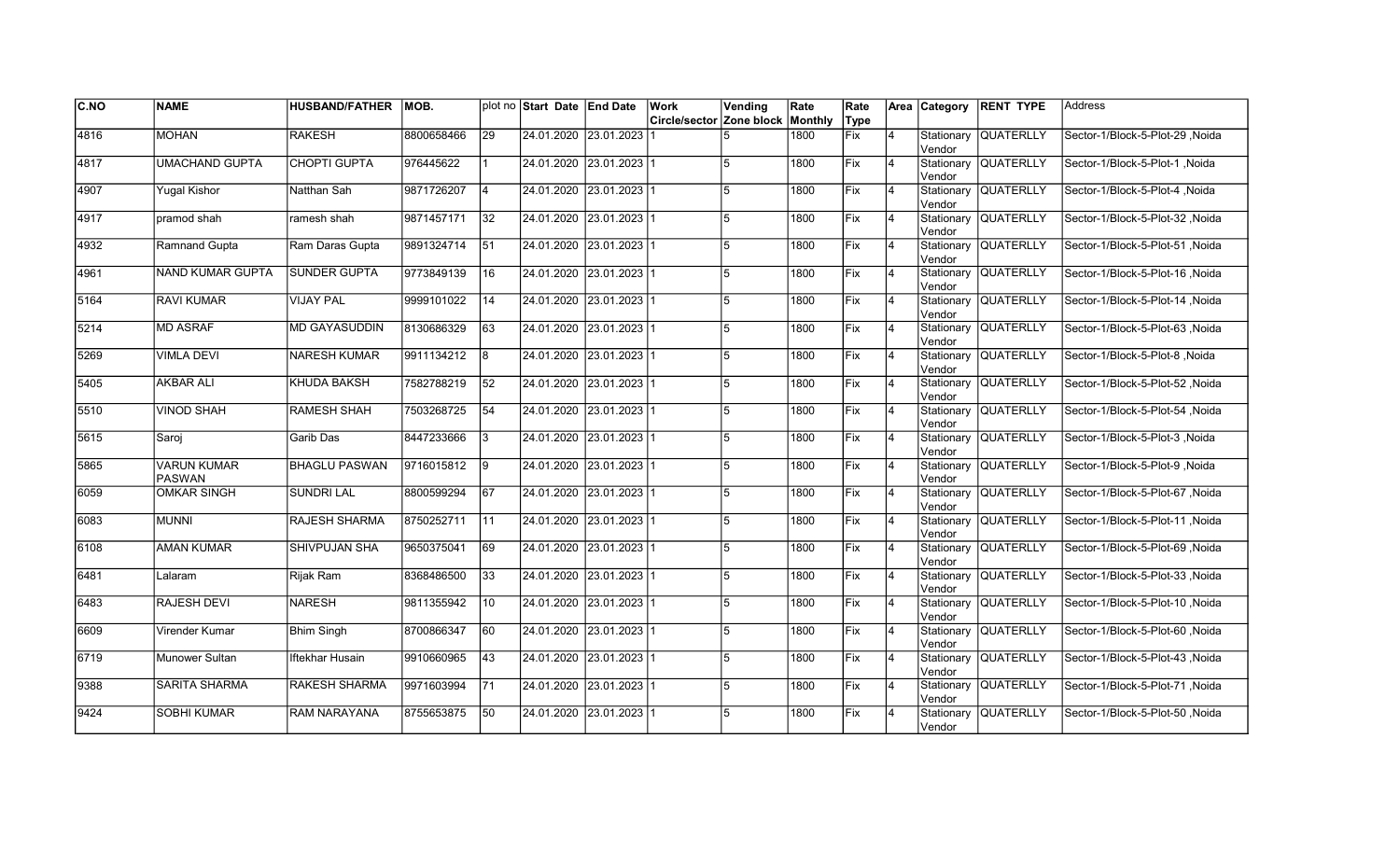| C.NO | NAME | HUSBAND/FATHER | MOB. | plot no | Start Date | End Date | Work Circle/sector | Vending Zone block | Rate Monthly | Rate Type | Area | Category | RENT TYPE | Address |
|---|---|---|---|---|---|---|---|---|---|---|---|---|---|---|
| 4816 | MOHAN | RAKESH | 8800658466 | 29 | 24.01.2020 | 23.01.2023 | 1 | 5 | 1800 | Fix | 4 | Stationary Vendor | QUATERLLY | Sector-1/Block-5-Plot-29 ,Noida |
| 4817 | UMACHAND GUPTA | CHOPTI GUPTA | 976445622 | 1 | 24.01.2020 | 23.01.2023 | 1 | 5 | 1800 | Fix | 4 | Stationary Vendor | QUATERLLY | Sector-1/Block-5-Plot-1 ,Noida |
| 4907 | Yugal Kishor | Natthan Sah | 9871726207 | 4 | 24.01.2020 | 23.01.2023 | 1 | 5 | 1800 | Fix | 4 | Stationary Vendor | QUATERLLY | Sector-1/Block-5-Plot-4 ,Noida |
| 4917 | pramod shah | ramesh shah | 9871457171 | 32 | 24.01.2020 | 23.01.2023 | 1 | 5 | 1800 | Fix | 4 | Stationary Vendor | QUATERLLY | Sector-1/Block-5-Plot-32 ,Noida |
| 4932 | Ramnand Gupta | Ram Daras Gupta | 9891324714 | 51 | 24.01.2020 | 23.01.2023 | 1 | 5 | 1800 | Fix | 4 | Stationary Vendor | QUATERLLY | Sector-1/Block-5-Plot-51 ,Noida |
| 4961 | NAND KUMAR GUPTA | SUNDER GUPTA | 9773849139 | 16 | 24.01.2020 | 23.01.2023 | 1 | 5 | 1800 | Fix | 4 | Stationary Vendor | QUATERLLY | Sector-1/Block-5-Plot-16 ,Noida |
| 5164 | RAVI KUMAR | VIJAY PAL | 9999101022 | 14 | 24.01.2020 | 23.01.2023 | 1 | 5 | 1800 | Fix | 4 | Stationary Vendor | QUATERLLY | Sector-1/Block-5-Plot-14 ,Noida |
| 5214 | MD ASRAF | MD GAYASUDDIN | 8130686329 | 63 | 24.01.2020 | 23.01.2023 | 1 | 5 | 1800 | Fix | 4 | Stationary Vendor | QUATERLLY | Sector-1/Block-5-Plot-63 ,Noida |
| 5269 | VIMLA DEVI | NARESH KUMAR | 9911134212 | 8 | 24.01.2020 | 23.01.2023 | 1 | 5 | 1800 | Fix | 4 | Stationary Vendor | QUATERLLY | Sector-1/Block-5-Plot-8 ,Noida |
| 5405 | AKBAR ALI | KHUDA BAKSH | 7582788219 | 52 | 24.01.2020 | 23.01.2023 | 1 | 5 | 1800 | Fix | 4 | Stationary Vendor | QUATERLLY | Sector-1/Block-5-Plot-52 ,Noida |
| 5510 | VINOD SHAH | RAMESH SHAH | 7503268725 | 54 | 24.01.2020 | 23.01.2023 | 1 | 5 | 1800 | Fix | 4 | Stationary Vendor | QUATERLLY | Sector-1/Block-5-Plot-54 ,Noida |
| 5615 | Saroj | Garib Das | 8447233666 | 3 | 24.01.2020 | 23.01.2023 | 1 | 5 | 1800 | Fix | 4 | Stationary Vendor | QUATERLLY | Sector-1/Block-5-Plot-3 ,Noida |
| 5865 | VARUN KUMAR PASWAN | BHAGLU PASWAN | 9716015812 | 9 | 24.01.2020 | 23.01.2023 | 1 | 5 | 1800 | Fix | 4 | Stationary Vendor | QUATERLLY | Sector-1/Block-5-Plot-9 ,Noida |
| 6059 | OMKAR SINGH | SUNDRI LAL | 8800599294 | 67 | 24.01.2020 | 23.01.2023 | 1 | 5 | 1800 | Fix | 4 | Stationary Vendor | QUATERLLY | Sector-1/Block-5-Plot-67 ,Noida |
| 6083 | MUNNI | RAJESH SHARMA | 8750252711 | 11 | 24.01.2020 | 23.01.2023 | 1 | 5 | 1800 | Fix | 4 | Stationary Vendor | QUATERLLY | Sector-1/Block-5-Plot-11 ,Noida |
| 6108 | AMAN KUMAR | SHIVPUJAN SHA | 9650375041 | 69 | 24.01.2020 | 23.01.2023 | 1 | 5 | 1800 | Fix | 4 | Stationary Vendor | QUATERLLY | Sector-1/Block-5-Plot-69 ,Noida |
| 6481 | Lalaram | Rijak Ram | 8368486500 | 33 | 24.01.2020 | 23.01.2023 | 1 | 5 | 1800 | Fix | 4 | Stationary Vendor | QUATERLLY | Sector-1/Block-5-Plot-33 ,Noida |
| 6483 | RAJESH DEVI | NARESH | 9811355942 | 10 | 24.01.2020 | 23.01.2023 | 1 | 5 | 1800 | Fix | 4 | Stationary Vendor | QUATERLLY | Sector-1/Block-5-Plot-10 ,Noida |
| 6609 | Virender Kumar | Bhim Singh | 8700866347 | 60 | 24.01.2020 | 23.01.2023 | 1 | 5 | 1800 | Fix | 4 | Stationary Vendor | QUATERLLY | Sector-1/Block-5-Plot-60 ,Noida |
| 6719 | Munower Sultan | Iftekhar Husain | 9910660965 | 43 | 24.01.2020 | 23.01.2023 | 1 | 5 | 1800 | Fix | 4 | Stationary Vendor | QUATERLLY | Sector-1/Block-5-Plot-43 ,Noida |
| 9388 | SARITA SHARMA | RAKESH SHARMA | 9971603994 | 71 | 24.01.2020 | 23.01.2023 | 1 | 5 | 1800 | Fix | 4 | Stationary Vendor | QUATERLLY | Sector-1/Block-5-Plot-71 ,Noida |
| 9424 | SOBHI KUMAR | RAM NARAYANA | 8755653875 | 50 | 24.01.2020 | 23.01.2023 | 1 | 5 | 1800 | Fix | 4 | Stationary Vendor | QUATERLLY | Sector-1/Block-5-Plot-50 ,Noida |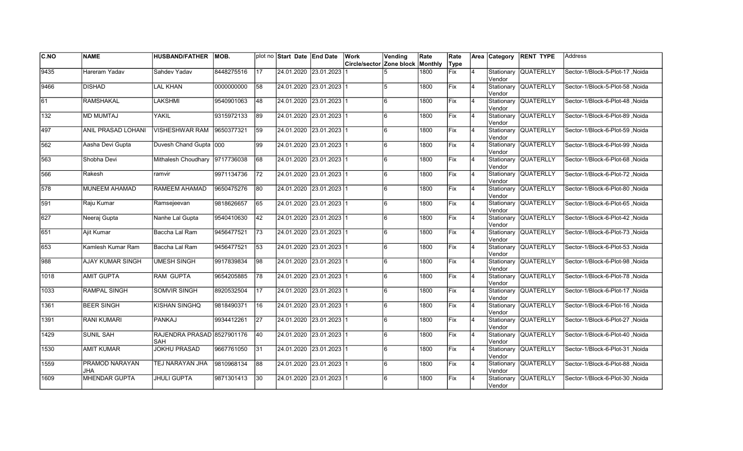| C.NO | NAME | HUSBAND/FATHER | MOB. | plot no | Start Date | End Date | Work Circle/sector | Vending Zone block | Rate Monthly | Rate Type | Area | Category | RENT TYPE | Address |
|---|---|---|---|---|---|---|---|---|---|---|---|---|---|---|
| 9435 | Hareram Yadav | Sahdev Yadav | 8448275516 | 17 | 24.01.2020 | 23.01.2023 | 1 | 5 | 1800 | Fix | 4 | Stationary Vendor | QUATERLLY | Sector-1/Block-5-Plot-17 ,Noida |
| 9466 | DISHAD | LAL KHAN | 0000000000 | 58 | 24.01.2020 | 23.01.2023 | 1 | 5 | 1800 | Fix | 4 | Stationary Vendor | QUATERLLY | Sector-1/Block-5-Plot-58 ,Noida |
| 61 | RAMSHAKAL | LAKSHMI | 9540901063 | 48 | 24.01.2020 | 23.01.2023 | 1 | 6 | 1800 | Fix | 4 | Stationary Vendor | QUATERLLY | Sector-1/Block-6-Plot-48 ,Noida |
| 132 | MD MUMTAJ | YAKIL | 9315972133 | 89 | 24.01.2020 | 23.01.2023 | 1 | 6 | 1800 | Fix | 4 | Stationary Vendor | QUATERLLY | Sector-1/Block-6-Plot-89 ,Noida |
| 497 | ANIL PRASAD LOHANI | VISHESHWAR RAM | 9650377321 | 59 | 24.01.2020 | 23.01.2023 | 1 | 6 | 1800 | Fix | 4 | Stationary Vendor | QUATERLLY | Sector-1/Block-6-Plot-59 ,Noida |
| 562 | Aasha Devi Gupta | Duvesh Chand Gupta | 000 | 99 | 24.01.2020 | 23.01.2023 | 1 | 6 | 1800 | Fix | 4 | Stationary Vendor | QUATERLLY | Sector-1/Block-6-Plot-99 ,Noida |
| 563 | Shobha Devi | Mithalesh Choudhary | 9717736038 | 68 | 24.01.2020 | 23.01.2023 | 1 | 6 | 1800 | Fix | 4 | Stationary Vendor | QUATERLLY | Sector-1/Block-6-Plot-68 ,Noida |
| 566 | Rakesh | ramvir | 9971134736 | 72 | 24.01.2020 | 23.01.2023 | 1 | 6 | 1800 | Fix | 4 | Stationary Vendor | QUATERLLY | Sector-1/Block-6-Plot-72 ,Noida |
| 578 | MUNEEM AHAMAD | RAMEEM AHAMAD | 9650475276 | 80 | 24.01.2020 | 23.01.2023 | 1 | 6 | 1800 | Fix | 4 | Stationary Vendor | QUATERLLY | Sector-1/Block-6-Plot-80 ,Noida |
| 591 | Raju Kumar | Ramsejeevan | 9818626657 | 65 | 24.01.2020 | 23.01.2023 | 1 | 6 | 1800 | Fix | 4 | Stationary Vendor | QUATERLLY | Sector-1/Block-6-Plot-65 ,Noida |
| 627 | Neeraj Gupta | Nanhe Lal Gupta | 9540410630 | 42 | 24.01.2020 | 23.01.2023 | 1 | 6 | 1800 | Fix | 4 | Stationary Vendor | QUATERLLY | Sector-1/Block-6-Plot-42 ,Noida |
| 651 | Ajit Kumar | Baccha Lal Ram | 9456477521 | 73 | 24.01.2020 | 23.01.2023 | 1 | 6 | 1800 | Fix | 4 | Stationary Vendor | QUATERLLY | Sector-1/Block-6-Plot-73 ,Noida |
| 653 | Kamlesh Kumar Ram | Baccha Lal Ram | 9456477521 | 53 | 24.01.2020 | 23.01.2023 | 1 | 6 | 1800 | Fix | 4 | Stationary Vendor | QUATERLLY | Sector-1/Block-6-Plot-53 ,Noida |
| 988 | AJAY KUMAR SINGH | UMESH SINGH | 9917839834 | 98 | 24.01.2020 | 23.01.2023 | 1 | 6 | 1800 | Fix | 4 | Stationary Vendor | QUATERLLY | Sector-1/Block-6-Plot-98 ,Noida |
| 1018 | AMIT GUPTA | RAM GUPTA | 9654205885 | 78 | 24.01.2020 | 23.01.2023 | 1 | 6 | 1800 | Fix | 4 | Stationary Vendor | QUATERLLY | Sector-1/Block-6-Plot-78 ,Noida |
| 1033 | RAMPAL SINGH | SOMVIR SINGH | 8920532504 | 17 | 24.01.2020 | 23.01.2023 | 1 | 6 | 1800 | Fix | 4 | Stationary Vendor | QUATERLLY | Sector-1/Block-6-Plot-17 ,Noida |
| 1361 | BEER SINGH | KISHAN SINGHQ | 9818490371 | 16 | 24.01.2020 | 23.01.2023 | 1 | 6 | 1800 | Fix | 4 | Stationary Vendor | QUATERLLY | Sector-1/Block-6-Plot-16 ,Noida |
| 1391 | RANI KUMARI | PANKAJ | 9934412261 | 27 | 24.01.2020 | 23.01.2023 | 1 | 6 | 1800 | Fix | 4 | Stationary Vendor | QUATERLLY | Sector-1/Block-6-Plot-27 ,Noida |
| 1429 | SUNIL SAH | RAJENDRA PRASAD SAH | 8527901176 | 40 | 24.01.2020 | 23.01.2023 | 1 | 6 | 1800 | Fix | 4 | Stationary Vendor | QUATERLLY | Sector-1/Block-6-Plot-40 ,Noida |
| 1530 | AMIT KUMAR | JOKHU PRASAD | 9667761050 | 31 | 24.01.2020 | 23.01.2023 | 1 | 6 | 1800 | Fix | 4 | Stationary Vendor | QUATERLLY | Sector-1/Block-6-Plot-31 ,Noida |
| 1559 | PRAMOD NARAYAN JHA | TEJ NARAYAN JHA | 9810968134 | 88 | 24.01.2020 | 23.01.2023 | 1 | 6 | 1800 | Fix | 4 | Stationary Vendor | QUATERLLY | Sector-1/Block-6-Plot-88 ,Noida |
| 1609 | MHENDAR GUPTA | JHULI GUPTA | 9871301413 | 30 | 24.01.2020 | 23.01.2023 | 1 | 6 | 1800 | Fix | 4 | Stationary Vendor | QUATERLLY | Sector-1/Block-6-Plot-30 ,Noida |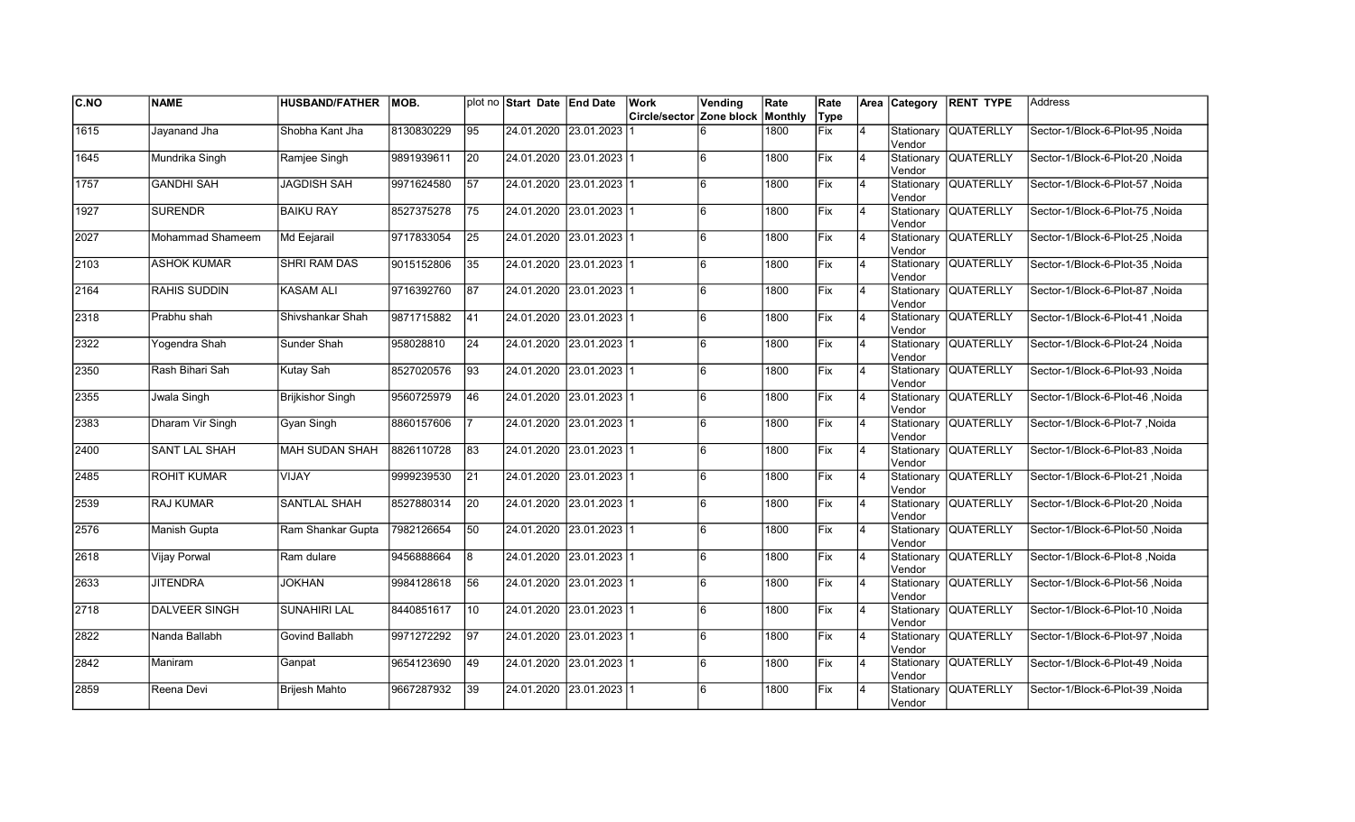| C.NO | NAME | HUSBAND/FATHER | MOB. | plot no | Start Date | End Date | Work Circle/sector | Vending Zone block | Rate Monthly | Rate Type | Area | Category | RENT TYPE | Address |
|---|---|---|---|---|---|---|---|---|---|---|---|---|---|---|
| 1615 | Jayanand Jha | Shobha Kant Jha | 8130830229 | 95 | 24.01.2020 | 23.01.2023 | 1 | 6 | 1800 | Fix | 4 | Stationary Vendor | QUATERLLY | Sector-1/Block-6-Plot-95 ,Noida |
| 1645 | Mundrika Singh | Ramjee Singh | 9891939611 | 20 | 24.01.2020 | 23.01.2023 | 1 | 6 | 1800 | Fix | 4 | Stationary Vendor | QUATERLLY | Sector-1/Block-6-Plot-20 ,Noida |
| 1757 | GANDHI SAH | JAGDISH SAH | 9971624580 | 57 | 24.01.2020 | 23.01.2023 | 1 | 6 | 1800 | Fix | 4 | Stationary Vendor | QUATERLLY | Sector-1/Block-6-Plot-57 ,Noida |
| 1927 | SURENDR | BAIKU RAY | 8527375278 | 75 | 24.01.2020 | 23.01.2023 | 1 | 6 | 1800 | Fix | 4 | Stationary Vendor | QUATERLLY | Sector-1/Block-6-Plot-75 ,Noida |
| 2027 | Mohammad Shameem | Md Eejarail | 9717833054 | 25 | 24.01.2020 | 23.01.2023 | 1 | 6 | 1800 | Fix | 4 | Stationary Vendor | QUATERLLY | Sector-1/Block-6-Plot-25 ,Noida |
| 2103 | ASHOK KUMAR | SHRI RAM DAS | 9015152806 | 35 | 24.01.2020 | 23.01.2023 | 1 | 6 | 1800 | Fix | 4 | Stationary Vendor | QUATERLLY | Sector-1/Block-6-Plot-35 ,Noida |
| 2164 | RAHIS SUDDIN | KASAM ALI | 9716392760 | 87 | 24.01.2020 | 23.01.2023 | 1 | 6 | 1800 | Fix | 4 | Stationary Vendor | QUATERLLY | Sector-1/Block-6-Plot-87 ,Noida |
| 2318 | Prabhu shah | Shivshankar Shah | 9871715882 | 41 | 24.01.2020 | 23.01.2023 | 1 | 6 | 1800 | Fix | 4 | Stationary Vendor | QUATERLLY | Sector-1/Block-6-Plot-41 ,Noida |
| 2322 | Yogendra Shah | Sunder Shah | 958028810 | 24 | 24.01.2020 | 23.01.2023 | 1 | 6 | 1800 | Fix | 4 | Stationary Vendor | QUATERLLY | Sector-1/Block-6-Plot-24 ,Noida |
| 2350 | Rash Bihari Sah | Kutay Sah | 8527020576 | 93 | 24.01.2020 | 23.01.2023 | 1 | 6 | 1800 | Fix | 4 | Stationary Vendor | QUATERLLY | Sector-1/Block-6-Plot-93 ,Noida |
| 2355 | Jwala Singh | Brijkishor Singh | 9560725979 | 46 | 24.01.2020 | 23.01.2023 | 1 | 6 | 1800 | Fix | 4 | Stationary Vendor | QUATERLLY | Sector-1/Block-6-Plot-46 ,Noida |
| 2383 | Dharam Vir Singh | Gyan Singh | 8860157606 | 7 | 24.01.2020 | 23.01.2023 | 1 | 6 | 1800 | Fix | 4 | Stationary Vendor | QUATERLLY | Sector-1/Block-6-Plot-7 ,Noida |
| 2400 | SANT LAL SHAH | MAH SUDAN SHAH | 8826110728 | 83 | 24.01.2020 | 23.01.2023 | 1 | 6 | 1800 | Fix | 4 | Stationary Vendor | QUATERLLY | Sector-1/Block-6-Plot-83 ,Noida |
| 2485 | ROHIT KUMAR | VIJAY | 9999239530 | 21 | 24.01.2020 | 23.01.2023 | 1 | 6 | 1800 | Fix | 4 | Stationary Vendor | QUATERLLY | Sector-1/Block-6-Plot-21 ,Noida |
| 2539 | RAJ KUMAR | SANTLAL SHAH | 8527880314 | 20 | 24.01.2020 | 23.01.2023 | 1 | 6 | 1800 | Fix | 4 | Stationary Vendor | QUATERLLY | Sector-1/Block-6-Plot-20 ,Noida |
| 2576 | Manish Gupta | Ram Shankar Gupta | 7982126654 | 50 | 24.01.2020 | 23.01.2023 | 1 | 6 | 1800 | Fix | 4 | Stationary Vendor | QUATERLLY | Sector-1/Block-6-Plot-50 ,Noida |
| 2618 | Vijay Porwal | Ram dulare | 9456888664 | 8 | 24.01.2020 | 23.01.2023 | 1 | 6 | 1800 | Fix | 4 | Stationary Vendor | QUATERLLY | Sector-1/Block-6-Plot-8 ,Noida |
| 2633 | JITENDRA | JOKHAN | 9984128618 | 56 | 24.01.2020 | 23.01.2023 | 1 | 6 | 1800 | Fix | 4 | Stationary Vendor | QUATERLLY | Sector-1/Block-6-Plot-56 ,Noida |
| 2718 | DALVEER SINGH | SUNAHIRI LAL | 8440851617 | 10 | 24.01.2020 | 23.01.2023 | 1 | 6 | 1800 | Fix | 4 | Stationary Vendor | QUATERLLY | Sector-1/Block-6-Plot-10 ,Noida |
| 2822 | Nanda Ballabh | Govind Ballabh | 9971272292 | 97 | 24.01.2020 | 23.01.2023 | 1 | 6 | 1800 | Fix | 4 | Stationary Vendor | QUATERLLY | Sector-1/Block-6-Plot-97 ,Noida |
| 2842 | Maniram | Ganpat | 9654123690 | 49 | 24.01.2020 | 23.01.2023 | 1 | 6 | 1800 | Fix | 4 | Stationary Vendor | QUATERLLY | Sector-1/Block-6-Plot-49 ,Noida |
| 2859 | Reena Devi | Brijesh Mahto | 9667287932 | 39 | 24.01.2020 | 23.01.2023 | 1 | 6 | 1800 | Fix | 4 | Stationary Vendor | QUATERLLY | Sector-1/Block-6-Plot-39 ,Noida |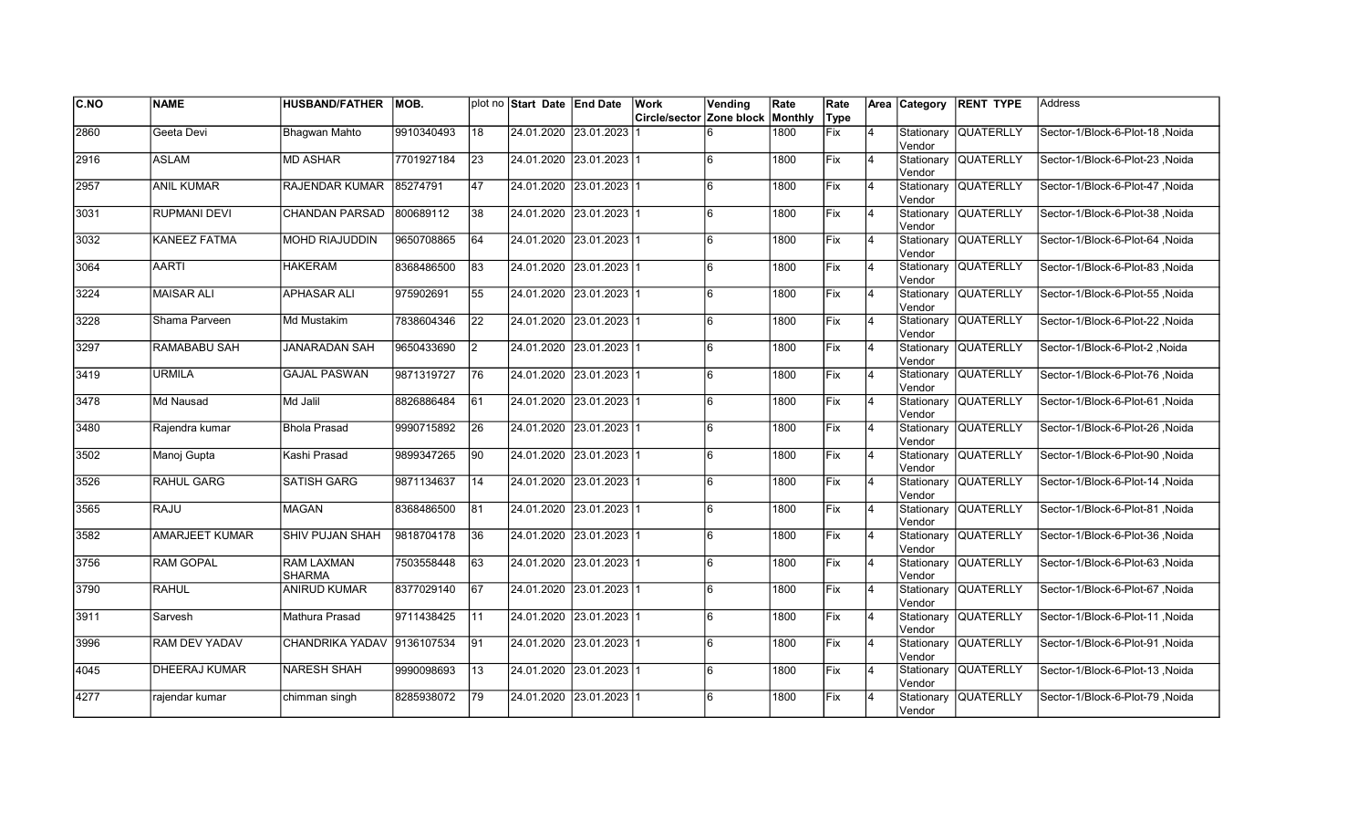| C.NO | NAME | HUSBAND/FATHER | MOB. | plot no | Start Date | End Date | Work Circle/sector | Vending Zone block | Rate Monthly | Rate Type | Area | Category | RENT TYPE | Address |
|---|---|---|---|---|---|---|---|---|---|---|---|---|---|---|
| 2860 | Geeta Devi | Bhagwan Mahto | 9910340493 | 18 | 24.01.2020 | 23.01.2023 | 1 | 6 | 1800 | Fix | 4 | Stationary Vendor | QUATERLLY | Sector-1/Block-6-Plot-18 ,Noida |
| 2916 | ASLAM | MD ASHAR | 7701927184 | 23 | 24.01.2020 | 23.01.2023 | 1 | 6 | 1800 | Fix | 4 | Stationary Vendor | QUATERLLY | Sector-1/Block-6-Plot-23 ,Noida |
| 2957 | ANIL KUMAR | RAJENDAR KUMAR | 85274791 | 47 | 24.01.2020 | 23.01.2023 | 1 | 6 | 1800 | Fix | 4 | Stationary Vendor | QUATERLLY | Sector-1/Block-6-Plot-47 ,Noida |
| 3031 | RUPMANI DEVI | CHANDAN PARSAD | 800689112 | 38 | 24.01.2020 | 23.01.2023 | 1 | 6 | 1800 | Fix | 4 | Stationary Vendor | QUATERLLY | Sector-1/Block-6-Plot-38 ,Noida |
| 3032 | KANEEZ FATMA | MOHD RIAJUDDIN | 9650708865 | 64 | 24.01.2020 | 23.01.2023 | 1 | 6 | 1800 | Fix | 4 | Stationary Vendor | QUATERLLY | Sector-1/Block-6-Plot-64 ,Noida |
| 3064 | AARTI | HAKERAM | 8368486500 | 83 | 24.01.2020 | 23.01.2023 | 1 | 6 | 1800 | Fix | 4 | Stationary Vendor | QUATERLLY | Sector-1/Block-6-Plot-83 ,Noida |
| 3224 | MAISAR ALI | APHASAR ALI | 975902691 | 55 | 24.01.2020 | 23.01.2023 | 1 | 6 | 1800 | Fix | 4 | Stationary Vendor | QUATERLLY | Sector-1/Block-6-Plot-55 ,Noida |
| 3228 | Shama Parveen | Md Mustakim | 7838604346 | 22 | 24.01.2020 | 23.01.2023 | 1 | 6 | 1800 | Fix | 4 | Stationary Vendor | QUATERLLY | Sector-1/Block-6-Plot-22 ,Noida |
| 3297 | RAMABABU SAH | JANARADAN SAH | 9650433690 | 2 | 24.01.2020 | 23.01.2023 | 1 | 6 | 1800 | Fix | 4 | Stationary Vendor | QUATERLLY | Sector-1/Block-6-Plot-2 ,Noida |
| 3419 | URMILA | GAJAL PASWAN | 9871319727 | 76 | 24.01.2020 | 23.01.2023 | 1 | 6 | 1800 | Fix | 4 | Stationary Vendor | QUATERLLY | Sector-1/Block-6-Plot-76 ,Noida |
| 3478 | Md Nausad | Md Jalil | 8826886484 | 61 | 24.01.2020 | 23.01.2023 | 1 | 6 | 1800 | Fix | 4 | Stationary Vendor | QUATERLLY | Sector-1/Block-6-Plot-61 ,Noida |
| 3480 | Rajendra kumar | Bhola Prasad | 9990715892 | 26 | 24.01.2020 | 23.01.2023 | 1 | 6 | 1800 | Fix | 4 | Stationary Vendor | QUATERLLY | Sector-1/Block-6-Plot-26 ,Noida |
| 3502 | Manoj Gupta | Kashi Prasad | 9899347265 | 90 | 24.01.2020 | 23.01.2023 | 1 | 6 | 1800 | Fix | 4 | Stationary Vendor | QUATERLLY | Sector-1/Block-6-Plot-90 ,Noida |
| 3526 | RAHUL GARG | SATISH GARG | 9871134637 | 14 | 24.01.2020 | 23.01.2023 | 1 | 6 | 1800 | Fix | 4 | Stationary Vendor | QUATERLLY | Sector-1/Block-6-Plot-14 ,Noida |
| 3565 | RAJU | MAGAN | 8368486500 | 81 | 24.01.2020 | 23.01.2023 | 1 | 6 | 1800 | Fix | 4 | Stationary Vendor | QUATERLLY | Sector-1/Block-6-Plot-81 ,Noida |
| 3582 | AMARJEET KUMAR | SHIV PUJAN SHAH | 9818704178 | 36 | 24.01.2020 | 23.01.2023 | 1 | 6 | 1800 | Fix | 4 | Stationary Vendor | QUATERLLY | Sector-1/Block-6-Plot-36 ,Noida |
| 3756 | RAM GOPAL | RAM LAXMAN SHARMA | 7503558448 | 63 | 24.01.2020 | 23.01.2023 | 1 | 6 | 1800 | Fix | 4 | Stationary Vendor | QUATERLLY | Sector-1/Block-6-Plot-63 ,Noida |
| 3790 | RAHUL | ANIRUD KUMAR | 8377029140 | 67 | 24.01.2020 | 23.01.2023 | 1 | 6 | 1800 | Fix | 4 | Stationary Vendor | QUATERLLY | Sector-1/Block-6-Plot-67 ,Noida |
| 3911 | Sarvesh | Mathura Prasad | 9711438425 | 11 | 24.01.2020 | 23.01.2023 | 1 | 6 | 1800 | Fix | 4 | Stationary Vendor | QUATERLLY | Sector-1/Block-6-Plot-11 ,Noida |
| 3996 | RAM DEV YADAV | CHANDRIKA YADAV | 9136107534 | 91 | 24.01.2020 | 23.01.2023 | 1 | 6 | 1800 | Fix | 4 | Stationary Vendor | QUATERLLY | Sector-1/Block-6-Plot-91 ,Noida |
| 4045 | DHEERAJ KUMAR | NARESH SHAH | 9990098693 | 13 | 24.01.2020 | 23.01.2023 | 1 | 6 | 1800 | Fix | 4 | Stationary Vendor | QUATERLLY | Sector-1/Block-6-Plot-13 ,Noida |
| 4277 | rajendar kumar | chimman singh | 8285938072 | 79 | 24.01.2020 | 23.01.2023 | 1 | 6 | 1800 | Fix | 4 | Stationary Vendor | QUATERLLY | Sector-1/Block-6-Plot-79 ,Noida |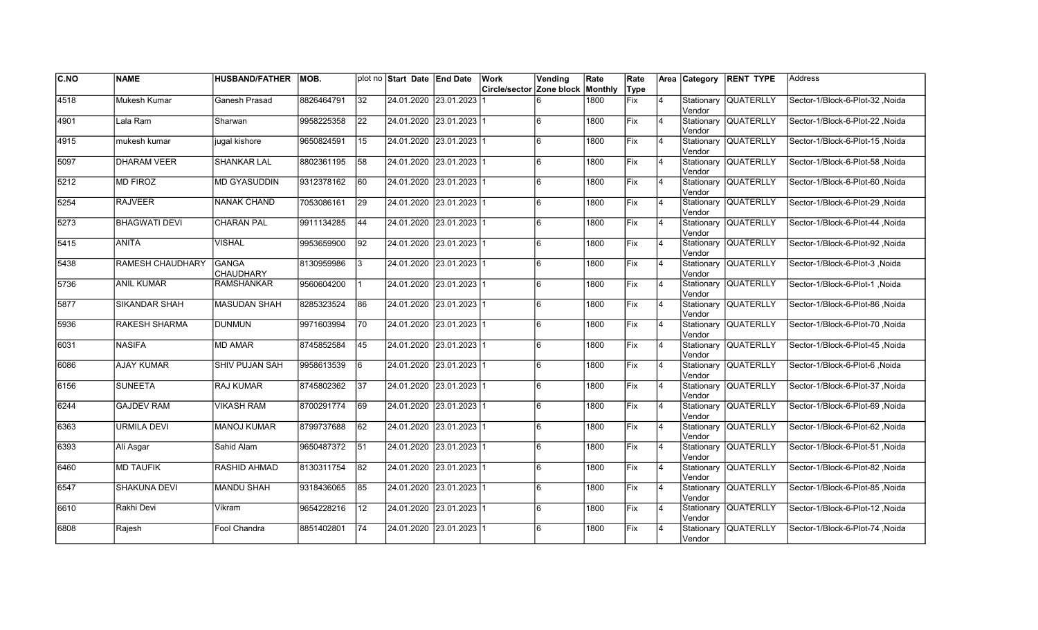| C.NO | NAME | HUSBAND/FATHER | MOB. | plot no | Start Date | End Date | Work Circle/sector | Vending Zone block | Rate Monthly | Rate Type | Area | Category | RENT TYPE | Address |
|---|---|---|---|---|---|---|---|---|---|---|---|---|---|---|
| 4518 | Mukesh Kumar | Ganesh Prasad | 8826464791 | 32 | 24.01.2020 | 23.01.2023 | 1 | 6 | 1800 | Fix | 4 | Stationary Vendor | QUATERLLY | Sector-1/Block-6-Plot-32 ,Noida |
| 4901 | Lala Ram | Sharwan | 9958225358 | 22 | 24.01.2020 | 23.01.2023 | 1 | 6 | 1800 | Fix | 4 | Stationary Vendor | QUATERLLY | Sector-1/Block-6-Plot-22 ,Noida |
| 4915 | mukesh kumar | jugal kishore | 9650824591 | 15 | 24.01.2020 | 23.01.2023 | 1 | 6 | 1800 | Fix | 4 | Stationary Vendor | QUATERLLY | Sector-1/Block-6-Plot-15 ,Noida |
| 5097 | DHARAM VEER | SHANKAR LAL | 8802361195 | 58 | 24.01.2020 | 23.01.2023 | 1 | 6 | 1800 | Fix | 4 | Stationary Vendor | QUATERLLY | Sector-1/Block-6-Plot-58 ,Noida |
| 5212 | MD FIROZ | MD GYASUDDIN | 9312378162 | 60 | 24.01.2020 | 23.01.2023 | 1 | 6 | 1800 | Fix | 4 | Stationary Vendor | QUATERLLY | Sector-1/Block-6-Plot-60 ,Noida |
| 5254 | RAJVEER | NANAK CHAND | 7053086161 | 29 | 24.01.2020 | 23.01.2023 | 1 | 6 | 1800 | Fix | 4 | Stationary Vendor | QUATERLLY | Sector-1/Block-6-Plot-29 ,Noida |
| 5273 | BHAGWATI DEVI | CHARAN PAL | 9911134285 | 44 | 24.01.2020 | 23.01.2023 | 1 | 6 | 1800 | Fix | 4 | Stationary Vendor | QUATERLLY | Sector-1/Block-6-Plot-44 ,Noida |
| 5415 | ANITA | VISHAL | 9953659900 | 92 | 24.01.2020 | 23.01.2023 | 1 | 6 | 1800 | Fix | 4 | Stationary Vendor | QUATERLLY | Sector-1/Block-6-Plot-92 ,Noida |
| 5438 | RAMESH CHAUDHARY | GANGA CHAUDHARY | 8130959986 | 3 | 24.01.2020 | 23.01.2023 | 1 | 6 | 1800 | Fix | 4 | Stationary Vendor | QUATERLLY | Sector-1/Block-6-Plot-3 ,Noida |
| 5736 | ANIL KUMAR | RAMSHANKAR | 9560604200 | 1 | 24.01.2020 | 23.01.2023 | 1 | 6 | 1800 | Fix | 4 | Stationary Vendor | QUATERLLY | Sector-1/Block-6-Plot-1 ,Noida |
| 5877 | SIKANDAR SHAH | MASUDAN SHAH | 8285323524 | 86 | 24.01.2020 | 23.01.2023 | 1 | 6 | 1800 | Fix | 4 | Stationary Vendor | QUATERLLY | Sector-1/Block-6-Plot-86 ,Noida |
| 5936 | RAKESH SHARMA | DUNMUN | 9971603994 | 70 | 24.01.2020 | 23.01.2023 | 1 | 6 | 1800 | Fix | 4 | Stationary Vendor | QUATERLLY | Sector-1/Block-6-Plot-70 ,Noida |
| 6031 | NASIFA | MD AMAR | 8745852584 | 45 | 24.01.2020 | 23.01.2023 | 1 | 6 | 1800 | Fix | 4 | Stationary Vendor | QUATERLLY | Sector-1/Block-6-Plot-45 ,Noida |
| 6086 | AJAY KUMAR | SHIV PUJAN SAH | 9958613539 | 6 | 24.01.2020 | 23.01.2023 | 1 | 6 | 1800 | Fix | 4 | Stationary Vendor | QUATERLLY | Sector-1/Block-6-Plot-6 ,Noida |
| 6156 | SUNEETA | RAJ KUMAR | 8745802362 | 37 | 24.01.2020 | 23.01.2023 | 1 | 6 | 1800 | Fix | 4 | Stationary Vendor | QUATERLLY | Sector-1/Block-6-Plot-37 ,Noida |
| 6244 | GAJDEV RAM | VIKASH RAM | 8700291774 | 69 | 24.01.2020 | 23.01.2023 | 1 | 6 | 1800 | Fix | 4 | Stationary Vendor | QUATERLLY | Sector-1/Block-6-Plot-69 ,Noida |
| 6363 | URMILA DEVI | MANOJ KUMAR | 8799737688 | 62 | 24.01.2020 | 23.01.2023 | 1 | 6 | 1800 | Fix | 4 | Stationary Vendor | QUATERLLY | Sector-1/Block-6-Plot-62 ,Noida |
| 6393 | Ali Asgar | Sahid Alam | 9650487372 | 51 | 24.01.2020 | 23.01.2023 | 1 | 6 | 1800 | Fix | 4 | Stationary Vendor | QUATERLLY | Sector-1/Block-6-Plot-51 ,Noida |
| 6460 | MD TAUFIK | RASHID AHMAD | 8130311754 | 82 | 24.01.2020 | 23.01.2023 | 1 | 6 | 1800 | Fix | 4 | Stationary Vendor | QUATERLLY | Sector-1/Block-6-Plot-82 ,Noida |
| 6547 | SHAKUNA DEVI | MANDU SHAH | 9318436065 | 85 | 24.01.2020 | 23.01.2023 | 1 | 6 | 1800 | Fix | 4 | Stationary Vendor | QUATERLLY | Sector-1/Block-6-Plot-85 ,Noida |
| 6610 | Rakhi Devi | Vikram | 9654228216 | 12 | 24.01.2020 | 23.01.2023 | 1 | 6 | 1800 | Fix | 4 | Stationary Vendor | QUATERLLY | Sector-1/Block-6-Plot-12 ,Noida |
| 6808 | Rajesh | Fool Chandra | 8851402801 | 74 | 24.01.2020 | 23.01.2023 | 1 | 6 | 1800 | Fix | 4 | Stationary Vendor | QUATERLLY | Sector-1/Block-6-Plot-74 ,Noida |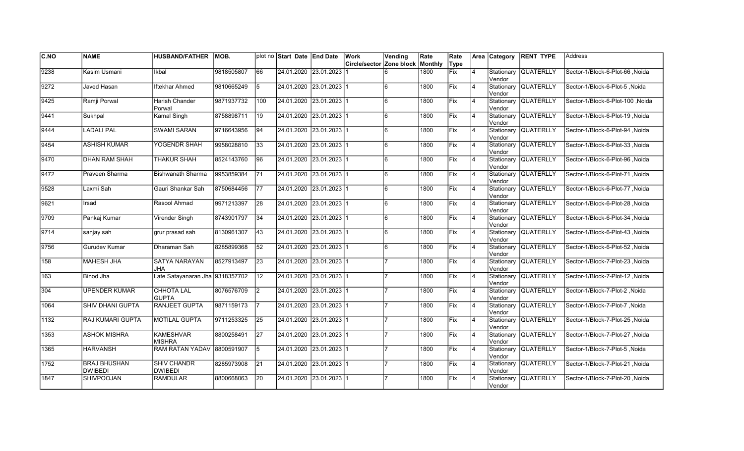| C.NO | NAME | HUSBAND/FATHER | MOB. | plot no | Start Date | End Date | Work Circle/sector | Vending Zone block | Rate Monthly | Rate Type | Area | Category | RENT TYPE | Address |
|---|---|---|---|---|---|---|---|---|---|---|---|---|---|---|
| 9238 | Kasim Usmani | Ikbal | 9818505807 | 66 | 24.01.2020 | 23.01.2023 | 1 | 6 | 1800 | Fix | 4 | Stationary Vendor | QUATERLLY | Sector-1/Block-6-Plot-66 ,Noida |
| 9272 | Javed Hasan | Iftekhar Ahmed | 9810665249 | 5 | 24.01.2020 | 23.01.2023 | 1 | 6 | 1800 | Fix | 4 | Stationary Vendor | QUATERLLY | Sector-1/Block-6-Plot-5 ,Noida |
| 9425 | Ramji Porwal | Harish Chander Porwal | 9871937732 | 100 | 24.01.2020 | 23.01.2023 | 1 | 6 | 1800 | Fix | 4 | Stationary Vendor | QUATERLLY | Sector-1/Block-6-Plot-100 ,Noida |
| 9441 | Sukhpal | Kamal Singh | 8758898711 | 19 | 24.01.2020 | 23.01.2023 | 1 | 6 | 1800 | Fix | 4 | Stationary Vendor | QUATERLLY | Sector-1/Block-6-Plot-19 ,Noida |
| 9444 | LADALI PAL | SWAMI SARAN | 9716643956 | 94 | 24.01.2020 | 23.01.2023 | 1 | 6 | 1800 | Fix | 4 | Stationary Vendor | QUATERLLY | Sector-1/Block-6-Plot-94 ,Noida |
| 9454 | ASHISH KUMAR | YOGENDR SHAH | 9958028810 | 33 | 24.01.2020 | 23.01.2023 | 1 | 6 | 1800 | Fix | 4 | Stationary Vendor | QUATERLLY | Sector-1/Block-6-Plot-33 ,Noida |
| 9470 | DHAN RAM SHAH | THAKUR SHAH | 8524143760 | 96 | 24.01.2020 | 23.01.2023 | 1 | 6 | 1800 | Fix | 4 | Stationary Vendor | QUATERLLY | Sector-1/Block-6-Plot-96 ,Noida |
| 9472 | Praveen Sharma | Bishwanath Sharma | 9953859384 | 71 | 24.01.2020 | 23.01.2023 | 1 | 6 | 1800 | Fix | 4 | Stationary Vendor | QUATERLLY | Sector-1/Block-6-Plot-71 ,Noida |
| 9528 | Laxmi Sah | Gauri Shankar Sah | 8750684456 | 77 | 24.01.2020 | 23.01.2023 | 1 | 6 | 1800 | Fix | 4 | Stationary Vendor | QUATERLLY | Sector-1/Block-6-Plot-77 ,Noida |
| 9621 | Irsad | Rasool Ahmad | 9971213397 | 28 | 24.01.2020 | 23.01.2023 | 1 | 6 | 1800 | Fix | 4 | Stationary Vendor | QUATERLLY | Sector-1/Block-6-Plot-28 ,Noida |
| 9709 | Pankaj Kumar | Virender Singh | 8743901797 | 34 | 24.01.2020 | 23.01.2023 | 1 | 6 | 1800 | Fix | 4 | Stationary Vendor | QUATERLLY | Sector-1/Block-6-Plot-34 ,Noida |
| 9714 | sanjay sah | grur prasad sah | 8130961307 | 43 | 24.01.2020 | 23.01.2023 | 1 | 6 | 1800 | Fix | 4 | Stationary Vendor | QUATERLLY | Sector-1/Block-6-Plot-43 ,Noida |
| 9756 | Gurudev Kumar | Dharaman Sah | 8285899368 | 52 | 24.01.2020 | 23.01.2023 | 1 | 6 | 1800 | Fix | 4 | Stationary Vendor | QUATERLLY | Sector-1/Block-6-Plot-52 ,Noida |
| 158 | MAHESH JHA | SATYA NARAYAN JHA | 8527913497 | 23 | 24.01.2020 | 23.01.2023 | 1 | 7 | 1800 | Fix | 4 | Stationary Vendor | QUATERLLY | Sector-1/Block-7-Plot-23 ,Noida |
| 163 | Binod Jha | Late Satayanaran Jha | 9318357702 | 12 | 24.01.2020 | 23.01.2023 | 1 | 7 | 1800 | Fix | 4 | Stationary Vendor | QUATERLLY | Sector-1/Block-7-Plot-12 ,Noida |
| 304 | UPENDER KUMAR | CHHOTA LAL GUPTA | 8076576709 | 2 | 24.01.2020 | 23.01.2023 | 1 | 7 | 1800 | Fix | 4 | Stationary Vendor | QUATERLLY | Sector-1/Block-7-Plot-2 ,Noida |
| 1064 | SHIV DHANI GUPTA | RANJEET GUPTA | 9871159173 | 7 | 24.01.2020 | 23.01.2023 | 1 | 7 | 1800 | Fix | 4 | Stationary Vendor | QUATERLLY | Sector-1/Block-7-Plot-7 ,Noida |
| 1132 | RAJ KUMARI GUPTA | MOTILAL GUPTA | 9711253325 | 25 | 24.01.2020 | 23.01.2023 | 1 | 7 | 1800 | Fix | 4 | Stationary Vendor | QUATERLLY | Sector-1/Block-7-Plot-25 ,Noida |
| 1353 | ASHOK MISHRA | KAMESHVAR MISHRA | 8800258491 | 27 | 24.01.2020 | 23.01.2023 | 1 | 7 | 1800 | Fix | 4 | Stationary Vendor | QUATERLLY | Sector-1/Block-7-Plot-27 ,Noida |
| 1365 | HARVANSH | RAM RATAN YADAV | 8800591907 | 5 | 24.01.2020 | 23.01.2023 | 1 | 7 | 1800 | Fix | 4 | Stationary Vendor | QUATERLLY | Sector-1/Block-7-Plot-5 ,Noida |
| 1752 | BRAJ BHUSHAN DWIBEDI | SHIV CHANDR DWIBEDI | 8285973908 | 21 | 24.01.2020 | 23.01.2023 | 1 | 7 | 1800 | Fix | 4 | Stationary Vendor | QUATERLLY | Sector-1/Block-7-Plot-21 ,Noida |
| 1847 | SHIVPOOJAN | RAMDULAR | 8800668063 | 20 | 24.01.2020 | 23.01.2023 | 1 | 7 | 1800 | Fix | 4 | Stationary Vendor | QUATERLLY | Sector-1/Block-7-Plot-20 ,Noida |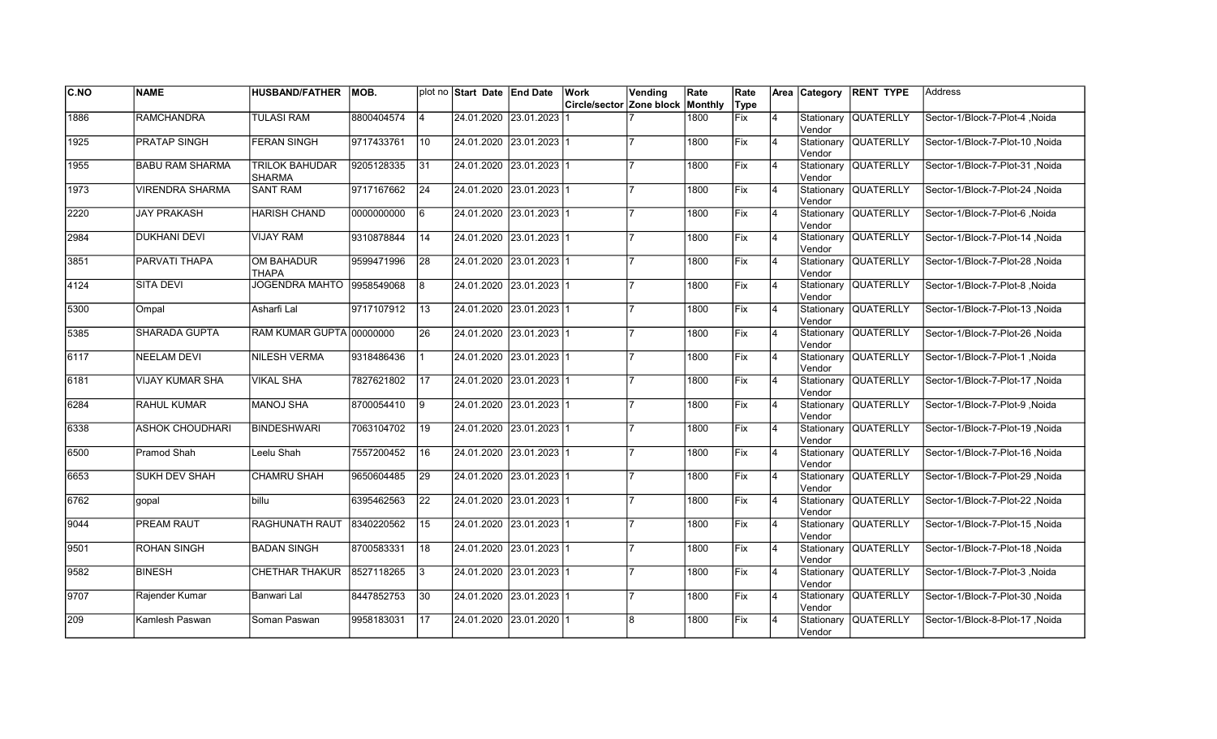| C.NO | NAME | HUSBAND/FATHER | MOB. | plot no | Start Date | End Date | Work Circle/sector | Vending Zone block | Rate Monthly | Rate Type | Area | Category | RENT TYPE | Address |
|---|---|---|---|---|---|---|---|---|---|---|---|---|---|---|
| 1886 | RAMCHANDRA | TULASI RAM | 8800404574 | 4 | 24.01.2020 | 23.01.2023 | 1 | 7 | 1800 | Fix | 4 | Stationary Vendor | QUATERLLY | Sector-1/Block-7-Plot-4 ,Noida |
| 1925 | PRATAP SINGH | FERAN SINGH | 9717433761 | 10 | 24.01.2020 | 23.01.2023 | 1 | 7 | 1800 | Fix | 4 | Stationary Vendor | QUATERLLY | Sector-1/Block-7-Plot-10 ,Noida |
| 1955 | BABU RAM SHARMA | TRILOK BAHUDAR SHARMA | 9205128335 | 31 | 24.01.2020 | 23.01.2023 | 1 | 7 | 1800 | Fix | 4 | Stationary Vendor | QUATERLLY | Sector-1/Block-7-Plot-31 ,Noida |
| 1973 | VIRENDRA SHARMA | SANT RAM | 9717167662 | 24 | 24.01.2020 | 23.01.2023 | 1 | 7 | 1800 | Fix | 4 | Stationary Vendor | QUATERLLY | Sector-1/Block-7-Plot-24 ,Noida |
| 2220 | JAY PRAKASH | HARISH CHAND | 0000000000 | 6 | 24.01.2020 | 23.01.2023 | 1 | 7 | 1800 | Fix | 4 | Stationary Vendor | QUATERLLY | Sector-1/Block-7-Plot-6 ,Noida |
| 2984 | DUKHANI DEVI | VIJAY RAM | 9310878844 | 14 | 24.01.2020 | 23.01.2023 | 1 | 7 | 1800 | Fix | 4 | Stationary Vendor | QUATERLLY | Sector-1/Block-7-Plot-14 ,Noida |
| 3851 | PARVATI THAPA | OM BAHADUR THAPA | 9599471996 | 28 | 24.01.2020 | 23.01.2023 | 1 | 7 | 1800 | Fix | 4 | Stationary Vendor | QUATERLLY | Sector-1/Block-7-Plot-28 ,Noida |
| 4124 | SITA DEVI | JOGENDRA MAHTO | 9958549068 | 8 | 24.01.2020 | 23.01.2023 | 1 | 7 | 1800 | Fix | 4 | Stationary Vendor | QUATERLLY | Sector-1/Block-7-Plot-8 ,Noida |
| 5300 | Ompal | Asharfi Lal | 9717107912 | 13 | 24.01.2020 | 23.01.2023 | 1 | 7 | 1800 | Fix | 4 | Stationary Vendor | QUATERLLY | Sector-1/Block-7-Plot-13 ,Noida |
| 5385 | SHARADA GUPTA | RAM KUMAR GUPTA | 00000000 | 26 | 24.01.2020 | 23.01.2023 | 1 | 7 | 1800 | Fix | 4 | Stationary Vendor | QUATERLLY | Sector-1/Block-7-Plot-26 ,Noida |
| 6117 | NEELAM DEVI | NILESH VERMA | 9318486436 | 1 | 24.01.2020 | 23.01.2023 | 1 | 7 | 1800 | Fix | 4 | Stationary Vendor | QUATERLLY | Sector-1/Block-7-Plot-1 ,Noida |
| 6181 | VIJAY KUMAR SHA | VIKAL SHA | 7827621802 | 17 | 24.01.2020 | 23.01.2023 | 1 | 7 | 1800 | Fix | 4 | Stationary Vendor | QUATERLLY | Sector-1/Block-7-Plot-17 ,Noida |
| 6284 | RAHUL KUMAR | MANOJ SHA | 8700054410 | 9 | 24.01.2020 | 23.01.2023 | 1 | 7 | 1800 | Fix | 4 | Stationary Vendor | QUATERLLY | Sector-1/Block-7-Plot-9 ,Noida |
| 6338 | ASHOK CHOUDHARI | BINDESHWARI | 7063104702 | 19 | 24.01.2020 | 23.01.2023 | 1 | 7 | 1800 | Fix | 4 | Stationary Vendor | QUATERLLY | Sector-1/Block-7-Plot-19 ,Noida |
| 6500 | Pramod Shah | Leelu Shah | 7557200452 | 16 | 24.01.2020 | 23.01.2023 | 1 | 7 | 1800 | Fix | 4 | Stationary Vendor | QUATERLLY | Sector-1/Block-7-Plot-16 ,Noida |
| 6653 | SUKH DEV SHAH | CHAMRU SHAH | 9650604485 | 29 | 24.01.2020 | 23.01.2023 | 1 | 7 | 1800 | Fix | 4 | Stationary Vendor | QUATERLLY | Sector-1/Block-7-Plot-29 ,Noida |
| 6762 | gopal | billu | 6395462563 | 22 | 24.01.2020 | 23.01.2023 | 1 | 7 | 1800 | Fix | 4 | Stationary Vendor | QUATERLLY | Sector-1/Block-7-Plot-22 ,Noida |
| 9044 | PREAM RAUT | RAGHUNATH RAUT | 8340220562 | 15 | 24.01.2020 | 23.01.2023 | 1 | 7 | 1800 | Fix | 4 | Stationary Vendor | QUATERLLY | Sector-1/Block-7-Plot-15 ,Noida |
| 9501 | ROHAN SINGH | BADAN SINGH | 8700583331 | 18 | 24.01.2020 | 23.01.2023 | 1 | 7 | 1800 | Fix | 4 | Stationary Vendor | QUATERLLY | Sector-1/Block-7-Plot-18 ,Noida |
| 9582 | BINESH | CHETHAR THAKUR | 8527118265 | 3 | 24.01.2020 | 23.01.2023 | 1 | 7 | 1800 | Fix | 4 | Stationary Vendor | QUATERLLY | Sector-1/Block-7-Plot-3 ,Noida |
| 9707 | Rajender Kumar | Banwari Lal | 8447852753 | 30 | 24.01.2020 | 23.01.2023 | 1 | 7 | 1800 | Fix | 4 | Stationary Vendor | QUATERLLY | Sector-1/Block-7-Plot-30 ,Noida |
| 209 | Kamlesh Paswan | Soman Paswan | 9958183031 | 17 | 24.01.2020 | 23.01.2020 | 1 | 8 | 1800 | Fix | 4 | Stationary Vendor | QUATERLLY | Sector-1/Block-8-Plot-17 ,Noida |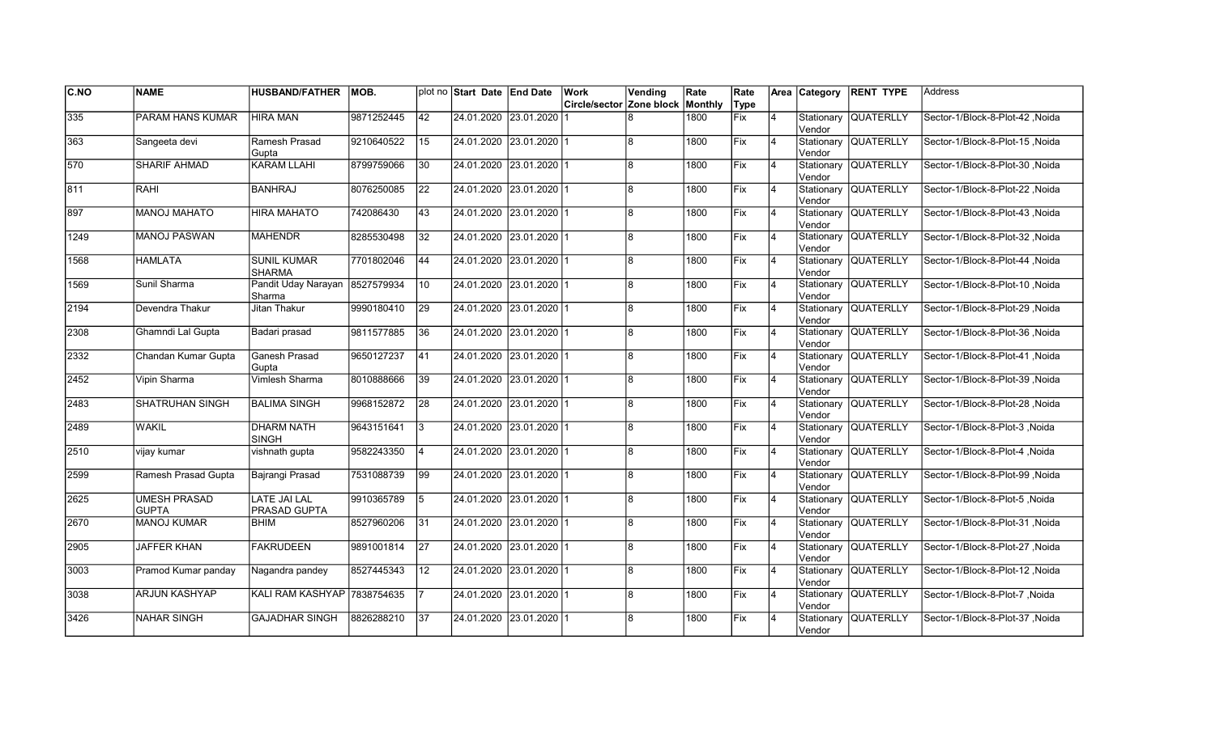| C.NO | NAME | HUSBAND/FATHER | MOB. | plot no | Start Date | End Date | Work Circle/sector | Vending Zone block | Rate Monthly | Rate Type | Area | Category | RENT TYPE | Address |
|---|---|---|---|---|---|---|---|---|---|---|---|---|---|---|
| 335 | PARAM HANS KUMAR | HIRA MAN | 9871252445 | 42 | 24.01.2020 | 23.01.2020 | 1 | 8 | 1800 | Fix | 4 | Stationary Vendor | QUATERLLY | Sector-1/Block-8-Plot-42 ,Noida |
| 363 | Sangeeta devi | Ramesh Prasad Gupta | 9210640522 | 15 | 24.01.2020 | 23.01.2020 | 1 | 8 | 1800 | Fix | 4 | Stationary Vendor | QUATERLLY | Sector-1/Block-8-Plot-15 ,Noida |
| 570 | SHARIF AHMAD | KARAM LLAHI | 8799759066 | 30 | 24.01.2020 | 23.01.2020 | 1 | 8 | 1800 | Fix | 4 | Stationary Vendor | QUATERLLY | Sector-1/Block-8-Plot-30 ,Noida |
| 811 | RAHI | BANHRAJ | 8076250085 | 22 | 24.01.2020 | 23.01.2020 | 1 | 8 | 1800 | Fix | 4 | Stationary Vendor | QUATERLLY | Sector-1/Block-8-Plot-22 ,Noida |
| 897 | MANOJ MAHATO | HIRA MAHATO | 742086430 | 43 | 24.01.2020 | 23.01.2020 | 1 | 8 | 1800 | Fix | 4 | Stationary Vendor | QUATERLLY | Sector-1/Block-8-Plot-43 ,Noida |
| 1249 | MANOJ PASWAN | MAHENDR | 8285530498 | 32 | 24.01.2020 | 23.01.2020 | 1 | 8 | 1800 | Fix | 4 | Stationary Vendor | QUATERLLY | Sector-1/Block-8-Plot-32 ,Noida |
| 1568 | HAMLATA | SUNIL KUMAR SHARMA | 7701802046 | 44 | 24.01.2020 | 23.01.2020 | 1 | 8 | 1800 | Fix | 4 | Stationary Vendor | QUATERLLY | Sector-1/Block-8-Plot-44 ,Noida |
| 1569 | Sunil Sharma | Pandit Uday Narayan Sharma | 8527579934 | 10 | 24.01.2020 | 23.01.2020 | 1 | 8 | 1800 | Fix | 4 | Stationary Vendor | QUATERLLY | Sector-1/Block-8-Plot-10 ,Noida |
| 2194 | Devendra Thakur | Jitan Thakur | 9990180410 | 29 | 24.01.2020 | 23.01.2020 | 1 | 8 | 1800 | Fix | 4 | Stationary Vendor | QUATERLLY | Sector-1/Block-8-Plot-29 ,Noida |
| 2308 | Ghamndi Lal Gupta | Badari prasad | 9811577885 | 36 | 24.01.2020 | 23.01.2020 | 1 | 8 | 1800 | Fix | 4 | Stationary Vendor | QUATERLLY | Sector-1/Block-8-Plot-36 ,Noida |
| 2332 | Chandan Kumar Gupta | Ganesh Prasad Gupta | 9650127237 | 41 | 24.01.2020 | 23.01.2020 | 1 | 8 | 1800 | Fix | 4 | Stationary Vendor | QUATERLLY | Sector-1/Block-8-Plot-41 ,Noida |
| 2452 | Vipin Sharma | Vimlesh Sharma | 8010888666 | 39 | 24.01.2020 | 23.01.2020 | 1 | 8 | 1800 | Fix | 4 | Stationary Vendor | QUATERLLY | Sector-1/Block-8-Plot-39 ,Noida |
| 2483 | SHATRUHAN SINGH | BALIMA SINGH | 9968152872 | 28 | 24.01.2020 | 23.01.2020 | 1 | 8 | 1800 | Fix | 4 | Stationary Vendor | QUATERLLY | Sector-1/Block-8-Plot-28 ,Noida |
| 2489 | WAKIL | DHARM NATH SINGH | 9643151641 | 3 | 24.01.2020 | 23.01.2020 | 1 | 8 | 1800 | Fix | 4 | Stationary Vendor | QUATERLLY | Sector-1/Block-8-Plot-3 ,Noida |
| 2510 | vijay kumar | vishnath gupta | 9582243350 | 4 | 24.01.2020 | 23.01.2020 | 1 | 8 | 1800 | Fix | 4 | Stationary Vendor | QUATERLLY | Sector-1/Block-8-Plot-4 ,Noida |
| 2599 | Ramesh Prasad Gupta | Bajrangi Prasad | 7531088739 | 99 | 24.01.2020 | 23.01.2020 | 1 | 8 | 1800 | Fix | 4 | Stationary Vendor | QUATERLLY | Sector-1/Block-8-Plot-99 ,Noida |
| 2625 | UMESH PRASAD GUPTA | LATE JAI LAL PRASAD GUPTA | 9910365789 | 5 | 24.01.2020 | 23.01.2020 | 1 | 8 | 1800 | Fix | 4 | Stationary Vendor | QUATERLLY | Sector-1/Block-8-Plot-5 ,Noida |
| 2670 | MANOJ KUMAR | BHIM | 8527960206 | 31 | 24.01.2020 | 23.01.2020 | 1 | 8 | 1800 | Fix | 4 | Stationary Vendor | QUATERLLY | Sector-1/Block-8-Plot-31 ,Noida |
| 2905 | JAFFER KHAN | FAKRUDEEN | 9891001814 | 27 | 24.01.2020 | 23.01.2020 | 1 | 8 | 1800 | Fix | 4 | Stationary Vendor | QUATERLLY | Sector-1/Block-8-Plot-27 ,Noida |
| 3003 | Pramod Kumar panday | Nagandra pandey | 8527445343 | 12 | 24.01.2020 | 23.01.2020 | 1 | 8 | 1800 | Fix | 4 | Stationary Vendor | QUATERLLY | Sector-1/Block-8-Plot-12 ,Noida |
| 3038 | ARJUN KASHYAP | KALI RAM KASHYAP | 7838754635 | 7 | 24.01.2020 | 23.01.2020 | 1 | 8 | 1800 | Fix | 4 | Stationary Vendor | QUATERLLY | Sector-1/Block-8-Plot-7 ,Noida |
| 3426 | NAHAR SINGH | GAJADHAR SINGH | 8826288210 | 37 | 24.01.2020 | 23.01.2020 | 1 | 8 | 1800 | Fix | 4 | Stationary Vendor | QUATERLLY | Sector-1/Block-8-Plot-37 ,Noida |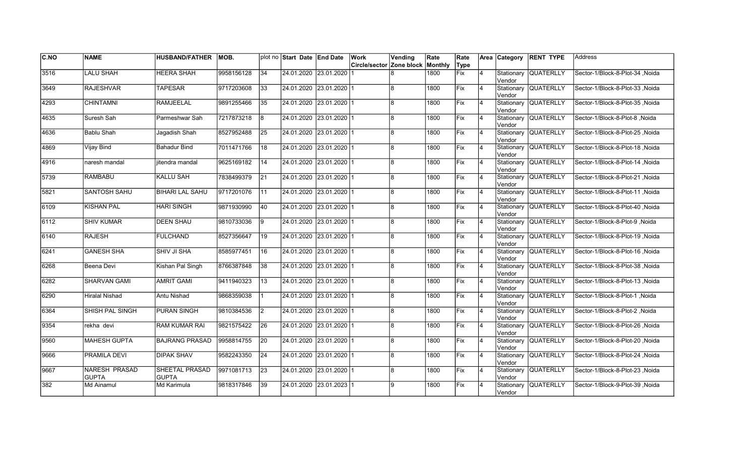| C.NO | NAME | HUSBAND/FATHER | MOB. | plot no | Start Date | End Date | Work Circle/sector | Vending Zone block | Rate Monthly | Rate Type | Area | Category | RENT TYPE | Address |
|---|---|---|---|---|---|---|---|---|---|---|---|---|---|---|
| 3516 | LALU SHAH | HEERA SHAH | 9958156128 | 34 | 24.01.2020 | 23.01.2020 | 1 | 8 | 1800 | Fix | 4 | Stationary Vendor | QUATERLLY | Sector-1/Block-8-Plot-34 ,Noida |
| 3649 | RAJESHVAR | TAPESAR | 9717203608 | 33 | 24.01.2020 | 23.01.2020 | 1 | 8 | 1800 | Fix | 4 | Stationary Vendor | QUATERLLY | Sector-1/Block-8-Plot-33 ,Noida |
| 4293 | CHINTAMNI | RAMJEELAL | 9891255466 | 35 | 24.01.2020 | 23.01.2020 | 1 | 8 | 1800 | Fix | 4 | Stationary Vendor | QUATERLLY | Sector-1/Block-8-Plot-35 ,Noida |
| 4635 | Suresh Sah | Parmeshwar Sah | 7217873218 | 8 | 24.01.2020 | 23.01.2020 | 1 | 8 | 1800 | Fix | 4 | Stationary Vendor | QUATERLLY | Sector-1/Block-8-Plot-8 ,Noida |
| 4636 | Bablu Shah | Jagadish Shah | 8527952488 | 25 | 24.01.2020 | 23.01.2020 | 1 | 8 | 1800 | Fix | 4 | Stationary Vendor | QUATERLLY | Sector-1/Block-8-Plot-25 ,Noida |
| 4869 | Vijay Bind | Bahadur Bind | 7011471766 | 18 | 24.01.2020 | 23.01.2020 | 1 | 8 | 1800 | Fix | 4 | Stationary Vendor | QUATERLLY | Sector-1/Block-8-Plot-18 ,Noida |
| 4916 | naresh mandal | jitendra mandal | 9625169182 | 14 | 24.01.2020 | 23.01.2020 | 1 | 8 | 1800 | Fix | 4 | Stationary Vendor | QUATERLLY | Sector-1/Block-8-Plot-14 ,Noida |
| 5739 | RAMBABU | KALLU SAH | 7838499379 | 21 | 24.01.2020 | 23.01.2020 | 1 | 8 | 1800 | Fix | 4 | Stationary Vendor | QUATERLLY | Sector-1/Block-8-Plot-21 ,Noida |
| 5821 | SANTOSH SAHU | BIHARI LAL SAHU | 9717201076 | 11 | 24.01.2020 | 23.01.2020 | 1 | 8 | 1800 | Fix | 4 | Stationary Vendor | QUATERLLY | Sector-1/Block-8-Plot-11 ,Noida |
| 6109 | KISHAN PAL | HARI SINGH | 9871930990 | 40 | 24.01.2020 | 23.01.2020 | 1 | 8 | 1800 | Fix | 4 | Stationary Vendor | QUATERLLY | Sector-1/Block-8-Plot-40 ,Noida |
| 6112 | SHIV KUMAR | DEEN SHAU | 9810733036 | 9 | 24.01.2020 | 23.01.2020 | 1 | 8 | 1800 | Fix | 4 | Stationary Vendor | QUATERLLY | Sector-1/Block-8-Plot-9 ,Noida |
| 6140 | RAJESH | FULCHAND | 8527356647 | 19 | 24.01.2020 | 23.01.2020 | 1 | 8 | 1800 | Fix | 4 | Stationary Vendor | QUATERLLY | Sector-1/Block-8-Plot-19 ,Noida |
| 6241 | GANESH SHA | SHIV JI SHA | 8585977451 | 16 | 24.01.2020 | 23.01.2020 | 1 | 8 | 1800 | Fix | 4 | Stationary Vendor | QUATERLLY | Sector-1/Block-8-Plot-16 ,Noida |
| 6268 | Beena Devi | Kishan Pal Singh | 8766387848 | 38 | 24.01.2020 | 23.01.2020 | 1 | 8 | 1800 | Fix | 4 | Stationary Vendor | QUATERLLY | Sector-1/Block-8-Plot-38 ,Noida |
| 6282 | SHARVAN GAMI | AMRIT GAMI | 9411940323 | 13 | 24.01.2020 | 23.01.2020 | 1 | 8 | 1800 | Fix | 4 | Stationary Vendor | QUATERLLY | Sector-1/Block-8-Plot-13 ,Noida |
| 6290 | Hiralal Nishad | Antu Nishad | 9868359038 | 1 | 24.01.2020 | 23.01.2020 | 1 | 8 | 1800 | Fix | 4 | Stationary Vendor | QUATERLLY | Sector-1/Block-8-Plot-1 ,Noida |
| 6364 | SHISH PAL SINGH | PURAN SINGH | 9810384536 | 2 | 24.01.2020 | 23.01.2020 | 1 | 8 | 1800 | Fix | 4 | Stationary Vendor | QUATERLLY | Sector-1/Block-8-Plot-2 ,Noida |
| 9354 | rekha devi | RAM KUMAR RAI | 9821575422 | 26 | 24.01.2020 | 23.01.2020 | 1 | 8 | 1800 | Fix | 4 | Stationary Vendor | QUATERLLY | Sector-1/Block-8-Plot-26 ,Noida |
| 9560 | MAHESH GUPTA | BAJRANG PRASAD | 9958814755 | 20 | 24.01.2020 | 23.01.2020 | 1 | 8 | 1800 | Fix | 4 | Stationary Vendor | QUATERLLY | Sector-1/Block-8-Plot-20 ,Noida |
| 9666 | PRAMILA DEVI | DIPAK SHAV | 9582243350 | 24 | 24.01.2020 | 23.01.2020 | 1 | 8 | 1800 | Fix | 4 | Stationary Vendor | QUATERLLY | Sector-1/Block-8-Plot-24 ,Noida |
| 9667 | NARESH PRASAD GUPTA | SHEETAL PRASAD GUPTA | 9971081713 | 23 | 24.01.2020 | 23.01.2020 | 1 | 8 | 1800 | Fix | 4 | Stationary Vendor | QUATERLLY | Sector-1/Block-8-Plot-23 ,Noida |
| 382 | Md Ainamul | Md Karimula | 9818317846 | 39 | 24.01.2020 | 23.01.2023 | 1 | 9 | 1800 | Fix | 4 | Stationary Vendor | QUATERLLY | Sector-1/Block-9-Plot-39 ,Noida |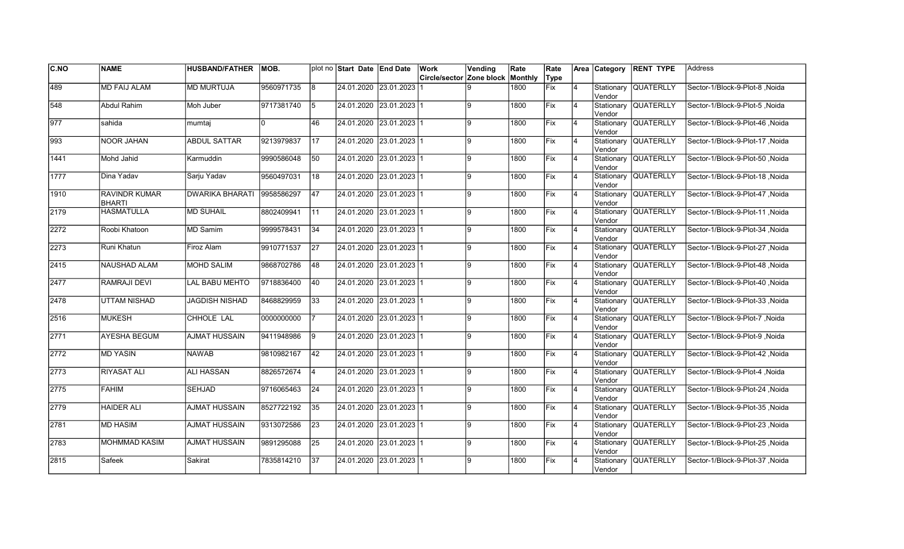| C.NO | NAME | HUSBAND/FATHER | MOB. | plot no | Start Date | End Date | Work Circle/sector | Vending Zone block | Rate Monthly | Rate Type | Area | Category | RENT TYPE | Address |
|---|---|---|---|---|---|---|---|---|---|---|---|---|---|---|
| 489 | MD FAIJ ALAM | MD MURTUJA | 9560971735 | 8 | 24.01.2020 | 23.01.2023 | 1 | 9 | 1800 | Fix | 4 | Stationary Vendor | QUATERLLY | Sector-1/Block-9-Plot-8 ,Noida |
| 548 | Abdul Rahim | Moh Juber | 9717381740 | 5 | 24.01.2020 | 23.01.2023 | 1 | 9 | 1800 | Fix | 4 | Stationary Vendor | QUATERLLY | Sector-1/Block-9-Plot-5 ,Noida |
| 977 | sahida | mumtaj | 0 | 46 | 24.01.2020 | 23.01.2023 | 1 | 9 | 1800 | Fix | 4 | Stationary Vendor | QUATERLLY | Sector-1/Block-9-Plot-46 ,Noida |
| 993 | NOOR JAHAN | ABDUL SATTAR | 9213979837 | 17 | 24.01.2020 | 23.01.2023 | 1 | 9 | 1800 | Fix | 4 | Stationary Vendor | QUATERLLY | Sector-1/Block-9-Plot-17 ,Noida |
| 1441 | Mohd Jahid | Karmuddin | 9990586048 | 50 | 24.01.2020 | 23.01.2023 | 1 | 9 | 1800 | Fix | 4 | Stationary Vendor | QUATERLLY | Sector-1/Block-9-Plot-50 ,Noida |
| 1777 | Dina Yadav | Sarju Yadav | 9560497031 | 18 | 24.01.2020 | 23.01.2023 | 1 | 9 | 1800 | Fix | 4 | Stationary Vendor | QUATERLLY | Sector-1/Block-9-Plot-18 ,Noida |
| 1910 | RAVINDR KUMAR BHARTI | DWARIKA BHARATI | 9958586297 | 47 | 24.01.2020 | 23.01.2023 | 1 | 9 | 1800 | Fix | 4 | Stationary Vendor | QUATERLLY | Sector-1/Block-9-Plot-47 ,Noida |
| 2179 | HASMATULLA | MD SUHAIL | 8802409941 | 11 | 24.01.2020 | 23.01.2023 | 1 | 9 | 1800 | Fix | 4 | Stationary Vendor | QUATERLLY | Sector-1/Block-9-Plot-11 ,Noida |
| 2272 | Roobi Khatoon | MD Samim | 9999578431 | 34 | 24.01.2020 | 23.01.2023 | 1 | 9 | 1800 | Fix | 4 | Stationary Vendor | QUATERLLY | Sector-1/Block-9-Plot-34 ,Noida |
| 2273 | Runi Khatun | Firoz Alam | 9910771537 | 27 | 24.01.2020 | 23.01.2023 | 1 | 9 | 1800 | Fix | 4 | Stationary Vendor | QUATERLLY | Sector-1/Block-9-Plot-27 ,Noida |
| 2415 | NAUSHAD ALAM | MOHD SALIM | 9868702786 | 48 | 24.01.2020 | 23.01.2023 | 1 | 9 | 1800 | Fix | 4 | Stationary Vendor | QUATERLLY | Sector-1/Block-9-Plot-48 ,Noida |
| 2477 | RAMRAJI DEVI | LAL BABU MEHTO | 9718836400 | 40 | 24.01.2020 | 23.01.2023 | 1 | 9 | 1800 | Fix | 4 | Stationary Vendor | QUATERLLY | Sector-1/Block-9-Plot-40 ,Noida |
| 2478 | UTTAM NISHAD | JAGDISH NISHAD | 8468829959 | 33 | 24.01.2020 | 23.01.2023 | 1 | 9 | 1800 | Fix | 4 | Stationary Vendor | QUATERLLY | Sector-1/Block-9-Plot-33 ,Noida |
| 2516 | MUKESH | CHHOLE LAL | 0000000000 | 7 | 24.01.2020 | 23.01.2023 | 1 | 9 | 1800 | Fix | 4 | Stationary Vendor | QUATERLLY | Sector-1/Block-9-Plot-7 ,Noida |
| 2771 | AYESHA BEGUM | AJMAT HUSSAIN | 9411948986 | 9 | 24.01.2020 | 23.01.2023 | 1 | 9 | 1800 | Fix | 4 | Stationary Vendor | QUATERLLY | Sector-1/Block-9-Plot-9 ,Noida |
| 2772 | MD YASIN | NAWAB | 9810982167 | 42 | 24.01.2020 | 23.01.2023 | 1 | 9 | 1800 | Fix | 4 | Stationary Vendor | QUATERLLY | Sector-1/Block-9-Plot-42 ,Noida |
| 2773 | RIYASAT ALI | ALI HASSAN | 8826572674 | 4 | 24.01.2020 | 23.01.2023 | 1 | 9 | 1800 | Fix | 4 | Stationary Vendor | QUATERLLY | Sector-1/Block-9-Plot-4 ,Noida |
| 2775 | FAHIM | SEHJAD | 9716065463 | 24 | 24.01.2020 | 23.01.2023 | 1 | 9 | 1800 | Fix | 4 | Stationary Vendor | QUATERLLY | Sector-1/Block-9-Plot-24 ,Noida |
| 2779 | HAIDER ALI | AJMAT HUSSAIN | 8527722192 | 35 | 24.01.2020 | 23.01.2023 | 1 | 9 | 1800 | Fix | 4 | Stationary Vendor | QUATERLLY | Sector-1/Block-9-Plot-35 ,Noida |
| 2781 | MD HASIM | AJMAT HUSSAIN | 9313072586 | 23 | 24.01.2020 | 23.01.2023 | 1 | 9 | 1800 | Fix | 4 | Stationary Vendor | QUATERLLY | Sector-1/Block-9-Plot-23 ,Noida |
| 2783 | MOHMMAD KASIM | AJMAT HUSSAIN | 9891295088 | 25 | 24.01.2020 | 23.01.2023 | 1 | 9 | 1800 | Fix | 4 | Stationary Vendor | QUATERLLY | Sector-1/Block-9-Plot-25 ,Noida |
| 2815 | Safeek | Sakirat | 7835814210 | 37 | 24.01.2020 | 23.01.2023 | 1 | 9 | 1800 | Fix | 4 | Stationary Vendor | QUATERLLY | Sector-1/Block-9-Plot-37 ,Noida |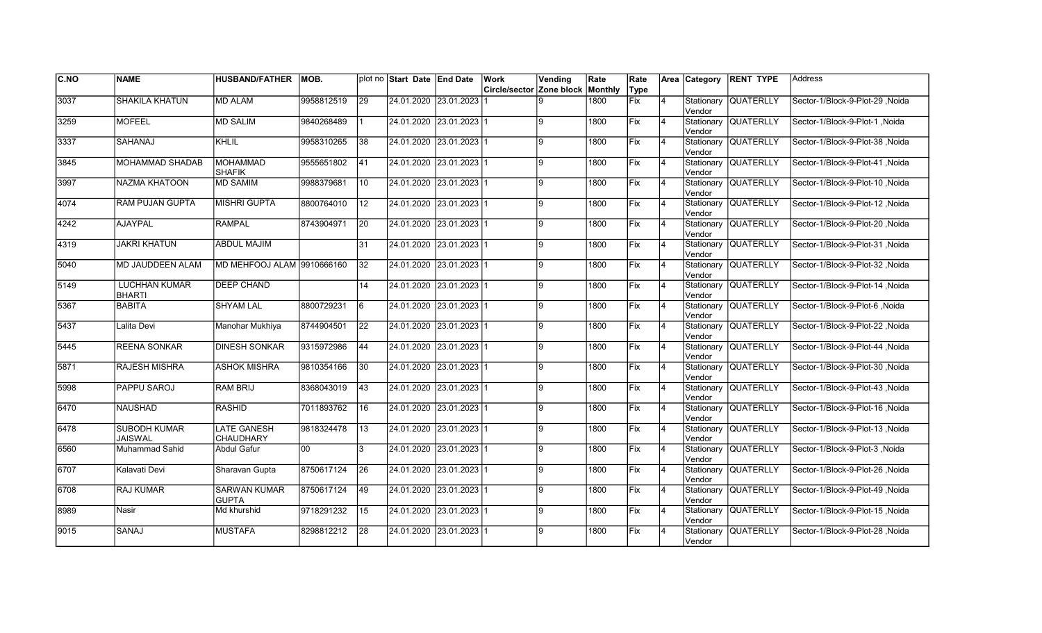| C.NO | NAME | HUSBAND/FATHER | MOB. | plot no | Start Date | End Date | Work Circle/sector | Vending Zone block | Rate Monthly | Rate Type | Area | Category | RENT TYPE | Address |
|---|---|---|---|---|---|---|---|---|---|---|---|---|---|---|
| 3037 | SHAKILA KHATUN | MD ALAM | 9958812519 | 29 | 24.01.2020 | 23.01.2023 | 1 | 9 | 1800 | Fix | 4 | Stationary Vendor | QUATERLLY | Sector-1/Block-9-Plot-29 ,Noida |
| 3259 | MOFEEL | MD SALIM | 9840268489 | 1 | 24.01.2020 | 23.01.2023 | 1 | 9 | 1800 | Fix | 4 | Stationary Vendor | QUATERLLY | Sector-1/Block-9-Plot-1 ,Noida |
| 3337 | SAHANAJ | KHLIL | 9958310265 | 38 | 24.01.2020 | 23.01.2023 | 1 | 9 | 1800 | Fix | 4 | Stationary Vendor | QUATERLLY | Sector-1/Block-9-Plot-38 ,Noida |
| 3845 | MOHAMMAD SHADAB | MOHAMMAD SHAFIK | 9555651802 | 41 | 24.01.2020 | 23.01.2023 | 1 | 9 | 1800 | Fix | 4 | Stationary Vendor | QUATERLLY | Sector-1/Block-9-Plot-41 ,Noida |
| 3997 | NAZMA KHATOON | MD SAMIM | 9988379681 | 10 | 24.01.2020 | 23.01.2023 | 1 | 9 | 1800 | Fix | 4 | Stationary Vendor | QUATERLLY | Sector-1/Block-9-Plot-10 ,Noida |
| 4074 | RAM PUJAN GUPTA | MISHRI GUPTA | 8800764010 | 12 | 24.01.2020 | 23.01.2023 | 1 | 9 | 1800 | Fix | 4 | Stationary Vendor | QUATERLLY | Sector-1/Block-9-Plot-12 ,Noida |
| 4242 | AJAYPAL | RAMPAL | 8743904971 | 20 | 24.01.2020 | 23.01.2023 | 1 | 9 | 1800 | Fix | 4 | Stationary Vendor | QUATERLLY | Sector-1/Block-9-Plot-20 ,Noida |
| 4319 | JAKRI KHATUN | ABDUL MAJIM | | 31 | 24.01.2020 | 23.01.2023 | 1 | 9 | 1800 | Fix | 4 | Stationary Vendor | QUATERLLY | Sector-1/Block-9-Plot-31 ,Noida |
| 5040 | MD JAUDDEEN ALAM | MD MEHFOOJ ALAM | 9910666160 | 32 | 24.01.2020 | 23.01.2023 | 1 | 9 | 1800 | Fix | 4 | Stationary Vendor | QUATERLLY | Sector-1/Block-9-Plot-32 ,Noida |
| 5149 | LUCHHAN KUMAR BHARTI | DEEP CHAND | | 14 | 24.01.2020 | 23.01.2023 | 1 | 9 | 1800 | Fix | 4 | Stationary Vendor | QUATERLLY | Sector-1/Block-9-Plot-14 ,Noida |
| 5367 | BABITA | SHYAM LAL | 8800729231 | 6 | 24.01.2020 | 23.01.2023 | 1 | 9 | 1800 | Fix | 4 | Stationary Vendor | QUATERLLY | Sector-1/Block-9-Plot-6 ,Noida |
| 5437 | Lalita Devi | Manohar Mukhiya | 8744904501 | 22 | 24.01.2020 | 23.01.2023 | 1 | 9 | 1800 | Fix | 4 | Stationary Vendor | QUATERLLY | Sector-1/Block-9-Plot-22 ,Noida |
| 5445 | REENA SONKAR | DINESH SONKAR | 9315972986 | 44 | 24.01.2020 | 23.01.2023 | 1 | 9 | 1800 | Fix | 4 | Stationary Vendor | QUATERLLY | Sector-1/Block-9-Plot-44 ,Noida |
| 5871 | RAJESH MISHRA | ASHOK MISHRA | 9810354166 | 30 | 24.01.2020 | 23.01.2023 | 1 | 9 | 1800 | Fix | 4 | Stationary Vendor | QUATERLLY | Sector-1/Block-9-Plot-30 ,Noida |
| 5998 | PAPPU SAROJ | RAM BRIJ | 8368043019 | 43 | 24.01.2020 | 23.01.2023 | 1 | 9 | 1800 | Fix | 4 | Stationary Vendor | QUATERLLY | Sector-1/Block-9-Plot-43 ,Noida |
| 6470 | NAUSHAD | RASHID | 7011893762 | 16 | 24.01.2020 | 23.01.2023 | 1 | 9 | 1800 | Fix | 4 | Stationary Vendor | QUATERLLY | Sector-1/Block-9-Plot-16 ,Noida |
| 6478 | SUBODH KUMAR JAISWAL | LATE GANESH CHAUDHARY | 9818324478 | 13 | 24.01.2020 | 23.01.2023 | 1 | 9 | 1800 | Fix | 4 | Stationary Vendor | QUATERLLY | Sector-1/Block-9-Plot-13 ,Noida |
| 6560 | Muhammad Sahid | Abdul Gafur | 00 | 3 | 24.01.2020 | 23.01.2023 | 1 | 9 | 1800 | Fix | 4 | Stationary Vendor | QUATERLLY | Sector-1/Block-9-Plot-3 ,Noida |
| 6707 | Kalavati Devi | Sharavan Gupta | 8750617124 | 26 | 24.01.2020 | 23.01.2023 | 1 | 9 | 1800 | Fix | 4 | Stationary Vendor | QUATERLLY | Sector-1/Block-9-Plot-26 ,Noida |
| 6708 | RAJ KUMAR | SARWAN KUMAR GUPTA | 8750617124 | 49 | 24.01.2020 | 23.01.2023 | 1 | 9 | 1800 | Fix | 4 | Stationary Vendor | QUATERLLY | Sector-1/Block-9-Plot-49 ,Noida |
| 8989 | Nasir | Md khurshid | 9718291232 | 15 | 24.01.2020 | 23.01.2023 | 1 | 9 | 1800 | Fix | 4 | Stationary Vendor | QUATERLLY | Sector-1/Block-9-Plot-15 ,Noida |
| 9015 | SANAJ | MUSTAFA | 8298812212 | 28 | 24.01.2020 | 23.01.2023 | 1 | 9 | 1800 | Fix | 4 | Stationary Vendor | QUATERLLY | Sector-1/Block-9-Plot-28 ,Noida |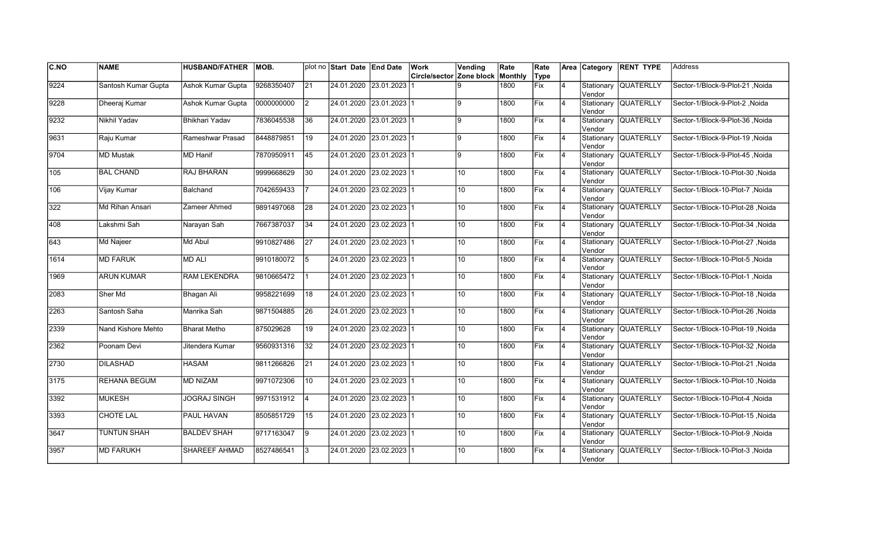| C.NO | NAME | HUSBAND/FATHER | MOB. | plot no | Start Date | End Date | Work Circle/sector | Vending Zone block | Rate Monthly | Rate Type | Area | Category | RENT TYPE | Address |
|---|---|---|---|---|---|---|---|---|---|---|---|---|---|---|
| 9224 | Santosh Kumar Gupta | Ashok Kumar Gupta | 9268350407 | 21 | 24.01.2020 | 23.01.2023 | 1 | 9 | 1800 | Fix | 4 | Stationary Vendor | QUATERLLY | Sector-1/Block-9-Plot-21 ,Noida |
| 9228 | Dheeraj Kumar | Ashok Kumar Gupta | 0000000000 | 2 | 24.01.2020 | 23.01.2023 | 1 | 9 | 1800 | Fix | 4 | Stationary Vendor | QUATERLLY | Sector-1/Block-9-Plot-2 ,Noida |
| 9232 | Nikhil Yadav | Bhikhari Yadav | 7836045538 | 36 | 24.01.2020 | 23.01.2023 | 1 | 9 | 1800 | Fix | 4 | Stationary Vendor | QUATERLLY | Sector-1/Block-9-Plot-36 ,Noida |
| 9631 | Raju Kumar | Rameshwar Prasad | 8448879851 | 19 | 24.01.2020 | 23.01.2023 | 1 | 9 | 1800 | Fix | 4 | Stationary Vendor | QUATERLLY | Sector-1/Block-9-Plot-19 ,Noida |
| 9704 | MD Mustak | MD Hanif | 7870950911 | 45 | 24.01.2020 | 23.01.2023 | 1 | 9 | 1800 | Fix | 4 | Stationary Vendor | QUATERLLY | Sector-1/Block-9-Plot-45 ,Noida |
| 105 | BAL CHAND | RAJ BHARAN | 9999668629 | 30 | 24.01.2020 | 23.02.2023 | 1 | 10 | 1800 | Fix | 4 | Stationary Vendor | QUATERLLY | Sector-1/Block-10-Plot-30 ,Noida |
| 106 | Vijay Kumar | Balchand | 7042659433 | 7 | 24.01.2020 | 23.02.2023 | 1 | 10 | 1800 | Fix | 4 | Stationary Vendor | QUATERLLY | Sector-1/Block-10-Plot-7 ,Noida |
| 322 | Md Rihan Ansari | Zameer Ahmed | 9891497068 | 28 | 24.01.2020 | 23.02.2023 | 1 | 10 | 1800 | Fix | 4 | Stationary Vendor | QUATERLLY | Sector-1/Block-10-Plot-28 ,Noida |
| 408 | Lakshmi Sah | Narayan Sah | 7667387037 | 34 | 24.01.2020 | 23.02.2023 | 1 | 10 | 1800 | Fix | 4 | Stationary Vendor | QUATERLLY | Sector-1/Block-10-Plot-34 ,Noida |
| 643 | Md Najeer | Md Abul | 9910827486 | 27 | 24.01.2020 | 23.02.2023 | 1 | 10 | 1800 | Fix | 4 | Stationary Vendor | QUATERLLY | Sector-1/Block-10-Plot-27 ,Noida |
| 1614 | MD FARUK | MD ALI | 9910180072 | 5 | 24.01.2020 | 23.02.2023 | 1 | 10 | 1800 | Fix | 4 | Stationary Vendor | QUATERLLY | Sector-1/Block-10-Plot-5 ,Noida |
| 1969 | ARUN KUMAR | RAM LEKENDRA | 9810665472 | 1 | 24.01.2020 | 23.02.2023 | 1 | 10 | 1800 | Fix | 4 | Stationary Vendor | QUATERLLY | Sector-1/Block-10-Plot-1 ,Noida |
| 2083 | Sher Md | Bhagan Ali | 9958221699 | 18 | 24.01.2020 | 23.02.2023 | 1 | 10 | 1800 | Fix | 4 | Stationary Vendor | QUATERLLY | Sector-1/Block-10-Plot-18 ,Noida |
| 2263 | Santosh Saha | Manrika Sah | 9871504885 | 26 | 24.01.2020 | 23.02.2023 | 1 | 10 | 1800 | Fix | 4 | Stationary Vendor | QUATERLLY | Sector-1/Block-10-Plot-26 ,Noida |
| 2339 | Nand Kishore Mehto | Bharat Metho | 875029628 | 19 | 24.01.2020 | 23.02.2023 | 1 | 10 | 1800 | Fix | 4 | Stationary Vendor | QUATERLLY | Sector-1/Block-10-Plot-19 ,Noida |
| 2362 | Poonam Devi | Jitendera Kumar | 9560931316 | 32 | 24.01.2020 | 23.02.2023 | 1 | 10 | 1800 | Fix | 4 | Stationary Vendor | QUATERLLY | Sector-1/Block-10-Plot-32 ,Noida |
| 2730 | DILASHAD | HASAM | 9811266826 | 21 | 24.01.2020 | 23.02.2023 | 1 | 10 | 1800 | Fix | 4 | Stationary Vendor | QUATERLLY | Sector-1/Block-10-Plot-21 ,Noida |
| 3175 | REHANA BEGUM | MD NIZAM | 9971072306 | 10 | 24.01.2020 | 23.02.2023 | 1 | 10 | 1800 | Fix | 4 | Stationary Vendor | QUATERLLY | Sector-1/Block-10-Plot-10 ,Noida |
| 3392 | MUKESH | JOGRAJ SINGH | 9971531912 | 4 | 24.01.2020 | 23.02.2023 | 1 | 10 | 1800 | Fix | 4 | Stationary Vendor | QUATERLLY | Sector-1/Block-10-Plot-4 ,Noida |
| 3393 | CHOTE LAL | PAUL HAVAN | 8505851729 | 15 | 24.01.2020 | 23.02.2023 | 1 | 10 | 1800 | Fix | 4 | Stationary Vendor | QUATERLLY | Sector-1/Block-10-Plot-15 ,Noida |
| 3647 | TUNTUN SHAH | BALDEV SHAH | 9717163047 | 9 | 24.01.2020 | 23.02.2023 | 1 | 10 | 1800 | Fix | 4 | Stationary Vendor | QUATERLLY | Sector-1/Block-10-Plot-9 ,Noida |
| 3957 | MD FARUKH | SHAREEF AHMAD | 8527486541 | 3 | 24.01.2020 | 23.02.2023 | 1 | 10 | 1800 | Fix | 4 | Stationary Vendor | QUATERLLY | Sector-1/Block-10-Plot-3 ,Noida |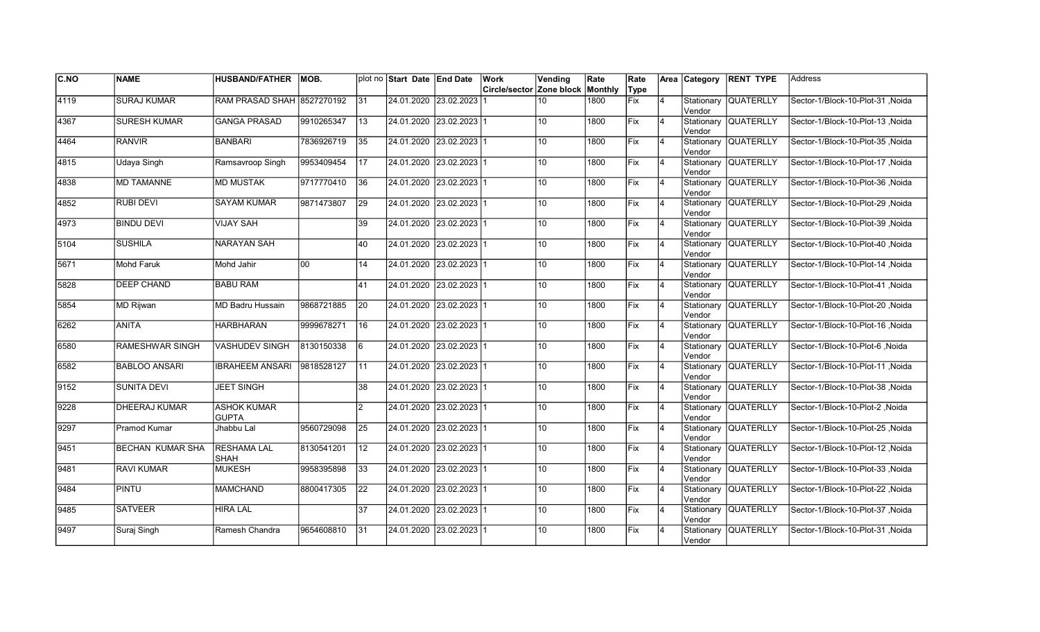| C.NO | NAME | HUSBAND/FATHER | MOB. | plot no | Start Date | End Date | Work Circle/sector | Vending Zone block | Rate Monthly | Rate Type | Area | Category | RENT TYPE | Address |
|---|---|---|---|---|---|---|---|---|---|---|---|---|---|---|
| 4119 | SURAJ KUMAR | RAM PRASAD SHAH | 8527270192 | 31 | 24.01.2020 | 23.02.2023 | 1 | 10 | 1800 | Fix | 4 | Stationary Vendor | QUATERLLY | Sector-1/Block-10-Plot-31 ,Noida |
| 4367 | SURESH KUMAR | GANGA PRASAD | 9910265347 | 13 | 24.01.2020 | 23.02.2023 | 1 | 10 | 1800 | Fix | 4 | Stationary Vendor | QUATERLLY | Sector-1/Block-10-Plot-13 ,Noida |
| 4464 | RANVIR | BANBARI | 7836926719 | 35 | 24.01.2020 | 23.02.2023 | 1 | 10 | 1800 | Fix | 4 | Stationary Vendor | QUATERLLY | Sector-1/Block-10-Plot-35 ,Noida |
| 4815 | Udaya Singh | Ramsavroop Singh | 9953409454 | 17 | 24.01.2020 | 23.02.2023 | 1 | 10 | 1800 | Fix | 4 | Stationary Vendor | QUATERLLY | Sector-1/Block-10-Plot-17 ,Noida |
| 4838 | MD TAMANNE | MD MUSTAK | 9717770410 | 36 | 24.01.2020 | 23.02.2023 | 1 | 10 | 1800 | Fix | 4 | Stationary Vendor | QUATERLLY | Sector-1/Block-10-Plot-36 ,Noida |
| 4852 | RUBI DEVI | SAYAM KUMAR | 9871473807 | 29 | 24.01.2020 | 23.02.2023 | 1 | 10 | 1800 | Fix | 4 | Stationary Vendor | QUATERLLY | Sector-1/Block-10-Plot-29 ,Noida |
| 4973 | BINDU DEVI | VIJAY SAH | | 39 | 24.01.2020 | 23.02.2023 | 1 | 10 | 1800 | Fix | 4 | Stationary Vendor | QUATERLLY | Sector-1/Block-10-Plot-39 ,Noida |
| 5104 | SUSHILA | NARAYAN SAH | | 40 | 24.01.2020 | 23.02.2023 | 1 | 10 | 1800 | Fix | 4 | Stationary Vendor | QUATERLLY | Sector-1/Block-10-Plot-40 ,Noida |
| 5671 | Mohd Faruk | Mohd Jahir | 00 | 14 | 24.01.2020 | 23.02.2023 | 1 | 10 | 1800 | Fix | 4 | Stationary Vendor | QUATERLLY | Sector-1/Block-10-Plot-14 ,Noida |
| 5828 | DEEP CHAND | BABU RAM | | 41 | 24.01.2020 | 23.02.2023 | 1 | 10 | 1800 | Fix | 4 | Stationary Vendor | QUATERLLY | Sector-1/Block-10-Plot-41 ,Noida |
| 5854 | MD Rijwan | MD Badru Hussain | 9868721885 | 20 | 24.01.2020 | 23.02.2023 | 1 | 10 | 1800 | Fix | 4 | Stationary Vendor | QUATERLLY | Sector-1/Block-10-Plot-20 ,Noida |
| 6262 | ANITA | HARBHARAN | 9999678271 | 16 | 24.01.2020 | 23.02.2023 | 1 | 10 | 1800 | Fix | 4 | Stationary Vendor | QUATERLLY | Sector-1/Block-10-Plot-16 ,Noida |
| 6580 | RAMESHWAR SINGH | VASHUDEV SINGH | 8130150338 | 6 | 24.01.2020 | 23.02.2023 | 1 | 10 | 1800 | Fix | 4 | Stationary Vendor | QUATERLLY | Sector-1/Block-10-Plot-6 ,Noida |
| 6582 | BABLOO ANSARI | IBRAHEEM ANSARI | 9818528127 | 11 | 24.01.2020 | 23.02.2023 | 1 | 10 | 1800 | Fix | 4 | Stationary Vendor | QUATERLLY | Sector-1/Block-10-Plot-11 ,Noida |
| 9152 | SUNITA DEVI | JEET SINGH | | 38 | 24.01.2020 | 23.02.2023 | 1 | 10 | 1800 | Fix | 4 | Stationary Vendor | QUATERLLY | Sector-1/Block-10-Plot-38 ,Noida |
| 9228 | DHEERAJ KUMAR | ASHOK KUMAR GUPTA | | 2 | 24.01.2020 | 23.02.2023 | 1 | 10 | 1800 | Fix | 4 | Stationary Vendor | QUATERLLY | Sector-1/Block-10-Plot-2 ,Noida |
| 9297 | Pramod Kumar | Jhabbu Lal | 9560729098 | 25 | 24.01.2020 | 23.02.2023 | 1 | 10 | 1800 | Fix | 4 | Stationary Vendor | QUATERLLY | Sector-1/Block-10-Plot-25 ,Noida |
| 9451 | BECHAN KUMAR SHA | RESHAMA LAL SHAH | 8130541201 | 12 | 24.01.2020 | 23.02.2023 | 1 | 10 | 1800 | Fix | 4 | Stationary Vendor | QUATERLLY | Sector-1/Block-10-Plot-12 ,Noida |
| 9481 | RAVI KUMAR | MUKESH | 9958395898 | 33 | 24.01.2020 | 23.02.2023 | 1 | 10 | 1800 | Fix | 4 | Stationary Vendor | QUATERLLY | Sector-1/Block-10-Plot-33 ,Noida |
| 9484 | PINTU | MAMCHAND | 8800417305 | 22 | 24.01.2020 | 23.02.2023 | 1 | 10 | 1800 | Fix | 4 | Stationary Vendor | QUATERLLY | Sector-1/Block-10-Plot-22 ,Noida |
| 9485 | SATVEER | HIRA LAL | | 37 | 24.01.2020 | 23.02.2023 | 1 | 10 | 1800 | Fix | 4 | Stationary Vendor | QUATERLLY | Sector-1/Block-10-Plot-37 ,Noida |
| 9497 | Suraj Singh | Ramesh Chandra | 9654608810 | 31 | 24.01.2020 | 23.02.2023 | 1 | 10 | 1800 | Fix | 4 | Stationary Vendor | QUATERLLY | Sector-1/Block-10-Plot-31 ,Noida |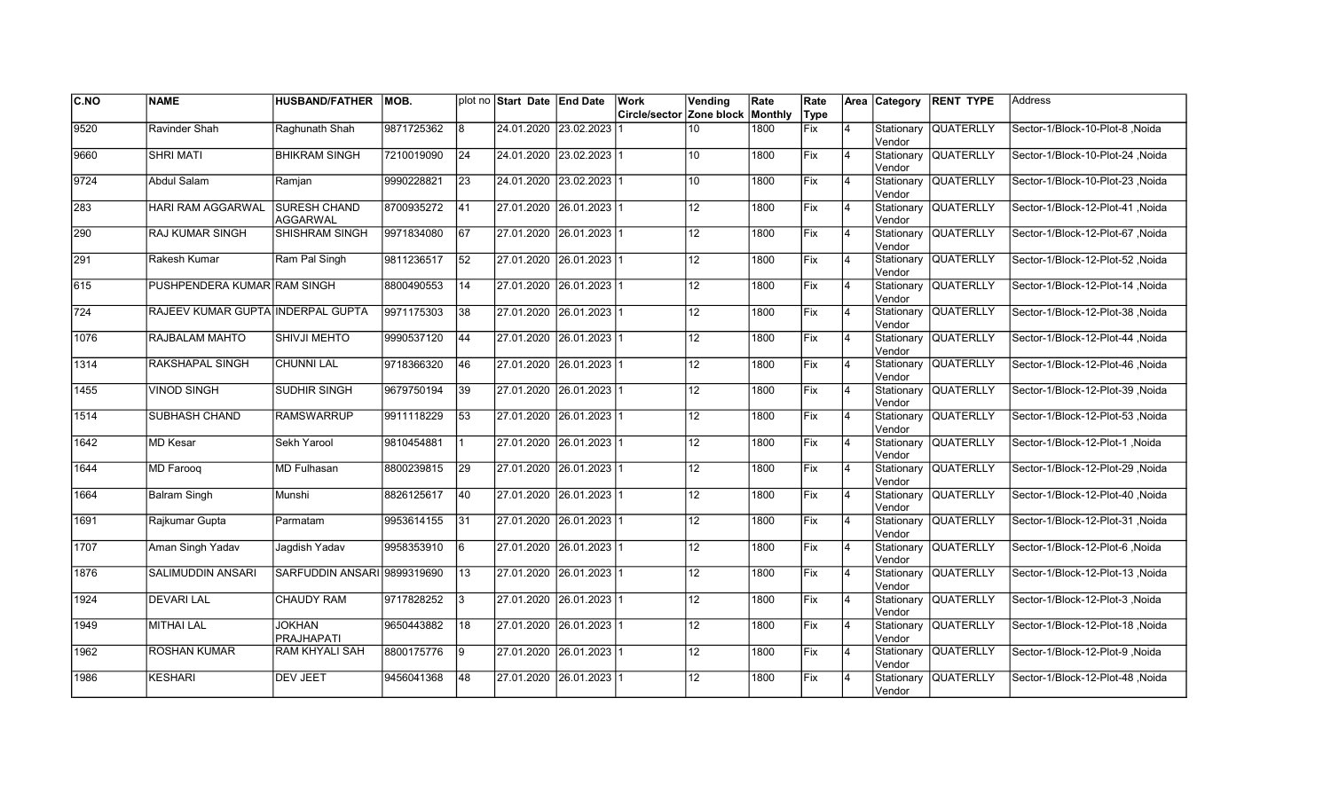| C.NO | NAME | HUSBAND/FATHER | MOB. | plot no | Start Date | End Date | Work Circle/sector | Vending Zone block | Rate Monthly | Rate Type | Area | Category | RENT TYPE | Address |
|---|---|---|---|---|---|---|---|---|---|---|---|---|---|---|
| 9520 | Ravinder Shah | Raghunath Shah | 9871725362 | 8 | 24.01.2020 | 23.02.2023 | 1 | 10 | 1800 | Fix | 4 | Stationary Vendor | QUATERLLY | Sector-1/Block-10-Plot-8 ,Noida |
| 9660 | SHRI MATI | BHIKRAM SINGH | 7210019090 | 24 | 24.01.2020 | 23.02.2023 | 1 | 10 | 1800 | Fix | 4 | Stationary Vendor | QUATERLLY | Sector-1/Block-10-Plot-24 ,Noida |
| 9724 | Abdul Salam | Ramjan | 9990228821 | 23 | 24.01.2020 | 23.02.2023 | 1 | 10 | 1800 | Fix | 4 | Stationary Vendor | QUATERLLY | Sector-1/Block-10-Plot-23 ,Noida |
| 283 | HARI RAM AGGARWAL | SURESH CHAND AGGARWAL | 8700935272 | 41 | 27.01.2020 | 26.01.2023 | 1 | 12 | 1800 | Fix | 4 | Stationary Vendor | QUATERLLY | Sector-1/Block-12-Plot-41 ,Noida |
| 290 | RAJ KUMAR SINGH | SHISHRAM SINGH | 9971834080 | 67 | 27.01.2020 | 26.01.2023 | 1 | 12 | 1800 | Fix | 4 | Stationary Vendor | QUATERLLY | Sector-1/Block-12-Plot-67 ,Noida |
| 291 | Rakesh Kumar | Ram Pal Singh | 9811236517 | 52 | 27.01.2020 | 26.01.2023 | 1 | 12 | 1800 | Fix | 4 | Stationary Vendor | QUATERLLY | Sector-1/Block-12-Plot-52 ,Noida |
| 615 | PUSHPENDERA KUMAR | RAM SINGH | 8800490553 | 14 | 27.01.2020 | 26.01.2023 | 1 | 12 | 1800 | Fix | 4 | Stationary Vendor | QUATERLLY | Sector-1/Block-12-Plot-14 ,Noida |
| 724 | RAJEEV KUMAR GUPTA | INDERPAL GUPTA | 9971175303 | 38 | 27.01.2020 | 26.01.2023 | 1 | 12 | 1800 | Fix | 4 | Stationary Vendor | QUATERLLY | Sector-1/Block-12-Plot-38 ,Noida |
| 1076 | RAJBALAM MAHTO | SHIVJI MEHTO | 9990537120 | 44 | 27.01.2020 | 26.01.2023 | 1 | 12 | 1800 | Fix | 4 | Stationary Vendor | QUATERLLY | Sector-1/Block-12-Plot-44 ,Noida |
| 1314 | RAKSHAPAL SINGH | CHUNNI LAL | 9718366320 | 46 | 27.01.2020 | 26.01.2023 | 1 | 12 | 1800 | Fix | 4 | Stationary Vendor | QUATERLLY | Sector-1/Block-12-Plot-46 ,Noida |
| 1455 | VINOD SINGH | SUDHIR SINGH | 9679750194 | 39 | 27.01.2020 | 26.01.2023 | 1 | 12 | 1800 | Fix | 4 | Stationary Vendor | QUATERLLY | Sector-1/Block-12-Plot-39 ,Noida |
| 1514 | SUBHASH CHAND | RAMSWARRUP | 9911118229 | 53 | 27.01.2020 | 26.01.2023 | 1 | 12 | 1800 | Fix | 4 | Stationary Vendor | QUATERLLY | Sector-1/Block-12-Plot-53 ,Noida |
| 1642 | MD Kesar | Sekh Yarool | 9810454881 | 1 | 27.01.2020 | 26.01.2023 | 1 | 12 | 1800 | Fix | 4 | Stationary Vendor | QUATERLLY | Sector-1/Block-12-Plot-1 ,Noida |
| 1644 | MD Farooq | MD Fulhasan | 8800239815 | 29 | 27.01.2020 | 26.01.2023 | 1 | 12 | 1800 | Fix | 4 | Stationary Vendor | QUATERLLY | Sector-1/Block-12-Plot-29 ,Noida |
| 1664 | Balram Singh | Munshi | 8826125617 | 40 | 27.01.2020 | 26.01.2023 | 1 | 12 | 1800 | Fix | 4 | Stationary Vendor | QUATERLLY | Sector-1/Block-12-Plot-40 ,Noida |
| 1691 | Rajkumar Gupta | Parmatam | 9953614155 | 31 | 27.01.2020 | 26.01.2023 | 1 | 12 | 1800 | Fix | 4 | Stationary Vendor | QUATERLLY | Sector-1/Block-12-Plot-31 ,Noida |
| 1707 | Aman Singh Yadav | Jagdish Yadav | 9958353910 | 6 | 27.01.2020 | 26.01.2023 | 1 | 12 | 1800 | Fix | 4 | Stationary Vendor | QUATERLLY | Sector-1/Block-12-Plot-6 ,Noida |
| 1876 | SALIMUDDIN ANSARI | SARFUDDIN ANSARI | 9899319690 | 13 | 27.01.2020 | 26.01.2023 | 1 | 12 | 1800 | Fix | 4 | Stationary Vendor | QUATERLLY | Sector-1/Block-12-Plot-13 ,Noida |
| 1924 | DEVARI LAL | CHAUDY RAM | 9717828252 | 3 | 27.01.2020 | 26.01.2023 | 1 | 12 | 1800 | Fix | 4 | Stationary Vendor | QUATERLLY | Sector-1/Block-12-Plot-3 ,Noida |
| 1949 | MITHAI LAL | JOKHAN PRAJHAPATI | 9650443882 | 18 | 27.01.2020 | 26.01.2023 | 1 | 12 | 1800 | Fix | 4 | Stationary Vendor | QUATERLLY | Sector-1/Block-12-Plot-18 ,Noida |
| 1962 | ROSHAN KUMAR | RAM KHYALI SAH | 8800175776 | 9 | 27.01.2020 | 26.01.2023 | 1 | 12 | 1800 | Fix | 4 | Stationary Vendor | QUATERLLY | Sector-1/Block-12-Plot-9 ,Noida |
| 1986 | KESHARI | DEV JEET | 9456041368 | 48 | 27.01.2020 | 26.01.2023 | 1 | 12 | 1800 | Fix | 4 | Stationary Vendor | QUATERLLY | Sector-1/Block-12-Plot-48 ,Noida |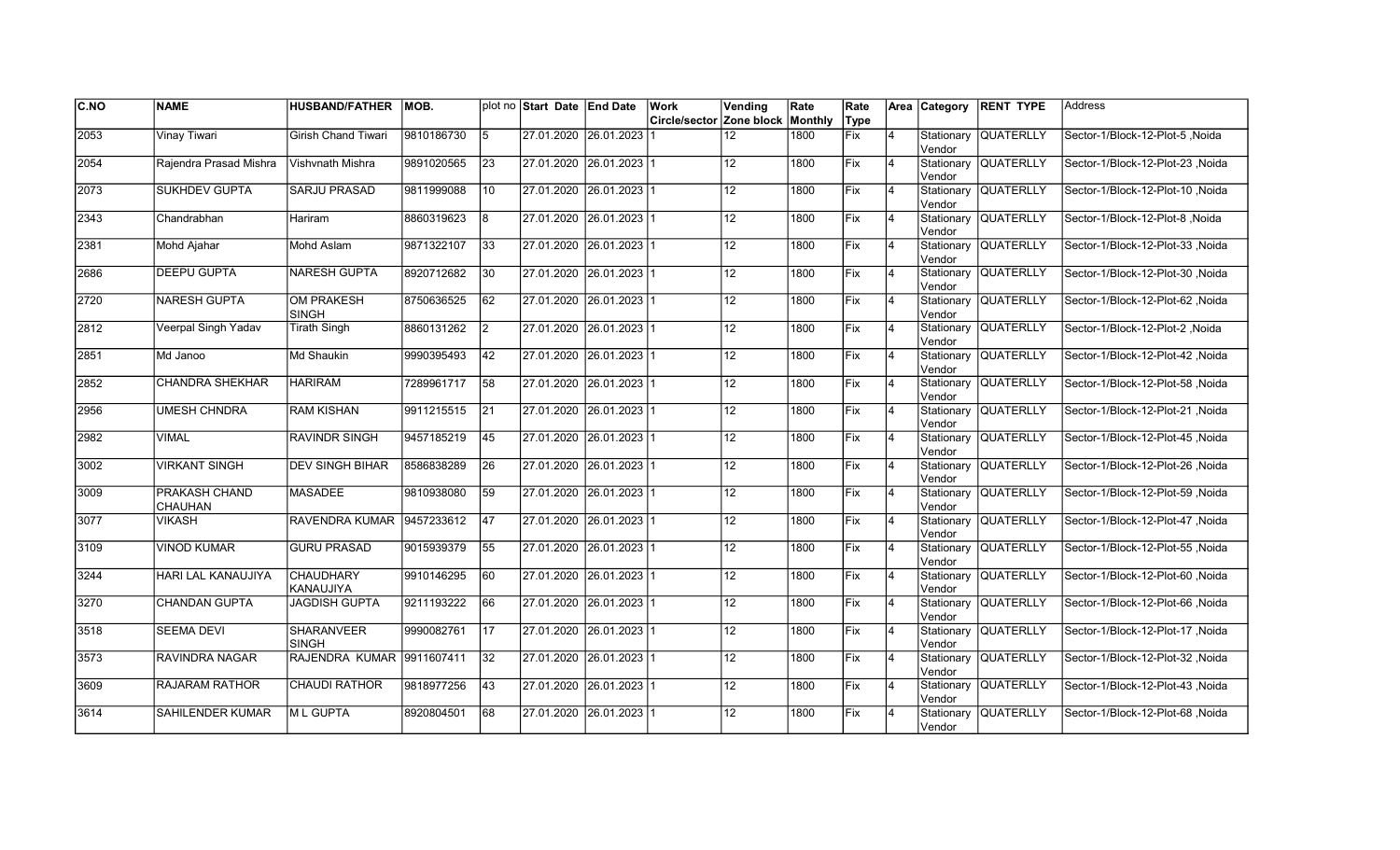| C.NO | NAME | HUSBAND/FATHER | MOB. | plot no | Start Date | End Date | Work Circle/sector | Vending Zone block | Rate Monthly | Rate Type | Area | Category | RENT TYPE | Address |
|---|---|---|---|---|---|---|---|---|---|---|---|---|---|---|
| 2053 | Vinay Tiwari | Girish Chand Tiwari | 9810186730 | 5 | 27.01.2020 | 26.01.2023 | 1 | 12 | 1800 | Fix | 4 | Stationary Vendor | QUATERLLY | Sector-1/Block-12-Plot-5 ,Noida |
| 2054 | Rajendra Prasad Mishra | Vishvnath Mishra | 9891020565 | 23 | 27.01.2020 | 26.01.2023 | 1 | 12 | 1800 | Fix | 4 | Stationary Vendor | QUATERLLY | Sector-1/Block-12-Plot-23 ,Noida |
| 2073 | SUKHDEV GUPTA | SARJU PRASAD | 9811999088 | 10 | 27.01.2020 | 26.01.2023 | 1 | 12 | 1800 | Fix | 4 | Stationary Vendor | QUATERLLY | Sector-1/Block-12-Plot-10 ,Noida |
| 2343 | Chandrabhan | Hariram | 8860319623 | 8 | 27.01.2020 | 26.01.2023 | 1 | 12 | 1800 | Fix | 4 | Stationary Vendor | QUATERLLY | Sector-1/Block-12-Plot-8 ,Noida |
| 2381 | Mohd Ajahar | Mohd Aslam | 9871322107 | 33 | 27.01.2020 | 26.01.2023 | 1 | 12 | 1800 | Fix | 4 | Stationary Vendor | QUATERLLY | Sector-1/Block-12-Plot-33 ,Noida |
| 2686 | DEEPU GUPTA | NARESH GUPTA | 8920712682 | 30 | 27.01.2020 | 26.01.2023 | 1 | 12 | 1800 | Fix | 4 | Stationary Vendor | QUATERLLY | Sector-1/Block-12-Plot-30 ,Noida |
| 2720 | NARESH GUPTA | OM PRAKESH SINGH | 8750636525 | 62 | 27.01.2020 | 26.01.2023 | 1 | 12 | 1800 | Fix | 4 | Stationary Vendor | QUATERLLY | Sector-1/Block-12-Plot-62 ,Noida |
| 2812 | Veerpal Singh Yadav | Tirath Singh | 8860131262 | 2 | 27.01.2020 | 26.01.2023 | 1 | 12 | 1800 | Fix | 4 | Stationary Vendor | QUATERLLY | Sector-1/Block-12-Plot-2 ,Noida |
| 2851 | Md Janoo | Md Shaukin | 9990395493 | 42 | 27.01.2020 | 26.01.2023 | 1 | 12 | 1800 | Fix | 4 | Stationary Vendor | QUATERLLY | Sector-1/Block-12-Plot-42 ,Noida |
| 2852 | CHANDRA SHEKHAR | HARIRAM | 7289961717 | 58 | 27.01.2020 | 26.01.2023 | 1 | 12 | 1800 | Fix | 4 | Stationary Vendor | QUATERLLY | Sector-1/Block-12-Plot-58 ,Noida |
| 2956 | UMESH CHNDRA | RAM KISHAN | 9911215515 | 21 | 27.01.2020 | 26.01.2023 | 1 | 12 | 1800 | Fix | 4 | Stationary Vendor | QUATERLLY | Sector-1/Block-12-Plot-21 ,Noida |
| 2982 | VIMAL | RAVINDR SINGH | 9457185219 | 45 | 27.01.2020 | 26.01.2023 | 1 | 12 | 1800 | Fix | 4 | Stationary Vendor | QUATERLLY | Sector-1/Block-12-Plot-45 ,Noida |
| 3002 | VIRKANT SINGH | DEV SINGH BIHAR | 8586838289 | 26 | 27.01.2020 | 26.01.2023 | 1 | 12 | 1800 | Fix | 4 | Stationary Vendor | QUATERLLY | Sector-1/Block-12-Plot-26 ,Noida |
| 3009 | PRAKASH CHAND CHAUHAN | MASADEE | 9810938080 | 59 | 27.01.2020 | 26.01.2023 | 1 | 12 | 1800 | Fix | 4 | Stationary Vendor | QUATERLLY | Sector-1/Block-12-Plot-59 ,Noida |
| 3077 | VIKASH | RAVENDRA KUMAR | 9457233612 | 47 | 27.01.2020 | 26.01.2023 | 1 | 12 | 1800 | Fix | 4 | Stationary Vendor | QUATERLLY | Sector-1/Block-12-Plot-47 ,Noida |
| 3109 | VINOD KUMAR | GURU PRASAD | 9015939379 | 55 | 27.01.2020 | 26.01.2023 | 1 | 12 | 1800 | Fix | 4 | Stationary Vendor | QUATERLLY | Sector-1/Block-12-Plot-55 ,Noida |
| 3244 | HARI LAL KANAUJIYA | CHAUDHARY KANAUJIYA | 9910146295 | 60 | 27.01.2020 | 26.01.2023 | 1 | 12 | 1800 | Fix | 4 | Stationary Vendor | QUATERLLY | Sector-1/Block-12-Plot-60 ,Noida |
| 3270 | CHANDAN GUPTA | JAGDISH GUPTA | 9211193222 | 66 | 27.01.2020 | 26.01.2023 | 1 | 12 | 1800 | Fix | 4 | Stationary Vendor | QUATERLLY | Sector-1/Block-12-Plot-66 ,Noida |
| 3518 | SEEMA DEVI | SHARANVEER SINGH | 9990082761 | 17 | 27.01.2020 | 26.01.2023 | 1 | 12 | 1800 | Fix | 4 | Stationary Vendor | QUATERLLY | Sector-1/Block-12-Plot-17 ,Noida |
| 3573 | RAVINDRA NAGAR | RAJENDRA KUMAR | 9911607411 | 32 | 27.01.2020 | 26.01.2023 | 1 | 12 | 1800 | Fix | 4 | Stationary Vendor | QUATERLLY | Sector-1/Block-12-Plot-32 ,Noida |
| 3609 | RAJARAM RATHOR | CHAUDI RATHOR | 9818977256 | 43 | 27.01.2020 | 26.01.2023 | 1 | 12 | 1800 | Fix | 4 | Stationary Vendor | QUATERLLY | Sector-1/Block-12-Plot-43 ,Noida |
| 3614 | SAHILENDER KUMAR | M L GUPTA | 8920804501 | 68 | 27.01.2020 | 26.01.2023 | 1 | 12 | 1800 | Fix | 4 | Stationary Vendor | QUATERLLY | Sector-1/Block-12-Plot-68 ,Noida |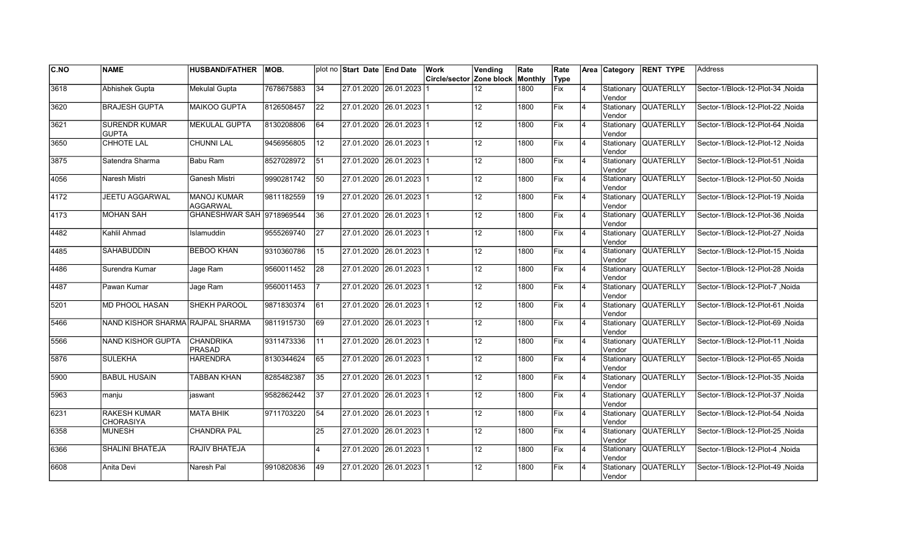| C.NO | NAME | HUSBAND/FATHER | MOB. | plot no | Start Date | End Date | Work Circle/sector | Vending Zone block | Rate Monthly | Rate Type | Area | Category | RENT TYPE | Address |
|---|---|---|---|---|---|---|---|---|---|---|---|---|---|---|
| 3618 | Abhishek Gupta | Mekulal Gupta | 7678675883 | 34 | 27.01.2020 | 26.01.2023 | 1 | 12 | 1800 | Fix | 4 | Stationary Vendor | QUATERLLY | Sector-1/Block-12-Plot-34 ,Noida |
| 3620 | BRAJESH GUPTA | MAIKOO GUPTA | 8126508457 | 22 | 27.01.2020 | 26.01.2023 | 1 | 12 | 1800 | Fix | 4 | Stationary Vendor | QUATERLLY | Sector-1/Block-12-Plot-22 ,Noida |
| 3621 | SURENDR KUMAR GUPTA | MEKULAL GUPTA | 8130208806 | 64 | 27.01.2020 | 26.01.2023 | 1 | 12 | 1800 | Fix | 4 | Stationary Vendor | QUATERLLY | Sector-1/Block-12-Plot-64 ,Noida |
| 3650 | CHHOTE LAL | CHUNNI LAL | 9456956805 | 12 | 27.01.2020 | 26.01.2023 | 1 | 12 | 1800 | Fix | 4 | Stationary Vendor | QUATERLLY | Sector-1/Block-12-Plot-12 ,Noida |
| 3875 | Satendra Sharma | Babu Ram | 8527028972 | 51 | 27.01.2020 | 26.01.2023 | 1 | 12 | 1800 | Fix | 4 | Stationary Vendor | QUATERLLY | Sector-1/Block-12-Plot-51 ,Noida |
| 4056 | Naresh Mistri | Ganesh Mistri | 9990281742 | 50 | 27.01.2020 | 26.01.2023 | 1 | 12 | 1800 | Fix | 4 | Stationary Vendor | QUATERLLY | Sector-1/Block-12-Plot-50 ,Noida |
| 4172 | JEETU AGGARWAL | MANOJ KUMAR AGGARWAL | 9811182559 | 19 | 27.01.2020 | 26.01.2023 | 1 | 12 | 1800 | Fix | 4 | Stationary Vendor | QUATERLLY | Sector-1/Block-12-Plot-19 ,Noida |
| 4173 | MOHAN SAH | GHANESHWAR SAH | 9718969544 | 36 | 27.01.2020 | 26.01.2023 | 1 | 12 | 1800 | Fix | 4 | Stationary Vendor | QUATERLLY | Sector-1/Block-12-Plot-36 ,Noida |
| 4482 | Kahlil Ahmad | Islamuddin | 9555269740 | 27 | 27.01.2020 | 26.01.2023 | 1 | 12 | 1800 | Fix | 4 | Stationary Vendor | QUATERLLY | Sector-1/Block-12-Plot-27 ,Noida |
| 4485 | SAHABUDDIN | BEBOO KHAN | 9310360786 | 15 | 27.01.2020 | 26.01.2023 | 1 | 12 | 1800 | Fix | 4 | Stationary Vendor | QUATERLLY | Sector-1/Block-12-Plot-15 ,Noida |
| 4486 | Surendra Kumar | Jage Ram | 9560011452 | 28 | 27.01.2020 | 26.01.2023 | 1 | 12 | 1800 | Fix | 4 | Stationary Vendor | QUATERLLY | Sector-1/Block-12-Plot-28 ,Noida |
| 4487 | Pawan Kumar | Jage Ram | 9560011453 | 7 | 27.01.2020 | 26.01.2023 | 1 | 12 | 1800 | Fix | 4 | Stationary Vendor | QUATERLLY | Sector-1/Block-12-Plot-7 ,Noida |
| 5201 | MD PHOOL HASAN | SHEKH PAROOL | 9871830374 | 61 | 27.01.2020 | 26.01.2023 | 1 | 12 | 1800 | Fix | 4 | Stationary Vendor | QUATERLLY | Sector-1/Block-12-Plot-61 ,Noida |
| 5466 | NAND KISHOR SHARMA | RAJPAL SHARMA | 9811915730 | 69 | 27.01.2020 | 26.01.2023 | 1 | 12 | 1800 | Fix | 4 | Stationary Vendor | QUATERLLY | Sector-1/Block-12-Plot-69 ,Noida |
| 5566 | NAND KISHOR GUPTA | CHANDRIKA PRASAD | 9311473336 | 11 | 27.01.2020 | 26.01.2023 | 1 | 12 | 1800 | Fix | 4 | Stationary Vendor | QUATERLLY | Sector-1/Block-12-Plot-11 ,Noida |
| 5876 | SULEKHA | HARENDRA | 8130344624 | 65 | 27.01.2020 | 26.01.2023 | 1 | 12 | 1800 | Fix | 4 | Stationary Vendor | QUATERLLY | Sector-1/Block-12-Plot-65 ,Noida |
| 5900 | BABUL HUSAIN | TABBAN KHAN | 8285482387 | 35 | 27.01.2020 | 26.01.2023 | 1 | 12 | 1800 | Fix | 4 | Stationary Vendor | QUATERLLY | Sector-1/Block-12-Plot-35 ,Noida |
| 5963 | manju | jaswant | 9582862442 | 37 | 27.01.2020 | 26.01.2023 | 1 | 12 | 1800 | Fix | 4 | Stationary Vendor | QUATERLLY | Sector-1/Block-12-Plot-37 ,Noida |
| 6231 | RAKESH KUMAR CHORASIYA | MATA BHIK | 9711703220 | 54 | 27.01.2020 | 26.01.2023 | 1 | 12 | 1800 | Fix | 4 | Stationary Vendor | QUATERLLY | Sector-1/Block-12-Plot-54 ,Noida |
| 6358 | MUNESH | CHANDRA PAL | | 25 | 27.01.2020 | 26.01.2023 | 1 | 12 | 1800 | Fix | 4 | Stationary Vendor | QUATERLLY | Sector-1/Block-12-Plot-25 ,Noida |
| 6366 | SHALINI BHATEJA | RAJIV BHATEJA | | 4 | 27.01.2020 | 26.01.2023 | 1 | 12 | 1800 | Fix | 4 | Stationary Vendor | QUATERLLY | Sector-1/Block-12-Plot-4 ,Noida |
| 6608 | Anita Devi | Naresh Pal | 9910820836 | 49 | 27.01.2020 | 26.01.2023 | 1 | 12 | 1800 | Fix | 4 | Stationary Vendor | QUATERLLY | Sector-1/Block-12-Plot-49 ,Noida |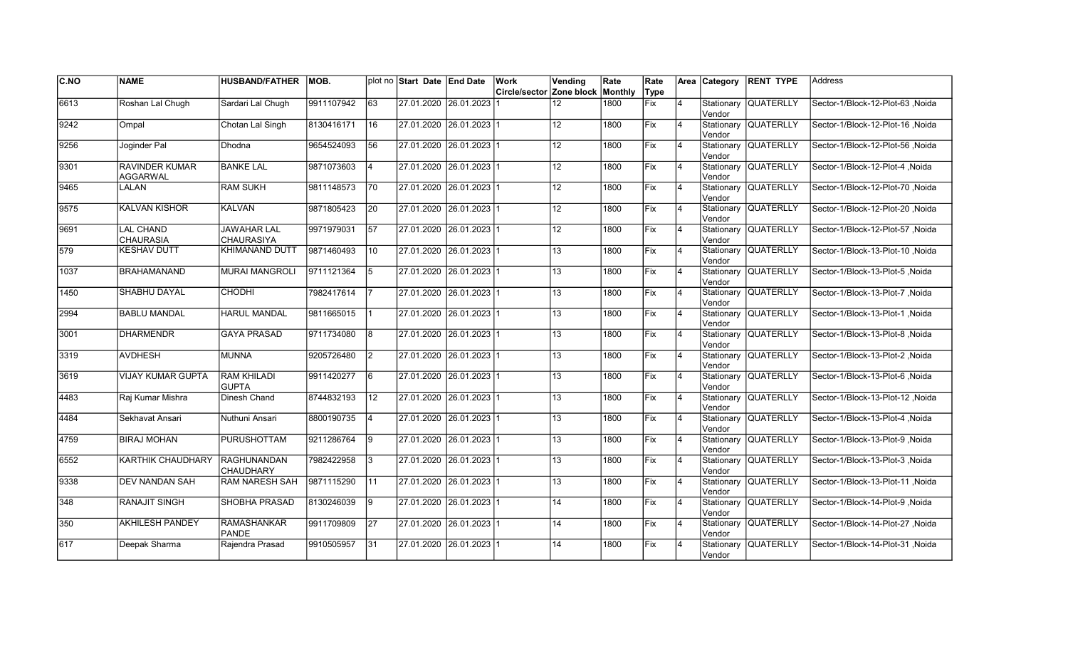| C.NO | NAME | HUSBAND/FATHER | MOB. | plot no | Start Date | End Date | Work Circle/sector | Vending Zone block | Rate Monthly | Rate Type | Area | Category | RENT TYPE | Address |
|---|---|---|---|---|---|---|---|---|---|---|---|---|---|---|
| 6613 | Roshan Lal Chugh | Sardari Lal Chugh | 9911107942 | 63 | 27.01.2020 | 26.01.2023 | 1 | 12 | 1800 | Fix | 4 | Stationary Vendor | QUATERLLY | Sector-1/Block-12-Plot-63 ,Noida |
| 9242 | Ompal | Chotan Lal Singh | 8130416171 | 16 | 27.01.2020 | 26.01.2023 | 1 | 12 | 1800 | Fix | 4 | Stationary Vendor | QUATERLLY | Sector-1/Block-12-Plot-16 ,Noida |
| 9256 | Joginder Pal | Dhodna | 9654524093 | 56 | 27.01.2020 | 26.01.2023 | 1 | 12 | 1800 | Fix | 4 | Stationary Vendor | QUATERLLY | Sector-1/Block-12-Plot-56 ,Noida |
| 9301 | RAVINDER KUMAR AGGARWAL | BANKE LAL | 9871073603 | 4 | 27.01.2020 | 26.01.2023 | 1 | 12 | 1800 | Fix | 4 | Stationary Vendor | QUATERLLY | Sector-1/Block-12-Plot-4 ,Noida |
| 9465 | LALAN | RAM SUKH | 9811148573 | 70 | 27.01.2020 | 26.01.2023 | 1 | 12 | 1800 | Fix | 4 | Stationary Vendor | QUATERLLY | Sector-1/Block-12-Plot-70 ,Noida |
| 9575 | KALVAN KISHOR | KALVAN | 9871805423 | 20 | 27.01.2020 | 26.01.2023 | 1 | 12 | 1800 | Fix | 4 | Stationary Vendor | QUATERLLY | Sector-1/Block-12-Plot-20 ,Noida |
| 9691 | LAL CHAND CHAURASIA | JAWAHAR LAL CHAURASIYA | 9971979031 | 57 | 27.01.2020 | 26.01.2023 | 1 | 12 | 1800 | Fix | 4 | Stationary Vendor | QUATERLLY | Sector-1/Block-12-Plot-57 ,Noida |
| 579 | KESHAV DUTT | KHIMANAND DUTT | 9871460493 | 10 | 27.01.2020 | 26.01.2023 | 1 | 13 | 1800 | Fix | 4 | Stationary Vendor | QUATERLLY | Sector-1/Block-13-Plot-10 ,Noida |
| 1037 | BRAHAMANAND | MURAI MANGROLI | 9711121364 | 5 | 27.01.2020 | 26.01.2023 | 1 | 13 | 1800 | Fix | 4 | Stationary Vendor | QUATERLLY | Sector-1/Block-13-Plot-5 ,Noida |
| 1450 | SHABHU DAYAL | CHODHI | 7982417614 | 7 | 27.01.2020 | 26.01.2023 | 1 | 13 | 1800 | Fix | 4 | Stationary Vendor | QUATERLLY | Sector-1/Block-13-Plot-7 ,Noida |
| 2994 | BABLU MANDAL | HARUL MANDAL | 9811665015 | 1 | 27.01.2020 | 26.01.2023 | 1 | 13 | 1800 | Fix | 4 | Stationary Vendor | QUATERLLY | Sector-1/Block-13-Plot-1 ,Noida |
| 3001 | DHARMENDR | GAYA PRASAD | 9711734080 | 8 | 27.01.2020 | 26.01.2023 | 1 | 13 | 1800 | Fix | 4 | Stationary Vendor | QUATERLLY | Sector-1/Block-13-Plot-8 ,Noida |
| 3319 | AVDHESH | MUNNA | 9205726480 | 2 | 27.01.2020 | 26.01.2023 | 1 | 13 | 1800 | Fix | 4 | Stationary Vendor | QUATERLLY | Sector-1/Block-13-Plot-2 ,Noida |
| 3619 | VIJAY KUMAR GUPTA | RAM KHILADI GUPTA | 9911420277 | 6 | 27.01.2020 | 26.01.2023 | 1 | 13 | 1800 | Fix | 4 | Stationary Vendor | QUATERLLY | Sector-1/Block-13-Plot-6 ,Noida |
| 4483 | Raj Kumar Mishra | Dinesh Chand | 8744832193 | 12 | 27.01.2020 | 26.01.2023 | 1 | 13 | 1800 | Fix | 4 | Stationary Vendor | QUATERLLY | Sector-1/Block-13-Plot-12 ,Noida |
| 4484 | Sekhavat Ansari | Nuthuni Ansari | 8800190735 | 4 | 27.01.2020 | 26.01.2023 | 1 | 13 | 1800 | Fix | 4 | Stationary Vendor | QUATERLLY | Sector-1/Block-13-Plot-4 ,Noida |
| 4759 | BIRAJ MOHAN | PURUSHOTTAM | 9211286764 | 9 | 27.01.2020 | 26.01.2023 | 1 | 13 | 1800 | Fix | 4 | Stationary Vendor | QUATERLLY | Sector-1/Block-13-Plot-9 ,Noida |
| 6552 | KARTHIK CHAUDHARY | RAGHUNANDAN CHAUDHARY | 7982422958 | 3 | 27.01.2020 | 26.01.2023 | 1 | 13 | 1800 | Fix | 4 | Stationary Vendor | QUATERLLY | Sector-1/Block-13-Plot-3 ,Noida |
| 9338 | DEV NANDAN SAH | RAM NARESH SAH | 9871115290 | 11 | 27.01.2020 | 26.01.2023 | 1 | 13 | 1800 | Fix | 4 | Stationary Vendor | QUATERLLY | Sector-1/Block-13-Plot-11 ,Noida |
| 348 | RANAJIT SINGH | SHOBHA PRASAD | 8130246039 | 9 | 27.01.2020 | 26.01.2023 | 1 | 14 | 1800 | Fix | 4 | Stationary Vendor | QUATERLLY | Sector-1/Block-14-Plot-9 ,Noida |
| 350 | AKHILESH PANDEY | RAMASHANKAR PANDE | 9911709809 | 27 | 27.01.2020 | 26.01.2023 | 1 | 14 | 1800 | Fix | 4 | Stationary Vendor | QUATERLLY | Sector-1/Block-14-Plot-27 ,Noida |
| 617 | Deepak Sharma | Rajendra Prasad | 9910505957 | 31 | 27.01.2020 | 26.01.2023 | 1 | 14 | 1800 | Fix | 4 | Stationary Vendor | QUATERLLY | Sector-1/Block-14-Plot-31 ,Noida |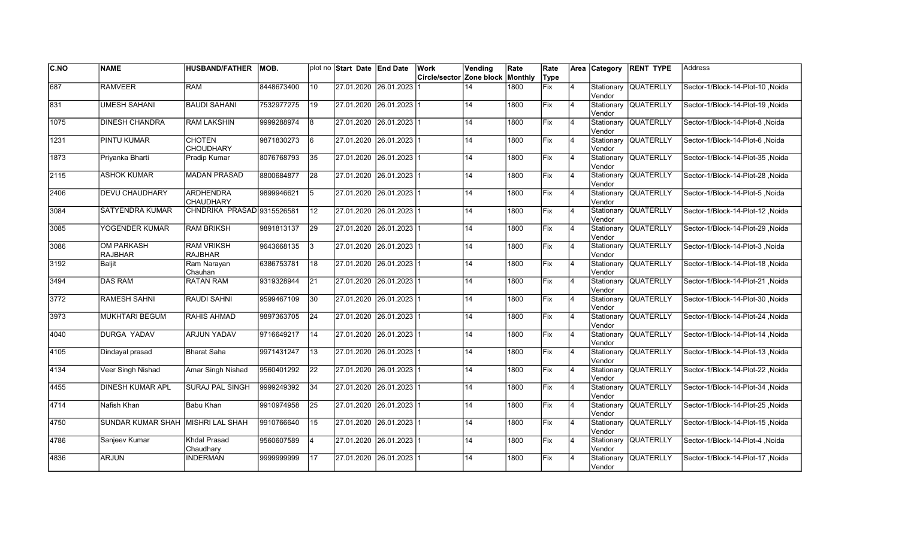| C.NO | NAME | HUSBAND/FATHER | MOB. | plot no | Start Date | End Date | Work Circle/sector | Vending Zone block | Rate Monthly | Rate Type | Area | Category | RENT TYPE | Address |
|---|---|---|---|---|---|---|---|---|---|---|---|---|---|---|
| 687 | RAMVEER | RAM | 8448673400 | 10 | 27.01.2020 | 26.01.2023 | 1 | 14 | 1800 | Fix | 4 | Stationary Vendor | QUATERLLY | Sector-1/Block-14-Plot-10 ,Noida |
| 831 | UMESH SAHANI | BAUDI SAHANI | 7532977275 | 19 | 27.01.2020 | 26.01.2023 | 1 | 14 | 1800 | Fix | 4 | Stationary Vendor | QUATERLLY | Sector-1/Block-14-Plot-19 ,Noida |
| 1075 | DINESH CHANDRA | RAM LAKSHIN | 9999288974 | 8 | 27.01.2020 | 26.01.2023 | 1 | 14 | 1800 | Fix | 4 | Stationary Vendor | QUATERLLY | Sector-1/Block-14-Plot-8 ,Noida |
| 1231 | PINTU KUMAR | CHOTEN CHOUDHARY | 9871830273 | 6 | 27.01.2020 | 26.01.2023 | 1 | 14 | 1800 | Fix | 4 | Stationary Vendor | QUATERLLY | Sector-1/Block-14-Plot-6 ,Noida |
| 1873 | Priyanka Bharti | Pradip Kumar | 8076768793 | 35 | 27.01.2020 | 26.01.2023 | 1 | 14 | 1800 | Fix | 4 | Stationary Vendor | QUATERLLY | Sector-1/Block-14-Plot-35 ,Noida |
| 2115 | ASHOK KUMAR | MADAN PRASAD | 8800684877 | 28 | 27.01.2020 | 26.01.2023 | 1 | 14 | 1800 | Fix | 4 | Stationary Vendor | QUATERLLY | Sector-1/Block-14-Plot-28 ,Noida |
| 2406 | DEVU CHAUDHARY | ARDHENDRA CHAUDHARY | 9899946621 | 5 | 27.01.2020 | 26.01.2023 | 1 | 14 | 1800 | Fix | 4 | Stationary Vendor | QUATERLLY | Sector-1/Block-14-Plot-5 ,Noida |
| 3084 | SATYENDRA KUMAR | CHNDRIKA PRASAD | 9315526581 | 12 | 27.01.2020 | 26.01.2023 | 1 | 14 | 1800 | Fix | 4 | Stationary Vendor | QUATERLLY | Sector-1/Block-14-Plot-12 ,Noida |
| 3085 | YOGENDER KUMAR | RAM BRIKSH | 9891813137 | 29 | 27.01.2020 | 26.01.2023 | 1 | 14 | 1800 | Fix | 4 | Stationary Vendor | QUATERLLY | Sector-1/Block-14-Plot-29 ,Noida |
| 3086 | OM PARKASH RAJBHAR | RAM VRIKSH RAJBHAR | 9643668135 | 3 | 27.01.2020 | 26.01.2023 | 1 | 14 | 1800 | Fix | 4 | Stationary Vendor | QUATERLLY | Sector-1/Block-14-Plot-3 ,Noida |
| 3192 | Baljit | Ram Narayan Chauhan | 6386753781 | 18 | 27.01.2020 | 26.01.2023 | 1 | 14 | 1800 | Fix | 4 | Stationary Vendor | QUATERLLY | Sector-1/Block-14-Plot-18 ,Noida |
| 3494 | DAS RAM | RATAN RAM | 9319328944 | 21 | 27.01.2020 | 26.01.2023 | 1 | 14 | 1800 | Fix | 4 | Stationary Vendor | QUATERLLY | Sector-1/Block-14-Plot-21 ,Noida |
| 3772 | RAMESH SAHNI | RAUDI SAHNI | 9599467109 | 30 | 27.01.2020 | 26.01.2023 | 1 | 14 | 1800 | Fix | 4 | Stationary Vendor | QUATERLLY | Sector-1/Block-14-Plot-30 ,Noida |
| 3973 | MUKHTARI BEGUM | RAHIS AHMAD | 9897363705 | 24 | 27.01.2020 | 26.01.2023 | 1 | 14 | 1800 | Fix | 4 | Stationary Vendor | QUATERLLY | Sector-1/Block-14-Plot-24 ,Noida |
| 4040 | DURGA YADAV | ARJUN YADAV | 9716649217 | 14 | 27.01.2020 | 26.01.2023 | 1 | 14 | 1800 | Fix | 4 | Stationary Vendor | QUATERLLY | Sector-1/Block-14-Plot-14 ,Noida |
| 4105 | Dindayal prasad | Bharat Saha | 9971431247 | 13 | 27.01.2020 | 26.01.2023 | 1 | 14 | 1800 | Fix | 4 | Stationary Vendor | QUATERLLY | Sector-1/Block-14-Plot-13 ,Noida |
| 4134 | Veer Singh Nishad | Amar Singh Nishad | 9560401292 | 22 | 27.01.2020 | 26.01.2023 | 1 | 14 | 1800 | Fix | 4 | Stationary Vendor | QUATERLLY | Sector-1/Block-14-Plot-22 ,Noida |
| 4455 | DINESH KUMAR APL | SURAJ PAL SINGH | 9999249392 | 34 | 27.01.2020 | 26.01.2023 | 1 | 14 | 1800 | Fix | 4 | Stationary Vendor | QUATERLLY | Sector-1/Block-14-Plot-34 ,Noida |
| 4714 | Nafish Khan | Babu Khan | 9910974958 | 25 | 27.01.2020 | 26.01.2023 | 1 | 14 | 1800 | Fix | 4 | Stationary Vendor | QUATERLLY | Sector-1/Block-14-Plot-25 ,Noida |
| 4750 | SUNDAR KUMAR SHAH | MISHRI LAL SHAH | 9910766640 | 15 | 27.01.2020 | 26.01.2023 | 1 | 14 | 1800 | Fix | 4 | Stationary Vendor | QUATERLLY | Sector-1/Block-14-Plot-15 ,Noida |
| 4786 | Sanjeev Kumar | Khdal Prasad Chaudhary | 9560607589 | 4 | 27.01.2020 | 26.01.2023 | 1 | 14 | 1800 | Fix | 4 | Stationary Vendor | QUATERLLY | Sector-1/Block-14-Plot-4 ,Noida |
| 4836 | ARJUN | INDERMAN | 9999999999 | 17 | 27.01.2020 | 26.01.2023 | 1 | 14 | 1800 | Fix | 4 | Stationary Vendor | QUATERLLY | Sector-1/Block-14-Plot-17 ,Noida |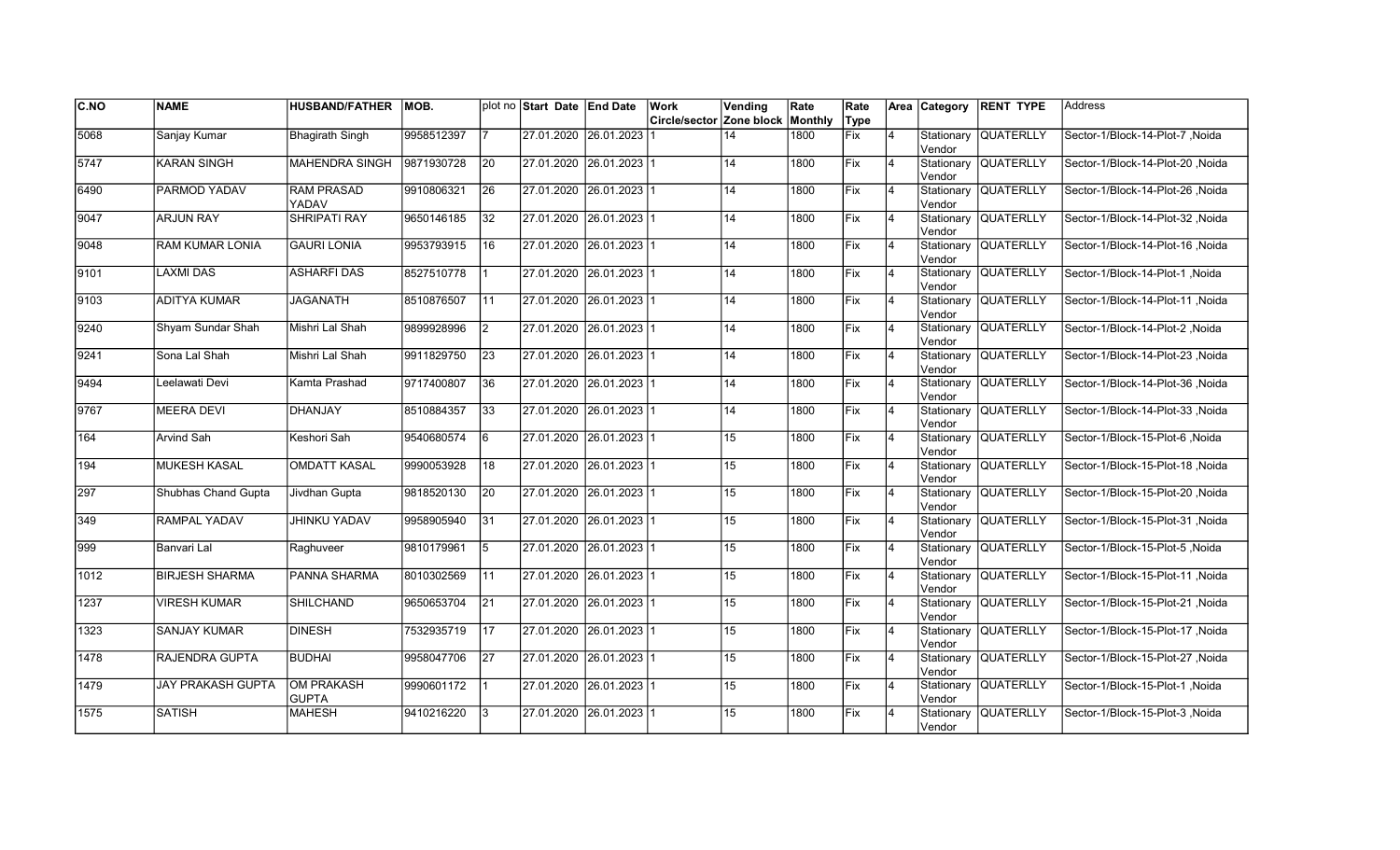| C.NO | NAME | HUSBAND/FATHER | MOB. | plot no | Start Date | End Date | Work Circle/sector | Vending Zone block | Rate Monthly | Rate Type | Area | Category | RENT TYPE | Address |
|---|---|---|---|---|---|---|---|---|---|---|---|---|---|---|
| 5068 | Sanjay Kumar | Bhagirath Singh | 9958512397 | 7 | 27.01.2020 | 26.01.2023 | 1 | 14 | 1800 | Fix | 4 | Stationary Vendor | QUATERLLY | Sector-1/Block-14-Plot-7 ,Noida |
| 5747 | KARAN SINGH | MAHENDRA SINGH | 9871930728 | 20 | 27.01.2020 | 26.01.2023 | 1 | 14 | 1800 | Fix | 4 | Stationary Vendor | QUATERLLY | Sector-1/Block-14-Plot-20 ,Noida |
| 6490 | PARMOD YADAV | RAM PRASAD YADAV | 9910806321 | 26 | 27.01.2020 | 26.01.2023 | 1 | 14 | 1800 | Fix | 4 | Stationary Vendor | QUATERLLY | Sector-1/Block-14-Plot-26 ,Noida |
| 9047 | ARJUN RAY | SHRIPATI RAY | 9650146185 | 32 | 27.01.2020 | 26.01.2023 | 1 | 14 | 1800 | Fix | 4 | Stationary Vendor | QUATERLLY | Sector-1/Block-14-Plot-32 ,Noida |
| 9048 | RAM KUMAR LONIA | GAURI LONIA | 9953793915 | 16 | 27.01.2020 | 26.01.2023 | 1 | 14 | 1800 | Fix | 4 | Stationary Vendor | QUATERLLY | Sector-1/Block-14-Plot-16 ,Noida |
| 9101 | LAXMI DAS | ASHARFI DAS | 8527510778 | 1 | 27.01.2020 | 26.01.2023 | 1 | 14 | 1800 | Fix | 4 | Stationary Vendor | QUATERLLY | Sector-1/Block-14-Plot-1 ,Noida |
| 9103 | ADITYA KUMAR | JAGANATH | 8510876507 | 11 | 27.01.2020 | 26.01.2023 | 1 | 14 | 1800 | Fix | 4 | Stationary Vendor | QUATERLLY | Sector-1/Block-14-Plot-11 ,Noida |
| 9240 | Shyam Sundar Shah | Mishri Lal Shah | 9899928996 | 2 | 27.01.2020 | 26.01.2023 | 1 | 14 | 1800 | Fix | 4 | Stationary Vendor | QUATERLLY | Sector-1/Block-14-Plot-2 ,Noida |
| 9241 | Sona Lal Shah | Mishri Lal Shah | 9911829750 | 23 | 27.01.2020 | 26.01.2023 | 1 | 14 | 1800 | Fix | 4 | Stationary Vendor | QUATERLLY | Sector-1/Block-14-Plot-23 ,Noida |
| 9494 | Leelawati Devi | Kamta Prashad | 9717400807 | 36 | 27.01.2020 | 26.01.2023 | 1 | 14 | 1800 | Fix | 4 | Stationary Vendor | QUATERLLY | Sector-1/Block-14-Plot-36 ,Noida |
| 9767 | MEERA DEVI | DHANJAY | 8510884357 | 33 | 27.01.2020 | 26.01.2023 | 1 | 14 | 1800 | Fix | 4 | Stationary Vendor | QUATERLLY | Sector-1/Block-14-Plot-33 ,Noida |
| 164 | Arvind Sah | Keshori Sah | 9540680574 | 6 | 27.01.2020 | 26.01.2023 | 1 | 15 | 1800 | Fix | 4 | Stationary Vendor | QUATERLLY | Sector-1/Block-15-Plot-6 ,Noida |
| 194 | MUKESH KASAL | OMDATT KASAL | 9990053928 | 18 | 27.01.2020 | 26.01.2023 | 1 | 15 | 1800 | Fix | 4 | Stationary Vendor | QUATERLLY | Sector-1/Block-15-Plot-18 ,Noida |
| 297 | Shubhas Chand Gupta | Jivdhan Gupta | 9818520130 | 20 | 27.01.2020 | 26.01.2023 | 1 | 15 | 1800 | Fix | 4 | Stationary Vendor | QUATERLLY | Sector-1/Block-15-Plot-20 ,Noida |
| 349 | RAMPAL YADAV | JHINKU YADAV | 9958905940 | 31 | 27.01.2020 | 26.01.2023 | 1 | 15 | 1800 | Fix | 4 | Stationary Vendor | QUATERLLY | Sector-1/Block-15-Plot-31 ,Noida |
| 999 | Banvari Lal | Raghuveer | 9810179961 | 5 | 27.01.2020 | 26.01.2023 | 1 | 15 | 1800 | Fix | 4 | Stationary Vendor | QUATERLLY | Sector-1/Block-15-Plot-5 ,Noida |
| 1012 | BIRJESH SHARMA | PANNA SHARMA | 8010302569 | 11 | 27.01.2020 | 26.01.2023 | 1 | 15 | 1800 | Fix | 4 | Stationary Vendor | QUATERLLY | Sector-1/Block-15-Plot-11 ,Noida |
| 1237 | VIRESH KUMAR | SHILCHAND | 9650653704 | 21 | 27.01.2020 | 26.01.2023 | 1 | 15 | 1800 | Fix | 4 | Stationary Vendor | QUATERLLY | Sector-1/Block-15-Plot-21 ,Noida |
| 1323 | SANJAY KUMAR | DINESH | 7532935719 | 17 | 27.01.2020 | 26.01.2023 | 1 | 15 | 1800 | Fix | 4 | Stationary Vendor | QUATERLLY | Sector-1/Block-15-Plot-17 ,Noida |
| 1478 | RAJENDRA GUPTA | BUDHAI | 9958047706 | 27 | 27.01.2020 | 26.01.2023 | 1 | 15 | 1800 | Fix | 4 | Stationary Vendor | QUATERLLY | Sector-1/Block-15-Plot-27 ,Noida |
| 1479 | JAY PRAKASH GUPTA | OM PRAKASH GUPTA | 9990601172 | 1 | 27.01.2020 | 26.01.2023 | 1 | 15 | 1800 | Fix | 4 | Stationary Vendor | QUATERLLY | Sector-1/Block-15-Plot-1 ,Noida |
| 1575 | SATISH | MAHESH | 9410216220 | 3 | 27.01.2020 | 26.01.2023 | 1 | 15 | 1800 | Fix | 4 | Stationary Vendor | QUATERLLY | Sector-1/Block-15-Plot-3 ,Noida |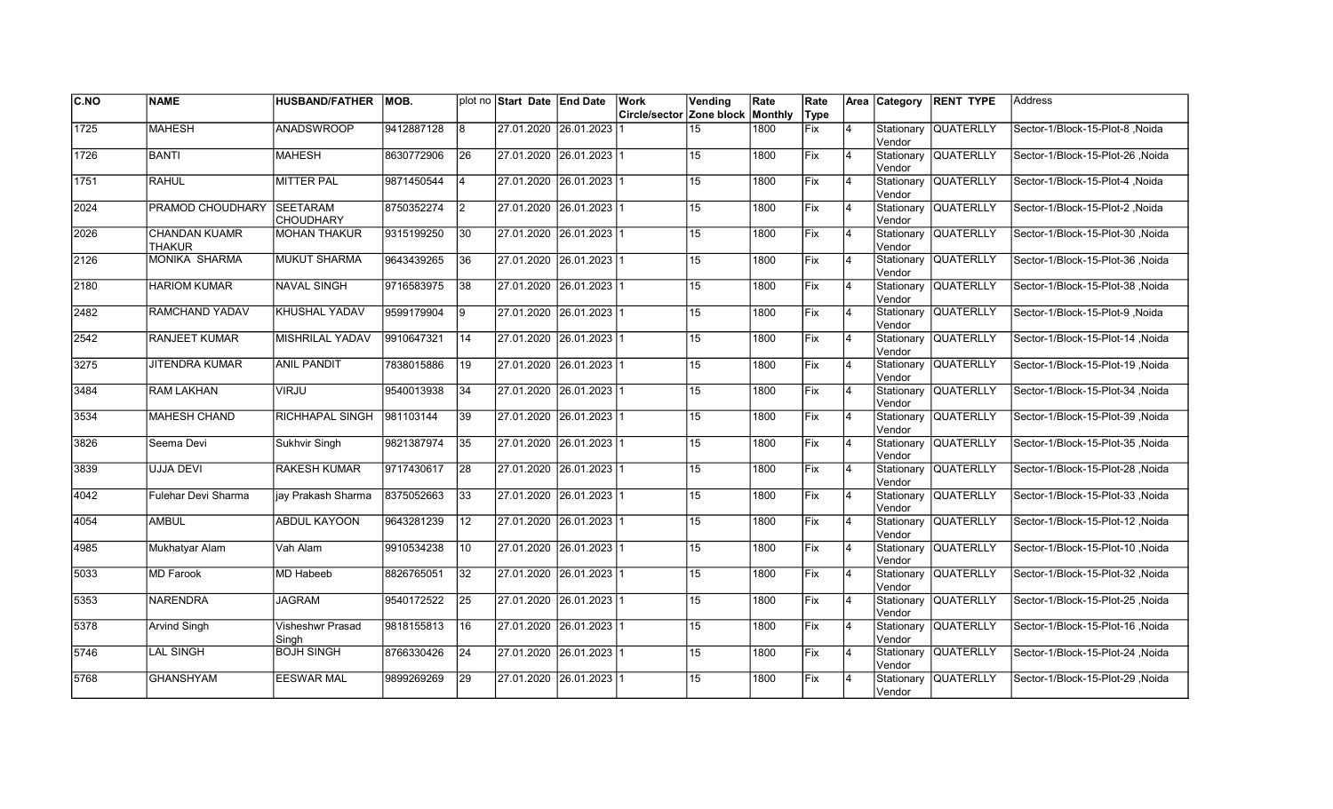| C.NO | NAME | HUSBAND/FATHER | MOB. | plot no | Start Date | End Date | Work Circle/sector | Vending Zone block | Rate Monthly | Rate Type | Area | Category | RENT TYPE | Address |
|---|---|---|---|---|---|---|---|---|---|---|---|---|---|---|
| 1725 | MAHESH | ANADSWROOP | 9412887128 | 8 | 27.01.2020 | 26.01.2023 | 1 | 15 | 1800 | Fix | 4 | Stationary Vendor | QUATERLLY | Sector-1/Block-15-Plot-8 ,Noida |
| 1726 | BANTI | MAHESH | 8630772906 | 26 | 27.01.2020 | 26.01.2023 | 1 | 15 | 1800 | Fix | 4 | Stationary Vendor | QUATERLLY | Sector-1/Block-15-Plot-26 ,Noida |
| 1751 | RAHUL | MITTER PAL | 9871450544 | 4 | 27.01.2020 | 26.01.2023 | 1 | 15 | 1800 | Fix | 4 | Stationary Vendor | QUATERLLY | Sector-1/Block-15-Plot-4 ,Noida |
| 2024 | PRAMOD CHOUDHARY | SEETARAM CHOUDHARY | 8750352274 | 2 | 27.01.2020 | 26.01.2023 | 1 | 15 | 1800 | Fix | 4 | Stationary Vendor | QUATERLLY | Sector-1/Block-15-Plot-2 ,Noida |
| 2026 | CHANDAN KUAMR THAKUR | MOHAN THAKUR | 9315199250 | 30 | 27.01.2020 | 26.01.2023 | 1 | 15 | 1800 | Fix | 4 | Stationary Vendor | QUATERLLY | Sector-1/Block-15-Plot-30 ,Noida |
| 2126 | MONIKA SHARMA | MUKUT SHARMA | 9643439265 | 36 | 27.01.2020 | 26.01.2023 | 1 | 15 | 1800 | Fix | 4 | Stationary Vendor | QUATERLLY | Sector-1/Block-15-Plot-36 ,Noida |
| 2180 | HARIOM KUMAR | NAVAL SINGH | 9716583975 | 38 | 27.01.2020 | 26.01.2023 | 1 | 15 | 1800 | Fix | 4 | Stationary Vendor | QUATERLLY | Sector-1/Block-15-Plot-38 ,Noida |
| 2482 | RAMCHAND YADAV | KHUSHAL YADAV | 9599179904 | 9 | 27.01.2020 | 26.01.2023 | 1 | 15 | 1800 | Fix | 4 | Stationary Vendor | QUATERLLY | Sector-1/Block-15-Plot-9 ,Noida |
| 2542 | RANJEET KUMAR | MISHRILAL YADAV | 9910647321 | 14 | 27.01.2020 | 26.01.2023 | 1 | 15 | 1800 | Fix | 4 | Stationary Vendor | QUATERLLY | Sector-1/Block-15-Plot-14 ,Noida |
| 3275 | JITENDRA KUMAR | ANIL PANDIT | 7838015886 | 19 | 27.01.2020 | 26.01.2023 | 1 | 15 | 1800 | Fix | 4 | Stationary Vendor | QUATERLLY | Sector-1/Block-15-Plot-19 ,Noida |
| 3484 | RAM LAKHAN | VIRJU | 9540013938 | 34 | 27.01.2020 | 26.01.2023 | 1 | 15 | 1800 | Fix | 4 | Stationary Vendor | QUATERLLY | Sector-1/Block-15-Plot-34 ,Noida |
| 3534 | MAHESH CHAND | RICHHAPAL SINGH | 981103144 | 39 | 27.01.2020 | 26.01.2023 | 1 | 15 | 1800 | Fix | 4 | Stationary Vendor | QUATERLLY | Sector-1/Block-15-Plot-39 ,Noida |
| 3826 | Seema Devi | Sukhvir Singh | 9821387974 | 35 | 27.01.2020 | 26.01.2023 | 1 | 15 | 1800 | Fix | 4 | Stationary Vendor | QUATERLLY | Sector-1/Block-15-Plot-35 ,Noida |
| 3839 | UJJA DEVI | RAKESH KUMAR | 9717430617 | 28 | 27.01.2020 | 26.01.2023 | 1 | 15 | 1800 | Fix | 4 | Stationary Vendor | QUATERLLY | Sector-1/Block-15-Plot-28 ,Noida |
| 4042 | Fulehar Devi Sharma | jay Prakash Sharma | 8375052663 | 33 | 27.01.2020 | 26.01.2023 | 1 | 15 | 1800 | Fix | 4 | Stationary Vendor | QUATERLLY | Sector-1/Block-15-Plot-33 ,Noida |
| 4054 | AMBUL | ABDUL KAYOON | 9643281239 | 12 | 27.01.2020 | 26.01.2023 | 1 | 15 | 1800 | Fix | 4 | Stationary Vendor | QUATERLLY | Sector-1/Block-15-Plot-12 ,Noida |
| 4985 | Mukhatyar Alam | Vah Alam | 9910534238 | 10 | 27.01.2020 | 26.01.2023 | 1 | 15 | 1800 | Fix | 4 | Stationary Vendor | QUATERLLY | Sector-1/Block-15-Plot-10 ,Noida |
| 5033 | MD Farook | MD Habeeb | 8826765051 | 32 | 27.01.2020 | 26.01.2023 | 1 | 15 | 1800 | Fix | 4 | Stationary Vendor | QUATERLLY | Sector-1/Block-15-Plot-32 ,Noida |
| 5353 | NARENDRA | JAGRAM | 9540172522 | 25 | 27.01.2020 | 26.01.2023 | 1 | 15 | 1800 | Fix | 4 | Stationary Vendor | QUATERLLY | Sector-1/Block-15-Plot-25 ,Noida |
| 5378 | Arvind Singh | Visheshwr Prasad Singh | 9818155813 | 16 | 27.01.2020 | 26.01.2023 | 1 | 15 | 1800 | Fix | 4 | Stationary Vendor | QUATERLLY | Sector-1/Block-15-Plot-16 ,Noida |
| 5746 | LAL SINGH | BOJH SINGH | 8766330426 | 24 | 27.01.2020 | 26.01.2023 | 1 | 15 | 1800 | Fix | 4 | Stationary Vendor | QUATERLLY | Sector-1/Block-15-Plot-24 ,Noida |
| 5768 | GHANSHYAM | EESWAR MAL | 9899269269 | 29 | 27.01.2020 | 26.01.2023 | 1 | 15 | 1800 | Fix | 4 | Stationary Vendor | QUATERLLY | Sector-1/Block-15-Plot-29 ,Noida |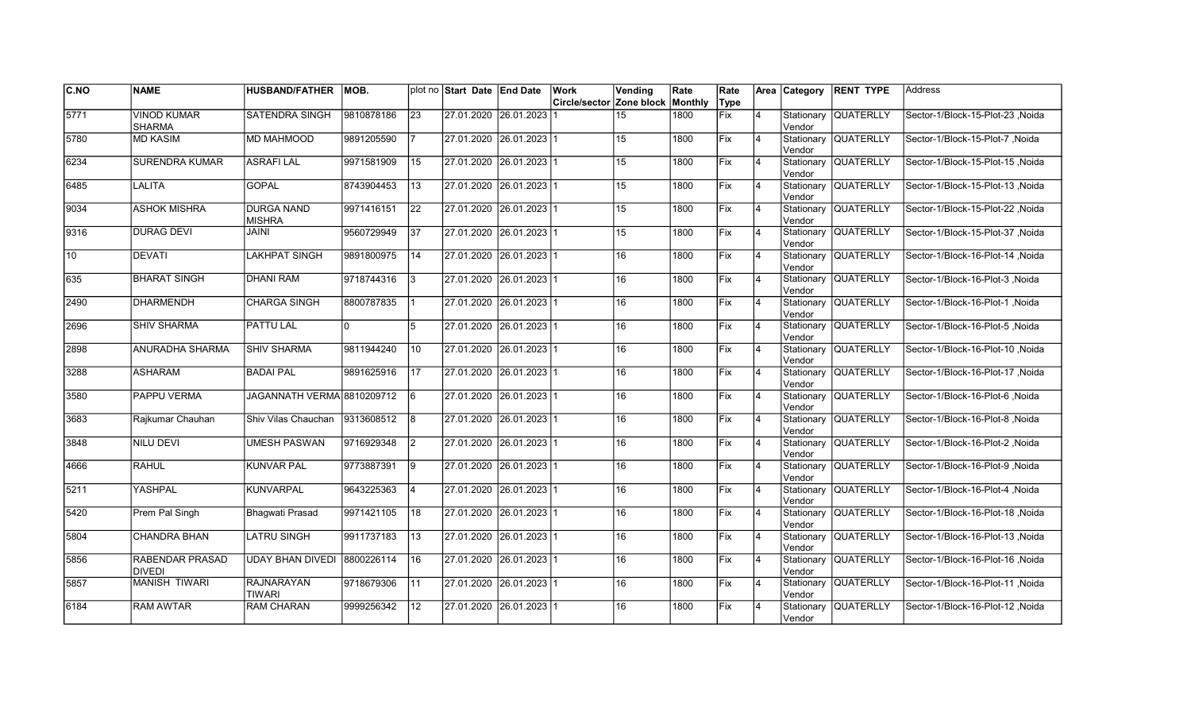| C.NO | NAME | HUSBAND/FATHER | MOB. | plot no | Start Date | End Date | Work Circle/sector | Vending Zone block | Rate Monthly | Rate Type | Area | Category | RENT TYPE | Address |
|---|---|---|---|---|---|---|---|---|---|---|---|---|---|---|
| 5771 | VINOD KUMAR SHARMA | SATENDRA SINGH | 9810878186 | 23 | 27.01.2020 | 26.01.2023 | 1 | 15 | 1800 | Fix | 4 | Stationary Vendor | QUATERLLY | Sector-1/Block-15-Plot-23 ,Noida |
| 5780 | MD KASIM | MD MAHMOOD | 9891205590 | 7 | 27.01.2020 | 26.01.2023 | 1 | 15 | 1800 | Fix | 4 | Stationary Vendor | QUATERLLY | Sector-1/Block-15-Plot-7 ,Noida |
| 6234 | SURENDRA KUMAR | ASRAFI LAL | 9971581909 | 15 | 27.01.2020 | 26.01.2023 | 1 | 15 | 1800 | Fix | 4 | Stationary Vendor | QUATERLLY | Sector-1/Block-15-Plot-15 ,Noida |
| 6485 | LALITA | GOPAL | 8743904453 | 13 | 27.01.2020 | 26.01.2023 | 1 | 15 | 1800 | Fix | 4 | Stationary Vendor | QUATERLLY | Sector-1/Block-15-Plot-13 ,Noida |
| 9034 | ASHOK MISHRA | DURGA NAND MISHRA | 9971416151 | 22 | 27.01.2020 | 26.01.2023 | 1 | 15 | 1800 | Fix | 4 | Stationary Vendor | QUATERLLY | Sector-1/Block-15-Plot-22 ,Noida |
| 9316 | DURAG DEVI | JAINI | 9560729949 | 37 | 27.01.2020 | 26.01.2023 | 1 | 15 | 1800 | Fix | 4 | Stationary Vendor | QUATERLLY | Sector-1/Block-15-Plot-37 ,Noida |
| 10 | DEVATI | LAKHPAT SINGH | 9891800975 | 14 | 27.01.2020 | 26.01.2023 | 1 | 16 | 1800 | Fix | 4 | Stationary Vendor | QUATERLLY | Sector-1/Block-16-Plot-14 ,Noida |
| 635 | BHARAT SINGH | DHANI RAM | 9718744316 | 3 | 27.01.2020 | 26.01.2023 | 1 | 16 | 1800 | Fix | 4 | Stationary Vendor | QUATERLLY | Sector-1/Block-16-Plot-3 ,Noida |
| 2490 | DHARMENDH | CHARGA SINGH | 8800787835 | 1 | 27.01.2020 | 26.01.2023 | 1 | 16 | 1800 | Fix | 4 | Stationary Vendor | QUATERLLY | Sector-1/Block-16-Plot-1 ,Noida |
| 2696 | SHIV SHARMA | PATTU LAL | 0 | 5 | 27.01.2020 | 26.01.2023 | 1 | 16 | 1800 | Fix | 4 | Stationary Vendor | QUATERLLY | Sector-1/Block-16-Plot-5 ,Noida |
| 2898 | ANURADHA SHARMA | SHIV SHARMA | 9811944240 | 10 | 27.01.2020 | 26.01.2023 | 1 | 16 | 1800 | Fix | 4 | Stationary Vendor | QUATERLLY | Sector-1/Block-16-Plot-10 ,Noida |
| 3288 | ASHARAM | BADAI PAL | 9891625916 | 17 | 27.01.2020 | 26.01.2023 | 1 | 16 | 1800 | Fix | 4 | Stationary Vendor | QUATERLLY | Sector-1/Block-16-Plot-17 ,Noida |
| 3580 | PAPPU VERMA | JAGANNATH VERMA | 8810209712 | 6 | 27.01.2020 | 26.01.2023 | 1 | 16 | 1800 | Fix | 4 | Stationary Vendor | QUATERLLY | Sector-1/Block-16-Plot-6 ,Noida |
| 3683 | Rajkumar Chauhan | Shiv Vilas Chauchan | 9313608512 | 8 | 27.01.2020 | 26.01.2023 | 1 | 16 | 1800 | Fix | 4 | Stationary Vendor | QUATERLLY | Sector-1/Block-16-Plot-8 ,Noida |
| 3848 | NILU DEVI | UMESH PASWAN | 9716929348 | 2 | 27.01.2020 | 26.01.2023 | 1 | 16 | 1800 | Fix | 4 | Stationary Vendor | QUATERLLY | Sector-1/Block-16-Plot-2 ,Noida |
| 4666 | RAHUL | KUNVAR PAL | 9773887391 | 9 | 27.01.2020 | 26.01.2023 | 1 | 16 | 1800 | Fix | 4 | Stationary Vendor | QUATERLLY | Sector-1/Block-16-Plot-9 ,Noida |
| 5211 | YASHPAL | KUNVARPAL | 9643225363 | 4 | 27.01.2020 | 26.01.2023 | 1 | 16 | 1800 | Fix | 4 | Stationary Vendor | QUATERLLY | Sector-1/Block-16-Plot-4 ,Noida |
| 5420 | Prem Pal Singh | Bhagwati Prasad | 9971421105 | 18 | 27.01.2020 | 26.01.2023 | 1 | 16 | 1800 | Fix | 4 | Stationary Vendor | QUATERLLY | Sector-1/Block-16-Plot-18 ,Noida |
| 5804 | CHANDRA BHAN | LATRU SINGH | 9911737183 | 13 | 27.01.2020 | 26.01.2023 | 1 | 16 | 1800 | Fix | 4 | Stationary Vendor | QUATERLLY | Sector-1/Block-16-Plot-13 ,Noida |
| 5856 | RABENDAR PRASAD DIVEDI | UDAY BHAN DIVEDI | 8800226114 | 16 | 27.01.2020 | 26.01.2023 | 1 | 16 | 1800 | Fix | 4 | Stationary Vendor | QUATERLLY | Sector-1/Block-16-Plot-16 ,Noida |
| 5857 | MANISH TIWARI | RAJNARAYAN TIWARI | 9718679306 | 11 | 27.01.2020 | 26.01.2023 | 1 | 16 | 1800 | Fix | 4 | Stationary Vendor | QUATERLLY | Sector-1/Block-16-Plot-11 ,Noida |
| 6184 | RAM AWTAR | RAM CHARAN | 9999256342 | 12 | 27.01.2020 | 26.01.2023 | 1 | 16 | 1800 | Fix | 4 | Stationary Vendor | QUATERLLY | Sector-1/Block-16-Plot-12 ,Noida |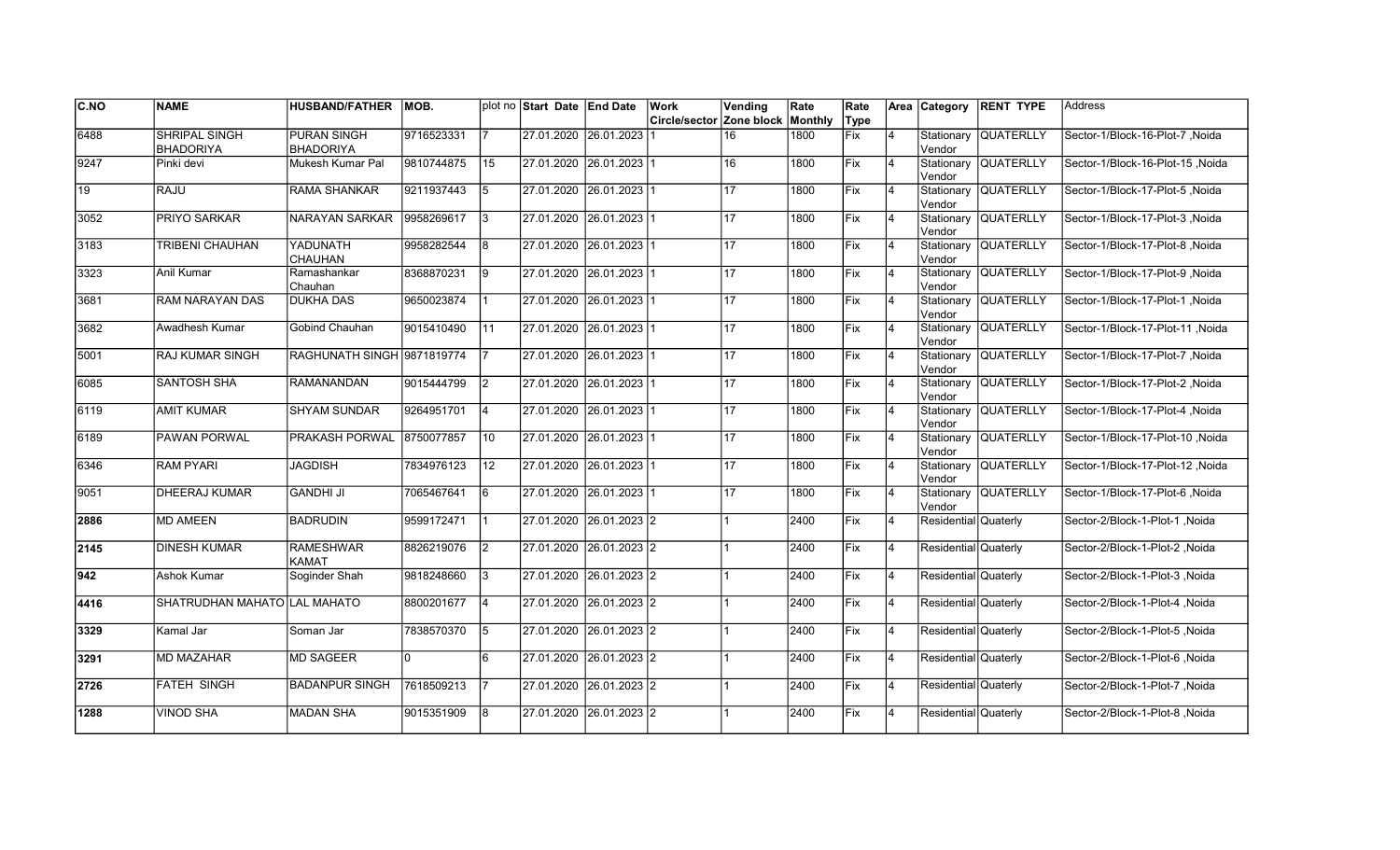| C.NO | NAME | HUSBAND/FATHER | MOB. | plot no | Start Date | End Date | Work Circle/sector | Vending Zone block | Rate Monthly | Rate Type | Area | Category | RENT TYPE | Address |
|---|---|---|---|---|---|---|---|---|---|---|---|---|---|---|
| 6488 | SHRIPAL SINGH BHADORIYA | PURAN SINGH BHADORIYA | 9716523331 | 7 | 27.01.2020 | 26.01.2023 | 1 | 16 | 1800 | Fix | 4 | Stationary Vendor | QUATERLLY | Sector-1/Block-16-Plot-7 ,Noida |
| 9247 | Pinki devi | Mukesh Kumar Pal | 9810744875 | 15 | 27.01.2020 | 26.01.2023 | 1 | 16 | 1800 | Fix | 4 | Stationary Vendor | QUATERLLY | Sector-1/Block-16-Plot-15 ,Noida |
| 19 | RAJU | RAMA SHANKAR | 9211937443 | 5 | 27.01.2020 | 26.01.2023 | 1 | 17 | 1800 | Fix | 4 | Stationary Vendor | QUATERLLY | Sector-1/Block-17-Plot-5 ,Noida |
| 3052 | PRIYO SARKAR | NARAYAN SARKAR | 9958269617 | 3 | 27.01.2020 | 26.01.2023 | 1 | 17 | 1800 | Fix | 4 | Stationary Vendor | QUATERLLY | Sector-1/Block-17-Plot-3 ,Noida |
| 3183 | TRIBENI CHAUHAN | YADUNATH CHAUHAN | 9958282544 | 8 | 27.01.2020 | 26.01.2023 | 1 | 17 | 1800 | Fix | 4 | Stationary Vendor | QUATERLLY | Sector-1/Block-17-Plot-8 ,Noida |
| 3323 | Anil Kumar | Ramashankar Chauhan | 8368870231 | 9 | 27.01.2020 | 26.01.2023 | 1 | 17 | 1800 | Fix | 4 | Stationary Vendor | QUATERLLY | Sector-1/Block-17-Plot-9 ,Noida |
| 3681 | RAM NARAYAN DAS | DUKHA DAS | 9650023874 | 1 | 27.01.2020 | 26.01.2023 | 1 | 17 | 1800 | Fix | 4 | Stationary Vendor | QUATERLLY | Sector-1/Block-17-Plot-1 ,Noida |
| 3682 | Awadhesh Kumar | Gobind Chauhan | 9015410490 | 11 | 27.01.2020 | 26.01.2023 | 1 | 17 | 1800 | Fix | 4 | Stationary Vendor | QUATERLLY | Sector-1/Block-17-Plot-11 ,Noida |
| 5001 | RAJ KUMAR SINGH | RAGHUNATH SINGH | 9871819774 | 7 | 27.01.2020 | 26.01.2023 | 1 | 17 | 1800 | Fix | 4 | Stationary Vendor | QUATERLLY | Sector-1/Block-17-Plot-7 ,Noida |
| 6085 | SANTOSH SHA | RAMANANDAN | 9015444799 | 2 | 27.01.2020 | 26.01.2023 | 1 | 17 | 1800 | Fix | 4 | Stationary Vendor | QUATERLLY | Sector-1/Block-17-Plot-2 ,Noida |
| 6119 | AMIT KUMAR | SHYAM SUNDAR | 9264951701 | 4 | 27.01.2020 | 26.01.2023 | 1 | 17 | 1800 | Fix | 4 | Stationary Vendor | QUATERLLY | Sector-1/Block-17-Plot-4 ,Noida |
| 6189 | PAWAN PORWAL | PRAKASH PORWAL | 8750077857 | 10 | 27.01.2020 | 26.01.2023 | 1 | 17 | 1800 | Fix | 4 | Stationary Vendor | QUATERLLY | Sector-1/Block-17-Plot-10 ,Noida |
| 6346 | RAM PYARI | JAGDISH | 7834976123 | 12 | 27.01.2020 | 26.01.2023 | 1 | 17 | 1800 | Fix | 4 | Stationary Vendor | QUATERLLY | Sector-1/Block-17-Plot-12 ,Noida |
| 9051 | DHEERAJ KUMAR | GANDHI JI | 7065467641 | 6 | 27.01.2020 | 26.01.2023 | 1 | 17 | 1800 | Fix | 4 | Stationary Vendor | QUATERLLY | Sector-1/Block-17-Plot-6 ,Noida |
| **2886** | MD AMEEN | BADRUDIN | 9599172471 | 1 | 27.01.2020 | 26.01.2023 | 2 | 1 | 2400 | Fix | 4 | Residential | Quaterly | Sector-2/Block-1-Plot-1 ,Noida |
| **2145** | DINESH KUMAR | RAMESHWAR KAMAT | 8826219076 | 2 | 27.01.2020 | 26.01.2023 | 2 | 1 | 2400 | Fix | 4 | Residential | Quaterly | Sector-2/Block-1-Plot-2 ,Noida |
| **942** | Ashok Kumar | Soginder Shah | 9818248660 | 3 | 27.01.2020 | 26.01.2023 | 2 | 1 | 2400 | Fix | 4 | Residential | Quaterly | Sector-2/Block-1-Plot-3 ,Noida |
| **4416** | SHATRUDHAN MAHATO | LAL MAHATO | 8800201677 | 4 | 27.01.2020 | 26.01.2023 | 2 | 1 | 2400 | Fix | 4 | Residential | Quaterly | Sector-2/Block-1-Plot-4 ,Noida |
| **3329** | Kamal Jar | Soman Jar | 7838570370 | 5 | 27.01.2020 | 26.01.2023 | 2 | 1 | 2400 | Fix | 4 | Residential | Quaterly | Sector-2/Block-1-Plot-5 ,Noida |
| **3291** | MD MAZAHAR | MD SAGEER | 0 | 6 | 27.01.2020 | 26.01.2023 | 2 | 1 | 2400 | Fix | 4 | Residential | Quaterly | Sector-2/Block-1-Plot-6 ,Noida |
| **2726** | FATEH SINGH | BADANPUR SINGH | 7618509213 | 7 | 27.01.2020 | 26.01.2023 | 2 | 1 | 2400 | Fix | 4 | Residential | Quaterly | Sector-2/Block-1-Plot-7 ,Noida |
| **1288** | VINOD SHA | MADAN SHA | 9015351909 | 8 | 27.01.2020 | 26.01.2023 | 2 | 1 | 2400 | Fix | 4 | Residential | Quaterly | Sector-2/Block-1-Plot-8 ,Noida |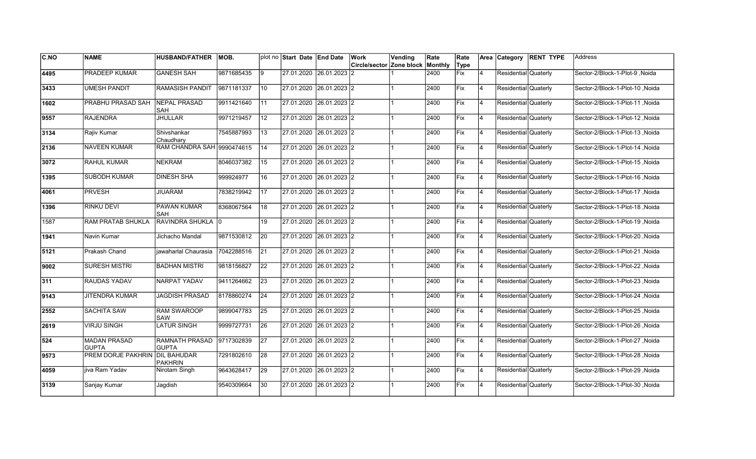| C.NO | NAME | HUSBAND/FATHER | MOB. | plot no | Start Date | End Date | Work Circle/sector | Vending Zone block | Rate Monthly | Rate Type | Area | Category | RENT TYPE | Address |
|---|---|---|---|---|---|---|---|---|---|---|---|---|---|---|
| 4495 | PRADEEP KUMAR | GANESH SAH | 9871685435 | 9 | 27.01.2020 | 26.01.2023 | 2 | 1 | 2400 | Fix | 4 | Residential | Quaterly | Sector-2/Block-1-Plot-9 ,Noida |
| 3433 | UMESH PANDIT | RAMASISH PANDIT | 9871181337 | 10 | 27.01.2020 | 26.01.2023 | 2 | 1 | 2400 | Fix | 4 | Residential | Quaterly | Sector-2/Block-1-Plot-10 ,Noida |
| 1602 | PRABHU PRASAD SAH | NEPAL PRASAD SAH | 9911421640 | 11 | 27.01.2020 | 26.01.2023 | 2 | 1 | 2400 | Fix | 4 | Residential | Quaterly | Sector-2/Block-1-Plot-11 ,Noida |
| 9557 | RAJENDRA | JHULLAR | 9971219457 | 12 | 27.01.2020 | 26.01.2023 | 2 | 1 | 2400 | Fix | 4 | Residential | Quaterly | Sector-2/Block-1-Plot-12 ,Noida |
| 3134 | Rajiv Kumar | Shivshankar Chaudhary | 7545887993 | 13 | 27.01.2020 | 26.01.2023 | 2 | 1 | 2400 | Fix | 4 | Residential | Quaterly | Sector-2/Block-1-Plot-13 ,Noida |
| 2136 | NAVEEN KUMAR | RAM CHANDRA SAH | 9990474615 | 14 | 27.01.2020 | 26.01.2023 | 2 | 1 | 2400 | Fix | 4 | Residential | Quaterly | Sector-2/Block-1-Plot-14 ,Noida |
| 3072 | RAHUL KUMAR | NEKRAM | 8046037382 | 15 | 27.01.2020 | 26.01.2023 | 2 | 1 | 2400 | Fix | 4 | Residential | Quaterly | Sector-2/Block-1-Plot-15 ,Noida |
| 1395 | SUBODH KUMAR | DINESH SHA | 999924977 | 16 | 27.01.2020 | 26.01.2023 | 2 | 1 | 2400 | Fix | 4 | Residential | Quaterly | Sector-2/Block-1-Plot-16 ,Noida |
| 4061 | PRVESH | JIUARAM | 7838219942 | 17 | 27.01.2020 | 26.01.2023 | 2 | 1 | 2400 | Fix | 4 | Residential | Quaterly | Sector-2/Block-1-Plot-17 ,Noida |
| 1396 | RINKU DEVI | PAWAN KUMAR SAH | 8368067564 | 18 | 27.01.2020 | 26.01.2023 | 2 | 1 | 2400 | Fix | 4 | Residential | Quaterly | Sector-2/Block-1-Plot-18 ,Noida |
| 1587 | RAM PRATAB SHUKLA | RAVINDRA SHUKLA | 0 | 19 | 27.01.2020 | 26.01.2023 | 2 | 1 | 2400 | Fix | 4 | Residential | Quaterly | Sector-2/Block-1-Plot-19 ,Noida |
| 1941 | Navin Kumar | Jichacho Mandal | 9871530812 | 20 | 27.01.2020 | 26.01.2023 | 2 | 1 | 2400 | Fix | 4 | Residential | Quaterly | Sector-2/Block-1-Plot-20 ,Noida |
| 5121 | Prakash Chand | jawaharlal Chaurasia | 7042288516 | 21 | 27.01.2020 | 26.01.2023 | 2 | 1 | 2400 | Fix | 4 | Residential | Quaterly | Sector-2/Block-1-Plot-21 ,Noida |
| 9002 | SURESH MISTRI | BADHAN MISTRI | 9818156827 | 22 | 27.01.2020 | 26.01.2023 | 2 | 1 | 2400 | Fix | 4 | Residential | Quaterly | Sector-2/Block-1-Plot-22 ,Noida |
| 311 | RAUDAS YADAV | NARPAT YADAV | 9411264662 | 23 | 27.01.2020 | 26.01.2023 | 2 | 1 | 2400 | Fix | 4 | Residential | Quaterly | Sector-2/Block-1-Plot-23 ,Noida |
| 9143 | JITENDRA KUMAR | JAGDISH PRASAD | 8178860274 | 24 | 27.01.2020 | 26.01.2023 | 2 | 1 | 2400 | Fix | 4 | Residential | Quaterly | Sector-2/Block-1-Plot-24 ,Noida |
| 2552 | SACHITA SAW | RAM SWAROOP SAW | 9899047783 | 25 | 27.01.2020 | 26.01.2023 | 2 | 1 | 2400 | Fix | 4 | Residential | Quaterly | Sector-2/Block-1-Plot-25 ,Noida |
| 2619 | VIRJU SINGH | LATUR SINGH | 9999727731 | 26 | 27.01.2020 | 26.01.2023 | 2 | 1 | 2400 | Fix | 4 | Residential | Quaterly | Sector-2/Block-1-Plot-26 ,Noida |
| 524 | MADAN PRASAD GUPTA | RAMNATH PRASAD GUPTA | 9717302839 | 27 | 27.01.2020 | 26.01.2023 | 2 | 1 | 2400 | Fix | 4 | Residential | Quaterly | Sector-2/Block-1-Plot-27 ,Noida |
| 9573 | PREM DORJE PAKHRIN | DIL BAHUDAR PAKHRIN | 7291802610 | 28 | 27.01.2020 | 26.01.2023 | 2 | 1 | 2400 | Fix | 4 | Residential | Quaterly | Sector-2/Block-1-Plot-28 ,Noida |
| 4059 | jiva Ram Yadav | Nirotam Singh | 9643628417 | 29 | 27.01.2020 | 26.01.2023 | 2 | 1 | 2400 | Fix | 4 | Residential | Quaterly | Sector-2/Block-1-Plot-29 ,Noida |
| 3139 | Sanjay Kumar | Jagdish | 9540309664 | 30 | 27.01.2020 | 26.01.2023 | 2 | 1 | 2400 | Fix | 4 | Residential | Quaterly | Sector-2/Block-1-Plot-30 ,Noida |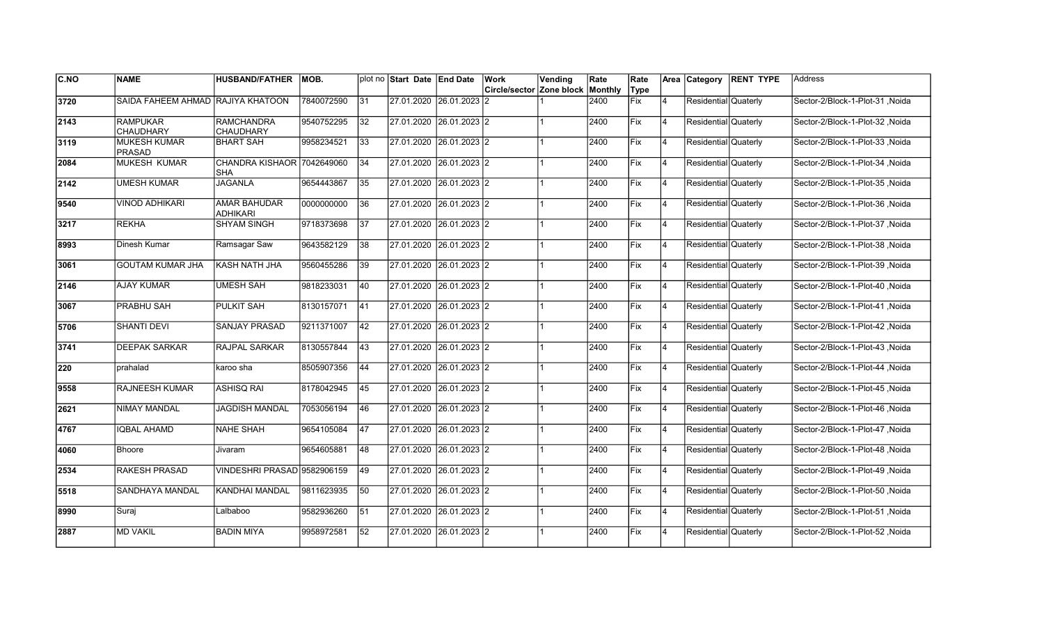| C.NO | NAME | HUSBAND/FATHER | MOB. | plot no | Start Date | End Date | Work Circle/sector | Vending Zone block | Rate Monthly | Rate Type | Area | Category | RENT TYPE | Address |
|---|---|---|---|---|---|---|---|---|---|---|---|---|---|---|
| 3720 | SAIDA FAHEEM AHMAD | RAJIYA KHATOON | 7840072590 | 31 | 27.01.2020 | 26.01.2023 | 2 | 1 | 2400 | Fix | 4 | Residential | Quaterly | Sector-2/Block-1-Plot-31 ,Noida |
| 2143 | RAMPUKAR CHAUDHARY | RAMCHANDRA CHAUDHARY | 9540752295 | 32 | 27.01.2020 | 26.01.2023 | 2 | 1 | 2400 | Fix | 4 | Residential | Quaterly | Sector-2/Block-1-Plot-32 ,Noida |
| 3119 | MUKESH KUMAR PRASAD | BHART SAH | 9958234521 | 33 | 27.01.2020 | 26.01.2023 | 2 | 1 | 2400 | Fix | 4 | Residential | Quaterly | Sector-2/Block-1-Plot-33 ,Noida |
| 2084 | MUKESH KUMAR | CHANDRA KISHOR SHA | 7042649060 | 34 | 27.01.2020 | 26.01.2023 | 2 | 1 | 2400 | Fix | 4 | Residential | Quaterly | Sector-2/Block-1-Plot-34 ,Noida |
| 2142 | UMESH KUMAR | JAGANLA | 9654443867 | 35 | 27.01.2020 | 26.01.2023 | 2 | 1 | 2400 | Fix | 4 | Residential | Quaterly | Sector-2/Block-1-Plot-35 ,Noida |
| 9540 | VINOD ADHIKARI | AMAR BAHUDAR ADHIKARI | 0000000000 | 36 | 27.01.2020 | 26.01.2023 | 2 | 1 | 2400 | Fix | 4 | Residential | Quaterly | Sector-2/Block-1-Plot-36 ,Noida |
| 3217 | REKHA | SHYAM SINGH | 9718373698 | 37 | 27.01.2020 | 26.01.2023 | 2 | 1 | 2400 | Fix | 4 | Residential | Quaterly | Sector-2/Block-1-Plot-37 ,Noida |
| 8993 | Dinesh Kumar | Ramsagar Saw | 9643582129 | 38 | 27.01.2020 | 26.01.2023 | 2 | 1 | 2400 | Fix | 4 | Residential | Quaterly | Sector-2/Block-1-Plot-38 ,Noida |
| 3061 | GOUTAM KUMAR JHA | KASH NATH JHA | 9560455286 | 39 | 27.01.2020 | 26.01.2023 | 2 | 1 | 2400 | Fix | 4 | Residential | Quaterly | Sector-2/Block-1-Plot-39 ,Noida |
| 2146 | AJAY KUMAR | UMESH SAH | 9818233031 | 40 | 27.01.2020 | 26.01.2023 | 2 | 1 | 2400 | Fix | 4 | Residential | Quaterly | Sector-2/Block-1-Plot-40 ,Noida |
| 3067 | PRABHU SAH | PULKIT SAH | 8130157071 | 41 | 27.01.2020 | 26.01.2023 | 2 | 1 | 2400 | Fix | 4 | Residential | Quaterly | Sector-2/Block-1-Plot-41 ,Noida |
| 5706 | SHANTI DEVI | SANJAY PRASAD | 9211371007 | 42 | 27.01.2020 | 26.01.2023 | 2 | 1 | 2400 | Fix | 4 | Residential | Quaterly | Sector-2/Block-1-Plot-42 ,Noida |
| 3741 | DEEPAK SARKAR | RAJPAL SARKAR | 8130557844 | 43 | 27.01.2020 | 26.01.2023 | 2 | 1 | 2400 | Fix | 4 | Residential | Quaterly | Sector-2/Block-1-Plot-43 ,Noida |
| 220 | prahalad | karoo sha | 8505907356 | 44 | 27.01.2020 | 26.01.2023 | 2 | 1 | 2400 | Fix | 4 | Residential | Quaterly | Sector-2/Block-1-Plot-44 ,Noida |
| 9558 | RAJNEESH KUMAR | ASHISQ RAI | 8178042945 | 45 | 27.01.2020 | 26.01.2023 | 2 | 1 | 2400 | Fix | 4 | Residential | Quaterly | Sector-2/Block-1-Plot-45 ,Noida |
| 2621 | NIMAY MANDAL | JAGDISH MANDAL | 7053056194 | 46 | 27.01.2020 | 26.01.2023 | 2 | 1 | 2400 | Fix | 4 | Residential | Quaterly | Sector-2/Block-1-Plot-46 ,Noida |
| 4767 | IQBAL AHAMD | NAHE SHAH | 9654105084 | 47 | 27.01.2020 | 26.01.2023 | 2 | 1 | 2400 | Fix | 4 | Residential | Quaterly | Sector-2/Block-1-Plot-47 ,Noida |
| 4060 | Bhoore | Jivaram | 9654605881 | 48 | 27.01.2020 | 26.01.2023 | 2 | 1 | 2400 | Fix | 4 | Residential | Quaterly | Sector-2/Block-1-Plot-48 ,Noida |
| 2534 | RAKESH PRASAD | VINDESHRI PRASAD | 9582906159 | 49 | 27.01.2020 | 26.01.2023 | 2 | 1 | 2400 | Fix | 4 | Residential | Quaterly | Sector-2/Block-1-Plot-49 ,Noida |
| 5518 | SANDHAYA MANDAL | KANDHAI MANDAL | 9811623935 | 50 | 27.01.2020 | 26.01.2023 | 2 | 1 | 2400 | Fix | 4 | Residential | Quaterly | Sector-2/Block-1-Plot-50 ,Noida |
| 8990 | Suraj | Lalbaboo | 9582936260 | 51 | 27.01.2020 | 26.01.2023 | 2 | 1 | 2400 | Fix | 4 | Residential | Quaterly | Sector-2/Block-1-Plot-51 ,Noida |
| 2887 | MD VAKIL | BADIN MIYA | 9958972581 | 52 | 27.01.2020 | 26.01.2023 | 2 | 1 | 2400 | Fix | 4 | Residential | Quaterly | Sector-2/Block-1-Plot-52 ,Noida |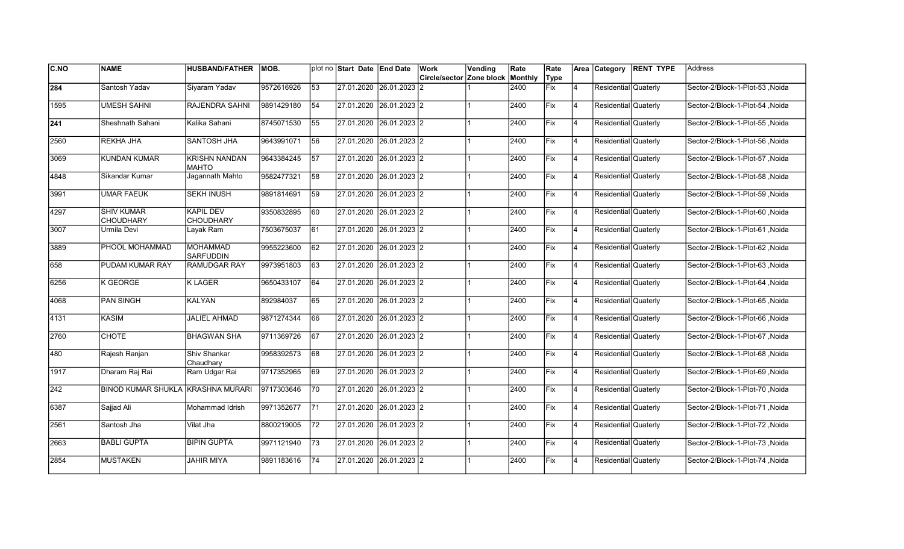| C.NO | NAME | HUSBAND/FATHER | MOB. | plot no | Start Date | End Date | Work Circle/sector | Vending Zone block | Rate Monthly | Rate Type | Area | Category | RENT TYPE | Address |
|---|---|---|---|---|---|---|---|---|---|---|---|---|---|---|
| **284** | Santosh Yadav | Siyaram Yadav | 9572616926 | 53 | 27.01.2020 | 26.01.2023 | 2 | 1 | 2400 | Fix | 4 | Residential | Quaterly | Sector-2/Block-1-Plot-53 ,Noida |
| 1595 | UMESH SAHNI | RAJENDRA SAHNI | 9891429180 | 54 | 27.01.2020 | 26.01.2023 | 2 | 1 | 2400 | Fix | 4 | Residential | Quaterly | Sector-2/Block-1-Plot-54 ,Noida |
| **241** | Sheshnath Sahani | Kalika Sahani | 8745071530 | 55 | 27.01.2020 | 26.01.2023 | 2 | 1 | 2400 | Fix | 4 | Residential | Quaterly | Sector-2/Block-1-Plot-55 ,Noida |
| 2560 | REKHA JHA | SANTOSH JHA | 9643991071 | 56 | 27.01.2020 | 26.01.2023 | 2 | 1 | 2400 | Fix | 4 | Residential | Quaterly | Sector-2/Block-1-Plot-56 ,Noida |
| 3069 | KUNDAN KUMAR | KRISHN NANDAN MAHTO | 9643384245 | 57 | 27.01.2020 | 26.01.2023 | 2 | 1 | 2400 | Fix | 4 | Residential | Quaterly | Sector-2/Block-1-Plot-57 ,Noida |
| 4848 | Sikandar Kumar | Jagannath Mahto | 9582477321 | 58 | 27.01.2020 | 26.01.2023 | 2 | 1 | 2400 | Fix | 4 | Residential | Quaterly | Sector-2/Block-1-Plot-58 ,Noida |
| 3991 | UMAR FAEUK | SEKH INUSH | 9891814691 | 59 | 27.01.2020 | 26.01.2023 | 2 | 1 | 2400 | Fix | 4 | Residential | Quaterly | Sector-2/Block-1-Plot-59 ,Noida |
| 4297 | SHIV KUMAR CHOUDHARY | KAPIL DEV CHOUDHARY | 9350832895 | 60 | 27.01.2020 | 26.01.2023 | 2 | 1 | 2400 | Fix | 4 | Residential | Quaterly | Sector-2/Block-1-Plot-60 ,Noida |
| 3007 | Urmila Devi | Layak Ram | 7503675037 | 61 | 27.01.2020 | 26.01.2023 | 2 | 1 | 2400 | Fix | 4 | Residential | Quaterly | Sector-2/Block-1-Plot-61 ,Noida |
| 3889 | PHOOL MOHAMMAD | MOHAMMAD SARFUDDIN | 9955223600 | 62 | 27.01.2020 | 26.01.2023 | 2 | 1 | 2400 | Fix | 4 | Residential | Quaterly | Sector-2/Block-1-Plot-62 ,Noida |
| 658 | PUDAM KUMAR RAY | RAMUDGAR RAY | 9973951803 | 63 | 27.01.2020 | 26.01.2023 | 2 | 1 | 2400 | Fix | 4 | Residential | Quaterly | Sector-2/Block-1-Plot-63 ,Noida |
| 6256 | K GEORGE | K LAGER | 9650433107 | 64 | 27.01.2020 | 26.01.2023 | 2 | 1 | 2400 | Fix | 4 | Residential | Quaterly | Sector-2/Block-1-Plot-64 ,Noida |
| 4068 | PAN SINGH | KALYAN | 892984037 | 65 | 27.01.2020 | 26.01.2023 | 2 | 1 | 2400 | Fix | 4 | Residential | Quaterly | Sector-2/Block-1-Plot-65 ,Noida |
| 4131 | KASIM | JALIEL AHMAD | 9871274344 | 66 | 27.01.2020 | 26.01.2023 | 2 | 1 | 2400 | Fix | 4 | Residential | Quaterly | Sector-2/Block-1-Plot-66 ,Noida |
| 2760 | CHOTE | BHAGWAN SHA | 9711369726 | 67 | 27.01.2020 | 26.01.2023 | 2 | 1 | 2400 | Fix | 4 | Residential | Quaterly | Sector-2/Block-1-Plot-67 ,Noida |
| 480 | Rajesh Ranjan | Shiv Shankar Chaudhary | 9958392573 | 68 | 27.01.2020 | 26.01.2023 | 2 | 1 | 2400 | Fix | 4 | Residential | Quaterly | Sector-2/Block-1-Plot-68 ,Noida |
| 1917 | Dharam Raj Rai | Ram Udgar Rai | 9717352965 | 69 | 27.01.2020 | 26.01.2023 | 2 | 1 | 2400 | Fix | 4 | Residential | Quaterly | Sector-2/Block-1-Plot-69 ,Noida |
| 242 | BINOD KUMAR SHUKLA | KRASHNA MURARI | 9717303646 | 70 | 27.01.2020 | 26.01.2023 | 2 | 1 | 2400 | Fix | 4 | Residential | Quaterly | Sector-2/Block-1-Plot-70 ,Noida |
| 6387 | Sajjad Ali | Mohammad Idrish | 9971352677 | 71 | 27.01.2020 | 26.01.2023 | 2 | 1 | 2400 | Fix | 4 | Residential | Quaterly | Sector-2/Block-1-Plot-71 ,Noida |
| 2561 | Santosh Jha | Vilat Jha | 8800219005 | 72 | 27.01.2020 | 26.01.2023 | 2 | 1 | 2400 | Fix | 4 | Residential | Quaterly | Sector-2/Block-1-Plot-72 ,Noida |
| 2663 | BABLI GUPTA | BIPIN GUPTA | 9971121940 | 73 | 27.01.2020 | 26.01.2023 | 2 | 1 | 2400 | Fix | 4 | Residential | Quaterly | Sector-2/Block-1-Plot-73 ,Noida |
| 2854 | MUSTAKEN | JAHIR MIYA | 9891183616 | 74 | 27.01.2020 | 26.01.2023 | 2 | 1 | 2400 | Fix | 4 | Residential | Quaterly | Sector-2/Block-1-Plot-74 ,Noida |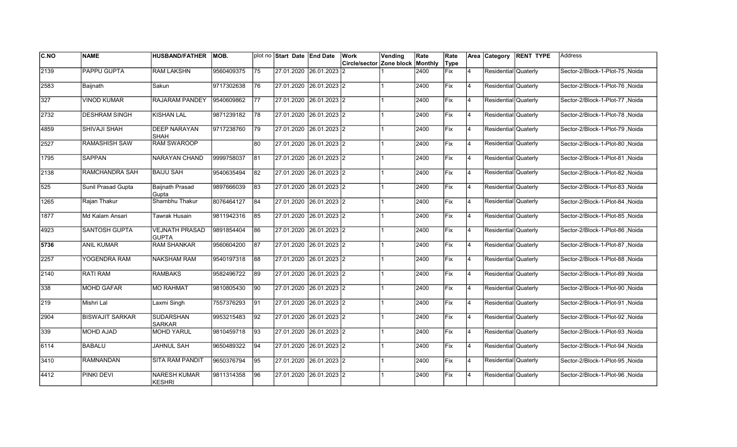| C.NO | NAME | HUSBAND/FATHER | MOB. | plot no | Start Date | End Date | Work Circle/sector | Vending Zone block | Rate Monthly | Rate Type | Area | Category | RENT TYPE | Address |
|---|---|---|---|---|---|---|---|---|---|---|---|---|---|---|
| 2139 | PAPPU GUPTA | RAM LAKSHN | 9560409375 | 75 | 27.01.2020 | 26.01.2023 | 2 | 1 | 2400 | Fix | 4 | Residential | Quaterly | Sector-2/Block-1-Plot-75 ,Noida |
| 2583 | Baijnath | Sakun | 9717302638 | 76 | 27.01.2020 | 26.01.2023 | 2 | 1 | 2400 | Fix | 4 | Residential | Quaterly | Sector-2/Block-1-Plot-76 ,Noida |
| 327 | VINOD KUMAR | RAJARAM PANDEY | 9540609862 | 77 | 27.01.2020 | 26.01.2023 | 2 | 1 | 2400 | Fix | 4 | Residential | Quaterly | Sector-2/Block-1-Plot-77 ,Noida |
| 2732 | DESHRAM SINGH | KISHAN LAL | 9871239182 | 78 | 27.01.2020 | 26.01.2023 | 2 | 1 | 2400 | Fix | 4 | Residential | Quaterly | Sector-2/Block-1-Plot-78 ,Noida |
| 4859 | SHIVAJI SHAH | DEEP NARAYAN SHAH | 9717238760 | 79 | 27.01.2020 | 26.01.2023 | 2 | 1 | 2400 | Fix | 4 | Residential | Quaterly | Sector-2/Block-1-Plot-79 ,Noida |
| 2527 | RAMASHISH SAW | RAM SWAROOP | | 80 | 27.01.2020 | 26.01.2023 | 2 | 1 | 2400 | Fix | 4 | Residential | Quaterly | Sector-2/Block-1-Plot-80 ,Noida |
| 1795 | SAPPAN | NARAYAN CHAND | 9999758037 | 81 | 27.01.2020 | 26.01.2023 | 2 | 1 | 2400 | Fix | 4 | Residential | Quaterly | Sector-2/Block-1-Plot-81 ,Noida |
| 2138 | RAMCHANDRA SAH | BAIJU SAH | 9540635494 | 82 | 27.01.2020 | 26.01.2023 | 2 | 1 | 2400 | Fix | 4 | Residential | Quaterly | Sector-2/Block-1-Plot-82 ,Noida |
| 525 | Sunil Prasad Gupta | Baijnath Prasad Gupta | 9897666039 | 83 | 27.01.2020 | 26.01.2023 | 2 | 1 | 2400 | Fix | 4 | Residential | Quaterly | Sector-2/Block-1-Plot-83 ,Noida |
| 1265 | Rajan Thakur | Shambhu Thakur | 8076464127 | 84 | 27.01.2020 | 26.01.2023 | 2 | 1 | 2400 | Fix | 4 | Residential | Quaterly | Sector-2/Block-1-Plot-84 ,Noida |
| 1877 | Md Kalam Ansari | Tawrak Husain | 9811942316 | 85 | 27.01.2020 | 26.01.2023 | 2 | 1 | 2400 | Fix | 4 | Residential | Quaterly | Sector-2/Block-1-Plot-85 ,Noida |
| 4923 | SANTOSH GUPTA | VEJNATH PRASAD GUPTA | 9891854404 | 86 | 27.01.2020 | 26.01.2023 | 2 | 1 | 2400 | Fix | 4 | Residential | Quaterly | Sector-2/Block-1-Plot-86 ,Noida |
| **5736** | ANIL KUMAR | RAM SHANKAR | 9560604200 | 87 | 27.01.2020 | 26.01.2023 | 2 | 1 | 2400 | Fix | 4 | Residential | Quaterly | Sector-2/Block-1-Plot-87 ,Noida |
| 2257 | YOGENDRA RAM | NAKSHAM RAM | 9540197318 | 88 | 27.01.2020 | 26.01.2023 | 2 | 1 | 2400 | Fix | 4 | Residential | Quaterly | Sector-2/Block-1-Plot-88 ,Noida |
| 2140 | RATI RAM | RAMBAKS | 9582496722 | 89 | 27.01.2020 | 26.01.2023 | 2 | 1 | 2400 | Fix | 4 | Residential | Quaterly | Sector-2/Block-1-Plot-89 ,Noida |
| 338 | MOHD GAFAR | MO RAHMAT | 9810805430 | 90 | 27.01.2020 | 26.01.2023 | 2 | 1 | 2400 | Fix | 4 | Residential | Quaterly | Sector-2/Block-1-Plot-90 ,Noida |
| 219 | Mishri Lal | Laxmi Singh | 7557376293 | 91 | 27.01.2020 | 26.01.2023 | 2 | 1 | 2400 | Fix | 4 | Residential | Quaterly | Sector-2/Block-1-Plot-91 ,Noida |
| 2904 | BISWAJIT SARKAR | SUDARSHAN SARKAR | 9953215483 | 92 | 27.01.2020 | 26.01.2023 | 2 | 1 | 2400 | Fix | 4 | Residential | Quaterly | Sector-2/Block-1-Plot-92 ,Noida |
| 339 | MOHD AJAD | MOHD YARUL | 9810459718 | 93 | 27.01.2020 | 26.01.2023 | 2 | 1 | 2400 | Fix | 4 | Residential | Quaterly | Sector-2/Block-1-Plot-93 ,Noida |
| 6114 | BABALU | JAHNUL SAH | 9650489322 | 94 | 27.01.2020 | 26.01.2023 | 2 | 1 | 2400 | Fix | 4 | Residential | Quaterly | Sector-2/Block-1-Plot-94 ,Noida |
| 3410 | RAMNANDAN | SITA RAM PANDIT | 9650376794 | 95 | 27.01.2020 | 26.01.2023 | 2 | 1 | 2400 | Fix | 4 | Residential | Quaterly | Sector-2/Block-1-Plot-95 ,Noida |
| 4412 | PINKI DEVI | NARESH KUMAR KESHRI | 9811314358 | 96 | 27.01.2020 | 26.01.2023 | 2 | 1 | 2400 | Fix | 4 | Residential | Quaterly | Sector-2/Block-1-Plot-96 ,Noida |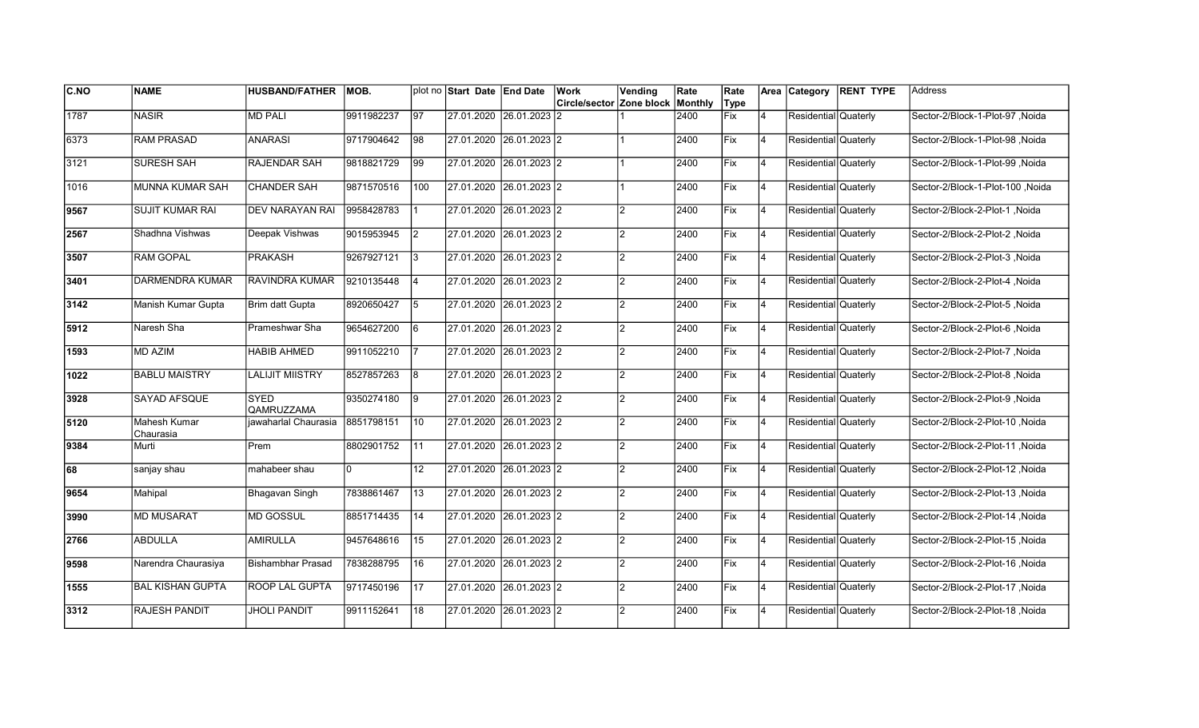| C.NO | NAME | HUSBAND/FATHER | MOB. | plot no | Start Date | End Date | Work Circle/sector | Vending Zone block | Rate Monthly | Rate Type | Area | Category | RENT TYPE | Address |
|---|---|---|---|---|---|---|---|---|---|---|---|---|---|---|
| 1787 | NASIR | MD PALI | 9911982237 | 97 | 27.01.2020 | 26.01.2023 | 2 | 1 | 2400 | Fix | 4 | Residential | Quaterly | Sector-2/Block-1-Plot-97 ,Noida |
| 6373 | RAM PRASAD | ANARASI | 9717904642 | 98 | 27.01.2020 | 26.01.2023 | 2 | 1 | 2400 | Fix | 4 | Residential | Quaterly | Sector-2/Block-1-Plot-98 ,Noida |
| 3121 | SURESH SAH | RAJENDAR SAH | 9818821729 | 99 | 27.01.2020 | 26.01.2023 | 2 | 1 | 2400 | Fix | 4 | Residential | Quaterly | Sector-2/Block-1-Plot-99 ,Noida |
| 1016 | MUNNA KUMAR SAH | CHANDER SAH | 9871570516 | 100 | 27.01.2020 | 26.01.2023 | 2 | 1 | 2400 | Fix | 4 | Residential | Quaterly | Sector-2/Block-1-Plot-100 ,Noida |
| 9567 | SUJIT KUMAR RAI | DEV NARAYAN RAI | 9958428783 | 1 | 27.01.2020 | 26.01.2023 | 2 | 2 | 2400 | Fix | 4 | Residential | Quaterly | Sector-2/Block-2-Plot-1 ,Noida |
| 2567 | Shadhna Vishwas | Deepak Vishwas | 9015953945 | 2 | 27.01.2020 | 26.01.2023 | 2 | 2 | 2400 | Fix | 4 | Residential | Quaterly | Sector-2/Block-2-Plot-2 ,Noida |
| 3507 | RAM GOPAL | PRAKASH | 9267927121 | 3 | 27.01.2020 | 26.01.2023 | 2 | 2 | 2400 | Fix | 4 | Residential | Quaterly | Sector-2/Block-2-Plot-3 ,Noida |
| 3401 | DARMENDRA KUMAR | RAVINDRA KUMAR | 9210135448 | 4 | 27.01.2020 | 26.01.2023 | 2 | 2 | 2400 | Fix | 4 | Residential | Quaterly | Sector-2/Block-2-Plot-4 ,Noida |
| 3142 | Manish Kumar Gupta | Brim datt Gupta | 8920650427 | 5 | 27.01.2020 | 26.01.2023 | 2 | 2 | 2400 | Fix | 4 | Residential | Quaterly | Sector-2/Block-2-Plot-5 ,Noida |
| 5912 | Naresh Sha | Prameshwar Sha | 9654627200 | 6 | 27.01.2020 | 26.01.2023 | 2 | 2 | 2400 | Fix | 4 | Residential | Quaterly | Sector-2/Block-2-Plot-6 ,Noida |
| 1593 | MD AZIM | HABIB AHMED | 9911052210 | 7 | 27.01.2020 | 26.01.2023 | 2 | 2 | 2400 | Fix | 4 | Residential | Quaterly | Sector-2/Block-2-Plot-7 ,Noida |
| 1022 | BABLU MAISTRY | LALIJIT MIISTRY | 8527857263 | 8 | 27.01.2020 | 26.01.2023 | 2 | 2 | 2400 | Fix | 4 | Residential | Quaterly | Sector-2/Block-2-Plot-8 ,Noida |
| 3928 | SAYAD AFSQUE | SYED QAMRUZZAMA | 9350274180 | 9 | 27.01.2020 | 26.01.2023 | 2 | 2 | 2400 | Fix | 4 | Residential | Quaterly | Sector-2/Block-2-Plot-9 ,Noida |
| 5120 | Mahesh Kumar Chaurasia | jawaharlal Chaurasia | 8851798151 | 10 | 27.01.2020 | 26.01.2023 | 2 | 2 | 2400 | Fix | 4 | Residential | Quaterly | Sector-2/Block-2-Plot-10 ,Noida |
| 9384 | Murti | Prem | 8802901752 | 11 | 27.01.2020 | 26.01.2023 | 2 | 2 | 2400 | Fix | 4 | Residential | Quaterly | Sector-2/Block-2-Plot-11 ,Noida |
| 68 | sanjay shau | mahabeer shau | 0 | 12 | 27.01.2020 | 26.01.2023 | 2 | 2 | 2400 | Fix | 4 | Residential | Quaterly | Sector-2/Block-2-Plot-12 ,Noida |
| 9654 | Mahipal | Bhagavan Singh | 7838861467 | 13 | 27.01.2020 | 26.01.2023 | 2 | 2 | 2400 | Fix | 4 | Residential | Quaterly | Sector-2/Block-2-Plot-13 ,Noida |
| 3990 | MD MUSARAT | MD GOSSUL | 8851714435 | 14 | 27.01.2020 | 26.01.2023 | 2 | 2 | 2400 | Fix | 4 | Residential | Quaterly | Sector-2/Block-2-Plot-14 ,Noida |
| 2766 | ABDULLA | AMIRULLA | 9457648616 | 15 | 27.01.2020 | 26.01.2023 | 2 | 2 | 2400 | Fix | 4 | Residential | Quaterly | Sector-2/Block-2-Plot-15 ,Noida |
| 9598 | Narendra Chaurasiya | Bishambhar Prasad | 7838288795 | 16 | 27.01.2020 | 26.01.2023 | 2 | 2 | 2400 | Fix | 4 | Residential | Quaterly | Sector-2/Block-2-Plot-16 ,Noida |
| 1555 | BAL KISHAN GUPTA | ROOP LAL GUPTA | 9717450196 | 17 | 27.01.2020 | 26.01.2023 | 2 | 2 | 2400 | Fix | 4 | Residential | Quaterly | Sector-2/Block-2-Plot-17 ,Noida |
| 3312 | RAJESH PANDIT | JHOLI PANDIT | 9911152641 | 18 | 27.01.2020 | 26.01.2023 | 2 | 2 | 2400 | Fix | 4 | Residential | Quaterly | Sector-2/Block-2-Plot-18 ,Noida |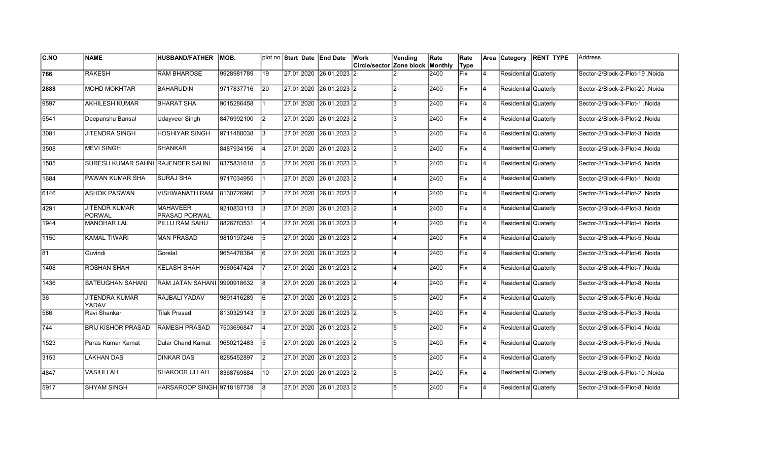| C.NO | NAME | HUSBAND/FATHER | MOB. | plot no | Start Date | End Date | Work Circle/sector | Vending Zone block | Rate Monthly | Rate Type | Area | Category | RENT TYPE | Address |
|---|---|---|---|---|---|---|---|---|---|---|---|---|---|---|
| **766** | RAKESH | RAM BHAROSE | 9928981789 | 19 | 27.01.2020 | 26.01.2023 | 2 | 2 | 2400 | Fix | 4 | Residential | Quaterly | Sector-2/Block-2-Plot-19 ,Noida |
| **2888** | MOHD MOKHTAR | BAHARUDIN | 9717837716 | 20 | 27.01.2020 | 26.01.2023 | 2 | 2 | 2400 | Fix | 4 | Residential | Quaterly | Sector-2/Block-2-Plot-20 ,Noida |
| 9597 | AKHILESH KUMAR | BHARAT SHA | 9015286458 | 1 | 27.01.2020 | 26.01.2023 | 2 | 3 | 2400 | Fix | 4 | Residential | Quaterly | Sector-2/Block-3-Plot-1 ,Noida |
| 5541 | Deepanshu Bansal | Udayveer Singh | 8476992100 | 2 | 27.01.2020 | 26.01.2023 | 2 | 3 | 2400 | Fix | 4 | Residential | Quaterly | Sector-2/Block-3-Plot-2 ,Noida |
| 3081 | JITENDRA SINGH | HOSHIYAR SINGH | 9711488038 | 3 | 27.01.2020 | 26.01.2023 | 2 | 3 | 2400 | Fix | 4 | Residential | Quaterly | Sector-2/Block-3-Plot-3 ,Noida |
| 3508 | MEVI SINGH | SHANKAR | 8487934156 | 4 | 27.01.2020 | 26.01.2023 | 2 | 3 | 2400 | Fix | 4 | Residential | Quaterly | Sector-2/Block-3-Plot-4 ,Noida |
| 1585 | SURESH KUMAR SAHNI | RAJENDER SAHNI | 8375831618 | 5 | 27.01.2020 | 26.01.2023 | 2 | 3 | 2400 | Fix | 4 | Residential | Quaterly | Sector-2/Block-3-Plot-5 ,Noida |
| 1684 | PAWAN KUMAR SHA | SURAJ SHA | 9717034955 | 1 | 27.01.2020 | 26.01.2023 | 2 | 4 | 2400 | Fix | 4 | Residential | Quaterly | Sector-2/Block-4-Plot-1 ,Noida |
| 6146 | ASHOK PASWAN | VISHWANATH RAM | 8130726960 | 2 | 27.01.2020 | 26.01.2023 | 2 | 4 | 2400 | Fix | 4 | Residential | Quaterly | Sector-2/Block-4-Plot-2 ,Noida |
| 4291 | JITENDR KUMAR PORWAL | MAHAVEER PRASAD PORWAL | 9210833113 | 3 | 27.01.2020 | 26.01.2023 | 2 | 4 | 2400 | Fix | 4 | Residential | Quaterly | Sector-2/Block-4-Plot-3 ,Noida |
| 1944 | MANOHAR LAL | PILLU RAM SAHU | 8826783531 | 4 | 27.01.2020 | 26.01.2023 | 2 | 4 | 2400 | Fix | 4 | Residential | Quaterly | Sector-2/Block-4-Plot-4 ,Noida |
| 1150 | KAMAL TIWARI | MAN PRASAD | 9810197246 | 5 | 27.01.2020 | 26.01.2023 | 2 | 4 | 2400 | Fix | 4 | Residential | Quaterly | Sector-2/Block-4-Plot-5 ,Noida |
| 81 | Guvindi | Gorelal | 9654478384 | 6 | 27.01.2020 | 26.01.2023 | 2 | 4 | 2400 | Fix | 4 | Residential | Quaterly | Sector-2/Block-4-Plot-6 ,Noida |
| 1408 | ROSHAN SHAH | KELASH SHAH | 9560547424 | 7 | 27.01.2020 | 26.01.2023 | 2 | 4 | 2400 | Fix | 4 | Residential | Quaterly | Sector-2/Block-4-Plot-7 ,Noida |
| 1436 | SATEUGHAN SAHANI | RAM JATAN SAHANI | 9990918632 | 8 | 27.01.2020 | 26.01.2023 | 2 | 4 | 2400 | Fix | 4 | Residential | Quaterly | Sector-2/Block-4-Plot-8 ,Noida |
| 36 | JITENDRA KUMAR YADAV | RAJBALI YADAV | 9891416289 | 6 | 27.01.2020 | 26.01.2023 | 2 | 5 | 2400 | Fix | 4 | Residential | Quaterly | Sector-2/Block-5-Plot-6 ,Noida |
| 586 | Ravi Shankar | Tilak Prasad | 8130329143 | 3 | 27.01.2020 | 26.01.2023 | 2 | 5 | 2400 | Fix | 4 | Residential | Quaterly | Sector-2/Block-5-Plot-3 ,Noida |
| 744 | BRIJ KISHOR PRASAD | RAMESH PRASAD | 7503696847 | 4 | 27.01.2020 | 26.01.2023 | 2 | 5 | 2400 | Fix | 4 | Residential | Quaterly | Sector-2/Block-5-Plot-4 ,Noida |
| 1523 | Paras Kumar Kamat | Dular Chand Kamat | 9650212483 | 5 | 27.01.2020 | 26.01.2023 | 2 | 5 | 2400 | Fix | 4 | Residential | Quaterly | Sector-2/Block-5-Plot-5 ,Noida |
| 3153 | LAKHAN DAS | DINKAR DAS | 8285452897 | 2 | 27.01.2020 | 26.01.2023 | 2 | 5 | 2400 | Fix | 4 | Residential | Quaterly | Sector-2/Block-5-Plot-2 ,Noida |
| 4847 | VASIULLAH | SHAKOOR ULLAH | 8368769884 | 10 | 27.01.2020 | 26.01.2023 | 2 | 5 | 2400 | Fix | 4 | Residential | Quaterly | Sector-2/Block-5-Plot-10 ,Noida |
| 5917 | SHYAM SINGH | HARSAROOP SINGH | 9718187739 | 8 | 27.01.2020 | 26.01.2023 | 2 | 5 | 2400 | Fix | 4 | Residential | Quaterly | Sector-2/Block-5-Plot-8 ,Noida |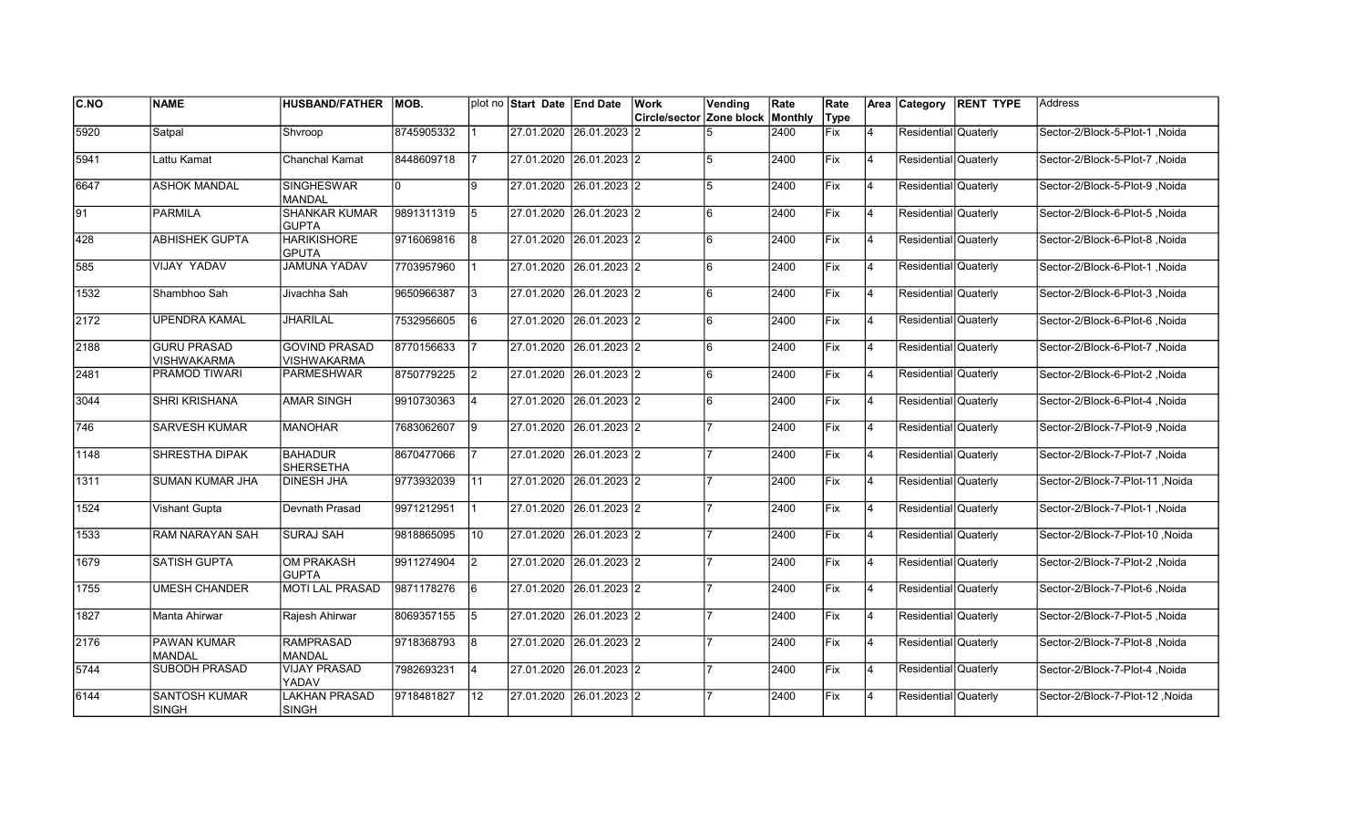| C.NO | NAME | HUSBAND/FATHER | MOB. | plot no | Start Date | End Date | Work Circle/sector | Vending Zone block | Rate Monthly | Rate Type | Area | Category | RENT TYPE | Address |
|---|---|---|---|---|---|---|---|---|---|---|---|---|---|---|
| 5920 | Satpal | Shvroop | 8745905332 | 1 | 27.01.2020 | 26.01.2023 | 2 | 5 | 2400 | Fix | 4 | Residential | Quaterly | Sector-2/Block-5-Plot-1 ,Noida |
| 5941 | Lattu Kamat | Chanchal Kamat | 8448609718 | 7 | 27.01.2020 | 26.01.2023 | 2 | 5 | 2400 | Fix | 4 | Residential | Quaterly | Sector-2/Block-5-Plot-7 ,Noida |
| 6647 | ASHOK MANDAL | SINGHESWAR MANDAL | 0 | 9 | 27.01.2020 | 26.01.2023 | 2 | 5 | 2400 | Fix | 4 | Residential | Quaterly | Sector-2/Block-5-Plot-9 ,Noida |
| 91 | PARMILA | SHANKAR KUMAR GUPTA | 9891311319 | 5 | 27.01.2020 | 26.01.2023 | 2 | 6 | 2400 | Fix | 4 | Residential | Quaterly | Sector-2/Block-6-Plot-5 ,Noida |
| 428 | ABHISHEK GUPTA | HARIKISHORE GPUTA | 9716069816 | 8 | 27.01.2020 | 26.01.2023 | 2 | 6 | 2400 | Fix | 4 | Residential | Quaterly | Sector-2/Block-6-Plot-8 ,Noida |
| 585 | VIJAY YADAV | JAMUNA YADAV | 7703957960 | 1 | 27.01.2020 | 26.01.2023 | 2 | 6 | 2400 | Fix | 4 | Residential | Quaterly | Sector-2/Block-6-Plot-1 ,Noida |
| 1532 | Shambhoo Sah | Jivachha Sah | 9650966387 | 3 | 27.01.2020 | 26.01.2023 | 2 | 6 | 2400 | Fix | 4 | Residential | Quaterly | Sector-2/Block-6-Plot-3 ,Noida |
| 2172 | UPENDRA KAMAL | JHARILAL | 7532956605 | 6 | 27.01.2020 | 26.01.2023 | 2 | 6 | 2400 | Fix | 4 | Residential | Quaterly | Sector-2/Block-6-Plot-6 ,Noida |
| 2188 | GURU PRASAD VISHWAKARMA | GOVIND PRASAD VISHWAKARMA | 8770156633 | 7 | 27.01.2020 | 26.01.2023 | 2 | 6 | 2400 | Fix | 4 | Residential | Quaterly | Sector-2/Block-6-Plot-7 ,Noida |
| 2481 | PRAMOD TIWARI | PARMESHWAR | 8750779225 | 2 | 27.01.2020 | 26.01.2023 | 2 | 6 | 2400 | Fix | 4 | Residential | Quaterly | Sector-2/Block-6-Plot-2 ,Noida |
| 3044 | SHRI KRISHANA | AMAR SINGH | 9910730363 | 4 | 27.01.2020 | 26.01.2023 | 2 | 6 | 2400 | Fix | 4 | Residential | Quaterly | Sector-2/Block-6-Plot-4 ,Noida |
| 746 | SARVESH KUMAR | MANOHAR | 7683062607 | 9 | 27.01.2020 | 26.01.2023 | 2 | 7 | 2400 | Fix | 4 | Residential | Quaterly | Sector-2/Block-7-Plot-9 ,Noida |
| 1148 | SHRESTHA DIPAK | BAHADUR SHERSETHA | 8670477066 | 7 | 27.01.2020 | 26.01.2023 | 2 | 7 | 2400 | Fix | 4 | Residential | Quaterly | Sector-2/Block-7-Plot-7 ,Noida |
| 1311 | SUMAN KUMAR JHA | DINESH JHA | 9773932039 | 11 | 27.01.2020 | 26.01.2023 | 2 | 7 | 2400 | Fix | 4 | Residential | Quaterly | Sector-2/Block-7-Plot-11 ,Noida |
| 1524 | Vishant Gupta | Devnath Prasad | 9971212951 | 1 | 27.01.2020 | 26.01.2023 | 2 | 7 | 2400 | Fix | 4 | Residential | Quaterly | Sector-2/Block-7-Plot-1 ,Noida |
| 1533 | RAM NARAYAN SAH | SURAJ SAH | 9818865095 | 10 | 27.01.2020 | 26.01.2023 | 2 | 7 | 2400 | Fix | 4 | Residential | Quaterly | Sector-2/Block-7-Plot-10 ,Noida |
| 1679 | SATISH GUPTA | OM PRAKASH GUPTA | 9911274904 | 2 | 27.01.2020 | 26.01.2023 | 2 | 7 | 2400 | Fix | 4 | Residential | Quaterly | Sector-2/Block-7-Plot-2 ,Noida |
| 1755 | UMESH CHANDER | MOTI LAL PRASAD | 9871178276 | 6 | 27.01.2020 | 26.01.2023 | 2 | 7 | 2400 | Fix | 4 | Residential | Quaterly | Sector-2/Block-7-Plot-6 ,Noida |
| 1827 | Manta Ahirwar | Rajesh Ahirwar | 8069357155 | 5 | 27.01.2020 | 26.01.2023 | 2 | 7 | 2400 | Fix | 4 | Residential | Quaterly | Sector-2/Block-7-Plot-5 ,Noida |
| 2176 | PAWAN KUMAR MANDAL | RAMPRASAD MANDAL | 9718368793 | 8 | 27.01.2020 | 26.01.2023 | 2 | 7 | 2400 | Fix | 4 | Residential | Quaterly | Sector-2/Block-7-Plot-8 ,Noida |
| 5744 | SUBODH PRASAD | VIJAY PRASAD YADAV | 7982693231 | 4 | 27.01.2020 | 26.01.2023 | 2 | 7 | 2400 | Fix | 4 | Residential | Quaterly | Sector-2/Block-7-Plot-4 ,Noida |
| 6144 | SANTOSH KUMAR SINGH | LAKHAN PRASAD SINGH | 9718481827 | 12 | 27.01.2020 | 26.01.2023 | 2 | 7 | 2400 | Fix | 4 | Residential | Quaterly | Sector-2/Block-7-Plot-12 ,Noida |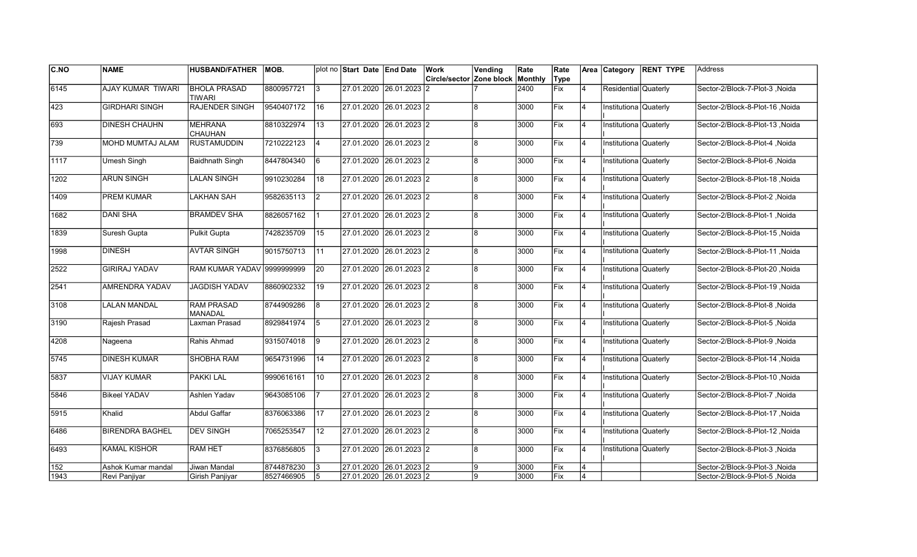| C.NO | NAME | HUSBAND/FATHER | MOB. | plot no | Start Date | End Date | Work Circle/sector | Vending Zone block | Rate Monthly | Rate Type | Area | Category | RENT TYPE | Address |
|---|---|---|---|---|---|---|---|---|---|---|---|---|---|---|
| 6145 | AJAY KUMAR TIWARI | BHOLA PRASAD TIWARI | 8800957721 | 3 | 27.01.2020 | 26.01.2023 | 2 | 7 | 2400 | Fix | 4 | Residential | Quaterly | Sector-2/Block-7-Plot-3 ,Noida |
| 423 | GIRDHARI SINGH | RAJENDER SINGH | 9540407172 | 16 | 27.01.2020 | 26.01.2023 | 2 | 8 | 3000 | Fix | 4 | Institutional | Quaterly | Sector-2/Block-8-Plot-16 ,Noida |
| 693 | DINESH CHAUHN | MEHRANA CHAUHAN | 8810322974 | 13 | 27.01.2020 | 26.01.2023 | 2 | 8 | 3000 | Fix | 4 | Institutional | Quaterly | Sector-2/Block-8-Plot-13 ,Noida |
| 739 | MOHD MUMTAJ ALAM | RUSTAMUDDIN | 7210222123 | 4 | 27.01.2020 | 26.01.2023 | 2 | 8 | 3000 | Fix | 4 | Institutional | Quaterly | Sector-2/Block-8-Plot-4 ,Noida |
| 1117 | Umesh Singh | Baidhnath Singh | 8447804340 | 6 | 27.01.2020 | 26.01.2023 | 2 | 8 | 3000 | Fix | 4 | Institutional | Quaterly | Sector-2/Block-8-Plot-6 ,Noida |
| 1202 | ARUN SINGH | LALAN SINGH | 9910230284 | 18 | 27.01.2020 | 26.01.2023 | 2 | 8 | 3000 | Fix | 4 | Institutional | Quaterly | Sector-2/Block-8-Plot-18 ,Noida |
| 1409 | PREM KUMAR | LAKHAN SAH | 9582635113 | 2 | 27.01.2020 | 26.01.2023 | 2 | 8 | 3000 | Fix | 4 | Institutional | Quaterly | Sector-2/Block-8-Plot-2 ,Noida |
| 1682 | DANI SHA | BRAMDEV SHA | 8826057162 | 1 | 27.01.2020 | 26.01.2023 | 2 | 8 | 3000 | Fix | 4 | Institutional | Quaterly | Sector-2/Block-8-Plot-1 ,Noida |
| 1839 | Suresh Gupta | Pulkit Gupta | 7428235709 | 15 | 27.01.2020 | 26.01.2023 | 2 | 8 | 3000 | Fix | 4 | Institutional | Quaterly | Sector-2/Block-8-Plot-15 ,Noida |
| 1998 | DINESH | AVTAR SINGH | 9015750713 | 11 | 27.01.2020 | 26.01.2023 | 2 | 8 | 3000 | Fix | 4 | Institutional | Quaterly | Sector-2/Block-8-Plot-11 ,Noida |
| 2522 | GIRIRAJ YADAV | RAM KUMAR YADAV | 9999999999 | 20 | 27.01.2020 | 26.01.2023 | 2 | 8 | 3000 | Fix | 4 | Institutional | Quaterly | Sector-2/Block-8-Plot-20 ,Noida |
| 2541 | AMRENDRA YADAV | JAGDISH YADAV | 8860902332 | 19 | 27.01.2020 | 26.01.2023 | 2 | 8 | 3000 | Fix | 4 | Institutional | Quaterly | Sector-2/Block-8-Plot-19 ,Noida |
| 3108 | LALAN MANDAL | RAM PRASAD MANADAL | 8744909286 | 8 | 27.01.2020 | 26.01.2023 | 2 | 8 | 3000 | Fix | 4 | Institutional | Quaterly | Sector-2/Block-8-Plot-8 ,Noida |
| 3190 | Rajesh Prasad | Laxman Prasad | 8929841974 | 5 | 27.01.2020 | 26.01.2023 | 2 | 8 | 3000 | Fix | 4 | Institutional | Quaterly | Sector-2/Block-8-Plot-5 ,Noida |
| 4208 | Nageena | Rahis Ahmad | 9315074018 | 9 | 27.01.2020 | 26.01.2023 | 2 | 8 | 3000 | Fix | 4 | Institutional | Quaterly | Sector-2/Block-8-Plot-9 ,Noida |
| 5745 | DINESH KUMAR | SHOBHA RAM | 9654731996 | 14 | 27.01.2020 | 26.01.2023 | 2 | 8 | 3000 | Fix | 4 | Institutional | Quaterly | Sector-2/Block-8-Plot-14 ,Noida |
| 5837 | VIJAY KUMAR | PAKKI LAL | 9990616161 | 10 | 27.01.2020 | 26.01.2023 | 2 | 8 | 3000 | Fix | 4 | Institutional | Quaterly | Sector-2/Block-8-Plot-10 ,Noida |
| 5846 | Bikeel YADAV | Ashlen Yadav | 9643085106 | 7 | 27.01.2020 | 26.01.2023 | 2 | 8 | 3000 | Fix | 4 | Institutional | Quaterly | Sector-2/Block-8-Plot-7 ,Noida |
| 5915 | Khalid | Abdul Gaffar | 8376063386 | 17 | 27.01.2020 | 26.01.2023 | 2 | 8 | 3000 | Fix | 4 | Institutional | Quaterly | Sector-2/Block-8-Plot-17 ,Noida |
| 6486 | BIRENDRA BAGHEL | DEV SINGH | 7065253547 | 12 | 27.01.2020 | 26.01.2023 | 2 | 8 | 3000 | Fix | 4 | Institutional | Quaterly | Sector-2/Block-8-Plot-12 ,Noida |
| 6493 | KAMAL KISHOR | RAM HET | 8376856805 | 3 | 27.01.2020 | 26.01.2023 | 2 | 8 | 3000 | Fix | 4 | Institutional | Quaterly | Sector-2/Block-8-Plot-3 ,Noida |
| 152 | Ashok Kumar mandal | Jiwan Mandal | 8744878230 | 3 | 27.01.2020 | 26.01.2023 | 2 | 9 | 3000 | Fix | 4 | | | Sector-2/Block-9-Plot-3 ,Noida |
| 1943 | Revi Panjiyar | Girish Panjiyar | 8527466905 | 5 | 27.01.2020 | 26.01.2023 | 2 | 9 | 3000 | Fix | 4 | | | Sector-2/Block-9-Plot-5 ,Noida |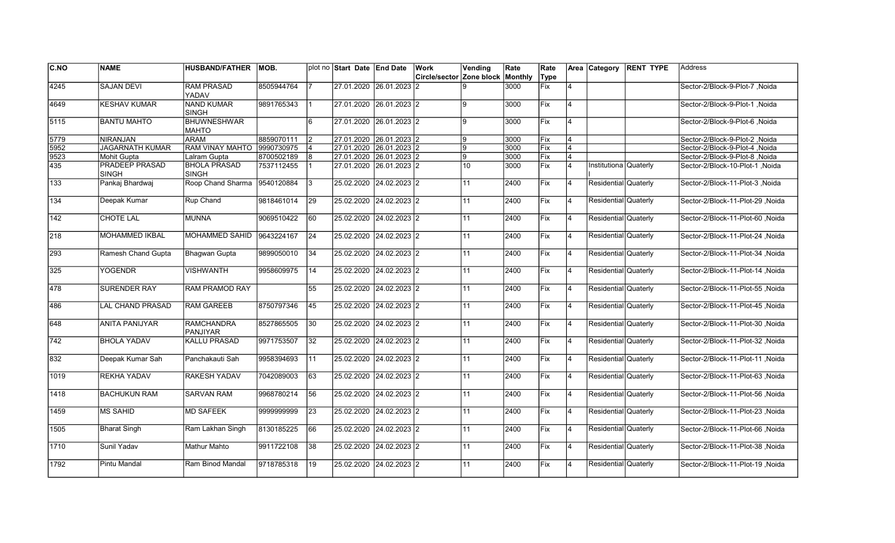| C.NO | NAME | HUSBAND/FATHER | MOB. | plot no | Start Date | End Date | Work Circle/sector | Vending Zone block | Rate Monthly | Rate Type | Area | Category | RENT TYPE | Address |
|---|---|---|---|---|---|---|---|---|---|---|---|---|---|---|
| 4245 | SAJAN DEVI | RAM PRASAD YADAV | 8505944764 | 7 | 27.01.2020 | 26.01.2023 | 2 | 9 | 3000 | Fix | 4 | | | Sector-2/Block-9-Plot-7 ,Noida |
| 4649 | KESHAV KUMAR | NAND KUMAR SINGH | 9891765343 | 1 | 27.01.2020 | 26.01.2023 | 2 | 9 | 3000 | Fix | 4 | | | Sector-2/Block-9-Plot-1 ,Noida |
| 5115 | BANTU MAHTO | BHUWNESHWAR MAHTO | | 6 | 27.01.2020 | 26.01.2023 | 2 | 9 | 3000 | Fix | 4 | | | Sector-2/Block-9-Plot-6 ,Noida |
| 5779 | NIRANJAN | ARAM | 8859070111 | 2 | 27.01.2020 | 26.01.2023 | 2 | 9 | 3000 | Fix | 4 | | | Sector-2/Block-9-Plot-2 ,Noida |
| 5952 | JAGARNATH KUMAR | RAM VINAY MAHTO | 9990730975 | 4 | 27.01.2020 | 26.01.2023 | 2 | 9 | 3000 | Fix | 4 | | | Sector-2/Block-9-Plot-4 ,Noida |
| 9523 | Mohit Gupta | Lalram Gupta | 8700502189 | 8 | 27.01.2020 | 26.01.2023 | 2 | 9 | 3000 | Fix | 4 | | | Sector-2/Block-9-Plot-8 ,Noida |
| 435 | PRADEEP PRASAD SINGH | BHOLA PRASAD SINGH | 7537112455 | 1 | 27.01.2020 | 26.01.2023 | 2 | 10 | 3000 | Fix | 4 | Institutional | Quaterly | Sector-2/Block-10-Plot-1 ,Noida |
| 133 | Pankaj Bhardwaj | Roop Chand Sharma | 9540120884 | 3 | 25.02.2020 | 24.02.2023 | 2 | 11 | 2400 | Fix | 4 | Residential | Quaterly | Sector-2/Block-11-Plot-3 ,Noida |
| 134 | Deepak Kumar | Rup Chand | 9818461014 | 29 | 25.02.2020 | 24.02.2023 | 2 | 11 | 2400 | Fix | 4 | Residential | Quaterly | Sector-2/Block-11-Plot-29 ,Noida |
| 142 | CHOTE LAL | MUNNA | 9069510422 | 60 | 25.02.2020 | 24.02.2023 | 2 | 11 | 2400 | Fix | 4 | Residential | Quaterly | Sector-2/Block-11-Plot-60 ,Noida |
| 218 | MOHAMMED IKBAL | MOHAMMED SAHID | 9643224167 | 24 | 25.02.2020 | 24.02.2023 | 2 | 11 | 2400 | Fix | 4 | Residential | Quaterly | Sector-2/Block-11-Plot-24 ,Noida |
| 293 | Ramesh Chand Gupta | Bhagwan Gupta | 9899050010 | 34 | 25.02.2020 | 24.02.2023 | 2 | 11 | 2400 | Fix | 4 | Residential | Quaterly | Sector-2/Block-11-Plot-34 ,Noida |
| 325 | YOGENDR | VISHWANTH | 9958609975 | 14 | 25.02.2020 | 24.02.2023 | 2 | 11 | 2400 | Fix | 4 | Residential | Quaterly | Sector-2/Block-11-Plot-14 ,Noida |
| 478 | SURENDER RAY | RAM PRAMOD RAY | | 55 | 25.02.2020 | 24.02.2023 | 2 | 11 | 2400 | Fix | 4 | Residential | Quaterly | Sector-2/Block-11-Plot-55 ,Noida |
| 486 | LAL CHAND PRASAD | RAM GAREEB | 8750797346 | 45 | 25.02.2020 | 24.02.2023 | 2 | 11 | 2400 | Fix | 4 | Residential | Quaterly | Sector-2/Block-11-Plot-45 ,Noida |
| 648 | ANITA PANIJYAR | RAMCHANDRA PANJIYAR | 8527865505 | 30 | 25.02.2020 | 24.02.2023 | 2 | 11 | 2400 | Fix | 4 | Residential | Quaterly | Sector-2/Block-11-Plot-30 ,Noida |
| 742 | BHOLA YADAV | KALLU PRASAD | 9971753507 | 32 | 25.02.2020 | 24.02.2023 | 2 | 11 | 2400 | Fix | 4 | Residential | Quaterly | Sector-2/Block-11-Plot-32 ,Noida |
| 832 | Deepak Kumar Sah | Panchakauti Sah | 9958394693 | 11 | 25.02.2020 | 24.02.2023 | 2 | 11 | 2400 | Fix | 4 | Residential | Quaterly | Sector-2/Block-11-Plot-11 ,Noida |
| 1019 | REKHA YADAV | RAKESH YADAV | 7042089003 | 63 | 25.02.2020 | 24.02.2023 | 2 | 11 | 2400 | Fix | 4 | Residential | Quaterly | Sector-2/Block-11-Plot-63 ,Noida |
| 1418 | BACHUKUN RAM | SARVAN RAM | 9968780214 | 56 | 25.02.2020 | 24.02.2023 | 2 | 11 | 2400 | Fix | 4 | Residential | Quaterly | Sector-2/Block-11-Plot-56 ,Noida |
| 1459 | MS SAHID | MD SAFEEK | 9999999999 | 23 | 25.02.2020 | 24.02.2023 | 2 | 11 | 2400 | Fix | 4 | Residential | Quaterly | Sector-2/Block-11-Plot-23 ,Noida |
| 1505 | Bharat Singh | Ram Lakhan Singh | 8130185225 | 66 | 25.02.2020 | 24.02.2023 | 2 | 11 | 2400 | Fix | 4 | Residential | Quaterly | Sector-2/Block-11-Plot-66 ,Noida |
| 1710 | Sunil Yadav | Mathur Mahto | 9911722108 | 38 | 25.02.2020 | 24.02.2023 | 2 | 11 | 2400 | Fix | 4 | Residential | Quaterly | Sector-2/Block-11-Plot-38 ,Noida |
| 1792 | Pintu Mandal | Ram Binod Mandal | 9718785318 | 19 | 25.02.2020 | 24.02.2023 | 2 | 11 | 2400 | Fix | 4 | Residential | Quaterly | Sector-2/Block-11-Plot-19 ,Noida |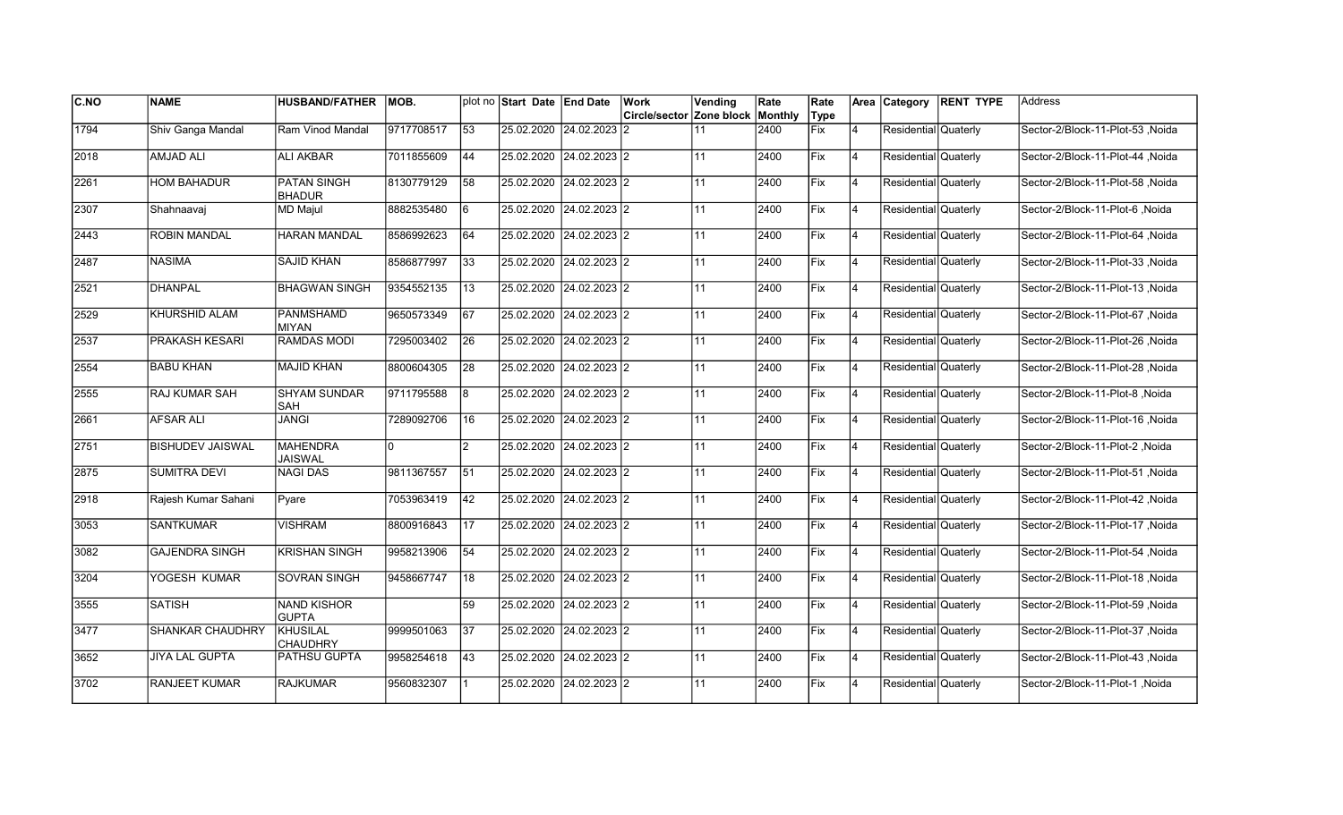| C.NO | NAME | HUSBAND/FATHER | MOB. | plot no | Start Date | End Date | Work Circle/sector | Vending Zone block | Rate Monthly | Rate Type | Area | Category | RENT TYPE | Address |
|---|---|---|---|---|---|---|---|---|---|---|---|---|---|---|
| 1794 | Shiv Ganga Mandal | Ram Vinod Mandal | 9717708517 | 53 | 25.02.2020 | 24.02.2023 | 2 | 11 | 2400 | Fix | 4 | Residential | Quaterly | Sector-2/Block-11-Plot-53 ,Noida |
| 2018 | AMJAD ALI | ALI AKBAR | 7011855609 | 44 | 25.02.2020 | 24.02.2023 | 2 | 11 | 2400 | Fix | 4 | Residential | Quaterly | Sector-2/Block-11-Plot-44 ,Noida |
| 2261 | HOM BAHADUR | PATAN SINGH BHADUR | 8130779129 | 58 | 25.02.2020 | 24.02.2023 | 2 | 11 | 2400 | Fix | 4 | Residential | Quaterly | Sector-2/Block-11-Plot-58 ,Noida |
| 2307 | Shahnaavaj | MD Majul | 8882535480 | 6 | 25.02.2020 | 24.02.2023 | 2 | 11 | 2400 | Fix | 4 | Residential | Quaterly | Sector-2/Block-11-Plot-6 ,Noida |
| 2443 | ROBIN MANDAL | HARAN MANDAL | 8586992623 | 64 | 25.02.2020 | 24.02.2023 | 2 | 11 | 2400 | Fix | 4 | Residential | Quaterly | Sector-2/Block-11-Plot-64 ,Noida |
| 2487 | NASIMA | SAJID KHAN | 8586877997 | 33 | 25.02.2020 | 24.02.2023 | 2 | 11 | 2400 | Fix | 4 | Residential | Quaterly | Sector-2/Block-11-Plot-33 ,Noida |
| 2521 | DHANPAL | BHAGWAN SINGH | 9354552135 | 13 | 25.02.2020 | 24.02.2023 | 2 | 11 | 2400 | Fix | 4 | Residential | Quaterly | Sector-2/Block-11-Plot-13 ,Noida |
| 2529 | KHURSHID ALAM | PANMSHAMD MIYAN | 9650573349 | 67 | 25.02.2020 | 24.02.2023 | 2 | 11 | 2400 | Fix | 4 | Residential | Quaterly | Sector-2/Block-11-Plot-67 ,Noida |
| 2537 | PRAKASH KESARI | RAMDAS MODI | 7295003402 | 26 | 25.02.2020 | 24.02.2023 | 2 | 11 | 2400 | Fix | 4 | Residential | Quaterly | Sector-2/Block-11-Plot-26 ,Noida |
| 2554 | BABU KHAN | MAJID KHAN | 8800604305 | 28 | 25.02.2020 | 24.02.2023 | 2 | 11 | 2400 | Fix | 4 | Residential | Quaterly | Sector-2/Block-11-Plot-28 ,Noida |
| 2555 | RAJ KUMAR SAH | SHYAM SUNDAR SAH | 9711795588 | 8 | 25.02.2020 | 24.02.2023 | 2 | 11 | 2400 | Fix | 4 | Residential | Quaterly | Sector-2/Block-11-Plot-8 ,Noida |
| 2661 | AFSAR ALI | JANGI | 7289092706 | 16 | 25.02.2020 | 24.02.2023 | 2 | 11 | 2400 | Fix | 4 | Residential | Quaterly | Sector-2/Block-11-Plot-16 ,Noida |
| 2751 | BISHUDEV JAISWAL | MAHENDRA JAISWAL | 0 | 2 | 25.02.2020 | 24.02.2023 | 2 | 11 | 2400 | Fix | 4 | Residential | Quaterly | Sector-2/Block-11-Plot-2 ,Noida |
| 2875 | SUMITRA DEVI | NAGI DAS | 9811367557 | 51 | 25.02.2020 | 24.02.2023 | 2 | 11 | 2400 | Fix | 4 | Residential | Quaterly | Sector-2/Block-11-Plot-51 ,Noida |
| 2918 | Rajesh Kumar Sahani | Pyare | 7053963419 | 42 | 25.02.2020 | 24.02.2023 | 2 | 11 | 2400 | Fix | 4 | Residential | Quaterly | Sector-2/Block-11-Plot-42 ,Noida |
| 3053 | SANTKUMAR | VISHRAM | 8800916843 | 17 | 25.02.2020 | 24.02.2023 | 2 | 11 | 2400 | Fix | 4 | Residential | Quaterly | Sector-2/Block-11-Plot-17 ,Noida |
| 3082 | GAJENDRA SINGH | KRISHAN SINGH | 9958213906 | 54 | 25.02.2020 | 24.02.2023 | 2 | 11 | 2400 | Fix | 4 | Residential | Quaterly | Sector-2/Block-11-Plot-54 ,Noida |
| 3204 | YOGESH KUMAR | SOVRAN SINGH | 9458667747 | 18 | 25.02.2020 | 24.02.2023 | 2 | 11 | 2400 | Fix | 4 | Residential | Quaterly | Sector-2/Block-11-Plot-18 ,Noida |
| 3555 | SATISH | NAND KISHOR GUPTA | | 59 | 25.02.2020 | 24.02.2023 | 2 | 11 | 2400 | Fix | 4 | Residential | Quaterly | Sector-2/Block-11-Plot-59 ,Noida |
| 3477 | SHANKAR CHAUDHRY | KHUSILAL CHAUDHRY | 9999501063 | 37 | 25.02.2020 | 24.02.2023 | 2 | 11 | 2400 | Fix | 4 | Residential | Quaterly | Sector-2/Block-11-Plot-37 ,Noida |
| 3652 | JIYA LAL GUPTA | PATHSU GUPTA | 9958254618 | 43 | 25.02.2020 | 24.02.2023 | 2 | 11 | 2400 | Fix | 4 | Residential | Quaterly | Sector-2/Block-11-Plot-43 ,Noida |
| 3702 | RANJEET KUMAR | RAJKUMAR | 9560832307 | 1 | 25.02.2020 | 24.02.2023 | 2 | 11 | 2400 | Fix | 4 | Residential | Quaterly | Sector-2/Block-11-Plot-1 ,Noida |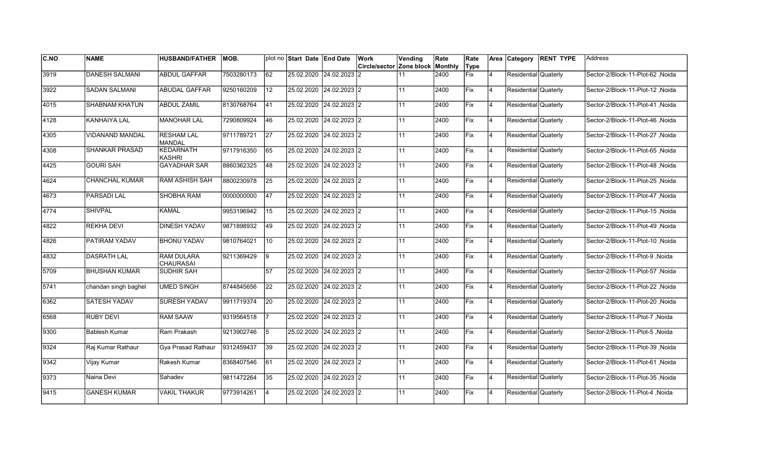| C.NO | NAME | HUSBAND/FATHER | MOB. | plot no | Start Date | End Date | Work Circle/sector | Vending Zone block | Rate Monthly | Rate Type | Area | Category | RENT TYPE | Address |
|---|---|---|---|---|---|---|---|---|---|---|---|---|---|---|
| 3919 | DANESH SALMANI | ABDUL GAFFAR | 7503280173 | 62 | 25.02.2020 | 24.02.2023 | 2 | 11 | 2400 | Fix | 4 | Residential | Quaterly | Sector-2/Block-11-Plot-62 ,Noida |
| 3922 | SADAN SALMANI | ABUDAL GAFFAR | 9250160209 | 12 | 25.02.2020 | 24.02.2023 | 2 | 11 | 2400 | Fix | 4 | Residential | Quaterly | Sector-2/Block-11-Plot-12 ,Noida |
| 4015 | SHABNAM KHATUN | ABDUL ZAMIL | 8130768764 | 41 | 25.02.2020 | 24.02.2023 | 2 | 11 | 2400 | Fix | 4 | Residential | Quaterly | Sector-2/Block-11-Plot-41 ,Noida |
| 4128 | KANHAIYA LAL | MANOHAR LAL | 7290809924 | 46 | 25.02.2020 | 24.02.2023 | 2 | 11 | 2400 | Fix | 4 | Residential | Quaterly | Sector-2/Block-11-Plot-46 ,Noida |
| 4305 | VIDANAND MANDAL | RESHAM LAL MANDAL | 9711789721 | 27 | 25.02.2020 | 24.02.2023 | 2 | 11 | 2400 | Fix | 4 | Residential | Quaterly | Sector-2/Block-11-Plot-27 ,Noida |
| 4308 | SHANKAR PRASAD | KEDARNATH KASHRI | 9717916350 | 65 | 25.02.2020 | 24.02.2023 | 2 | 11 | 2400 | Fix | 4 | Residential | Quaterly | Sector-2/Block-11-Plot-65 ,Noida |
| 4425 | GOURI SAH | GAYADHAR SAR | 8860362325 | 48 | 25.02.2020 | 24.02.2023 | 2 | 11 | 2400 | Fix | 4 | Residential | Quaterly | Sector-2/Block-11-Plot-48 ,Noida |
| 4624 | CHANCHAL KUMAR | RAM ASHISH SAH | 8800230978 | 25 | 25.02.2020 | 24.02.2023 | 2 | 11 | 2400 | Fix | 4 | Residential | Quaterly | Sector-2/Block-11-Plot-25 ,Noida |
| 4673 | PARSADI LAL | SHOBHA RAM | 0000000000 | 47 | 25.02.2020 | 24.02.2023 | 2 | 11 | 2400 | Fix | 4 | Residential | Quaterly | Sector-2/Block-11-Plot-47 ,Noida |
| 4774 | SHIVPAL | KAMAL | 9953196942 | 15 | 25.02.2020 | 24.02.2023 | 2 | 11 | 2400 | Fix | 4 | Residential | Quaterly | Sector-2/Block-11-Plot-15 ,Noida |
| 4822 | REKHA DEVI | DINESH YADAV | 9871898932 | 49 | 25.02.2020 | 24.02.2023 | 2 | 11 | 2400 | Fix | 4 | Residential | Quaterly | Sector-2/Block-11-Plot-49 ,Noida |
| 4826 | PATIRAM YADAV | BHONU YADAV | 9810764021 | 10 | 25.02.2020 | 24.02.2023 | 2 | 11 | 2400 | Fix | 4 | Residential | Quaterly | Sector-2/Block-11-Plot-10 ,Noida |
| 4832 | DASRATH LAL | RAM DULARA CHAURASAI | 9211369429 | 9 | 25.02.2020 | 24.02.2023 | 2 | 11 | 2400 | Fix | 4 | Residential | Quaterly | Sector-2/Block-11-Plot-9 ,Noida |
| 5709 | BHUSHAN KUMAR | SUDHIR SAH |  | 57 | 25.02.2020 | 24.02.2023 | 2 | 11 | 2400 | Fix | 4 | Residential | Quaterly | Sector-2/Block-11-Plot-57 ,Noida |
| 5741 | chandan singh baghel | UMED SINGH | 8744845656 | 22 | 25.02.2020 | 24.02.2023 | 2 | 11 | 2400 | Fix | 4 | Residential | Quaterly | Sector-2/Block-11-Plot-22 ,Noida |
| 6362 | SATESH YADAV | SURESH YADAV | 9911719374 | 20 | 25.02.2020 | 24.02.2023 | 2 | 11 | 2400 | Fix | 4 | Residential | Quaterly | Sector-2/Block-11-Plot-20 ,Noida |
| 6568 | RUBY DEVI | RAM SAAW | 9319564518 | 7 | 25.02.2020 | 24.02.2023 | 2 | 11 | 2400 | Fix | 4 | Residential | Quaterly | Sector-2/Block-11-Plot-7 ,Noida |
| 9300 | Bablesh Kumar | Ram Prakash | 9213902746 | 5 | 25.02.2020 | 24.02.2023 | 2 | 11 | 2400 | Fix | 4 | Residential | Quaterly | Sector-2/Block-11-Plot-5 ,Noida |
| 9324 | Raj Kumar Rathaur | Gya Prasad Rathaur | 9312459437 | 39 | 25.02.2020 | 24.02.2023 | 2 | 11 | 2400 | Fix | 4 | Residential | Quaterly | Sector-2/Block-11-Plot-39 ,Noida |
| 9342 | Vijay Kumar | Rakesh Kumar | 8368407546 | 61 | 25.02.2020 | 24.02.2023 | 2 | 11 | 2400 | Fix | 4 | Residential | Quaterly | Sector-2/Block-11-Plot-61 ,Noida |
| 9373 | Naina Devi | Sahadev | 9811472264 | 35 | 25.02.2020 | 24.02.2023 | 2 | 11 | 2400 | Fix | 4 | Residential | Quaterly | Sector-2/Block-11-Plot-35 ,Noida |
| 9415 | GANESH KUMAR | VAKIL THAKUR | 9773914261 | 4 | 25.02.2020 | 24.02.2023 | 2 | 11 | 2400 | Fix | 4 | Residential | Quaterly | Sector-2/Block-11-Plot-4 ,Noida |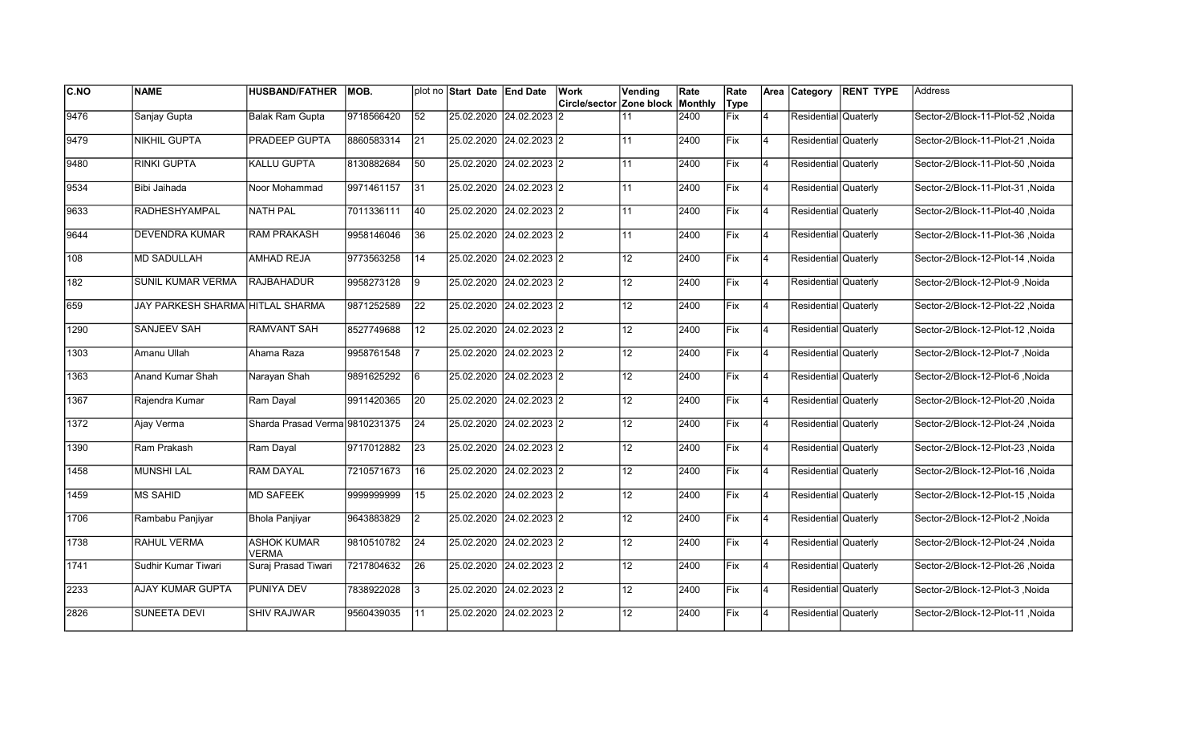| C.NO | NAME | HUSBAND/FATHER | MOB. | plot no | Start Date | End Date | Work Circle/sector | Vending Zone block | Rate Monthly | Rate Type | Area | Category | RENT TYPE | Address |
|---|---|---|---|---|---|---|---|---|---|---|---|---|---|---|
| 9476 | Sanjay Gupta | Balak Ram Gupta | 9718566420 | 52 | 25.02.2020 | 24.02.2023 | 2 | 11 | 2400 | Fix | 4 | Residential | Quaterly | Sector-2/Block-11-Plot-52 ,Noida |
| 9479 | NIKHIL GUPTA | PRADEEP GUPTA | 8860583314 | 21 | 25.02.2020 | 24.02.2023 | 2 | 11 | 2400 | Fix | 4 | Residential | Quaterly | Sector-2/Block-11-Plot-21 ,Noida |
| 9480 | RINKI GUPTA | KALLU GUPTA | 8130882684 | 50 | 25.02.2020 | 24.02.2023 | 2 | 11 | 2400 | Fix | 4 | Residential | Quaterly | Sector-2/Block-11-Plot-50 ,Noida |
| 9534 | Bibi Jaihada | Noor Mohammad | 9971461157 | 31 | 25.02.2020 | 24.02.2023 | 2 | 11 | 2400 | Fix | 4 | Residential | Quaterly | Sector-2/Block-11-Plot-31 ,Noida |
| 9633 | RADHESHYAMPAL | NATH PAL | 7011336111 | 40 | 25.02.2020 | 24.02.2023 | 2 | 11 | 2400 | Fix | 4 | Residential | Quaterly | Sector-2/Block-11-Plot-40 ,Noida |
| 9644 | DEVENDRA KUMAR | RAM PRAKASH | 9958146046 | 36 | 25.02.2020 | 24.02.2023 | 2 | 11 | 2400 | Fix | 4 | Residential | Quaterly | Sector-2/Block-11-Plot-36 ,Noida |
| 108 | MD SADULLAH | AMHAD REJA | 9773563258 | 14 | 25.02.2020 | 24.02.2023 | 2 | 12 | 2400 | Fix | 4 | Residential | Quaterly | Sector-2/Block-12-Plot-14 ,Noida |
| 182 | SUNIL KUMAR VERMA | RAJBAHADUR | 9958273128 | 9 | 25.02.2020 | 24.02.2023 | 2 | 12 | 2400 | Fix | 4 | Residential | Quaterly | Sector-2/Block-12-Plot-9 ,Noida |
| 659 | JAY PARKESH SHARMA | HITLAL SHARMA | 9871252589 | 22 | 25.02.2020 | 24.02.2023 | 2 | 12 | 2400 | Fix | 4 | Residential | Quaterly | Sector-2/Block-12-Plot-22 ,Noida |
| 1290 | SANJEEV SAH | RAMVANT SAH | 8527749688 | 12 | 25.02.2020 | 24.02.2023 | 2 | 12 | 2400 | Fix | 4 | Residential | Quaterly | Sector-2/Block-12-Plot-12 ,Noida |
| 1303 | Amanu Ullah | Ahama Raza | 9958761548 | 7 | 25.02.2020 | 24.02.2023 | 2 | 12 | 2400 | Fix | 4 | Residential | Quaterly | Sector-2/Block-12-Plot-7 ,Noida |
| 1363 | Anand Kumar Shah | Narayan Shah | 9891625292 | 6 | 25.02.2020 | 24.02.2023 | 2 | 12 | 2400 | Fix | 4 | Residential | Quaterly | Sector-2/Block-12-Plot-6 ,Noida |
| 1367 | Rajendra Kumar | Ram Dayal | 9911420365 | 20 | 25.02.2020 | 24.02.2023 | 2 | 12 | 2400 | Fix | 4 | Residential | Quaterly | Sector-2/Block-12-Plot-20 ,Noida |
| 1372 | Ajay Verma | Sharda Prasad Verma | 9810231375 | 24 | 25.02.2020 | 24.02.2023 | 2 | 12 | 2400 | Fix | 4 | Residential | Quaterly | Sector-2/Block-12-Plot-24 ,Noida |
| 1390 | Ram Prakash | Ram Dayal | 9717012882 | 23 | 25.02.2020 | 24.02.2023 | 2 | 12 | 2400 | Fix | 4 | Residential | Quaterly | Sector-2/Block-12-Plot-23 ,Noida |
| 1458 | MUNSHI LAL | RAM DAYAL | 7210571673 | 16 | 25.02.2020 | 24.02.2023 | 2 | 12 | 2400 | Fix | 4 | Residential | Quaterly | Sector-2/Block-12-Plot-16 ,Noida |
| 1459 | MS SAHID | MD SAFEEK | 9999999999 | 15 | 25.02.2020 | 24.02.2023 | 2 | 12 | 2400 | Fix | 4 | Residential | Quaterly | Sector-2/Block-12-Plot-15 ,Noida |
| 1706 | Rambabu Panjiyar | Bhola Panjiyar | 9643883829 | 2 | 25.02.2020 | 24.02.2023 | 2 | 12 | 2400 | Fix | 4 | Residential | Quaterly | Sector-2/Block-12-Plot-2 ,Noida |
| 1738 | RAHUL VERMA | ASHOK KUMAR VERMA | 9810510782 | 24 | 25.02.2020 | 24.02.2023 | 2 | 12 | 2400 | Fix | 4 | Residential | Quaterly | Sector-2/Block-12-Plot-24 ,Noida |
| 1741 | Sudhir Kumar Tiwari | Suraj Prasad Tiwari | 7217804632 | 26 | 25.02.2020 | 24.02.2023 | 2 | 12 | 2400 | Fix | 4 | Residential | Quaterly | Sector-2/Block-12-Plot-26 ,Noida |
| 2233 | AJAY KUMAR GUPTA | PUNIYA DEV | 7838922028 | 3 | 25.02.2020 | 24.02.2023 | 2 | 12 | 2400 | Fix | 4 | Residential | Quaterly | Sector-2/Block-12-Plot-3 ,Noida |
| 2826 | SUNEETA DEVI | SHIV RAJWAR | 9560439035 | 11 | 25.02.2020 | 24.02.2023 | 2 | 12 | 2400 | Fix | 4 | Residential | Quaterly | Sector-2/Block-12-Plot-11 ,Noida |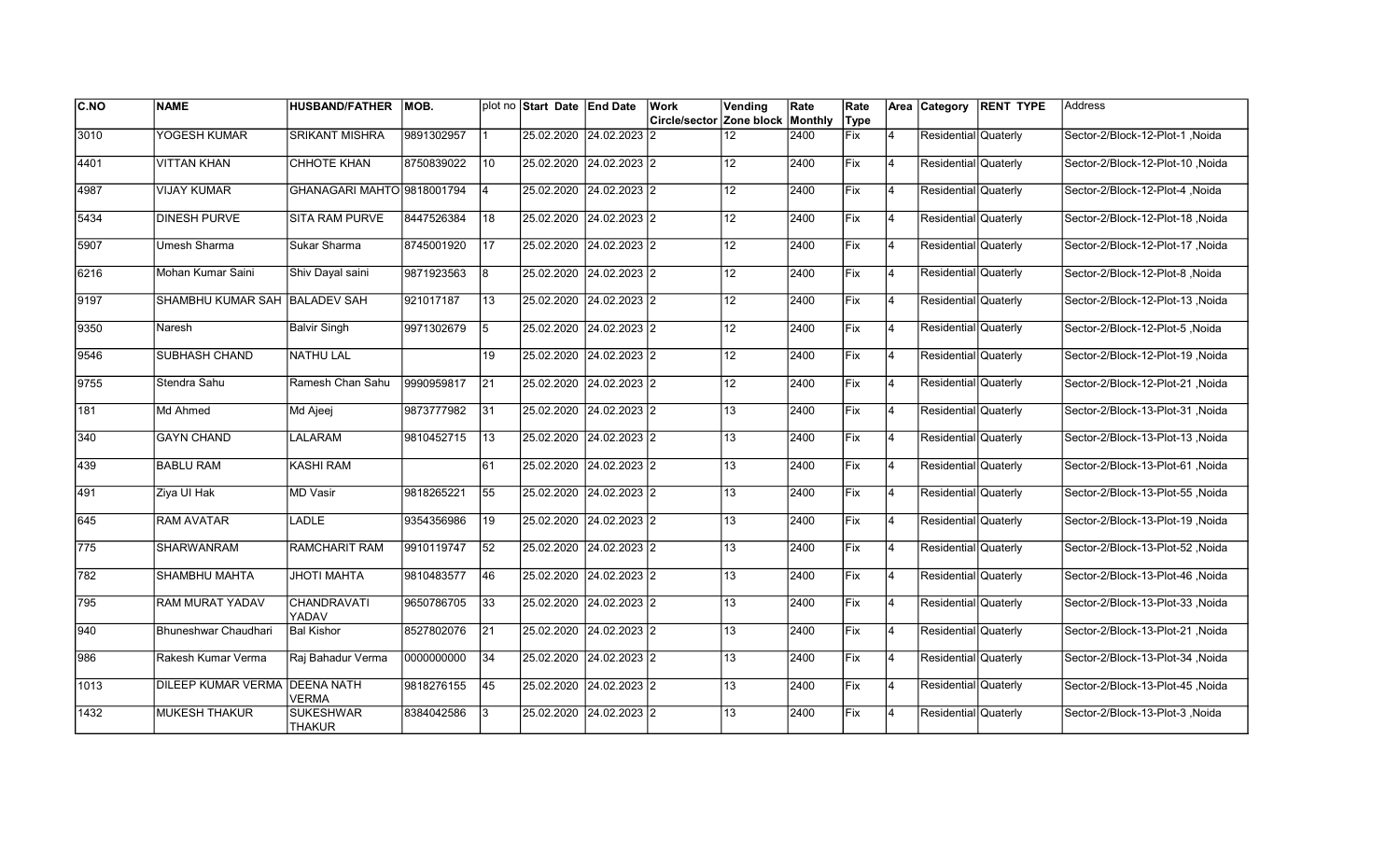| C.NO | NAME | HUSBAND/FATHER | MOB. | plot no | Start Date | End Date | Work Circle/sector | Vending Zone block | Rate Monthly | Rate Type | Area | Category | RENT TYPE | Address |
|---|---|---|---|---|---|---|---|---|---|---|---|---|---|---|
| 3010 | YOGESH KUMAR | SRIKANT MISHRA | 9891302957 | 1 | 25.02.2020 | 24.02.2023 | 2 | 12 | 2400 | Fix | 4 | Residential | Quaterly | Sector-2/Block-12-Plot-1 ,Noida |
| 4401 | VITTAN KHAN | CHHOTE KHAN | 8750839022 | 10 | 25.02.2020 | 24.02.2023 | 2 | 12 | 2400 | Fix | 4 | Residential | Quaterly | Sector-2/Block-12-Plot-10 ,Noida |
| 4987 | VIJAY KUMAR | GHANAGARI MAHTO | 9818001794 | 4 | 25.02.2020 | 24.02.2023 | 2 | 12 | 2400 | Fix | 4 | Residential | Quaterly | Sector-2/Block-12-Plot-4 ,Noida |
| 5434 | DINESH PURVE | SITA RAM PURVE | 8447526384 | 18 | 25.02.2020 | 24.02.2023 | 2 | 12 | 2400 | Fix | 4 | Residential | Quaterly | Sector-2/Block-12-Plot-18 ,Noida |
| 5907 | Umesh Sharma | Sukar Sharma | 8745001920 | 17 | 25.02.2020 | 24.02.2023 | 2 | 12 | 2400 | Fix | 4 | Residential | Quaterly | Sector-2/Block-12-Plot-17 ,Noida |
| 6216 | Mohan Kumar Saini | Shiv Dayal saini | 9871923563 | 8 | 25.02.2020 | 24.02.2023 | 2 | 12 | 2400 | Fix | 4 | Residential | Quaterly | Sector-2/Block-12-Plot-8 ,Noida |
| 9197 | SHAMBHU KUMAR SAH | BALADEV SAH | 921017187 | 13 | 25.02.2020 | 24.02.2023 | 2 | 12 | 2400 | Fix | 4 | Residential | Quaterly | Sector-2/Block-12-Plot-13 ,Noida |
| 9350 | Naresh | Balvir Singh | 9971302679 | 5 | 25.02.2020 | 24.02.2023 | 2 | 12 | 2400 | Fix | 4 | Residential | Quaterly | Sector-2/Block-12-Plot-5 ,Noida |
| 9546 | SUBHASH CHAND | NATHU LAL | | 19 | 25.02.2020 | 24.02.2023 | 2 | 12 | 2400 | Fix | 4 | Residential | Quaterly | Sector-2/Block-12-Plot-19 ,Noida |
| 9755 | Stendra Sahu | Ramesh Chan Sahu | 9990959817 | 21 | 25.02.2020 | 24.02.2023 | 2 | 12 | 2400 | Fix | 4 | Residential | Quaterly | Sector-2/Block-12-Plot-21 ,Noida |
| 181 | Md Ahmed | Md Ajeej | 9873777982 | 31 | 25.02.2020 | 24.02.2023 | 2 | 13 | 2400 | Fix | 4 | Residential | Quaterly | Sector-2/Block-13-Plot-31 ,Noida |
| 340 | GAYN CHAND | LALARAM | 9810452715 | 13 | 25.02.2020 | 24.02.2023 | 2 | 13 | 2400 | Fix | 4 | Residential | Quaterly | Sector-2/Block-13-Plot-13 ,Noida |
| 439 | BABLU RAM | KASHI RAM | | 61 | 25.02.2020 | 24.02.2023 | 2 | 13 | 2400 | Fix | 4 | Residential | Quaterly | Sector-2/Block-13-Plot-61 ,Noida |
| 491 | Ziya Ul Hak | MD Vasir | 9818265221 | 55 | 25.02.2020 | 24.02.2023 | 2 | 13 | 2400 | Fix | 4 | Residential | Quaterly | Sector-2/Block-13-Plot-55 ,Noida |
| 645 | RAM AVATAR | LADLE | 9354356986 | 19 | 25.02.2020 | 24.02.2023 | 2 | 13 | 2400 | Fix | 4 | Residential | Quaterly | Sector-2/Block-13-Plot-19 ,Noida |
| 775 | SHARWANRAM | RAMCHARIT RAM | 9910119747 | 52 | 25.02.2020 | 24.02.2023 | 2 | 13 | 2400 | Fix | 4 | Residential | Quaterly | Sector-2/Block-13-Plot-52 ,Noida |
| 782 | SHAMBHU MAHTA | JHOTI MAHTA | 9810483577 | 46 | 25.02.2020 | 24.02.2023 | 2 | 13 | 2400 | Fix | 4 | Residential | Quaterly | Sector-2/Block-13-Plot-46 ,Noida |
| 795 | RAM MURAT YADAV | CHANDRAVATI YADAV | 9650786705 | 33 | 25.02.2020 | 24.02.2023 | 2 | 13 | 2400 | Fix | 4 | Residential | Quaterly | Sector-2/Block-13-Plot-33 ,Noida |
| 940 | Bhuneshwar Chaudhari | Bal Kishor | 8527802076 | 21 | 25.02.2020 | 24.02.2023 | 2 | 13 | 2400 | Fix | 4 | Residential | Quaterly | Sector-2/Block-13-Plot-21 ,Noida |
| 986 | Rakesh Kumar Verma | Raj Bahadur Verma | 0000000000 | 34 | 25.02.2020 | 24.02.2023 | 2 | 13 | 2400 | Fix | 4 | Residential | Quaterly | Sector-2/Block-13-Plot-34 ,Noida |
| 1013 | DILEEP KUMAR VERMA | DEENA NATH VERMA | 9818276155 | 45 | 25.02.2020 | 24.02.2023 | 2 | 13 | 2400 | Fix | 4 | Residential | Quaterly | Sector-2/Block-13-Plot-45 ,Noida |
| 1432 | MUKESH THAKUR | SUKESHWAR THAKUR | 8384042586 | 3 | 25.02.2020 | 24.02.2023 | 2 | 13 | 2400 | Fix | 4 | Residential | Quaterly | Sector-2/Block-13-Plot-3 ,Noida |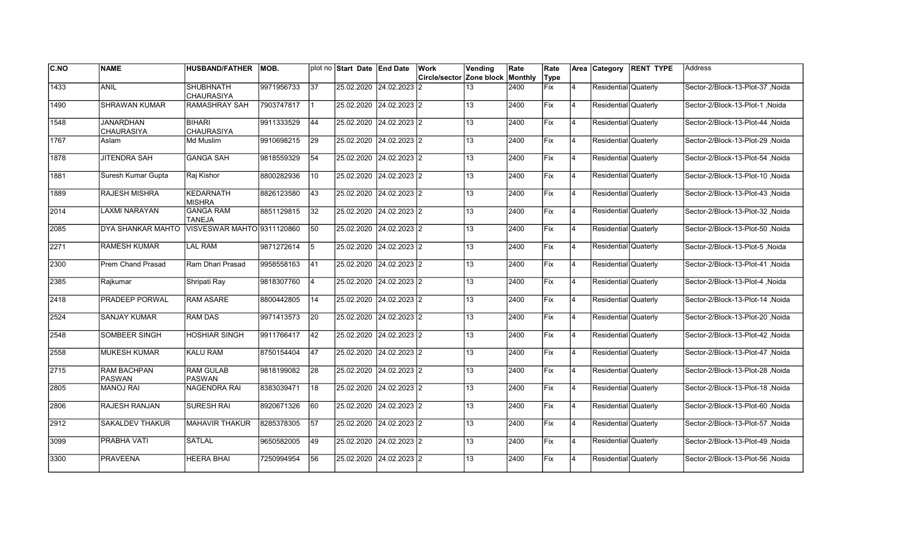| C.NO | NAME | HUSBAND/FATHER | MOB. | plot no | Start Date | End Date | Work Circle/sector | Vending Zone block | Rate Monthly | Rate Type | Area | Category | RENT TYPE | Address |
|---|---|---|---|---|---|---|---|---|---|---|---|---|---|---|
| 1433 | ANIL | SHUBHNATH CHAURASIYA | 9971956733 | 37 | 25.02.2020 | 24.02.2023 | 2 | 13 | 2400 | Fix | 4 | Residential | Quaterly | Sector-2/Block-13-Plot-37 ,Noida |
| 1490 | SHRAWAN KUMAR | RAMASHRAY SAH | 7903747817 | 1 | 25.02.2020 | 24.02.2023 | 2 | 13 | 2400 | Fix | 4 | Residential | Quaterly | Sector-2/Block-13-Plot-1 ,Noida |
| 1548 | JANARDHAN CHAURASIYA | BIHARI CHAURASIYA | 9911333529 | 44 | 25.02.2020 | 24.02.2023 | 2 | 13 | 2400 | Fix | 4 | Residential | Quaterly | Sector-2/Block-13-Plot-44 ,Noida |
| 1767 | Aslam | Md Muslim | 9910698215 | 29 | 25.02.2020 | 24.02.2023 | 2 | 13 | 2400 | Fix | 4 | Residential | Quaterly | Sector-2/Block-13-Plot-29 ,Noida |
| 1878 | JITENDRA SAH | GANGA SAH | 9818559329 | 54 | 25.02.2020 | 24.02.2023 | 2 | 13 | 2400 | Fix | 4 | Residential | Quaterly | Sector-2/Block-13-Plot-54 ,Noida |
| 1881 | Suresh Kumar Gupta | Raj Kishor | 8800282936 | 10 | 25.02.2020 | 24.02.2023 | 2 | 13 | 2400 | Fix | 4 | Residential | Quaterly | Sector-2/Block-13-Plot-10 ,Noida |
| 1889 | RAJESH MISHRA | KEDARNATH MISHRA | 8826123580 | 43 | 25.02.2020 | 24.02.2023 | 2 | 13 | 2400 | Fix | 4 | Residential | Quaterly | Sector-2/Block-13-Plot-43 ,Noida |
| 2014 | LAXMI NARAYAN | GANGA RAM TANEJA | 8851129815 | 32 | 25.02.2020 | 24.02.2023 | 2 | 13 | 2400 | Fix | 4 | Residential | Quaterly | Sector-2/Block-13-Plot-32 ,Noida |
| 2085 | DYA SHANKAR MAHTO | VISVESWAR MAHTO | 9311120860 | 50 | 25.02.2020 | 24.02.2023 | 2 | 13 | 2400 | Fix | 4 | Residential | Quaterly | Sector-2/Block-13-Plot-50 ,Noida |
| 2271 | RAMESH KUMAR | LAL RAM | 9871272614 | 5 | 25.02.2020 | 24.02.2023 | 2 | 13 | 2400 | Fix | 4 | Residential | Quaterly | Sector-2/Block-13-Plot-5 ,Noida |
| 2300 | Prem Chand Prasad | Ram Dhari Prasad | 9958558163 | 41 | 25.02.2020 | 24.02.2023 | 2 | 13 | 2400 | Fix | 4 | Residential | Quaterly | Sector-2/Block-13-Plot-41 ,Noida |
| 2385 | Rajkumar | Shripati Ray | 9818307760 | 4 | 25.02.2020 | 24.02.2023 | 2 | 13 | 2400 | Fix | 4 | Residential | Quaterly | Sector-2/Block-13-Plot-4 ,Noida |
| 2418 | PRADEEP PORWAL | RAM ASARE | 8800442805 | 14 | 25.02.2020 | 24.02.2023 | 2 | 13 | 2400 | Fix | 4 | Residential | Quaterly | Sector-2/Block-13-Plot-14 ,Noida |
| 2524 | SANJAY KUMAR | RAM DAS | 9971413573 | 20 | 25.02.2020 | 24.02.2023 | 2 | 13 | 2400 | Fix | 4 | Residential | Quaterly | Sector-2/Block-13-Plot-20 ,Noida |
| 2548 | SOMBEER SINGH | HOSHIAR SINGH | 9911766417 | 42 | 25.02.2020 | 24.02.2023 | 2 | 13 | 2400 | Fix | 4 | Residential | Quaterly | Sector-2/Block-13-Plot-42 ,Noida |
| 2558 | MUKESH KUMAR | KALU RAM | 8750154404 | 47 | 25.02.2020 | 24.02.2023 | 2 | 13 | 2400 | Fix | 4 | Residential | Quaterly | Sector-2/Block-13-Plot-47 ,Noida |
| 2715 | RAM BACHPAN PASWAN | RAM GULAB PASWAN | 9818199082 | 28 | 25.02.2020 | 24.02.2023 | 2 | 13 | 2400 | Fix | 4 | Residential | Quaterly | Sector-2/Block-13-Plot-28 ,Noida |
| 2805 | MANOJ RAI | NAGENDRA RAI | 8383039471 | 18 | 25.02.2020 | 24.02.2023 | 2 | 13 | 2400 | Fix | 4 | Residential | Quaterly | Sector-2/Block-13-Plot-18 ,Noida |
| 2806 | RAJESH RANJAN | SURESH RAI | 8920671326 | 60 | 25.02.2020 | 24.02.2023 | 2 | 13 | 2400 | Fix | 4 | Residential | Quaterly | Sector-2/Block-13-Plot-60 ,Noida |
| 2912 | SAKALDEV THAKUR | MAHAVIR THAKUR | 8285378305 | 57 | 25.02.2020 | 24.02.2023 | 2 | 13 | 2400 | Fix | 4 | Residential | Quaterly | Sector-2/Block-13-Plot-57 ,Noida |
| 3099 | PRABHA VATI | SATLAL | 9650582005 | 49 | 25.02.2020 | 24.02.2023 | 2 | 13 | 2400 | Fix | 4 | Residential | Quaterly | Sector-2/Block-13-Plot-49 ,Noida |
| 3300 | PRAVEENA | HEERA BHAI | 7250994954 | 56 | 25.02.2020 | 24.02.2023 | 2 | 13 | 2400 | Fix | 4 | Residential | Quaterly | Sector-2/Block-13-Plot-56 ,Noida |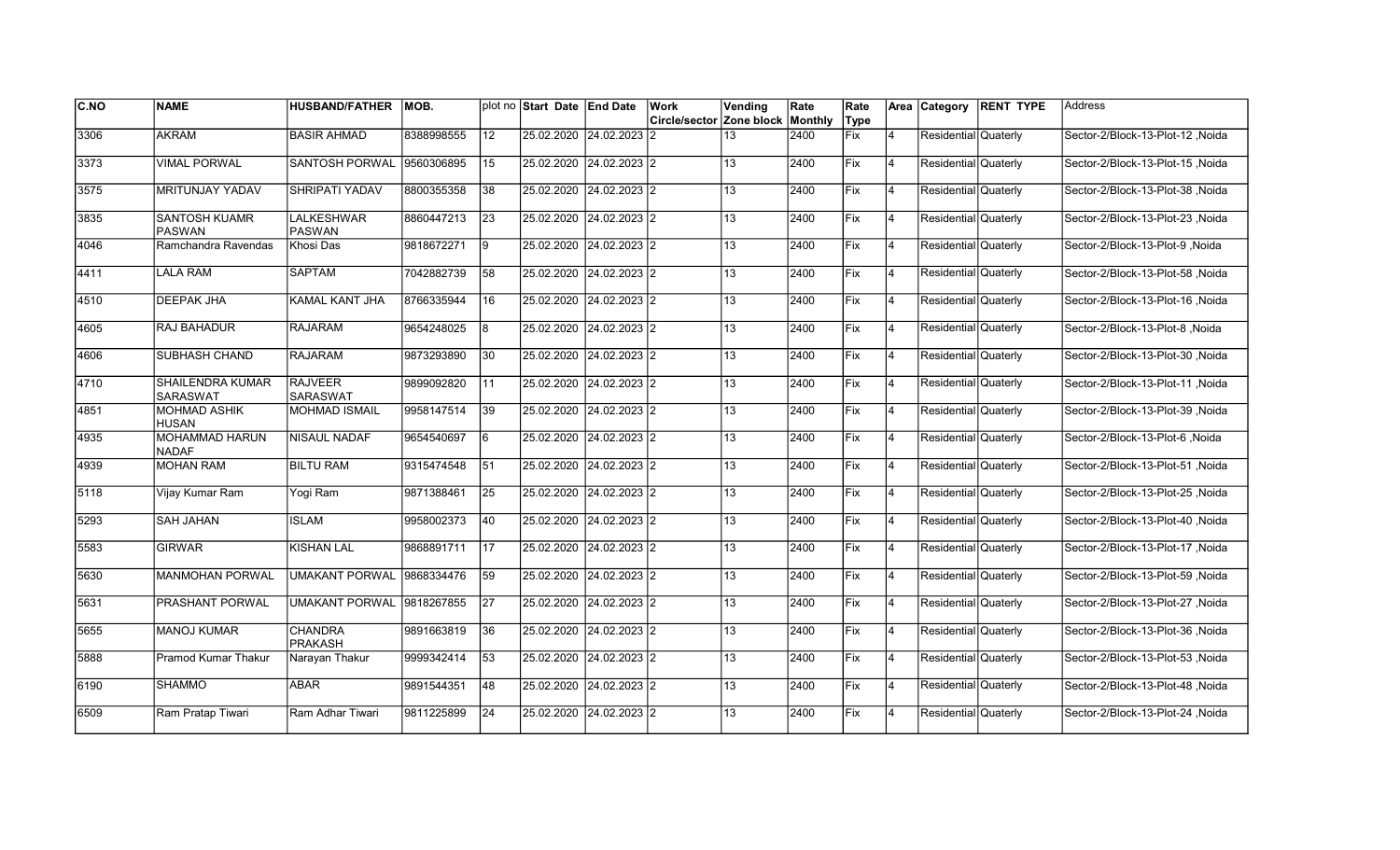| C.NO | NAME | HUSBAND/FATHER | MOB. | plot no | Start Date | End Date | Work Circle/sector | Vending Zone block | Rate Monthly | Rate Type | Area | Category | RENT TYPE | Address |
|---|---|---|---|---|---|---|---|---|---|---|---|---|---|---|
| 3306 | AKRAM | BASIR AHMAD | 8388998555 | 12 | 25.02.2020 | 24.02.2023 | 2 | 13 | 2400 | Fix | 4 | Residential | Quaterly | Sector-2/Block-13-Plot-12 ,Noida |
| 3373 | VIMAL PORWAL | SANTOSH PORWAL | 9560306895 | 15 | 25.02.2020 | 24.02.2023 | 2 | 13 | 2400 | Fix | 4 | Residential | Quaterly | Sector-2/Block-13-Plot-15 ,Noida |
| 3575 | MRITUNJAY YADAV | SHRIPATI YADAV | 8800355358 | 38 | 25.02.2020 | 24.02.2023 | 2 | 13 | 2400 | Fix | 4 | Residential | Quaterly | Sector-2/Block-13-Plot-38 ,Noida |
| 3835 | SANTOSH KUAMR PASWAN | LALKESHWAR PASWAN | 8860447213 | 23 | 25.02.2020 | 24.02.2023 | 2 | 13 | 2400 | Fix | 4 | Residential | Quaterly | Sector-2/Block-13-Plot-23 ,Noida |
| 4046 | Ramchandra Ravendas | Khosi Das | 9818672271 | 9 | 25.02.2020 | 24.02.2023 | 2 | 13 | 2400 | Fix | 4 | Residential | Quaterly | Sector-2/Block-13-Plot-9 ,Noida |
| 4411 | LALA RAM | SAPTAM | 7042882739 | 58 | 25.02.2020 | 24.02.2023 | 2 | 13 | 2400 | Fix | 4 | Residential | Quaterly | Sector-2/Block-13-Plot-58 ,Noida |
| 4510 | DEEPAK JHA | KAMAL KANT JHA | 8766335944 | 16 | 25.02.2020 | 24.02.2023 | 2 | 13 | 2400 | Fix | 4 | Residential | Quaterly | Sector-2/Block-13-Plot-16 ,Noida |
| 4605 | RAJ BAHADUR | RAJARAM | 9654248025 | 8 | 25.02.2020 | 24.02.2023 | 2 | 13 | 2400 | Fix | 4 | Residential | Quaterly | Sector-2/Block-13-Plot-8 ,Noida |
| 4606 | SUBHASH CHAND | RAJARAM | 9873293890 | 30 | 25.02.2020 | 24.02.2023 | 2 | 13 | 2400 | Fix | 4 | Residential | Quaterly | Sector-2/Block-13-Plot-30 ,Noida |
| 4710 | SHAILENDRA KUMAR SARASWAT | RAJVEER SARASWAT | 9899092820 | 11 | 25.02.2020 | 24.02.2023 | 2 | 13 | 2400 | Fix | 4 | Residential | Quaterly | Sector-2/Block-13-Plot-11 ,Noida |
| 4851 | MOHMAD ASHIK HUSAN | MOHMAD ISMAIL | 9958147514 | 39 | 25.02.2020 | 24.02.2023 | 2 | 13 | 2400 | Fix | 4 | Residential | Quaterly | Sector-2/Block-13-Plot-39 ,Noida |
| 4935 | MOHAMMAD HARUN NADAF | NISAUL NADAF | 9654540697 | 6 | 25.02.2020 | 24.02.2023 | 2 | 13 | 2400 | Fix | 4 | Residential | Quaterly | Sector-2/Block-13-Plot-6 ,Noida |
| 4939 | MOHAN RAM | BILTU RAM | 9315474548 | 51 | 25.02.2020 | 24.02.2023 | 2 | 13 | 2400 | Fix | 4 | Residential | Quaterly | Sector-2/Block-13-Plot-51 ,Noida |
| 5118 | Vijay Kumar Ram | Yogi Ram | 9871388461 | 25 | 25.02.2020 | 24.02.2023 | 2 | 13 | 2400 | Fix | 4 | Residential | Quaterly | Sector-2/Block-13-Plot-25 ,Noida |
| 5293 | SAH JAHAN | ISLAM | 9958002373 | 40 | 25.02.2020 | 24.02.2023 | 2 | 13 | 2400 | Fix | 4 | Residential | Quaterly | Sector-2/Block-13-Plot-40 ,Noida |
| 5583 | GIRWAR | KISHAN LAL | 9868891711 | 17 | 25.02.2020 | 24.02.2023 | 2 | 13 | 2400 | Fix | 4 | Residential | Quaterly | Sector-2/Block-13-Plot-17 ,Noida |
| 5630 | MANMOHAN PORWAL | UMAKANT PORWAL | 9868334476 | 59 | 25.02.2020 | 24.02.2023 | 2 | 13 | 2400 | Fix | 4 | Residential | Quaterly | Sector-2/Block-13-Plot-59 ,Noida |
| 5631 | PRASHANT PORWAL | UMAKANT PORWAL | 9818267855 | 27 | 25.02.2020 | 24.02.2023 | 2 | 13 | 2400 | Fix | 4 | Residential | Quaterly | Sector-2/Block-13-Plot-27 ,Noida |
| 5655 | MANOJ KUMAR | CHANDRA PRAKASH | 9891663819 | 36 | 25.02.2020 | 24.02.2023 | 2 | 13 | 2400 | Fix | 4 | Residential | Quaterly | Sector-2/Block-13-Plot-36 ,Noida |
| 5888 | Pramod Kumar Thakur | Narayan Thakur | 9999342414 | 53 | 25.02.2020 | 24.02.2023 | 2 | 13 | 2400 | Fix | 4 | Residential | Quaterly | Sector-2/Block-13-Plot-53 ,Noida |
| 6190 | SHAMMO | ABAR | 9891544351 | 48 | 25.02.2020 | 24.02.2023 | 2 | 13 | 2400 | Fix | 4 | Residential | Quaterly | Sector-2/Block-13-Plot-48 ,Noida |
| 6509 | Ram Pratap Tiwari | Ram Adhar Tiwari | 9811225899 | 24 | 25.02.2020 | 24.02.2023 | 2 | 13 | 2400 | Fix | 4 | Residential | Quaterly | Sector-2/Block-13-Plot-24 ,Noida |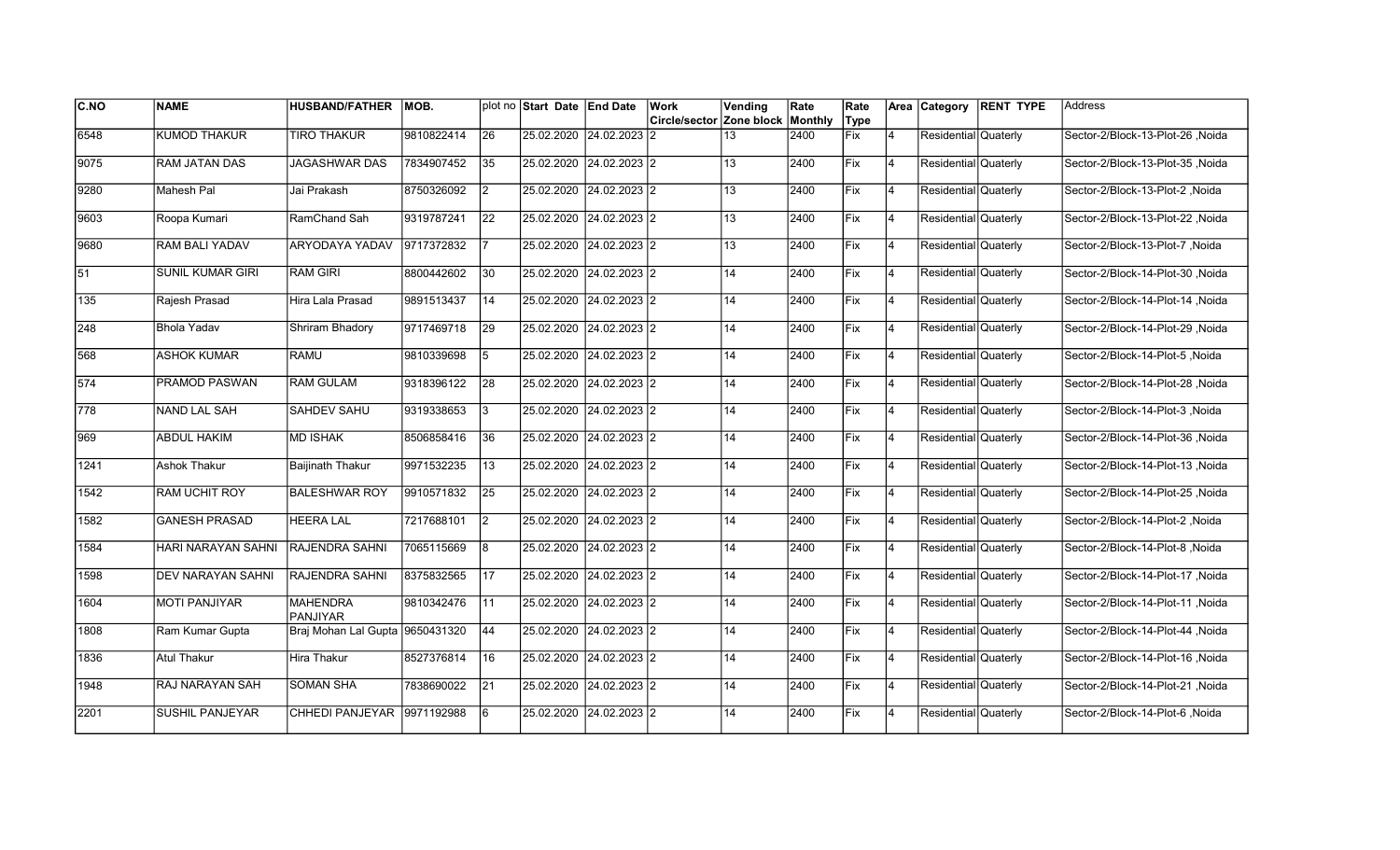| C.NO | NAME | HUSBAND/FATHER | MOB. | plot no | Start Date | End Date | Work Circle/sector | Vending Zone block | Rate Monthly | Rate Type | Area | Category | RENT TYPE | Address |
|---|---|---|---|---|---|---|---|---|---|---|---|---|---|---|
| 6548 | KUMOD THAKUR | TIRO THAKUR | 9810822414 | 26 | 25.02.2020 | 24.02.2023 | 2 | 13 | 2400 | Fix | 4 | Residential | Quaterly | Sector-2/Block-13-Plot-26 ,Noida |
| 9075 | RAM JATAN DAS | JAGASHWAR DAS | 7834907452 | 35 | 25.02.2020 | 24.02.2023 | 2 | 13 | 2400 | Fix | 4 | Residential | Quaterly | Sector-2/Block-13-Plot-35 ,Noida |
| 9280 | Mahesh Pal | Jai Prakash | 8750326092 | 2 | 25.02.2020 | 24.02.2023 | 2 | 13 | 2400 | Fix | 4 | Residential | Quaterly | Sector-2/Block-13-Plot-2 ,Noida |
| 9603 | Roopa Kumari | RamChand Sah | 9319787241 | 22 | 25.02.2020 | 24.02.2023 | 2 | 13 | 2400 | Fix | 4 | Residential | Quaterly | Sector-2/Block-13-Plot-22 ,Noida |
| 9680 | RAM BALI YADAV | ARYODAYA YADAV | 9717372832 | 7 | 25.02.2020 | 24.02.2023 | 2 | 13 | 2400 | Fix | 4 | Residential | Quaterly | Sector-2/Block-13-Plot-7 ,Noida |
| 51 | SUNIL KUMAR GIRI | RAM GIRI | 8800442602 | 30 | 25.02.2020 | 24.02.2023 | 2 | 14 | 2400 | Fix | 4 | Residential | Quaterly | Sector-2/Block-14-Plot-30 ,Noida |
| 135 | Rajesh Prasad | Hira Lala Prasad | 9891513437 | 14 | 25.02.2020 | 24.02.2023 | 2 | 14 | 2400 | Fix | 4 | Residential | Quaterly | Sector-2/Block-14-Plot-14 ,Noida |
| 248 | Bhola Yadav | Shriram Bhadory | 9717469718 | 29 | 25.02.2020 | 24.02.2023 | 2 | 14 | 2400 | Fix | 4 | Residential | Quaterly | Sector-2/Block-14-Plot-29 ,Noida |
| 568 | ASHOK KUMAR | RAMU | 9810339698 | 5 | 25.02.2020 | 24.02.2023 | 2 | 14 | 2400 | Fix | 4 | Residential | Quaterly | Sector-2/Block-14-Plot-5 ,Noida |
| 574 | PRAMOD PASWAN | RAM GULAM | 9318396122 | 28 | 25.02.2020 | 24.02.2023 | 2 | 14 | 2400 | Fix | 4 | Residential | Quaterly | Sector-2/Block-14-Plot-28 ,Noida |
| 778 | NAND LAL SAH | SAHDEV SAHU | 9319338653 | 3 | 25.02.2020 | 24.02.2023 | 2 | 14 | 2400 | Fix | 4 | Residential | Quaterly | Sector-2/Block-14-Plot-3 ,Noida |
| 969 | ABDUL HAKIM | MD ISHAK | 8506858416 | 36 | 25.02.2020 | 24.02.2023 | 2 | 14 | 2400 | Fix | 4 | Residential | Quaterly | Sector-2/Block-14-Plot-36 ,Noida |
| 1241 | Ashok Thakur | Baijinath Thakur | 9971532235 | 13 | 25.02.2020 | 24.02.2023 | 2 | 14 | 2400 | Fix | 4 | Residential | Quaterly | Sector-2/Block-14-Plot-13 ,Noida |
| 1542 | RAM UCHIT ROY | BALESHWAR ROY | 9910571832 | 25 | 25.02.2020 | 24.02.2023 | 2 | 14 | 2400 | Fix | 4 | Residential | Quaterly | Sector-2/Block-14-Plot-25 ,Noida |
| 1582 | GANESH PRASAD | HEERA LAL | 7217688101 | 2 | 25.02.2020 | 24.02.2023 | 2 | 14 | 2400 | Fix | 4 | Residential | Quaterly | Sector-2/Block-14-Plot-2 ,Noida |
| 1584 | HARI NARAYAN SAHNI | RAJENDRA SAHNI | 7065115669 | 8 | 25.02.2020 | 24.02.2023 | 2 | 14 | 2400 | Fix | 4 | Residential | Quaterly | Sector-2/Block-14-Plot-8 ,Noida |
| 1598 | DEV NARAYAN SAHNI | RAJENDRA SAHNI | 8375832565 | 17 | 25.02.2020 | 24.02.2023 | 2 | 14 | 2400 | Fix | 4 | Residential | Quaterly | Sector-2/Block-14-Plot-17 ,Noida |
| 1604 | MOTI PANJIYAR | MAHENDRA PANJIYAR | 9810342476 | 11 | 25.02.2020 | 24.02.2023 | 2 | 14 | 2400 | Fix | 4 | Residential | Quaterly | Sector-2/Block-14-Plot-11 ,Noida |
| 1808 | Ram Kumar Gupta | Braj Mohan Lal Gupta | 9650431320 | 44 | 25.02.2020 | 24.02.2023 | 2 | 14 | 2400 | Fix | 4 | Residential | Quaterly | Sector-2/Block-14-Plot-44 ,Noida |
| 1836 | Atul Thakur | Hira Thakur | 8527376814 | 16 | 25.02.2020 | 24.02.2023 | 2 | 14 | 2400 | Fix | 4 | Residential | Quaterly | Sector-2/Block-14-Plot-16 ,Noida |
| 1948 | RAJ NARAYAN SAH | SOMAN SHA | 7838690022 | 21 | 25.02.2020 | 24.02.2023 | 2 | 14 | 2400 | Fix | 4 | Residential | Quaterly | Sector-2/Block-14-Plot-21 ,Noida |
| 2201 | SUSHIL PANJEYAR | CHHEDI PANJEYAR | 9971192988 | 6 | 25.02.2020 | 24.02.2023 | 2 | 14 | 2400 | Fix | 4 | Residential | Quaterly | Sector-2/Block-14-Plot-6 ,Noida |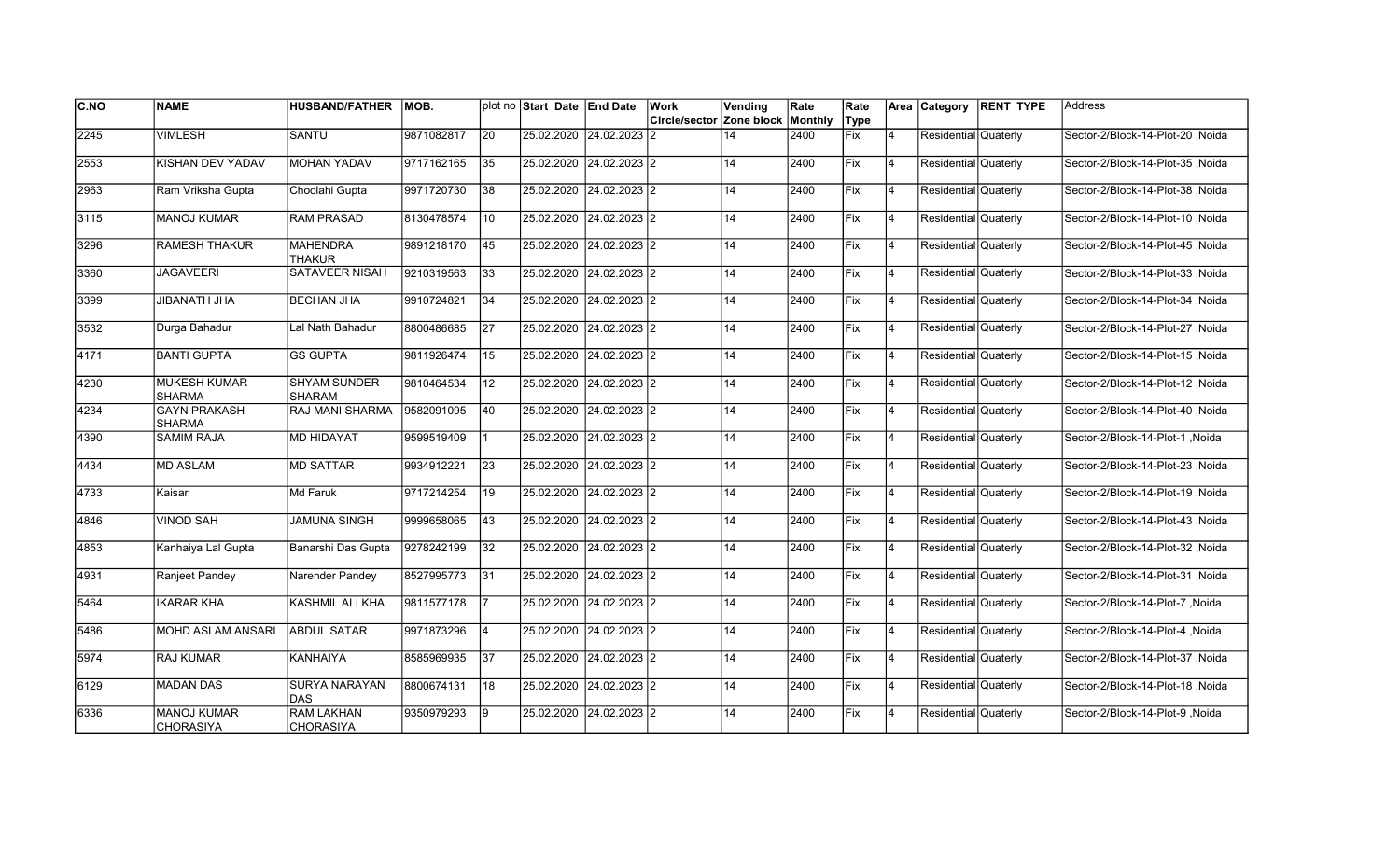| C.NO | NAME | HUSBAND/FATHER | MOB. | plot no | Start Date | End Date | Work Circle/sector | Vending Zone block | Rate Monthly | Rate Type | Area | Category | RENT TYPE | Address |
|---|---|---|---|---|---|---|---|---|---|---|---|---|---|---|
| 2245 | VIMLESH | SANTU | 9871082817 | 20 | 25.02.2020 | 24.02.2023 | 2 | 14 | 2400 | Fix | 4 | Residential | Quaterly | Sector-2/Block-14-Plot-20 ,Noida |
| 2553 | KISHAN DEV YADAV | MOHAN YADAV | 9717162165 | 35 | 25.02.2020 | 24.02.2023 | 2 | 14 | 2400 | Fix | 4 | Residential | Quaterly | Sector-2/Block-14-Plot-35 ,Noida |
| 2963 | Ram Vriksha Gupta | Choolahi Gupta | 9971720730 | 38 | 25.02.2020 | 24.02.2023 | 2 | 14 | 2400 | Fix | 4 | Residential | Quaterly | Sector-2/Block-14-Plot-38 ,Noida |
| 3115 | MANOJ KUMAR | RAM PRASAD | 8130478574 | 10 | 25.02.2020 | 24.02.2023 | 2 | 14 | 2400 | Fix | 4 | Residential | Quaterly | Sector-2/Block-14-Plot-10 ,Noida |
| 3296 | RAMESH THAKUR | MAHENDRA THAKUR | 9891218170 | 45 | 25.02.2020 | 24.02.2023 | 2 | 14 | 2400 | Fix | 4 | Residential | Quaterly | Sector-2/Block-14-Plot-45 ,Noida |
| 3360 | JAGAVEERI | SATAVEER NISAH | 9210319563 | 33 | 25.02.2020 | 24.02.2023 | 2 | 14 | 2400 | Fix | 4 | Residential | Quaterly | Sector-2/Block-14-Plot-33 ,Noida |
| 3399 | JIBANATH JHA | BECHAN JHA | 9910724821 | 34 | 25.02.2020 | 24.02.2023 | 2 | 14 | 2400 | Fix | 4 | Residential | Quaterly | Sector-2/Block-14-Plot-34 ,Noida |
| 3532 | Durga Bahadur | Lal Nath Bahadur | 8800486685 | 27 | 25.02.2020 | 24.02.2023 | 2 | 14 | 2400 | Fix | 4 | Residential | Quaterly | Sector-2/Block-14-Plot-27 ,Noida |
| 4171 | BANTI GUPTA | GS GUPTA | 9811926474 | 15 | 25.02.2020 | 24.02.2023 | 2 | 14 | 2400 | Fix | 4 | Residential | Quaterly | Sector-2/Block-14-Plot-15 ,Noida |
| 4230 | MUKESH KUMAR SHARMA | SHYAM SUNDER SHARAM | 9810464534 | 12 | 25.02.2020 | 24.02.2023 | 2 | 14 | 2400 | Fix | 4 | Residential | Quaterly | Sector-2/Block-14-Plot-12 ,Noida |
| 4234 | GAYN PRAKASH SHARMA | RAJ MANI SHARMA | 9582091095 | 40 | 25.02.2020 | 24.02.2023 | 2 | 14 | 2400 | Fix | 4 | Residential | Quaterly | Sector-2/Block-14-Plot-40 ,Noida |
| 4390 | SAMIM RAJA | MD HIDAYAT | 9599519409 | 1 | 25.02.2020 | 24.02.2023 | 2 | 14 | 2400 | Fix | 4 | Residential | Quaterly | Sector-2/Block-14-Plot-1 ,Noida |
| 4434 | MD ASLAM | MD SATTAR | 9934912221 | 23 | 25.02.2020 | 24.02.2023 | 2 | 14 | 2400 | Fix | 4 | Residential | Quaterly | Sector-2/Block-14-Plot-23 ,Noida |
| 4733 | Kaisar | Md Faruk | 9717214254 | 19 | 25.02.2020 | 24.02.2023 | 2 | 14 | 2400 | Fix | 4 | Residential | Quaterly | Sector-2/Block-14-Plot-19 ,Noida |
| 4846 | VINOD SAH | JAMUNA SINGH | 9999658065 | 43 | 25.02.2020 | 24.02.2023 | 2 | 14 | 2400 | Fix | 4 | Residential | Quaterly | Sector-2/Block-14-Plot-43 ,Noida |
| 4853 | Kanhaiya Lal Gupta | Banarshi Das Gupta | 9278242199 | 32 | 25.02.2020 | 24.02.2023 | 2 | 14 | 2400 | Fix | 4 | Residential | Quaterly | Sector-2/Block-14-Plot-32 ,Noida |
| 4931 | Ranjeet Pandey | Narender Pandey | 8527995773 | 31 | 25.02.2020 | 24.02.2023 | 2 | 14 | 2400 | Fix | 4 | Residential | Quaterly | Sector-2/Block-14-Plot-31 ,Noida |
| 5464 | IKARAR KHA | KASHMIL ALI KHA | 9811577178 | 7 | 25.02.2020 | 24.02.2023 | 2 | 14 | 2400 | Fix | 4 | Residential | Quaterly | Sector-2/Block-14-Plot-7 ,Noida |
| 5486 | MOHD ASLAM ANSARI | ABDUL SATAR | 9971873296 | 4 | 25.02.2020 | 24.02.2023 | 2 | 14 | 2400 | Fix | 4 | Residential | Quaterly | Sector-2/Block-14-Plot-4 ,Noida |
| 5974 | RAJ KUMAR | KANHAIYA | 8585969935 | 37 | 25.02.2020 | 24.02.2023 | 2 | 14 | 2400 | Fix | 4 | Residential | Quaterly | Sector-2/Block-14-Plot-37 ,Noida |
| 6129 | MADAN DAS | SURYA NARAYAN DAS | 8800674131 | 18 | 25.02.2020 | 24.02.2023 | 2 | 14 | 2400 | Fix | 4 | Residential | Quaterly | Sector-2/Block-14-Plot-18 ,Noida |
| 6336 | MANOJ KUMAR CHORASIYA | RAM LAKHAN CHORASIYA | 9350979293 | 9 | 25.02.2020 | 24.02.2023 | 2 | 14 | 2400 | Fix | 4 | Residential | Quaterly | Sector-2/Block-14-Plot-9 ,Noida |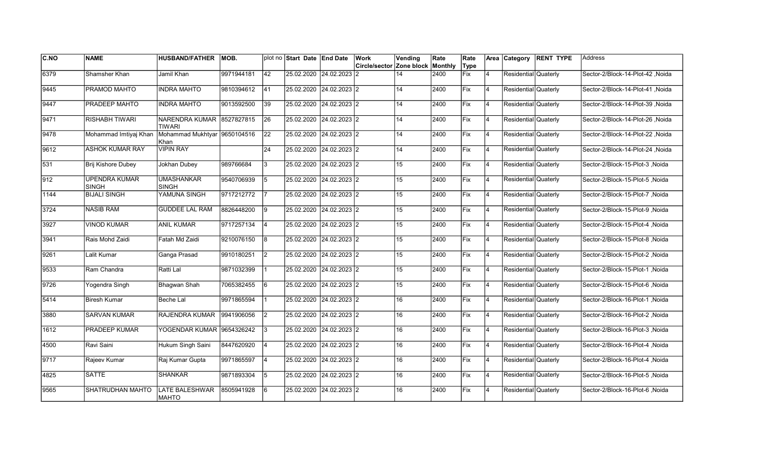| C.NO | NAME | HUSBAND/FATHER | MOB. | plot no | Start Date | End Date | Work Circle/sector | Vending Zone block | Rate Monthly | Rate Type | Area | Category | RENT TYPE | Address |
|---|---|---|---|---|---|---|---|---|---|---|---|---|---|---|
| 6379 | Shamsher Khan | Jamil Khan | 9971944181 | 42 | 25.02.2020 | 24.02.2023 | 2 | 14 | 2400 | Fix | 4 | Residential | Quaterly | Sector-2/Block-14-Plot-42 ,Noida |
| 9445 | PRAMOD MAHTO | INDRA MAHTO | 9810394612 | 41 | 25.02.2020 | 24.02.2023 | 2 | 14 | 2400 | Fix | 4 | Residential | Quaterly | Sector-2/Block-14-Plot-41 ,Noida |
| 9447 | PRADEEP MAHTO | INDRA MAHTO | 9013592500 | 39 | 25.02.2020 | 24.02.2023 | 2 | 14 | 2400 | Fix | 4 | Residential | Quaterly | Sector-2/Block-14-Plot-39 ,Noida |
| 9471 | RISHABH TIWARI | NARENDRA KUMAR TIWARI | 8527827815 | 26 | 25.02.2020 | 24.02.2023 | 2 | 14 | 2400 | Fix | 4 | Residential | Quaterly | Sector-2/Block-14-Plot-26 ,Noida |
| 9478 | Mohammad Imtiyaj Khan | Mohammad Mukhtyar Khan | 9650104516 | 22 | 25.02.2020 | 24.02.2023 | 2 | 14 | 2400 | Fix | 4 | Residential | Quaterly | Sector-2/Block-14-Plot-22 ,Noida |
| 9612 | ASHOK KUMAR RAY | VIPIN RAY | | 24 | 25.02.2020 | 24.02.2023 | 2 | 14 | 2400 | Fix | 4 | Residential | Quaterly | Sector-2/Block-14-Plot-24 ,Noida |
| 531 | Brij Kishore Dubey | Jokhan Dubey | 989766684 | 3 | 25.02.2020 | 24.02.2023 | 2 | 15 | 2400 | Fix | 4 | Residential | Quaterly | Sector-2/Block-15-Plot-3 ,Noida |
| 912 | UPENDRA KUMAR SINGH | UMASHANKAR SINGH | 9540706939 | 5 | 25.02.2020 | 24.02.2023 | 2 | 15 | 2400 | Fix | 4 | Residential | Quaterly | Sector-2/Block-15-Plot-5 ,Noida |
| 1144 | BIJALI SINGH | YAMUNA SINGH | 9717212772 | 7 | 25.02.2020 | 24.02.2023 | 2 | 15 | 2400 | Fix | 4 | Residential | Quaterly | Sector-2/Block-15-Plot-7 ,Noida |
| 3724 | NASIB RAM | GUDDEE LAL RAM | 8826448200 | 9 | 25.02.2020 | 24.02.2023 | 2 | 15 | 2400 | Fix | 4 | Residential | Quaterly | Sector-2/Block-15-Plot-9 ,Noida |
| 3927 | VINOD KUMAR | ANIL KUMAR | 9717257134 | 4 | 25.02.2020 | 24.02.2023 | 2 | 15 | 2400 | Fix | 4 | Residential | Quaterly | Sector-2/Block-15-Plot-4 ,Noida |
| 3941 | Rais Mohd Zaidi | Fatah Md Zaidi | 9210076150 | 8 | 25.02.2020 | 24.02.2023 | 2 | 15 | 2400 | Fix | 4 | Residential | Quaterly | Sector-2/Block-15-Plot-8 ,Noida |
| 9261 | Lalit Kumar | Ganga Prasad | 9910180251 | 2 | 25.02.2020 | 24.02.2023 | 2 | 15 | 2400 | Fix | 4 | Residential | Quaterly | Sector-2/Block-15-Plot-2 ,Noida |
| 9533 | Ram Chandra | Ratti Lal | 9871032399 | 1 | 25.02.2020 | 24.02.2023 | 2 | 15 | 2400 | Fix | 4 | Residential | Quaterly | Sector-2/Block-15-Plot-1 ,Noida |
| 9726 | Yogendra Singh | Bhagwan Shah | 7065382455 | 6 | 25.02.2020 | 24.02.2023 | 2 | 15 | 2400 | Fix | 4 | Residential | Quaterly | Sector-2/Block-15-Plot-6 ,Noida |
| 5414 | Biresh Kumar | Beche Lal | 9971865594 | 1 | 25.02.2020 | 24.02.2023 | 2 | 16 | 2400 | Fix | 4 | Residential | Quaterly | Sector-2/Block-16-Plot-1 ,Noida |
| 3880 | SARVAN KUMAR | RAJENDRA KUMAR | 9941906056 | 2 | 25.02.2020 | 24.02.2023 | 2 | 16 | 2400 | Fix | 4 | Residential | Quaterly | Sector-2/Block-16-Plot-2 ,Noida |
| 1612 | PRADEEP KUMAR | YOGENDAR KUMAR | 9654326242 | 3 | 25.02.2020 | 24.02.2023 | 2 | 16 | 2400 | Fix | 4 | Residential | Quaterly | Sector-2/Block-16-Plot-3 ,Noida |
| 4500 | Ravi Saini | Hukum Singh Saini | 8447620920 | 4 | 25.02.2020 | 24.02.2023 | 2 | 16 | 2400 | Fix | 4 | Residential | Quaterly | Sector-2/Block-16-Plot-4 ,Noida |
| 9717 | Rajeev Kumar | Raj Kumar Gupta | 9971865597 | 4 | 25.02.2020 | 24.02.2023 | 2 | 16 | 2400 | Fix | 4 | Residential | Quaterly | Sector-2/Block-16-Plot-4 ,Noida |
| 4825 | SATTE | SHANKAR | 9871893304 | 5 | 25.02.2020 | 24.02.2023 | 2 | 16 | 2400 | Fix | 4 | Residential | Quaterly | Sector-2/Block-16-Plot-5 ,Noida |
| 9565 | SHATRUDHAN MAHTO | LATE BALESHWAR MAHTO | 8505941928 | 6 | 25.02.2020 | 24.02.2023 | 2 | 16 | 2400 | Fix | 4 | Residential | Quaterly | Sector-2/Block-16-Plot-6 ,Noida |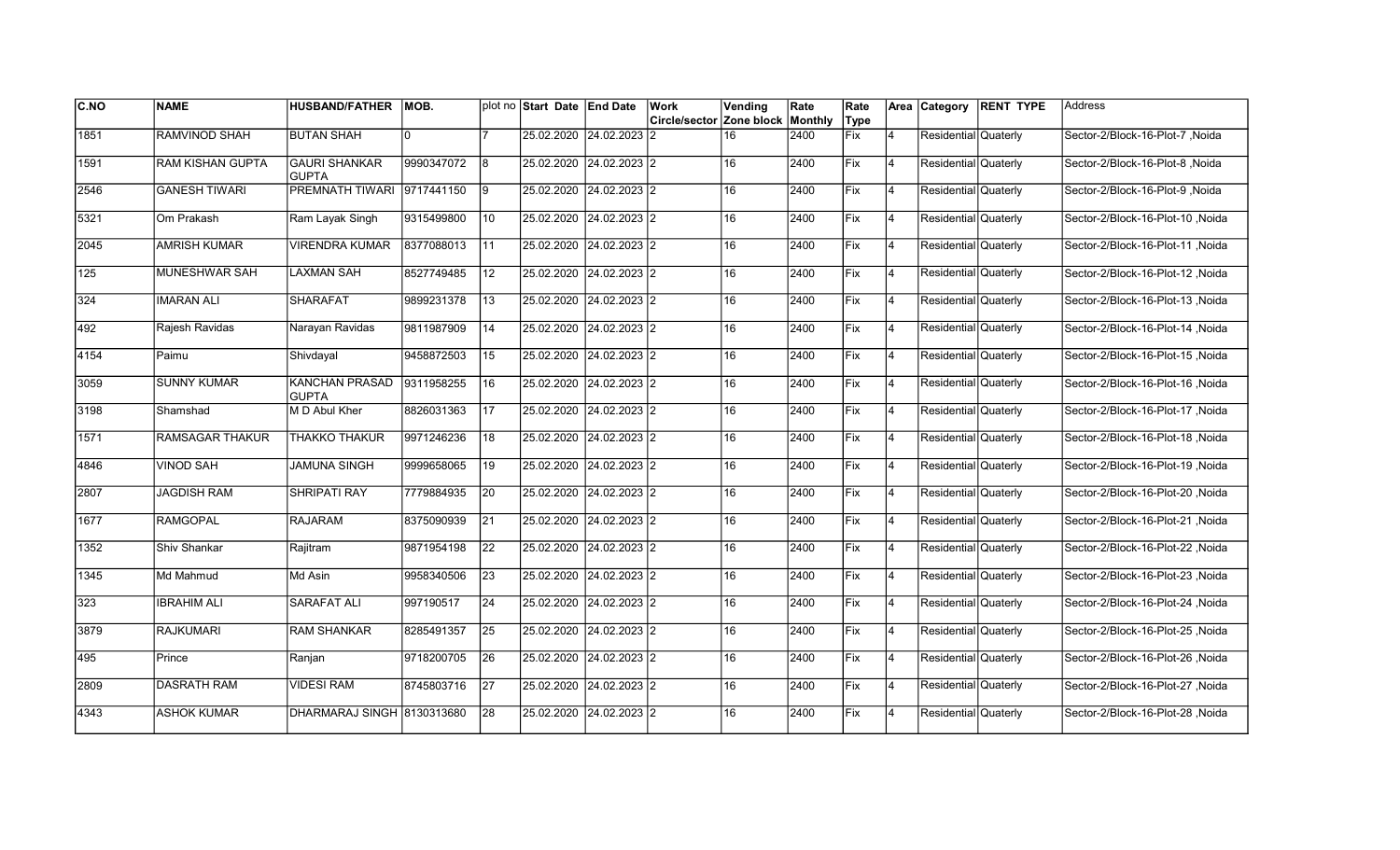| C.NO | NAME | HUSBAND/FATHER | MOB. | plot no | Start Date | End Date | Work Circle/sector | Vending Zone block | Rate Monthly | Rate Type | Area | Category | RENT TYPE | Address |
|---|---|---|---|---|---|---|---|---|---|---|---|---|---|---|
| 1851 | RAMVINOD SHAH | BUTAN SHAH | 0 | 7 | 25.02.2020 | 24.02.2023 | 2 | 16 | 2400 | Fix | 4 | Residential | Quaterly | Sector-2/Block-16-Plot-7 ,Noida |
| 1591 | RAM KISHAN GUPTA | GAURI SHANKAR GUPTA | 9990347072 | 8 | 25.02.2020 | 24.02.2023 | 2 | 16 | 2400 | Fix | 4 | Residential | Quaterly | Sector-2/Block-16-Plot-8 ,Noida |
| 2546 | GANESH TIWARI | PREMNATH TIWARI | 9717441150 | 9 | 25.02.2020 | 24.02.2023 | 2 | 16 | 2400 | Fix | 4 | Residential | Quaterly | Sector-2/Block-16-Plot-9 ,Noida |
| 5321 | Om Prakash | Ram Layak Singh | 9315499800 | 10 | 25.02.2020 | 24.02.2023 | 2 | 16 | 2400 | Fix | 4 | Residential | Quaterly | Sector-2/Block-16-Plot-10 ,Noida |
| 2045 | AMRISH KUMAR | VIRENDRA KUMAR | 8377088013 | 11 | 25.02.2020 | 24.02.2023 | 2 | 16 | 2400 | Fix | 4 | Residential | Quaterly | Sector-2/Block-16-Plot-11 ,Noida |
| 125 | MUNESHWAR SAH | LAXMAN SAH | 8527749485 | 12 | 25.02.2020 | 24.02.2023 | 2 | 16 | 2400 | Fix | 4 | Residential | Quaterly | Sector-2/Block-16-Plot-12 ,Noida |
| 324 | IMARAN ALI | SHARAFAT | 9899231378 | 13 | 25.02.2020 | 24.02.2023 | 2 | 16 | 2400 | Fix | 4 | Residential | Quaterly | Sector-2/Block-16-Plot-13 ,Noida |
| 492 | Rajesh Ravidas | Narayan Ravidas | 9811987909 | 14 | 25.02.2020 | 24.02.2023 | 2 | 16 | 2400 | Fix | 4 | Residential | Quaterly | Sector-2/Block-16-Plot-14 ,Noida |
| 4154 | Paimu | Shivdayal | 9458872503 | 15 | 25.02.2020 | 24.02.2023 | 2 | 16 | 2400 | Fix | 4 | Residential | Quaterly | Sector-2/Block-16-Plot-15 ,Noida |
| 3059 | SUNNY KUMAR | KANCHAN PRASAD GUPTA | 9311958255 | 16 | 25.02.2020 | 24.02.2023 | 2 | 16 | 2400 | Fix | 4 | Residential | Quaterly | Sector-2/Block-16-Plot-16 ,Noida |
| 3198 | Shamshad | M D Abul Kher | 8826031363 | 17 | 25.02.2020 | 24.02.2023 | 2 | 16 | 2400 | Fix | 4 | Residential | Quaterly | Sector-2/Block-16-Plot-17 ,Noida |
| 1571 | RAMSAGAR THAKUR | THAKKO THAKUR | 9971246236 | 18 | 25.02.2020 | 24.02.2023 | 2 | 16 | 2400 | Fix | 4 | Residential | Quaterly | Sector-2/Block-16-Plot-18 ,Noida |
| 4846 | VINOD SAH | JAMUNA SINGH | 9999658065 | 19 | 25.02.2020 | 24.02.2023 | 2 | 16 | 2400 | Fix | 4 | Residential | Quaterly | Sector-2/Block-16-Plot-19 ,Noida |
| 2807 | JAGDISH RAM | SHRIPATI RAY | 7779884935 | 20 | 25.02.2020 | 24.02.2023 | 2 | 16 | 2400 | Fix | 4 | Residential | Quaterly | Sector-2/Block-16-Plot-20 ,Noida |
| 1677 | RAMGOPAL | RAJARAM | 8375090939 | 21 | 25.02.2020 | 24.02.2023 | 2 | 16 | 2400 | Fix | 4 | Residential | Quaterly | Sector-2/Block-16-Plot-21 ,Noida |
| 1352 | Shiv Shankar | Rajitram | 9871954198 | 22 | 25.02.2020 | 24.02.2023 | 2 | 16 | 2400 | Fix | 4 | Residential | Quaterly | Sector-2/Block-16-Plot-22 ,Noida |
| 1345 | Md Mahmud | Md Asin | 9958340506 | 23 | 25.02.2020 | 24.02.2023 | 2 | 16 | 2400 | Fix | 4 | Residential | Quaterly | Sector-2/Block-16-Plot-23 ,Noida |
| 323 | IBRAHIM ALI | SARAFAT ALI | 997190517 | 24 | 25.02.2020 | 24.02.2023 | 2 | 16 | 2400 | Fix | 4 | Residential | Quaterly | Sector-2/Block-16-Plot-24 ,Noida |
| 3879 | RAJKUMARI | RAM SHANKAR | 8285491357 | 25 | 25.02.2020 | 24.02.2023 | 2 | 16 | 2400 | Fix | 4 | Residential | Quaterly | Sector-2/Block-16-Plot-25 ,Noida |
| 495 | Prince | Ranjan | 9718200705 | 26 | 25.02.2020 | 24.02.2023 | 2 | 16 | 2400 | Fix | 4 | Residential | Quaterly | Sector-2/Block-16-Plot-26 ,Noida |
| 2809 | DASRATH RAM | VIDESI RAM | 8745803716 | 27 | 25.02.2020 | 24.02.2023 | 2 | 16 | 2400 | Fix | 4 | Residential | Quaterly | Sector-2/Block-16-Plot-27 ,Noida |
| 4343 | ASHOK KUMAR | DHARMARAJ SINGH | 8130313680 | 28 | 25.02.2020 | 24.02.2023 | 2 | 16 | 2400 | Fix | 4 | Residential | Quaterly | Sector-2/Block-16-Plot-28 ,Noida |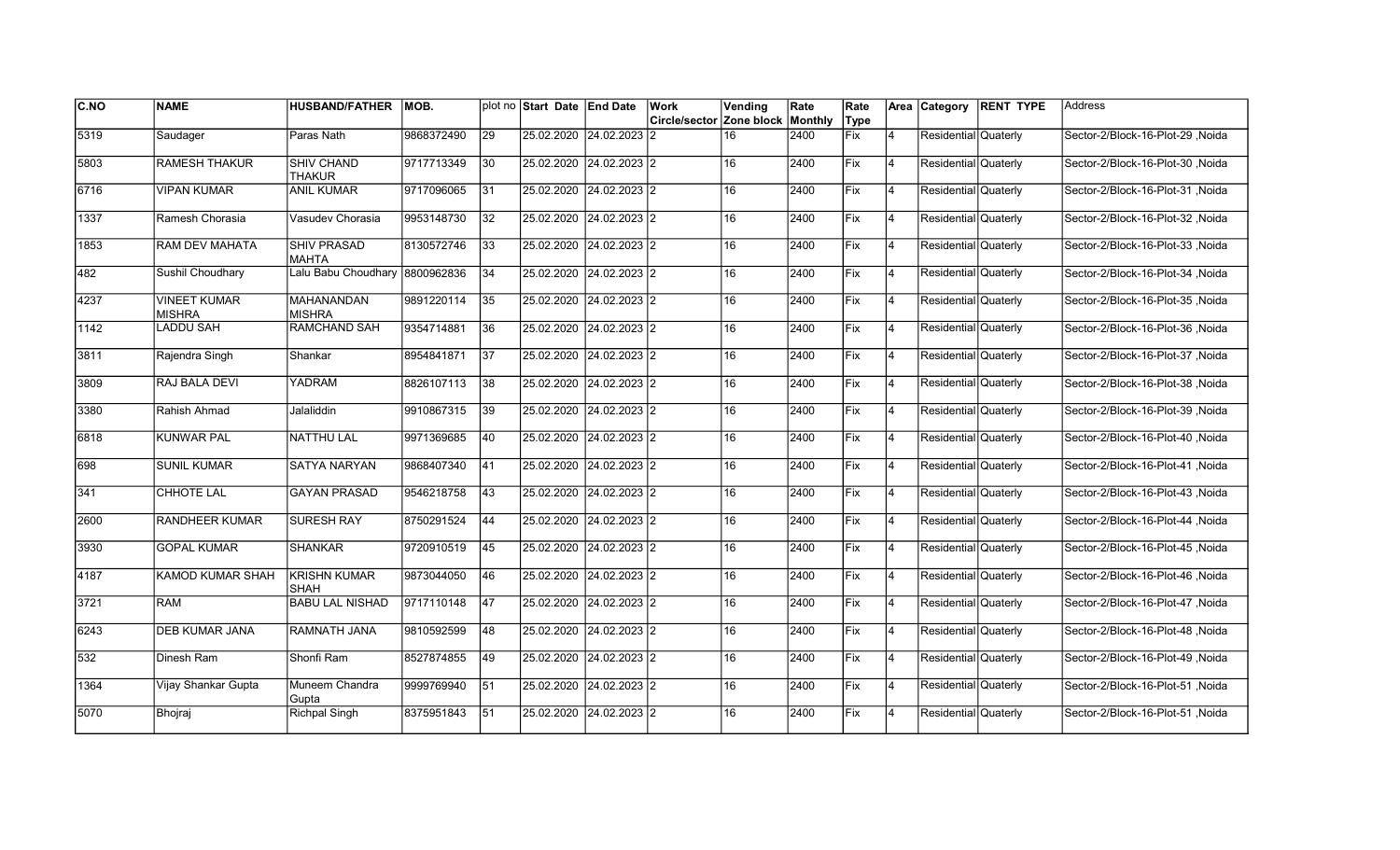| C.NO | NAME | HUSBAND/FATHER | MOB. | plot no | Start Date | End Date | Work Circle/sector | Vending Zone block | Rate Monthly | Rate Type | Area | Category | RENT TYPE | Address |
|---|---|---|---|---|---|---|---|---|---|---|---|---|---|---|
| 5319 | Saudager | Paras Nath | 9868372490 | 29 | 25.02.2020 | 24.02.2023 | 2 | 16 | 2400 | Fix | 4 | Residential | Quaterly | Sector-2/Block-16-Plot-29 ,Noida |
| 5803 | RAMESH THAKUR | SHIV CHAND THAKUR | 9717713349 | 30 | 25.02.2020 | 24.02.2023 | 2 | 16 | 2400 | Fix | 4 | Residential | Quaterly | Sector-2/Block-16-Plot-30 ,Noida |
| 6716 | VIPAN KUMAR | ANIL KUMAR | 9717096065 | 31 | 25.02.2020 | 24.02.2023 | 2 | 16 | 2400 | Fix | 4 | Residential | Quaterly | Sector-2/Block-16-Plot-31 ,Noida |
| 1337 | Ramesh Chorasia | Vasudev Chorasia | 9953148730 | 32 | 25.02.2020 | 24.02.2023 | 2 | 16 | 2400 | Fix | 4 | Residential | Quaterly | Sector-2/Block-16-Plot-32 ,Noida |
| 1853 | RAM DEV MAHATA | SHIV PRASAD MAHTA | 8130572746 | 33 | 25.02.2020 | 24.02.2023 | 2 | 16 | 2400 | Fix | 4 | Residential | Quaterly | Sector-2/Block-16-Plot-33 ,Noida |
| 482 | Sushil Choudhary | Lalu Babu Choudhary | 8800962836 | 34 | 25.02.2020 | 24.02.2023 | 2 | 16 | 2400 | Fix | 4 | Residential | Quaterly | Sector-2/Block-16-Plot-34 ,Noida |
| 4237 | VINEET KUMAR MISHRA | MAHANANDAN MISHRA | 9891220114 | 35 | 25.02.2020 | 24.02.2023 | 2 | 16 | 2400 | Fix | 4 | Residential | Quaterly | Sector-2/Block-16-Plot-35 ,Noida |
| 1142 | LADDU SAH | RAMCHAND SAH | 9354714881 | 36 | 25.02.2020 | 24.02.2023 | 2 | 16 | 2400 | Fix | 4 | Residential | Quaterly | Sector-2/Block-16-Plot-36 ,Noida |
| 3811 | Rajendra Singh | Shankar | 8954841871 | 37 | 25.02.2020 | 24.02.2023 | 2 | 16 | 2400 | Fix | 4 | Residential | Quaterly | Sector-2/Block-16-Plot-37 ,Noida |
| 3809 | RAJ BALA DEVI | YADRAM | 8826107113 | 38 | 25.02.2020 | 24.02.2023 | 2 | 16 | 2400 | Fix | 4 | Residential | Quaterly | Sector-2/Block-16-Plot-38 ,Noida |
| 3380 | Rahish Ahmad | Jalaliddin | 9910867315 | 39 | 25.02.2020 | 24.02.2023 | 2 | 16 | 2400 | Fix | 4 | Residential | Quaterly | Sector-2/Block-16-Plot-39 ,Noida |
| 6818 | KUNWAR PAL | NATTHU LAL | 9971369685 | 40 | 25.02.2020 | 24.02.2023 | 2 | 16 | 2400 | Fix | 4 | Residential | Quaterly | Sector-2/Block-16-Plot-40 ,Noida |
| 698 | SUNIL KUMAR | SATYA NARYAN | 9868407340 | 41 | 25.02.2020 | 24.02.2023 | 2 | 16 | 2400 | Fix | 4 | Residential | Quaterly | Sector-2/Block-16-Plot-41 ,Noida |
| 341 | CHHOTE LAL | GAYAN PRASAD | 9546218758 | 43 | 25.02.2020 | 24.02.2023 | 2 | 16 | 2400 | Fix | 4 | Residential | Quaterly | Sector-2/Block-16-Plot-43 ,Noida |
| 2600 | RANDHEER KUMAR | SURESH RAY | 8750291524 | 44 | 25.02.2020 | 24.02.2023 | 2 | 16 | 2400 | Fix | 4 | Residential | Quaterly | Sector-2/Block-16-Plot-44 ,Noida |
| 3930 | GOPAL KUMAR | SHANKAR | 9720910519 | 45 | 25.02.2020 | 24.02.2023 | 2 | 16 | 2400 | Fix | 4 | Residential | Quaterly | Sector-2/Block-16-Plot-45 ,Noida |
| 4187 | KAMOD KUMAR SHAH | KRISHN KUMAR SHAH | 9873044050 | 46 | 25.02.2020 | 24.02.2023 | 2 | 16 | 2400 | Fix | 4 | Residential | Quaterly | Sector-2/Block-16-Plot-46 ,Noida |
| 3721 | RAM | BABU LAL NISHAD | 9717110148 | 47 | 25.02.2020 | 24.02.2023 | 2 | 16 | 2400 | Fix | 4 | Residential | Quaterly | Sector-2/Block-16-Plot-47 ,Noida |
| 6243 | DEB KUMAR JANA | RAMNATH JANA | 9810592599 | 48 | 25.02.2020 | 24.02.2023 | 2 | 16 | 2400 | Fix | 4 | Residential | Quaterly | Sector-2/Block-16-Plot-48 ,Noida |
| 532 | Dinesh Ram | Shonfi Ram | 8527874855 | 49 | 25.02.2020 | 24.02.2023 | 2 | 16 | 2400 | Fix | 4 | Residential | Quaterly | Sector-2/Block-16-Plot-49 ,Noida |
| 1364 | Vijay Shankar Gupta | Muneem Chandra Gupta | 9999769940 | 51 | 25.02.2020 | 24.02.2023 | 2 | 16 | 2400 | Fix | 4 | Residential | Quaterly | Sector-2/Block-16-Plot-51 ,Noida |
| 5070 | Bhojraj | Richpal Singh | 8375951843 | 51 | 25.02.2020 | 24.02.2023 | 2 | 16 | 2400 | Fix | 4 | Residential | Quaterly | Sector-2/Block-16-Plot-51 ,Noida |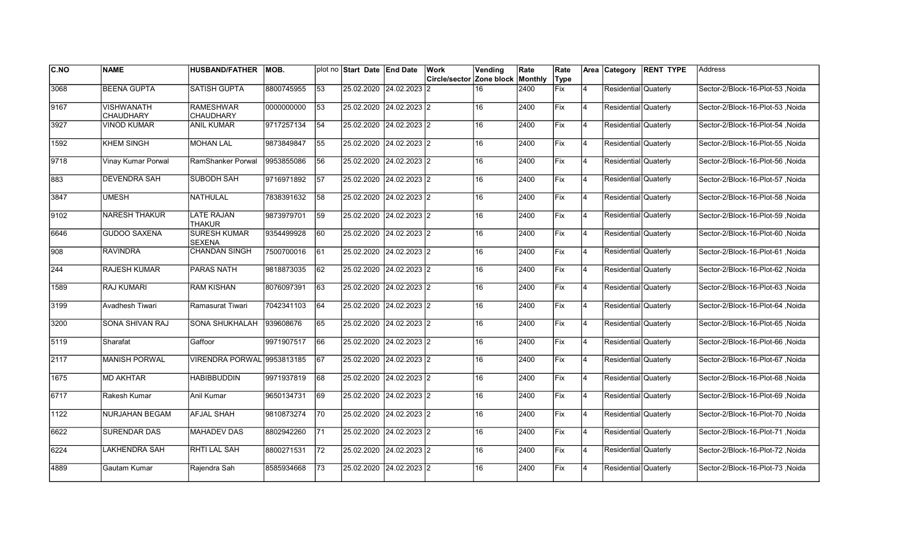| C.NO | NAME | HUSBAND/FATHER | MOB. | plot no | Start Date | End Date | Work Circle/sector | Vending Zone block | Rate Monthly | Rate Type | Area | Category | RENT TYPE | Address |
|---|---|---|---|---|---|---|---|---|---|---|---|---|---|---|
| 3068 | BEENA GUPTA | SATISH GUPTA | 8800745955 | 53 | 25.02.2020 | 24.02.2023 | 2 | 16 | 2400 | Fix | 4 | Residential | Quaterly | Sector-2/Block-16-Plot-53 ,Noida |
| 9167 | VISHWANATH CHAUDHARY | RAMESHWAR CHAUDHARY | 0000000000 | 53 | 25.02.2020 | 24.02.2023 | 2 | 16 | 2400 | Fix | 4 | Residential | Quaterly | Sector-2/Block-16-Plot-53 ,Noida |
| 3927 | VINOD KUMAR | ANIL KUMAR | 9717257134 | 54 | 25.02.2020 | 24.02.2023 | 2 | 16 | 2400 | Fix | 4 | Residential | Quaterly | Sector-2/Block-16-Plot-54 ,Noida |
| 1592 | KHEM SINGH | MOHAN LAL | 9873849847 | 55 | 25.02.2020 | 24.02.2023 | 2 | 16 | 2400 | Fix | 4 | Residential | Quaterly | Sector-2/Block-16-Plot-55 ,Noida |
| 9718 | Vinay Kumar Porwal | RamShanker Porwal | 9953855086 | 56 | 25.02.2020 | 24.02.2023 | 2 | 16 | 2400 | Fix | 4 | Residential | Quaterly | Sector-2/Block-16-Plot-56 ,Noida |
| 883 | DEVENDRA SAH | SUBODH SAH | 9716971892 | 57 | 25.02.2020 | 24.02.2023 | 2 | 16 | 2400 | Fix | 4 | Residential | Quaterly | Sector-2/Block-16-Plot-57 ,Noida |
| 3847 | UMESH | NATHULAL | 7838391632 | 58 | 25.02.2020 | 24.02.2023 | 2 | 16 | 2400 | Fix | 4 | Residential | Quaterly | Sector-2/Block-16-Plot-58 ,Noida |
| 9102 | NARESH THAKUR | LATE RAJAN THAKUR | 9873979701 | 59 | 25.02.2020 | 24.02.2023 | 2 | 16 | 2400 | Fix | 4 | Residential | Quaterly | Sector-2/Block-16-Plot-59 ,Noida |
| 6646 | GUDOO SAXENA | SURESH KUMAR SEXENA | 9354499928 | 60 | 25.02.2020 | 24.02.2023 | 2 | 16 | 2400 | Fix | 4 | Residential | Quaterly | Sector-2/Block-16-Plot-60 ,Noida |
| 908 | RAVINDRA | CHANDAN SINGH | 7500700016 | 61 | 25.02.2020 | 24.02.2023 | 2 | 16 | 2400 | Fix | 4 | Residential | Quaterly | Sector-2/Block-16-Plot-61 ,Noida |
| 244 | RAJESH KUMAR | PARAS NATH | 9818873035 | 62 | 25.02.2020 | 24.02.2023 | 2 | 16 | 2400 | Fix | 4 | Residential | Quaterly | Sector-2/Block-16-Plot-62 ,Noida |
| 1589 | RAJ KUMARI | RAM KISHAN | 8076097391 | 63 | 25.02.2020 | 24.02.2023 | 2 | 16 | 2400 | Fix | 4 | Residential | Quaterly | Sector-2/Block-16-Plot-63 ,Noida |
| 3199 | Avadhesh Tiwari | Ramasurat Tiwari | 7042341103 | 64 | 25.02.2020 | 24.02.2023 | 2 | 16 | 2400 | Fix | 4 | Residential | Quaterly | Sector-2/Block-16-Plot-64 ,Noida |
| 3200 | SONA SHIVAN RAJ | SONA SHUKHALAH | 939608676 | 65 | 25.02.2020 | 24.02.2023 | 2 | 16 | 2400 | Fix | 4 | Residential | Quaterly | Sector-2/Block-16-Plot-65 ,Noida |
| 5119 | Sharafat | Gaffoor | 9971907517 | 66 | 25.02.2020 | 24.02.2023 | 2 | 16 | 2400 | Fix | 4 | Residential | Quaterly | Sector-2/Block-16-Plot-66 ,Noida |
| 2117 | MANISH PORWAL | VIRENDRA PORWAL | 9953813185 | 67 | 25.02.2020 | 24.02.2023 | 2 | 16 | 2400 | Fix | 4 | Residential | Quaterly | Sector-2/Block-16-Plot-67 ,Noida |
| 1675 | MD AKHTAR | HABIBBUDDIN | 9971937819 | 68 | 25.02.2020 | 24.02.2023 | 2 | 16 | 2400 | Fix | 4 | Residential | Quaterly | Sector-2/Block-16-Plot-68 ,Noida |
| 6717 | Rakesh Kumar | Anil Kumar | 9650134731 | 69 | 25.02.2020 | 24.02.2023 | 2 | 16 | 2400 | Fix | 4 | Residential | Quaterly | Sector-2/Block-16-Plot-69 ,Noida |
| 1122 | NURJAHAN BEGAM | AFJAL SHAH | 9810873274 | 70 | 25.02.2020 | 24.02.2023 | 2 | 16 | 2400 | Fix | 4 | Residential | Quaterly | Sector-2/Block-16-Plot-70 ,Noida |
| 6622 | SURENDAR DAS | MAHADEV DAS | 8802942260 | 71 | 25.02.2020 | 24.02.2023 | 2 | 16 | 2400 | Fix | 4 | Residential | Quaterly | Sector-2/Block-16-Plot-71 ,Noida |
| 6224 | LAKHENDRA SAH | RHTI LAL SAH | 8800271531 | 72 | 25.02.2020 | 24.02.2023 | 2 | 16 | 2400 | Fix | 4 | Residential | Quaterly | Sector-2/Block-16-Plot-72 ,Noida |
| 4889 | Gautam Kumar | Rajendra Sah | 8585934668 | 73 | 25.02.2020 | 24.02.2023 | 2 | 16 | 2400 | Fix | 4 | Residential | Quaterly | Sector-2/Block-16-Plot-73 ,Noida |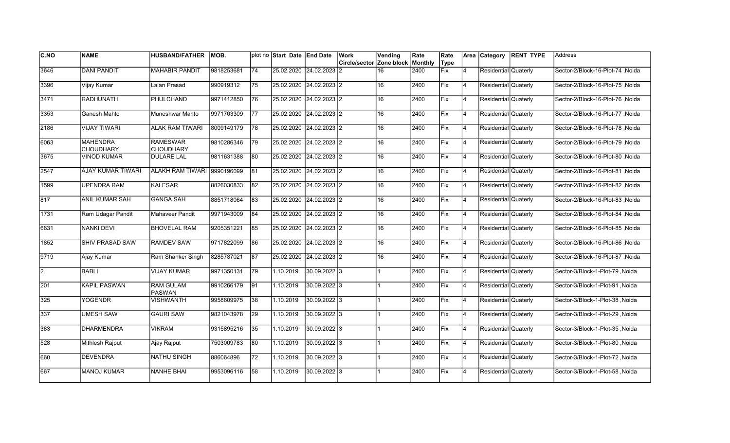| C.NO | NAME | HUSBAND/FATHER | MOB. | plot no | Start Date | End Date | Work Circle/sector | Vending Zone block | Rate Monthly | Rate Type | Area | Category | RENT TYPE | Address |
|---|---|---|---|---|---|---|---|---|---|---|---|---|---|---|
| 3646 | DANI PANDIT | MAHABIR PANDIT | 9818253681 | 74 | 25.02.2020 | 24.02.2023 | 2 | 16 | 2400 | Fix | 4 | Residential | Quaterly | Sector-2/Block-16-Plot-74 ,Noida |
| 3396 | Vijay Kumar | Lalan Prasad | 990919312 | 75 | 25.02.2020 | 24.02.2023 | 2 | 16 | 2400 | Fix | 4 | Residential | Quaterly | Sector-2/Block-16-Plot-75 ,Noida |
| 3471 | RADHUNATH | PHULCHAND | 9971412850 | 76 | 25.02.2020 | 24.02.2023 | 2 | 16 | 2400 | Fix | 4 | Residential | Quaterly | Sector-2/Block-16-Plot-76 ,Noida |
| 3353 | Ganesh Mahto | Muneshwar Mahto | 9971703309 | 77 | 25.02.2020 | 24.02.2023 | 2 | 16 | 2400 | Fix | 4 | Residential | Quaterly | Sector-2/Block-16-Plot-77 ,Noida |
| 2186 | VIJAY TIWARI | ALAK RAM TIWARI | 8009149179 | 78 | 25.02.2020 | 24.02.2023 | 2 | 16 | 2400 | Fix | 4 | Residential | Quaterly | Sector-2/Block-16-Plot-78 ,Noida |
| 6063 | MAHENDRA CHOUDHARY | RAMESWAR CHOUDHARY | 9810286346 | 79 | 25.02.2020 | 24.02.2023 | 2 | 16 | 2400 | Fix | 4 | Residential | Quaterly | Sector-2/Block-16-Plot-79 ,Noida |
| 3675 | VINOD KUMAR | DULARE LAL | 9811631388 | 80 | 25.02.2020 | 24.02.2023 | 2 | 16 | 2400 | Fix | 4 | Residential | Quaterly | Sector-2/Block-16-Plot-80 ,Noida |
| 2547 | AJAY KUMAR TIWARI | ALAKH RAM TIWARI | 9990196099 | 81 | 25.02.2020 | 24.02.2023 | 2 | 16 | 2400 | Fix | 4 | Residential | Quaterly | Sector-2/Block-16-Plot-81 ,Noida |
| 1599 | UPENDRA RAM | KALESAR | 8826030833 | 82 | 25.02.2020 | 24.02.2023 | 2 | 16 | 2400 | Fix | 4 | Residential | Quaterly | Sector-2/Block-16-Plot-82 ,Noida |
| 817 | ANIL KUMAR SAH | GANGA SAH | 8851718064 | 83 | 25.02.2020 | 24.02.2023 | 2 | 16 | 2400 | Fix | 4 | Residential | Quaterly | Sector-2/Block-16-Plot-83 ,Noida |
| 1731 | Ram Udagar Pandit | Mahaveer Pandit | 9971943009 | 84 | 25.02.2020 | 24.02.2023 | 2 | 16 | 2400 | Fix | 4 | Residential | Quaterly | Sector-2/Block-16-Plot-84 ,Noida |
| 6631 | NANKI DEVI | BHOVELAL RAM | 9205351221 | 85 | 25.02.2020 | 24.02.2023 | 2 | 16 | 2400 | Fix | 4 | Residential | Quaterly | Sector-2/Block-16-Plot-85 ,Noida |
| 1852 | SHIV PRASAD SAW | RAMDEV SAW | 9717822099 | 86 | 25.02.2020 | 24.02.2023 | 2 | 16 | 2400 | Fix | 4 | Residential | Quaterly | Sector-2/Block-16-Plot-86 ,Noida |
| 9719 | Ajay Kumar | Ram Shanker Singh | 8285787021 | 87 | 25.02.2020 | 24.02.2023 | 2 | 16 | 2400 | Fix | 4 | Residential | Quaterly | Sector-2/Block-16-Plot-87 ,Noida |
| 2 | BABLI | VIJAY KUMAR | 9971350131 | 79 | 1.10.2019 | 30.09.2022 | 3 | 1 | 2400 | Fix | 4 | Residential | Quaterly | Sector-3/Block-1-Plot-79 ,Noida |
| 201 | KAPIL PASWAN | RAM GULAM PASWAN | 9910266179 | 91 | 1.10.2019 | 30.09.2022 | 3 | 1 | 2400 | Fix | 4 | Residential | Quaterly | Sector-3/Block-1-Plot-91 ,Noida |
| 325 | YOGENDR | VISHWANTH | 9958609975 | 38 | 1.10.2019 | 30.09.2022 | 3 | 1 | 2400 | Fix | 4 | Residential | Quaterly | Sector-3/Block-1-Plot-38 ,Noida |
| 337 | UMESH SAW | GAURI SAW | 9821043978 | 29 | 1.10.2019 | 30.09.2022 | 3 | 1 | 2400 | Fix | 4 | Residential | Quaterly | Sector-3/Block-1-Plot-29 ,Noida |
| 383 | DHARMENDRA | VIKRAM | 9315895216 | 35 | 1.10.2019 | 30.09.2022 | 3 | 1 | 2400 | Fix | 4 | Residential | Quaterly | Sector-3/Block-1-Plot-35 ,Noida |
| 528 | Mithlesh Rajput | Ajay Rajput | 7503009783 | 80 | 1.10.2019 | 30.09.2022 | 3 | 1 | 2400 | Fix | 4 | Residential | Quaterly | Sector-3/Block-1-Plot-80 ,Noida |
| 660 | DEVENDRA | NATHU SINGH | 886064896 | 72 | 1.10.2019 | 30.09.2022 | 3 | 1 | 2400 | Fix | 4 | Residential | Quaterly | Sector-3/Block-1-Plot-72 ,Noida |
| 667 | MANOJ KUMAR | NANHE BHAI | 9953096116 | 58 | 1.10.2019 | 30.09.2022 | 3 | 1 | 2400 | Fix | 4 | Residential | Quaterly | Sector-3/Block-1-Plot-58 ,Noida |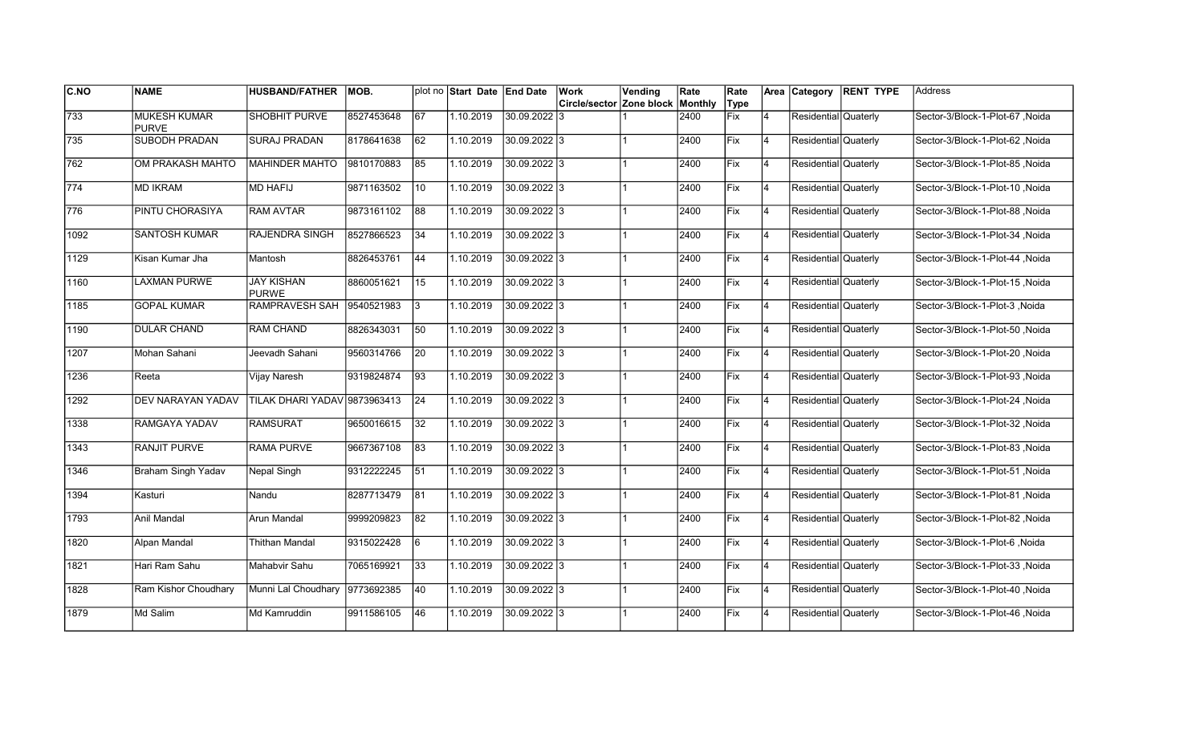| C.NO | NAME | HUSBAND/FATHER | MOB. | plot no | Start Date | End Date | Work Circle/sector | Vending Zone block | Rate Monthly | Rate Type | Area | Category | RENT TYPE | Address |
|---|---|---|---|---|---|---|---|---|---|---|---|---|---|---|
| 733 | MUKESH KUMAR PURVE | SHOBHIT PURVE | 8527453648 | 67 | 1.10.2019 | 30.09.2022 | 3 | 1 | 2400 | Fix | 4 | Residential | Quaterly | Sector-3/Block-1-Plot-67 ,Noida |
| 735 | SUBODH PRADAN | SURAJ PRADAN | 8178641638 | 62 | 1.10.2019 | 30.09.2022 | 3 | 1 | 2400 | Fix | 4 | Residential | Quaterly | Sector-3/Block-1-Plot-62 ,Noida |
| 762 | OM PRAKASH MAHTO | MAHINDER MAHTO | 9810170883 | 85 | 1.10.2019 | 30.09.2022 | 3 | 1 | 2400 | Fix | 4 | Residential | Quaterly | Sector-3/Block-1-Plot-85 ,Noida |
| 774 | MD IKRAM | MD HAFIJ | 9871163502 | 10 | 1.10.2019 | 30.09.2022 | 3 | 1 | 2400 | Fix | 4 | Residential | Quaterly | Sector-3/Block-1-Plot-10 ,Noida |
| 776 | PINTU CHORASIYA | RAM AVTAR | 9873161102 | 88 | 1.10.2019 | 30.09.2022 | 3 | 1 | 2400 | Fix | 4 | Residential | Quaterly | Sector-3/Block-1-Plot-88 ,Noida |
| 1092 | SANTOSH KUMAR | RAJENDRA SINGH | 8527866523 | 34 | 1.10.2019 | 30.09.2022 | 3 | 1 | 2400 | Fix | 4 | Residential | Quaterly | Sector-3/Block-1-Plot-34 ,Noida |
| 1129 | Kisan Kumar Jha | Mantosh | 8826453761 | 44 | 1.10.2019 | 30.09.2022 | 3 | 1 | 2400 | Fix | 4 | Residential | Quaterly | Sector-3/Block-1-Plot-44 ,Noida |
| 1160 | LAXMAN PURWE | JAY KISHAN PURWE | 8860051621 | 15 | 1.10.2019 | 30.09.2022 | 3 | 1 | 2400 | Fix | 4 | Residential | Quaterly | Sector-3/Block-1-Plot-15 ,Noida |
| 1185 | GOPAL KUMAR | RAMPRAVESH SAH | 9540521983 | 3 | 1.10.2019 | 30.09.2022 | 3 | 1 | 2400 | Fix | 4 | Residential | Quaterly | Sector-3/Block-1-Plot-3 ,Noida |
| 1190 | DULAR CHAND | RAM CHAND | 8826343031 | 50 | 1.10.2019 | 30.09.2022 | 3 | 1 | 2400 | Fix | 4 | Residential | Quaterly | Sector-3/Block-1-Plot-50 ,Noida |
| 1207 | Mohan Sahani | Jeevadh Sahani | 9560314766 | 20 | 1.10.2019 | 30.09.2022 | 3 | 1 | 2400 | Fix | 4 | Residential | Quaterly | Sector-3/Block-1-Plot-20 ,Noida |
| 1236 | Reeta | Vijay Naresh | 9319824874 | 93 | 1.10.2019 | 30.09.2022 | 3 | 1 | 2400 | Fix | 4 | Residential | Quaterly | Sector-3/Block-1-Plot-93 ,Noida |
| 1292 | DEV NARAYAN YADAV | TILAK DHARI YADAV | 9873963413 | 24 | 1.10.2019 | 30.09.2022 | 3 | 1 | 2400 | Fix | 4 | Residential | Quaterly | Sector-3/Block-1-Plot-24 ,Noida |
| 1338 | RAMGAYA YADAV | RAMSURAT | 9650016615 | 32 | 1.10.2019 | 30.09.2022 | 3 | 1 | 2400 | Fix | 4 | Residential | Quaterly | Sector-3/Block-1-Plot-32 ,Noida |
| 1343 | RANJIT PURVE | RAMA PURVE | 9667367108 | 83 | 1.10.2019 | 30.09.2022 | 3 | 1 | 2400 | Fix | 4 | Residential | Quaterly | Sector-3/Block-1-Plot-83 ,Noida |
| 1346 | Braham Singh Yadav | Nepal Singh | 9312222245 | 51 | 1.10.2019 | 30.09.2022 | 3 | 1 | 2400 | Fix | 4 | Residential | Quaterly | Sector-3/Block-1-Plot-51 ,Noida |
| 1394 | Kasturi | Nandu | 8287713479 | 81 | 1.10.2019 | 30.09.2022 | 3 | 1 | 2400 | Fix | 4 | Residential | Quaterly | Sector-3/Block-1-Plot-81 ,Noida |
| 1793 | Anil Mandal | Arun Mandal | 9999209823 | 82 | 1.10.2019 | 30.09.2022 | 3 | 1 | 2400 | Fix | 4 | Residential | Quaterly | Sector-3/Block-1-Plot-82 ,Noida |
| 1820 | Alpan Mandal | Thithan Mandal | 9315022428 | 6 | 1.10.2019 | 30.09.2022 | 3 | 1 | 2400 | Fix | 4 | Residential | Quaterly | Sector-3/Block-1-Plot-6 ,Noida |
| 1821 | Hari Ram Sahu | Mahabvir Sahu | 7065169921 | 33 | 1.10.2019 | 30.09.2022 | 3 | 1 | 2400 | Fix | 4 | Residential | Quaterly | Sector-3/Block-1-Plot-33 ,Noida |
| 1828 | Ram Kishor Choudhary | Munni Lal Choudhary | 9773692385 | 40 | 1.10.2019 | 30.09.2022 | 3 | 1 | 2400 | Fix | 4 | Residential | Quaterly | Sector-3/Block-1-Plot-40 ,Noida |
| 1879 | Md Salim | Md Kamruddin | 9911586105 | 46 | 1.10.2019 | 30.09.2022 | 3 | 1 | 2400 | Fix | 4 | Residential | Quaterly | Sector-3/Block-1-Plot-46 ,Noida |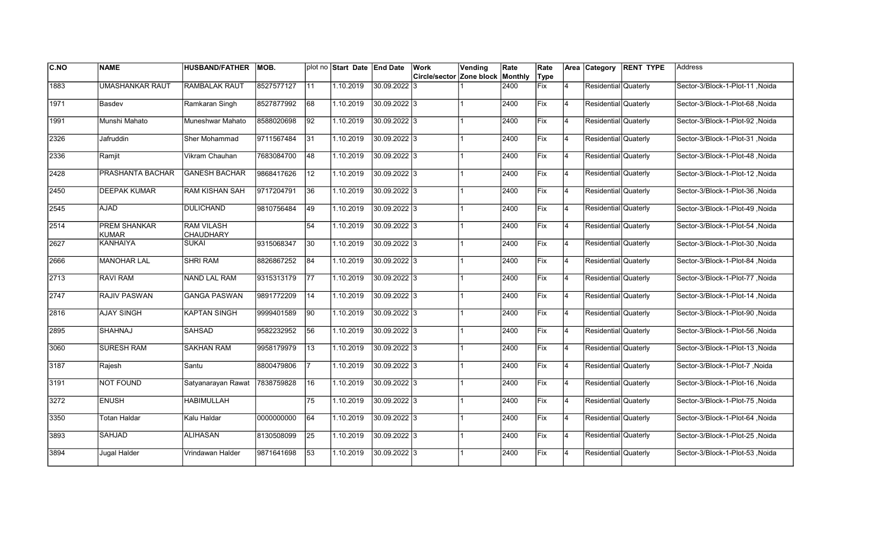| C.NO | NAME | HUSBAND/FATHER | MOB. | plot no | Start Date | End Date | Work Circle/sector | Vending Zone block | Rate Monthly | Rate Type | Area | Category | RENT TYPE | Address |
|---|---|---|---|---|---|---|---|---|---|---|---|---|---|---|
| 1883 | UMASHANKAR RAUT | RAMBALAK RAUT | 8527577127 | 11 | 1.10.2019 | 30.09.2022 | 3 | 1 | 2400 | Fix | 4 | Residential | Quaterly | Sector-3/Block-1-Plot-11 ,Noida |
| 1971 | Basdev | Ramkaran Singh | 8527877992 | 68 | 1.10.2019 | 30.09.2022 | 3 | 1 | 2400 | Fix | 4 | Residential | Quaterly | Sector-3/Block-1-Plot-68 ,Noida |
| 1991 | Munshi Mahato | Muneshwar Mahato | 8588020698 | 92 | 1.10.2019 | 30.09.2022 | 3 | 1 | 2400 | Fix | 4 | Residential | Quaterly | Sector-3/Block-1-Plot-92 ,Noida |
| 2326 | Jafruddin | Sher Mohammad | 9711567484 | 31 | 1.10.2019 | 30.09.2022 | 3 | 1 | 2400 | Fix | 4 | Residential | Quaterly | Sector-3/Block-1-Plot-31 ,Noida |
| 2336 | Ramjit | Vikram Chauhan | 7683084700 | 48 | 1.10.2019 | 30.09.2022 | 3 | 1 | 2400 | Fix | 4 | Residential | Quaterly | Sector-3/Block-1-Plot-48 ,Noida |
| 2428 | PRASHANTA BACHAR | GANESH BACHAR | 9868417626 | 12 | 1.10.2019 | 30.09.2022 | 3 | 1 | 2400 | Fix | 4 | Residential | Quaterly | Sector-3/Block-1-Plot-12 ,Noida |
| 2450 | DEEPAK KUMAR | RAM KISHAN SAH | 9717204791 | 36 | 1.10.2019 | 30.09.2022 | 3 | 1 | 2400 | Fix | 4 | Residential | Quaterly | Sector-3/Block-1-Plot-36 ,Noida |
| 2545 | AJAD | DULICHAND | 9810756484 | 49 | 1.10.2019 | 30.09.2022 | 3 | 1 | 2400 | Fix | 4 | Residential | Quaterly | Sector-3/Block-1-Plot-49 ,Noida |
| 2514 | PREM SHANKAR KUMAR | RAM VILASH CHAUDHARY | | 54 | 1.10.2019 | 30.09.2022 | 3 | 1 | 2400 | Fix | 4 | Residential | Quaterly | Sector-3/Block-1-Plot-54 ,Noida |
| 2627 | KANHAIYA | SUKAI | 9315068347 | 30 | 1.10.2019 | 30.09.2022 | 3 | 1 | 2400 | Fix | 4 | Residential | Quaterly | Sector-3/Block-1-Plot-30 ,Noida |
| 2666 | MANOHAR LAL | SHRI RAM | 8826867252 | 84 | 1.10.2019 | 30.09.2022 | 3 | 1 | 2400 | Fix | 4 | Residential | Quaterly | Sector-3/Block-1-Plot-84 ,Noida |
| 2713 | RAVI RAM | NAND LAL RAM | 9315313179 | 77 | 1.10.2019 | 30.09.2022 | 3 | 1 | 2400 | Fix | 4 | Residential | Quaterly | Sector-3/Block-1-Plot-77 ,Noida |
| 2747 | RAJIV PASWAN | GANGA PASWAN | 9891772209 | 14 | 1.10.2019 | 30.09.2022 | 3 | 1 | 2400 | Fix | 4 | Residential | Quaterly | Sector-3/Block-1-Plot-14 ,Noida |
| 2816 | AJAY SINGH | KAPTAN SINGH | 9999401589 | 90 | 1.10.2019 | 30.09.2022 | 3 | 1 | 2400 | Fix | 4 | Residential | Quaterly | Sector-3/Block-1-Plot-90 ,Noida |
| 2895 | SHAHNAJ | SAHSAD | 9582232952 | 56 | 1.10.2019 | 30.09.2022 | 3 | 1 | 2400 | Fix | 4 | Residential | Quaterly | Sector-3/Block-1-Plot-56 ,Noida |
| 3060 | SURESH RAM | SAKHAN RAM | 9958179979 | 13 | 1.10.2019 | 30.09.2022 | 3 | 1 | 2400 | Fix | 4 | Residential | Quaterly | Sector-3/Block-1-Plot-13 ,Noida |
| 3187 | Rajesh | Santu | 8800479806 | 7 | 1.10.2019 | 30.09.2022 | 3 | 1 | 2400 | Fix | 4 | Residential | Quaterly | Sector-3/Block-1-Plot-7 ,Noida |
| 3191 | NOT FOUND | Satyanarayan Rawat | 7838759828 | 16 | 1.10.2019 | 30.09.2022 | 3 | 1 | 2400 | Fix | 4 | Residential | Quaterly | Sector-3/Block-1-Plot-16 ,Noida |
| 3272 | ENUSH | HABIMULLAH | | 75 | 1.10.2019 | 30.09.2022 | 3 | 1 | 2400 | Fix | 4 | Residential | Quaterly | Sector-3/Block-1-Plot-75 ,Noida |
| 3350 | Totan Haldar | Kalu Haldar | 0000000000 | 64 | 1.10.2019 | 30.09.2022 | 3 | 1 | 2400 | Fix | 4 | Residential | Quaterly | Sector-3/Block-1-Plot-64 ,Noida |
| 3893 | SAHJAD | ALIHASAN | 8130508099 | 25 | 1.10.2019 | 30.09.2022 | 3 | 1 | 2400 | Fix | 4 | Residential | Quaterly | Sector-3/Block-1-Plot-25 ,Noida |
| 3894 | Jugal Halder | Vrindawan Halder | 9871641698 | 53 | 1.10.2019 | 30.09.2022 | 3 | 1 | 2400 | Fix | 4 | Residential | Quaterly | Sector-3/Block-1-Plot-53 ,Noida |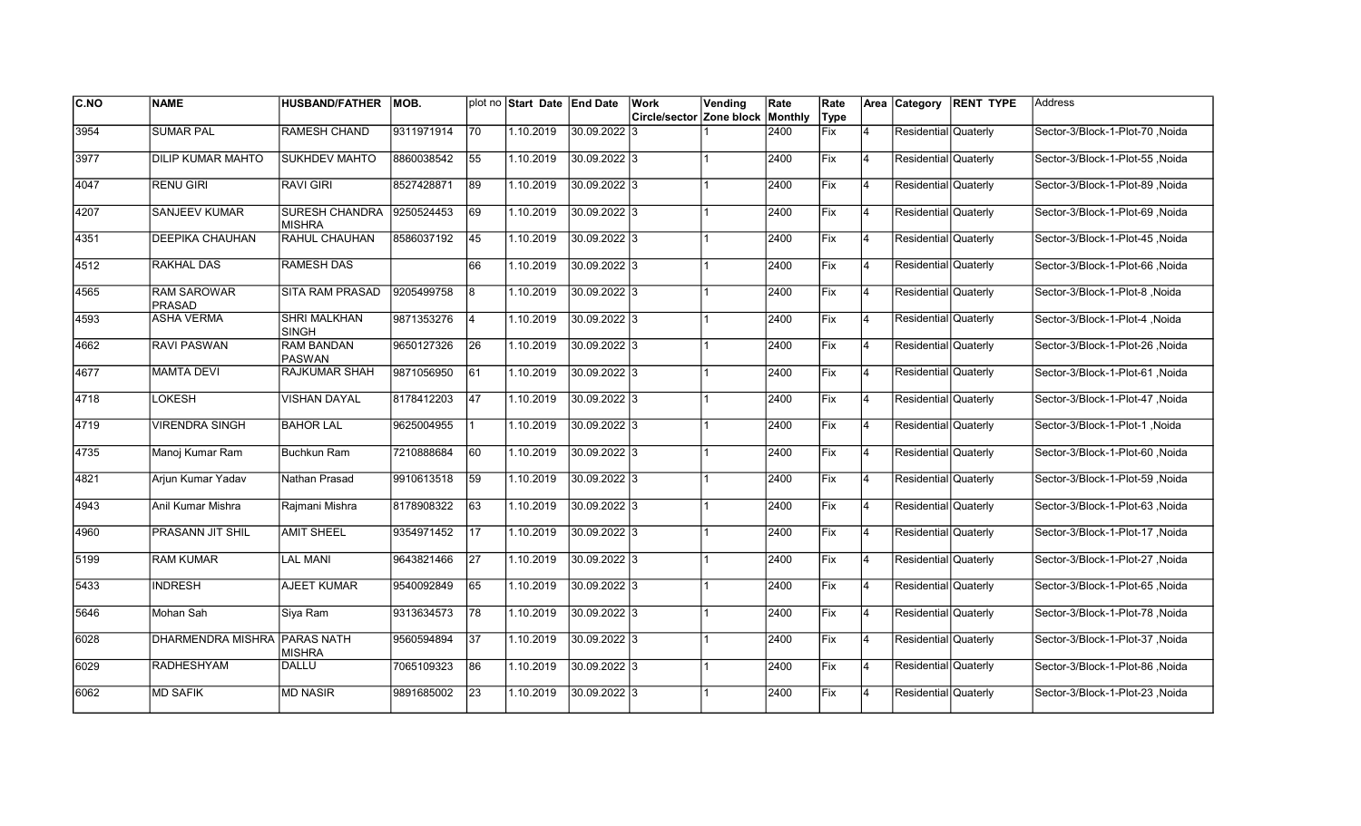| C.NO | NAME | HUSBAND/FATHER | MOB. | plot no | Start Date | End Date | Work Circle/sector | Vending Zone block | Rate Monthly | Rate Type | Area | Category | RENT TYPE | Address |
|---|---|---|---|---|---|---|---|---|---|---|---|---|---|---|
| 3954 | SUMAR PAL | RAMESH CHAND | 9311971914 | 70 | 1.10.2019 | 30.09.2022 | 3 | 1 | 2400 | Fix | 4 | Residential | Quaterly | Sector-3/Block-1-Plot-70 ,Noida |
| 3977 | DILIP KUMAR MAHTO | SUKHDEV MAHTO | 8860038542 | 55 | 1.10.2019 | 30.09.2022 | 3 | 1 | 2400 | Fix | 4 | Residential | Quaterly | Sector-3/Block-1-Plot-55 ,Noida |
| 4047 | RENU GIRI | RAVI GIRI | 8527428871 | 89 | 1.10.2019 | 30.09.2022 | 3 | 1 | 2400 | Fix | 4 | Residential | Quaterly | Sector-3/Block-1-Plot-89 ,Noida |
| 4207 | SANJEEV KUMAR | SURESH CHANDRA MISHRA | 9250524453 | 69 | 1.10.2019 | 30.09.2022 | 3 | 1 | 2400 | Fix | 4 | Residential | Quaterly | Sector-3/Block-1-Plot-69 ,Noida |
| 4351 | DEEPIKA CHAUHAN | RAHUL CHAUHAN | 8586037192 | 45 | 1.10.2019 | 30.09.2022 | 3 | 1 | 2400 | Fix | 4 | Residential | Quaterly | Sector-3/Block-1-Plot-45 ,Noida |
| 4512 | RAKHAL DAS | RAMESH DAS | | 66 | 1.10.2019 | 30.09.2022 | 3 | 1 | 2400 | Fix | 4 | Residential | Quaterly | Sector-3/Block-1-Plot-66 ,Noida |
| 4565 | RAM SAROWAR PRASAD | SITA RAM PRASAD | 9205499758 | 8 | 1.10.2019 | 30.09.2022 | 3 | 1 | 2400 | Fix | 4 | Residential | Quaterly | Sector-3/Block-1-Plot-8 ,Noida |
| 4593 | ASHA VERMA | SHRI MALKHAN SINGH | 9871353276 | 4 | 1.10.2019 | 30.09.2022 | 3 | 1 | 2400 | Fix | 4 | Residential | Quaterly | Sector-3/Block-1-Plot-4 ,Noida |
| 4662 | RAVI PASWAN | RAM BANDAN PASWAN | 9650127326 | 26 | 1.10.2019 | 30.09.2022 | 3 | 1 | 2400 | Fix | 4 | Residential | Quaterly | Sector-3/Block-1-Plot-26 ,Noida |
| 4677 | MAMTA DEVI | RAJKUMAR SHAH | 9871056950 | 61 | 1.10.2019 | 30.09.2022 | 3 | 1 | 2400 | Fix | 4 | Residential | Quaterly | Sector-3/Block-1-Plot-61 ,Noida |
| 4718 | LOKESH | VISHAN DAYAL | 8178412203 | 47 | 1.10.2019 | 30.09.2022 | 3 | 1 | 2400 | Fix | 4 | Residential | Quaterly | Sector-3/Block-1-Plot-47 ,Noida |
| 4719 | VIRENDRA SINGH | BAHOR LAL | 9625004955 | 1 | 1.10.2019 | 30.09.2022 | 3 | 1 | 2400 | Fix | 4 | Residential | Quaterly | Sector-3/Block-1-Plot-1 ,Noida |
| 4735 | Manoj Kumar Ram | Buchkun Ram | 7210888684 | 60 | 1.10.2019 | 30.09.2022 | 3 | 1 | 2400 | Fix | 4 | Residential | Quaterly | Sector-3/Block-1-Plot-60 ,Noida |
| 4821 | Arjun Kumar Yadav | Nathan Prasad | 9910613518 | 59 | 1.10.2019 | 30.09.2022 | 3 | 1 | 2400 | Fix | 4 | Residential | Quaterly | Sector-3/Block-1-Plot-59 ,Noida |
| 4943 | Anil Kumar Mishra | Rajmani Mishra | 8178908322 | 63 | 1.10.2019 | 30.09.2022 | 3 | 1 | 2400 | Fix | 4 | Residential | Quaterly | Sector-3/Block-1-Plot-63 ,Noida |
| 4960 | PRASANN JIT SHIL | AMIT SHEEL | 9354971452 | 17 | 1.10.2019 | 30.09.2022 | 3 | 1 | 2400 | Fix | 4 | Residential | Quaterly | Sector-3/Block-1-Plot-17 ,Noida |
| 5199 | RAM KUMAR | LAL MANI | 9643821466 | 27 | 1.10.2019 | 30.09.2022 | 3 | 1 | 2400 | Fix | 4 | Residential | Quaterly | Sector-3/Block-1-Plot-27 ,Noida |
| 5433 | INDRESH | AJEET KUMAR | 9540092849 | 65 | 1.10.2019 | 30.09.2022 | 3 | 1 | 2400 | Fix | 4 | Residential | Quaterly | Sector-3/Block-1-Plot-65 ,Noida |
| 5646 | Mohan Sah | Siya Ram | 9313634573 | 78 | 1.10.2019 | 30.09.2022 | 3 | 1 | 2400 | Fix | 4 | Residential | Quaterly | Sector-3/Block-1-Plot-78 ,Noida |
| 6028 | DHARMENDRA MISHRA | PARAS NATH MISHRA | 9560594894 | 37 | 1.10.2019 | 30.09.2022 | 3 | 1 | 2400 | Fix | 4 | Residential | Quaterly | Sector-3/Block-1-Plot-37 ,Noida |
| 6029 | RADHESHYAM | DALLU | 7065109323 | 86 | 1.10.2019 | 30.09.2022 | 3 | 1 | 2400 | Fix | 4 | Residential | Quaterly | Sector-3/Block-1-Plot-86 ,Noida |
| 6062 | MD SAFIK | MD NASIR | 9891685002 | 23 | 1.10.2019 | 30.09.2022 | 3 | 1 | 2400 | Fix | 4 | Residential | Quaterly | Sector-3/Block-1-Plot-23 ,Noida |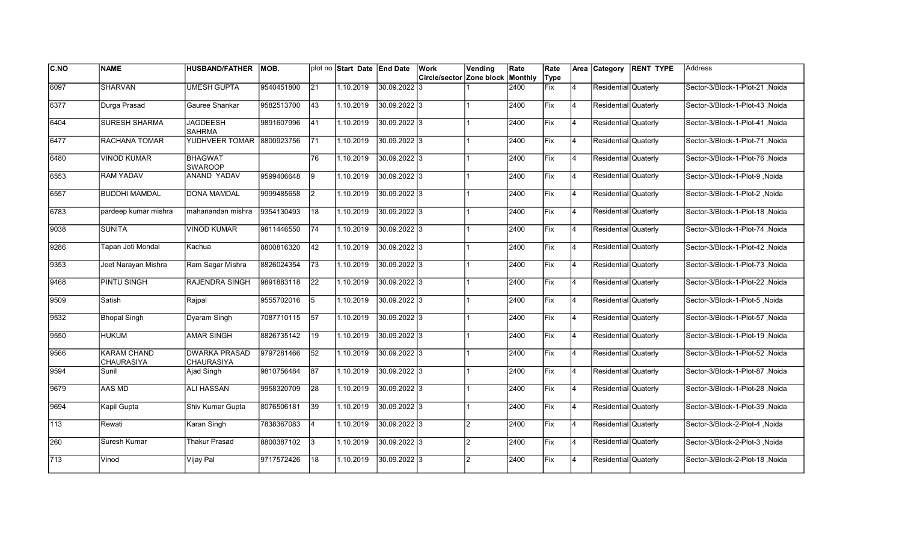| C.NO | NAME | HUSBAND/FATHER | MOB. | plot no | Start Date | End Date | Work Circle/sector | Vending Zone block | Rate Monthly | Rate Type | Area | Category | RENT TYPE | Address |
|---|---|---|---|---|---|---|---|---|---|---|---|---|---|---|
| 6097 | SHARVAN | UMESH GUPTA | 9540451800 | 21 | 1.10.2019 | 30.09.2022 | 3 | 1 | 2400 | Fix | 4 | Residential | Quaterly | Sector-3/Block-1-Plot-21 ,Noida |
| 6377 | Durga Prasad | Gauree Shankar | 9582513700 | 43 | 1.10.2019 | 30.09.2022 | 3 | 1 | 2400 | Fix | 4 | Residential | Quaterly | Sector-3/Block-1-Plot-43 ,Noida |
| 6404 | SURESH SHARMA | JAGDEESH SAHRMA | 9891607996 | 41 | 1.10.2019 | 30.09.2022 | 3 | 1 | 2400 | Fix | 4 | Residential | Quaterly | Sector-3/Block-1-Plot-41 ,Noida |
| 6477 | RACHANA TOMAR | YUDHVEER TOMAR | 8800923756 | 71 | 1.10.2019 | 30.09.2022 | 3 | 1 | 2400 | Fix | 4 | Residential | Quaterly | Sector-3/Block-1-Plot-71 ,Noida |
| 6480 | VINOD KUMAR | BHAGWAT SWAROOP | | 76 | 1.10.2019 | 30.09.2022 | 3 | 1 | 2400 | Fix | 4 | Residential | Quaterly | Sector-3/Block-1-Plot-76 ,Noida |
| 6553 | RAM YADAV | ANAND YADAV | 9599406648 | 9 | 1.10.2019 | 30.09.2022 | 3 | 1 | 2400 | Fix | 4 | Residential | Quaterly | Sector-3/Block-1-Plot-9 ,Noida |
| 6557 | BUDDHI MAMDAL | DONA MAMDAL | 9999485658 | 2 | 1.10.2019 | 30.09.2022 | 3 | 1 | 2400 | Fix | 4 | Residential | Quaterly | Sector-3/Block-1-Plot-2 ,Noida |
| 6783 | pardeep kumar mishra | mahanandan mishra | 9354130493 | 18 | 1.10.2019 | 30.09.2022 | 3 | 1 | 2400 | Fix | 4 | Residential | Quaterly | Sector-3/Block-1-Plot-18 ,Noida |
| 9038 | SUNITA | VINOD KUMAR | 9811446550 | 74 | 1.10.2019 | 30.09.2022 | 3 | 1 | 2400 | Fix | 4 | Residential | Quaterly | Sector-3/Block-1-Plot-74 ,Noida |
| 9286 | Tapan Joti Mondal | Kachua | 8800816320 | 42 | 1.10.2019 | 30.09.2022 | 3 | 1 | 2400 | Fix | 4 | Residential | Quaterly | Sector-3/Block-1-Plot-42 ,Noida |
| 9353 | Jeet Narayan Mishra | Ram Sagar Mishra | 8826024354 | 73 | 1.10.2019 | 30.09.2022 | 3 | 1 | 2400 | Fix | 4 | Residential | Quaterly | Sector-3/Block-1-Plot-73 ,Noida |
| 9468 | PINTU SINGH | RAJENDRA SINGH | 9891883118 | 22 | 1.10.2019 | 30.09.2022 | 3 | 1 | 2400 | Fix | 4 | Residential | Quaterly | Sector-3/Block-1-Plot-22 ,Noida |
| 9509 | Satish | Rajpal | 9555702016 | 5 | 1.10.2019 | 30.09.2022 | 3 | 1 | 2400 | Fix | 4 | Residential | Quaterly | Sector-3/Block-1-Plot-5 ,Noida |
| 9532 | Bhopal Singh | Dyaram Singh | 7087710115 | 57 | 1.10.2019 | 30.09.2022 | 3 | 1 | 2400 | Fix | 4 | Residential | Quaterly | Sector-3/Block-1-Plot-57 ,Noida |
| 9550 | HUKUM | AMAR SINGH | 8826735142 | 19 | 1.10.2019 | 30.09.2022 | 3 | 1 | 2400 | Fix | 4 | Residential | Quaterly | Sector-3/Block-1-Plot-19 ,Noida |
| 9566 | KARAM CHAND CHAURASIYA | DWARKA PRASAD CHAURASIYA | 9797281466 | 52 | 1.10.2019 | 30.09.2022 | 3 | 1 | 2400 | Fix | 4 | Residential | Quaterly | Sector-3/Block-1-Plot-52 ,Noida |
| 9594 | Sunil | Ajad Singh | 9810756484 | 87 | 1.10.2019 | 30.09.2022 | 3 | 1 | 2400 | Fix | 4 | Residential | Quaterly | Sector-3/Block-1-Plot-87 ,Noida |
| 9679 | AAS MD | ALI HASSAN | 9958320709 | 28 | 1.10.2019 | 30.09.2022 | 3 | 1 | 2400 | Fix | 4 | Residential | Quaterly | Sector-3/Block-1-Plot-28 ,Noida |
| 9694 | Kapil Gupta | Shiv Kumar Gupta | 8076506181 | 39 | 1.10.2019 | 30.09.2022 | 3 | 1 | 2400 | Fix | 4 | Residential | Quaterly | Sector-3/Block-1-Plot-39 ,Noida |
| 113 | Rewati | Karan Singh | 7838367083 | 4 | 1.10.2019 | 30.09.2022 | 3 | 2 | 2400 | Fix | 4 | Residential | Quaterly | Sector-3/Block-2-Plot-4 ,Noida |
| 260 | Suresh Kumar | Thakur Prasad | 8800387102 | 3 | 1.10.2019 | 30.09.2022 | 3 | 2 | 2400 | Fix | 4 | Residential | Quaterly | Sector-3/Block-2-Plot-3 ,Noida |
| 713 | Vinod | Vijay Pal | 9717572426 | 18 | 1.10.2019 | 30.09.2022 | 3 | 2 | 2400 | Fix | 4 | Residential | Quaterly | Sector-3/Block-2-Plot-18 ,Noida |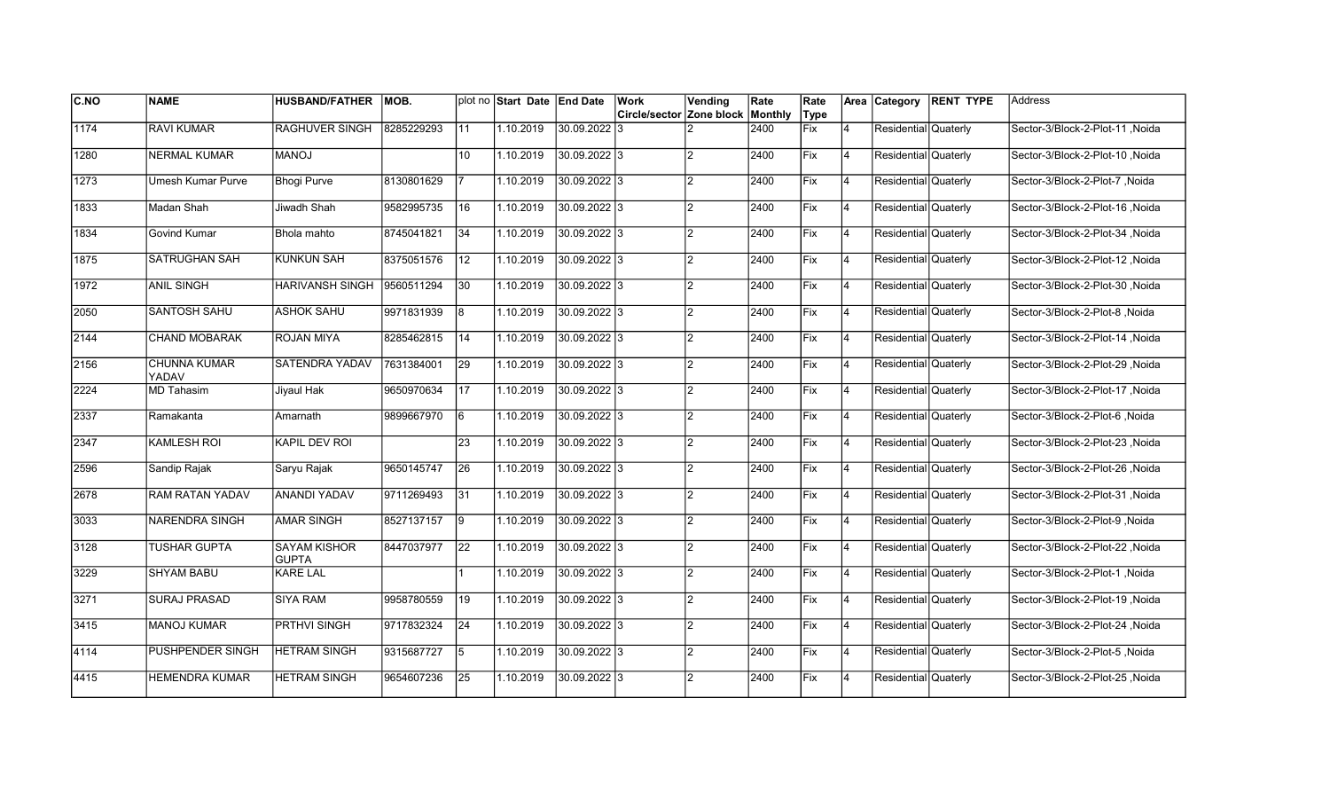| C.NO | NAME | HUSBAND/FATHER | MOB. | plot no | Start Date | End Date | Work Circle/sector | Vending Zone block | Rate Monthly | Rate Type | Area | Category | RENT TYPE | Address |
|---|---|---|---|---|---|---|---|---|---|---|---|---|---|---|
| 1174 | RAVI KUMAR | RAGHUVER SINGH | 8285229293 | 11 | 1.10.2019 | 30.09.2022 | 3 | 2 | 2400 | Fix | 4 | Residential | Quaterly | Sector-3/Block-2-Plot-11 ,Noida |
| 1280 | NERMAL KUMAR | MANOJ | | 10 | 1.10.2019 | 30.09.2022 | 3 | 2 | 2400 | Fix | 4 | Residential | Quaterly | Sector-3/Block-2-Plot-10 ,Noida |
| 1273 | Umesh Kumar Purve | Bhogi Purve | 8130801629 | 7 | 1.10.2019 | 30.09.2022 | 3 | 2 | 2400 | Fix | 4 | Residential | Quaterly | Sector-3/Block-2-Plot-7 ,Noida |
| 1833 | Madan Shah | Jiwadh Shah | 9582995735 | 16 | 1.10.2019 | 30.09.2022 | 3 | 2 | 2400 | Fix | 4 | Residential | Quaterly | Sector-3/Block-2-Plot-16 ,Noida |
| 1834 | Govind Kumar | Bhola mahto | 8745041821 | 34 | 1.10.2019 | 30.09.2022 | 3 | 2 | 2400 | Fix | 4 | Residential | Quaterly | Sector-3/Block-2-Plot-34 ,Noida |
| 1875 | SATRUGHAN SAH | KUNKUN SAH | 8375051576 | 12 | 1.10.2019 | 30.09.2022 | 3 | 2 | 2400 | Fix | 4 | Residential | Quaterly | Sector-3/Block-2-Plot-12 ,Noida |
| 1972 | ANIL SINGH | HARIVANSH SINGH | 9560511294 | 30 | 1.10.2019 | 30.09.2022 | 3 | 2 | 2400 | Fix | 4 | Residential | Quaterly | Sector-3/Block-2-Plot-30 ,Noida |
| 2050 | SANTOSH SAHU | ASHOK SAHU | 9971831939 | 8 | 1.10.2019 | 30.09.2022 | 3 | 2 | 2400 | Fix | 4 | Residential | Quaterly | Sector-3/Block-2-Plot-8 ,Noida |
| 2144 | CHAND MOBARAK | ROJAN MIYA | 8285462815 | 14 | 1.10.2019 | 30.09.2022 | 3 | 2 | 2400 | Fix | 4 | Residential | Quaterly | Sector-3/Block-2-Plot-14 ,Noida |
| 2156 | CHUNNA KUMAR YADAV | SATENDRA YADAV | 7631384001 | 29 | 1.10.2019 | 30.09.2022 | 3 | 2 | 2400 | Fix | 4 | Residential | Quaterly | Sector-3/Block-2-Plot-29 ,Noida |
| 2224 | MD Tahasim | Jiyaul Hak | 9650970634 | 17 | 1.10.2019 | 30.09.2022 | 3 | 2 | 2400 | Fix | 4 | Residential | Quaterly | Sector-3/Block-2-Plot-17 ,Noida |
| 2337 | Ramakanta | Amarnath | 9899667970 | 6 | 1.10.2019 | 30.09.2022 | 3 | 2 | 2400 | Fix | 4 | Residential | Quaterly | Sector-3/Block-2-Plot-6 ,Noida |
| 2347 | KAMLESH ROI | KAPIL DEV ROI | | 23 | 1.10.2019 | 30.09.2022 | 3 | 2 | 2400 | Fix | 4 | Residential | Quaterly | Sector-3/Block-2-Plot-23 ,Noida |
| 2596 | Sandip Rajak | Saryu Rajak | 9650145747 | 26 | 1.10.2019 | 30.09.2022 | 3 | 2 | 2400 | Fix | 4 | Residential | Quaterly | Sector-3/Block-2-Plot-26 ,Noida |
| 2678 | RAM RATAN YADAV | ANANDI YADAV | 9711269493 | 31 | 1.10.2019 | 30.09.2022 | 3 | 2 | 2400 | Fix | 4 | Residential | Quaterly | Sector-3/Block-2-Plot-31 ,Noida |
| 3033 | NARENDRA SINGH | AMAR SINGH | 8527137157 | 9 | 1.10.2019 | 30.09.2022 | 3 | 2 | 2400 | Fix | 4 | Residential | Quaterly | Sector-3/Block-2-Plot-9 ,Noida |
| 3128 | TUSHAR GUPTA | SAYAM KISHOR GUPTA | 8447037977 | 22 | 1.10.2019 | 30.09.2022 | 3 | 2 | 2400 | Fix | 4 | Residential | Quaterly | Sector-3/Block-2-Plot-22 ,Noida |
| 3229 | SHYAM BABU | KARE LAL | | 1 | 1.10.2019 | 30.09.2022 | 3 | 2 | 2400 | Fix | 4 | Residential | Quaterly | Sector-3/Block-2-Plot-1 ,Noida |
| 3271 | SURAJ PRASAD | SIYA RAM | 9958780559 | 19 | 1.10.2019 | 30.09.2022 | 3 | 2 | 2400 | Fix | 4 | Residential | Quaterly | Sector-3/Block-2-Plot-19 ,Noida |
| 3415 | MANOJ KUMAR | PRTHVI SINGH | 9717832324 | 24 | 1.10.2019 | 30.09.2022 | 3 | 2 | 2400 | Fix | 4 | Residential | Quaterly | Sector-3/Block-2-Plot-24 ,Noida |
| 4114 | PUSHPENDER SINGH | HETRAM SINGH | 9315687727 | 5 | 1.10.2019 | 30.09.2022 | 3 | 2 | 2400 | Fix | 4 | Residential | Quaterly | Sector-3/Block-2-Plot-5 ,Noida |
| 4415 | HEMENDRA KUMAR | HETRAM SINGH | 9654607236 | 25 | 1.10.2019 | 30.09.2022 | 3 | 2 | 2400 | Fix | 4 | Residential | Quaterly | Sector-3/Block-2-Plot-25 ,Noida |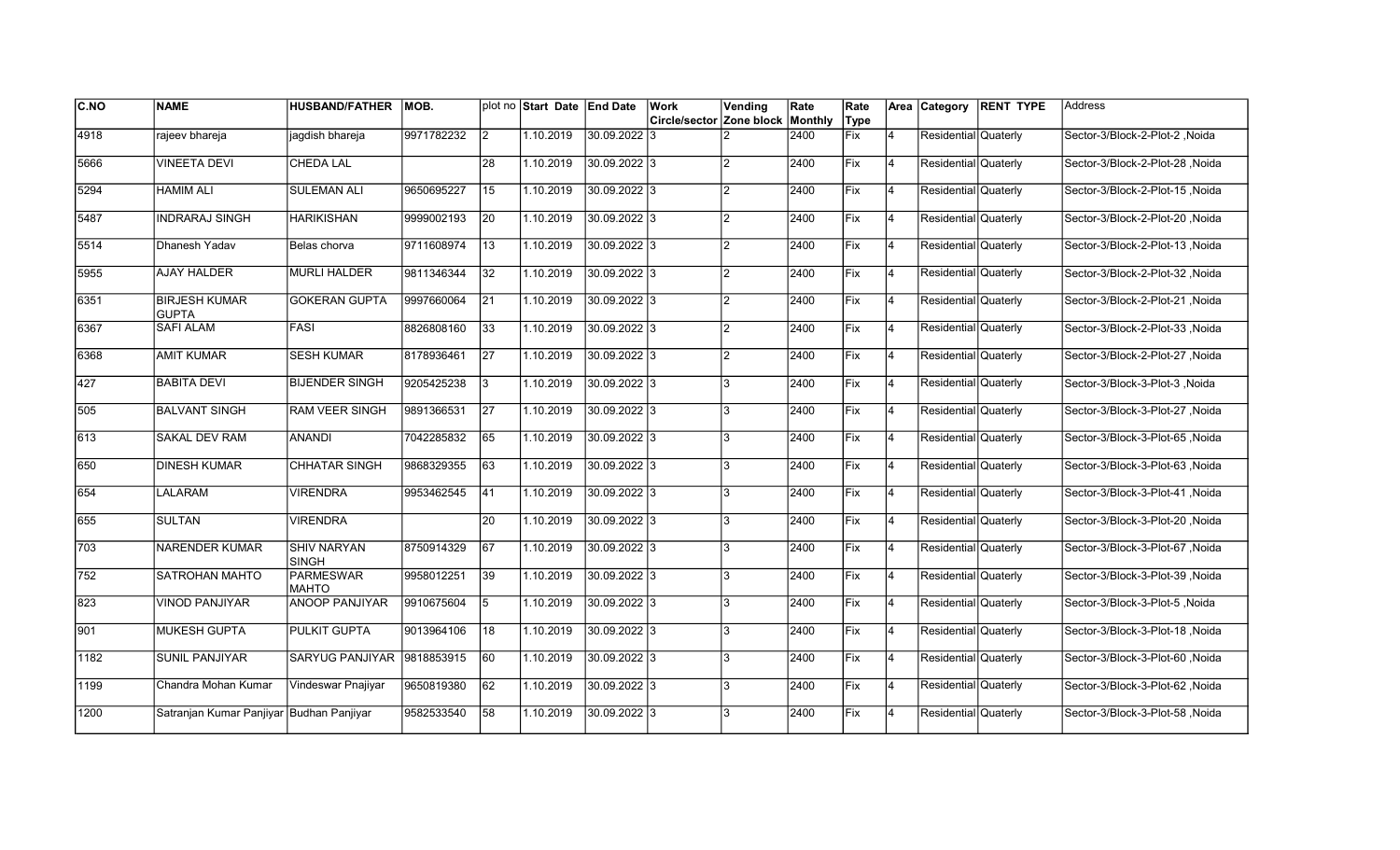| C.NO | NAME | HUSBAND/FATHER | MOB. | plot no | Start Date | End Date | Work Circle/sector | Vending Zone block | Rate Monthly | Rate Type | Area | Category | RENT TYPE | Address |
|---|---|---|---|---|---|---|---|---|---|---|---|---|---|---|
| 4918 | rajeev bhareja | jagdish bhareja | 9971782232 | 2 | 1.10.2019 | 30.09.2022 | 3 | 2 | 2400 | Fix | 4 | Residential | Quaterly | Sector-3/Block-2-Plot-2 ,Noida |
| 5666 | VINEETA DEVI | CHEDA LAL | | 28 | 1.10.2019 | 30.09.2022 | 3 | 2 | 2400 | Fix | 4 | Residential | Quaterly | Sector-3/Block-2-Plot-28 ,Noida |
| 5294 | HAMIM ALI | SULEMAN ALI | 9650695227 | 15 | 1.10.2019 | 30.09.2022 | 3 | 2 | 2400 | Fix | 4 | Residential | Quaterly | Sector-3/Block-2-Plot-15 ,Noida |
| 5487 | INDRARAJ SINGH | HARIKISHAN | 9999002193 | 20 | 1.10.2019 | 30.09.2022 | 3 | 2 | 2400 | Fix | 4 | Residential | Quaterly | Sector-3/Block-2-Plot-20 ,Noida |
| 5514 | Dhanesh Yadav | Belas chorva | 9711608974 | 13 | 1.10.2019 | 30.09.2022 | 3 | 2 | 2400 | Fix | 4 | Residential | Quaterly | Sector-3/Block-2-Plot-13 ,Noida |
| 5955 | AJAY HALDER | MURLI HALDER | 9811346344 | 32 | 1.10.2019 | 30.09.2022 | 3 | 2 | 2400 | Fix | 4 | Residential | Quaterly | Sector-3/Block-2-Plot-32 ,Noida |
| 6351 | BIRJESH KUMAR GUPTA | GOKERAN GUPTA | 9997660064 | 21 | 1.10.2019 | 30.09.2022 | 3 | 2 | 2400 | Fix | 4 | Residential | Quaterly | Sector-3/Block-2-Plot-21 ,Noida |
| 6367 | SAFI ALAM | FASI | 8826808160 | 33 | 1.10.2019 | 30.09.2022 | 3 | 2 | 2400 | Fix | 4 | Residential | Quaterly | Sector-3/Block-2-Plot-33 ,Noida |
| 6368 | AMIT KUMAR | SESH KUMAR | 8178936461 | 27 | 1.10.2019 | 30.09.2022 | 3 | 2 | 2400 | Fix | 4 | Residential | Quaterly | Sector-3/Block-2-Plot-27 ,Noida |
| 427 | BABITA DEVI | BIJENDER SINGH | 9205425238 | 3 | 1.10.2019 | 30.09.2022 | 3 | 3 | 2400 | Fix | 4 | Residential | Quaterly | Sector-3/Block-3-Plot-3 ,Noida |
| 505 | BALVANT SINGH | RAM VEER SINGH | 9891366531 | 27 | 1.10.2019 | 30.09.2022 | 3 | 3 | 2400 | Fix | 4 | Residential | Quaterly | Sector-3/Block-3-Plot-27 ,Noida |
| 613 | SAKAL DEV RAM | ANANDI | 7042285832 | 65 | 1.10.2019 | 30.09.2022 | 3 | 3 | 2400 | Fix | 4 | Residential | Quaterly | Sector-3/Block-3-Plot-65 ,Noida |
| 650 | DINESH KUMAR | CHHATAR SINGH | 9868329355 | 63 | 1.10.2019 | 30.09.2022 | 3 | 3 | 2400 | Fix | 4 | Residential | Quaterly | Sector-3/Block-3-Plot-63 ,Noida |
| 654 | LALARAM | VIRENDRA | 9953462545 | 41 | 1.10.2019 | 30.09.2022 | 3 | 3 | 2400 | Fix | 4 | Residential | Quaterly | Sector-3/Block-3-Plot-41 ,Noida |
| 655 | SULTAN | VIRENDRA | | 20 | 1.10.2019 | 30.09.2022 | 3 | 3 | 2400 | Fix | 4 | Residential | Quaterly | Sector-3/Block-3-Plot-20 ,Noida |
| 703 | NARENDER KUMAR | SHIV NARYAN SINGH | 8750914329 | 67 | 1.10.2019 | 30.09.2022 | 3 | 3 | 2400 | Fix | 4 | Residential | Quaterly | Sector-3/Block-3-Plot-67 ,Noida |
| 752 | SATROHAN MAHTO | PARMESWAR MAHTO | 9958012251 | 39 | 1.10.2019 | 30.09.2022 | 3 | 3 | 2400 | Fix | 4 | Residential | Quaterly | Sector-3/Block-3-Plot-39 ,Noida |
| 823 | VINOD PANJIYAR | ANOOP PANJIYAR | 9910675604 | 5 | 1.10.2019 | 30.09.2022 | 3 | 3 | 2400 | Fix | 4 | Residential | Quaterly | Sector-3/Block-3-Plot-5 ,Noida |
| 901 | MUKESH GUPTA | PULKIT GUPTA | 9013964106 | 18 | 1.10.2019 | 30.09.2022 | 3 | 3 | 2400 | Fix | 4 | Residential | Quaterly | Sector-3/Block-3-Plot-18 ,Noida |
| 1182 | SUNIL PANJIYAR | SARYUG PANJIYAR | 9818853915 | 60 | 1.10.2019 | 30.09.2022 | 3 | 3 | 2400 | Fix | 4 | Residential | Quaterly | Sector-3/Block-3-Plot-60 ,Noida |
| 1199 | Chandra Mohan Kumar | Vindeswar Pnajiyar | 9650819380 | 62 | 1.10.2019 | 30.09.2022 | 3 | 3 | 2400 | Fix | 4 | Residential | Quaterly | Sector-3/Block-3-Plot-62 ,Noida |
| 1200 | Satranjan Kumar Panjiyar | Budhan Panjiyar | 9582533540 | 58 | 1.10.2019 | 30.09.2022 | 3 | 3 | 2400 | Fix | 4 | Residential | Quaterly | Sector-3/Block-3-Plot-58 ,Noida |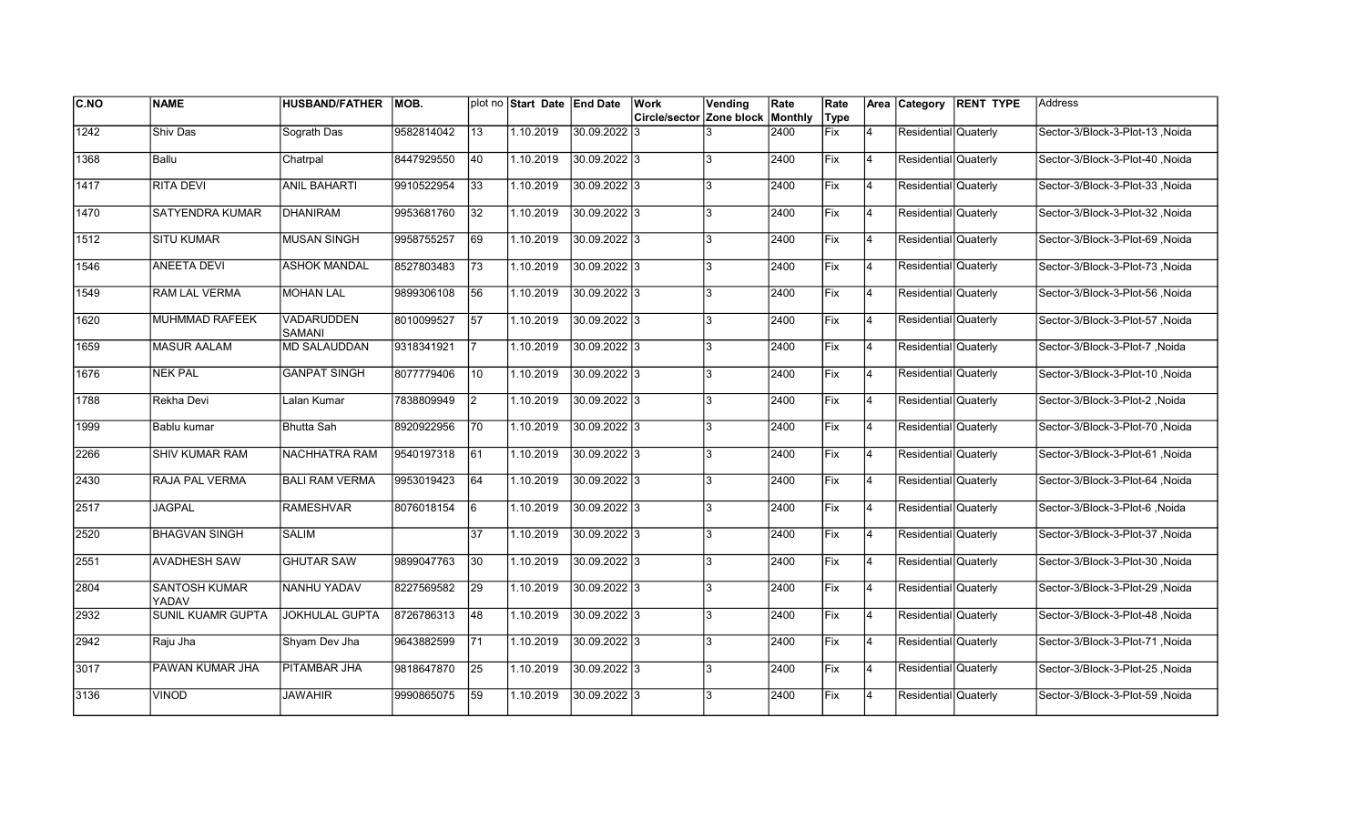| C.NO | NAME | HUSBAND/FATHER | MOB. | plot no | Start Date | End Date | Work Circle/sector | Vending Zone block | Rate Monthly | Rate Type | Area | Category | RENT TYPE | Address |
|---|---|---|---|---|---|---|---|---|---|---|---|---|---|---|
| 1242 | Shiv Das | Sograth Das | 9582814042 | 13 | 1.10.2019 | 30.09.2022 | 3 | 3 | 2400 | Fix | 4 | Residential | Quaterly | Sector-3/Block-3-Plot-13 ,Noida |
| 1368 | Ballu | Chatrpal | 8447929550 | 40 | 1.10.2019 | 30.09.2022 | 3 | 3 | 2400 | Fix | 4 | Residential | Quaterly | Sector-3/Block-3-Plot-40 ,Noida |
| 1417 | RITA DEVI | ANIL BAHARTI | 9910522954 | 33 | 1.10.2019 | 30.09.2022 | 3 | 3 | 2400 | Fix | 4 | Residential | Quaterly | Sector-3/Block-3-Plot-33 ,Noida |
| 1470 | SATYENDRA KUMAR | DHANIRAM | 9953681760 | 32 | 1.10.2019 | 30.09.2022 | 3 | 3 | 2400 | Fix | 4 | Residential | Quaterly | Sector-3/Block-3-Plot-32 ,Noida |
| 1512 | SITU KUMAR | MUSAN SINGH | 9958755257 | 69 | 1.10.2019 | 30.09.2022 | 3 | 3 | 2400 | Fix | 4 | Residential | Quaterly | Sector-3/Block-3-Plot-69 ,Noida |
| 1546 | ANEETA DEVI | ASHOK MANDAL | 8527803483 | 73 | 1.10.2019 | 30.09.2022 | 3 | 3 | 2400 | Fix | 4 | Residential | Quaterly | Sector-3/Block-3-Plot-73 ,Noida |
| 1549 | RAM LAL VERMA | MOHAN LAL | 9899306108 | 56 | 1.10.2019 | 30.09.2022 | 3 | 3 | 2400 | Fix | 4 | Residential | Quaterly | Sector-3/Block-3-Plot-56 ,Noida |
| 1620 | MUHMMAD RAFEEK | VADARUDDEN SAMANI | 8010099527 | 57 | 1.10.2019 | 30.09.2022 | 3 | 3 | 2400 | Fix | 4 | Residential | Quaterly | Sector-3/Block-3-Plot-57 ,Noida |
| 1659 | MASUR AALAM | MD SALAUDDAN | 9318341921 | 7 | 1.10.2019 | 30.09.2022 | 3 | 3 | 2400 | Fix | 4 | Residential | Quaterly | Sector-3/Block-3-Plot-7 ,Noida |
| 1676 | NEK PAL | GANPAT SINGH | 8077779406 | 10 | 1.10.2019 | 30.09.2022 | 3 | 3 | 2400 | Fix | 4 | Residential | Quaterly | Sector-3/Block-3-Plot-10 ,Noida |
| 1788 | Rekha Devi | Lalan Kumar | 7838809949 | 2 | 1.10.2019 | 30.09.2022 | 3 | 3 | 2400 | Fix | 4 | Residential | Quaterly | Sector-3/Block-3-Plot-2 ,Noida |
| 1999 | Bablu kumar | Bhutta Sah | 8920922956 | 70 | 1.10.2019 | 30.09.2022 | 3 | 3 | 2400 | Fix | 4 | Residential | Quaterly | Sector-3/Block-3-Plot-70 ,Noida |
| 2266 | SHIV KUMAR RAM | NACHHATRA RAM | 9540197318 | 61 | 1.10.2019 | 30.09.2022 | 3 | 3 | 2400 | Fix | 4 | Residential | Quaterly | Sector-3/Block-3-Plot-61 ,Noida |
| 2430 | RAJA PAL VERMA | BALI RAM VERMA | 9953019423 | 64 | 1.10.2019 | 30.09.2022 | 3 | 3 | 2400 | Fix | 4 | Residential | Quaterly | Sector-3/Block-3-Plot-64 ,Noida |
| 2517 | JAGPAL | RAMESHVAR | 8076018154 | 6 | 1.10.2019 | 30.09.2022 | 3 | 3 | 2400 | Fix | 4 | Residential | Quaterly | Sector-3/Block-3-Plot-6 ,Noida |
| 2520 | BHAGVAN SINGH | SALIM | | 37 | 1.10.2019 | 30.09.2022 | 3 | 3 | 2400 | Fix | 4 | Residential | Quaterly | Sector-3/Block-3-Plot-37 ,Noida |
| 2551 | AVADHESH SAW | GHUTAR SAW | 9899047763 | 30 | 1.10.2019 | 30.09.2022 | 3 | 3 | 2400 | Fix | 4 | Residential | Quaterly | Sector-3/Block-3-Plot-30 ,Noida |
| 2804 | SANTOSH KUMAR YADAV | NANHU YADAV | 8227569582 | 29 | 1.10.2019 | 30.09.2022 | 3 | 3 | 2400 | Fix | 4 | Residential | Quaterly | Sector-3/Block-3-Plot-29 ,Noida |
| 2932 | SUNIL KUAMR GUPTA | JOKHULAL GUPTA | 8726786313 | 48 | 1.10.2019 | 30.09.2022 | 3 | 3 | 2400 | Fix | 4 | Residential | Quaterly | Sector-3/Block-3-Plot-48 ,Noida |
| 2942 | Raju Jha | Shyam Dev Jha | 9643882599 | 71 | 1.10.2019 | 30.09.2022 | 3 | 3 | 2400 | Fix | 4 | Residential | Quaterly | Sector-3/Block-3-Plot-71 ,Noida |
| 3017 | PAWAN KUMAR JHA | PITAMBAR JHA | 9818647870 | 25 | 1.10.2019 | 30.09.2022 | 3 | 3 | 2400 | Fix | 4 | Residential | Quaterly | Sector-3/Block-3-Plot-25 ,Noida |
| 3136 | VINOD | JAWAHIR | 9990865075 | 59 | 1.10.2019 | 30.09.2022 | 3 | 3 | 2400 | Fix | 4 | Residential | Quaterly | Sector-3/Block-3-Plot-59 ,Noida |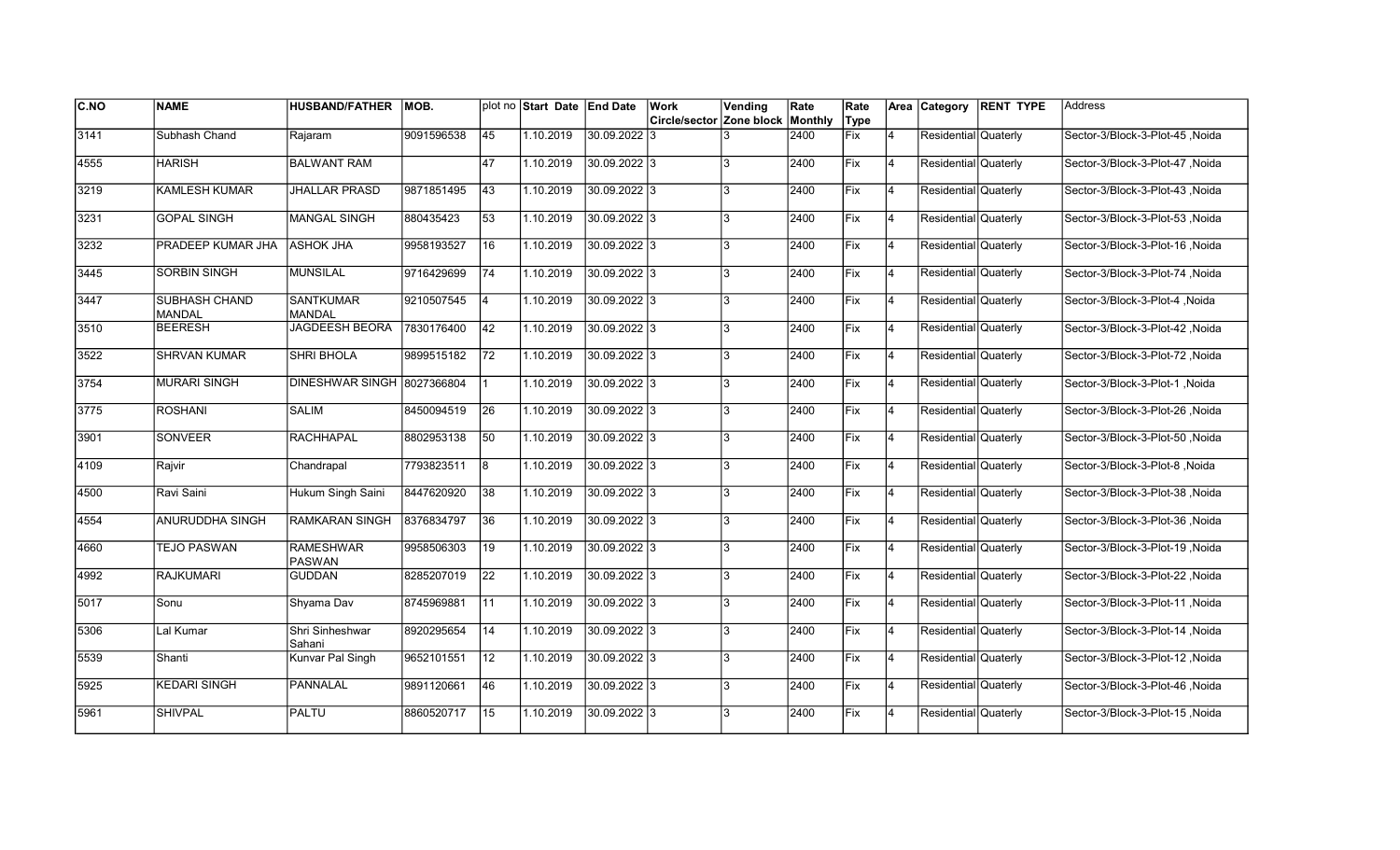| C.NO | NAME | HUSBAND/FATHER | MOB. | plot no | Start Date | End Date | Work Circle/sector | Vending Zone block | Rate Monthly | Rate Type | Area | Category | RENT TYPE | Address |
|---|---|---|---|---|---|---|---|---|---|---|---|---|---|---|
| 3141 | Subhash Chand | Rajaram | 9091596538 | 45 | 1.10.2019 | 30.09.2022 | 3 | 3 | 2400 | Fix | 4 | Residential | Quaterly | Sector-3/Block-3-Plot-45 ,Noida |
| 4555 | HARISH | BALWANT RAM | | 47 | 1.10.2019 | 30.09.2022 | 3 | 3 | 2400 | Fix | 4 | Residential | Quaterly | Sector-3/Block-3-Plot-47 ,Noida |
| 3219 | KAMLESH KUMAR | JHALLAR PRASD | 9871851495 | 43 | 1.10.2019 | 30.09.2022 | 3 | 3 | 2400 | Fix | 4 | Residential | Quaterly | Sector-3/Block-3-Plot-43 ,Noida |
| 3231 | GOPAL SINGH | MANGAL SINGH | 880435423 | 53 | 1.10.2019 | 30.09.2022 | 3 | 3 | 2400 | Fix | 4 | Residential | Quaterly | Sector-3/Block-3-Plot-53 ,Noida |
| 3232 | PRADEEP KUMAR JHA | ASHOK JHA | 9958193527 | 16 | 1.10.2019 | 30.09.2022 | 3 | 3 | 2400 | Fix | 4 | Residential | Quaterly | Sector-3/Block-3-Plot-16 ,Noida |
| 3445 | SORBIN SINGH | MUNSILAL | 9716429699 | 74 | 1.10.2019 | 30.09.2022 | 3 | 3 | 2400 | Fix | 4 | Residential | Quaterly | Sector-3/Block-3-Plot-74 ,Noida |
| 3447 | SUBHASH CHAND MANDAL | SANTKUMAR MANDAL | 9210507545 | 4 | 1.10.2019 | 30.09.2022 | 3 | 3 | 2400 | Fix | 4 | Residential | Quaterly | Sector-3/Block-3-Plot-4 ,Noida |
| 3510 | BEERESH | JAGDEESH BEORA | 7830176400 | 42 | 1.10.2019 | 30.09.2022 | 3 | 3 | 2400 | Fix | 4 | Residential | Quaterly | Sector-3/Block-3-Plot-42 ,Noida |
| 3522 | SHRVAN KUMAR | SHRI BHOLA | 9899515182 | 72 | 1.10.2019 | 30.09.2022 | 3 | 3 | 2400 | Fix | 4 | Residential | Quaterly | Sector-3/Block-3-Plot-72 ,Noida |
| 3754 | MURARI SINGH | DINESHWAR SINGH | 8027366804 | 1 | 1.10.2019 | 30.09.2022 | 3 | 3 | 2400 | Fix | 4 | Residential | Quaterly | Sector-3/Block-3-Plot-1 ,Noida |
| 3775 | ROSHANI | SALIM | 8450094519 | 26 | 1.10.2019 | 30.09.2022 | 3 | 3 | 2400 | Fix | 4 | Residential | Quaterly | Sector-3/Block-3-Plot-26 ,Noida |
| 3901 | SONVEER | RACHHAPAL | 8802953138 | 50 | 1.10.2019 | 30.09.2022 | 3 | 3 | 2400 | Fix | 4 | Residential | Quaterly | Sector-3/Block-3-Plot-50 ,Noida |
| 4109 | Rajvir | Chandrapal | 7793823511 | 8 | 1.10.2019 | 30.09.2022 | 3 | 3 | 2400 | Fix | 4 | Residential | Quaterly | Sector-3/Block-3-Plot-8 ,Noida |
| 4500 | Ravi Saini | Hukum Singh Saini | 8447620920 | 38 | 1.10.2019 | 30.09.2022 | 3 | 3 | 2400 | Fix | 4 | Residential | Quaterly | Sector-3/Block-3-Plot-38 ,Noida |
| 4554 | ANURUDDHA SINGH | RAMKARAN SINGH | 8376834797 | 36 | 1.10.2019 | 30.09.2022 | 3 | 3 | 2400 | Fix | 4 | Residential | Quaterly | Sector-3/Block-3-Plot-36 ,Noida |
| 4660 | TEJO PASWAN | RAMESHWAR PASWAN | 9958506303 | 19 | 1.10.2019 | 30.09.2022 | 3 | 3 | 2400 | Fix | 4 | Residential | Quaterly | Sector-3/Block-3-Plot-19 ,Noida |
| 4992 | RAJKUMARI | GUDDAN | 8285207019 | 22 | 1.10.2019 | 30.09.2022 | 3 | 3 | 2400 | Fix | 4 | Residential | Quaterly | Sector-3/Block-3-Plot-22 ,Noida |
| 5017 | Sonu | Shyama Dav | 8745969881 | 11 | 1.10.2019 | 30.09.2022 | 3 | 3 | 2400 | Fix | 4 | Residential | Quaterly | Sector-3/Block-3-Plot-11 ,Noida |
| 5306 | Lal Kumar | Shri Sinheshwar Sahani | 8920295654 | 14 | 1.10.2019 | 30.09.2022 | 3 | 3 | 2400 | Fix | 4 | Residential | Quaterly | Sector-3/Block-3-Plot-14 ,Noida |
| 5539 | Shanti | Kunvar Pal Singh | 9652101551 | 12 | 1.10.2019 | 30.09.2022 | 3 | 3 | 2400 | Fix | 4 | Residential | Quaterly | Sector-3/Block-3-Plot-12 ,Noida |
| 5925 | KEDARI SINGH | PANNALAL | 9891120661 | 46 | 1.10.2019 | 30.09.2022 | 3 | 3 | 2400 | Fix | 4 | Residential | Quaterly | Sector-3/Block-3-Plot-46 ,Noida |
| 5961 | SHIVPAL | PALTU | 8860520717 | 15 | 1.10.2019 | 30.09.2022 | 3 | 3 | 2400 | Fix | 4 | Residential | Quaterly | Sector-3/Block-3-Plot-15 ,Noida |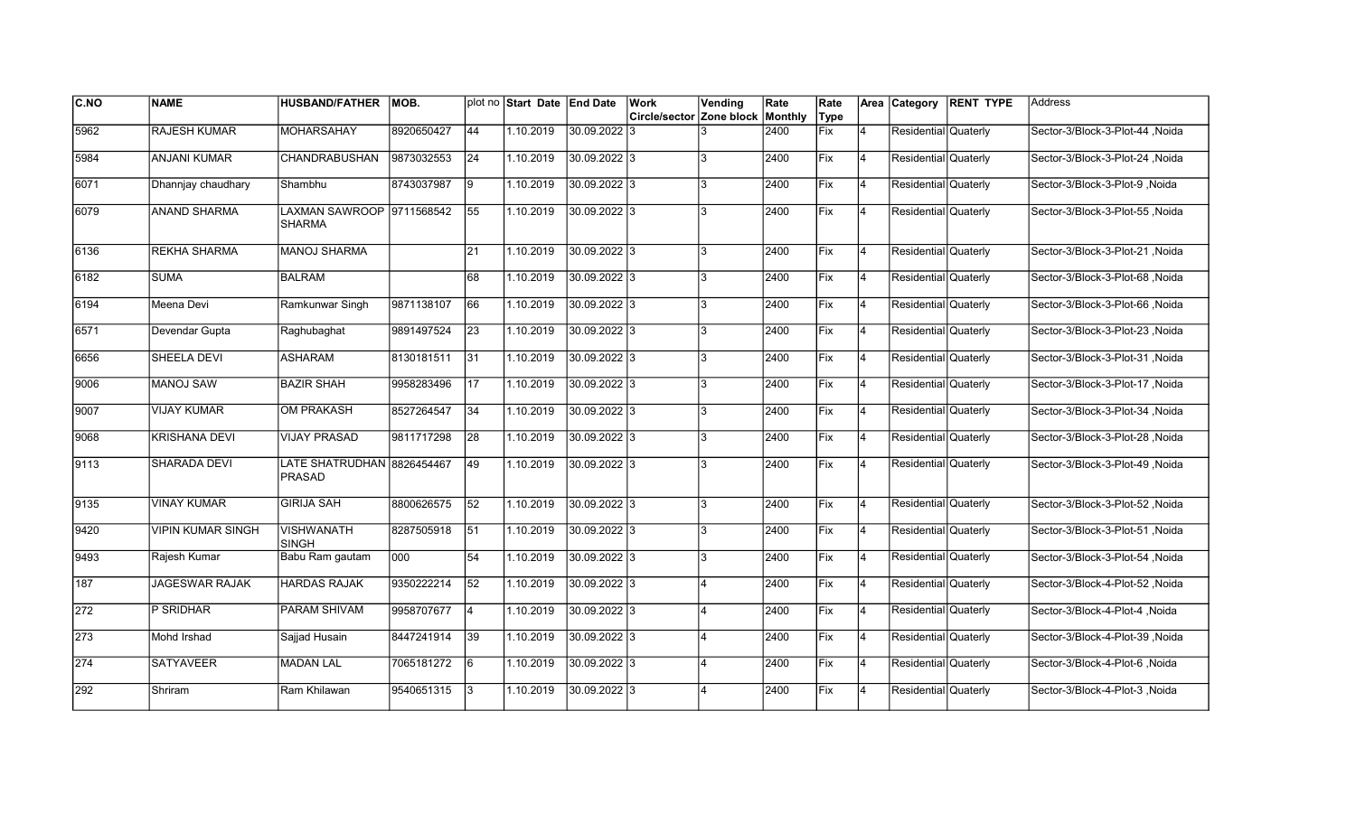| C.NO | NAME | HUSBAND/FATHER | MOB. | plot no | Start Date | End Date | Work Circle/sector | Vending Zone block | Rate Monthly | Rate Type | Area | Category | RENT TYPE | Address |
|---|---|---|---|---|---|---|---|---|---|---|---|---|---|---|
| 5962 | RAJESH KUMAR | MOHARSAHAY | 8920650427 | 44 | 1.10.2019 | 30.09.2022 | 3 | 3 | 2400 | Fix | 4 | Residential | Quaterly | Sector-3/Block-3-Plot-44 ,Noida |
| 5984 | ANJANI KUMAR | CHANDRABUSHAN | 9873032553 | 24 | 1.10.2019 | 30.09.2022 | 3 | 3 | 2400 | Fix | 4 | Residential | Quaterly | Sector-3/Block-3-Plot-24 ,Noida |
| 6071 | Dhannjay chaudhary | Shambhu | 8743037987 | 9 | 1.10.2019 | 30.09.2022 | 3 | 3 | 2400 | Fix | 4 | Residential | Quaterly | Sector-3/Block-3-Plot-9 ,Noida |
| 6079 | ANAND SHARMA | LAXMAN SAWROOP SHARMA | 9711568542 | 55 | 1.10.2019 | 30.09.2022 | 3 | 3 | 2400 | Fix | 4 | Residential | Quaterly | Sector-3/Block-3-Plot-55 ,Noida |
| 6136 | REKHA SHARMA | MANOJ SHARMA | | 21 | 1.10.2019 | 30.09.2022 | 3 | 3 | 2400 | Fix | 4 | Residential | Quaterly | Sector-3/Block-3-Plot-21 ,Noida |
| 6182 | SUMA | BALRAM | | 68 | 1.10.2019 | 30.09.2022 | 3 | 3 | 2400 | Fix | 4 | Residential | Quaterly | Sector-3/Block-3-Plot-68 ,Noida |
| 6194 | Meena Devi | Ramkunwar Singh | 9871138107 | 66 | 1.10.2019 | 30.09.2022 | 3 | 3 | 2400 | Fix | 4 | Residential | Quaterly | Sector-3/Block-3-Plot-66 ,Noida |
| 6571 | Devendar Gupta | Raghubaghat | 9891497524 | 23 | 1.10.2019 | 30.09.2022 | 3 | 3 | 2400 | Fix | 4 | Residential | Quaterly | Sector-3/Block-3-Plot-23 ,Noida |
| 6656 | SHEELA DEVI | ASHARAM | 8130181511 | 31 | 1.10.2019 | 30.09.2022 | 3 | 3 | 2400 | Fix | 4 | Residential | Quaterly | Sector-3/Block-3-Plot-31 ,Noida |
| 9006 | MANOJ SAW | BAZIR SHAH | 9958283496 | 17 | 1.10.2019 | 30.09.2022 | 3 | 3 | 2400 | Fix | 4 | Residential | Quaterly | Sector-3/Block-3-Plot-17 ,Noida |
| 9007 | VIJAY KUMAR | OM PRAKASH | 8527264547 | 34 | 1.10.2019 | 30.09.2022 | 3 | 3 | 2400 | Fix | 4 | Residential | Quaterly | Sector-3/Block-3-Plot-34 ,Noida |
| 9068 | KRISHANA DEVI | VIJAY PRASAD | 9811717298 | 28 | 1.10.2019 | 30.09.2022 | 3 | 3 | 2400 | Fix | 4 | Residential | Quaterly | Sector-3/Block-3-Plot-28 ,Noida |
| 9113 | SHARADA DEVI | LATE SHATRUDHAN PRASAD | 8826454467 | 49 | 1.10.2019 | 30.09.2022 | 3 | 3 | 2400 | Fix | 4 | Residential | Quaterly | Sector-3/Block-3-Plot-49 ,Noida |
| 9135 | VINAY KUMAR | GIRIJA SAH | 8800626575 | 52 | 1.10.2019 | 30.09.2022 | 3 | 3 | 2400 | Fix | 4 | Residential | Quaterly | Sector-3/Block-3-Plot-52 ,Noida |
| 9420 | VIPIN KUMAR SINGH | VISHWANATH SINGH | 8287505918 | 51 | 1.10.2019 | 30.09.2022 | 3 | 3 | 2400 | Fix | 4 | Residential | Quaterly | Sector-3/Block-3-Plot-51 ,Noida |
| 9493 | Rajesh Kumar | Babu Ram gautam | 000 | 54 | 1.10.2019 | 30.09.2022 | 3 | 3 | 2400 | Fix | 4 | Residential | Quaterly | Sector-3/Block-3-Plot-54 ,Noida |
| 187 | JAGESWAR RAJAK | HARDAS RAJAK | 9350222214 | 52 | 1.10.2019 | 30.09.2022 | 3 | 4 | 2400 | Fix | 4 | Residential | Quaterly | Sector-3/Block-4-Plot-52 ,Noida |
| 272 | P SRIDHAR | PARAM SHIVAM | 9958707677 | 4 | 1.10.2019 | 30.09.2022 | 3 | 4 | 2400 | Fix | 4 | Residential | Quaterly | Sector-3/Block-4-Plot-4 ,Noida |
| 273 | Mohd Irshad | Sajjad Husain | 8447241914 | 39 | 1.10.2019 | 30.09.2022 | 3 | 4 | 2400 | Fix | 4 | Residential | Quaterly | Sector-3/Block-4-Plot-39 ,Noida |
| 274 | SATYAVEER | MADAN LAL | 7065181272 | 6 | 1.10.2019 | 30.09.2022 | 3 | 4 | 2400 | Fix | 4 | Residential | Quaterly | Sector-3/Block-4-Plot-6 ,Noida |
| 292 | Shriram | Ram Khilawan | 9540651315 | 3 | 1.10.2019 | 30.09.2022 | 3 | 4 | 2400 | Fix | 4 | Residential | Quaterly | Sector-3/Block-4-Plot-3 ,Noida |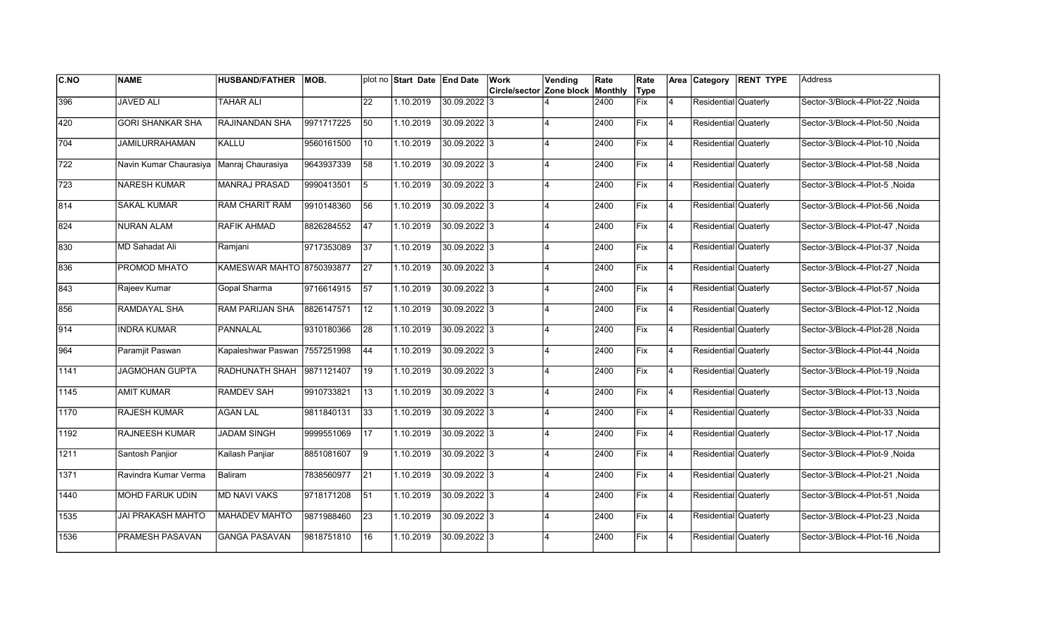| C.NO | NAME | HUSBAND/FATHER | MOB. | plot no | Start Date | End Date | Work Circle/sector | Vending Zone block | Rate Monthly | Rate Type | Area | Category | RENT TYPE | Address |
|---|---|---|---|---|---|---|---|---|---|---|---|---|---|---|
| 396 | JAVED ALI | TAHAR ALI | | 22 | 1.10.2019 | 30.09.2022 | 3 | 4 | 2400 | Fix | 4 | Residential | Quaterly | Sector-3/Block-4-Plot-22 ,Noida |
| 420 | GORI SHANKAR SHA | RAJINANDAN SHA | 9971717225 | 50 | 1.10.2019 | 30.09.2022 | 3 | 4 | 2400 | Fix | 4 | Residential | Quaterly | Sector-3/Block-4-Plot-50 ,Noida |
| 704 | JAMILURRAHAMAN | KALLU | 9560161500 | 10 | 1.10.2019 | 30.09.2022 | 3 | 4 | 2400 | Fix | 4 | Residential | Quaterly | Sector-3/Block-4-Plot-10 ,Noida |
| 722 | Navin Kumar Chaurasiya | Manraj Chaurasiya | 9643937339 | 58 | 1.10.2019 | 30.09.2022 | 3 | 4 | 2400 | Fix | 4 | Residential | Quaterly | Sector-3/Block-4-Plot-58 ,Noida |
| 723 | NARESH KUMAR | MANRAJ PRASAD | 9990413501 | 5 | 1.10.2019 | 30.09.2022 | 3 | 4 | 2400 | Fix | 4 | Residential | Quaterly | Sector-3/Block-4-Plot-5 ,Noida |
| 814 | SAKAL KUMAR | RAM CHARIT RAM | 9910148360 | 56 | 1.10.2019 | 30.09.2022 | 3 | 4 | 2400 | Fix | 4 | Residential | Quaterly | Sector-3/Block-4-Plot-56 ,Noida |
| 824 | NURAN ALAM | RAFIK AHMAD | 8826284552 | 47 | 1.10.2019 | 30.09.2022 | 3 | 4 | 2400 | Fix | 4 | Residential | Quaterly | Sector-3/Block-4-Plot-47 ,Noida |
| 830 | MD Sahadat Ali | Ramjani | 9717353089 | 37 | 1.10.2019 | 30.09.2022 | 3 | 4 | 2400 | Fix | 4 | Residential | Quaterly | Sector-3/Block-4-Plot-37 ,Noida |
| 836 | PROMOD MHATO | KAMESWAR MAHTO | 8750393877 | 27 | 1.10.2019 | 30.09.2022 | 3 | 4 | 2400 | Fix | 4 | Residential | Quaterly | Sector-3/Block-4-Plot-27 ,Noida |
| 843 | Rajeev Kumar | Gopal Sharma | 9716614915 | 57 | 1.10.2019 | 30.09.2022 | 3 | 4 | 2400 | Fix | 4 | Residential | Quaterly | Sector-3/Block-4-Plot-57 ,Noida |
| 856 | RAMDAYAL SHA | RAM PARIJAN SHA | 8826147571 | 12 | 1.10.2019 | 30.09.2022 | 3 | 4 | 2400 | Fix | 4 | Residential | Quaterly | Sector-3/Block-4-Plot-12 ,Noida |
| 914 | INDRA KUMAR | PANNALAL | 9310180366 | 28 | 1.10.2019 | 30.09.2022 | 3 | 4 | 2400 | Fix | 4 | Residential | Quaterly | Sector-3/Block-4-Plot-28 ,Noida |
| 964 | Paramjit Paswan | Kapaleshwar Paswan | 7557251998 | 44 | 1.10.2019 | 30.09.2022 | 3 | 4 | 2400 | Fix | 4 | Residential | Quaterly | Sector-3/Block-4-Plot-44 ,Noida |
| 1141 | JAGMOHAN GUPTA | RADHUNATH SHAH | 9871121407 | 19 | 1.10.2019 | 30.09.2022 | 3 | 4 | 2400 | Fix | 4 | Residential | Quaterly | Sector-3/Block-4-Plot-19 ,Noida |
| 1145 | AMIT KUMAR | RAMDEV SAH | 9910733821 | 13 | 1.10.2019 | 30.09.2022 | 3 | 4 | 2400 | Fix | 4 | Residential | Quaterly | Sector-3/Block-4-Plot-13 ,Noida |
| 1170 | RAJESH KUMAR | AGAN LAL | 9811840131 | 33 | 1.10.2019 | 30.09.2022 | 3 | 4 | 2400 | Fix | 4 | Residential | Quaterly | Sector-3/Block-4-Plot-33 ,Noida |
| 1192 | RAJNEESH KUMAR | JADAM SINGH | 9999551069 | 17 | 1.10.2019 | 30.09.2022 | 3 | 4 | 2400 | Fix | 4 | Residential | Quaterly | Sector-3/Block-4-Plot-17 ,Noida |
| 1211 | Santosh Panjior | Kailash Panjiar | 8851081607 | 9 | 1.10.2019 | 30.09.2022 | 3 | 4 | 2400 | Fix | 4 | Residential | Quaterly | Sector-3/Block-4-Plot-9 ,Noida |
| 1371 | Ravindra Kumar Verma | Baliram | 7838560977 | 21 | 1.10.2019 | 30.09.2022 | 3 | 4 | 2400 | Fix | 4 | Residential | Quaterly | Sector-3/Block-4-Plot-21 ,Noida |
| 1440 | MOHD FARUK UDIN | MD NAVI VAKS | 9718171208 | 51 | 1.10.2019 | 30.09.2022 | 3 | 4 | 2400 | Fix | 4 | Residential | Quaterly | Sector-3/Block-4-Plot-51 ,Noida |
| 1535 | JAI PRAKASH MAHTO | MAHADEV MAHTO | 9871988460 | 23 | 1.10.2019 | 30.09.2022 | 3 | 4 | 2400 | Fix | 4 | Residential | Quaterly | Sector-3/Block-4-Plot-23 ,Noida |
| 1536 | PRAMESH PASAVAN | GANGA PASAVAN | 9818751810 | 16 | 1.10.2019 | 30.09.2022 | 3 | 4 | 2400 | Fix | 4 | Residential | Quaterly | Sector-3/Block-4-Plot-16 ,Noida |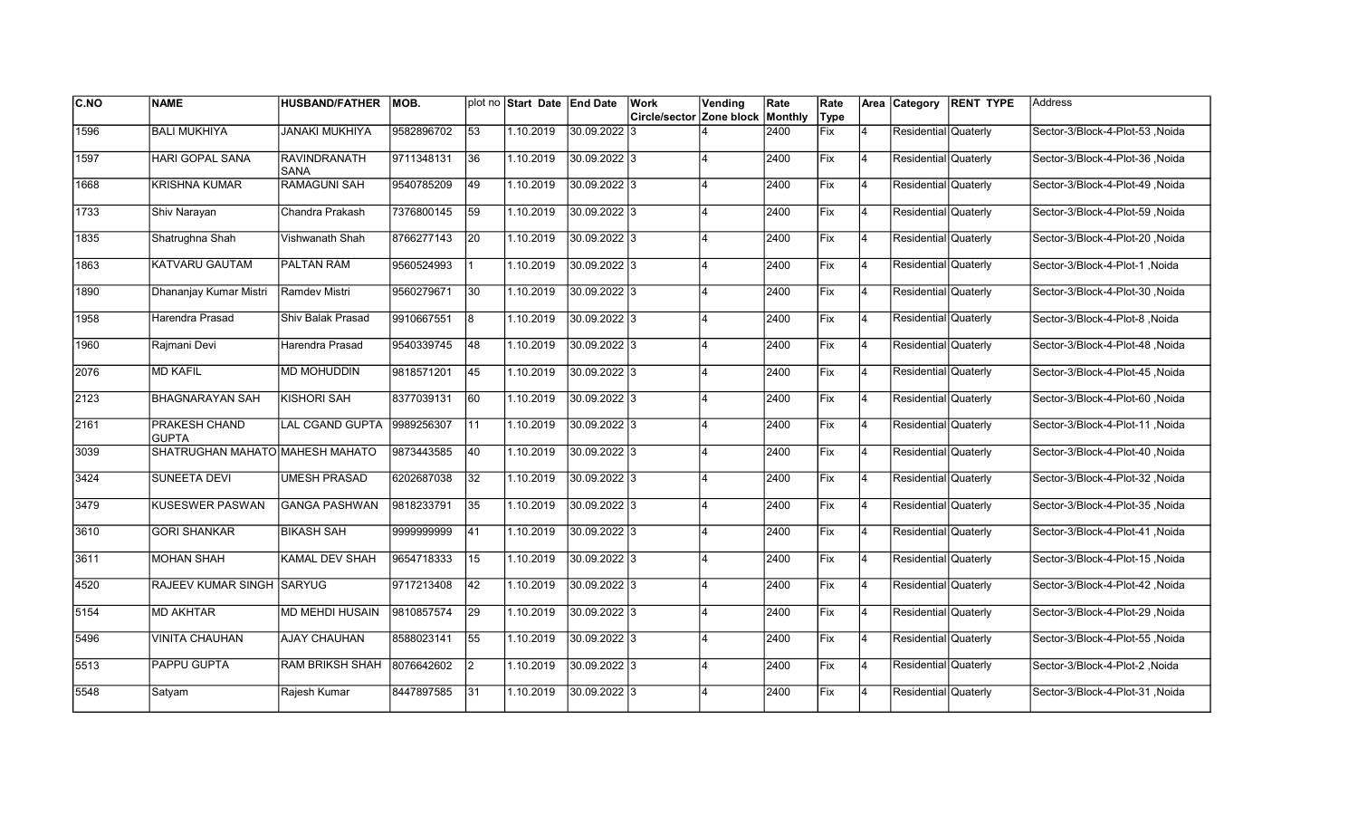| C.NO | NAME | HUSBAND/FATHER | MOB. | plot no | Start Date | End Date | Work Circle/sector | Vending Zone block | Rate Monthly | Rate Type | Area | Category | RENT TYPE | Address |
|---|---|---|---|---|---|---|---|---|---|---|---|---|---|---|
| 1596 | BALI MUKHIYA | JANAKI MUKHIYA | 9582896702 | 53 | 1.10.2019 | 30.09.2022 | 3 | 4 | 2400 | Fix | 4 | Residential | Quaterly | Sector-3/Block-4-Plot-53 ,Noida |
| 1597 | HARI GOPAL SANA | RAVINDRANATH SANA | 9711348131 | 36 | 1.10.2019 | 30.09.2022 | 3 | 4 | 2400 | Fix | 4 | Residential | Quaterly | Sector-3/Block-4-Plot-36 ,Noida |
| 1668 | KRISHNA KUMAR | RAMAGUNI SAH | 9540785209 | 49 | 1.10.2019 | 30.09.2022 | 3 | 4 | 2400 | Fix | 4 | Residential | Quaterly | Sector-3/Block-4-Plot-49 ,Noida |
| 1733 | Shiv Narayan | Chandra Prakash | 7376800145 | 59 | 1.10.2019 | 30.09.2022 | 3 | 4 | 2400 | Fix | 4 | Residential | Quaterly | Sector-3/Block-4-Plot-59 ,Noida |
| 1835 | Shatrughna Shah | Vishwanath Shah | 8766277143 | 20 | 1.10.2019 | 30.09.2022 | 3 | 4 | 2400 | Fix | 4 | Residential | Quaterly | Sector-3/Block-4-Plot-20 ,Noida |
| 1863 | KATVARU GAUTAM | PALTAN RAM | 9560524993 | 1 | 1.10.2019 | 30.09.2022 | 3 | 4 | 2400 | Fix | 4 | Residential | Quaterly | Sector-3/Block-4-Plot-1 ,Noida |
| 1890 | Dhananjay Kumar Mistri | Ramdev Mistri | 9560279671 | 30 | 1.10.2019 | 30.09.2022 | 3 | 4 | 2400 | Fix | 4 | Residential | Quaterly | Sector-3/Block-4-Plot-30 ,Noida |
| 1958 | Harendra Prasad | Shiv Balak Prasad | 9910667551 | 8 | 1.10.2019 | 30.09.2022 | 3 | 4 | 2400 | Fix | 4 | Residential | Quaterly | Sector-3/Block-4-Plot-8 ,Noida |
| 1960 | Rajmani Devi | Harendra Prasad | 9540339745 | 48 | 1.10.2019 | 30.09.2022 | 3 | 4 | 2400 | Fix | 4 | Residential | Quaterly | Sector-3/Block-4-Plot-48 ,Noida |
| 2076 | MD KAFIL | MD MOHUDDIN | 9818571201 | 45 | 1.10.2019 | 30.09.2022 | 3 | 4 | 2400 | Fix | 4 | Residential | Quaterly | Sector-3/Block-4-Plot-45 ,Noida |
| 2123 | BHAGNARAYAN SAH | KISHORI SAH | 8377039131 | 60 | 1.10.2019 | 30.09.2022 | 3 | 4 | 2400 | Fix | 4 | Residential | Quaterly | Sector-3/Block-4-Plot-60 ,Noida |
| 2161 | PRAKESH CHAND GUPTA | LAL CGAND GUPTA | 9989256307 | 11 | 1.10.2019 | 30.09.2022 | 3 | 4 | 2400 | Fix | 4 | Residential | Quaterly | Sector-3/Block-4-Plot-11 ,Noida |
| 3039 | SHATRUGHAN MAHATO | MAHESH MAHATO | 9873443585 | 40 | 1.10.2019 | 30.09.2022 | 3 | 4 | 2400 | Fix | 4 | Residential | Quaterly | Sector-3/Block-4-Plot-40 ,Noida |
| 3424 | SUNEETA DEVI | UMESH PRASAD | 6202687038 | 32 | 1.10.2019 | 30.09.2022 | 3 | 4 | 2400 | Fix | 4 | Residential | Quaterly | Sector-3/Block-4-Plot-32 ,Noida |
| 3479 | KUSESWER PASWAN | GANGA PASHWAN | 9818233791 | 35 | 1.10.2019 | 30.09.2022 | 3 | 4 | 2400 | Fix | 4 | Residential | Quaterly | Sector-3/Block-4-Plot-35 ,Noida |
| 3610 | GORI SHANKAR | BIKASH SAH | 9999999999 | 41 | 1.10.2019 | 30.09.2022 | 3 | 4 | 2400 | Fix | 4 | Residential | Quaterly | Sector-3/Block-4-Plot-41 ,Noida |
| 3611 | MOHAN SHAH | KAMAL DEV SHAH | 9654718333 | 15 | 1.10.2019 | 30.09.2022 | 3 | 4 | 2400 | Fix | 4 | Residential | Quaterly | Sector-3/Block-4-Plot-15 ,Noida |
| 4520 | RAJEEV KUMAR SINGH | SARYUG | 9717213408 | 42 | 1.10.2019 | 30.09.2022 | 3 | 4 | 2400 | Fix | 4 | Residential | Quaterly | Sector-3/Block-4-Plot-42 ,Noida |
| 5154 | MD AKHTAR | MD MEHDI HUSAIN | 9810857574 | 29 | 1.10.2019 | 30.09.2022 | 3 | 4 | 2400 | Fix | 4 | Residential | Quaterly | Sector-3/Block-4-Plot-29 ,Noida |
| 5496 | VINITA CHAUHAN | AJAY CHAUHAN | 8588023141 | 55 | 1.10.2019 | 30.09.2022 | 3 | 4 | 2400 | Fix | 4 | Residential | Quaterly | Sector-3/Block-4-Plot-55 ,Noida |
| 5513 | PAPPU GUPTA | RAM BRIKSH SHAH | 8076642602 | 2 | 1.10.2019 | 30.09.2022 | 3 | 4 | 2400 | Fix | 4 | Residential | Quaterly | Sector-3/Block-4-Plot-2 ,Noida |
| 5548 | Satyam | Rajesh Kumar | 8447897585 | 31 | 1.10.2019 | 30.09.2022 | 3 | 4 | 2400 | Fix | 4 | Residential | Quaterly | Sector-3/Block-4-Plot-31 ,Noida |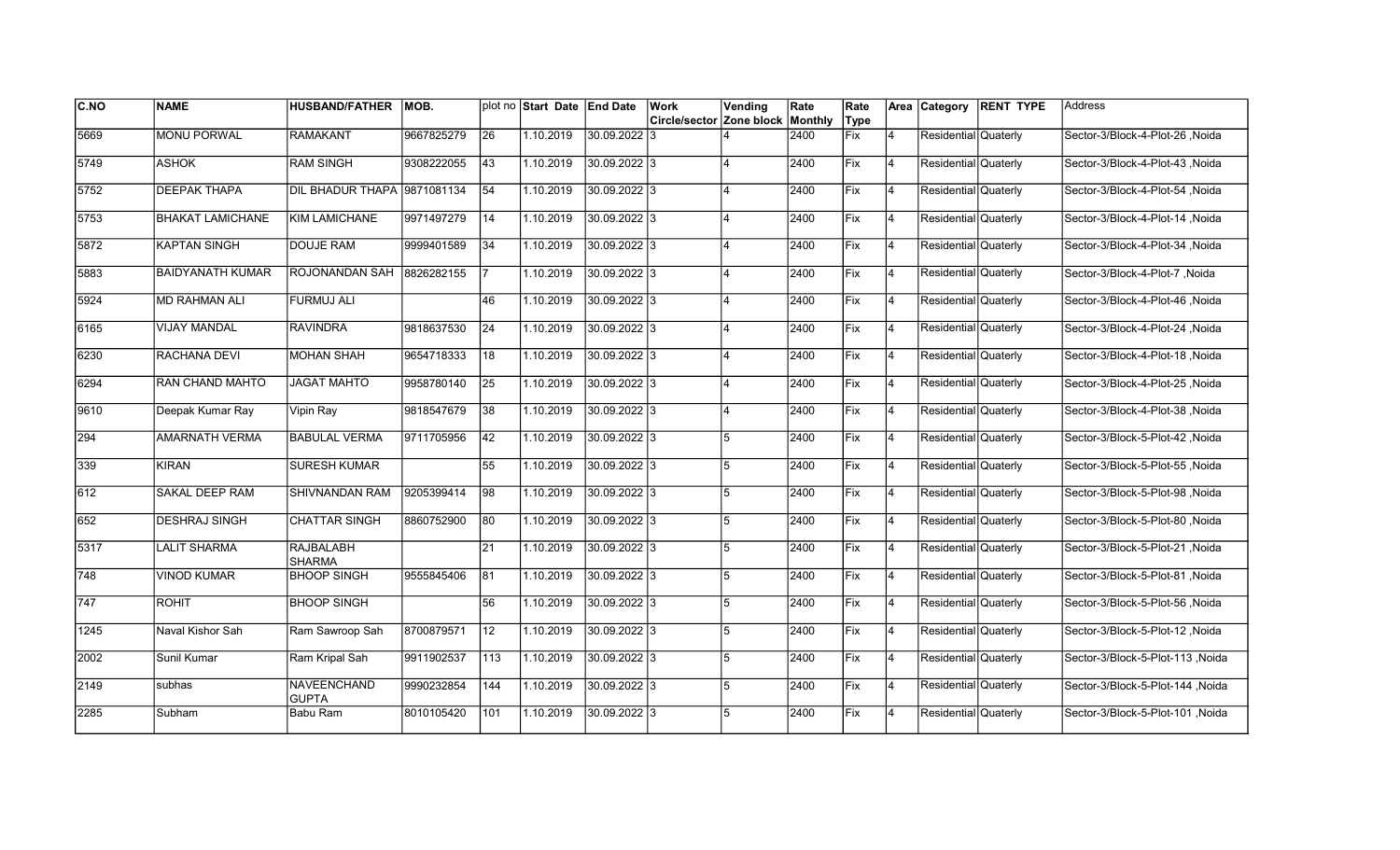| C.NO | NAME | HUSBAND/FATHER | MOB. | plot no | Start Date | End Date | Work Circle/sector | Vending Zone block | Rate Monthly | Rate Type | Area | Category | RENT TYPE | Address |
|---|---|---|---|---|---|---|---|---|---|---|---|---|---|---|
| 5669 | MONU PORWAL | RAMAKANT | 9667825279 | 26 | 1.10.2019 | 30.09.2022 | 3 | 4 | 2400 | Fix | 4 | Residential | Quaterly | Sector-3/Block-4-Plot-26 ,Noida |
| 5749 | ASHOK | RAM SINGH | 9308222055 | 43 | 1.10.2019 | 30.09.2022 | 3 | 4 | 2400 | Fix | 4 | Residential | Quaterly | Sector-3/Block-4-Plot-43 ,Noida |
| 5752 | DEEPAK THAPA | DIL BHADUR THAPA | 9871081134 | 54 | 1.10.2019 | 30.09.2022 | 3 | 4 | 2400 | Fix | 4 | Residential | Quaterly | Sector-3/Block-4-Plot-54 ,Noida |
| 5753 | BHAKAT LAMICHANE | KIM LAMICHANE | 9971497279 | 14 | 1.10.2019 | 30.09.2022 | 3 | 4 | 2400 | Fix | 4 | Residential | Quaterly | Sector-3/Block-4-Plot-14 ,Noida |
| 5872 | KAPTAN SINGH | DOUJE RAM | 9999401589 | 34 | 1.10.2019 | 30.09.2022 | 3 | 4 | 2400 | Fix | 4 | Residential | Quaterly | Sector-3/Block-4-Plot-34 ,Noida |
| 5883 | BAIDYANATH KUMAR | ROJONANDAN SAH | 8826282155 | 7 | 1.10.2019 | 30.09.2022 | 3 | 4 | 2400 | Fix | 4 | Residential | Quaterly | Sector-3/Block-4-Plot-7 ,Noida |
| 5924 | MD RAHMAN ALI | FURMUJ ALI | | 46 | 1.10.2019 | 30.09.2022 | 3 | 4 | 2400 | Fix | 4 | Residential | Quaterly | Sector-3/Block-4-Plot-46 ,Noida |
| 6165 | VIJAY MANDAL | RAVINDRA | 9818637530 | 24 | 1.10.2019 | 30.09.2022 | 3 | 4 | 2400 | Fix | 4 | Residential | Quaterly | Sector-3/Block-4-Plot-24 ,Noida |
| 6230 | RACHANA DEVI | MOHAN SHAH | 9654718333 | 18 | 1.10.2019 | 30.09.2022 | 3 | 4 | 2400 | Fix | 4 | Residential | Quaterly | Sector-3/Block-4-Plot-18 ,Noida |
| 6294 | RAN CHAND MAHTO | JAGAT MAHTO | 9958780140 | 25 | 1.10.2019 | 30.09.2022 | 3 | 4 | 2400 | Fix | 4 | Residential | Quaterly | Sector-3/Block-4-Plot-25 ,Noida |
| 9610 | Deepak Kumar Ray | Vipin Ray | 9818547679 | 38 | 1.10.2019 | 30.09.2022 | 3 | 4 | 2400 | Fix | 4 | Residential | Quaterly | Sector-3/Block-4-Plot-38 ,Noida |
| 294 | AMARNATH VERMA | BABULAL VERMA | 9711705956 | 42 | 1.10.2019 | 30.09.2022 | 3 | 5 | 2400 | Fix | 4 | Residential | Quaterly | Sector-3/Block-5-Plot-42 ,Noida |
| 339 | KIRAN | SURESH KUMAR | | 55 | 1.10.2019 | 30.09.2022 | 3 | 5 | 2400 | Fix | 4 | Residential | Quaterly | Sector-3/Block-5-Plot-55 ,Noida |
| 612 | SAKAL DEEP RAM | SHIVNANDAN RAM | 9205399414 | 98 | 1.10.2019 | 30.09.2022 | 3 | 5 | 2400 | Fix | 4 | Residential | Quaterly | Sector-3/Block-5-Plot-98 ,Noida |
| 652 | DESHRAJ SINGH | CHATTAR SINGH | 8860752900 | 80 | 1.10.2019 | 30.09.2022 | 3 | 5 | 2400 | Fix | 4 | Residential | Quaterly | Sector-3/Block-5-Plot-80 ,Noida |
| 5317 | LALIT SHARMA | RAJBALABH SHARMA | | 21 | 1.10.2019 | 30.09.2022 | 3 | 5 | 2400 | Fix | 4 | Residential | Quaterly | Sector-3/Block-5-Plot-21 ,Noida |
| 748 | VINOD KUMAR | BHOOP SINGH | 9555845406 | 81 | 1.10.2019 | 30.09.2022 | 3 | 5 | 2400 | Fix | 4 | Residential | Quaterly | Sector-3/Block-5-Plot-81 ,Noida |
| 747 | ROHIT | BHOOP SINGH | | 56 | 1.10.2019 | 30.09.2022 | 3 | 5 | 2400 | Fix | 4 | Residential | Quaterly | Sector-3/Block-5-Plot-56 ,Noida |
| 1245 | Naval Kishor Sah | Ram Sawroop Sah | 8700879571 | 12 | 1.10.2019 | 30.09.2022 | 3 | 5 | 2400 | Fix | 4 | Residential | Quaterly | Sector-3/Block-5-Plot-12 ,Noida |
| 2002 | Sunil Kumar | Ram Kripal Sah | 9911902537 | 113 | 1.10.2019 | 30.09.2022 | 3 | 5 | 2400 | Fix | 4 | Residential | Quaterly | Sector-3/Block-5-Plot-113 ,Noida |
| 2149 | subhas | NAVEENCHAND GUPTA | 9990232854 | 144 | 1.10.2019 | 30.09.2022 | 3 | 5 | 2400 | Fix | 4 | Residential | Quaterly | Sector-3/Block-5-Plot-144 ,Noida |
| 2285 | Subham | Babu Ram | 8010105420 | 101 | 1.10.2019 | 30.09.2022 | 3 | 5 | 2400 | Fix | 4 | Residential | Quaterly | Sector-3/Block-5-Plot-101 ,Noida |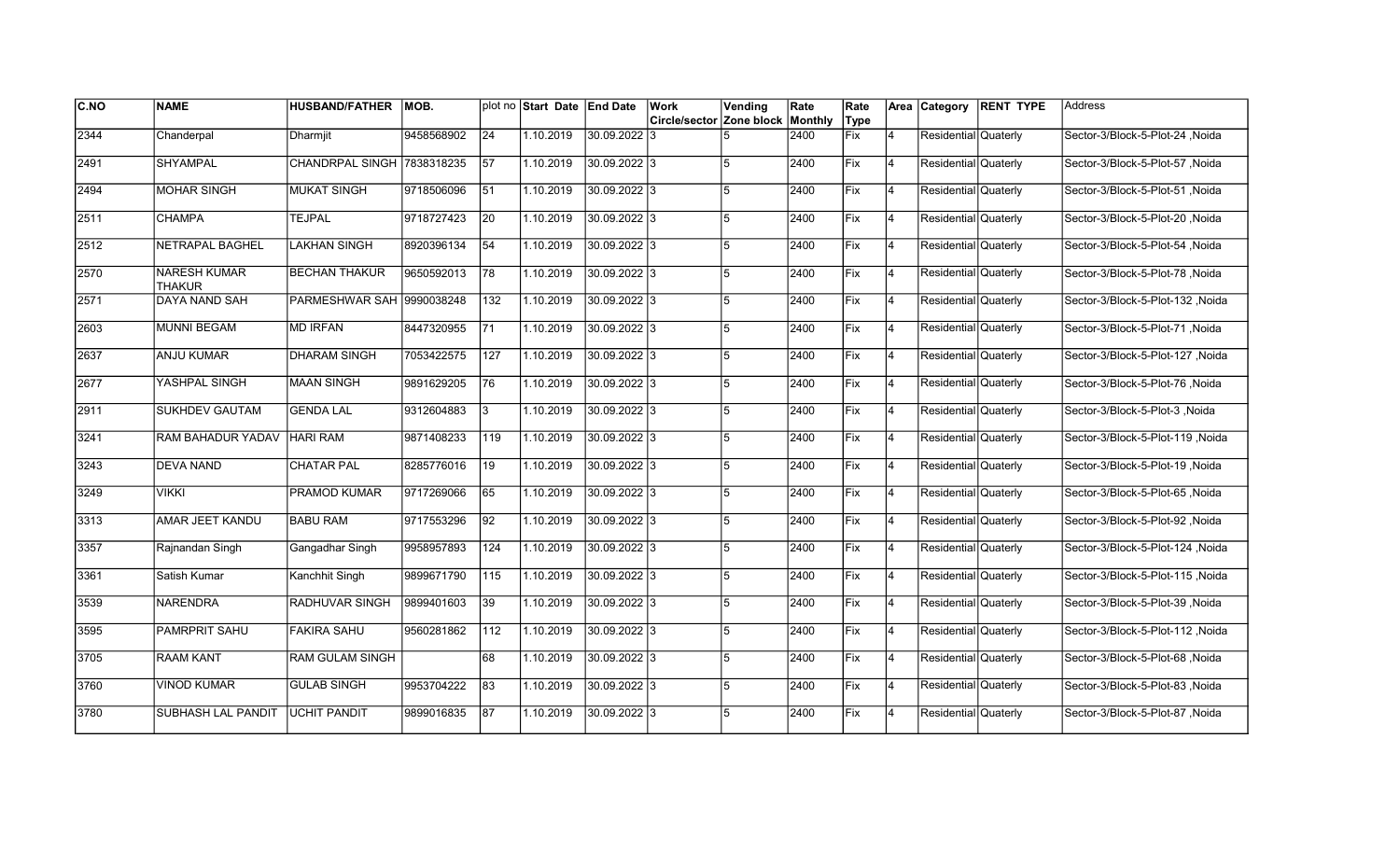| C.NO | NAME | HUSBAND/FATHER | MOB. | plot no | Start Date | End Date | Work Circle/sector | Vending Zone block | Rate Monthly | Rate Type | Area | Category | RENT TYPE | Address |
|---|---|---|---|---|---|---|---|---|---|---|---|---|---|---|
| 2344 | Chanderpal | Dharmjit | 9458568902 | 24 | 1.10.2019 | 30.09.2022 | 3 | 5 | 2400 | Fix | 4 | Residential | Quaterly | Sector-3/Block-5-Plot-24 ,Noida |
| 2491 | SHYAMPAL | CHANDRPAL SINGH | 7838318235 | 57 | 1.10.2019 | 30.09.2022 | 3 | 5 | 2400 | Fix | 4 | Residential | Quaterly | Sector-3/Block-5-Plot-57 ,Noida |
| 2494 | MOHAR SINGH | MUKAT SINGH | 9718506096 | 51 | 1.10.2019 | 30.09.2022 | 3 | 5 | 2400 | Fix | 4 | Residential | Quaterly | Sector-3/Block-5-Plot-51 ,Noida |
| 2511 | CHAMPA | TEJPAL | 9718727423 | 20 | 1.10.2019 | 30.09.2022 | 3 | 5 | 2400 | Fix | 4 | Residential | Quaterly | Sector-3/Block-5-Plot-20 ,Noida |
| 2512 | NETRAPAL BAGHEL | LAKHAN SINGH | 8920396134 | 54 | 1.10.2019 | 30.09.2022 | 3 | 5 | 2400 | Fix | 4 | Residential | Quaterly | Sector-3/Block-5-Plot-54 ,Noida |
| 2570 | NARESH KUMAR THAKUR | BECHAN THAKUR | 9650592013 | 78 | 1.10.2019 | 30.09.2022 | 3 | 5 | 2400 | Fix | 4 | Residential | Quaterly | Sector-3/Block-5-Plot-78 ,Noida |
| 2571 | DAYA NAND SAH | PARMESHWAR SAH | 9990038248 | 132 | 1.10.2019 | 30.09.2022 | 3 | 5 | 2400 | Fix | 4 | Residential | Quaterly | Sector-3/Block-5-Plot-132 ,Noida |
| 2603 | MUNNI BEGAM | MD IRFAN | 8447320955 | 71 | 1.10.2019 | 30.09.2022 | 3 | 5 | 2400 | Fix | 4 | Residential | Quaterly | Sector-3/Block-5-Plot-71 ,Noida |
| 2637 | ANJU KUMAR | DHARAM SINGH | 7053422575 | 127 | 1.10.2019 | 30.09.2022 | 3 | 5 | 2400 | Fix | 4 | Residential | Quaterly | Sector-3/Block-5-Plot-127 ,Noida |
| 2677 | YASHPAL SINGH | MAAN SINGH | 9891629205 | 76 | 1.10.2019 | 30.09.2022 | 3 | 5 | 2400 | Fix | 4 | Residential | Quaterly | Sector-3/Block-5-Plot-76 ,Noida |
| 2911 | SUKHDEV GAUTAM | GENDA LAL | 9312604883 | 3 | 1.10.2019 | 30.09.2022 | 3 | 5 | 2400 | Fix | 4 | Residential | Quaterly | Sector-3/Block-5-Plot-3 ,Noida |
| 3241 | RAM BAHADUR YADAV | HARI RAM | 9871408233 | 119 | 1.10.2019 | 30.09.2022 | 3 | 5 | 2400 | Fix | 4 | Residential | Quaterly | Sector-3/Block-5-Plot-119 ,Noida |
| 3243 | DEVA NAND | CHATAR PAL | 8285776016 | 19 | 1.10.2019 | 30.09.2022 | 3 | 5 | 2400 | Fix | 4 | Residential | Quaterly | Sector-3/Block-5-Plot-19 ,Noida |
| 3249 | VIKKI | PRAMOD KUMAR | 9717269066 | 65 | 1.10.2019 | 30.09.2022 | 3 | 5 | 2400 | Fix | 4 | Residential | Quaterly | Sector-3/Block-5-Plot-65 ,Noida |
| 3313 | AMAR JEET KANDU | BABU RAM | 9717553296 | 92 | 1.10.2019 | 30.09.2022 | 3 | 5 | 2400 | Fix | 4 | Residential | Quaterly | Sector-3/Block-5-Plot-92 ,Noida |
| 3357 | Rajnandan Singh | Gangadhar Singh | 9958957893 | 124 | 1.10.2019 | 30.09.2022 | 3 | 5 | 2400 | Fix | 4 | Residential | Quaterly | Sector-3/Block-5-Plot-124 ,Noida |
| 3361 | Satish Kumar | Kanchhit Singh | 9899671790 | 115 | 1.10.2019 | 30.09.2022 | 3 | 5 | 2400 | Fix | 4 | Residential | Quaterly | Sector-3/Block-5-Plot-115 ,Noida |
| 3539 | NARENDRA | RADHUVAR SINGH | 9899401603 | 39 | 1.10.2019 | 30.09.2022 | 3 | 5 | 2400 | Fix | 4 | Residential | Quaterly | Sector-3/Block-5-Plot-39 ,Noida |
| 3595 | PAMRPRIT SAHU | FAKIRA SAHU | 9560281862 | 112 | 1.10.2019 | 30.09.2022 | 3 | 5 | 2400 | Fix | 4 | Residential | Quaterly | Sector-3/Block-5-Plot-112 ,Noida |
| 3705 | RAAM KANT | RAM GULAM SINGH | | 68 | 1.10.2019 | 30.09.2022 | 3 | 5 | 2400 | Fix | 4 | Residential | Quaterly | Sector-3/Block-5-Plot-68 ,Noida |
| 3760 | VINOD KUMAR | GULAB SINGH | 9953704222 | 83 | 1.10.2019 | 30.09.2022 | 3 | 5 | 2400 | Fix | 4 | Residential | Quaterly | Sector-3/Block-5-Plot-83 ,Noida |
| 3780 | SUBHASH LAL PANDIT | UCHIT PANDIT | 9899016835 | 87 | 1.10.2019 | 30.09.2022 | 3 | 5 | 2400 | Fix | 4 | Residential | Quaterly | Sector-3/Block-5-Plot-87 ,Noida |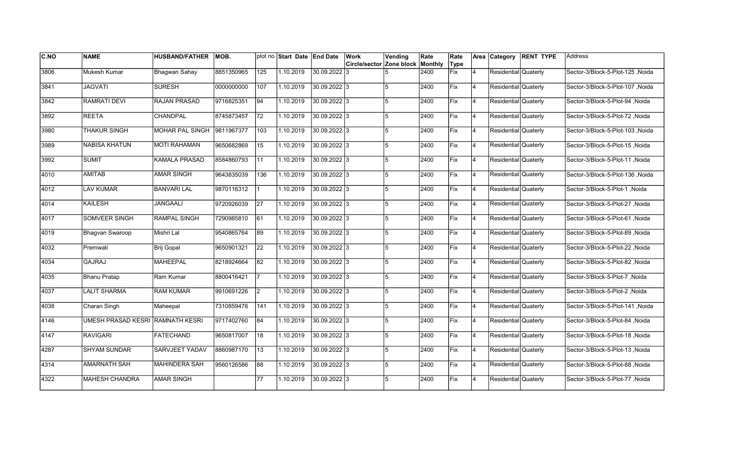| C.NO | NAME | HUSBAND/FATHER | MOB. | plot no | Start Date | End Date | Work Circle/sector | Vending Zone block | Rate Monthly | Rate Type | Area | Category | RENT TYPE | Address |
|---|---|---|---|---|---|---|---|---|---|---|---|---|---|---|
| 3806 | Mukesh Kumar | Bhagwan Sahay | 8851350965 | 125 | 1.10.2019 | 30.09.2022 | 3 | 5 | 2400 | Fix | 4 | Residential | Quaterly | Sector-3/Block-5-Plot-125 ,Noida |
| 3841 | JAGVATI | SURESH | 0000000000 | 107 | 1.10.2019 | 30.09.2022 | 3 | 5 | 2400 | Fix | 4 | Residential | Quaterly | Sector-3/Block-5-Plot-107 ,Noida |
| 3842 | RAMRATI DEVI | RAJAN PRASAD | 9716825351 | 94 | 1.10.2019 | 30.09.2022 | 3 | 5 | 2400 | Fix | 4 | Residential | Quaterly | Sector-3/Block-5-Plot-94 ,Noida |
| 3892 | REETA | CHANDPAL | 8745873457 | 72 | 1.10.2019 | 30.09.2022 | 3 | 5 | 2400 | Fix | 4 | Residential | Quaterly | Sector-3/Block-5-Plot-72 ,Noida |
| 3980 | THAKUR SINGH | MOHAR PAL SINGH | 9811967377 | 103 | 1.10.2019 | 30.09.2022 | 3 | 5 | 2400 | Fix | 4 | Residential | Quaterly | Sector-3/Block-5-Plot-103 ,Noida |
| 3989 | NABISA KHATUN | MOTI RAHAMAN | 9650682869 | 15 | 1.10.2019 | 30.09.2022 | 3 | 5 | 2400 | Fix | 4 | Residential | Quaterly | Sector-3/Block-5-Plot-15 ,Noida |
| 3992 | SUMIT | KAMALA PRASAD | 8584860793 | 11 | 1.10.2019 | 30.09.2022 | 3 | 5 | 2400 | Fix | 4 | Residential | Quaterly | Sector-3/Block-5-Plot-11 ,Noida |
| 4010 | AMITAB | AMAR SINGH | 9643835039 | 136 | 1.10.2019 | 30.09.2022 | 3 | 5 | 2400 | Fix | 4 | Residential | Quaterly | Sector-3/Block-5-Plot-136 ,Noida |
| 4012 | LAV KUMAR | BANVARI LAL | 9870116312 | 1 | 1.10.2019 | 30.09.2022 | 3 | 5 | 2400 | Fix | 4 | Residential | Quaterly | Sector-3/Block-5-Plot-1 ,Noida |
| 4014 | KAILESH | JANGAALI | 9720926039 | 27 | 1.10.2019 | 30.09.2022 | 3 | 5 | 2400 | Fix | 4 | Residential | Quaterly | Sector-3/Block-5-Plot-27 ,Noida |
| 4017 | SOMVEER SINGH | RAMPAL SINGH | 7290985810 | 61 | 1.10.2019 | 30.09.2022 | 3 | 5 | 2400 | Fix | 4 | Residential | Quaterly | Sector-3/Block-5-Plot-61 ,Noida |
| 4019 | Bhagvan Swaroop | Mishri Lal | 9540865764 | 89 | 1.10.2019 | 30.09.2022 | 3 | 5 | 2400 | Fix | 4 | Residential | Quaterly | Sector-3/Block-5-Plot-89 ,Noida |
| 4032 | Premwati | Brij Gopal | 9650901321 | 22 | 1.10.2019 | 30.09.2022 | 3 | 5 | 2400 | Fix | 4 | Residential | Quaterly | Sector-3/Block-5-Plot-22 ,Noida |
| 4034 | GAJRAJ | MAHEEPAL | 8218924664 | 82 | 1.10.2019 | 30.09.2022 | 3 | 5 | 2400 | Fix | 4 | Residential | Quaterly | Sector-3/Block-5-Plot-82 ,Noida |
| 4035 | Bhanu Pratap | Ram Kumar | 8800416421 | 7 | 1.10.2019 | 30.09.2022 | 3 | 5 | 2400 | Fix | 4 | Residential | Quaterly | Sector-3/Block-5-Plot-7 ,Noida |
| 4037 | LALIT SHARMA | RAM KUMAR | 9910691226 | 2 | 1.10.2019 | 30.09.2022 | 3 | 5 | 2400 | Fix | 4 | Residential | Quaterly | Sector-3/Block-5-Plot-2 ,Noida |
| 4038 | Charan Singh | Maheepal | 7310859476 | 141 | 1.10.2019 | 30.09.2022 | 3 | 5 | 2400 | Fix | 4 | Residential | Quaterly | Sector-3/Block-5-Plot-141 ,Noida |
| 4146 | UMESH PRASAD KESRI | RAMNATH KESRI | 9717402760 | 84 | 1.10.2019 | 30.09.2022 | 3 | 5 | 2400 | Fix | 4 | Residential | Quaterly | Sector-3/Block-5-Plot-84 ,Noida |
| 4147 | RAVIGARI | FATECHAND | 9650817007 | 18 | 1.10.2019 | 30.09.2022 | 3 | 5 | 2400 | Fix | 4 | Residential | Quaterly | Sector-3/Block-5-Plot-18 ,Noida |
| 4287 | SHYAM SUNDAR | SARVJEET YADAV | 8860987170 | 13 | 1.10.2019 | 30.09.2022 | 3 | 5 | 2400 | Fix | 4 | Residential | Quaterly | Sector-3/Block-5-Plot-13 ,Noida |
| 4314 | AMARNATH SAH | MAHINDERA SAH | 9560126586 | 88 | 1.10.2019 | 30.09.2022 | 3 | 5 | 2400 | Fix | 4 | Residential | Quaterly | Sector-3/Block-5-Plot-88 ,Noida |
| 4322 | MAHESH CHANDRA | AMAR SINGH | | 77 | 1.10.2019 | 30.09.2022 | 3 | 5 | 2400 | Fix | 4 | Residential | Quaterly | Sector-3/Block-5-Plot-77 ,Noida |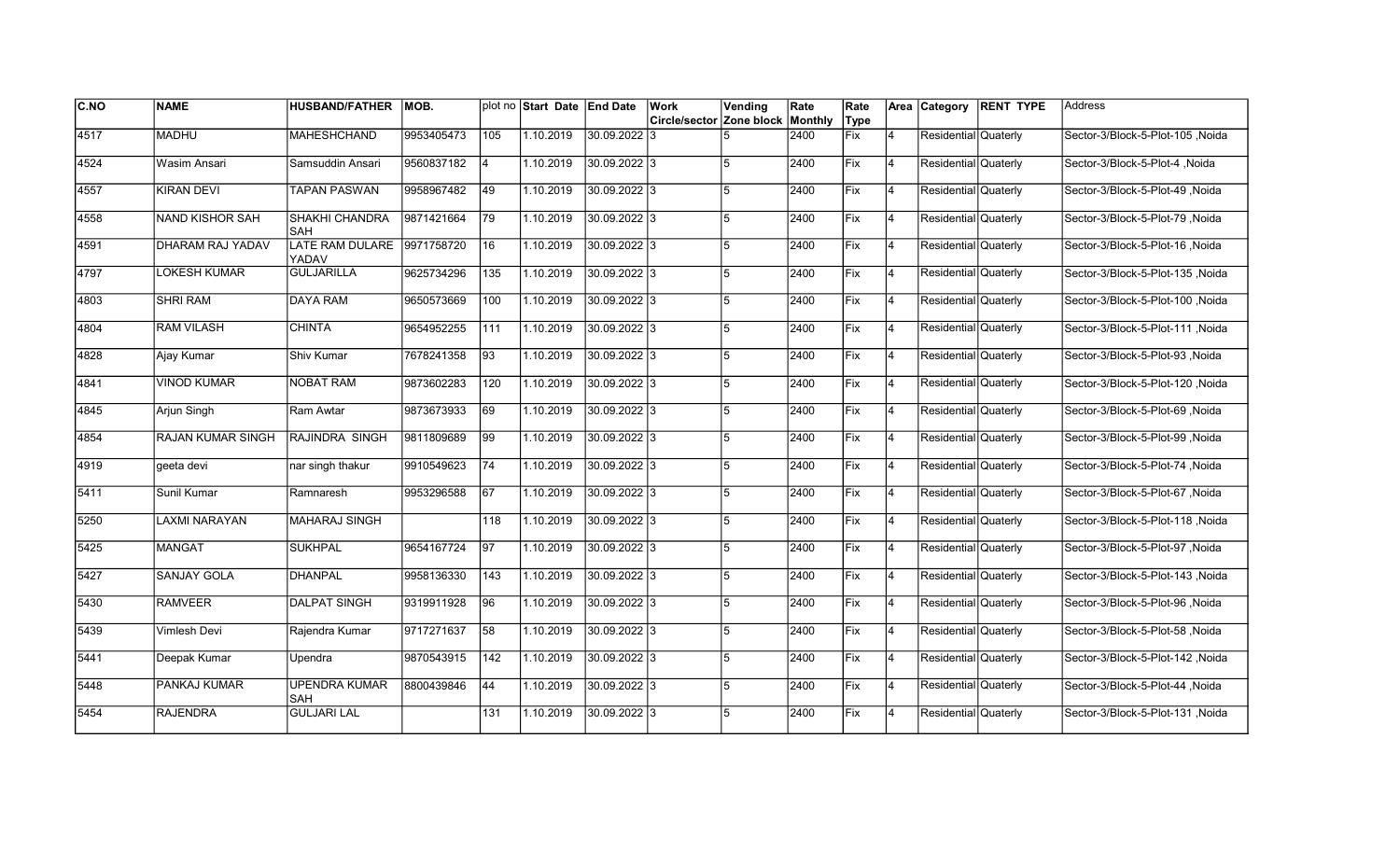| C.NO | NAME | HUSBAND/FATHER | MOB. | plot no | Start Date | End Date | Work Circle/sector | Vending Zone block | Rate Monthly | Rate Type | Area | Category | RENT TYPE | Address |
|---|---|---|---|---|---|---|---|---|---|---|---|---|---|---|
| 4517 | MADHU | MAHESHCHAND | 9953405473 | 105 | 1.10.2019 | 30.09.2022 | 3 | 5 | 2400 | Fix | 4 | Residential | Quaterly | Sector-3/Block-5-Plot-105 ,Noida |
| 4524 | Wasim Ansari | Samsuddin Ansari | 9560837182 | 4 | 1.10.2019 | 30.09.2022 | 3 | 5 | 2400 | Fix | 4 | Residential | Quaterly | Sector-3/Block-5-Plot-4 ,Noida |
| 4557 | KIRAN DEVI | TAPAN PASWAN | 9958967482 | 49 | 1.10.2019 | 30.09.2022 | 3 | 5 | 2400 | Fix | 4 | Residential | Quaterly | Sector-3/Block-5-Plot-49 ,Noida |
| 4558 | NAND KISHOR SAH | SHAKHI CHANDRA SAH | 9871421664 | 79 | 1.10.2019 | 30.09.2022 | 3 | 5 | 2400 | Fix | 4 | Residential | Quaterly | Sector-3/Block-5-Plot-79 ,Noida |
| 4591 | DHARAM RAJ YADAV | LATE RAM DULARE YADAV | 9971758720 | 16 | 1.10.2019 | 30.09.2022 | 3 | 5 | 2400 | Fix | 4 | Residential | Quaterly | Sector-3/Block-5-Plot-16 ,Noida |
| 4797 | LOKESH KUMAR | GULJARILLA | 9625734296 | 135 | 1.10.2019 | 30.09.2022 | 3 | 5 | 2400 | Fix | 4 | Residential | Quaterly | Sector-3/Block-5-Plot-135 ,Noida |
| 4803 | SHRI RAM | DAYA RAM | 9650573669 | 100 | 1.10.2019 | 30.09.2022 | 3 | 5 | 2400 | Fix | 4 | Residential | Quaterly | Sector-3/Block-5-Plot-100 ,Noida |
| 4804 | RAM VILASH | CHINTA | 9654952255 | 111 | 1.10.2019 | 30.09.2022 | 3 | 5 | 2400 | Fix | 4 | Residential | Quaterly | Sector-3/Block-5-Plot-111 ,Noida |
| 4828 | Ajay Kumar | Shiv Kumar | 7678241358 | 93 | 1.10.2019 | 30.09.2022 | 3 | 5 | 2400 | Fix | 4 | Residential | Quaterly | Sector-3/Block-5-Plot-93 ,Noida |
| 4841 | VINOD KUMAR | NOBAT RAM | 9873602283 | 120 | 1.10.2019 | 30.09.2022 | 3 | 5 | 2400 | Fix | 4 | Residential | Quaterly | Sector-3/Block-5-Plot-120 ,Noida |
| 4845 | Arjun Singh | Ram Awtar | 9873673933 | 69 | 1.10.2019 | 30.09.2022 | 3 | 5 | 2400 | Fix | 4 | Residential | Quaterly | Sector-3/Block-5-Plot-69 ,Noida |
| 4854 | RAJAN KUMAR SINGH | RAJINDRA SINGH | 9811809689 | 99 | 1.10.2019 | 30.09.2022 | 3 | 5 | 2400 | Fix | 4 | Residential | Quaterly | Sector-3/Block-5-Plot-99 ,Noida |
| 4919 | geeta devi | nar singh thakur | 9910549623 | 74 | 1.10.2019 | 30.09.2022 | 3 | 5 | 2400 | Fix | 4 | Residential | Quaterly | Sector-3/Block-5-Plot-74 ,Noida |
| 5411 | Sunil Kumar | Ramnaresh | 9953296588 | 67 | 1.10.2019 | 30.09.2022 | 3 | 5 | 2400 | Fix | 4 | Residential | Quaterly | Sector-3/Block-5-Plot-67 ,Noida |
| 5250 | LAXMI NARAYAN | MAHARAJ SINGH | | 118 | 1.10.2019 | 30.09.2022 | 3 | 5 | 2400 | Fix | 4 | Residential | Quaterly | Sector-3/Block-5-Plot-118 ,Noida |
| 5425 | MANGAT | SUKHPAL | 9654167724 | 97 | 1.10.2019 | 30.09.2022 | 3 | 5 | 2400 | Fix | 4 | Residential | Quaterly | Sector-3/Block-5-Plot-97 ,Noida |
| 5427 | SANJAY GOLA | DHANPAL | 9958136330 | 143 | 1.10.2019 | 30.09.2022 | 3 | 5 | 2400 | Fix | 4 | Residential | Quaterly | Sector-3/Block-5-Plot-143 ,Noida |
| 5430 | RAMVEER | DALPAT SINGH | 9319911928 | 96 | 1.10.2019 | 30.09.2022 | 3 | 5 | 2400 | Fix | 4 | Residential | Quaterly | Sector-3/Block-5-Plot-96 ,Noida |
| 5439 | Vimlesh Devi | Rajendra Kumar | 9717271637 | 58 | 1.10.2019 | 30.09.2022 | 3 | 5 | 2400 | Fix | 4 | Residential | Quaterly | Sector-3/Block-5-Plot-58 ,Noida |
| 5441 | Deepak Kumar | Upendra | 9870543915 | 142 | 1.10.2019 | 30.09.2022 | 3 | 5 | 2400 | Fix | 4 | Residential | Quaterly | Sector-3/Block-5-Plot-142 ,Noida |
| 5448 | PANKAJ KUMAR | UPENDRA KUMAR SAH | 8800439846 | 44 | 1.10.2019 | 30.09.2022 | 3 | 5 | 2400 | Fix | 4 | Residential | Quaterly | Sector-3/Block-5-Plot-44 ,Noida |
| 5454 | RAJENDRA | GULJARI LAL | | 131 | 1.10.2019 | 30.09.2022 | 3 | 5 | 2400 | Fix | 4 | Residential | Quaterly | Sector-3/Block-5-Plot-131 ,Noida |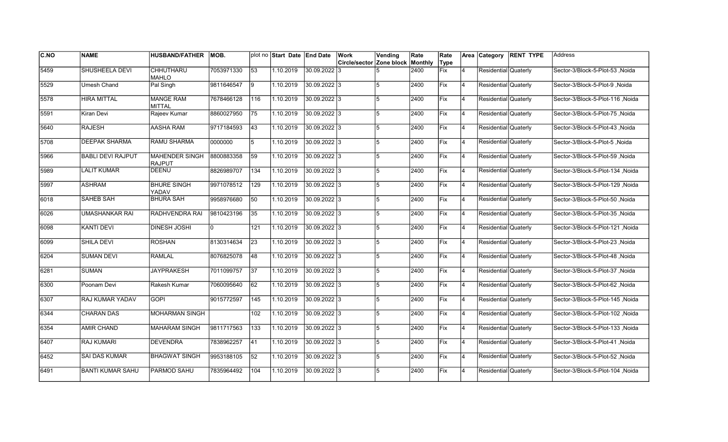| C.NO | NAME | HUSBAND/FATHER | MOB. | plot no | Start Date | End Date | Work Circle/sector | Vending Zone block | Rate Monthly | Rate Type | Area | Category | RENT TYPE | Address |
|---|---|---|---|---|---|---|---|---|---|---|---|---|---|---|
| 5459 | SHUSHEELA DEVI | CHHUTHARU MAHLO | 7053971330 | 53 | 1.10.2019 | 30.09.2022 | 3 | 5 | 2400 | Fix | 4 | Residential | Quaterly | Sector-3/Block-5-Plot-53 ,Noida |
| 5529 | Umesh Chand | Pal Singh | 9811646547 | 9 | 1.10.2019 | 30.09.2022 | 3 | 5 | 2400 | Fix | 4 | Residential | Quaterly | Sector-3/Block-5-Plot-9 ,Noida |
| 5578 | HIRA MITTAL | MANGE RAM MITTAL | 7678466128 | 116 | 1.10.2019 | 30.09.2022 | 3 | 5 | 2400 | Fix | 4 | Residential | Quaterly | Sector-3/Block-5-Plot-116 ,Noida |
| 5591 | Kiran Devi | Rajeev Kumar | 8860027950 | 75 | 1.10.2019 | 30.09.2022 | 3 | 5 | 2400 | Fix | 4 | Residential | Quaterly | Sector-3/Block-5-Plot-75 ,Noida |
| 5640 | RAJESH | AASHA RAM | 9717184593 | 43 | 1.10.2019 | 30.09.2022 | 3 | 5 | 2400 | Fix | 4 | Residential | Quaterly | Sector-3/Block-5-Plot-43 ,Noida |
| 5708 | DEEPAK SHARMA | RAMU SHARMA | 0000000 | 5 | 1.10.2019 | 30.09.2022 | 3 | 5 | 2400 | Fix | 4 | Residential | Quaterly | Sector-3/Block-5-Plot-5 ,Noida |
| 5966 | BABLI DEVI RAJPUT | MAHENDER SINGH RAJPUT | 8800883358 | 59 | 1.10.2019 | 30.09.2022 | 3 | 5 | 2400 | Fix | 4 | Residential | Quaterly | Sector-3/Block-5-Plot-59 ,Noida |
| 5989 | LALIT KUMAR | DEENU | 8826989707 | 134 | 1.10.2019 | 30.09.2022 | 3 | 5 | 2400 | Fix | 4 | Residential | Quaterly | Sector-3/Block-5-Plot-134 ,Noida |
| 5997 | ASHRAM | BHURE SINGH YADAV | 9971078512 | 129 | 1.10.2019 | 30.09.2022 | 3 | 5 | 2400 | Fix | 4 | Residential | Quaterly | Sector-3/Block-5-Plot-129 ,Noida |
| 6018 | SAHEB SAH | BHURA SAH | 9958976680 | 50 | 1.10.2019 | 30.09.2022 | 3 | 5 | 2400 | Fix | 4 | Residential | Quaterly | Sector-3/Block-5-Plot-50 ,Noida |
| 6026 | UMASHANKAR RAI | RADHVENDRA RAI | 9810423196 | 35 | 1.10.2019 | 30.09.2022 | 3 | 5 | 2400 | Fix | 4 | Residential | Quaterly | Sector-3/Block-5-Plot-35 ,Noida |
| 6098 | KANTI DEVI | DINESH JOSHI | 0 | 121 | 1.10.2019 | 30.09.2022 | 3 | 5 | 2400 | Fix | 4 | Residential | Quaterly | Sector-3/Block-5-Plot-121 ,Noida |
| 6099 | SHILA DEVI | ROSHAN | 8130314634 | 23 | 1.10.2019 | 30.09.2022 | 3 | 5 | 2400 | Fix | 4 | Residential | Quaterly | Sector-3/Block-5-Plot-23 ,Noida |
| 6204 | SUMAN DEVI | RAMLAL | 8076825078 | 48 | 1.10.2019 | 30.09.2022 | 3 | 5 | 2400 | Fix | 4 | Residential | Quaterly | Sector-3/Block-5-Plot-48 ,Noida |
| 6281 | SUMAN | JAYPRAKESH | 7011099757 | 37 | 1.10.2019 | 30.09.2022 | 3 | 5 | 2400 | Fix | 4 | Residential | Quaterly | Sector-3/Block-5-Plot-37 ,Noida |
| 6300 | Poonam Devi | Rakesh Kumar | 7060095640 | 62 | 1.10.2019 | 30.09.2022 | 3 | 5 | 2400 | Fix | 4 | Residential | Quaterly | Sector-3/Block-5-Plot-62 ,Noida |
| 6307 | RAJ KUMAR YADAV | GOPI | 9015772597 | 145 | 1.10.2019 | 30.09.2022 | 3 | 5 | 2400 | Fix | 4 | Residential | Quaterly | Sector-3/Block-5-Plot-145 ,Noida |
| 6344 | CHARAN DAS | MOHARMAN SINGH | | 102 | 1.10.2019 | 30.09.2022 | 3 | 5 | 2400 | Fix | 4 | Residential | Quaterly | Sector-3/Block-5-Plot-102 ,Noida |
| 6354 | AMIR CHAND | MAHARAM SINGH | 9811717563 | 133 | 1.10.2019 | 30.09.2022 | 3 | 5 | 2400 | Fix | 4 | Residential | Quaterly | Sector-3/Block-5-Plot-133 ,Noida |
| 6407 | RAJ KUMARI | DEVENDRA | 7838962257 | 41 | 1.10.2019 | 30.09.2022 | 3 | 5 | 2400 | Fix | 4 | Residential | Quaterly | Sector-3/Block-5-Plot-41 ,Noida |
| 6452 | SAI DAS KUMAR | BHAGWAT SINGH | 9953188105 | 52 | 1.10.2019 | 30.09.2022 | 3 | 5 | 2400 | Fix | 4 | Residential | Quaterly | Sector-3/Block-5-Plot-52 ,Noida |
| 6491 | BANTI KUMAR SAHU | PARMOD SAHU | 7835964492 | 104 | 1.10.2019 | 30.09.2022 | 3 | 5 | 2400 | Fix | 4 | Residential | Quaterly | Sector-3/Block-5-Plot-104 ,Noida |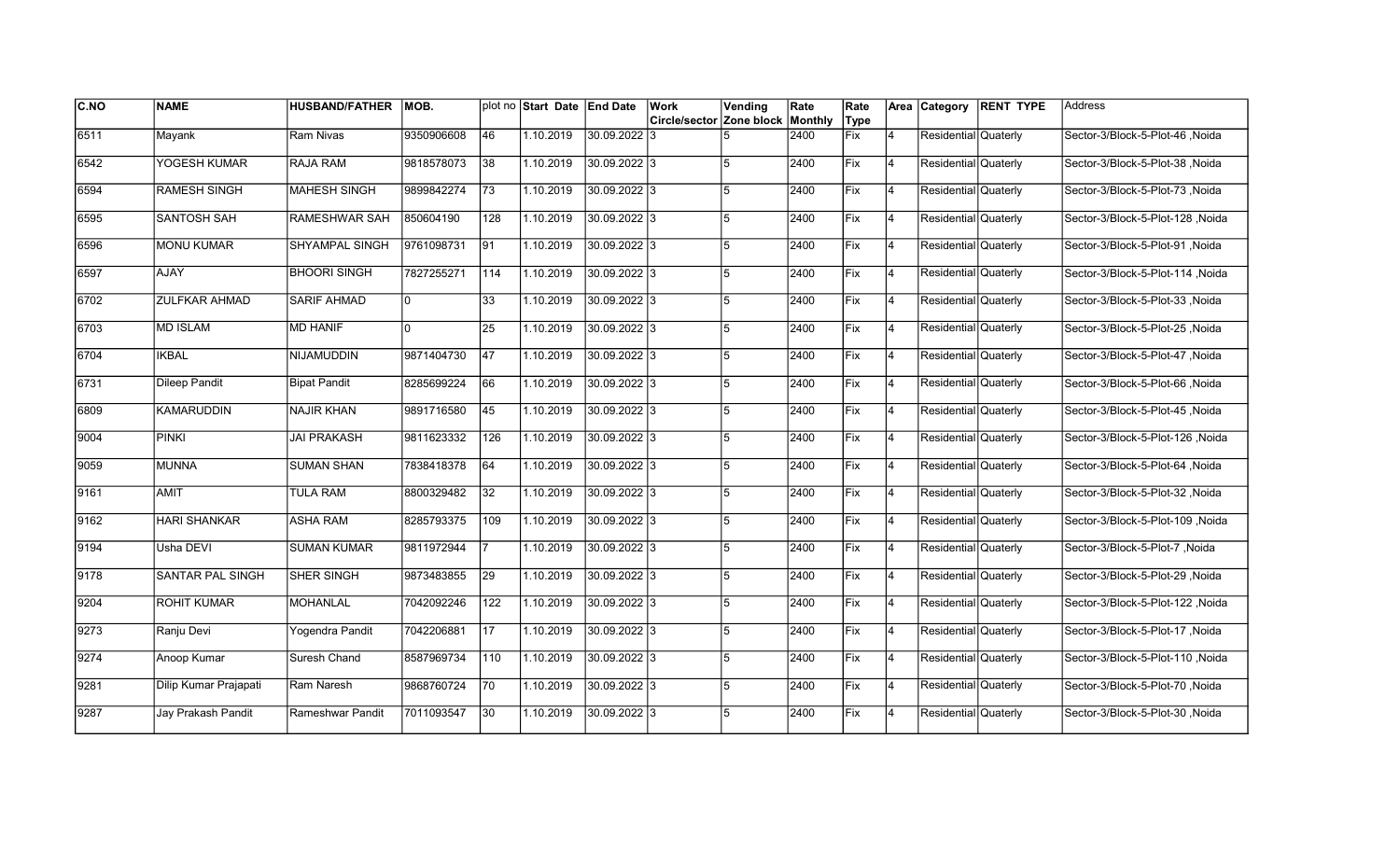| C.NO | NAME | HUSBAND/FATHER | MOB. | plot no | Start Date | End Date | Work Circle/sector | Vending Zone block | Rate Monthly | Rate Type | Area | Category | RENT TYPE | Address |
|---|---|---|---|---|---|---|---|---|---|---|---|---|---|---|
| 6511 | Mayank | Ram Nivas | 9350906608 | 46 | 1.10.2019 | 30.09.2022 | 3 | 5 | 2400 | Fix | 4 | Residential | Quaterly | Sector-3/Block-5-Plot-46 ,Noida |
| 6542 | YOGESH KUMAR | RAJA RAM | 9818578073 | 38 | 1.10.2019 | 30.09.2022 | 3 | 5 | 2400 | Fix | 4 | Residential | Quaterly | Sector-3/Block-5-Plot-38 ,Noida |
| 6594 | RAMESH SINGH | MAHESH SINGH | 9899842274 | 73 | 1.10.2019 | 30.09.2022 | 3 | 5 | 2400 | Fix | 4 | Residential | Quaterly | Sector-3/Block-5-Plot-73 ,Noida |
| 6595 | SANTOSH SAH | RAMESHWAR SAH | 850604190 | 128 | 1.10.2019 | 30.09.2022 | 3 | 5 | 2400 | Fix | 4 | Residential | Quaterly | Sector-3/Block-5-Plot-128 ,Noida |
| 6596 | MONU KUMAR | SHYAMPAL SINGH | 9761098731 | 91 | 1.10.2019 | 30.09.2022 | 3 | 5 | 2400 | Fix | 4 | Residential | Quaterly | Sector-3/Block-5-Plot-91 ,Noida |
| 6597 | AJAY | BHOORI SINGH | 7827255271 | 114 | 1.10.2019 | 30.09.2022 | 3 | 5 | 2400 | Fix | 4 | Residential | Quaterly | Sector-3/Block-5-Plot-114 ,Noida |
| 6702 | ZULFKAR AHMAD | SARIF AHMAD | 0 | 33 | 1.10.2019 | 30.09.2022 | 3 | 5 | 2400 | Fix | 4 | Residential | Quaterly | Sector-3/Block-5-Plot-33 ,Noida |
| 6703 | MD ISLAM | MD HANIF | 0 | 25 | 1.10.2019 | 30.09.2022 | 3 | 5 | 2400 | Fix | 4 | Residential | Quaterly | Sector-3/Block-5-Plot-25 ,Noida |
| 6704 | IKBAL | NIJAMUDDIN | 9871404730 | 47 | 1.10.2019 | 30.09.2022 | 3 | 5 | 2400 | Fix | 4 | Residential | Quaterly | Sector-3/Block-5-Plot-47 ,Noida |
| 6731 | Dileep Pandit | Bipat Pandit | 8285699224 | 66 | 1.10.2019 | 30.09.2022 | 3 | 5 | 2400 | Fix | 4 | Residential | Quaterly | Sector-3/Block-5-Plot-66 ,Noida |
| 6809 | KAMARUDDIN | NAJIR KHAN | 9891716580 | 45 | 1.10.2019 | 30.09.2022 | 3 | 5 | 2400 | Fix | 4 | Residential | Quaterly | Sector-3/Block-5-Plot-45 ,Noida |
| 9004 | PINKI | JAI PRAKASH | 9811623332 | 126 | 1.10.2019 | 30.09.2022 | 3 | 5 | 2400 | Fix | 4 | Residential | Quaterly | Sector-3/Block-5-Plot-126 ,Noida |
| 9059 | MUNNA | SUMAN SHAN | 7838418378 | 64 | 1.10.2019 | 30.09.2022 | 3 | 5 | 2400 | Fix | 4 | Residential | Quaterly | Sector-3/Block-5-Plot-64 ,Noida |
| 9161 | AMIT | TULA RAM | 8800329482 | 32 | 1.10.2019 | 30.09.2022 | 3 | 5 | 2400 | Fix | 4 | Residential | Quaterly | Sector-3/Block-5-Plot-32 ,Noida |
| 9162 | HARI SHANKAR | ASHA RAM | 8285793375 | 109 | 1.10.2019 | 30.09.2022 | 3 | 5 | 2400 | Fix | 4 | Residential | Quaterly | Sector-3/Block-5-Plot-109 ,Noida |
| 9194 | Usha DEVI | SUMAN KUMAR | 9811972944 | 7 | 1.10.2019 | 30.09.2022 | 3 | 5 | 2400 | Fix | 4 | Residential | Quaterly | Sector-3/Block-5-Plot-7 ,Noida |
| 9178 | SANTAR PAL SINGH | SHER SINGH | 9873483855 | 29 | 1.10.2019 | 30.09.2022 | 3 | 5 | 2400 | Fix | 4 | Residential | Quaterly | Sector-3/Block-5-Plot-29 ,Noida |
| 9204 | ROHIT KUMAR | MOHANLAL | 7042092246 | 122 | 1.10.2019 | 30.09.2022 | 3 | 5 | 2400 | Fix | 4 | Residential | Quaterly | Sector-3/Block-5-Plot-122 ,Noida |
| 9273 | Ranju Devi | Yogendra Pandit | 7042206881 | 17 | 1.10.2019 | 30.09.2022 | 3 | 5 | 2400 | Fix | 4 | Residential | Quaterly | Sector-3/Block-5-Plot-17 ,Noida |
| 9274 | Anoop Kumar | Suresh Chand | 8587969734 | 110 | 1.10.2019 | 30.09.2022 | 3 | 5 | 2400 | Fix | 4 | Residential | Quaterly | Sector-3/Block-5-Plot-110 ,Noida |
| 9281 | Dilip Kumar Prajapati | Ram Naresh | 9868760724 | 70 | 1.10.2019 | 30.09.2022 | 3 | 5 | 2400 | Fix | 4 | Residential | Quaterly | Sector-3/Block-5-Plot-70 ,Noida |
| 9287 | Jay Prakash Pandit | Rameshwar Pandit | 7011093547 | 30 | 1.10.2019 | 30.09.2022 | 3 | 5 | 2400 | Fix | 4 | Residential | Quaterly | Sector-3/Block-5-Plot-30 ,Noida |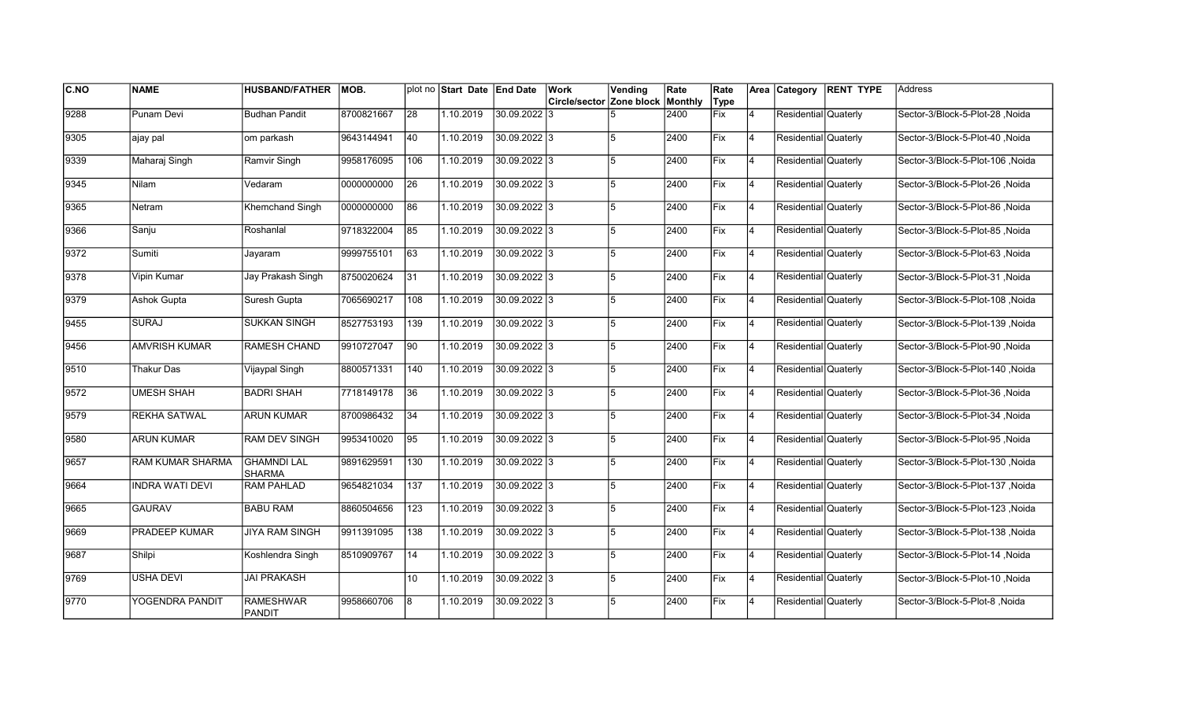| C.NO | NAME | HUSBAND/FATHER | MOB. | plot no | Start Date | End Date | Work Circle/sector | Vending Zone block | Rate Monthly | Rate Type | Area | Category | RENT TYPE | Address |
|---|---|---|---|---|---|---|---|---|---|---|---|---|---|---|
| 9288 | Punam Devi | Budhan Pandit | 8700821667 | 28 | 1.10.2019 | 30.09.2022 | 3 | 5 | 2400 | Fix | 4 | Residential | Quaterly | Sector-3/Block-5-Plot-28 ,Noida |
| 9305 | ajay pal | om parkash | 9643144941 | 40 | 1.10.2019 | 30.09.2022 | 3 | 5 | 2400 | Fix | 4 | Residential | Quaterly | Sector-3/Block-5-Plot-40 ,Noida |
| 9339 | Maharaj Singh | Ramvir Singh | 9958176095 | 106 | 1.10.2019 | 30.09.2022 | 3 | 5 | 2400 | Fix | 4 | Residential | Quaterly | Sector-3/Block-5-Plot-106 ,Noida |
| 9345 | Nilam | Vedaram | 0000000000 | 26 | 1.10.2019 | 30.09.2022 | 3 | 5 | 2400 | Fix | 4 | Residential | Quaterly | Sector-3/Block-5-Plot-26 ,Noida |
| 9365 | Netram | Khemchand Singh | 0000000000 | 86 | 1.10.2019 | 30.09.2022 | 3 | 5 | 2400 | Fix | 4 | Residential | Quaterly | Sector-3/Block-5-Plot-86 ,Noida |
| 9366 | Sanju | Roshanlal | 9718322004 | 85 | 1.10.2019 | 30.09.2022 | 3 | 5 | 2400 | Fix | 4 | Residential | Quaterly | Sector-3/Block-5-Plot-85 ,Noida |
| 9372 | Sumiti | Jayaram | 9999755101 | 63 | 1.10.2019 | 30.09.2022 | 3 | 5 | 2400 | Fix | 4 | Residential | Quaterly | Sector-3/Block-5-Plot-63 ,Noida |
| 9378 | Vipin Kumar | Jay Prakash Singh | 8750020624 | 31 | 1.10.2019 | 30.09.2022 | 3 | 5 | 2400 | Fix | 4 | Residential | Quaterly | Sector-3/Block-5-Plot-31 ,Noida |
| 9379 | Ashok Gupta | Suresh Gupta | 7065690217 | 108 | 1.10.2019 | 30.09.2022 | 3 | 5 | 2400 | Fix | 4 | Residential | Quaterly | Sector-3/Block-5-Plot-108 ,Noida |
| 9455 | SURAJ | SUKKAN SINGH | 8527753193 | 139 | 1.10.2019 | 30.09.2022 | 3 | 5 | 2400 | Fix | 4 | Residential | Quaterly | Sector-3/Block-5-Plot-139 ,Noida |
| 9456 | AMVRISH KUMAR | RAMESH CHAND | 9910727047 | 90 | 1.10.2019 | 30.09.2022 | 3 | 5 | 2400 | Fix | 4 | Residential | Quaterly | Sector-3/Block-5-Plot-90 ,Noida |
| 9510 | Thakur Das | Vijaypal Singh | 8800571331 | 140 | 1.10.2019 | 30.09.2022 | 3 | 5 | 2400 | Fix | 4 | Residential | Quaterly | Sector-3/Block-5-Plot-140 ,Noida |
| 9572 | UMESH SHAH | BADRI SHAH | 7718149178 | 36 | 1.10.2019 | 30.09.2022 | 3 | 5 | 2400 | Fix | 4 | Residential | Quaterly | Sector-3/Block-5-Plot-36 ,Noida |
| 9579 | REKHA SATWAL | ARUN KUMAR | 8700986432 | 34 | 1.10.2019 | 30.09.2022 | 3 | 5 | 2400 | Fix | 4 | Residential | Quaterly | Sector-3/Block-5-Plot-34 ,Noida |
| 9580 | ARUN KUMAR | RAM DEV SINGH | 9953410020 | 95 | 1.10.2019 | 30.09.2022 | 3 | 5 | 2400 | Fix | 4 | Residential | Quaterly | Sector-3/Block-5-Plot-95 ,Noida |
| 9657 | RAM KUMAR SHARMA | GHAMNDI LAL SHARMA | 9891629591 | 130 | 1.10.2019 | 30.09.2022 | 3 | 5 | 2400 | Fix | 4 | Residential | Quaterly | Sector-3/Block-5-Plot-130 ,Noida |
| 9664 | INDRA WATI DEVI | RAM PAHLAD | 9654821034 | 137 | 1.10.2019 | 30.09.2022 | 3 | 5 | 2400 | Fix | 4 | Residential | Quaterly | Sector-3/Block-5-Plot-137 ,Noida |
| 9665 | GAURAV | BABU RAM | 8860504656 | 123 | 1.10.2019 | 30.09.2022 | 3 | 5 | 2400 | Fix | 4 | Residential | Quaterly | Sector-3/Block-5-Plot-123 ,Noida |
| 9669 | PRADEEP KUMAR | JIYA RAM SINGH | 9911391095 | 138 | 1.10.2019 | 30.09.2022 | 3 | 5 | 2400 | Fix | 4 | Residential | Quaterly | Sector-3/Block-5-Plot-138 ,Noida |
| 9687 | Shilpi | Koshlendra Singh | 8510909767 | 14 | 1.10.2019 | 30.09.2022 | 3 | 5 | 2400 | Fix | 4 | Residential | Quaterly | Sector-3/Block-5-Plot-14 ,Noida |
| 9769 | USHA DEVI | JAI PRAKASH | | 10 | 1.10.2019 | 30.09.2022 | 3 | 5 | 2400 | Fix | 4 | Residential | Quaterly | Sector-3/Block-5-Plot-10 ,Noida |
| 9770 | YOGENDRA PANDIT | RAMESHWAR PANDIT | 9958660706 | 8 | 1.10.2019 | 30.09.2022 | 3 | 5 | 2400 | Fix | 4 | Residential | Quaterly | Sector-3/Block-5-Plot-8 ,Noida |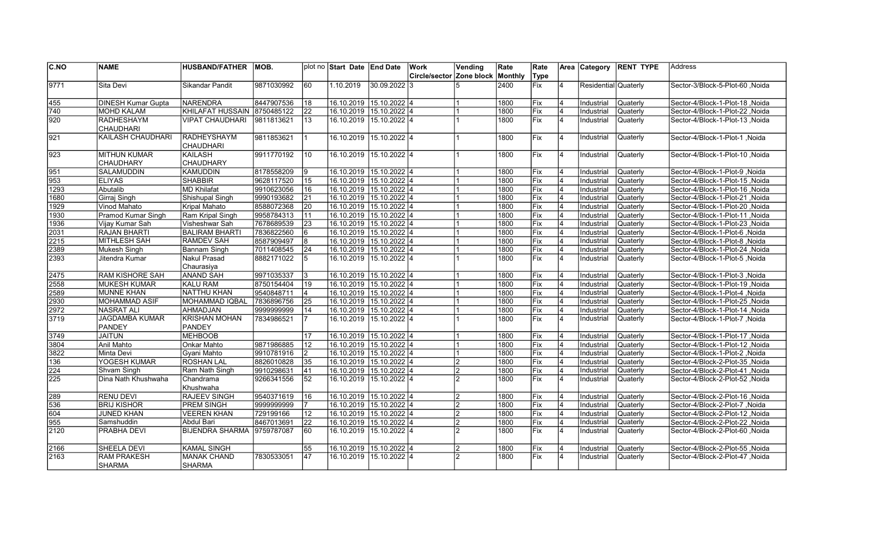| C.NO | NAME | HUSBAND/FATHER | MOB. | plot no | Start Date | End Date | Work Circle/sector | Vending Zone block | Rate Monthly | Rate Type | Area | Category | RENT TYPE | Address |
|---|---|---|---|---|---|---|---|---|---|---|---|---|---|---|
| 9771 | Sita Devi | Sikandar Pandit | 9871030992 | 60 | 1.10.2019 | 30.09.2022 | 3 | 5 | 2400 | Fix | 4 | Residential | Quaterly | Sector-3/Block-5-Plot-60 ,Noida |
| 455 | DINESH Kumar Gupta | NARENDRA | 8447907536 | 18 | 16.10.2019 | 15.10.2022 | 4 | 1 | 1800 | Fix | 4 | Industrial | Quaterly | Sector-4/Block-1-Plot-18 ,Noida |
| 740 | MOHD KALAM | KHILAFAT HUSSAIN | 8750485122 | 22 | 16.10.2019 | 15.10.2022 | 4 | 1 | 1800 | Fix | 4 | Industrial | Quaterly | Sector-4/Block-1-Plot-22 ,Noida |
| 920 | RADHESHAYM CHAUDHARI | VIPAT CHAUDHARI | 9811813621 | 13 | 16.10.2019 | 15.10.2022 | 4 | 1 | 1800 | Fix | 4 | Industrial | Quaterly | Sector-4/Block-1-Plot-13 ,Noida |
| 921 | KAILASH CHAUDHARI | RADHEYSHAYM CHAUDHARI | 9811853621 | 1 | 16.10.2019 | 15.10.2022 | 4 | 1 | 1800 | Fix | 4 | Industrial | Quaterly | Sector-4/Block-1-Plot-1 ,Noida |
| 923 | MITHUN KUMAR CHAUDHARY | KAILASH CHAUDHARY | 9911770192 | 10 | 16.10.2019 | 15.10.2022 | 4 | 1 | 1800 | Fix | 4 | Industrial | Quaterly | Sector-4/Block-1-Plot-10 ,Noida |
| 951 | SALAMUDDIN | KAMUDDIN | 8178558209 | 9 | 16.10.2019 | 15.10.2022 | 4 | 1 | 1800 | Fix | 4 | Industrial | Quaterly | Sector-4/Block-1-Plot-9 ,Noida |
| 953 | ELIYAS | SHABBIR | 9628117520 | 15 | 16.10.2019 | 15.10.2022 | 4 | 1 | 1800 | Fix | 4 | Industrial | Quaterly | Sector-4/Block-1-Plot-15 ,Noida |
| 1293 | Abutalib | MD Khilafat | 9910623056 | 16 | 16.10.2019 | 15.10.2022 | 4 | 1 | 1800 | Fix | 4 | Industrial | Quaterly | Sector-4/Block-1-Plot-16 ,Noida |
| 1680 | Girraj Singh | Shishupal Singh | 9990193682 | 21 | 16.10.2019 | 15.10.2022 | 4 | 1 | 1800 | Fix | 4 | Industrial | Quaterly | Sector-4/Block-1-Plot-21 ,Noida |
| 1929 | Vinod Mahato | Kripal Mahato | 8588072368 | 20 | 16.10.2019 | 15.10.2022 | 4 | 1 | 1800 | Fix | 4 | Industrial | Quaterly | Sector-4/Block-1-Plot-20 ,Noida |
| 1930 | Pramod Kumar Singh | Ram Kripal Singh | 9958784313 | 11 | 16.10.2019 | 15.10.2022 | 4 | 1 | 1800 | Fix | 4 | Industrial | Quaterly | Sector-4/Block-1-Plot-11 ,Noida |
| 1936 | Vijay Kumar Sah | Visheshwar Sah | 7678689539 | 23 | 16.10.2019 | 15.10.2022 | 4 | 1 | 1800 | Fix | 4 | Industrial | Quaterly | Sector-4/Block-1-Plot-23 ,Noida |
| 2031 | RAJAN BHARTI | BALIRAM BHARTI | 7836822560 | 6 | 16.10.2019 | 15.10.2022 | 4 | 1 | 1800 | Fix | 4 | Industrial | Quaterly | Sector-4/Block-1-Plot-6 ,Noida |
| 2215 | MITHLESH SAH | RAMDEV SAH | 8587909497 | 8 | 16.10.2019 | 15.10.2022 | 4 | 1 | 1800 | Fix | 4 | Industrial | Quaterly | Sector-4/Block-1-Plot-8 ,Noida |
| 2389 | Mukesh Singh | Bannam Singh | 7011408545 | 24 | 16.10.2019 | 15.10.2022 | 4 | 1 | 1800 | Fix | 4 | Industrial | Quaterly | Sector-4/Block-1-Plot-24 ,Noida |
| 2393 | Jitendra Kumar | Nakul Prasad Chaurasiya | 8882171022 | 5 | 16.10.2019 | 15.10.2022 | 4 | 1 | 1800 | Fix | 4 | Industrial | Quaterly | Sector-4/Block-1-Plot-5 ,Noida |
| 2475 | RAM KISHORE SAH | ANAND SAH | 9971035337 | 3 | 16.10.2019 | 15.10.2022 | 4 | 1 | 1800 | Fix | 4 | Industrial | Quaterly | Sector-4/Block-1-Plot-3 ,Noida |
| 2558 | MUKESH KUMAR | KALU RAM | 8750154404 | 19 | 16.10.2019 | 15.10.2022 | 4 | 1 | 1800 | Fix | 4 | Industrial | Quaterly | Sector-4/Block-1-Plot-19 ,Noida |
| 2589 | MUNNE KHAN | NATTHU KHAN | 9540848711 | 4 | 16.10.2019 | 15.10.2022 | 4 | 1 | 1800 | Fix | 4 | Industrial | Quaterly | Sector-4/Block-1-Plot-4 ,Noida |
| 2930 | MOHAMMAD ASIF | MOHAMMAD IQBAL | 7836896756 | 25 | 16.10.2019 | 15.10.2022 | 4 | 1 | 1800 | Fix | 4 | Industrial | Quaterly | Sector-4/Block-1-Plot-25 ,Noida |
| 2972 | NASRAT ALI | AHMADJAN | 9999999999 | 14 | 16.10.2019 | 15.10.2022 | 4 | 1 | 1800 | Fix | 4 | Industrial | Quaterly | Sector-4/Block-1-Plot-14 ,Noida |
| 3719 | JAGDAMBA KUMAR PANDEY | KRISHAN MOHAN PANDEY | 7834986521 | 7 | 16.10.2019 | 15.10.2022 | 4 | 1 | 1800 | Fix | 4 | Industrial | Quaterly | Sector-4/Block-1-Plot-7 ,Noida |
| 3749 | JAITUN | MEHBOOB | | 17 | 16.10.2019 | 15.10.2022 | 4 | 1 | 1800 | Fix | 4 | Industrial | Quaterly | Sector-4/Block-1-Plot-17 ,Noida |
| 3804 | Anil Mahto | Onkar Mahto | 9871986885 | 12 | 16.10.2019 | 15.10.2022 | 4 | 1 | 1800 | Fix | 4 | Industrial | Quaterly | Sector-4/Block-1-Plot-12 ,Noida |
| 3822 | Minta Devi | Gyani Mahto | 9910781916 | 2 | 16.10.2019 | 15.10.2022 | 4 | 1 | 1800 | Fix | 4 | Industrial | Quaterly | Sector-4/Block-1-Plot-2 ,Noida |
| 136 | YOGESH KUMAR | ROSHAN LAL | 8826010828 | 35 | 16.10.2019 | 15.10.2022 | 4 | 2 | 1800 | Fix | 4 | Industrial | Quaterly | Sector-4/Block-2-Plot-35 ,Noida |
| 224 | Shvam Singh | Ram Nath Singh | 9910298631 | 41 | 16.10.2019 | 15.10.2022 | 4 | 2 | 1800 | Fix | 4 | Industrial | Quaterly | Sector-4/Block-2-Plot-41 ,Noida |
| 225 | Dina Nath Khushwaha | Chandrama Khushwaha | 9266341556 | 52 | 16.10.2019 | 15.10.2022 | 4 | 2 | 1800 | Fix | 4 | Industrial | Quaterly | Sector-4/Block-2-Plot-52 ,Noida |
| 289 | RENU DEVI | RAJEEV SINGH | 9540371619 | 16 | 16.10.2019 | 15.10.2022 | 4 | 2 | 1800 | Fix | 4 | Industrial | Quaterly | Sector-4/Block-2-Plot-16 ,Noida |
| 536 | BRIJ KISHOR | PREM SINGH | 9999999999 | 7 | 16.10.2019 | 15.10.2022 | 4 | 2 | 1800 | Fix | 4 | Industrial | Quaterly | Sector-4/Block-2-Plot-7 ,Noida |
| 604 | JUNED KHAN | VEEREN KHAN | 729199166 | 12 | 16.10.2019 | 15.10.2022 | 4 | 2 | 1800 | Fix | 4 | Industrial | Quaterly | Sector-4/Block-2-Plot-12 ,Noida |
| 955 | Samshuddin | Abdul Bari | 8467013691 | 22 | 16.10.2019 | 15.10.2022 | 4 | 2 | 1800 | Fix | 4 | Industrial | Quaterly | Sector-4/Block-2-Plot-22 ,Noida |
| 2120 | PRABHA DEVI | BIJENDRA SHARMA | 9759787087 | 60 | 16.10.2019 | 15.10.2022 | 4 | 2 | 1800 | Fix | 4 | Industrial | Quaterly | Sector-4/Block-2-Plot-60 ,Noida |
| 2166 | SHEELA DEVI | KAMAL SINGH | | 55 | 16.10.2019 | 15.10.2022 | 4 | 2 | 1800 | Fix | 4 | Industrial | Quaterly | Sector-4/Block-2-Plot-55 ,Noida |
| 2163 | RAM PRAKESH SHARMA | MANAK CHAND SHARMA | 7830533051 | 47 | 16.10.2019 | 15.10.2022 | 4 | 2 | 1800 | Fix | 4 | Industrial | Quaterly | Sector-4/Block-2-Plot-47 ,Noida |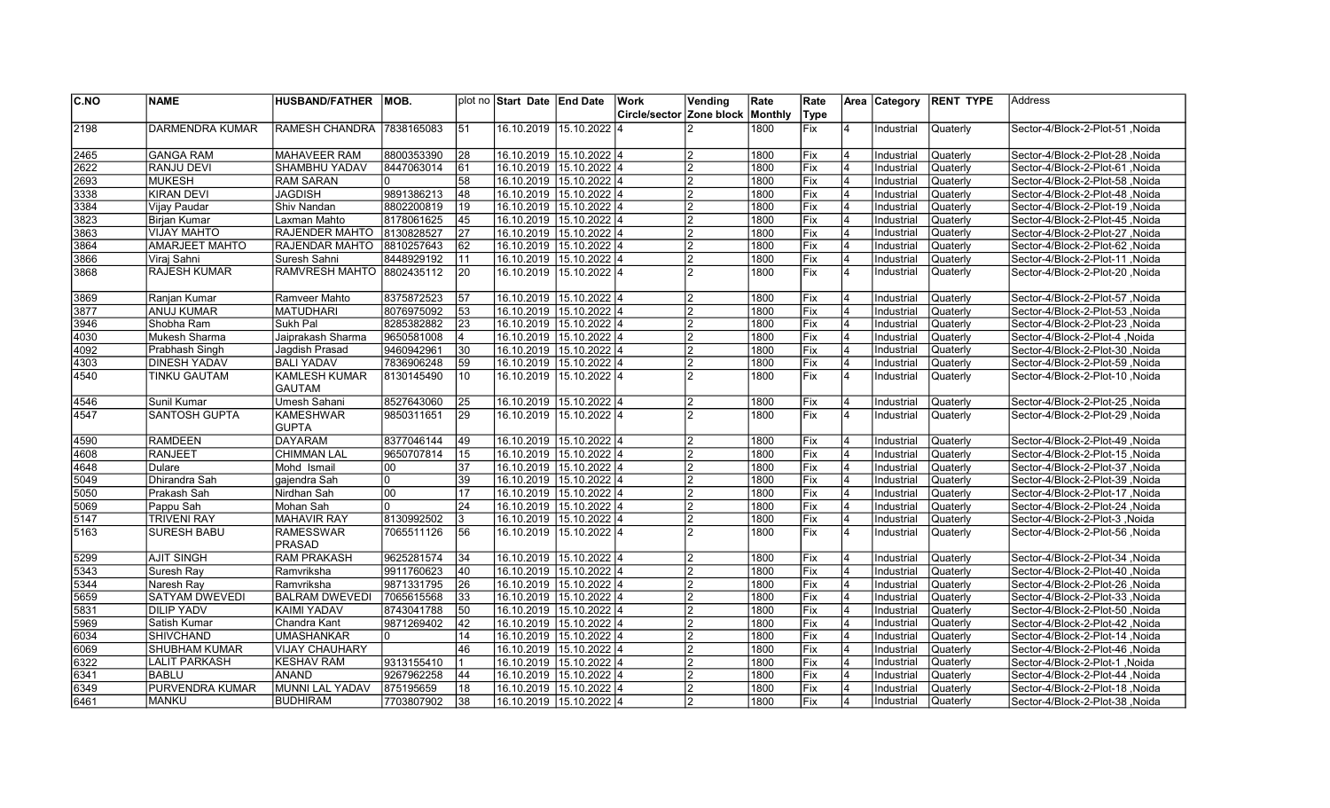| C.NO | NAME | HUSBAND/FATHER | MOB. | plot no | Start Date | End Date | Work Circle/sector | Vending Zone block | Rate Monthly | Rate Type | Area | Category | RENT TYPE | Address |
|---|---|---|---|---|---|---|---|---|---|---|---|---|---|---|
| 2198 | DARMENDRA KUMAR | RAMESH CHANDRA | 7838165083 | 51 | 16.10.2019 | 15.10.2022 | 4 | 2 | 1800 | Fix | 4 | Industrial | Quaterly | Sector-4/Block-2-Plot-51 ,Noida |
| 2465 | GANGA RAM | MAHAVEER RAM | 8800353390 | 28 | 16.10.2019 | 15.10.2022 | 4 | 2 | 1800 | Fix | 4 | Industrial | Quaterly | Sector-4/Block-2-Plot-28 ,Noida |
| 2622 | RANJU DEVI | SHAMBHU YADAV | 8447063014 | 61 | 16.10.2019 | 15.10.2022 | 4 | 2 | 1800 | Fix | 4 | Industrial | Quaterly | Sector-4/Block-2-Plot-61 ,Noida |
| 2693 | MUKESH | RAM SARAN | 0 | 58 | 16.10.2019 | 15.10.2022 | 4 | 2 | 1800 | Fix | 4 | Industrial | Quaterly | Sector-4/Block-2-Plot-58 ,Noida |
| 3338 | KIRAN DEVI | JAGDISH | 9891386213 | 48 | 16.10.2019 | 15.10.2022 | 4 | 2 | 1800 | Fix | 4 | Industrial | Quaterly | Sector-4/Block-2-Plot-48 ,Noida |
| 3384 | Vijay Paudar | Shiv Nandan | 8802200819 | 19 | 16.10.2019 | 15.10.2022 | 4 | 2 | 1800 | Fix | 4 | Industrial | Quaterly | Sector-4/Block-2-Plot-19 ,Noida |
| 3823 | Birjan Kumar | Laxman Mahto | 8178061625 | 45 | 16.10.2019 | 15.10.2022 | 4 | 2 | 1800 | Fix | 4 | Industrial | Quaterly | Sector-4/Block-2-Plot-45 ,Noida |
| 3863 | VIJAY MAHTO | RAJENDER MAHTO | 8130828527 | 27 | 16.10.2019 | 15.10.2022 | 4 | 2 | 1800 | Fix | 4 | Industrial | Quaterly | Sector-4/Block-2-Plot-27 ,Noida |
| 3864 | AMARJEET MAHTO | RAJENDAR MAHTO | 8810257643 | 62 | 16.10.2019 | 15.10.2022 | 4 | 2 | 1800 | Fix | 4 | Industrial | Quaterly | Sector-4/Block-2-Plot-62 ,Noida |
| 3866 | Viraj Sahni | Suresh Sahni | 8448929192 | 11 | 16.10.2019 | 15.10.2022 | 4 | 2 | 1800 | Fix | 4 | Industrial | Quaterly | Sector-4/Block-2-Plot-11 ,Noida |
| 3868 | RAJESH KUMAR | RAMVRESH MAHTO | 8802435112 | 20 | 16.10.2019 | 15.10.2022 | 4 | 2 | 1800 | Fix | 4 | Industrial | Quaterly | Sector-4/Block-2-Plot-20 ,Noida |
| 3869 | Ranjan Kumar | Ramveer Mahto | 8375872523 | 57 | 16.10.2019 | 15.10.2022 | 4 | 2 | 1800 | Fix | 4 | Industrial | Quaterly | Sector-4/Block-2-Plot-57 ,Noida |
| 3877 | ANUJ KUMAR | MATUDHARI | 8076975092 | 53 | 16.10.2019 | 15.10.2022 | 4 | 2 | 1800 | Fix | 4 | Industrial | Quaterly | Sector-4/Block-2-Plot-53 ,Noida |
| 3946 | Shobha Ram | Sukh Pal | 8285382882 | 23 | 16.10.2019 | 15.10.2022 | 4 | 2 | 1800 | Fix | 4 | Industrial | Quaterly | Sector-4/Block-2-Plot-23 ,Noida |
| 4030 | Mukesh Sharma | Jaiprakash Sharma | 9650581008 | 4 | 16.10.2019 | 15.10.2022 | 4 | 2 | 1800 | Fix | 4 | Industrial | Quaterly | Sector-4/Block-2-Plot-4 ,Noida |
| 4092 | Prabhash Singh | Jagdish Prasad | 9460942961 | 30 | 16.10.2019 | 15.10.2022 | 4 | 2 | 1800 | Fix | 4 | Industrial | Quaterly | Sector-4/Block-2-Plot-30 ,Noida |
| 4303 | DINESH YADAV | BALI YADAV | 7836906248 | 59 | 16.10.2019 | 15.10.2022 | 4 | 2 | 1800 | Fix | 4 | Industrial | Quaterly | Sector-4/Block-2-Plot-59 ,Noida |
| 4540 | TINKU GAUTAM | KAMLESH KUMAR GAUTAM | 8130145490 | 10 | 16.10.2019 | 15.10.2022 | 4 | 2 | 1800 | Fix | 4 | Industrial | Quaterly | Sector-4/Block-2-Plot-10 ,Noida |
| 4546 | Sunil Kumar | Umesh Sahani | 8527643060 | 25 | 16.10.2019 | 15.10.2022 | 4 | 2 | 1800 | Fix | 4 | Industrial | Quaterly | Sector-4/Block-2-Plot-25 ,Noida |
| 4547 | SANTOSH GUPTA | KAMESHWAR GUPTA | 9850311651 | 29 | 16.10.2019 | 15.10.2022 | 4 | 2 | 1800 | Fix | 4 | Industrial | Quaterly | Sector-4/Block-2-Plot-29 ,Noida |
| 4590 | RAMDEEN | DAYARAM | 8377046144 | 49 | 16.10.2019 | 15.10.2022 | 4 | 2 | 1800 | Fix | 4 | Industrial | Quaterly | Sector-4/Block-2-Plot-49 ,Noida |
| 4608 | RANJEET | CHIMMAN LAL | 9650707814 | 15 | 16.10.2019 | 15.10.2022 | 4 | 2 | 1800 | Fix | 4 | Industrial | Quaterly | Sector-4/Block-2-Plot-15 ,Noida |
| 4648 | Dulare | Mohd Ismail | 00 | 37 | 16.10.2019 | 15.10.2022 | 4 | 2 | 1800 | Fix | 4 | Industrial | Quaterly | Sector-4/Block-2-Plot-37 ,Noida |
| 5049 | Dhirandra Sah | gajendra Sah | 0 | 39 | 16.10.2019 | 15.10.2022 | 4 | 2 | 1800 | Fix | 4 | Industrial | Quaterly | Sector-4/Block-2-Plot-39 ,Noida |
| 5050 | Prakash Sah | Nirdhan Sah | 00 | 17 | 16.10.2019 | 15.10.2022 | 4 | 2 | 1800 | Fix | 4 | Industrial | Quaterly | Sector-4/Block-2-Plot-17 ,Noida |
| 5069 | Pappu Sah | Mohan Sah | 0 | 24 | 16.10.2019 | 15.10.2022 | 4 | 2 | 1800 | Fix | 4 | Industrial | Quaterly | Sector-4/Block-2-Plot-24 ,Noida |
| 5147 | TRIVENI RAY | MAHAVIR RAY | 8130992502 | 3 | 16.10.2019 | 15.10.2022 | 4 | 2 | 1800 | Fix | 4 | Industrial | Quaterly | Sector-4/Block-2-Plot-3 ,Noida |
| 5163 | SURESH BABU | RAMESSWAR PRASAD | 7065511126 | 56 | 16.10.2019 | 15.10.2022 | 4 | 2 | 1800 | Fix | 4 | Industrial | Quaterly | Sector-4/Block-2-Plot-56 ,Noida |
| 5299 | AJIT SINGH | RAM PRAKASH | 9625281574 | 34 | 16.10.2019 | 15.10.2022 | 4 | 2 | 1800 | Fix | 4 | Industrial | Quaterly | Sector-4/Block-2-Plot-34 ,Noida |
| 5343 | Suresh Ray | Ramvriksha | 9911760623 | 40 | 16.10.2019 | 15.10.2022 | 4 | 2 | 1800 | Fix | 4 | Industrial | Quaterly | Sector-4/Block-2-Plot-40 ,Noida |
| 5344 | Naresh Ray | Ramvriksha | 9871331795 | 26 | 16.10.2019 | 15.10.2022 | 4 | 2 | 1800 | Fix | 4 | Industrial | Quaterly | Sector-4/Block-2-Plot-26 ,Noida |
| 5659 | SATYAM DWEVEDI | BALRAM DWEVEDI | 7065615568 | 33 | 16.10.2019 | 15.10.2022 | 4 | 2 | 1800 | Fix | 4 | Industrial | Quaterly | Sector-4/Block-2-Plot-33 ,Noida |
| 5831 | DILIP YADV | KAIMI YADAV | 8743041788 | 50 | 16.10.2019 | 15.10.2022 | 4 | 2 | 1800 | Fix | 4 | Industrial | Quaterly | Sector-4/Block-2-Plot-50 ,Noida |
| 5969 | Satish Kumar | Chandra Kant | 9871269402 | 42 | 16.10.2019 | 15.10.2022 | 4 | 2 | 1800 | Fix | 4 | Industrial | Quaterly | Sector-4/Block-2-Plot-42 ,Noida |
| 6034 | SHIVCHAND | UMASHANKAR | 0 | 14 | 16.10.2019 | 15.10.2022 | 4 | 2 | 1800 | Fix | 4 | Industrial | Quaterly | Sector-4/Block-2-Plot-14 ,Noida |
| 6069 | SHUBHAM KUMAR | VIJAY CHAUHARY | | 46 | 16.10.2019 | 15.10.2022 | 4 | 2 | 1800 | Fix | 4 | Industrial | Quaterly | Sector-4/Block-2-Plot-46 ,Noida |
| 6322 | LALIT PARKASH | KESHAV RAM | 9313155410 | 1 | 16.10.2019 | 15.10.2022 | 4 | 2 | 1800 | Fix | 4 | Industrial | Quaterly | Sector-4/Block-2-Plot-1 ,Noida |
| 6341 | BABLU | ANAND | 9267962258 | 44 | 16.10.2019 | 15.10.2022 | 4 | 2 | 1800 | Fix | 4 | Industrial | Quaterly | Sector-4/Block-2-Plot-44 ,Noida |
| 6349 | PURVENDRA KUMAR | MUNNI LAL YADAV | 875195659 | 18 | 16.10.2019 | 15.10.2022 | 4 | 2 | 1800 | Fix | 4 | Industrial | Quaterly | Sector-4/Block-2-Plot-18 ,Noida |
| 6461 | MANKU | BUDHIRAM | 7703807902 | 38 | 16.10.2019 | 15.10.2022 | 4 | 2 | 1800 | Fix | 4 | Industrial | Quaterly | Sector-4/Block-2-Plot-38 ,Noida |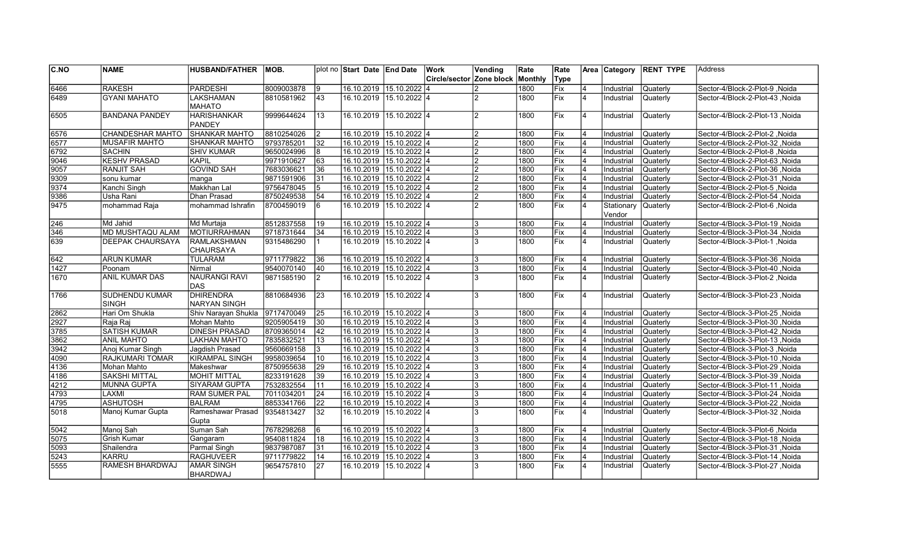| C.NO | NAME | HUSBAND/FATHER | MOB. | plot no | Start Date | End Date | Work Circle/sector | Vending Zone block | Rate Monthly | Rate Type | Area | Category | RENT TYPE | Address |
|---|---|---|---|---|---|---|---|---|---|---|---|---|---|---|
| 6466 | RAKESH | PARDESHI | 8009003878 | 9 | 16.10.2019 | 15.10.2022 | 4 | 2 | 1800 | Fix | 4 | Industrial | Quaterly | Sector-4/Block-2-Plot-9 ,Noida |
| 6489 | GYANI MAHATO | LAKSHAMAN MAHATO | 8810581962 | 43 | 16.10.2019 | 15.10.2022 | 4 | 2 | 1800 | Fix | 4 | Industrial | Quaterly | Sector-4/Block-2-Plot-43 ,Noida |
| 6505 | BANDANA PANDEY | HARISHANKAR PANDEY | 9999644624 | 13 | 16.10.2019 | 15.10.2022 | 4 | 2 | 1800 | Fix | 4 | Industrial | Quaterly | Sector-4/Block-2-Plot-13 ,Noida |
| 6576 | CHANDESHAR MAHTO | SHANKAR MAHTO | 8810254026 | 2 | 16.10.2019 | 15.10.2022 | 4 | 2 | 1800 | Fix | 4 | Industrial | Quaterly | Sector-4/Block-2-Plot-2 ,Noida |
| 6577 | MUSAFIR MAHTO | SHANKAR MAHTO | 9793785201 | 32 | 16.10.2019 | 15.10.2022 | 4 | 2 | 1800 | Fix | 4 | Industrial | Quaterly | Sector-4/Block-2-Plot-32 ,Noida |
| 6792 | SACHIN | SHIV KUMAR | 9650024996 | 8 | 16.10.2019 | 15.10.2022 | 4 | 2 | 1800 | Fix | 4 | Industrial | Quaterly | Sector-4/Block-2-Plot-8 ,Noida |
| 9046 | KESHV PRASAD | KAPIL | 9971910627 | 63 | 16.10.2019 | 15.10.2022 | 4 | 2 | 1800 | Fix | 4 | Industrial | Quaterly | Sector-4/Block-2-Plot-63 ,Noida |
| 9057 | RANJIT SAH | GOVIND SAH | 7683036621 | 36 | 16.10.2019 | 15.10.2022 | 4 | 2 | 1800 | Fix | 4 | Industrial | Quaterly | Sector-4/Block-2-Plot-36 ,Noida |
| 9309 | sonu kumar | manga | 9871591906 | 31 | 16.10.2019 | 15.10.2022 | 4 | 2 | 1800 | Fix | 4 | Industrial | Quaterly | Sector-4/Block-2-Plot-31 ,Noida |
| 9374 | Kanchi Singh | Makkhan Lal | 9756478045 | 5 | 16.10.2019 | 15.10.2022 | 4 | 2 | 1800 | Fix | 4 | Industrial | Quaterly | Sector-4/Block-2-Plot-5 ,Noida |
| 9386 | Usha Rani | Dhan Prasad | 8750249538 | 54 | 16.10.2019 | 15.10.2022 | 4 | 2 | 1800 | Fix | 4 | Industrial | Quaterly | Sector-4/Block-2-Plot-54 ,Noida |
| 9475 | mohammad Raja | mohammad Ishrafin | 8700459019 | 6 | 16.10.2019 | 15.10.2022 | 4 | 2 | 1800 | Fix | 4 | Stationary Vendor | Quaterly | Sector-4/Block-2-Plot-6 ,Noida |
| 246 | Md Jahid | Md Murtaja | 8512837558 | 19 | 16.10.2019 | 15.10.2022 | 4 | 3 | 1800 | Fix | 4 | Industrial | Quaterly | Sector-4/Block-3-Plot-19 ,Noida |
| 346 | MD MUSHTAQU ALAM | MOTIURRAHMAN | 9718731644 | 34 | 16.10.2019 | 15.10.2022 | 4 | 3 | 1800 | Fix | 4 | Industrial | Quaterly | Sector-4/Block-3-Plot-34 ,Noida |
| 639 | DEEPAK CHAURSAYA | RAMLAKSHMAN CHAURSAYA | 9315486290 | 1 | 16.10.2019 | 15.10.2022 | 4 | 3 | 1800 | Fix | 4 | Industrial | Quaterly | Sector-4/Block-3-Plot-1 ,Noida |
| 642 | ARUN KUMAR | TULARAM | 9711779822 | 36 | 16.10.2019 | 15.10.2022 | 4 | 3 | 1800 | Fix | 4 | Industrial | Quaterly | Sector-4/Block-3-Plot-36 ,Noida |
| 1427 | Poonam | Nirmal | 9540070140 | 40 | 16.10.2019 | 15.10.2022 | 4 | 3 | 1800 | Fix | 4 | Industrial | Quaterly | Sector-4/Block-3-Plot-40 ,Noida |
| 1670 | ANIL KUMAR DAS | NAURANGI RAVI DAS | 9871585190 | 2 | 16.10.2019 | 15.10.2022 | 4 | 3 | 1800 | Fix | 4 | Industrial | Quaterly | Sector-4/Block-3-Plot-2 ,Noida |
| 1766 | SUDHENDU KUMAR SINGH | DHIRENDRA NARYAN SINGH | 8810684936 | 23 | 16.10.2019 | 15.10.2022 | 4 | 3 | 1800 | Fix | 4 | Industrial | Quaterly | Sector-4/Block-3-Plot-23 ,Noida |
| 2862 | Hari Om Shukla | Shiv Narayan Shukla | 9717470049 | 25 | 16.10.2019 | 15.10.2022 | 4 | 3 | 1800 | Fix | 4 | Industrial | Quaterly | Sector-4/Block-3-Plot-25 ,Noida |
| 2927 | Raja Raj | Mohan Mahto | 9205905419 | 30 | 16.10.2019 | 15.10.2022 | 4 | 3 | 1800 | Fix | 4 | Industrial | Quaterly | Sector-4/Block-3-Plot-30 ,Noida |
| 3785 | SATISH KUMAR | DINESH PRASAD | 8709365014 | 42 | 16.10.2019 | 15.10.2022 | 4 | 3 | 1800 | Fix | 4 | Industrial | Quaterly | Sector-4/Block-3-Plot-42 ,Noida |
| 3862 | ANIL MAHTO | LAKHAN MAHTO | 7835832521 | 13 | 16.10.2019 | 15.10.2022 | 4 | 3 | 1800 | Fix | 4 | Industrial | Quaterly | Sector-4/Block-3-Plot-13 ,Noida |
| 3942 | Anoj Kumar Singh | Jagdish Prasad | 9560669158 | 3 | 16.10.2019 | 15.10.2022 | 4 | 3 | 1800 | Fix | 4 | Industrial | Quaterly | Sector-4/Block-3-Plot-3 ,Noida |
| 4090 | RAJKUMARI TOMAR | KIRAMPAL SINGH | 9958039654 | 10 | 16.10.2019 | 15.10.2022 | 4 | 3 | 1800 | Fix | 4 | Industrial | Quaterly | Sector-4/Block-3-Plot-10 ,Noida |
| 4136 | Mohan Mahto | Makeshwar | 8750955638 | 29 | 16.10.2019 | 15.10.2022 | 4 | 3 | 1800 | Fix | 4 | Industrial | Quaterly | Sector-4/Block-3-Plot-29 ,Noida |
| 4186 | SAKSHI MITTAL | MOHIT MITTAL | 8233191628 | 39 | 16.10.2019 | 15.10.2022 | 4 | 3 | 1800 | Fix | 4 | Industrial | Quaterly | Sector-4/Block-3-Plot-39 ,Noida |
| 4212 | MUNNA GUPTA | SIYARAM GUPTA | 7532832554 | 11 | 16.10.2019 | 15.10.2022 | 4 | 3 | 1800 | Fix | 4 | Industrial | Quaterly | Sector-4/Block-3-Plot-11 ,Noida |
| 4793 | LAXMI | RAM SUMER PAL | 7011034201 | 24 | 16.10.2019 | 15.10.2022 | 4 | 3 | 1800 | Fix | 4 | Industrial | Quaterly | Sector-4/Block-3-Plot-24 ,Noida |
| 4795 | ASHUTOSH | BALRAM | 8853341766 | 22 | 16.10.2019 | 15.10.2022 | 4 | 3 | 1800 | Fix | 4 | Industrial | Quaterly | Sector-4/Block-3-Plot-22 ,Noida |
| 5018 | Manoj Kumar Gupta | Rameshawar Prasad Gupta | 9354813427 | 32 | 16.10.2019 | 15.10.2022 | 4 | 3 | 1800 | Fix | 4 | Industrial | Quaterly | Sector-4/Block-3-Plot-32 ,Noida |
| 5042 | Manoj Sah | Suman Sah | 7678298268 | 6 | 16.10.2019 | 15.10.2022 | 4 | 3 | 1800 | Fix | 4 | Industrial | Quaterly | Sector-4/Block-3-Plot-6 ,Noida |
| 5075 | Grish Kumar | Gangaram | 9540811824 | 18 | 16.10.2019 | 15.10.2022 | 4 | 3 | 1800 | Fix | 4 | Industrial | Quaterly | Sector-4/Block-3-Plot-18 ,Noida |
| 5093 | Shailendra | Parmal Singh | 9837987087 | 31 | 16.10.2019 | 15.10.2022 | 4 | 3 | 1800 | Fix | 4 | Industrial | Quaterly | Sector-4/Block-3-Plot-31 ,Noida |
| 5243 | KARRU | RAGHUVEER | 9711779822 | 14 | 16.10.2019 | 15.10.2022 | 4 | 3 | 1800 | Fix | 4 | Industrial | Quaterly | Sector-4/Block-3-Plot-14 ,Noida |
| 5555 | RAMESH BHARDWAJ | AMAR SINGH BHARDWAJ | 9654757810 | 27 | 16.10.2019 | 15.10.2022 | 4 | 3 | 1800 | Fix | 4 | Industrial | Quaterly | Sector-4/Block-3-Plot-27 ,Noida |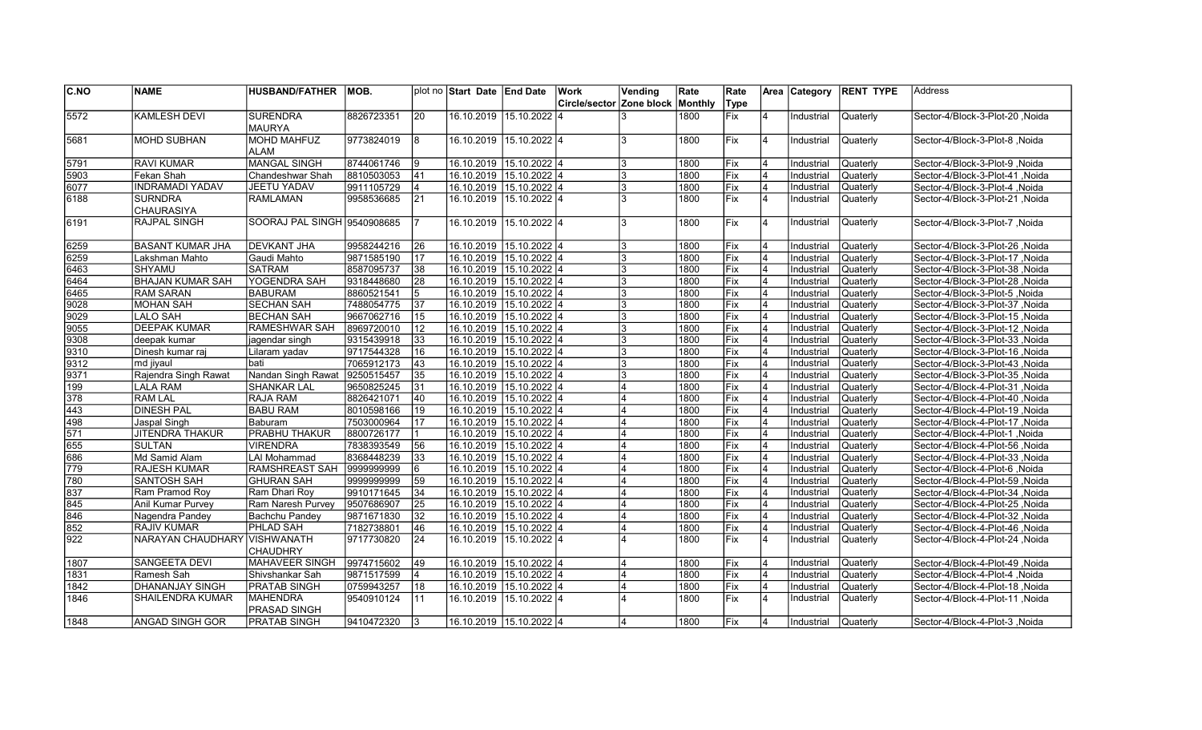| C.NO | NAME | HUSBAND/FATHER | MOB. | plot no | Start Date | End Date | Work Circle/sector | Vending Zone block | Rate Monthly | Rate Type | Area | Category | RENT TYPE | Address |
|---|---|---|---|---|---|---|---|---|---|---|---|---|---|---|
| 5572 | KAMLESH DEVI | SURENDRA MAURYA | 8826723351 | 20 | 16.10.2019 | 15.10.2022 | 4 | 3 | 1800 | Fix | 4 | Industrial | Quaterly | Sector-4/Block-3-Plot-20 ,Noida |
| 5681 | MOHD SUBHAN | MOHD MAHFUZ ALAM | 9773824019 | 8 | 16.10.2019 | 15.10.2022 | 4 | 3 | 1800 | Fix | 4 | Industrial | Quaterly | Sector-4/Block-3-Plot-8 ,Noida |
| 5791 | RAVI KUMAR | MANGAL SINGH | 8744061746 | 9 | 16.10.2019 | 15.10.2022 | 4 | 3 | 1800 | Fix | 4 | Industrial | Quaterly | Sector-4/Block-3-Plot-9 ,Noida |
| 5903 | Fekan Shah | Chandeshwar Shah | 8810503053 | 41 | 16.10.2019 | 15.10.2022 | 4 | 3 | 1800 | Fix | 4 | Industrial | Quaterly | Sector-4/Block-3-Plot-41 ,Noida |
| 6077 | INDRAMADI YADAV | JEETU YADAV | 9911105729 | 4 | 16.10.2019 | 15.10.2022 | 4 | 3 | 1800 | Fix | 4 | Industrial | Quaterly | Sector-4/Block-3-Plot-4 ,Noida |
| 6188 | SURNDRA CHAURASIYA | RAMLAMAN | 9958536685 | 21 | 16.10.2019 | 15.10.2022 | 4 | 3 | 1800 | Fix | 4 | Industrial | Quaterly | Sector-4/Block-3-Plot-21 ,Noida |
| 6191 | RAJPAL SINGH | SOORAJ PAL SINGH | 9540908685 | 7 | 16.10.2019 | 15.10.2022 | 4 | 3 | 1800 | Fix | 4 | Industrial | Quaterly | Sector-4/Block-3-Plot-7 ,Noida |
| 6259 | BASANT KUMAR JHA | DEVKANT JHA | 9958244216 | 26 | 16.10.2019 | 15.10.2022 | 4 | 3 | 1800 | Fix | 4 | Industrial | Quaterly | Sector-4/Block-3-Plot-26 ,Noida |
| 6259 | Lakshman Mahto | Gaudi Mahto | 9871585190 | 17 | 16.10.2019 | 15.10.2022 | 4 | 3 | 1800 | Fix | 4 | Industrial | Quaterly | Sector-4/Block-3-Plot-17 ,Noida |
| 6463 | SHYAMU | SATRAM | 8587095737 | 38 | 16.10.2019 | 15.10.2022 | 4 | 3 | 1800 | Fix | 4 | Industrial | Quaterly | Sector-4/Block-3-Plot-38 ,Noida |
| 6464 | BHAJAN KUMAR SAH | YOGENDRA SAH | 9318448680 | 28 | 16.10.2019 | 15.10.2022 | 4 | 3 | 1800 | Fix | 4 | Industrial | Quaterly | Sector-4/Block-3-Plot-28 ,Noida |
| 6465 | RAM SARAN | BABURAM | 8860521541 | 5 | 16.10.2019 | 15.10.2022 | 4 | 3 | 1800 | Fix | 4 | Industrial | Quaterly | Sector-4/Block-3-Plot-5 ,Noida |
| 9028 | MOHAN SAH | SECHAN SAH | 7488054775 | 37 | 16.10.2019 | 15.10.2022 | 4 | 3 | 1800 | Fix | 4 | Industrial | Quaterly | Sector-4/Block-3-Plot-37 ,Noida |
| 9029 | LALO SAH | BECHAN SAH | 9667062716 | 15 | 16.10.2019 | 15.10.2022 | 4 | 3 | 1800 | Fix | 4 | Industrial | Quaterly | Sector-4/Block-3-Plot-15 ,Noida |
| 9055 | DEEPAK KUMAR | RAMESHWAR SAH | 8969720010 | 12 | 16.10.2019 | 15.10.2022 | 4 | 3 | 1800 | Fix | 4 | Industrial | Quaterly | Sector-4/Block-3-Plot-12 ,Noida |
| 9308 | deepak kumar | jagendar singh | 9315439918 | 33 | 16.10.2019 | 15.10.2022 | 4 | 3 | 1800 | Fix | 4 | Industrial | Quaterly | Sector-4/Block-3-Plot-33 ,Noida |
| 9310 | Dinesh kumar raj | Lilaram yadav | 9717544328 | 16 | 16.10.2019 | 15.10.2022 | 4 | 3 | 1800 | Fix | 4 | Industrial | Quaterly | Sector-4/Block-3-Plot-16 ,Noida |
| 9312 | md jiyaul | bati | 7065912173 | 43 | 16.10.2019 | 15.10.2022 | 4 | 3 | 1800 | Fix | 4 | Industrial | Quaterly | Sector-4/Block-3-Plot-43 ,Noida |
| 9371 | Rajendra Singh Rawat | Nandan Singh Rawat | 9250515457 | 35 | 16.10.2019 | 15.10.2022 | 4 | 3 | 1800 | Fix | 4 | Industrial | Quaterly | Sector-4/Block-3-Plot-35 ,Noida |
| 199 | LALA RAM | SHANKAR LAL | 9650825245 | 31 | 16.10.2019 | 15.10.2022 | 4 | 4 | 1800 | Fix | 4 | Industrial | Quaterly | Sector-4/Block-4-Plot-31 ,Noida |
| 378 | RAM LAL | RAJA RAM | 8826421071 | 40 | 16.10.2019 | 15.10.2022 | 4 | 4 | 1800 | Fix | 4 | Industrial | Quaterly | Sector-4/Block-4-Plot-40 ,Noida |
| 443 | DINESH PAL | BABU RAM | 8010598166 | 19 | 16.10.2019 | 15.10.2022 | 4 | 4 | 1800 | Fix | 4 | Industrial | Quaterly | Sector-4/Block-4-Plot-19 ,Noida |
| 498 | Jaspal Singh | Baburam | 7503000964 | 17 | 16.10.2019 | 15.10.2022 | 4 | 4 | 1800 | Fix | 4 | Industrial | Quaterly | Sector-4/Block-4-Plot-17 ,Noida |
| 571 | JITENDRA THAKUR | PRABHU THAKUR | 8800726177 | 1 | 16.10.2019 | 15.10.2022 | 4 | 4 | 1800 | Fix | 4 | Industrial | Quaterly | Sector-4/Block-4-Plot-1 ,Noida |
| 655 | SULTAN | VIRENDRA | 7838393549 | 56 | 16.10.2019 | 15.10.2022 | 4 | 4 | 1800 | Fix | 4 | Industrial | Quaterly | Sector-4/Block-4-Plot-56 ,Noida |
| 686 | Md Samid Alam | LAl Mohammad | 8368448239 | 33 | 16.10.2019 | 15.10.2022 | 4 | 4 | 1800 | Fix | 4 | Industrial | Quaterly | Sector-4/Block-4-Plot-33 ,Noida |
| 779 | RAJESH KUMAR | RAMSHREAST SAH | 9999999999 | 6 | 16.10.2019 | 15.10.2022 | 4 | 4 | 1800 | Fix | 4 | Industrial | Quaterly | Sector-4/Block-4-Plot-6 ,Noida |
| 780 | SANTOSH SAH | GHURAN SAH | 9999999999 | 59 | 16.10.2019 | 15.10.2022 | 4 | 4 | 1800 | Fix | 4 | Industrial | Quaterly | Sector-4/Block-4-Plot-59 ,Noida |
| 837 | Ram Pramod Roy | Ram Dhari Roy | 9910171645 | 34 | 16.10.2019 | 15.10.2022 | 4 | 4 | 1800 | Fix | 4 | Industrial | Quaterly | Sector-4/Block-4-Plot-34 ,Noida |
| 845 | Anil Kumar Purvey | Ram Naresh Purvey | 9507686907 | 25 | 16.10.2019 | 15.10.2022 | 4 | 4 | 1800 | Fix | 4 | Industrial | Quaterly | Sector-4/Block-4-Plot-25 ,Noida |
| 846 | Nagendra Pandey | Bachchu Pandey | 9871671830 | 32 | 16.10.2019 | 15.10.2022 | 4 | 4 | 1800 | Fix | 4 | Industrial | Quaterly | Sector-4/Block-4-Plot-32 ,Noida |
| 852 | RAJIV KUMAR | PHLAD SAH | 7182738801 | 46 | 16.10.2019 | 15.10.2022 | 4 | 4 | 1800 | Fix | 4 | Industrial | Quaterly | Sector-4/Block-4-Plot-46 ,Noida |
| 922 | NARAYAN CHAUDHARY | VISHWANATH CHAUDHRY | 9717730820 | 24 | 16.10.2019 | 15.10.2022 | 4 | 4 | 1800 | Fix | 4 | Industrial | Quaterly | Sector-4/Block-4-Plot-24 ,Noida |
| 1807 | SANGEETA DEVI | MAHAVEER SINGH | 9974715602 | 49 | 16.10.2019 | 15.10.2022 | 4 | 4 | 1800 | Fix | 4 | Industrial | Quaterly | Sector-4/Block-4-Plot-49 ,Noida |
| 1831 | Ramesh Sah | Shivshankar Sah | 9871517599 | 4 | 16.10.2019 | 15.10.2022 | 4 | 4 | 1800 | Fix | 4 | Industrial | Quaterly | Sector-4/Block-4-Plot-4 ,Noida |
| 1842 | DHANANJAY SINGH | PRATAB SINGH | 0759943257 | 18 | 16.10.2019 | 15.10.2022 | 4 | 4 | 1800 | Fix | 4 | Industrial | Quaterly | Sector-4/Block-4-Plot-18 ,Noida |
| 1846 | SHAILENDRA KUMAR | MAHENDRA PRASAD SINGH | 9540910124 | 11 | 16.10.2019 | 15.10.2022 | 4 | 4 | 1800 | Fix | 4 | Industrial | Quaterly | Sector-4/Block-4-Plot-11 ,Noida |
| 1848 | ANGAD SINGH GOR | PRATAB SINGH | 9410472320 | 3 | 16.10.2019 | 15.10.2022 | 4 | 4 | 1800 | Fix | 4 | Industrial | Quaterly | Sector-4/Block-4-Plot-3 ,Noida |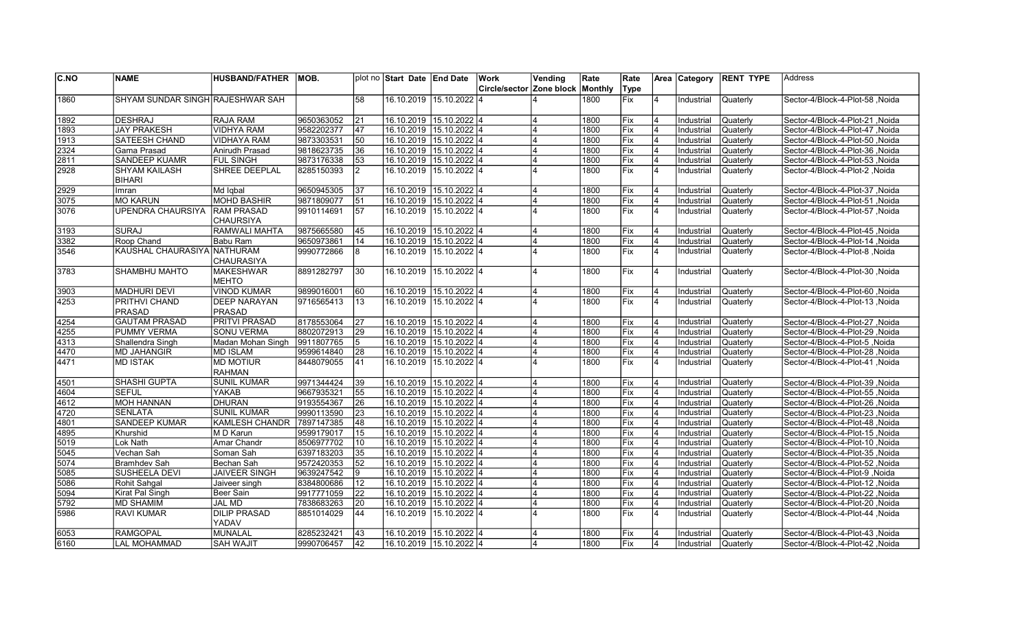| C.NO | NAME | HUSBAND/FATHER | MOB. | plot no | Start Date | End Date | Work Circle/sector | Vending Zone block | Rate Monthly | Rate Type | Area | Category | RENT TYPE | Address |
|---|---|---|---|---|---|---|---|---|---|---|---|---|---|---|
| 1860 | SHYAM SUNDAR SINGH | RAJESHWAR SAH | | 58 | 16.10.2019 | 15.10.2022 | 4 | 4 | 1800 | Fix | 4 | Industrial | Quaterly | Sector-4/Block-4-Plot-58 ,Noida |
| 1892 | DESHRAJ | RAJA RAM | 9650363052 | 21 | 16.10.2019 | 15.10.2022 | 4 | 4 | 1800 | Fix | 4 | Industrial | Quaterly | Sector-4/Block-4-Plot-21 ,Noida |
| 1893 | JAY PRAKESH | VIDHYA RAM | 9582202377 | 47 | 16.10.2019 | 15.10.2022 | 4 | 4 | 1800 | Fix | 4 | Industrial | Quaterly | Sector-4/Block-4-Plot-47 ,Noida |
| 1913 | SATEESH CHAND | VIDHAYA RAM | 9873303531 | 50 | 16.10.2019 | 15.10.2022 | 4 | 4 | 1800 | Fix | 4 | Industrial | Quaterly | Sector-4/Block-4-Plot-50 ,Noida |
| 2324 | Gama Prasad | Anirudh Prasad | 9818623735 | 36 | 16.10.2019 | 15.10.2022 | 4 | 4 | 1800 | Fix | 4 | Industrial | Quaterly | Sector-4/Block-4-Plot-36 ,Noida |
| 2811 | SANDEEP KUAMR | FUL SINGH | 9873176338 | 53 | 16.10.2019 | 15.10.2022 | 4 | 4 | 1800 | Fix | 4 | Industrial | Quaterly | Sector-4/Block-4-Plot-53 ,Noida |
| 2928 | SHYAM KAILASH BIHARI | SHREE DEEPLAL | 8285150393 | 2 | 16.10.2019 | 15.10.2022 | 4 | 4 | 1800 | Fix | 4 | Industrial | Quaterly | Sector-4/Block-4-Plot-2 ,Noida |
| 2929 | Imran | Md Iqbal | 9650945305 | 37 | 16.10.2019 | 15.10.2022 | 4 | 4 | 1800 | Fix | 4 | Industrial | Quaterly | Sector-4/Block-4-Plot-37 ,Noida |
| 3075 | MO KARUN | MOHD BASHIR | 9871809077 | 51 | 16.10.2019 | 15.10.2022 | 4 | 4 | 1800 | Fix | 4 | Industrial | Quaterly | Sector-4/Block-4-Plot-51 ,Noida |
| 3076 | UPENDRA CHAURSIYA | RAM PRASAD CHAURSIYA | 9910114691 | 57 | 16.10.2019 | 15.10.2022 | 4 | 4 | 1800 | Fix | 4 | Industrial | Quaterly | Sector-4/Block-4-Plot-57 ,Noida |
| 3193 | SURAJ | RAMWALI MAHTA | 9875665580 | 45 | 16.10.2019 | 15.10.2022 | 4 | 4 | 1800 | Fix | 4 | Industrial | Quaterly | Sector-4/Block-4-Plot-45 ,Noida |
| 3382 | Roop Chand | Babu Ram | 9650973861 | 14 | 16.10.2019 | 15.10.2022 | 4 | 4 | 1800 | Fix | 4 | Industrial | Quaterly | Sector-4/Block-4-Plot-14 ,Noida |
| 3546 | KAUSHAL CHAURASIYA | NATHURAM CHAURASIYA | 9990772866 | 8 | 16.10.2019 | 15.10.2022 | 4 | 4 | 1800 | Fix | 4 | Industrial | Quaterly | Sector-4/Block-4-Plot-8 ,Noida |
| 3783 | SHAMBHU MAHTO | MAKESHWAR MEHTO | 8891282797 | 30 | 16.10.2019 | 15.10.2022 | 4 | 4 | 1800 | Fix | 4 | Industrial | Quaterly | Sector-4/Block-4-Plot-30 ,Noida |
| 3903 | MADHURI DEVI | VINOD KUMAR | 9899016001 | 60 | 16.10.2019 | 15.10.2022 | 4 | 4 | 1800 | Fix | 4 | Industrial | Quaterly | Sector-4/Block-4-Plot-60 ,Noida |
| 4253 | PRITHVI CHAND PRASAD | DEEP NARAYAN PRASAD | 9716565413 | 13 | 16.10.2019 | 15.10.2022 | 4 | 4 | 1800 | Fix | 4 | Industrial | Quaterly | Sector-4/Block-4-Plot-13 ,Noida |
| 4254 | GAUTAM PRASAD | PRITVI PRASAD | 8178553064 | 27 | 16.10.2019 | 15.10.2022 | 4 | 4 | 1800 | Fix | 4 | Industrial | Quaterly | Sector-4/Block-4-Plot-27 ,Noida |
| 4255 | PUMMY VERMA | SONU VERMA | 8802072913 | 29 | 16.10.2019 | 15.10.2022 | 4 | 4 | 1800 | Fix | 4 | Industrial | Quaterly | Sector-4/Block-4-Plot-29 ,Noida |
| 4313 | Shallendra Singh | Madan Mohan Singh | 9911807765 | 5 | 16.10.2019 | 15.10.2022 | 4 | 4 | 1800 | Fix | 4 | Industrial | Quaterly | Sector-4/Block-4-Plot-5 ,Noida |
| 4470 | MD JAHANGIR | MD ISLAM | 9599614840 | 28 | 16.10.2019 | 15.10.2022 | 4 | 4 | 1800 | Fix | 4 | Industrial | Quaterly | Sector-4/Block-4-Plot-28 ,Noida |
| 4471 | MD ISTAK | MD MOTIUR RAHMAN | 8448079055 | 41 | 16.10.2019 | 15.10.2022 | 4 | 4 | 1800 | Fix | 4 | Industrial | Quaterly | Sector-4/Block-4-Plot-41 ,Noida |
| 4501 | SHASHI GUPTA | SUNIL KUMAR | 9971344424 | 39 | 16.10.2019 | 15.10.2022 | 4 | 4 | 1800 | Fix | 4 | Industrial | Quaterly | Sector-4/Block-4-Plot-39 ,Noida |
| 4604 | SEFUL | YAKAB | 9667935321 | 55 | 16.10.2019 | 15.10.2022 | 4 | 4 | 1800 | Fix | 4 | Industrial | Quaterly | Sector-4/Block-4-Plot-55 ,Noida |
| 4612 | MOH HANNAN | DHURAN | 9193554367 | 26 | 16.10.2019 | 15.10.2022 | 4 | 4 | 1800 | Fix | 4 | Industrial | Quaterly | Sector-4/Block-4-Plot-26 ,Noida |
| 4720 | SENLATA | SUNIL KUMAR | 9990113590 | 23 | 16.10.2019 | 15.10.2022 | 4 | 4 | 1800 | Fix | 4 | Industrial | Quaterly | Sector-4/Block-4-Plot-23 ,Noida |
| 4801 | SANDEEP KUMAR | KAMLESH CHANDR | 7897147385 | 48 | 16.10.2019 | 15.10.2022 | 4 | 4 | 1800 | Fix | 4 | Industrial | Quaterly | Sector-4/Block-4-Plot-48 ,Noida |
| 4895 | Khurshid | M D Karun | 9599179017 | 15 | 16.10.2019 | 15.10.2022 | 4 | 4 | 1800 | Fix | 4 | Industrial | Quaterly | Sector-4/Block-4-Plot-15 ,Noida |
| 5019 | Lok Nath | Amar Chandr | 8506977702 | 10 | 16.10.2019 | 15.10.2022 | 4 | 4 | 1800 | Fix | 4 | Industrial | Quaterly | Sector-4/Block-4-Plot-10 ,Noida |
| 5045 | Vechan Sah | Soman Sah | 6397183203 | 35 | 16.10.2019 | 15.10.2022 | 4 | 4 | 1800 | Fix | 4 | Industrial | Quaterly | Sector-4/Block-4-Plot-35 ,Noida |
| 5074 | Bramhdev Sah | Bechan Sah | 9572420353 | 52 | 16.10.2019 | 15.10.2022 | 4 | 4 | 1800 | Fix | 4 | Industrial | Quaterly | Sector-4/Block-4-Plot-52 ,Noida |
| 5085 | SUSHEELA DEVI | JAIVEER SINGH | 9639247542 | 9 | 16.10.2019 | 15.10.2022 | 4 | 4 | 1800 | Fix | 4 | Industrial | Quaterly | Sector-4/Block-4-Plot-9 ,Noida |
| 5086 | Rohit Sahgal | Jaiveer singh | 8384800686 | 12 | 16.10.2019 | 15.10.2022 | 4 | 4 | 1800 | Fix | 4 | Industrial | Quaterly | Sector-4/Block-4-Plot-12 ,Noida |
| 5094 | Kirat Pal Singh | Beer Sain | 9917771059 | 22 | 16.10.2019 | 15.10.2022 | 4 | 4 | 1800 | Fix | 4 | Industrial | Quaterly | Sector-4/Block-4-Plot-22 ,Noida |
| 5792 | MD SHAMIM | JAL MD | 7838683263 | 20 | 16.10.2019 | 15.10.2022 | 4 | 4 | 1800 | Fix | 4 | Industrial | Quaterly | Sector-4/Block-4-Plot-20 ,Noida |
| 5986 | RAVI KUMAR | DILIP PRASAD YADAV | 8851014029 | 44 | 16.10.2019 | 15.10.2022 | 4 | 4 | 1800 | Fix | 4 | Industrial | Quaterly | Sector-4/Block-4-Plot-44 ,Noida |
| 6053 | RAMGOPAL | MUNALAL | 8285232421 | 43 | 16.10.2019 | 15.10.2022 | 4 | 4 | 1800 | Fix | 4 | Industrial | Quaterly | Sector-4/Block-4-Plot-43 ,Noida |
| 6160 | LAL MOHAMMAD | SAH WAJIT | 9990706457 | 42 | 16.10.2019 | 15.10.2022 | 4 | 4 | 1800 | Fix | 4 | Industrial | Quaterly | Sector-4/Block-4-Plot-42 ,Noida |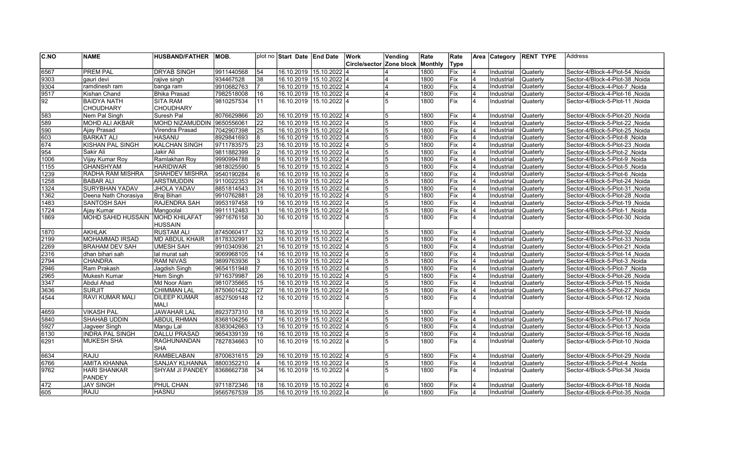| C.NO | NAME | HUSBAND/FATHER | MOB. | plot no | Start Date | End Date | Work Circle/sector | Vending Zone block | Rate Monthly | Rate Type | Area | Category | RENT TYPE | Address |
|---|---|---|---|---|---|---|---|---|---|---|---|---|---|---|
| 6567 | PREM PAL | DRYAB SINGH | 9911440568 | 54 | 16.10.2019 | 15.10.2022 | 4 | 4 | 1800 | Fix | 4 | Industrial | Quaterly | Sector-4/Block-4-Plot-54 ,Noida |
| 9303 | gauri devi | rajive singh | 934467528 | 38 | 16.10.2019 | 15.10.2022 | 4 | 4 | 1800 | Fix | 4 | Industrial | Quaterly | Sector-4/Block-4-Plot-38 ,Noida |
| 9304 | ramdinesh ram | banga ram | 9910682763 | 7 | 16.10.2019 | 15.10.2022 | 4 | 4 | 1800 | Fix | 4 | Industrial | Quaterly | Sector-4/Block-4-Plot-7 ,Noida |
| 9517 | Kishan Chand | Bhika Prasad | 7982518008 | 16 | 16.10.2019 | 15.10.2022 | 4 | 4 | 1800 | Fix | 4 | Industrial | Quaterly | Sector-4/Block-4-Plot-16 ,Noida |
| 92 | BAIDYA NATH CHOUDHARY | SITA RAM CHOUDHARY | 9810257534 | 11 | 16.10.2019 | 15.10.2022 | 4 | 5 | 1800 | Fix | 4 | Industrial | Quaterly | Sector-4/Block-5-Plot-11 ,Noida |
| 583 | Nem Pal Singh | Suresh Pal | 8076629866 | 20 | 16.10.2019 | 15.10.2022 | 4 | 5 | 1800 | Fix | 4 | Industrial | Quaterly | Sector-4/Block-5-Plot-20 ,Noida |
| 589 | MOHD ALI AKBAR | MOHD NIZAMUDDIN | 9650556061 | 22 | 16.10.2019 | 15.10.2022 | 4 | 5 | 1800 | Fix | 4 | Industrial | Quaterly | Sector-4/Block-5-Plot-22 ,Noida |
| 590 | Ajay Prasad | Virendra Prasad | 7042907398 | 25 | 16.10.2019 | 15.10.2022 | 4 | 5 | 1800 | Fix | 4 | Industrial | Quaterly | Sector-4/Block-5-Plot-25 ,Noida |
| 603 | BARKAT ALI | HASANU | 8929841693 | 8 | 16.10.2019 | 15.10.2022 | 4 | 5 | 1800 | Fix | 4 | Industrial | Quaterly | Sector-4/Block-5-Plot-8 ,Noida |
| 674 | KISHAN PAL SINGH | KALCHAN SINGH | 9711783575 | 23 | 16.10.2019 | 15.10.2022 | 4 | 5 | 1800 | Fix | 4 | Industrial | Quaterly | Sector-4/Block-5-Plot-23 ,Noida |
| 954 | Sakir Ali | Jakir Ali | 9811882399 | 2 | 16.10.2019 | 15.10.2022 | 4 | 5 | 1800 | Fix | 4 | Industrial | Quaterly | Sector-4/Block-5-Plot-2 ,Noida |
| 1006 | Vijay Kumar Roy | Ramlakhan Roy | 9990994788 | 9 | 16.10.2019 | 15.10.2022 | 4 | 5 | 1800 | Fix | 4 | Industrial | Quaterly | Sector-4/Block-5-Plot-9 ,Noida |
| 1155 | GHANSHYAM | HARIDWAR | 9818025590 | 5 | 16.10.2019 | 15.10.2022 | 4 | 5 | 1800 | Fix | 4 | Industrial | Quaterly | Sector-4/Block-5-Plot-5 ,Noida |
| 1239 | RADHA RAM MISHRA | SHAHDEV MISHRA | 9540190284 | 6 | 16.10.2019 | 15.10.2022 | 4 | 5 | 1800 | Fix | 4 | Industrial | Quaterly | Sector-4/Block-5-Plot-6 ,Noida |
| 1258 | BABAR ALI | ARSTMUDDIN | 9110022353 | 24 | 16.10.2019 | 15.10.2022 | 4 | 5 | 1800 | Fix | 4 | Industrial | Quaterly | Sector-4/Block-5-Plot-24 ,Noida |
| 1324 | SURYBHAN YADAV | JHOLA YADAV | 8851814543 | 31 | 16.10.2019 | 15.10.2022 | 4 | 5 | 1800 | Fix | 4 | Industrial | Quaterly | Sector-4/Block-5-Plot-31 ,Noida |
| 1362 | Deena Nath Chorasiya | Braj Bihari | 9910762881 | 28 | 16.10.2019 | 15.10.2022 | 4 | 5 | 1800 | Fix | 4 | Industrial | Quaterly | Sector-4/Block-5-Plot-28 ,Noida |
| 1483 | SANTOSH SAH | RAJENDRA SAH | 9953197458 | 19 | 16.10.2019 | 15.10.2022 | 4 | 5 | 1800 | Fix | 4 | Industrial | Quaterly | Sector-4/Block-5-Plot-19 ,Noida |
| 1724 | Ajay Kumar | Mangoolal | 9911112483 | 1 | 16.10.2019 | 15.10.2022 | 4 | 5 | 1800 | Fix | 4 | Industrial | Quaterly | Sector-4/Block-5-Plot-1 ,Noida |
| 1869 | MOHD SAHID HUSSAIN | MOHD KHILAFAT HUSSAIN | 9971676158 | 30 | 16.10.2019 | 15.10.2022 | 4 | 5 | 1800 | Fix | 4 | Industrial | Quaterly | Sector-4/Block-5-Plot-30 ,Noida |
| 1870 | AKHLAK | RUSTAM ALI | 8745060417 | 32 | 16.10.2019 | 15.10.2022 | 4 | 5 | 1800 | Fix | 4 | Industrial | Quaterly | Sector-4/Block-5-Plot-32 ,Noida |
| 2199 | MOHAMMAD IRSAD | MD ABDUL KHAIR | 8178332991 | 33 | 16.10.2019 | 15.10.2022 | 4 | 5 | 1800 | Fix | 4 | Industrial | Quaterly | Sector-4/Block-5-Plot-33 ,Noida |
| 2269 | BRAHAM DEV SAH | UMESH SAH | 9910340936 | 21 | 16.10.2019 | 15.10.2022 | 4 | 5 | 1800 | Fix | 4 | Industrial | Quaterly | Sector-4/Block-5-Plot-21 ,Noida |
| 2316 | dhan bihari sah | lal murat sah | 9069968105 | 14 | 16.10.2019 | 15.10.2022 | 4 | 5 | 1800 | Fix | 4 | Industrial | Quaterly | Sector-4/Block-5-Plot-14 ,Noida |
| 2794 | CHANDRA | RAM NIVAS | 9899763936 | 3 | 16.10.2019 | 15.10.2022 | 4 | 5 | 1800 | Fix | 4 | Industrial | Quaterly | Sector-4/Block-5-Plot-3 ,Noida |
| 2946 | Ram Prakash | Jagdish Singh | 9654151948 | 7 | 16.10.2019 | 15.10.2022 | 4 | 5 | 1800 | Fix | 4 | Industrial | Quaterly | Sector-4/Block-5-Plot-7 ,Noida |
| 2965 | Mukesh Kumar | Hem Singh | 9716379987 | 26 | 16.10.2019 | 15.10.2022 | 4 | 5 | 1800 | Fix | 4 | Industrial | Quaterly | Sector-4/Block-5-Plot-26 ,Noida |
| 3347 | Abdul Ahad | Md Noor Alam | 9810735665 | 15 | 16.10.2019 | 15.10.2022 | 4 | 5 | 1800 | Fix | 4 | Industrial | Quaterly | Sector-4/Block-5-Plot-15 ,Noida |
| 3636 | SURJIT | CHIMMAN LAL | 8750601432 | 27 | 16.10.2019 | 15.10.2022 | 4 | 5 | 1800 | Fix | 4 | Industrial | Quaterly | Sector-4/Block-5-Plot-27 ,Noida |
| 4544 | RAVI KUMAR MALI | DILEEP KUMAR MALI | 8527509148 | 12 | 16.10.2019 | 15.10.2022 | 4 | 5 | 1800 | Fix | 4 | Industrial | Quaterly | Sector-4/Block-5-Plot-12 ,Noida |
| 4659 | VIKASH PAL | JAWAHAR LAL | 8923737310 | 18 | 16.10.2019 | 15.10.2022 | 4 | 5 | 1800 | Fix | 4 | Industrial | Quaterly | Sector-4/Block-5-Plot-18 ,Noida |
| 5840 | SHAHAB UDDIN | ABDUL RHMAN | 8368104256 | 17 | 16.10.2019 | 15.10.2022 | 4 | 5 | 1800 | Fix | 4 | Industrial | Quaterly | Sector-4/Block-5-Plot-17 ,Noida |
| 5927 | Jagveer Singh | Mangu Lal | 8383042663 | 13 | 16.10.2019 | 15.10.2022 | 4 | 5 | 1800 | Fix | 4 | Industrial | Quaterly | Sector-4/Block-5-Plot-13 ,Noida |
| 6130 | INDRA PAL SINGH | DALLU PRASAD | 9654339139 | 16 | 16.10.2019 | 15.10.2022 | 4 | 5 | 1800 | Fix | 4 | Industrial | Quaterly | Sector-4/Block-5-Plot-16 ,Noida |
| 6291 | MUKESH SHA | RAGHUNANDAN SHA | 7827834663 | 10 | 16.10.2019 | 15.10.2022 | 4 | 5 | 1800 | Fix | 4 | Industrial | Quaterly | Sector-4/Block-5-Plot-10 ,Noida |
| 6634 | RAJU | RAMBELABAN | 8700631615 | 29 | 16.10.2019 | 15.10.2022 | 4 | 5 | 1800 | Fix | 4 | Industrial | Quaterly | Sector-4/Block-5-Plot-29 ,Noida |
| 6766 | AMITA KHANNA | SANJAY KLHANNA | 8800352210 | 4 | 16.10.2019 | 15.10.2022 | 4 | 5 | 1800 | Fix | 4 | Industrial | Quaterly | Sector-4/Block-5-Plot-4 ,Noida |
| 9762 | HARI SHANKAR PANDEY | SHYAM JI PANDEY | 8368662738 | 34 | 16.10.2019 | 15.10.2022 | 4 | 5 | 1800 | Fix | 4 | Industrial | Quaterly | Sector-4/Block-5-Plot-34 ,Noida |
| 472 | JAY SINGH | PHUL CHAN | 9711872346 | 18 | 16.10.2019 | 15.10.2022 | 4 | 6 | 1800 | Fix | 4 | Industrial | Quaterly | Sector-4/Block-6-Plot-18 ,Noida |
| 605 | RAJU | HASNU | 9565767539 | 35 | 16.10.2019 | 15.10.2022 | 4 | 6 | 1800 | Fix | 4 | Industrial | Quaterly | Sector-4/Block-6-Plot-35 ,Noida |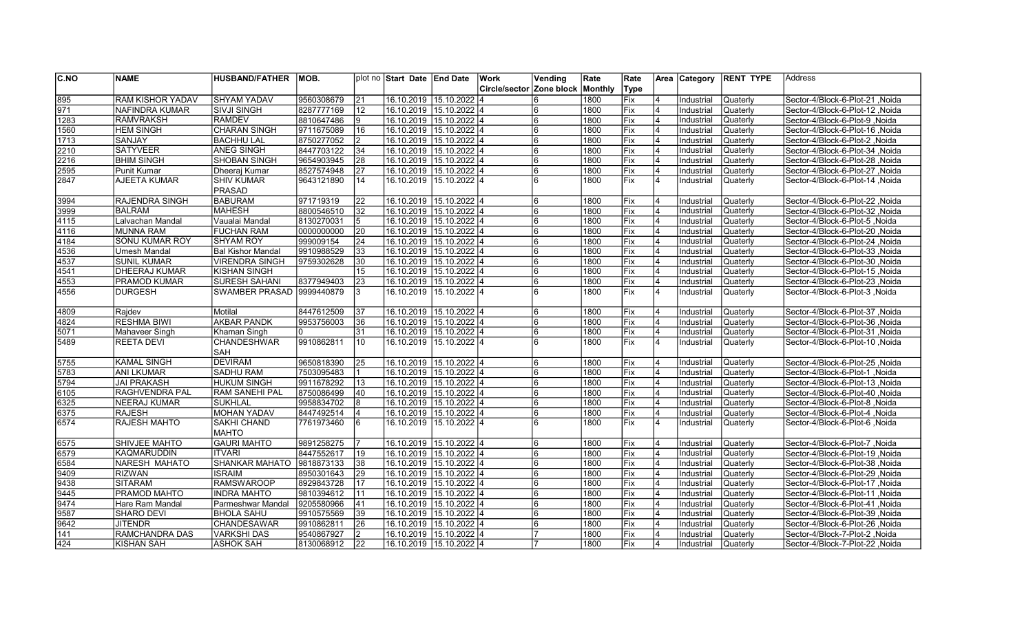| C.NO | NAME | HUSBAND/FATHER | MOB. | plot no | Start Date | End Date | Work Circle/sector | Vending Zone block | Rate Monthly | Rate Type | Area | Category | RENT TYPE | Address |
|---|---|---|---|---|---|---|---|---|---|---|---|---|---|---|
| 895 | RAM KISHOR YADAV | SHYAM YADAV | 9560308679 | 21 | 16.10.2019 | 15.10.2022 | 4 | 6 | 1800 | Fix | 4 | Industrial | Quaterly | Sector-4/Block-6-Plot-21 ,Noida |
| 971 | NAFINDRA KUMAR | SIVJI SINGH | 8287777169 | 12 | 16.10.2019 | 15.10.2022 | 4 | 6 | 1800 | Fix | 4 | Industrial | Quaterly | Sector-4/Block-6-Plot-12 ,Noida |
| 1283 | RAMVRAKSH | RAMDEV | 8810647486 | 9 | 16.10.2019 | 15.10.2022 | 4 | 6 | 1800 | Fix | 4 | Industrial | Quaterly | Sector-4/Block-6-Plot-9 ,Noida |
| 1560 | HEM SINGH | CHARAN SINGH | 9711675089 | 16 | 16.10.2019 | 15.10.2022 | 4 | 6 | 1800 | Fix | 4 | Industrial | Quaterly | Sector-4/Block-6-Plot-16 ,Noida |
| 1713 | SANJAY | BACHHU LAL | 8750277052 | 2 | 16.10.2019 | 15.10.2022 | 4 | 6 | 1800 | Fix | 4 | Industrial | Quaterly | Sector-4/Block-6-Plot-2 ,Noida |
| 2210 | SATYVEER | ANEG SINGH | 8447703122 | 34 | 16.10.2019 | 15.10.2022 | 4 | 6 | 1800 | Fix | 4 | Industrial | Quaterly | Sector-4/Block-6-Plot-34 ,Noida |
| 2216 | BHIM SINGH | SHOBAN SINGH | 9654903945 | 28 | 16.10.2019 | 15.10.2022 | 4 | 6 | 1800 | Fix | 4 | Industrial | Quaterly | Sector-4/Block-6-Plot-28 ,Noida |
| 2595 | Punit Kumar | Dheeraj Kumar | 8527574948 | 27 | 16.10.2019 | 15.10.2022 | 4 | 6 | 1800 | Fix | 4 | Industrial | Quaterly | Sector-4/Block-6-Plot-27 ,Noida |
| 2847 | AJEETA KUMAR | SHIV KUMAR PRASAD | 9643121890 | 14 | 16.10.2019 | 15.10.2022 | 4 | 6 | 1800 | Fix | 4 | Industrial | Quaterly | Sector-4/Block-6-Plot-14 ,Noida |
| 3994 | RAJENDRA SINGH | BABURAM | 971719319 | 22 | 16.10.2019 | 15.10.2022 | 4 | 6 | 1800 | Fix | 4 | Industrial | Quaterly | Sector-4/Block-6-Plot-22 ,Noida |
| 3999 | BALRAM | MAHESH | 8800546510 | 32 | 16.10.2019 | 15.10.2022 | 4 | 6 | 1800 | Fix | 4 | Industrial | Quaterly | Sector-4/Block-6-Plot-32 ,Noida |
| 4115 | Lalvachan Mandal | Vaualai Mandal | 8130270031 | 5 | 16.10.2019 | 15.10.2022 | 4 | 6 | 1800 | Fix | 4 | Industrial | Quaterly | Sector-4/Block-6-Plot-5 ,Noida |
| 4116 | MUNNA RAM | FUCHAN RAM | 0000000000 | 20 | 16.10.2019 | 15.10.2022 | 4 | 6 | 1800 | Fix | 4 | Industrial | Quaterly | Sector-4/Block-6-Plot-20 ,Noida |
| 4184 | SONU KUMAR ROY | SHYAM ROY | 999009154 | 24 | 16.10.2019 | 15.10.2022 | 4 | 6 | 1800 | Fix | 4 | Industrial | Quaterly | Sector-4/Block-6-Plot-24 ,Noida |
| 4536 | Umesh Mandal | Bal Kishor Mandal | 9910988529 | 33 | 16.10.2019 | 15.10.2022 | 4 | 6 | 1800 | Fix | 4 | Industrial | Quaterly | Sector-4/Block-6-Plot-33 ,Noida |
| 4537 | SUNIL KUMAR | VIRENDRA SINGH | 9759302628 | 30 | 16.10.2019 | 15.10.2022 | 4 | 6 | 1800 | Fix | 4 | Industrial | Quaterly | Sector-4/Block-6-Plot-30 ,Noida |
| 4541 | DHEERAJ KUMAR | KISHAN SINGH | | 15 | 16.10.2019 | 15.10.2022 | 4 | 6 | 1800 | Fix | 4 | Industrial | Quaterly | Sector-4/Block-6-Plot-15 ,Noida |
| 4553 | PRAMOD KUMAR | SURESH SAHANI | 8377949403 | 23 | 16.10.2019 | 15.10.2022 | 4 | 6 | 1800 | Fix | 4 | Industrial | Quaterly | Sector-4/Block-6-Plot-23 ,Noida |
| 4556 | DURGESH | SWAMBER PRASAD | 9999440879 | 3 | 16.10.2019 | 15.10.2022 | 4 | 6 | 1800 | Fix | 4 | Industrial | Quaterly | Sector-4/Block-6-Plot-3 ,Noida |
| 4809 | Rajdev | Motilal | 8447612509 | 37 | 16.10.2019 | 15.10.2022 | 4 | 6 | 1800 | Fix | 4 | Industrial | Quaterly | Sector-4/Block-6-Plot-37 ,Noida |
| 4824 | RESHMA BIWI | AKBAR PANDK | 9953756003 | 36 | 16.10.2019 | 15.10.2022 | 4 | 6 | 1800 | Fix | 4 | Industrial | Quaterly | Sector-4/Block-6-Plot-36 ,Noida |
| 5071 | Mahaveer Singh | Khaman Singh | 0 | 31 | 16.10.2019 | 15.10.2022 | 4 | 6 | 1800 | Fix | 4 | Industrial | Quaterly | Sector-4/Block-6-Plot-31 ,Noida |
| 5489 | REETA DEVI | CHANDESHWAR SAH | 9910862811 | 10 | 16.10.2019 | 15.10.2022 | 4 | 6 | 1800 | Fix | 4 | Industrial | Quaterly | Sector-4/Block-6-Plot-10 ,Noida |
| 5755 | KAMAL SINGH | DEVIRAM | 9650818390 | 25 | 16.10.2019 | 15.10.2022 | 4 | 6 | 1800 | Fix | 4 | Industrial | Quaterly | Sector-4/Block-6-Plot-25 ,Noida |
| 5783 | ANI LKUMAR | SADHU RAM | 7503095483 | 1 | 16.10.2019 | 15.10.2022 | 4 | 6 | 1800 | Fix | 4 | Industrial | Quaterly | Sector-4/Block-6-Plot-1 ,Noida |
| 5794 | JAI PRAKASH | HUKUM SINGH | 9911678292 | 13 | 16.10.2019 | 15.10.2022 | 4 | 6 | 1800 | Fix | 4 | Industrial | Quaterly | Sector-4/Block-6-Plot-13 ,Noida |
| 6105 | RAGHVENDRA PAL | RAM SANEHI PAL | 8750086499 | 40 | 16.10.2019 | 15.10.2022 | 4 | 6 | 1800 | Fix | 4 | Industrial | Quaterly | Sector-4/Block-6-Plot-40 ,Noida |
| 6325 | NEERAJ KUMAR | SUKHLAL | 9958834702 | 8 | 16.10.2019 | 15.10.2022 | 4 | 6 | 1800 | Fix | 4 | Industrial | Quaterly | Sector-4/Block-6-Plot-8 ,Noida |
| 6375 | RAJESH | MOHAN YADAV | 8447492514 | 4 | 16.10.2019 | 15.10.2022 | 4 | 6 | 1800 | Fix | 4 | Industrial | Quaterly | Sector-4/Block-6-Plot-4 ,Noida |
| 6574 | RAJESH MAHTO | SAKHI CHAND MAHTO | 7761973460 | 6 | 16.10.2019 | 15.10.2022 | 4 | 6 | 1800 | Fix | 4 | Industrial | Quaterly | Sector-4/Block-6-Plot-6 ,Noida |
| 6575 | SHIVJEE MAHTO | GAURI MAHTO | 9891258275 | 7 | 16.10.2019 | 15.10.2022 | 4 | 6 | 1800 | Fix | 4 | Industrial | Quaterly | Sector-4/Block-6-Plot-7 ,Noida |
| 6579 | KAQMARUDDIN | ITVARI | 8447552617 | 19 | 16.10.2019 | 15.10.2022 | 4 | 6 | 1800 | Fix | 4 | Industrial | Quaterly | Sector-4/Block-6-Plot-19 ,Noida |
| 6584 | NARESH MAHATO | SHANKAR MAHATO | 9818873133 | 38 | 16.10.2019 | 15.10.2022 | 4 | 6 | 1800 | Fix | 4 | Industrial | Quaterly | Sector-4/Block-6-Plot-38 ,Noida |
| 9409 | RIZWAN | ISRAIM | 8950301643 | 29 | 16.10.2019 | 15.10.2022 | 4 | 6 | 1800 | Fix | 4 | Industrial | Quaterly | Sector-4/Block-6-Plot-29 ,Noida |
| 9438 | SITARAM | RAMSWAROOP | 8929843728 | 17 | 16.10.2019 | 15.10.2022 | 4 | 6 | 1800 | Fix | 4 | Industrial | Quaterly | Sector-4/Block-6-Plot-17 ,Noida |
| 9445 | PRAMOD MAHTO | INDRA MAHTO | 9810394612 | 11 | 16.10.2019 | 15.10.2022 | 4 | 6 | 1800 | Fix | 4 | Industrial | Quaterly | Sector-4/Block-6-Plot-11 ,Noida |
| 9474 | Hare Ram Mandal | Parmeshwar Mandal | 9205580966 | 41 | 16.10.2019 | 15.10.2022 | 4 | 6 | 1800 | Fix | 4 | Industrial | Quaterly | Sector-4/Block-6-Plot-41 ,Noida |
| 9587 | SHARO DEVI | BHOLA SAHU | 9910575569 | 39 | 16.10.2019 | 15.10.2022 | 4 | 6 | 1800 | Fix | 4 | Industrial | Quaterly | Sector-4/Block-6-Plot-39 ,Noida |
| 9642 | JITENDR | CHANDESAWAR | 9910862811 | 26 | 16.10.2019 | 15.10.2022 | 4 | 6 | 1800 | Fix | 4 | Industrial | Quaterly | Sector-4/Block-6-Plot-26 ,Noida |
| 141 | RAMCHANDRA DAS | VARKSHI DAS | 9540867927 | 2 | 16.10.2019 | 15.10.2022 | 4 | 7 | 1800 | Fix | 4 | Industrial | Quaterly | Sector-4/Block-7-Plot-2 ,Noida |
| 424 | KISHAN SAH | ASHOK SAH | 8130068912 | 22 | 16.10.2019 | 15.10.2022 | 4 | 7 | 1800 | Fix | 4 | Industrial | Quaterly | Sector-4/Block-7-Plot-22 ,Noida |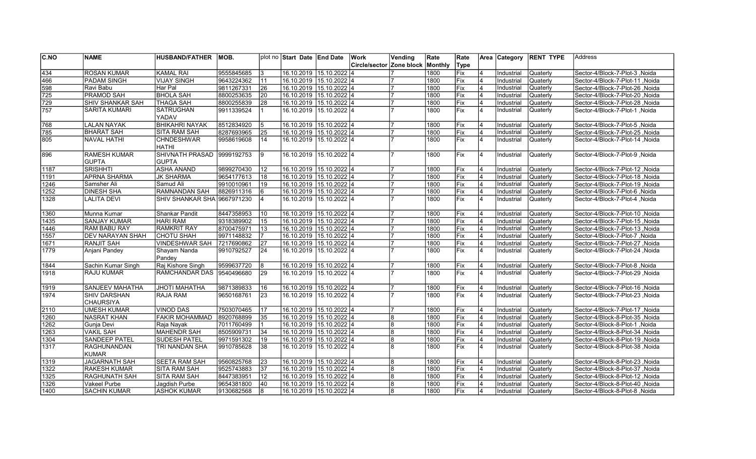| C.NO | NAME | HUSBAND/FATHER | MOB. | plot no | Start Date | End Date | Work Circle/sector | Vending Zone block | Rate Monthly | Rate Type | Area | Category | RENT TYPE | Address |
|---|---|---|---|---|---|---|---|---|---|---|---|---|---|---|
| 434 | ROSAN KUMAR | KAMAL RAI | 9555845685 | 3 | 16.10.2019 | 15.10.2022 | 4 | 7 | 1800 | Fix | 4 | Industrial | Quaterly | Sector-4/Block-7-Plot-3 ,Noida |
| 466 | PADAM SINGH | VIJAY SINGH | 9643224362 | 11 | 16.10.2019 | 15.10.2022 | 4 | 7 | 1800 | Fix | 4 | Industrial | Quaterly | Sector-4/Block-7-Plot-11 ,Noida |
| 598 | Ravi Babu | Har Pal | 9811267331 | 26 | 16.10.2019 | 15.10.2022 | 4 | 7 | 1800 | Fix | 4 | Industrial | Quaterly | Sector-4/Block-7-Plot-26 ,Noida |
| 725 | PRAMOD SAH | BHOLA SAH | 8800253635 | 20 | 16.10.2019 | 15.10.2022 | 4 | 7 | 1800 | Fix | 4 | Industrial | Quaterly | Sector-4/Block-7-Plot-20 ,Noida |
| 729 | SHIV SHANKAR SAH | THAGA SAH | 8800255839 | 28 | 16.10.2019 | 15.10.2022 | 4 | 7 | 1800 | Fix | 4 | Industrial | Quaterly | Sector-4/Block-7-Plot-28 ,Noida |
| 757 | SARITA KUMARI | SATRUGHAN YADAV | 9911339524 | 1 | 16.10.2019 | 15.10.2022 | 4 | 7 | 1800 | Fix | 4 | Industrial | Quaterly | Sector-4/Block-7-Plot-1 ,Noida |
| 768 | LALAN NAYAK | BHIKAHRI NAYAK | 8512834920 | 5 | 16.10.2019 | 15.10.2022 | 4 | 7 | 1800 | Fix | 4 | Industrial | Quaterly | Sector-4/Block-7-Plot-5 ,Noida |
| 785 | BHARAT SAH | SITA RAM SAH | 8287693965 | 25 | 16.10.2019 | 15.10.2022 | 4 | 7 | 1800 | Fix | 4 | Industrial | Quaterly | Sector-4/Block-7-Plot-25 ,Noida |
| 805 | NAVAL HATHI | CHNDESHWAR HATHI | 9958619608 | 14 | 16.10.2019 | 15.10.2022 | 4 | 7 | 1800 | Fix | 4 | Industrial | Quaterly | Sector-4/Block-7-Plot-14 ,Noida |
| 896 | RAMESH KUMAR GUPTA | SHIVNATH PRASAD GUPTA | 9999192753 | 9 | 16.10.2019 | 15.10.2022 | 4 | 7 | 1800 | Fix | 4 | Industrial | Quaterly | Sector-4/Block-7-Plot-9 ,Noida |
| 1187 | SRISHHTI | ASHA ANAND | 9899270430 | 12 | 16.10.2019 | 15.10.2022 | 4 | 7 | 1800 | Fix | 4 | Industrial | Quaterly | Sector-4/Block-7-Plot-12 ,Noida |
| 1191 | APRNA SHARMA | JK SHARMA | 9654177613 | 18 | 16.10.2019 | 15.10.2022 | 4 | 7 | 1800 | Fix | 4 | Industrial | Quaterly | Sector-4/Block-7-Plot-18 ,Noida |
| 1246 | Samsher Ali | Samud Ali | 9910010961 | 19 | 16.10.2019 | 15.10.2022 | 4 | 7 | 1800 | Fix | 4 | Industrial | Quaterly | Sector-4/Block-7-Plot-19 ,Noida |
| 1252 | DINESH SHA | RAMNANDAN SAH | 8826911316 | 6 | 16.10.2019 | 15.10.2022 | 4 | 7 | 1800 | Fix | 4 | Industrial | Quaterly | Sector-4/Block-7-Plot-6 ,Noida |
| 1328 | LALITA DEVI | SHIV SHANKAR SHA | 9667971230 | 4 | 16.10.2019 | 15.10.2022 | 4 | 7 | 1800 | Fix | 4 | Industrial | Quaterly | Sector-4/Block-7-Plot-4 ,Noida |
| 1360 | Munna Kumar | Shankar Pandit | 8447358953 | 10 | 16.10.2019 | 15.10.2022 | 4 | 7 | 1800 | Fix | 4 | Industrial | Quaterly | Sector-4/Block-7-Plot-10 ,Noida |
| 1435 | SANJAY KUMAR | HARI RAM | 9318389902 | 15 | 16.10.2019 | 15.10.2022 | 4 | 7 | 1800 | Fix | 4 | Industrial | Quaterly | Sector-4/Block-7-Plot-15 ,Noida |
| 1446 | RAM BABU RAY | RAMKRIT RAY | 8700475971 | 13 | 16.10.2019 | 15.10.2022 | 4 | 7 | 1800 | Fix | 4 | Industrial | Quaterly | Sector-4/Block-7-Plot-13 ,Noida |
| 1557 | DEV NARAYAN SHAH | CHOTU SHAH | 9971148832 | 7 | 16.10.2019 | 15.10.2022 | 4 | 7 | 1800 | Fix | 4 | Industrial | Quaterly | Sector-4/Block-7-Plot-7 ,Noida |
| 1671 | RANJIT SAH | VINDESHWAR SAH | 7217690862 | 27 | 16.10.2019 | 15.10.2022 | 4 | 7 | 1800 | Fix | 4 | Industrial | Quaterly | Sector-4/Block-7-Plot-27 ,Noida |
| 1779 | Anjani Pandey | Shayam Nanda Pandey | 9910792527 | 24 | 16.10.2019 | 15.10.2022 | 4 | 7 | 1800 | Fix | 4 | Industrial | Quaterly | Sector-4/Block-7-Plot-24 ,Noida |
| 1844 | Sachin Kumar Singh | Raj Kishore Singh | 9599637720 | 8 | 16.10.2019 | 15.10.2022 | 4 | 7 | 1800 | Fix | 4 | Industrial | Quaterly | Sector-4/Block-7-Plot-8 ,Noida |
| 1918 | RAJU KUMAR | RAMCHANDAR DAS | 9540496680 | 29 | 16.10.2019 | 15.10.2022 | 4 | 7 | 1800 | Fix | 4 | Industrial | Quaterly | Sector-4/Block-7-Plot-29 ,Noida |
| 1919 | SANJEEV MAHATHA | JHOTI MAHATHA | 9871389833 | 16 | 16.10.2019 | 15.10.2022 | 4 | 7 | 1800 | Fix | 4 | Industrial | Quaterly | Sector-4/Block-7-Plot-16 ,Noida |
| 1974 | SHIV DARSHAN CHAURSIYA | RAJA RAM | 9650168761 | 23 | 16.10.2019 | 15.10.2022 | 4 | 7 | 1800 | Fix | 4 | Industrial | Quaterly | Sector-4/Block-7-Plot-23 ,Noida |
| 2110 | UMESH KUMAR | VINOD DAS | 7503070465 | 17 | 16.10.2019 | 15.10.2022 | 4 | 7 | 1800 | Fix | 4 | Industrial | Quaterly | Sector-4/Block-7-Plot-17 ,Noida |
| 1260 | NASRAT KHAN | FAKIR MOHAMMAD | 8920768899 | 35 | 16.10.2019 | 15.10.2022 | 4 | 8 | 1800 | Fix | 4 | Industrial | Quaterly | Sector-4/Block-8-Plot-35 ,Noida |
| 1262 | Gunja Devi | Raja Nayak | 7011760499 | 1 | 16.10.2019 | 15.10.2022 | 4 | 8 | 1800 | Fix | 4 | Industrial | Quaterly | Sector-4/Block-8-Plot-1 ,Noida |
| 1263 | VAKIL SAH | MAHENDR SAH | 8505909731 | 34 | 16.10.2019 | 15.10.2022 | 4 | 8 | 1800 | Fix | 4 | Industrial | Quaterly | Sector-4/Block-8-Plot-34 ,Noida |
| 1304 | SANDEEP PATEL | SUDESH PATEL | 9971591302 | 19 | 16.10.2019 | 15.10.2022 | 4 | 8 | 1800 | Fix | 4 | Industrial | Quaterly | Sector-4/Block-8-Plot-19 ,Noida |
| 1317 | RAGHUNANDAN KUMAR | TRI NANDAN SHA | 9910785628 | 38 | 16.10.2019 | 15.10.2022 | 4 | 8 | 1800 | Fix | 4 | Industrial | Quaterly | Sector-4/Block-8-Plot-38 ,Noida |
| 1319 | JAGARNATH SAH | SEETA RAM SAH | 9560825768 | 23 | 16.10.2019 | 15.10.2022 | 4 | 8 | 1800 | Fix | 4 | Industrial | Quaterly | Sector-4/Block-8-Plot-23 ,Noida |
| 1322 | RAKESH KUMAR | SITA RAM SAH | 9525743883 | 37 | 16.10.2019 | 15.10.2022 | 4 | 8 | 1800 | Fix | 4 | Industrial | Quaterly | Sector-4/Block-8-Plot-37 ,Noida |
| 1325 | RAGHUNATH SAH | SITA RAM SAH | 8447383951 | 12 | 16.10.2019 | 15.10.2022 | 4 | 8 | 1800 | Fix | 4 | Industrial | Quaterly | Sector-4/Block-8-Plot-12 ,Noida |
| 1326 | Vakeel Purbe | Jagdish Purbe | 9654381800 | 40 | 16.10.2019 | 15.10.2022 | 4 | 8 | 1800 | Fix | 4 | Industrial | Quaterly | Sector-4/Block-8-Plot-40 ,Noida |
| 1400 | SACHIN KUMAR | ASHOK KUMAR | 9130682568 | 8 | 16.10.2019 | 15.10.2022 | 4 | 8 | 1800 | Fix | 4 | Industrial | Quaterly | Sector-4/Block-8-Plot-8 ,Noida |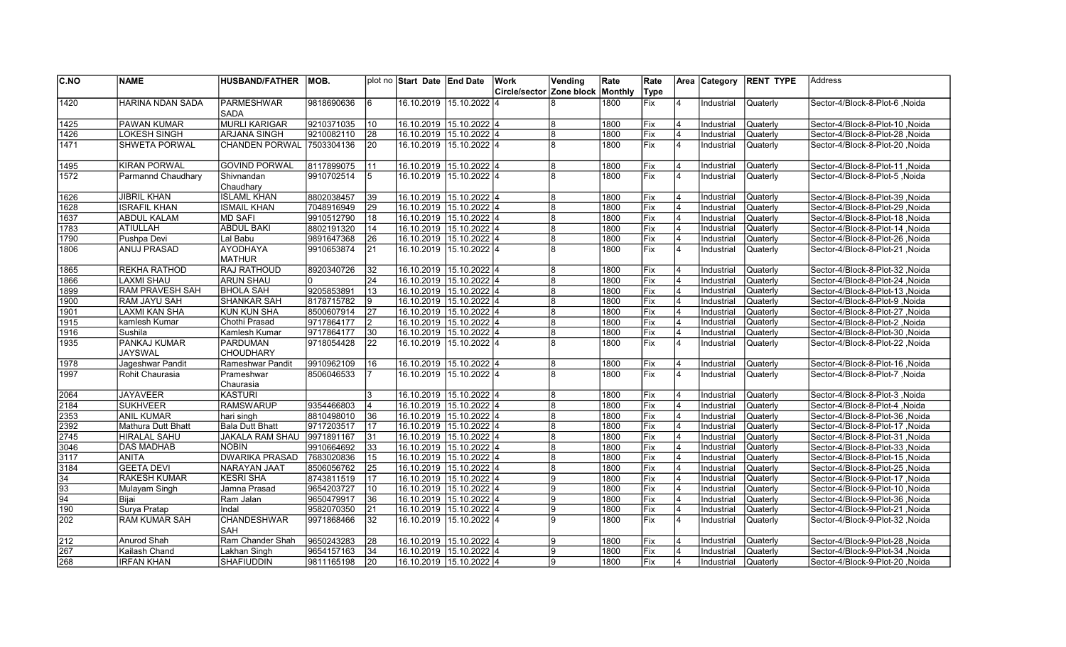| C.NO | NAME | HUSBAND/FATHER | MOB. | plot no | Start Date | End Date | Work Circle/sector | Vending Zone block | Rate Monthly | Rate Type | Area | Category | RENT TYPE | Address |
|---|---|---|---|---|---|---|---|---|---|---|---|---|---|---|
| 1420 | HARINA NDAN SADA | PARMESHWAR SADA | 9818690636 | 6 | 16.10.2019 | 15.10.2022 | 4 | 8 | 1800 | Fix | 4 | Industrial | Quaterly | Sector-4/Block-8-Plot-6 ,Noida |
| 1425 | PAWAN KUMAR | MURLI KARIGAR | 9210371035 | 10 | 16.10.2019 | 15.10.2022 | 4 | 8 | 1800 | Fix | 4 | Industrial | Quaterly | Sector-4/Block-8-Plot-10 ,Noida |
| 1426 | LOKESH SINGH | ARJANA SINGH | 9210082110 | 28 | 16.10.2019 | 15.10.2022 | 4 | 8 | 1800 | Fix | 4 | Industrial | Quaterly | Sector-4/Block-8-Plot-28 ,Noida |
| 1471 | SHWETA PORWAL | CHANDEN PORWAL | 7503304136 | 20 | 16.10.2019 | 15.10.2022 | 4 | 8 | 1800 | Fix | 4 | Industrial | Quaterly | Sector-4/Block-8-Plot-20 ,Noida |
| 1495 | KIRAN PORWAL | GOVIND PORWAL | 8117899075 | 11 | 16.10.2019 | 15.10.2022 | 4 | 8 | 1800 | Fix | 4 | Industrial | Quaterly | Sector-4/Block-8-Plot-11 ,Noida |
| 1572 | Parmannd Chaudhary | Shivnandan Chaudhary | 9910702514 | 5 | 16.10.2019 | 15.10.2022 | 4 | 8 | 1800 | Fix | 4 | Industrial | Quaterly | Sector-4/Block-8-Plot-5 ,Noida |
| 1626 | JIBRIL KHAN | ISLAML KHAN | 8802038457 | 39 | 16.10.2019 | 15.10.2022 | 4 | 8 | 1800 | Fix | 4 | Industrial | Quaterly | Sector-4/Block-8-Plot-39 ,Noida |
| 1628 | ISRAFIL KHAN | ISMAIL KHAN | 7048916949 | 29 | 16.10.2019 | 15.10.2022 | 4 | 8 | 1800 | Fix | 4 | Industrial | Quaterly | Sector-4/Block-8-Plot-29 ,Noida |
| 1637 | ABDUL KALAM | MD SAFI | 9910512790 | 18 | 16.10.2019 | 15.10.2022 | 4 | 8 | 1800 | Fix | 4 | Industrial | Quaterly | Sector-4/Block-8-Plot-18 ,Noida |
| 1783 | ATIULLAH | ABDUL BAKI | 8802191320 | 14 | 16.10.2019 | 15.10.2022 | 4 | 8 | 1800 | Fix | 4 | Industrial | Quaterly | Sector-4/Block-8-Plot-14 ,Noida |
| 1790 | Pushpa Devi | Lal Babu | 9891647368 | 26 | 16.10.2019 | 15.10.2022 | 4 | 8 | 1800 | Fix | 4 | Industrial | Quaterly | Sector-4/Block-8-Plot-26 ,Noida |
| 1806 | ANUJ PRASAD | AYODHAYA MATHUR | 9910653874 | 21 | 16.10.2019 | 15.10.2022 | 4 | 8 | 1800 | Fix | 4 | Industrial | Quaterly | Sector-4/Block-8-Plot-21 ,Noida |
| 1865 | REKHA RATHOD | RAJ RATHOUD | 8920340726 | 32 | 16.10.2019 | 15.10.2022 | 4 | 8 | 1800 | Fix | 4 | Industrial | Quaterly | Sector-4/Block-8-Plot-32 ,Noida |
| 1866 | LAXMI SHAU | ARUN SHAU | 0 | 24 | 16.10.2019 | 15.10.2022 | 4 | 8 | 1800 | Fix | 4 | Industrial | Quaterly | Sector-4/Block-8-Plot-24 ,Noida |
| 1899 | RAM PRAVESH SAH | BHOLA SAH | 9205853891 | 13 | 16.10.2019 | 15.10.2022 | 4 | 8 | 1800 | Fix | 4 | Industrial | Quaterly | Sector-4/Block-8-Plot-13 ,Noida |
| 1900 | RAM JAYU SAH | SHANKAR SAH | 8178715782 | 9 | 16.10.2019 | 15.10.2022 | 4 | 8 | 1800 | Fix | 4 | Industrial | Quaterly | Sector-4/Block-8-Plot-9 ,Noida |
| 1901 | LAXMI KAN SHA | KUN KUN SHA | 8500607914 | 27 | 16.10.2019 | 15.10.2022 | 4 | 8 | 1800 | Fix | 4 | Industrial | Quaterly | Sector-4/Block-8-Plot-27 ,Noida |
| 1915 | kamlesh Kumar | Chothi Prasad | 9717864177 | 2 | 16.10.2019 | 15.10.2022 | 4 | 8 | 1800 | Fix | 4 | Industrial | Quaterly | Sector-4/Block-8-Plot-2 ,Noida |
| 1916 | Sushila | Kamlesh Kumar | 9717864177 | 30 | 16.10.2019 | 15.10.2022 | 4 | 8 | 1800 | Fix | 4 | Industrial | Quaterly | Sector-4/Block-8-Plot-30 ,Noida |
| 1935 | PANKAJ KUMAR JAYSWAL | PARDUMAN CHOUDHARY | 9718054428 | 22 | 16.10.2019 | 15.10.2022 | 4 | 8 | 1800 | Fix | 4 | Industrial | Quaterly | Sector-4/Block-8-Plot-22 ,Noida |
| 1978 | Jageshwar Pandit | Rameshwar Pandit | 9910962109 | 16 | 16.10.2019 | 15.10.2022 | 4 | 8 | 1800 | Fix | 4 | Industrial | Quaterly | Sector-4/Block-8-Plot-16 ,Noida |
| 1997 | Rohit Chaurasia | Prameshwar Chaurasia | 8506046533 | 7 | 16.10.2019 | 15.10.2022 | 4 | 8 | 1800 | Fix | 4 | Industrial | Quaterly | Sector-4/Block-8-Plot-7 ,Noida |
| 2064 | JAYAVEER | KASTURI | | 3 | 16.10.2019 | 15.10.2022 | 4 | 8 | 1800 | Fix | 4 | Industrial | Quaterly | Sector-4/Block-8-Plot-3 ,Noida |
| 2184 | SUKHVEER | RAMSWARUP | 9354466803 | 4 | 16.10.2019 | 15.10.2022 | 4 | 8 | 1800 | Fix | 4 | Industrial | Quaterly | Sector-4/Block-8-Plot-4 ,Noida |
| 2353 | ANIL KUMAR | hari singh | 8810498010 | 36 | 16.10.2019 | 15.10.2022 | 4 | 8 | 1800 | Fix | 4 | Industrial | Quaterly | Sector-4/Block-8-Plot-36 ,Noida |
| 2392 | Mathura Dutt Bhatt | Bala Dutt Bhatt | 9717203517 | 17 | 16.10.2019 | 15.10.2022 | 4 | 8 | 1800 | Fix | 4 | Industrial | Quaterly | Sector-4/Block-8-Plot-17 ,Noida |
| 2745 | HIRALAL SAHU | JAKALA RAM SHAU | 9971891167 | 31 | 16.10.2019 | 15.10.2022 | 4 | 8 | 1800 | Fix | 4 | Industrial | Quaterly | Sector-4/Block-8-Plot-31 ,Noida |
| 3046 | DAS MADHAB | NOBIN | 9910664692 | 33 | 16.10.2019 | 15.10.2022 | 4 | 8 | 1800 | Fix | 4 | Industrial | Quaterly | Sector-4/Block-8-Plot-33 ,Noida |
| 3117 | ANITA | DWARIKA PRASAD | 7683020836 | 15 | 16.10.2019 | 15.10.2022 | 4 | 8 | 1800 | Fix | 4 | Industrial | Quaterly | Sector-4/Block-8-Plot-15 ,Noida |
| 3184 | GEETA DEVI | NARAYAN JAAT | 8506056762 | 25 | 16.10.2019 | 15.10.2022 | 4 | 8 | 1800 | Fix | 4 | Industrial | Quaterly | Sector-4/Block-8-Plot-25 ,Noida |
| 34 | RAKESH KUMAR | KESRI SHA | 8743811519 | 17 | 16.10.2019 | 15.10.2022 | 4 | 9 | 1800 | Fix | 4 | Industrial | Quaterly | Sector-4/Block-9-Plot-17 ,Noida |
| 93 | Mulayam Singh | Jamna Prasad | 9654203727 | 10 | 16.10.2019 | 15.10.2022 | 4 | 9 | 1800 | Fix | 4 | Industrial | Quaterly | Sector-4/Block-9-Plot-10 ,Noida |
| 94 | Bijai | Ram Jalan | 9650479917 | 36 | 16.10.2019 | 15.10.2022 | 4 | 9 | 1800 | Fix | 4 | Industrial | Quaterly | Sector-4/Block-9-Plot-36 ,Noida |
| 190 | Surya Pratap | Indal | 9582070350 | 21 | 16.10.2019 | 15.10.2022 | 4 | 9 | 1800 | Fix | 4 | Industrial | Quaterly | Sector-4/Block-9-Plot-21 ,Noida |
| 202 | RAM KUMAR SAH | CHANDESHWAR SAH | 9971868466 | 32 | 16.10.2019 | 15.10.2022 | 4 | 9 | 1800 | Fix | 4 | Industrial | Quaterly | Sector-4/Block-9-Plot-32 ,Noida |
| 212 | Anurod Shah | Ram Chander Shah | 9650243283 | 28 | 16.10.2019 | 15.10.2022 | 4 | 9 | 1800 | Fix | 4 | Industrial | Quaterly | Sector-4/Block-9-Plot-28 ,Noida |
| 267 | Kailash Chand | Lakhan Singh | 9654157163 | 34 | 16.10.2019 | 15.10.2022 | 4 | 9 | 1800 | Fix | 4 | Industrial | Quaterly | Sector-4/Block-9-Plot-34 ,Noida |
| 268 | IRFAN KHAN | SHAFIUDDIN | 9811165198 | 20 | 16.10.2019 | 15.10.2022 | 4 | 9 | 1800 | Fix | 4 | Industrial | Quaterly | Sector-4/Block-9-Plot-20 ,Noida |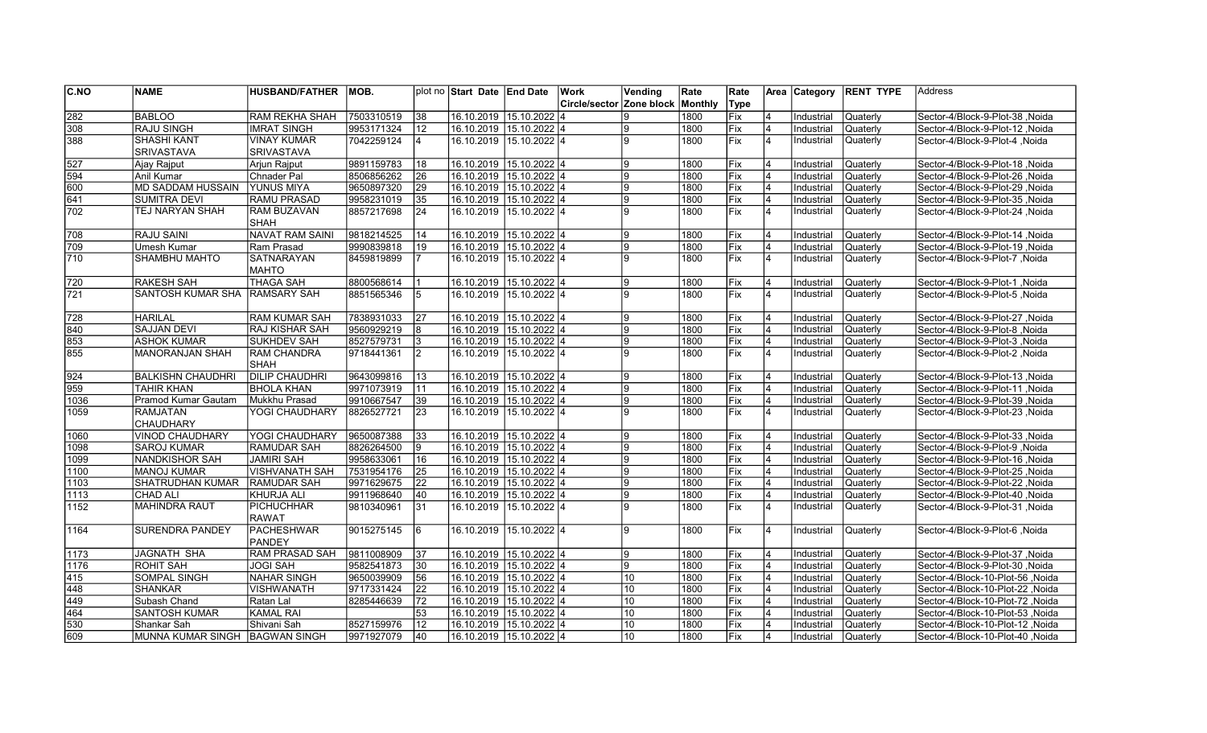| C.NO | NAME | HUSBAND/FATHER | MOB. | plot no | Start Date | End Date | Work Circle/sector | Vending Zone block | Rate Monthly | Rate Type | Area | Category | RENT TYPE | Address |
|---|---|---|---|---|---|---|---|---|---|---|---|---|---|---|
| 282 | BABLOO | RAM REKHA SHAH | 7503310519 | 38 | 16.10.2019 | 15.10.2022 | 4 | 9 | 1800 | Fix | 4 | Industrial | Quaterly | Sector-4/Block-9-Plot-38 ,Noida |
| 308 | RAJU SINGH | IMRAT SINGH | 9953171324 | 12 | 16.10.2019 | 15.10.2022 | 4 | 9 | 1800 | Fix | 4 | Industrial | Quaterly | Sector-4/Block-9-Plot-12 ,Noida |
| 388 | SHASHI KANT SRIVASTAVA | VINAY KUMAR SRIVASTAVA | 7042259124 | 4 | 16.10.2019 | 15.10.2022 | 4 | 9 | 1800 | Fix | 4 | Industrial | Quaterly | Sector-4/Block-9-Plot-4 ,Noida |
| 527 | Ajay Rajput | Arjun Rajput | 9891159783 | 18 | 16.10.2019 | 15.10.2022 | 4 | 9 | 1800 | Fix | 4 | Industrial | Quaterly | Sector-4/Block-9-Plot-18 ,Noida |
| 594 | Anil Kumar | Chnader Pal | 8506856262 | 26 | 16.10.2019 | 15.10.2022 | 4 | 9 | 1800 | Fix | 4 | Industrial | Quaterly | Sector-4/Block-9-Plot-26 ,Noida |
| 600 | MD SADDAM HUSSAIN | YUNUS MIYA | 9650897320 | 29 | 16.10.2019 | 15.10.2022 | 4 | 9 | 1800 | Fix | 4 | Industrial | Quaterly | Sector-4/Block-9-Plot-29 ,Noida |
| 641 | SUMITRA DEVI | RAMU PRASAD | 9958231019 | 35 | 16.10.2019 | 15.10.2022 | 4 | 9 | 1800 | Fix | 4 | Industrial | Quaterly | Sector-4/Block-9-Plot-35 ,Noida |
| 702 | TEJ NARYAN SHAH | RAM BUZAVAN SHAH | 8857217698 | 24 | 16.10.2019 | 15.10.2022 | 4 | 9 | 1800 | Fix | 4 | Industrial | Quaterly | Sector-4/Block-9-Plot-24 ,Noida |
| 708 | RAJU SAINI | NAVAT RAM SAINI | 9818214525 | 14 | 16.10.2019 | 15.10.2022 | 4 | 9 | 1800 | Fix | 4 | Industrial | Quaterly | Sector-4/Block-9-Plot-14 ,Noida |
| 709 | Umesh Kumar | Ram Prasad | 9990839818 | 19 | 16.10.2019 | 15.10.2022 | 4 | 9 | 1800 | Fix | 4 | Industrial | Quaterly | Sector-4/Block-9-Plot-19 ,Noida |
| 710 | SHAMBHU MAHTO | SATNARAYAN MAHTO | 8459819899 | 7 | 16.10.2019 | 15.10.2022 | 4 | 9 | 1800 | Fix | 4 | Industrial | Quaterly | Sector-4/Block-9-Plot-7 ,Noida |
| 720 | RAKESH SAH | THAGA SAH | 8800568614 | 1 | 16.10.2019 | 15.10.2022 | 4 | 9 | 1800 | Fix | 4 | Industrial | Quaterly | Sector-4/Block-9-Plot-1 ,Noida |
| 721 | SANTOSH KUMAR SHA | RAMSARY SAH | 8851565346 | 5 | 16.10.2019 | 15.10.2022 | 4 | 9 | 1800 | Fix | 4 | Industrial | Quaterly | Sector-4/Block-9-Plot-5 ,Noida |
| 728 | HARILAL | RAM KUMAR SAH | 7838931033 | 27 | 16.10.2019 | 15.10.2022 | 4 | 9 | 1800 | Fix | 4 | Industrial | Quaterly | Sector-4/Block-9-Plot-27 ,Noida |
| 840 | SAJJAN DEVI | RAJ KISHAR SAH | 9560929219 | 8 | 16.10.2019 | 15.10.2022 | 4 | 9 | 1800 | Fix | 4 | Industrial | Quaterly | Sector-4/Block-9-Plot-8 ,Noida |
| 853 | ASHOK KUMAR | SUKHDEV SAH | 8527579731 | 3 | 16.10.2019 | 15.10.2022 | 4 | 9 | 1800 | Fix | 4 | Industrial | Quaterly | Sector-4/Block-9-Plot-3 ,Noida |
| 855 | MANORANJAN SHAH | RAM CHANDRA SHAH | 9718441361 | 2 | 16.10.2019 | 15.10.2022 | 4 | 9 | 1800 | Fix | 4 | Industrial | Quaterly | Sector-4/Block-9-Plot-2 ,Noida |
| 924 | BALKISHN CHAUDHRI | DILIP CHAUDHRI | 9643099816 | 13 | 16.10.2019 | 15.10.2022 | 4 | 9 | 1800 | Fix | 4 | Industrial | Quaterly | Sector-4/Block-9-Plot-13 ,Noida |
| 959 | TAHIR KHAN | BHOLA KHAN | 9971073919 | 11 | 16.10.2019 | 15.10.2022 | 4 | 9 | 1800 | Fix | 4 | Industrial | Quaterly | Sector-4/Block-9-Plot-11 ,Noida |
| 1036 | Pramod Kumar Gautam | Mukkhu Prasad | 9910667547 | 39 | 16.10.2019 | 15.10.2022 | 4 | 9 | 1800 | Fix | 4 | Industrial | Quaterly | Sector-4/Block-9-Plot-39 ,Noida |
| 1059 | RAMJATAN CHAUDHARY | YOGI CHAUDHARY | 8826527721 | 23 | 16.10.2019 | 15.10.2022 | 4 | 9 | 1800 | Fix | 4 | Industrial | Quaterly | Sector-4/Block-9-Plot-23 ,Noida |
| 1060 | VINOD CHAUDHARY | YOGI CHAUDHARY | 9650087388 | 33 | 16.10.2019 | 15.10.2022 | 4 | 9 | 1800 | Fix | 4 | Industrial | Quaterly | Sector-4/Block-9-Plot-33 ,Noida |
| 1098 | SAROJ KUMAR | RAMUDAR SAH | 8826264500 | 9 | 16.10.2019 | 15.10.2022 | 4 | 9 | 1800 | Fix | 4 | Industrial | Quaterly | Sector-4/Block-9-Plot-9 ,Noida |
| 1099 | NANDKISHOR SAH | JAMIRI SAH | 9958633061 | 16 | 16.10.2019 | 15.10.2022 | 4 | 9 | 1800 | Fix | 4 | Industrial | Quaterly | Sector-4/Block-9-Plot-16 ,Noida |
| 1100 | MANOJ KUMAR | VISHVANATH SAH | 7531954176 | 25 | 16.10.2019 | 15.10.2022 | 4 | 9 | 1800 | Fix | 4 | Industrial | Quaterly | Sector-4/Block-9-Plot-25 ,Noida |
| 1103 | SHATRUDHAN KUMAR | RAMUDAR SAH | 9971629675 | 22 | 16.10.2019 | 15.10.2022 | 4 | 9 | 1800 | Fix | 4 | Industrial | Quaterly | Sector-4/Block-9-Plot-22 ,Noida |
| 1113 | CHAD ALI | KHURJA ALI | 9911968640 | 40 | 16.10.2019 | 15.10.2022 | 4 | 9 | 1800 | Fix | 4 | Industrial | Quaterly | Sector-4/Block-9-Plot-40 ,Noida |
| 1152 | MAHINDRA RAUT | PICHUCHHAR RAWAT | 9810340961 | 31 | 16.10.2019 | 15.10.2022 | 4 | 9 | 1800 | Fix | 4 | Industrial | Quaterly | Sector-4/Block-9-Plot-31 ,Noida |
| 1164 | SURENDRA PANDEY | PACHESHWAR PANDEY | 9015275145 | 6 | 16.10.2019 | 15.10.2022 | 4 | 9 | 1800 | Fix | 4 | Industrial | Quaterly | Sector-4/Block-9-Plot-6 ,Noida |
| 1173 | JAGNATH SHA | RAM PRASAD SAH | 9811008909 | 37 | 16.10.2019 | 15.10.2022 | 4 | 9 | 1800 | Fix | 4 | Industrial | Quaterly | Sector-4/Block-9-Plot-37 ,Noida |
| 1176 | ROHIT SAH | JOGI SAH | 9582541873 | 30 | 16.10.2019 | 15.10.2022 | 4 | 9 | 1800 | Fix | 4 | Industrial | Quaterly | Sector-4/Block-9-Plot-30 ,Noida |
| 415 | SOMPAL SINGH | NAHAR SINGH | 9650039909 | 56 | 16.10.2019 | 15.10.2022 | 4 | 10 | 1800 | Fix | 4 | Industrial | Quaterly | Sector-4/Block-10-Plot-56 ,Noida |
| 448 | SHANKAR | VISHWANATH | 9717331424 | 22 | 16.10.2019 | 15.10.2022 | 4 | 10 | 1800 | Fix | 4 | Industrial | Quaterly | Sector-4/Block-10-Plot-22 ,Noida |
| 449 | Subash Chand | Ratan Lal | 8285446639 | 72 | 16.10.2019 | 15.10.2022 | 4 | 10 | 1800 | Fix | 4 | Industrial | Quaterly | Sector-4/Block-10-Plot-72 ,Noida |
| 464 | SANTOSH KUMAR | KAMAL RAI | | 53 | 16.10.2019 | 15.10.2022 | 4 | 10 | 1800 | Fix | 4 | Industrial | Quaterly | Sector-4/Block-10-Plot-53 ,Noida |
| 530 | Shankar Sah | Shivani Sah | 8527159976 | 12 | 16.10.2019 | 15.10.2022 | 4 | 10 | 1800 | Fix | 4 | Industrial | Quaterly | Sector-4/Block-10-Plot-12 ,Noida |
| 609 | MUNNA KUMAR SINGH | BAGWAN SINGH | 9971927079 | 40 | 16.10.2019 | 15.10.2022 | 4 | 10 | 1800 | Fix | 4 | Industrial | Quaterly | Sector-4/Block-10-Plot-40 ,Noida |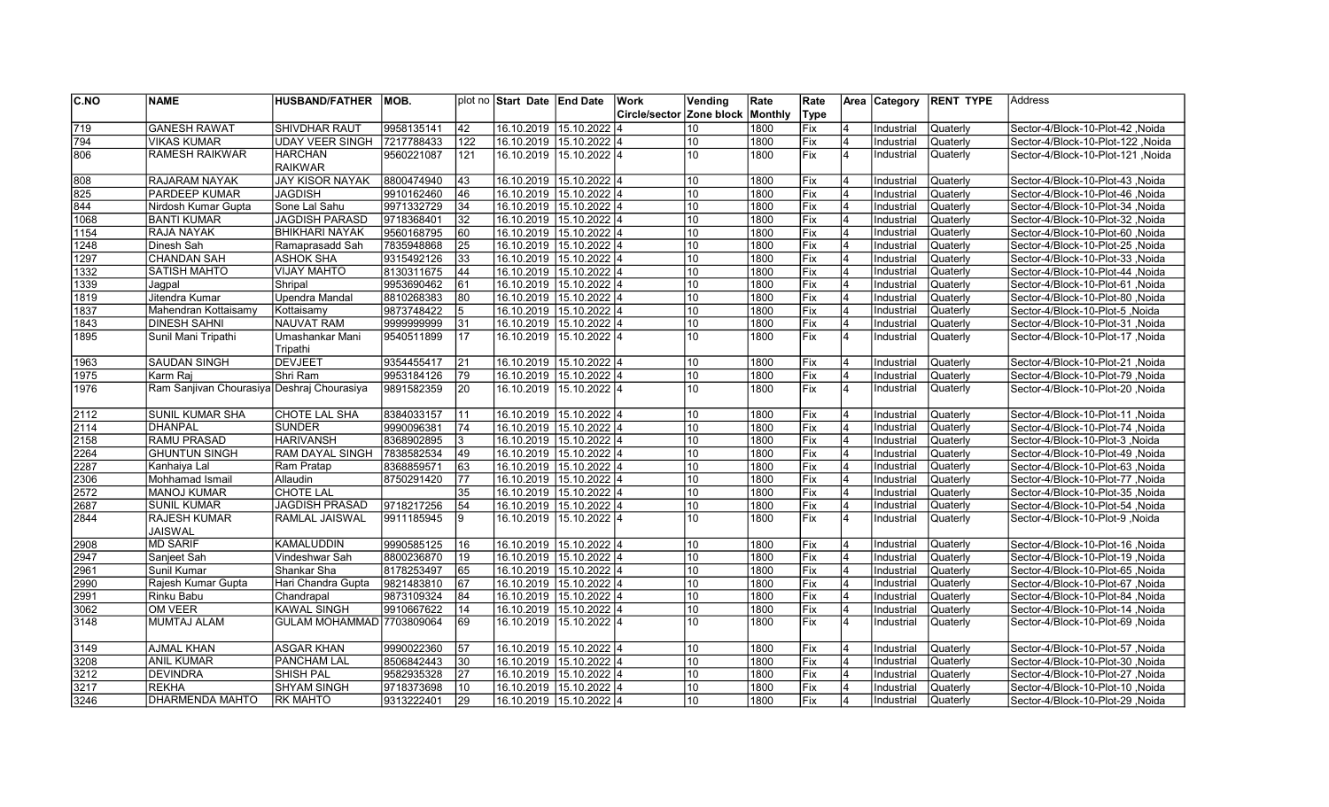| C.NO | NAME | HUSBAND/FATHER | MOB. | plot no | Start Date | End Date | Work Circle/sector | Vending Zone block | Rate Monthly | Rate Type | Area | Category | RENT TYPE | Address |
|---|---|---|---|---|---|---|---|---|---|---|---|---|---|---|
| 719 | GANESH RAWAT | SHIVDHAR RAUT | 9958135141 | 42 | 16.10.2019 | 15.10.2022 | 4 | 10 | 1800 | Fix | 4 | Industrial | Quaterly | Sector-4/Block-10-Plot-42 ,Noida |
| 794 | VIKAS KUMAR | UDAY VEER SINGH | 7217788433 | 122 | 16.10.2019 | 15.10.2022 | 4 | 10 | 1800 | Fix | 4 | Industrial | Quaterly | Sector-4/Block-10-Plot-122 ,Noida |
| 806 | RAMESH RAIKWAR | HARCHAN RAIKWAR | 9560221087 | 121 | 16.10.2019 | 15.10.2022 | 4 | 10 | 1800 | Fix | 4 | Industrial | Quaterly | Sector-4/Block-10-Plot-121 ,Noida |
| 808 | RAJARAM NAYAK | JAY KISOR NAYAK | 8800474940 | 43 | 16.10.2019 | 15.10.2022 | 4 | 10 | 1800 | Fix | 4 | Industrial | Quaterly | Sector-4/Block-10-Plot-43 ,Noida |
| 825 | PARDEEP KUMAR | JAGDISH | 9910162460 | 46 | 16.10.2019 | 15.10.2022 | 4 | 10 | 1800 | Fix | 4 | Industrial | Quaterly | Sector-4/Block-10-Plot-46 ,Noida |
| 844 | Nirdosh Kumar Gupta | Sone Lal Sahu | 9971332729 | 34 | 16.10.2019 | 15.10.2022 | 4 | 10 | 1800 | Fix | 4 | Industrial | Quaterly | Sector-4/Block-10-Plot-34 ,Noida |
| 1068 | BANTI KUMAR | JAGDISH PARASD | 9718368401 | 32 | 16.10.2019 | 15.10.2022 | 4 | 10 | 1800 | Fix | 4 | Industrial | Quaterly | Sector-4/Block-10-Plot-32 ,Noida |
| 1154 | RAJA NAYAK | BHIKHARI NAYAK | 9560168795 | 60 | 16.10.2019 | 15.10.2022 | 4 | 10 | 1800 | Fix | 4 | Industrial | Quaterly | Sector-4/Block-10-Plot-60 ,Noida |
| 1248 | Dinesh Sah | Ramaprasadd Sah | 7835948868 | 25 | 16.10.2019 | 15.10.2022 | 4 | 10 | 1800 | Fix | 4 | Industrial | Quaterly | Sector-4/Block-10-Plot-25 ,Noida |
| 1297 | CHANDAN SAH | ASHOK SHA | 9315492126 | 33 | 16.10.2019 | 15.10.2022 | 4 | 10 | 1800 | Fix | 4 | Industrial | Quaterly | Sector-4/Block-10-Plot-33 ,Noida |
| 1332 | SATISH MAHTO | VIJAY MAHTO | 8130311675 | 44 | 16.10.2019 | 15.10.2022 | 4 | 10 | 1800 | Fix | 4 | Industrial | Quaterly | Sector-4/Block-10-Plot-44 ,Noida |
| 1339 | Jagpal | Shripal | 9953690462 | 61 | 16.10.2019 | 15.10.2022 | 4 | 10 | 1800 | Fix | 4 | Industrial | Quaterly | Sector-4/Block-10-Plot-61 ,Noida |
| 1819 | Jitendra Kumar | Upendra Mandal | 8810268383 | 80 | 16.10.2019 | 15.10.2022 | 4 | 10 | 1800 | Fix | 4 | Industrial | Quaterly | Sector-4/Block-10-Plot-80 ,Noida |
| 1837 | Mahendran Kottaisamy | Kottaisamy | 9873748422 | 5 | 16.10.2019 | 15.10.2022 | 4 | 10 | 1800 | Fix | 4 | Industrial | Quaterly | Sector-4/Block-10-Plot-5 ,Noida |
| 1843 | DINESH SAHNI | NAUVAT RAM | 9999999999 | 31 | 16.10.2019 | 15.10.2022 | 4 | 10 | 1800 | Fix | 4 | Industrial | Quaterly | Sector-4/Block-10-Plot-31 ,Noida |
| 1895 | Sunil Mani Tripathi | Umashankar Mani Tripathi | 9540511899 | 17 | 16.10.2019 | 15.10.2022 | 4 | 10 | 1800 | Fix | 4 | Industrial | Quaterly | Sector-4/Block-10-Plot-17 ,Noida |
| 1963 | SAUDAN SINGH | DEVJEET | 9354455417 | 21 | 16.10.2019 | 15.10.2022 | 4 | 10 | 1800 | Fix | 4 | Industrial | Quaterly | Sector-4/Block-10-Plot-21 ,Noida |
| 1975 | Karm Raj | Shri Ram | 9953184126 | 79 | 16.10.2019 | 15.10.2022 | 4 | 10 | 1800 | Fix | 4 | Industrial | Quaterly | Sector-4/Block-10-Plot-79 ,Noida |
| 1976 | Ram Sanjivan Chourasiya | Deshraj Chourasiya | 9891582359 | 20 | 16.10.2019 | 15.10.2022 | 4 | 10 | 1800 | Fix | 4 | Industrial | Quaterly | Sector-4/Block-10-Plot-20 ,Noida |
| 2112 | SUNIL KUMAR SHA | CHOTE LAL SHA | 8384033157 | 11 | 16.10.2019 | 15.10.2022 | 4 | 10 | 1800 | Fix | 4 | Industrial | Quaterly | Sector-4/Block-10-Plot-11 ,Noida |
| 2114 | DHANPAL | SUNDER | 9990096381 | 74 | 16.10.2019 | 15.10.2022 | 4 | 10 | 1800 | Fix | 4 | Industrial | Quaterly | Sector-4/Block-10-Plot-74 ,Noida |
| 2158 | RAMU PRASAD | HARIVANSH | 8368902895 | 3 | 16.10.2019 | 15.10.2022 | 4 | 10 | 1800 | Fix | 4 | Industrial | Quaterly | Sector-4/Block-10-Plot-3 ,Noida |
| 2264 | GHUNTUN SINGH | RAM DAYAL SINGH | 7838582534 | 49 | 16.10.2019 | 15.10.2022 | 4 | 10 | 1800 | Fix | 4 | Industrial | Quaterly | Sector-4/Block-10-Plot-49 ,Noida |
| 2287 | Kanhaiya Lal | Ram Pratap | 8368859571 | 63 | 16.10.2019 | 15.10.2022 | 4 | 10 | 1800 | Fix | 4 | Industrial | Quaterly | Sector-4/Block-10-Plot-63 ,Noida |
| 2306 | Mohhamad Ismail | Allaudin | 8750291420 | 77 | 16.10.2019 | 15.10.2022 | 4 | 10 | 1800 | Fix | 4 | Industrial | Quaterly | Sector-4/Block-10-Plot-77 ,Noida |
| 2572 | MANOJ KUMAR | CHOTE LAL | | 35 | 16.10.2019 | 15.10.2022 | 4 | 10 | 1800 | Fix | 4 | Industrial | Quaterly | Sector-4/Block-10-Plot-35 ,Noida |
| 2687 | SUNIL KUMAR | JAGDISH PRASAD | 9718217256 | 54 | 16.10.2019 | 15.10.2022 | 4 | 10 | 1800 | Fix | 4 | Industrial | Quaterly | Sector-4/Block-10-Plot-54 ,Noida |
| 2844 | RAJESH KUMAR JAISWAL | RAMLAL JAISWAL | 9911185945 | 9 | 16.10.2019 | 15.10.2022 | 4 | 10 | 1800 | Fix | 4 | Industrial | Quaterly | Sector-4/Block-10-Plot-9 ,Noida |
| 2908 | MD SARIF | KAMALUDDIN | 9990585125 | 16 | 16.10.2019 | 15.10.2022 | 4 | 10 | 1800 | Fix | 4 | Industrial | Quaterly | Sector-4/Block-10-Plot-16 ,Noida |
| 2947 | Sanjeet Sah | Vindeshwar Sah | 8800236870 | 19 | 16.10.2019 | 15.10.2022 | 4 | 10 | 1800 | Fix | 4 | Industrial | Quaterly | Sector-4/Block-10-Plot-19 ,Noida |
| 2961 | Sunil Kumar | Shankar Sha | 8178253497 | 65 | 16.10.2019 | 15.10.2022 | 4 | 10 | 1800 | Fix | 4 | Industrial | Quaterly | Sector-4/Block-10-Plot-65 ,Noida |
| 2990 | Rajesh Kumar Gupta | Hari Chandra Gupta | 9821483810 | 67 | 16.10.2019 | 15.10.2022 | 4 | 10 | 1800 | Fix | 4 | Industrial | Quaterly | Sector-4/Block-10-Plot-67 ,Noida |
| 2991 | Rinku Babu | Chandrapal | 9873109324 | 84 | 16.10.2019 | 15.10.2022 | 4 | 10 | 1800 | Fix | 4 | Industrial | Quaterly | Sector-4/Block-10-Plot-84 ,Noida |
| 3062 | OM VEER | KAWAL SINGH | 9910667622 | 14 | 16.10.2019 | 15.10.2022 | 4 | 10 | 1800 | Fix | 4 | Industrial | Quaterly | Sector-4/Block-10-Plot-14 ,Noida |
| 3148 | MUMTAJ ALAM | GULAM MOHAMMAD | 7703809064 | 69 | 16.10.2019 | 15.10.2022 | 4 | 10 | 1800 | Fix | 4 | Industrial | Quaterly | Sector-4/Block-10-Plot-69 ,Noida |
| 3149 | AJMAL KHAN | ASGAR KHAN | 9990022360 | 57 | 16.10.2019 | 15.10.2022 | 4 | 10 | 1800 | Fix | 4 | Industrial | Quaterly | Sector-4/Block-10-Plot-57 ,Noida |
| 3208 | ANIL KUMAR | PANCHAM LAL | 8506842443 | 30 | 16.10.2019 | 15.10.2022 | 4 | 10 | 1800 | Fix | 4 | Industrial | Quaterly | Sector-4/Block-10-Plot-30 ,Noida |
| 3212 | DEVINDRA | SHISH PAL | 9582935328 | 27 | 16.10.2019 | 15.10.2022 | 4 | 10 | 1800 | Fix | 4 | Industrial | Quaterly | Sector-4/Block-10-Plot-27 ,Noida |
| 3217 | REKHA | SHYAM SINGH | 9718373698 | 10 | 16.10.2019 | 15.10.2022 | 4 | 10 | 1800 | Fix | 4 | Industrial | Quaterly | Sector-4/Block-10-Plot-10 ,Noida |
| 3246 | DHARMENDA MAHTO | RK MAHTO | 9313222401 | 29 | 16.10.2019 | 15.10.2022 | 4 | 10 | 1800 | Fix | 4 | Industrial | Quaterly | Sector-4/Block-10-Plot-29 ,Noida |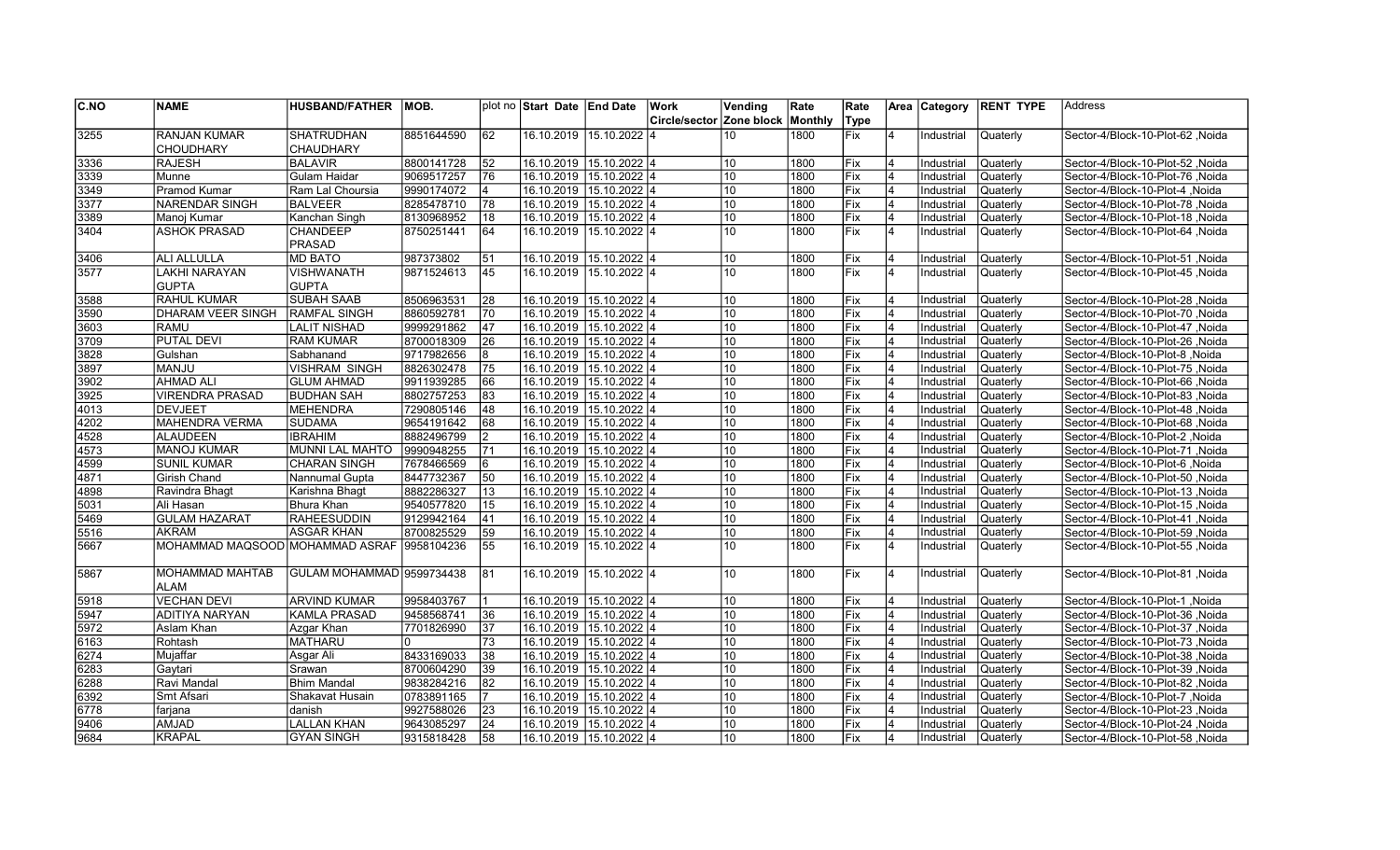| C.NO | NAME | HUSBAND/FATHER | MOB. | plot no | Start Date | End Date | Work Circle/sector | Vending Zone block | Rate Monthly | Rate Type | Area | Category | RENT TYPE | Address |
|---|---|---|---|---|---|---|---|---|---|---|---|---|---|---|
| 3255 | RANJAN KUMAR CHOUDHARY | SHATRUDHAN CHAUDHARY | 8851644590 | 62 | 16.10.2019 | 15.10.2022 | 4 | 10 | 1800 | Fix | 4 | Industrial | Quaterly | Sector-4/Block-10-Plot-62 ,Noida |
| 3336 | RAJESH | BALAVIR | 8800141728 | 52 | 16.10.2019 | 15.10.2022 | 4 | 10 | 1800 | Fix | 4 | Industrial | Quaterly | Sector-4/Block-10-Plot-52 ,Noida |
| 3339 | Munne | Gulam Haidar | 9069517257 | 76 | 16.10.2019 | 15.10.2022 | 4 | 10 | 1800 | Fix | 4 | Industrial | Quaterly | Sector-4/Block-10-Plot-76 ,Noida |
| 3349 | Pramod Kumar | Ram Lal Choursia | 9990174072 | 4 | 16.10.2019 | 15.10.2022 | 4 | 10 | 1800 | Fix | 4 | Industrial | Quaterly | Sector-4/Block-10-Plot-4 ,Noida |
| 3377 | NARENDAR SINGH | BALVEER | 8285478710 | 78 | 16.10.2019 | 15.10.2022 | 4 | 10 | 1800 | Fix | 4 | Industrial | Quaterly | Sector-4/Block-10-Plot-78 ,Noida |
| 3389 | Manoj Kumar | Kanchan Singh | 8130968952 | 18 | 16.10.2019 | 15.10.2022 | 4 | 10 | 1800 | Fix | 4 | Industrial | Quaterly | Sector-4/Block-10-Plot-18 ,Noida |
| 3404 | ASHOK PRASAD | CHANDEEP PRASAD | 8750251441 | 64 | 16.10.2019 | 15.10.2022 | 4 | 10 | 1800 | Fix | 4 | Industrial | Quaterly | Sector-4/Block-10-Plot-64 ,Noida |
| 3406 | ALI ALLULLA | MD BATO | 987373802 | 51 | 16.10.2019 | 15.10.2022 | 4 | 10 | 1800 | Fix | 4 | Industrial | Quaterly | Sector-4/Block-10-Plot-51 ,Noida |
| 3577 | LAKHI NARAYAN GUPTA | VISHWANATH GUPTA | 9871524613 | 45 | 16.10.2019 | 15.10.2022 | 4 | 10 | 1800 | Fix | 4 | Industrial | Quaterly | Sector-4/Block-10-Plot-45 ,Noida |
| 3588 | RAHUL KUMAR | SUBAH SAAB | 8506963531 | 28 | 16.10.2019 | 15.10.2022 | 4 | 10 | 1800 | Fix | 4 | Industrial | Quaterly | Sector-4/Block-10-Plot-28 ,Noida |
| 3590 | DHARAM VEER SINGH | RAMFAL SINGH | 8860592781 | 70 | 16.10.2019 | 15.10.2022 | 4 | 10 | 1800 | Fix | 4 | Industrial | Quaterly | Sector-4/Block-10-Plot-70 ,Noida |
| 3603 | RAMU | LALIT NISHAD | 9999291862 | 47 | 16.10.2019 | 15.10.2022 | 4 | 10 | 1800 | Fix | 4 | Industrial | Quaterly | Sector-4/Block-10-Plot-47 ,Noida |
| 3709 | PUTAL DEVI | RAM KUMAR | 8700018309 | 26 | 16.10.2019 | 15.10.2022 | 4 | 10 | 1800 | Fix | 4 | Industrial | Quaterly | Sector-4/Block-10-Plot-26 ,Noida |
| 3828 | Gulshan | Sabhanand | 9717982656 | 8 | 16.10.2019 | 15.10.2022 | 4 | 10 | 1800 | Fix | 4 | Industrial | Quaterly | Sector-4/Block-10-Plot-8 ,Noida |
| 3897 | MANJU | VISHRAM SINGH | 8826302478 | 75 | 16.10.2019 | 15.10.2022 | 4 | 10 | 1800 | Fix | 4 | Industrial | Quaterly | Sector-4/Block-10-Plot-75 ,Noida |
| 3902 | AHMAD ALI | GLUM AHMAD | 9911939285 | 66 | 16.10.2019 | 15.10.2022 | 4 | 10 | 1800 | Fix | 4 | Industrial | Quaterly | Sector-4/Block-10-Plot-66 ,Noida |
| 3925 | VIRENDRA PRASAD | BUDHAN SAH | 8802757253 | 83 | 16.10.2019 | 15.10.2022 | 4 | 10 | 1800 | Fix | 4 | Industrial | Quaterly | Sector-4/Block-10-Plot-83 ,Noida |
| 4013 | DEVJEET | MEHENDRA | 7290805146 | 48 | 16.10.2019 | 15.10.2022 | 4 | 10 | 1800 | Fix | 4 | Industrial | Quaterly | Sector-4/Block-10-Plot-48 ,Noida |
| 4202 | MAHENDRA VERMA | SUDAMA | 9654191642 | 68 | 16.10.2019 | 15.10.2022 | 4 | 10 | 1800 | Fix | 4 | Industrial | Quaterly | Sector-4/Block-10-Plot-68 ,Noida |
| 4528 | ALAUDEEN | IBRAHIM | 8882496799 | 2 | 16.10.2019 | 15.10.2022 | 4 | 10 | 1800 | Fix | 4 | Industrial | Quaterly | Sector-4/Block-10-Plot-2 ,Noida |
| 4573 | MANOJ KUMAR | MUNNI LAL MAHTO | 9990948255 | 71 | 16.10.2019 | 15.10.2022 | 4 | 10 | 1800 | Fix | 4 | Industrial | Quaterly | Sector-4/Block-10-Plot-71 ,Noida |
| 4599 | SUNIL KUMAR | CHARAN SINGH | 7678466569 | 6 | 16.10.2019 | 15.10.2022 | 4 | 10 | 1800 | Fix | 4 | Industrial | Quaterly | Sector-4/Block-10-Plot-6 ,Noida |
| 4871 | Girish Chand | Nannumal Gupta | 8447732367 | 50 | 16.10.2019 | 15.10.2022 | 4 | 10 | 1800 | Fix | 4 | Industrial | Quaterly | Sector-4/Block-10-Plot-50 ,Noida |
| 4898 | Ravindra Bhagt | Karishna Bhagt | 8882286327 | 13 | 16.10.2019 | 15.10.2022 | 4 | 10 | 1800 | Fix | 4 | Industrial | Quaterly | Sector-4/Block-10-Plot-13 ,Noida |
| 5031 | Ali Hasan | Bhura Khan | 9540577820 | 15 | 16.10.2019 | 15.10.2022 | 4 | 10 | 1800 | Fix | 4 | Industrial | Quaterly | Sector-4/Block-10-Plot-15 ,Noida |
| 5469 | GULAM HAZARAT | RAHEESUDDIN | 9129942164 | 41 | 16.10.2019 | 15.10.2022 | 4 | 10 | 1800 | Fix | 4 | Industrial | Quaterly | Sector-4/Block-10-Plot-41 ,Noida |
| 5516 | AKRAM | ASGAR KHAN | 8700825529 | 59 | 16.10.2019 | 15.10.2022 | 4 | 10 | 1800 | Fix | 4 | Industrial | Quaterly | Sector-4/Block-10-Plot-59 ,Noida |
| 5667 | MOHAMMAD MAQSOOD | MOHAMMAD ASRAF | 9958104236 | 55 | 16.10.2019 | 15.10.2022 | 4 | 10 | 1800 | Fix | 4 | Industrial | Quaterly | Sector-4/Block-10-Plot-55 ,Noida |
| 5867 | MOHAMMAD MAHTAB ALAM | GULAM MOHAMMAD | 9599734438 | 81 | 16.10.2019 | 15.10.2022 | 4 | 10 | 1800 | Fix | 4 | Industrial | Quaterly | Sector-4/Block-10-Plot-81 ,Noida |
| 5918 | VECHAN DEVI | ARVIND KUMAR | 9958403767 | 1 | 16.10.2019 | 15.10.2022 | 4 | 10 | 1800 | Fix | 4 | Industrial | Quaterly | Sector-4/Block-10-Plot-1 ,Noida |
| 5947 | ADITIYA NARYAN | KAMLA PRASAD | 9458568741 | 36 | 16.10.2019 | 15.10.2022 | 4 | 10 | 1800 | Fix | 4 | Industrial | Quaterly | Sector-4/Block-10-Plot-36 ,Noida |
| 5972 | Aslam Khan | Azgar Khan | 7701826990 | 37 | 16.10.2019 | 15.10.2022 | 4 | 10 | 1800 | Fix | 4 | Industrial | Quaterly | Sector-4/Block-10-Plot-37 ,Noida |
| 6163 | Rohtash | MATHARU | 0 | 73 | 16.10.2019 | 15.10.2022 | 4 | 10 | 1800 | Fix | 4 | Industrial | Quaterly | Sector-4/Block-10-Plot-73 ,Noida |
| 6274 | Mujaffar | Asgar Ali | 8433169033 | 38 | 16.10.2019 | 15.10.2022 | 4 | 10 | 1800 | Fix | 4 | Industrial | Quaterly | Sector-4/Block-10-Plot-38 ,Noida |
| 6283 | Gaytari | Srawan | 8700604290 | 39 | 16.10.2019 | 15.10.2022 | 4 | 10 | 1800 | Fix | 4 | Industrial | Quaterly | Sector-4/Block-10-Plot-39 ,Noida |
| 6288 | Ravi Mandal | Bhim Mandal | 9838284216 | 82 | 16.10.2019 | 15.10.2022 | 4 | 10 | 1800 | Fix | 4 | Industrial | Quaterly | Sector-4/Block-10-Plot-82 ,Noida |
| 6392 | Smt Afsari | Shakavat Husain | 0783891165 | 7 | 16.10.2019 | 15.10.2022 | 4 | 10 | 1800 | Fix | 4 | Industrial | Quaterly | Sector-4/Block-10-Plot-7 ,Noida |
| 6778 | farjana | danish | 9927588026 | 23 | 16.10.2019 | 15.10.2022 | 4 | 10 | 1800 | Fix | 4 | Industrial | Quaterly | Sector-4/Block-10-Plot-23 ,Noida |
| 9406 | AMJAD | LALLAN KHAN | 9643085297 | 24 | 16.10.2019 | 15.10.2022 | 4 | 10 | 1800 | Fix | 4 | Industrial | Quaterly | Sector-4/Block-10-Plot-24 ,Noida |
| 9684 | KRAPAL | GYAN SINGH | 9315818428 | 58 | 16.10.2019 | 15.10.2022 | 4 | 10 | 1800 | Fix | 4 | Industrial | Quaterly | Sector-4/Block-10-Plot-58 ,Noida |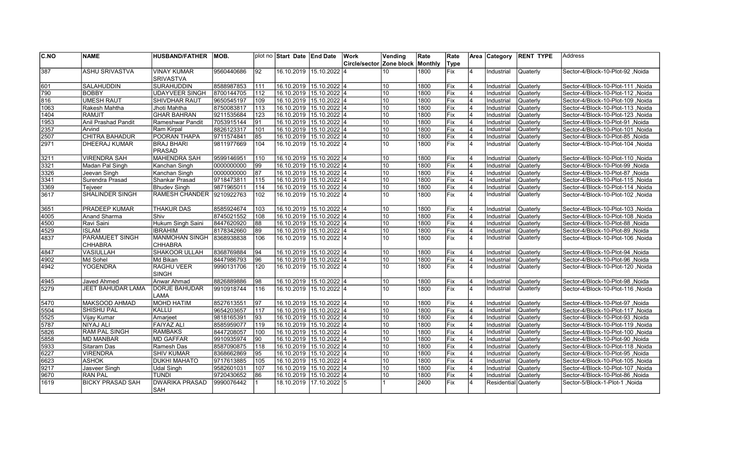| C.NO | NAME | HUSBAND/FATHER | MOB. | plot no | Start Date | End Date | Work Circle/sector | Vending Zone block | Rate Monthly | Rate Type | Area | Category | RENT TYPE | Address |
|---|---|---|---|---|---|---|---|---|---|---|---|---|---|---|
| 387 | ASHU SRIVASTVA | VINAY KUMAR SRIVASTVA | 9560440686 | 92 | 16.10.2019 | 15.10.2022 | 4 | 10 | 1800 | Fix | 4 | Industrial | Quaterly | Sector-4/Block-10-Plot-92 ,Noida |
| 601 | SALAHUDDIN | SURAHUDDIN | 8588987853 | 111 | 16.10.2019 | 15.10.2022 | 4 | 10 | 1800 | Fix | 4 | Industrial | Quaterly | Sector-4/Block-10-Plot-111 ,Noida |
| 790 | BOBBY | UDAYVEER SINGH | 8700144705 | 112 | 16.10.2019 | 15.10.2022 | 4 | 10 | 1800 | Fix | 4 | Industrial | Quaterly | Sector-4/Block-10-Plot-112 ,Noida |
| 816 | UMESH RAUT | SHIVDHAR RAUT | 9650545197 | 109 | 16.10.2019 | 15.10.2022 | 4 | 10 | 1800 | Fix | 4 | Industrial | Quaterly | Sector-4/Block-10-Plot-109 ,Noida |
| 1063 | Rakesh Mahtha | Jhoti Mahtha | 8750083817 | 113 | 16.10.2019 | 15.10.2022 | 4 | 10 | 1800 | Fix | 4 | Industrial | Quaterly | Sector-4/Block-10-Plot-113 ,Noida |
| 1404 | RAMJIT | GHAR BAHRAN | 9211535684 | 123 | 16.10.2019 | 15.10.2022 | 4 | 10 | 1800 | Fix | 4 | Industrial | Quaterly | Sector-4/Block-10-Plot-123 ,Noida |
| 1953 | Anil Prashad Pandit | Rameshwar Pandit | 7053915144 | 91 | 16.10.2019 | 15.10.2022 | 4 | 10 | 1800 | Fix | 4 | Industrial | Quaterly | Sector-4/Block-10-Plot-91 ,Noida |
| 2357 | Arvind | Ram Kirpal | 8826123317 | 101 | 16.10.2019 | 15.10.2022 | 4 | 10 | 1800 | Fix | 4 | Industrial | Quaterly | Sector-4/Block-10-Plot-101 ,Noida |
| 2507 | CHITRA BAHADUR | POORAN THAPA | 9711574841 | 85 | 16.10.2019 | 15.10.2022 | 4 | 10 | 1800 | Fix | 4 | Industrial | Quaterly | Sector-4/Block-10-Plot-85 ,Noida |
| 2971 | DHEERAJ KUMAR | BRAJ BHARI PRASAD | 9811977669 | 104 | 16.10.2019 | 15.10.2022 | 4 | 10 | 1800 | Fix | 4 | Industrial | Quaterly | Sector-4/Block-10-Plot-104 ,Noida |
| 3211 | VIRENDRA SAH | MAHENDRA SAH | 9599146951 | 110 | 16.10.2019 | 15.10.2022 | 4 | 10 | 1800 | Fix | 4 | Industrial | Quaterly | Sector-4/Block-10-Plot-110 ,Noida |
| 3321 | Madan Pal Singh | Kanchan Singh | 0000000000 | 99 | 16.10.2019 | 15.10.2022 | 4 | 10 | 1800 | Fix | 4 | Industrial | Quaterly | Sector-4/Block-10-Plot-99 ,Noida |
| 3326 | Jeevan Singh | Kanchan Singh | 0000000000 | 87 | 16.10.2019 | 15.10.2022 | 4 | 10 | 1800 | Fix | 4 | Industrial | Quaterly | Sector-4/Block-10-Plot-87 ,Noida |
| 3341 | Surendra Prasad | Shankar Prasad | 9718473811 | 115 | 16.10.2019 | 15.10.2022 | 4 | 10 | 1800 | Fix | 4 | Industrial | Quaterly | Sector-4/Block-10-Plot-115 ,Noida |
| 3369 | Tejveer | Bhudev Singh | 9871965011 | 114 | 16.10.2019 | 15.10.2022 | 4 | 10 | 1800 | Fix | 4 | Industrial | Quaterly | Sector-4/Block-10-Plot-114 ,Noida |
| 3617 | SHALINDER SINGH | RAMESH CHANDER | 9210922763 | 102 | 16.10.2019 | 15.10.2022 | 4 | 10 | 1800 | Fix | 4 | Industrial | Quaterly | Sector-4/Block-10-Plot-102 ,Noida |
| 3651 | PRADEEP KUMAR | THAKUR DAS | 8585924674 | 103 | 16.10.2019 | 15.10.2022 | 4 | 10 | 1800 | Fix | 4 | Industrial | Quaterly | Sector-4/Block-10-Plot-103 ,Noida |
| 4005 | Anand Sharma | Shiv | 8745021552 | 108 | 16.10.2019 | 15.10.2022 | 4 | 10 | 1800 | Fix | 4 | Industrial | Quaterly | Sector-4/Block-10-Plot-108 ,Noida |
| 4500 | Ravi Saini | Hukum Singh Saini | 8447620920 | 88 | 16.10.2019 | 15.10.2022 | 4 | 10 | 1800 | Fix | 4 | Industrial | Quaterly | Sector-4/Block-10-Plot-88 ,Noida |
| 4529 | ISLAM | IBRAHIM | 8178342660 | 89 | 16.10.2019 | 15.10.2022 | 4 | 10 | 1800 | Fix | 4 | Industrial | Quaterly | Sector-4/Block-10-Plot-89 ,Noida |
| 4837 | PARAMJEET SINGH CHHABRA | MANMOHAN SINGH CHHABRA | 8368938838 | 106 | 16.10.2019 | 15.10.2022 | 4 | 10 | 1800 | Fix | 4 | Industrial | Quaterly | Sector-4/Block-10-Plot-106 ,Noida |
| 4847 | VASIULLAH | SHAKOOR ULLAH | 8368769884 | 94 | 16.10.2019 | 15.10.2022 | 4 | 10 | 1800 | Fix | 4 | Industrial | Quaterly | Sector-4/Block-10-Plot-94 ,Noida |
| 4902 | Md Sohel | Md Bikan | 8447986793 | 96 | 16.10.2019 | 15.10.2022 | 4 | 10 | 1800 | Fix | 4 | Industrial | Quaterly | Sector-4/Block-10-Plot-96 ,Noida |
| 4942 | YOGENDRA | RAGHU VEER SINGH | 9990131706 | 120 | 16.10.2019 | 15.10.2022 | 4 | 10 | 1800 | Fix | 4 | Industrial | Quaterly | Sector-4/Block-10-Plot-120 ,Noida |
| 4945 | Javed Ahmed | Anwar Ahmad | 8826889886 | 98 | 16.10.2019 | 15.10.2022 | 4 | 10 | 1800 | Fix | 4 | Industrial | Quaterly | Sector-4/Block-10-Plot-98 ,Noida |
| 5279 | JEET BAHUDAR LAMA | DORJE BAHUDAR LAMA | 9910918744 | 116 | 16.10.2019 | 15.10.2022 | 4 | 10 | 1800 | Fix | 4 | Industrial | Quaterly | Sector-4/Block-10-Plot-116 ,Noida |
| 5470 | MAKSOOD AHMAD | MOHD HATIM | 8527613551 | 97 | 16.10.2019 | 15.10.2022 | 4 | 10 | 1800 | Fix | 4 | Industrial | Quaterly | Sector-4/Block-10-Plot-97 ,Noida |
| 5504 | SHISHU PAL | KALLU | 9654203657 | 117 | 16.10.2019 | 15.10.2022 | 4 | 10 | 1800 | Fix | 4 | Industrial | Quaterly | Sector-4/Block-10-Plot-117 ,Noida |
| 5525 | Vijay Kumar | Amarjeet | 9818165391 | 93 | 16.10.2019 | 15.10.2022 | 4 | 10 | 1800 | Fix | 4 | Industrial | Quaterly | Sector-4/Block-10-Plot-93 ,Noida |
| 5787 | NIYAJ ALI | FAIYAZ ALI | 8585959077 | 119 | 16.10.2019 | 15.10.2022 | 4 | 10 | 1800 | Fix | 4 | Industrial | Quaterly | Sector-4/Block-10-Plot-119 ,Noida |
| 5826 | RAM PAL SINGH | RAMBAKS | 8447208057 | 100 | 16.10.2019 | 15.10.2022 | 4 | 10 | 1800 | Fix | 4 | Industrial | Quaterly | Sector-4/Block-10-Plot-100 ,Noida |
| 5858 | MD MANBAR | MD GAFFAR | 9910935974 | 90 | 16.10.2019 | 15.10.2022 | 4 | 10 | 1800 | Fix | 4 | Industrial | Quaterly | Sector-4/Block-10-Plot-90 ,Noida |
| 5933 | Sitaram Das | Ramesh Das | 8587090875 | 118 | 16.10.2019 | 15.10.2022 | 4 | 10 | 1800 | Fix | 4 | Industrial | Quaterly | Sector-4/Block-10-Plot-118 ,Noida |
| 6227 | VIRENDRA | SHIV KUMAR | 8368662869 | 95 | 16.10.2019 | 15.10.2022 | 4 | 10 | 1800 | Fix | 4 | Industrial | Quaterly | Sector-4/Block-10-Plot-95 ,Noida |
| 6623 | ASHOK | DUKHI MAHATO | 9717613885 | 105 | 16.10.2019 | 15.10.2022 | 4 | 10 | 1800 | Fix | 4 | Industrial | Quaterly | Sector-4/Block-10-Plot-105 ,Noida |
| 9217 | Jasveer Singh | Udal Singh | 9582601031 | 107 | 16.10.2019 | 15.10.2022 | 4 | 10 | 1800 | Fix | 4 | Industrial | Quaterly | Sector-4/Block-10-Plot-107 ,Noida |
| 9670 | RAN PAL | TUNDI | 9720430652 | 86 | 16.10.2019 | 15.10.2022 | 4 | 10 | 1800 | Fix | 4 | Industrial | Quaterly | Sector-4/Block-10-Plot-86 ,Noida |
| 1619 | BICKY PRASAD SAH | DWARIKA PRASAD SAH | 9990076442 | 1 | 18.10.2019 | 17.10.2022 | 5 | 1 | 2400 | Fix | 4 | Residential | Quaterly | Sector-5/Block-1-Plot-1 ,Noida |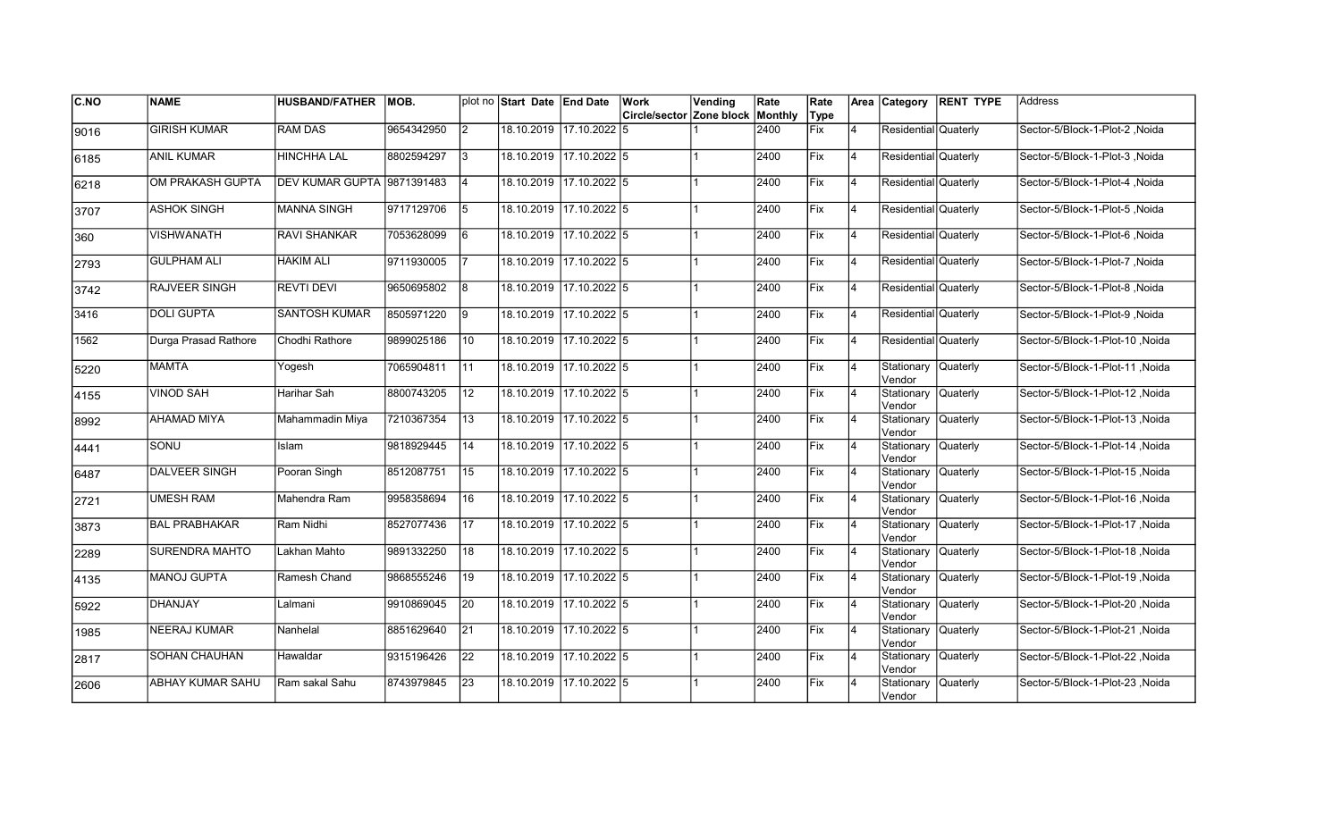| C.NO | NAME | HUSBAND/FATHER | MOB. | plot no | Start Date | End Date | Work Circle/sector | Vending Zone block | Rate Monthly | Rate Type | Area | Category | RENT TYPE | Address |
|---|---|---|---|---|---|---|---|---|---|---|---|---|---|---|
| 9016 | GIRISH KUMAR | RAM DAS | 9654342950 | 2 | 18.10.2019 | 17.10.2022 | 5 | 1 | 2400 | Fix | 4 | Residential | Quaterly | Sector-5/Block-1-Plot-2 ,Noida |
| 6185 | ANIL KUMAR | HINCHHA LAL | 8802594297 | 3 | 18.10.2019 | 17.10.2022 | 5 | 1 | 2400 | Fix | 4 | Residential | Quaterly | Sector-5/Block-1-Plot-3 ,Noida |
| 6218 | OM PRAKASH GUPTA | DEV KUMAR GUPTA | 9871391483 | 4 | 18.10.2019 | 17.10.2022 | 5 | 1 | 2400 | Fix | 4 | Residential | Quaterly | Sector-5/Block-1-Plot-4 ,Noida |
| 3707 | ASHOK SINGH | MANNA SINGH | 9717129706 | 5 | 18.10.2019 | 17.10.2022 | 5 | 1 | 2400 | Fix | 4 | Residential | Quaterly | Sector-5/Block-1-Plot-5 ,Noida |
| 360 | VISHWANATH | RAVI SHANKAR | 7053628099 | 6 | 18.10.2019 | 17.10.2022 | 5 | 1 | 2400 | Fix | 4 | Residential | Quaterly | Sector-5/Block-1-Plot-6 ,Noida |
| 2793 | GULPHAM ALI | HAKIM ALI | 9711930005 | 7 | 18.10.2019 | 17.10.2022 | 5 | 1 | 2400 | Fix | 4 | Residential | Quaterly | Sector-5/Block-1-Plot-7 ,Noida |
| 3742 | RAJVEER SINGH | REVTI DEVI | 9650695802 | 8 | 18.10.2019 | 17.10.2022 | 5 | 1 | 2400 | Fix | 4 | Residential | Quaterly | Sector-5/Block-1-Plot-8 ,Noida |
| 3416 | DOLI GUPTA | SANTOSH KUMAR | 8505971220 | 9 | 18.10.2019 | 17.10.2022 | 5 | 1 | 2400 | Fix | 4 | Residential | Quaterly | Sector-5/Block-1-Plot-9 ,Noida |
| 1562 | Durga Prasad Rathore | Chodhi Rathore | 9899025186 | 10 | 18.10.2019 | 17.10.2022 | 5 | 1 | 2400 | Fix | 4 | Residential | Quaterly | Sector-5/Block-1-Plot-10 ,Noida |
| 5220 | MAMTA | Yogesh | 7065904811 | 11 | 18.10.2019 | 17.10.2022 | 5 | 1 | 2400 | Fix | 4 | Stationary Vendor | Quaterly | Sector-5/Block-1-Plot-11 ,Noida |
| 4155 | VINOD SAH | Harihar Sah | 8800743205 | 12 | 18.10.2019 | 17.10.2022 | 5 | 1 | 2400 | Fix | 4 | Stationary Vendor | Quaterly | Sector-5/Block-1-Plot-12 ,Noida |
| 8992 | AHAMAD MIYA | Mahammadin Miya | 7210367354 | 13 | 18.10.2019 | 17.10.2022 | 5 | 1 | 2400 | Fix | 4 | Stationary Vendor | Quaterly | Sector-5/Block-1-Plot-13 ,Noida |
| 4441 | SONU | Islam | 9818929445 | 14 | 18.10.2019 | 17.10.2022 | 5 | 1 | 2400 | Fix | 4 | Stationary Vendor | Quaterly | Sector-5/Block-1-Plot-14 ,Noida |
| 6487 | DALVEER SINGH | Pooran Singh | 8512087751 | 15 | 18.10.2019 | 17.10.2022 | 5 | 1 | 2400 | Fix | 4 | Stationary Vendor | Quaterly | Sector-5/Block-1-Plot-15 ,Noida |
| 2721 | UMESH RAM | Mahendra Ram | 9958358694 | 16 | 18.10.2019 | 17.10.2022 | 5 | 1 | 2400 | Fix | 4 | Stationary Vendor | Quaterly | Sector-5/Block-1-Plot-16 ,Noida |
| 3873 | BAL PRABHAKAR | Ram Nidhi | 8527077436 | 17 | 18.10.2019 | 17.10.2022 | 5 | 1 | 2400 | Fix | 4 | Stationary Vendor | Quaterly | Sector-5/Block-1-Plot-17 ,Noida |
| 2289 | SURENDRA MAHTO | Lakhan Mahto | 9891332250 | 18 | 18.10.2019 | 17.10.2022 | 5 | 1 | 2400 | Fix | 4 | Stationary Vendor | Quaterly | Sector-5/Block-1-Plot-18 ,Noida |
| 4135 | MANOJ GUPTA | Ramesh Chand | 9868555246 | 19 | 18.10.2019 | 17.10.2022 | 5 | 1 | 2400 | Fix | 4 | Stationary Vendor | Quaterly | Sector-5/Block-1-Plot-19 ,Noida |
| 5922 | DHANJAY | Lalmani | 9910869045 | 20 | 18.10.2019 | 17.10.2022 | 5 | 1 | 2400 | Fix | 4 | Stationary Vendor | Quaterly | Sector-5/Block-1-Plot-20 ,Noida |
| 1985 | NEERAJ KUMAR | Nanhelal | 8851629640 | 21 | 18.10.2019 | 17.10.2022 | 5 | 1 | 2400 | Fix | 4 | Stationary Vendor | Quaterly | Sector-5/Block-1-Plot-21 ,Noida |
| 2817 | SOHAN CHAUHAN | Hawaldar | 9315196426 | 22 | 18.10.2019 | 17.10.2022 | 5 | 1 | 2400 | Fix | 4 | Stationary Vendor | Quaterly | Sector-5/Block-1-Plot-22 ,Noida |
| 2606 | ABHAY KUMAR SAHU | Ram sakal Sahu | 8743979845 | 23 | 18.10.2019 | 17.10.2022 | 5 | 1 | 2400 | Fix | 4 | Stationary Vendor | Quaterly | Sector-5/Block-1-Plot-23 ,Noida |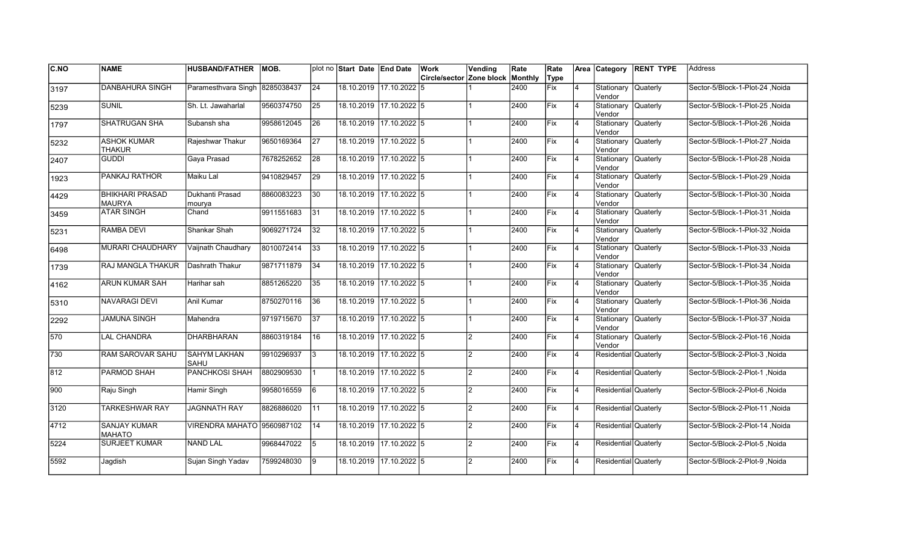| C.NO | NAME | HUSBAND/FATHER | MOB. | plot no | Start Date | End Date | Work Circle/sector | Vending Zone block | Rate Monthly | Rate Type | Area | Category | RENT TYPE | Address |
|---|---|---|---|---|---|---|---|---|---|---|---|---|---|---|
| 3197 | DANBAHURA SINGH | Paramesthvara Singh | 8285038437 | 24 | 18.10.2019 | 17.10.2022 | 5 | 1 | 2400 | Fix | 4 | Stationary Vendor | Quaterly | Sector-5/Block-1-Plot-24 ,Noida |
| 5239 | SUNIL | Sh. Lt. Jawaharlal | 9560374750 | 25 | 18.10.2019 | 17.10.2022 | 5 | 1 | 2400 | Fix | 4 | Stationary Vendor | Quaterly | Sector-5/Block-1-Plot-25 ,Noida |
| 1797 | SHATRUGAN SHA | Subansh sha | 9958612045 | 26 | 18.10.2019 | 17.10.2022 | 5 | 1 | 2400 | Fix | 4 | Stationary Vendor | Quaterly | Sector-5/Block-1-Plot-26 ,Noida |
| 5232 | ASHOK KUMAR THAKUR | Rajeshwar Thakur | 9650169364 | 27 | 18.10.2019 | 17.10.2022 | 5 | 1 | 2400 | Fix | 4 | Stationary Vendor | Quaterly | Sector-5/Block-1-Plot-27 ,Noida |
| 2407 | GUDDI | Gaya Prasad | 7678252652 | 28 | 18.10.2019 | 17.10.2022 | 5 | 1 | 2400 | Fix | 4 | Stationary Vendor | Quaterly | Sector-5/Block-1-Plot-28 ,Noida |
| 1923 | PANKAJ RATHOR | Maiku Lal | 9410829457 | 29 | 18.10.2019 | 17.10.2022 | 5 | 1 | 2400 | Fix | 4 | Stationary Vendor | Quaterly | Sector-5/Block-1-Plot-29 ,Noida |
| 4429 | BHIKHARI PRASAD MAURYA | Dukhanti Prasad mourya | 8860083223 | 30 | 18.10.2019 | 17.10.2022 | 5 | 1 | 2400 | Fix | 4 | Stationary Vendor | Quaterly | Sector-5/Block-1-Plot-30 ,Noida |
| 3459 | ATAR SINGH | Chand | 9911551683 | 31 | 18.10.2019 | 17.10.2022 | 5 | 1 | 2400 | Fix | 4 | Stationary Vendor | Quaterly | Sector-5/Block-1-Plot-31 ,Noida |
| 5231 | RAMBA DEVI | Shankar Shah | 9069271724 | 32 | 18.10.2019 | 17.10.2022 | 5 | 1 | 2400 | Fix | 4 | Stationary Vendor | Quaterly | Sector-5/Block-1-Plot-32 ,Noida |
| 6498 | MURARI CHAUDHARY | Vaijnath Chaudhary | 8010072414 | 33 | 18.10.2019 | 17.10.2022 | 5 | 1 | 2400 | Fix | 4 | Stationary Vendor | Quaterly | Sector-5/Block-1-Plot-33 ,Noida |
| 1739 | RAJ MANGLA THAKUR | Dashrath Thakur | 9871711879 | 34 | 18.10.2019 | 17.10.2022 | 5 | 1 | 2400 | Fix | 4 | Stationary Vendor | Quaterly | Sector-5/Block-1-Plot-34 ,Noida |
| 4162 | ARUN KUMAR SAH | Harihar sah | 8851265220 | 35 | 18.10.2019 | 17.10.2022 | 5 | 1 | 2400 | Fix | 4 | Stationary Vendor | Quaterly | Sector-5/Block-1-Plot-35 ,Noida |
| 5310 | NAVARAGI DEVI | Anil Kumar | 8750270116 | 36 | 18.10.2019 | 17.10.2022 | 5 | 1 | 2400 | Fix | 4 | Stationary Vendor | Quaterly | Sector-5/Block-1-Plot-36 ,Noida |
| 2292 | JAMUNA SINGH | Mahendra | 9719715670 | 37 | 18.10.2019 | 17.10.2022 | 5 | 1 | 2400 | Fix | 4 | Stationary Vendor | Quaterly | Sector-5/Block-1-Plot-37 ,Noida |
| 570 | LAL CHANDRA | DHARBHARAN | 8860319184 | 16 | 18.10.2019 | 17.10.2022 | 5 | 2 | 2400 | Fix | 4 | Stationary Vendor | Quaterly | Sector-5/Block-2-Plot-16 ,Noida |
| 730 | RAM SAROVAR SAHU | SAHYM LAKHAN SAHU | 9910296937 | 3 | 18.10.2019 | 17.10.2022 | 5 | 2 | 2400 | Fix | 4 | Residential | Quaterly | Sector-5/Block-2-Plot-3 ,Noida |
| 812 | PARMOD SHAH | PANCHKOSI SHAH | 8802909530 | 1 | 18.10.2019 | 17.10.2022 | 5 | 2 | 2400 | Fix | 4 | Residential | Quaterly | Sector-5/Block-2-Plot-1 ,Noida |
| 900 | Raju Singh | Hamir Singh | 9958016559 | 6 | 18.10.2019 | 17.10.2022 | 5 | 2 | 2400 | Fix | 4 | Residential | Quaterly | Sector-5/Block-2-Plot-6 ,Noida |
| 3120 | TARKESHWAR RAY | JAGNNATH RAY | 8826886020 | 11 | 18.10.2019 | 17.10.2022 | 5 | 2 | 2400 | Fix | 4 | Residential | Quaterly | Sector-5/Block-2-Plot-11 ,Noida |
| 4712 | SANJAY KUMAR MAHATO | VIRENDRA MAHATO | 9560987102 | 14 | 18.10.2019 | 17.10.2022 | 5 | 2 | 2400 | Fix | 4 | Residential | Quaterly | Sector-5/Block-2-Plot-14 ,Noida |
| 5224 | SURJEET KUMAR | NAND LAL | 9968447022 | 5 | 18.10.2019 | 17.10.2022 | 5 | 2 | 2400 | Fix | 4 | Residential | Quaterly | Sector-5/Block-2-Plot-5 ,Noida |
| 5592 | Jagdish | Sujan Singh Yadav | 7599248030 | 9 | 18.10.2019 | 17.10.2022 | 5 | 2 | 2400 | Fix | 4 | Residential | Quaterly | Sector-5/Block-2-Plot-9 ,Noida |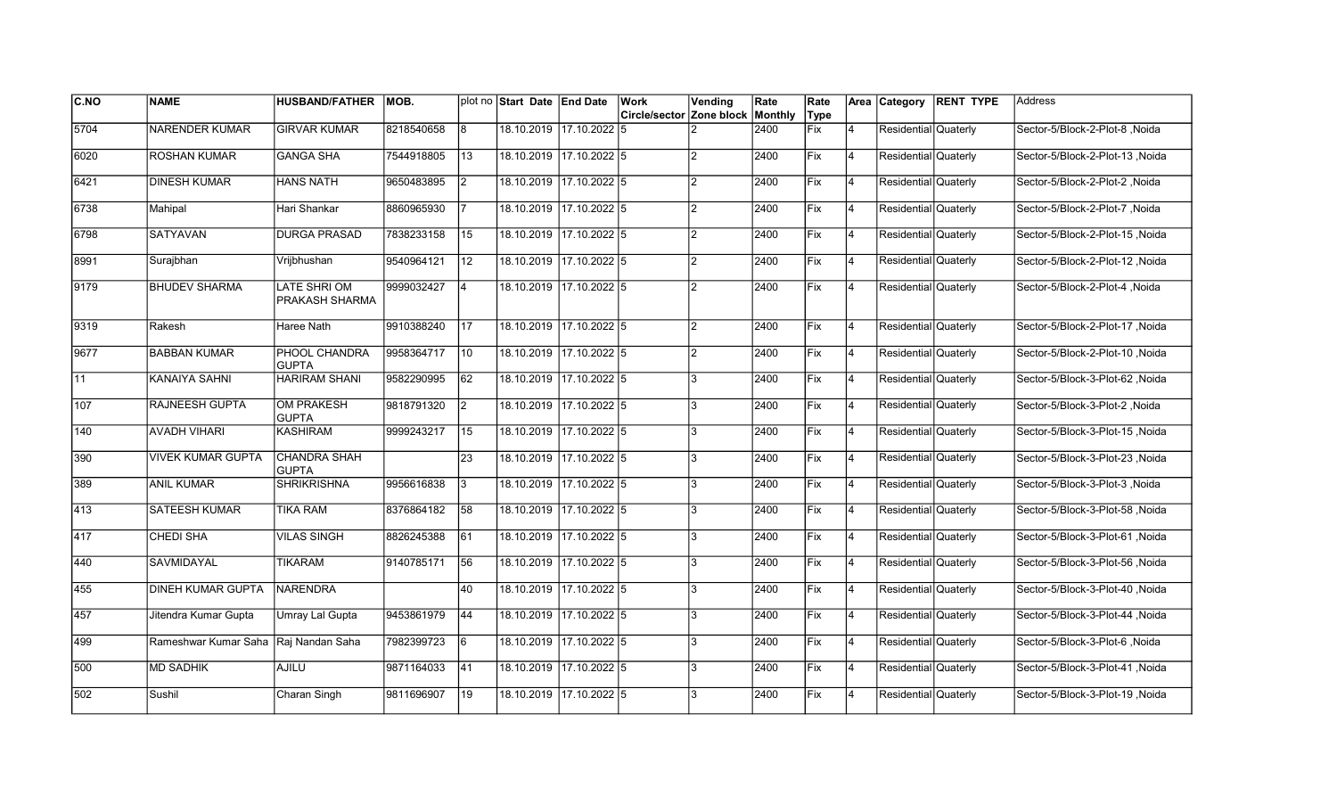| C.NO | NAME | HUSBAND/FATHER | MOB. | plot no | Start Date | End Date | Work Circle/sector | Vending Zone block | Rate Monthly | Rate Type | Area | Category | RENT TYPE | Address |
|---|---|---|---|---|---|---|---|---|---|---|---|---|---|---|
| 5704 | NARENDER KUMAR | GIRVAR KUMAR | 8218540658 | 8 | 18.10.2019 | 17.10.2022 | 5 | 2 | 2400 | Fix | 4 | Residential | Quaterly | Sector-5/Block-2-Plot-8 ,Noida |
| 6020 | ROSHAN KUMAR | GANGA SHA | 7544918805 | 13 | 18.10.2019 | 17.10.2022 | 5 | 2 | 2400 | Fix | 4 | Residential | Quaterly | Sector-5/Block-2-Plot-13 ,Noida |
| 6421 | DINESH KUMAR | HANS NATH | 9650483895 | 2 | 18.10.2019 | 17.10.2022 | 5 | 2 | 2400 | Fix | 4 | Residential | Quaterly | Sector-5/Block-2-Plot-2 ,Noida |
| 6738 | Mahipal | Hari Shankar | 8860965930 | 7 | 18.10.2019 | 17.10.2022 | 5 | 2 | 2400 | Fix | 4 | Residential | Quaterly | Sector-5/Block-2-Plot-7 ,Noida |
| 6798 | SATYAVAN | DURGA PRASAD | 7838233158 | 15 | 18.10.2019 | 17.10.2022 | 5 | 2 | 2400 | Fix | 4 | Residential | Quaterly | Sector-5/Block-2-Plot-15 ,Noida |
| 8991 | Surajbhan | Vrijbhushan | 9540964121 | 12 | 18.10.2019 | 17.10.2022 | 5 | 2 | 2400 | Fix | 4 | Residential | Quaterly | Sector-5/Block-2-Plot-12 ,Noida |
| 9179 | BHUDEV SHARMA | LATE SHRI OM PRAKASH SHARMA | 9999032427 | 4 | 18.10.2019 | 17.10.2022 | 5 | 2 | 2400 | Fix | 4 | Residential | Quaterly | Sector-5/Block-2-Plot-4 ,Noida |
| 9319 | Rakesh | Haree Nath | 9910388240 | 17 | 18.10.2019 | 17.10.2022 | 5 | 2 | 2400 | Fix | 4 | Residential | Quaterly | Sector-5/Block-2-Plot-17 ,Noida |
| 9677 | BABBAN KUMAR | PHOOL CHANDRA GUPTA | 9958364717 | 10 | 18.10.2019 | 17.10.2022 | 5 | 2 | 2400 | Fix | 4 | Residential | Quaterly | Sector-5/Block-2-Plot-10 ,Noida |
| 11 | KANAIYA SAHNI | HARIRAM SHANI | 9582290995 | 62 | 18.10.2019 | 17.10.2022 | 5 | 3 | 2400 | Fix | 4 | Residential | Quaterly | Sector-5/Block-3-Plot-62 ,Noida |
| 107 | RAJNEESH GUPTA | OM PRAKESH GUPTA | 9818791320 | 2 | 18.10.2019 | 17.10.2022 | 5 | 3 | 2400 | Fix | 4 | Residential | Quaterly | Sector-5/Block-3-Plot-2 ,Noida |
| 140 | AVADH VIHARI | KASHIRAM | 9999243217 | 15 | 18.10.2019 | 17.10.2022 | 5 | 3 | 2400 | Fix | 4 | Residential | Quaterly | Sector-5/Block-3-Plot-15 ,Noida |
| 390 | VIVEK KUMAR GUPTA | CHANDRA SHAH GUPTA | | 23 | 18.10.2019 | 17.10.2022 | 5 | 3 | 2400 | Fix | 4 | Residential | Quaterly | Sector-5/Block-3-Plot-23 ,Noida |
| 389 | ANIL KUMAR | SHRIKRISHNA | 9956616838 | 3 | 18.10.2019 | 17.10.2022 | 5 | 3 | 2400 | Fix | 4 | Residential | Quaterly | Sector-5/Block-3-Plot-3 ,Noida |
| 413 | SATEESH KUMAR | TIKA RAM | 8376864182 | 58 | 18.10.2019 | 17.10.2022 | 5 | 3 | 2400 | Fix | 4 | Residential | Quaterly | Sector-5/Block-3-Plot-58 ,Noida |
| 417 | CHEDI SHA | VILAS SINGH | 8826245388 | 61 | 18.10.2019 | 17.10.2022 | 5 | 3 | 2400 | Fix | 4 | Residential | Quaterly | Sector-5/Block-3-Plot-61 ,Noida |
| 440 | SAVMIDAYAL | TIKARAM | 9140785171 | 56 | 18.10.2019 | 17.10.2022 | 5 | 3 | 2400 | Fix | 4 | Residential | Quaterly | Sector-5/Block-3-Plot-56 ,Noida |
| 455 | DINEH KUMAR GUPTA | NARENDRA | | 40 | 18.10.2019 | 17.10.2022 | 5 | 3 | 2400 | Fix | 4 | Residential | Quaterly | Sector-5/Block-3-Plot-40 ,Noida |
| 457 | Jitendra Kumar Gupta | Umray Lal Gupta | 9453861979 | 44 | 18.10.2019 | 17.10.2022 | 5 | 3 | 2400 | Fix | 4 | Residential | Quaterly | Sector-5/Block-3-Plot-44 ,Noida |
| 499 | Rameshwar Kumar Saha | Raj Nandan Saha | 7982399723 | 6 | 18.10.2019 | 17.10.2022 | 5 | 3 | 2400 | Fix | 4 | Residential | Quaterly | Sector-5/Block-3-Plot-6 ,Noida |
| 500 | MD SADHIK | AJILU | 9871164033 | 41 | 18.10.2019 | 17.10.2022 | 5 | 3 | 2400 | Fix | 4 | Residential | Quaterly | Sector-5/Block-3-Plot-41 ,Noida |
| 502 | Sushil | Charan Singh | 9811696907 | 19 | 18.10.2019 | 17.10.2022 | 5 | 3 | 2400 | Fix | 4 | Residential | Quaterly | Sector-5/Block-3-Plot-19 ,Noida |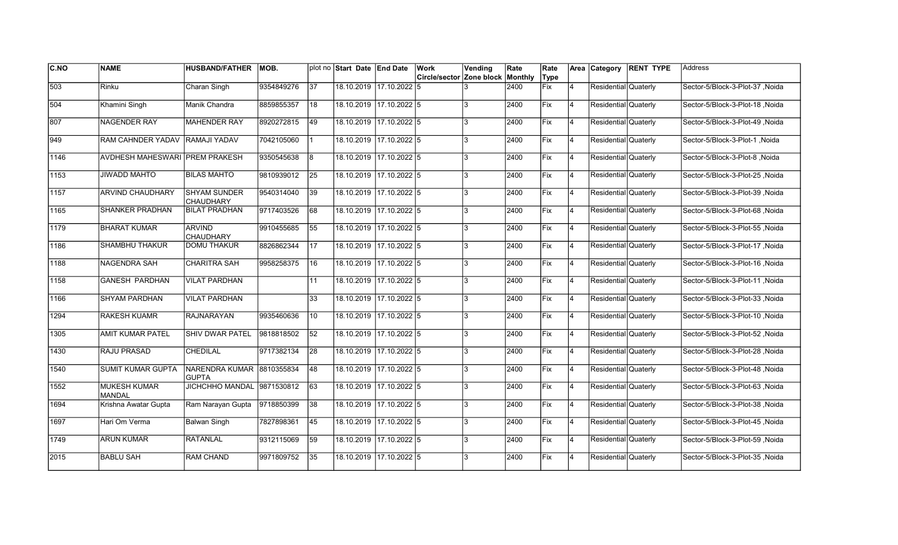| C.NO | NAME | HUSBAND/FATHER | MOB. | plot no | Start Date | End Date | Work Circle/sector | Vending Zone block | Rate Monthly | Rate Type | Area | Category | RENT TYPE | Address |
|---|---|---|---|---|---|---|---|---|---|---|---|---|---|---|
| 503 | Rinku | Charan Singh | 9354849276 | 37 | 18.10.2019 | 17.10.2022 | 5 | 3 | 2400 | Fix | 4 | Residential | Quaterly | Sector-5/Block-3-Plot-37 ,Noida |
| 504 | Khamini Singh | Manik Chandra | 8859855357 | 18 | 18.10.2019 | 17.10.2022 | 5 | 3 | 2400 | Fix | 4 | Residential | Quaterly | Sector-5/Block-3-Plot-18 ,Noida |
| 807 | NAGENDER RAY | MAHENDER RAY | 8920272815 | 49 | 18.10.2019 | 17.10.2022 | 5 | 3 | 2400 | Fix | 4 | Residential | Quaterly | Sector-5/Block-3-Plot-49 ,Noida |
| 949 | RAM CAHNDER YADAV | RAMAJI YADAV | 7042105060 | 1 | 18.10.2019 | 17.10.2022 | 5 | 3 | 2400 | Fix | 4 | Residential | Quaterly | Sector-5/Block-3-Plot-1 ,Noida |
| 1146 | AVDHESH MAHESWARI | PREM PRAKESH | 9350545638 | 8 | 18.10.2019 | 17.10.2022 | 5 | 3 | 2400 | Fix | 4 | Residential | Quaterly | Sector-5/Block-3-Plot-8 ,Noida |
| 1153 | JIWADD MAHTO | BILAS MAHTO | 9810939012 | 25 | 18.10.2019 | 17.10.2022 | 5 | 3 | 2400 | Fix | 4 | Residential | Quaterly | Sector-5/Block-3-Plot-25 ,Noida |
| 1157 | ARVIND CHAUDHARY | SHYAM SUNDER CHAUDHARY | 9540314040 | 39 | 18.10.2019 | 17.10.2022 | 5 | 3 | 2400 | Fix | 4 | Residential | Quaterly | Sector-5/Block-3-Plot-39 ,Noida |
| 1165 | SHANKER PRADHAN | BILAT PRADHAN | 9717403526 | 68 | 18.10.2019 | 17.10.2022 | 5 | 3 | 2400 | Fix | 4 | Residential | Quaterly | Sector-5/Block-3-Plot-68 ,Noida |
| 1179 | BHARAT KUMAR | ARVIND CHAUDHARY | 9910455685 | 55 | 18.10.2019 | 17.10.2022 | 5 | 3 | 2400 | Fix | 4 | Residential | Quaterly | Sector-5/Block-3-Plot-55 ,Noida |
| 1186 | SHAMBHU THAKUR | DOMU THAKUR | 8826862344 | 17 | 18.10.2019 | 17.10.2022 | 5 | 3 | 2400 | Fix | 4 | Residential | Quaterly | Sector-5/Block-3-Plot-17 ,Noida |
| 1188 | NAGENDRA SAH | CHARITRA SAH | 9958258375 | 16 | 18.10.2019 | 17.10.2022 | 5 | 3 | 2400 | Fix | 4 | Residential | Quaterly | Sector-5/Block-3-Plot-16 ,Noida |
| 1158 | GANESH PARDHAN | VILAT PARDHAN | | 11 | 18.10.2019 | 17.10.2022 | 5 | 3 | 2400 | Fix | 4 | Residential | Quaterly | Sector-5/Block-3-Plot-11 ,Noida |
| 1166 | SHYAM PARDHAN | VILAT PARDHAN | | 33 | 18.10.2019 | 17.10.2022 | 5 | 3 | 2400 | Fix | 4 | Residential | Quaterly | Sector-5/Block-3-Plot-33 ,Noida |
| 1294 | RAKESH KUAMR | RAJNARAYAN | 9935460636 | 10 | 18.10.2019 | 17.10.2022 | 5 | 3 | 2400 | Fix | 4 | Residential | Quaterly | Sector-5/Block-3-Plot-10 ,Noida |
| 1305 | AMIT KUMAR PATEL | SHIV DWAR PATEL | 9818818502 | 52 | 18.10.2019 | 17.10.2022 | 5 | 3 | 2400 | Fix | 4 | Residential | Quaterly | Sector-5/Block-3-Plot-52 ,Noida |
| 1430 | RAJU PRASAD | CHEDILAL | 9717382134 | 28 | 18.10.2019 | 17.10.2022 | 5 | 3 | 2400 | Fix | 4 | Residential | Quaterly | Sector-5/Block-3-Plot-28 ,Noida |
| 1540 | SUMIT KUMAR GUPTA | NARENDRA KUMAR GUPTA | 8810355834 | 48 | 18.10.2019 | 17.10.2022 | 5 | 3 | 2400 | Fix | 4 | Residential | Quaterly | Sector-5/Block-3-Plot-48 ,Noida |
| 1552 | MUKESH KUMAR MANDAL | JICHCHHO MANDAL | 9871530812 | 63 | 18.10.2019 | 17.10.2022 | 5 | 3 | 2400 | Fix | 4 | Residential | Quaterly | Sector-5/Block-3-Plot-63 ,Noida |
| 1694 | Krishna Awatar Gupta | Ram Narayan Gupta | 9718850399 | 38 | 18.10.2019 | 17.10.2022 | 5 | 3 | 2400 | Fix | 4 | Residential | Quaterly | Sector-5/Block-3-Plot-38 ,Noida |
| 1697 | Hari Om Verma | Balwan Singh | 7827898361 | 45 | 18.10.2019 | 17.10.2022 | 5 | 3 | 2400 | Fix | 4 | Residential | Quaterly | Sector-5/Block-3-Plot-45 ,Noida |
| 1749 | ARUN KUMAR | RATANLAL | 9312115069 | 59 | 18.10.2019 | 17.10.2022 | 5 | 3 | 2400 | Fix | 4 | Residential | Quaterly | Sector-5/Block-3-Plot-59 ,Noida |
| 2015 | BABLU SAH | RAM CHAND | 9971809752 | 35 | 18.10.2019 | 17.10.2022 | 5 | 3 | 2400 | Fix | 4 | Residential | Quaterly | Sector-5/Block-3-Plot-35 ,Noida |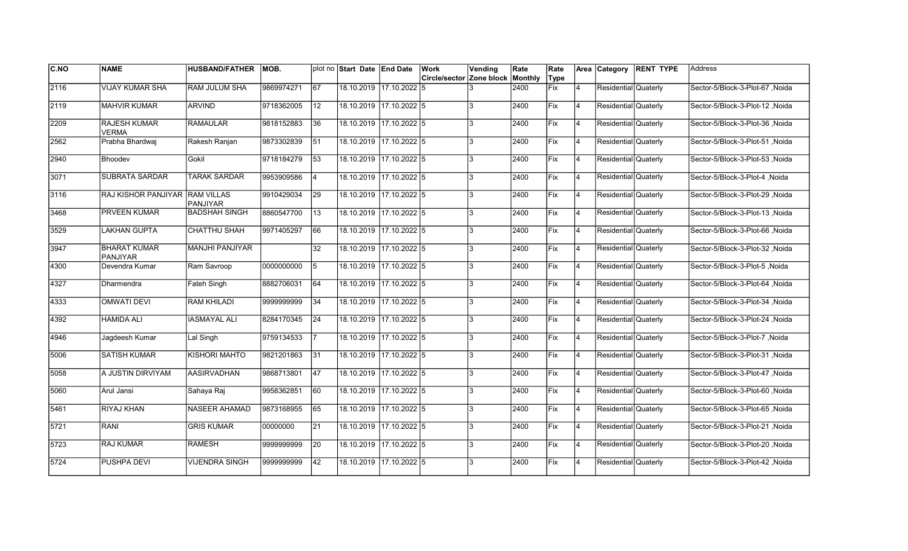| C.NO | NAME | HUSBAND/FATHER | MOB. | plot no | Start Date | End Date | Work Circle/sector | Vending Zone block | Rate Monthly | Rate Type | Area | Category | RENT TYPE | Address |
|---|---|---|---|---|---|---|---|---|---|---|---|---|---|---|
| 2116 | VIJAY KUMAR SHA | RAM JULUM SHA | 9869974271 | 67 | 18.10.2019 | 17.10.2022 | 5 | 3 | 2400 | Fix | 4 | Residential | Quaterly | Sector-5/Block-3-Plot-67 ,Noida |
| 2119 | MAHVIR KUMAR | ARVIND | 9718362005 | 12 | 18.10.2019 | 17.10.2022 | 5 | 3 | 2400 | Fix | 4 | Residential | Quaterly | Sector-5/Block-3-Plot-12 ,Noida |
| 2209 | RAJESH KUMAR VERMA | RAMAULAR | 9818152883 | 36 | 18.10.2019 | 17.10.2022 | 5 | 3 | 2400 | Fix | 4 | Residential | Quaterly | Sector-5/Block-3-Plot-36 ,Noida |
| 2562 | Prabha Bhardwaj | Rakesh Ranjan | 9873302839 | 51 | 18.10.2019 | 17.10.2022 | 5 | 3 | 2400 | Fix | 4 | Residential | Quaterly | Sector-5/Block-3-Plot-51 ,Noida |
| 2940 | Bhoodev | Gokil | 9718184279 | 53 | 18.10.2019 | 17.10.2022 | 5 | 3 | 2400 | Fix | 4 | Residential | Quaterly | Sector-5/Block-3-Plot-53 ,Noida |
| 3071 | SUBRATA SARDAR | TARAK SARDAR | 9953909586 | 4 | 18.10.2019 | 17.10.2022 | 5 | 3 | 2400 | Fix | 4 | Residential | Quaterly | Sector-5/Block-3-Plot-4 ,Noida |
| 3116 | RAJ KISHOR PANJIYAR | RAM VILLAS PANJIYAR | 9910429034 | 29 | 18.10.2019 | 17.10.2022 | 5 | 3 | 2400 | Fix | 4 | Residential | Quaterly | Sector-5/Block-3-Plot-29 ,Noida |
| 3468 | PRVEEN KUMAR | BADSHAH SINGH | 8860547700 | 13 | 18.10.2019 | 17.10.2022 | 5 | 3 | 2400 | Fix | 4 | Residential | Quaterly | Sector-5/Block-3-Plot-13 ,Noida |
| 3529 | LAKHAN GUPTA | CHATTHU SHAH | 9971405297 | 66 | 18.10.2019 | 17.10.2022 | 5 | 3 | 2400 | Fix | 4 | Residential | Quaterly | Sector-5/Block-3-Plot-66 ,Noida |
| 3947 | BHARAT KUMAR PANJIYAR | MANJHI PANJIYAR | | 32 | 18.10.2019 | 17.10.2022 | 5 | 3 | 2400 | Fix | 4 | Residential | Quaterly | Sector-5/Block-3-Plot-32 ,Noida |
| 4300 | Devendra Kumar | Ram Savroop | 0000000000 | 5 | 18.10.2019 | 17.10.2022 | 5 | 3 | 2400 | Fix | 4 | Residential | Quaterly | Sector-5/Block-3-Plot-5 ,Noida |
| 4327 | Dharmendra | Fateh Singh | 8882706031 | 64 | 18.10.2019 | 17.10.2022 | 5 | 3 | 2400 | Fix | 4 | Residential | Quaterly | Sector-5/Block-3-Plot-64 ,Noida |
| 4333 | OMWATI DEVI | RAM KHILADI | 9999999999 | 34 | 18.10.2019 | 17.10.2022 | 5 | 3 | 2400 | Fix | 4 | Residential | Quaterly | Sector-5/Block-3-Plot-34 ,Noida |
| 4392 | HAMIDA ALI | IASMAYAL ALI | 8284170345 | 24 | 18.10.2019 | 17.10.2022 | 5 | 3 | 2400 | Fix | 4 | Residential | Quaterly | Sector-5/Block-3-Plot-24 ,Noida |
| 4946 | Jagdeesh Kumar | Lal Singh | 9759134533 | 7 | 18.10.2019 | 17.10.2022 | 5 | 3 | 2400 | Fix | 4 | Residential | Quaterly | Sector-5/Block-3-Plot-7 ,Noida |
| 5006 | SATISH KUMAR | KISHORI MAHTO | 9821201863 | 31 | 18.10.2019 | 17.10.2022 | 5 | 3 | 2400 | Fix | 4 | Residential | Quaterly | Sector-5/Block-3-Plot-31 ,Noida |
| 5058 | A JUSTIN DIRVIYAM | AASIRVADHAN | 9868713801 | 47 | 18.10.2019 | 17.10.2022 | 5 | 3 | 2400 | Fix | 4 | Residential | Quaterly | Sector-5/Block-3-Plot-47 ,Noida |
| 5060 | Arul Jansi | Sahaya Raj | 9958362851 | 60 | 18.10.2019 | 17.10.2022 | 5 | 3 | 2400 | Fix | 4 | Residential | Quaterly | Sector-5/Block-3-Plot-60 ,Noida |
| 5461 | RIYAJ KHAN | NASEER AHAMAD | 9873168955 | 65 | 18.10.2019 | 17.10.2022 | 5 | 3 | 2400 | Fix | 4 | Residential | Quaterly | Sector-5/Block-3-Plot-65 ,Noida |
| 5721 | RANI | GRIS KUMAR | 00000000 | 21 | 18.10.2019 | 17.10.2022 | 5 | 3 | 2400 | Fix | 4 | Residential | Quaterly | Sector-5/Block-3-Plot-21 ,Noida |
| 5723 | RAJ KUMAR | RAMESH | 9999999999 | 20 | 18.10.2019 | 17.10.2022 | 5 | 3 | 2400 | Fix | 4 | Residential | Quaterly | Sector-5/Block-3-Plot-20 ,Noida |
| 5724 | PUSHPA DEVI | VIJENDRA SINGH | 9999999999 | 42 | 18.10.2019 | 17.10.2022 | 5 | 3 | 2400 | Fix | 4 | Residential | Quaterly | Sector-5/Block-3-Plot-42 ,Noida |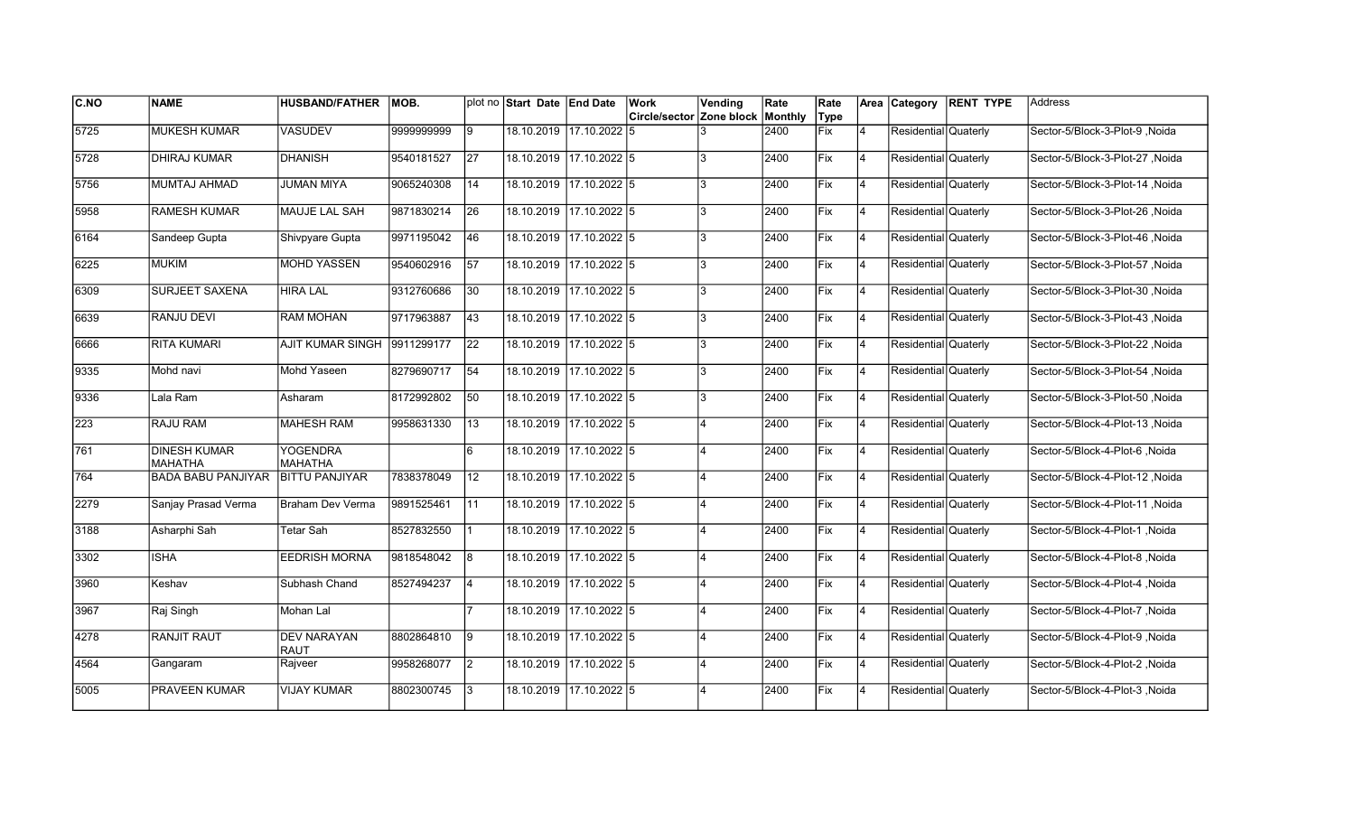| C.NO | NAME | HUSBAND/FATHER | MOB. | plot no | Start Date | End Date | Work Circle/sector | Vending Zone block | Rate Monthly | Rate Type | Area | Category | RENT TYPE | Address |
|---|---|---|---|---|---|---|---|---|---|---|---|---|---|---|
| 5725 | MUKESH KUMAR | VASUDEV | 9999999999 | 9 | 18.10.2019 | 17.10.2022 | 5 | 3 | 2400 | Fix | 4 | Residential | Quaterly | Sector-5/Block-3-Plot-9 ,Noida |
| 5728 | DHIRAJ KUMAR | DHANISH | 9540181527 | 27 | 18.10.2019 | 17.10.2022 | 5 | 3 | 2400 | Fix | 4 | Residential | Quaterly | Sector-5/Block-3-Plot-27 ,Noida |
| 5756 | MUMTAJ AHMAD | JUMAN MIYA | 9065240308 | 14 | 18.10.2019 | 17.10.2022 | 5 | 3 | 2400 | Fix | 4 | Residential | Quaterly | Sector-5/Block-3-Plot-14 ,Noida |
| 5958 | RAMESH KUMAR | MAUJE LAL SAH | 9871830214 | 26 | 18.10.2019 | 17.10.2022 | 5 | 3 | 2400 | Fix | 4 | Residential | Quaterly | Sector-5/Block-3-Plot-26 ,Noida |
| 6164 | Sandeep Gupta | Shivpyare Gupta | 9971195042 | 46 | 18.10.2019 | 17.10.2022 | 5 | 3 | 2400 | Fix | 4 | Residential | Quaterly | Sector-5/Block-3-Plot-46 ,Noida |
| 6225 | MUKIM | MOHD YASSEN | 9540602916 | 57 | 18.10.2019 | 17.10.2022 | 5 | 3 | 2400 | Fix | 4 | Residential | Quaterly | Sector-5/Block-3-Plot-57 ,Noida |
| 6309 | SURJEET SAXENA | HIRA LAL | 9312760686 | 30 | 18.10.2019 | 17.10.2022 | 5 | 3 | 2400 | Fix | 4 | Residential | Quaterly | Sector-5/Block-3-Plot-30 ,Noida |
| 6639 | RANJU DEVI | RAM MOHAN | 9717963887 | 43 | 18.10.2019 | 17.10.2022 | 5 | 3 | 2400 | Fix | 4 | Residential | Quaterly | Sector-5/Block-3-Plot-43 ,Noida |
| 6666 | RITA KUMARI | AJIT KUMAR SINGH | 9911299177 | 22 | 18.10.2019 | 17.10.2022 | 5 | 3 | 2400 | Fix | 4 | Residential | Quaterly | Sector-5/Block-3-Plot-22 ,Noida |
| 9335 | Mohd navi | Mohd Yaseen | 8279690717 | 54 | 18.10.2019 | 17.10.2022 | 5 | 3 | 2400 | Fix | 4 | Residential | Quaterly | Sector-5/Block-3-Plot-54 ,Noida |
| 9336 | Lala Ram | Asharam | 8172992802 | 50 | 18.10.2019 | 17.10.2022 | 5 | 3 | 2400 | Fix | 4 | Residential | Quaterly | Sector-5/Block-3-Plot-50 ,Noida |
| 223 | RAJU RAM | MAHESH RAM | 9958631330 | 13 | 18.10.2019 | 17.10.2022 | 5 | 4 | 2400 | Fix | 4 | Residential | Quaterly | Sector-5/Block-4-Plot-13 ,Noida |
| 761 | DINESH KUMAR MAHATHA | YOGENDRA MAHATHA | | 6 | 18.10.2019 | 17.10.2022 | 5 | 4 | 2400 | Fix | 4 | Residential | Quaterly | Sector-5/Block-4-Plot-6 ,Noida |
| 764 | BADA BABU PANJIYAR | BITTU PANJIYAR | 7838378049 | 12 | 18.10.2019 | 17.10.2022 | 5 | 4 | 2400 | Fix | 4 | Residential | Quaterly | Sector-5/Block-4-Plot-12 ,Noida |
| 2279 | Sanjay Prasad Verma | Braham Dev Verma | 9891525461 | 11 | 18.10.2019 | 17.10.2022 | 5 | 4 | 2400 | Fix | 4 | Residential | Quaterly | Sector-5/Block-4-Plot-11 ,Noida |
| 3188 | Asharphi Sah | Tetar Sah | 8527832550 | 1 | 18.10.2019 | 17.10.2022 | 5 | 4 | 2400 | Fix | 4 | Residential | Quaterly | Sector-5/Block-4-Plot-1 ,Noida |
| 3302 | ISHA | EEDRISH MORNA | 9818548042 | 8 | 18.10.2019 | 17.10.2022 | 5 | 4 | 2400 | Fix | 4 | Residential | Quaterly | Sector-5/Block-4-Plot-8 ,Noida |
| 3960 | Keshav | Subhash Chand | 8527494237 | 4 | 18.10.2019 | 17.10.2022 | 5 | 4 | 2400 | Fix | 4 | Residential | Quaterly | Sector-5/Block-4-Plot-4 ,Noida |
| 3967 | Raj Singh | Mohan Lal | | 7 | 18.10.2019 | 17.10.2022 | 5 | 4 | 2400 | Fix | 4 | Residential | Quaterly | Sector-5/Block-4-Plot-7 ,Noida |
| 4278 | RANJIT RAUT | DEV NARAYAN RAUT | 8802864810 | 9 | 18.10.2019 | 17.10.2022 | 5 | 4 | 2400 | Fix | 4 | Residential | Quaterly | Sector-5/Block-4-Plot-9 ,Noida |
| 4564 | Gangaram | Rajveer | 9958268077 | 2 | 18.10.2019 | 17.10.2022 | 5 | 4 | 2400 | Fix | 4 | Residential | Quaterly | Sector-5/Block-4-Plot-2 ,Noida |
| 5005 | PRAVEEN KUMAR | VIJAY KUMAR | 8802300745 | 3 | 18.10.2019 | 17.10.2022 | 5 | 4 | 2400 | Fix | 4 | Residential | Quaterly | Sector-5/Block-4-Plot-3 ,Noida |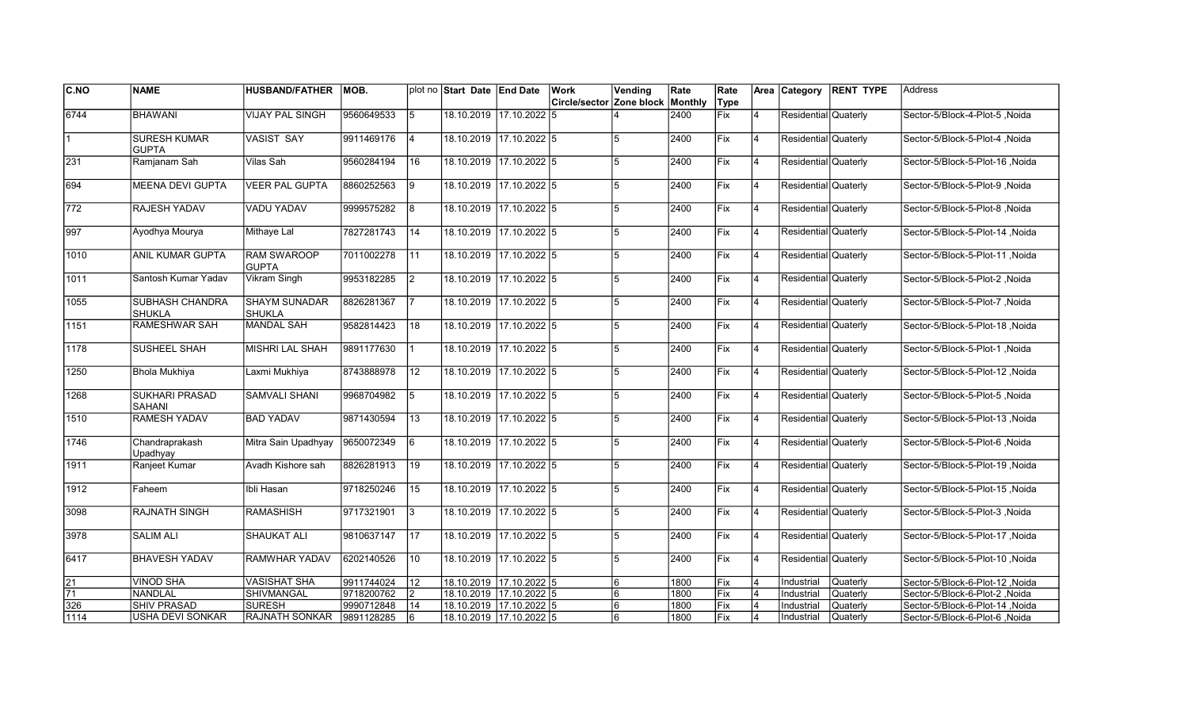| C.NO | NAME | HUSBAND/FATHER | MOB. | plot no | Start Date | End Date | Work Circle/sector | Vending Zone block | Rate Monthly | Rate Type | Area | Category | RENT TYPE | Address |
|---|---|---|---|---|---|---|---|---|---|---|---|---|---|---|
| 6744 | BHAWANI | VIJAY PAL SINGH | 9560649533 | 5 | 18.10.2019 | 17.10.2022 | 5 | 4 | 2400 | Fix | 4 | Residential | Quaterly | Sector-5/Block-4-Plot-5 ,Noida |
| 1 | SURESH KUMAR GUPTA | VASIST SAY | 9911469176 | 4 | 18.10.2019 | 17.10.2022 | 5 | 5 | 2400 | Fix | 4 | Residential | Quaterly | Sector-5/Block-5-Plot-4 ,Noida |
| 231 | Ramjanam Sah | Vilas Sah | 9560284194 | 16 | 18.10.2019 | 17.10.2022 | 5 | 5 | 2400 | Fix | 4 | Residential | Quaterly | Sector-5/Block-5-Plot-16 ,Noida |
| 694 | MEENA DEVI GUPTA | VEER PAL GUPTA | 8860252563 | 9 | 18.10.2019 | 17.10.2022 | 5 | 5 | 2400 | Fix | 4 | Residential | Quaterly | Sector-5/Block-5-Plot-9 ,Noida |
| 772 | RAJESH YADAV | VADU YADAV | 9999575282 | 8 | 18.10.2019 | 17.10.2022 | 5 | 5 | 2400 | Fix | 4 | Residential | Quaterly | Sector-5/Block-5-Plot-8 ,Noida |
| 997 | Ayodhya Mourya | Mithaye Lal | 7827281743 | 14 | 18.10.2019 | 17.10.2022 | 5 | 5 | 2400 | Fix | 4 | Residential | Quaterly | Sector-5/Block-5-Plot-14 ,Noida |
| 1010 | ANIL KUMAR GUPTA | RAM SWAROOP GUPTA | 7011002278 | 11 | 18.10.2019 | 17.10.2022 | 5 | 5 | 2400 | Fix | 4 | Residential | Quaterly | Sector-5/Block-5-Plot-11 ,Noida |
| 1011 | Santosh Kumar Yadav | Vikram Singh | 9953182285 | 2 | 18.10.2019 | 17.10.2022 | 5 | 5 | 2400 | Fix | 4 | Residential | Quaterly | Sector-5/Block-5-Plot-2 ,Noida |
| 1055 | SUBHASH CHANDRA SHUKLA | SHAYM SUNADAR SHUKLA | 8826281367 | 7 | 18.10.2019 | 17.10.2022 | 5 | 5 | 2400 | Fix | 4 | Residential | Quaterly | Sector-5/Block-5-Plot-7 ,Noida |
| 1151 | RAMESHWAR SAH | MANDAL SAH | 9582814423 | 18 | 18.10.2019 | 17.10.2022 | 5 | 5 | 2400 | Fix | 4 | Residential | Quaterly | Sector-5/Block-5-Plot-18 ,Noida |
| 1178 | SUSHEEL SHAH | MISHRI LAL SHAH | 9891177630 | 1 | 18.10.2019 | 17.10.2022 | 5 | 5 | 2400 | Fix | 4 | Residential | Quaterly | Sector-5/Block-5-Plot-1 ,Noida |
| 1250 | Bhola Mukhiya | Laxmi Mukhiya | 8743888978 | 12 | 18.10.2019 | 17.10.2022 | 5 | 5 | 2400 | Fix | 4 | Residential | Quaterly | Sector-5/Block-5-Plot-12 ,Noida |
| 1268 | SUKHARI PRASAD SAHANI | SAMVALI SHANI | 9968704982 | 5 | 18.10.2019 | 17.10.2022 | 5 | 5 | 2400 | Fix | 4 | Residential | Quaterly | Sector-5/Block-5-Plot-5 ,Noida |
| 1510 | RAMESH YADAV | BAD YADAV | 9871430594 | 13 | 18.10.2019 | 17.10.2022 | 5 | 5 | 2400 | Fix | 4 | Residential | Quaterly | Sector-5/Block-5-Plot-13 ,Noida |
| 1746 | Chandraprakash Upadhyay | Mitra Sain Upadhyay | 9650072349 | 6 | 18.10.2019 | 17.10.2022 | 5 | 5 | 2400 | Fix | 4 | Residential | Quaterly | Sector-5/Block-5-Plot-6 ,Noida |
| 1911 | Ranjeet Kumar | Avadh Kishore sah | 8826281913 | 19 | 18.10.2019 | 17.10.2022 | 5 | 5 | 2400 | Fix | 4 | Residential | Quaterly | Sector-5/Block-5-Plot-19 ,Noida |
| 1912 | Faheem | Ibli Hasan | 9718250246 | 15 | 18.10.2019 | 17.10.2022 | 5 | 5 | 2400 | Fix | 4 | Residential | Quaterly | Sector-5/Block-5-Plot-15 ,Noida |
| 3098 | RAJNATH SINGH | RAMASHISH | 9717321901 | 3 | 18.10.2019 | 17.10.2022 | 5 | 5 | 2400 | Fix | 4 | Residential | Quaterly | Sector-5/Block-5-Plot-3 ,Noida |
| 3978 | SALIM ALI | SHAUKAT ALI | 9810637147 | 17 | 18.10.2019 | 17.10.2022 | 5 | 5 | 2400 | Fix | 4 | Residential | Quaterly | Sector-5/Block-5-Plot-17 ,Noida |
| 6417 | BHAVESH YADAV | RAMWHAR YADAV | 6202140526 | 10 | 18.10.2019 | 17.10.2022 | 5 | 5 | 2400 | Fix | 4 | Residential | Quaterly | Sector-5/Block-5-Plot-10 ,Noida |
| 21 | VINOD SHA | VASISHAT SHA | 9911744024 | 12 | 18.10.2019 | 17.10.2022 | 5 | 6 | 1800 | Fix | 4 | Industrial | Quaterly | Sector-5/Block-6-Plot-12 ,Noida |
| 71 | NANDLAL | SHIVMANGAL | 9718200762 | 2 | 18.10.2019 | 17.10.2022 | 5 | 6 | 1800 | Fix | 4 | Industrial | Quaterly | Sector-5/Block-6-Plot-2 ,Noida |
| 326 | SHIV PRASAD | SURESH | 9990712848 | 14 | 18.10.2019 | 17.10.2022 | 5 | 6 | 1800 | Fix | 4 | Industrial | Quaterly | Sector-5/Block-6-Plot-14 ,Noida |
| 1114 | USHA DEVI SONKAR | RAJNATH SONKAR | 9891128285 | 6 | 18.10.2019 | 17.10.2022 | 5 | 6 | 1800 | Fix | 4 | Industrial | Quaterly | Sector-5/Block-6-Plot-6 ,Noida |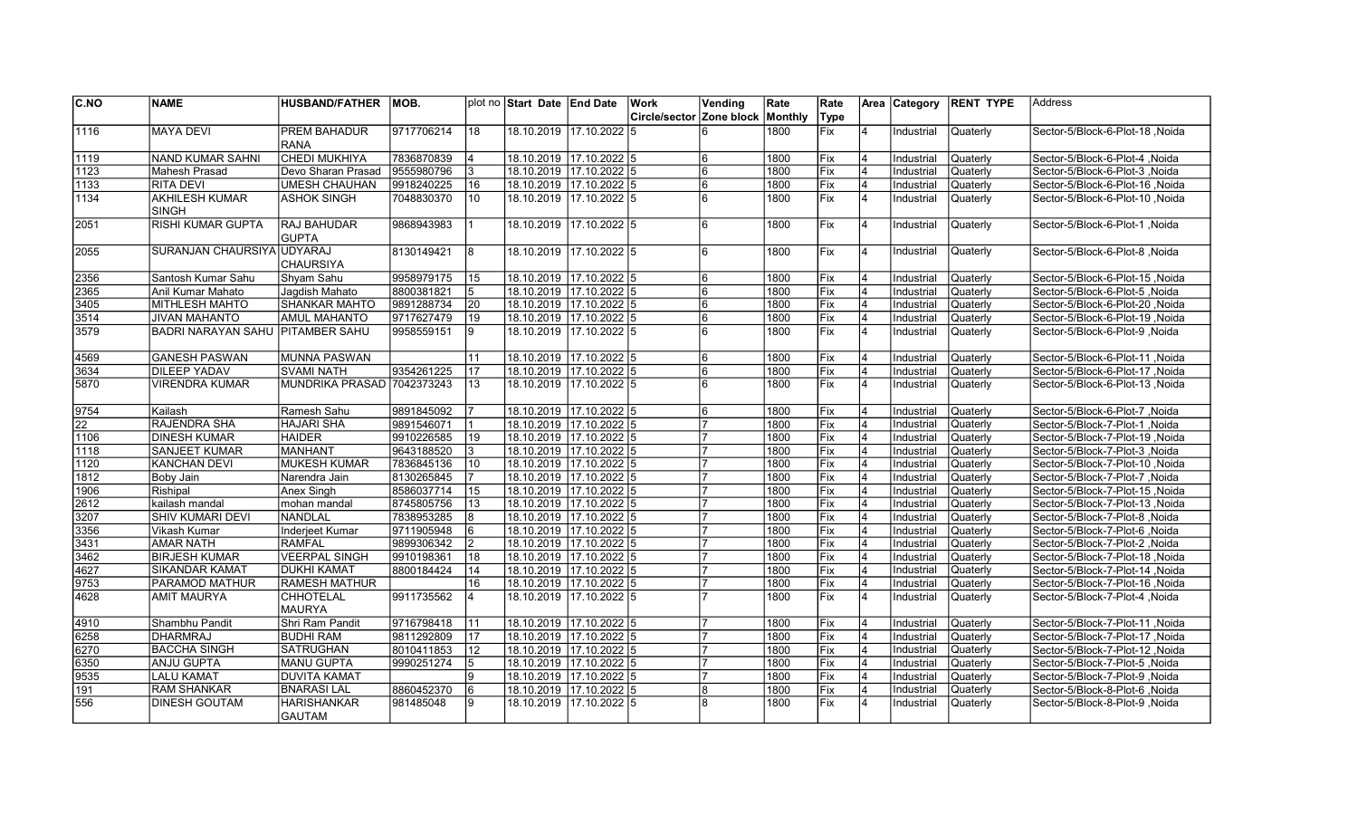| C.NO | NAME | HUSBAND/FATHER | MOB. | plot no | Start Date | End Date | Work Circle/sector | Vending Zone block | Rate Monthly | Rate Type | Area | Category | RENT TYPE | Address |
|---|---|---|---|---|---|---|---|---|---|---|---|---|---|---|
| 1116 | MAYA DEVI | PREM BAHADUR RANA | 9717706214 | 18 | 18.10.2019 | 17.10.2022 | 5 | 6 | 1800 | Fix | 4 | Industrial | Quaterly | Sector-5/Block-6-Plot-18 ,Noida |
| 1119 | NAND KUMAR SAHNI | CHEDI MUKHIYA | 7836870839 | 4 | 18.10.2019 | 17.10.2022 | 5 | 6 | 1800 | Fix | 4 | Industrial | Quaterly | Sector-5/Block-6-Plot-4 ,Noida |
| 1123 | Mahesh Prasad | Devo Sharan Prasad | 9555980796 | 3 | 18.10.2019 | 17.10.2022 | 5 | 6 | 1800 | Fix | 4 | Industrial | Quaterly | Sector-5/Block-6-Plot-3 ,Noida |
| 1133 | RITA DEVI | UMESH CHAUHAN | 9918240225 | 16 | 18.10.2019 | 17.10.2022 | 5 | 6 | 1800 | Fix | 4 | Industrial | Quaterly | Sector-5/Block-6-Plot-16 ,Noida |
| 1134 | AKHILESH KUMAR SINGH | ASHOK SINGH | 7048830370 | 10 | 18.10.2019 | 17.10.2022 | 5 | 6 | 1800 | Fix | 4 | Industrial | Quaterly | Sector-5/Block-6-Plot-10 ,Noida |
| 2051 | RISHI KUMAR GUPTA | RAJ BAHUDAR GUPTA | 9868943983 | 1 | 18.10.2019 | 17.10.2022 | 5 | 6 | 1800 | Fix | 4 | Industrial | Quaterly | Sector-5/Block-6-Plot-1 ,Noida |
| 2055 | SURANJAN CHAURSIYA | UDYARAJ CHAURSIYA | 8130149421 | 8 | 18.10.2019 | 17.10.2022 | 5 | 6 | 1800 | Fix | 4 | Industrial | Quaterly | Sector-5/Block-6-Plot-8 ,Noida |
| 2356 | Santosh Kumar Sahu | Shyam Sahu | 9958979175 | 15 | 18.10.2019 | 17.10.2022 | 5 | 6 | 1800 | Fix | 4 | Industrial | Quaterly | Sector-5/Block-6-Plot-15 ,Noida |
| 2365 | Anil Kumar Mahato | Jagdish Mahato | 8800381821 | 5 | 18.10.2019 | 17.10.2022 | 5 | 6 | 1800 | Fix | 4 | Industrial | Quaterly | Sector-5/Block-6-Plot-5 ,Noida |
| 3405 | MITHLESH MAHTO | SHANKAR MAHTO | 9891288734 | 20 | 18.10.2019 | 17.10.2022 | 5 | 6 | 1800 | Fix | 4 | Industrial | Quaterly | Sector-5/Block-6-Plot-20 ,Noida |
| 3514 | JIVAN MAHANTO | AMUL MAHANTO | 9717627479 | 19 | 18.10.2019 | 17.10.2022 | 5 | 6 | 1800 | Fix | 4 | Industrial | Quaterly | Sector-5/Block-6-Plot-19 ,Noida |
| 3579 | BADRI NARAYAN SAHU | PITAMBER SAHU | 9958559151 | 9 | 18.10.2019 | 17.10.2022 | 5 | 6 | 1800 | Fix | 4 | Industrial | Quaterly | Sector-5/Block-6-Plot-9 ,Noida |
| 4569 | GANESH PASWAN | MUNNA PASWAN | | 11 | 18.10.2019 | 17.10.2022 | 5 | 6 | 1800 | Fix | 4 | Industrial | Quaterly | Sector-5/Block-6-Plot-11 ,Noida |
| 3634 | DILEEP YADAV | SVAMI NATH | 9354261225 | 17 | 18.10.2019 | 17.10.2022 | 5 | 6 | 1800 | Fix | 4 | Industrial | Quaterly | Sector-5/Block-6-Plot-17 ,Noida |
| 5870 | VIRENDRA KUMAR | MUNDRIKA PRASAD | 7042373243 | 13 | 18.10.2019 | 17.10.2022 | 5 | 6 | 1800 | Fix | 4 | Industrial | Quaterly | Sector-5/Block-6-Plot-13 ,Noida |
| 9754 | Kailash | Ramesh Sahu | 9891845092 | 7 | 18.10.2019 | 17.10.2022 | 5 | 6 | 1800 | Fix | 4 | Industrial | Quaterly | Sector-5/Block-6-Plot-7 ,Noida |
| 22 | RAJENDRA SHA | HAJARI SHA | 9891546071 | 1 | 18.10.2019 | 17.10.2022 | 5 | 7 | 1800 | Fix | 4 | Industrial | Quaterly | Sector-5/Block-7-Plot-1 ,Noida |
| 1106 | DINESH KUMAR | HAIDER | 9910226585 | 19 | 18.10.2019 | 17.10.2022 | 5 | 7 | 1800 | Fix | 4 | Industrial | Quaterly | Sector-5/Block-7-Plot-19 ,Noida |
| 1118 | SANJEET KUMAR | MANHANT | 9643188520 | 3 | 18.10.2019 | 17.10.2022 | 5 | 7 | 1800 | Fix | 4 | Industrial | Quaterly | Sector-5/Block-7-Plot-3 ,Noida |
| 1120 | KANCHAN DEVI | MUKESH KUMAR | 7836845136 | 10 | 18.10.2019 | 17.10.2022 | 5 | 7 | 1800 | Fix | 4 | Industrial | Quaterly | Sector-5/Block-7-Plot-10 ,Noida |
| 1812 | Boby Jain | Narendra Jain | 8130265845 | 7 | 18.10.2019 | 17.10.2022 | 5 | 7 | 1800 | Fix | 4 | Industrial | Quaterly | Sector-5/Block-7-Plot-7 ,Noida |
| 1906 | Rishipal | Anex Singh | 8586037714 | 15 | 18.10.2019 | 17.10.2022 | 5 | 7 | 1800 | Fix | 4 | Industrial | Quaterly | Sector-5/Block-7-Plot-15 ,Noida |
| 2612 | kailash mandal | mohan mandal | 8745805756 | 13 | 18.10.2019 | 17.10.2022 | 5 | 7 | 1800 | Fix | 4 | Industrial | Quaterly | Sector-5/Block-7-Plot-13 ,Noida |
| 3207 | SHIV KUMARI DEVI | NANDLAL | 7838953285 | 8 | 18.10.2019 | 17.10.2022 | 5 | 7 | 1800 | Fix | 4 | Industrial | Quaterly | Sector-5/Block-7-Plot-8 ,Noida |
| 3356 | Vikash Kumar | Inderjeet Kumar | 9711905948 | 6 | 18.10.2019 | 17.10.2022 | 5 | 7 | 1800 | Fix | 4 | Industrial | Quaterly | Sector-5/Block-7-Plot-6 ,Noida |
| 3431 | AMAR NATH | RAMFAL | 9899306342 | 2 | 18.10.2019 | 17.10.2022 | 5 | 7 | 1800 | Fix | 4 | Industrial | Quaterly | Sector-5/Block-7-Plot-2 ,Noida |
| 3462 | BIRJESH KUMAR | VEERPAL SINGH | 9910198361 | 18 | 18.10.2019 | 17.10.2022 | 5 | 7 | 1800 | Fix | 4 | Industrial | Quaterly | Sector-5/Block-7-Plot-18 ,Noida |
| 4627 | SIKANDAR KAMAT | DUKHI KAMAT | 8800184424 | 14 | 18.10.2019 | 17.10.2022 | 5 | 7 | 1800 | Fix | 4 | Industrial | Quaterly | Sector-5/Block-7-Plot-14 ,Noida |
| 9753 | PARAMOD MATHUR | RAMESH MATHUR | | 16 | 18.10.2019 | 17.10.2022 | 5 | 7 | 1800 | Fix | 4 | Industrial | Quaterly | Sector-5/Block-7-Plot-16 ,Noida |
| 4628 | AMIT MAURYA | CHHOTELAL MAURYA | 9911735562 | 4 | 18.10.2019 | 17.10.2022 | 5 | 7 | 1800 | Fix | 4 | Industrial | Quaterly | Sector-5/Block-7-Plot-4 ,Noida |
| 4910 | Shambhu Pandit | Shri Ram Pandit | 9716798418 | 11 | 18.10.2019 | 17.10.2022 | 5 | 7 | 1800 | Fix | 4 | Industrial | Quaterly | Sector-5/Block-7-Plot-11 ,Noida |
| 6258 | DHARMRAJ | BUDHI RAM | 9811292809 | 17 | 18.10.2019 | 17.10.2022 | 5 | 7 | 1800 | Fix | 4 | Industrial | Quaterly | Sector-5/Block-7-Plot-17 ,Noida |
| 6270 | BACCHA SINGH | SATRUGHAN | 8010411853 | 12 | 18.10.2019 | 17.10.2022 | 5 | 7 | 1800 | Fix | 4 | Industrial | Quaterly | Sector-5/Block-7-Plot-12 ,Noida |
| 6350 | ANJU GUPTA | MANU GUPTA | 9990251274 | 5 | 18.10.2019 | 17.10.2022 | 5 | 7 | 1800 | Fix | 4 | Industrial | Quaterly | Sector-5/Block-7-Plot-5 ,Noida |
| 9535 | LALU KAMAT | DUVITA KAMAT | | 9 | 18.10.2019 | 17.10.2022 | 5 | 7 | 1800 | Fix | 4 | Industrial | Quaterly | Sector-5/Block-7-Plot-9 ,Noida |
| 191 | RAM SHANKAR | BNARASI LAL | 8860452370 | 6 | 18.10.2019 | 17.10.2022 | 5 | 8 | 1800 | Fix | 4 | Industrial | Quaterly | Sector-5/Block-8-Plot-6 ,Noida |
| 556 | DINESH GOUTAM | HARISHANKAR GAUTAM | 981485048 | 9 | 18.10.2019 | 17.10.2022 | 5 | 8 | 1800 | Fix | 4 | Industrial | Quaterly | Sector-5/Block-8-Plot-9 ,Noida |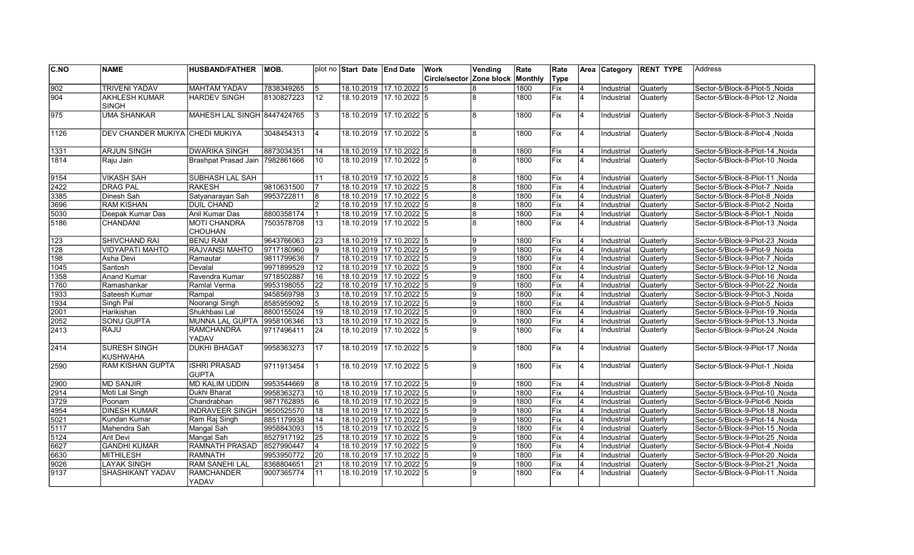| C.NO | NAME | HUSBAND/FATHER | MOB. | plot no | Start Date | End Date | Work Circle/sector | Vending Zone block | Rate Monthly | Rate Type | Area | Category | RENT TYPE | Address |
|---|---|---|---|---|---|---|---|---|---|---|---|---|---|---|
| 902 | TRIVENI YADAV | MAHTAM YADAV | 7838349265 | 5 | 18.10.2019 | 17.10.2022 | 5 | 8 | 1800 | Fix | 4 | Industrial | Quaterly | Sector-5/Block-8-Plot-5 ,Noida |
| 904 | AKHLESH KUMAR SINGH | HARDEV SINGH | 8130827223 | 12 | 18.10.2019 | 17.10.2022 | 5 | 8 | 1800 | Fix | 4 | Industrial | Quaterly | Sector-5/Block-8-Plot-12 ,Noida |
| 975 | UMA SHANKAR | MAHESH LAL SINGH | 8447424765 | 3 | 18.10.2019 | 17.10.2022 | 5 | 8 | 1800 | Fix | 4 | Industrial | Quaterly | Sector-5/Block-8-Plot-3 ,Noida |
| 1126 | DEV CHANDER MUKIYA | CHEDI MUKIYA | 3048454313 | 4 | 18.10.2019 | 17.10.2022 | 5 | 8 | 1800 | Fix | 4 | Industrial | Quaterly | Sector-5/Block-8-Plot-4 ,Noida |
| 1331 | ARJUN SINGH | DWARIKA SINGH | 8873034351 | 14 | 18.10.2019 | 17.10.2022 | 5 | 8 | 1800 | Fix | 4 | Industrial | Quaterly | Sector-5/Block-8-Plot-14 ,Noida |
| 1814 | Raju Jain | Brashpat Prasad Jain | 7982861666 | 10 | 18.10.2019 | 17.10.2022 | 5 | 8 | 1800 | Fix | 4 | Industrial | Quaterly | Sector-5/Block-8-Plot-10 ,Noida |
| 9154 | VIKASH SAH | SUBHASH LAL SAH | | 11 | 18.10.2019 | 17.10.2022 | 5 | 8 | 1800 | Fix | 4 | Industrial | Quaterly | Sector-5/Block-8-Plot-11 ,Noida |
| 2422 | DRAG PAL | RAKESH | 9810631500 | 7 | 18.10.2019 | 17.10.2022 | 5 | 8 | 1800 | Fix | 4 | Industrial | Quaterly | Sector-5/Block-8-Plot-7 ,Noida |
| 3385 | Dinesh Sah | Satyanarayan Sah | 9953722811 | 8 | 18.10.2019 | 17.10.2022 | 5 | 8 | 1800 | Fix | 4 | Industrial | Quaterly | Sector-5/Block-8-Plot-8 ,Noida |
| 3696 | RAM KISHAN | DUIL CHAND | | 2 | 18.10.2019 | 17.10.2022 | 5 | 8 | 1800 | Fix | 4 | Industrial | Quaterly | Sector-5/Block-8-Plot-2 ,Noida |
| 5030 | Deepak Kumar Das | Anil Kumar Das | 8800358174 | 1 | 18.10.2019 | 17.10.2022 | 5 | 8 | 1800 | Fix | 4 | Industrial | Quaterly | Sector-5/Block-8-Plot-1 ,Noida |
| 5186 | CHANDANI | MOTI CHANDRA CHOUHAN | 7503578708 | 13 | 18.10.2019 | 17.10.2022 | 5 | 8 | 1800 | Fix | 4 | Industrial | Quaterly | Sector-5/Block-8-Plot-13 ,Noida |
| 123 | SHIVCHAND RAI | BENU RAM | 9643766063 | 23 | 18.10.2019 | 17.10.2022 | 5 | 9 | 1800 | Fix | 4 | Industrial | Quaterly | Sector-5/Block-9-Plot-23 ,Noida |
| 128 | VIDYAPATI MAHTO | RAJVANSI MAHTO | 9717180960 | 9 | 18.10.2019 | 17.10.2022 | 5 | 9 | 1800 | Fix | 4 | Industrial | Quaterly | Sector-5/Block-9-Plot-9 ,Noida |
| 198 | Asha Devi | Ramautar | 9811799636 | 7 | 18.10.2019 | 17.10.2022 | 5 | 9 | 1800 | Fix | 4 | Industrial | Quaterly | Sector-5/Block-9-Plot-7 ,Noida |
| 1045 | Santosh | Devalal | 9971899529 | 12 | 18.10.2019 | 17.10.2022 | 5 | 9 | 1800 | Fix | 4 | Industrial | Quaterly | Sector-5/Block-9-Plot-12 ,Noida |
| 1358 | Anand Kumar | Ravendra Kumar | 9718502887 | 16 | 18.10.2019 | 17.10.2022 | 5 | 9 | 1800 | Fix | 4 | Industrial | Quaterly | Sector-5/Block-9-Plot-16 ,Noida |
| 1760 | Ramashankar | Ramlal Verma | 9953198055 | 22 | 18.10.2019 | 17.10.2022 | 5 | 9 | 1800 | Fix | 4 | Industrial | Quaterly | Sector-5/Block-9-Plot-22 ,Noida |
| 1933 | Sateesh Kumar | Rampal | 9458569798 | 3 | 18.10.2019 | 17.10.2022 | 5 | 9 | 1800 | Fix | 4 | Industrial | Quaterly | Sector-5/Block-9-Plot-3 ,Noida |
| 1934 | Singh Pal | Noorangi Singh | 8585959092 | 5 | 18.10.2019 | 17.10.2022 | 5 | 9 | 1800 | Fix | 4 | Industrial | Quaterly | Sector-5/Block-9-Plot-5 ,Noida |
| 2001 | Harikishan | Shukhbasi Lal | 8800155024 | 19 | 18.10.2019 | 17.10.2022 | 5 | 9 | 1800 | Fix | 4 | Industrial | Quaterly | Sector-5/Block-9-Plot-19 ,Noida |
| 2052 | SONU GUPTA | MUNNA LAL GUPTA | 9958106346 | 13 | 18.10.2019 | 17.10.2022 | 5 | 9 | 1800 | Fix | 4 | Industrial | Quaterly | Sector-5/Block-9-Plot-13 ,Noida |
| 2413 | RAJU | RAMCHANDRA YADAV | 9717496411 | 24 | 18.10.2019 | 17.10.2022 | 5 | 9 | 1800 | Fix | 4 | Industrial | Quaterly | Sector-5/Block-9-Plot-24 ,Noida |
| 2414 | SURESH SINGH KUSHWAHA | DUKHI BHAGAT | 9958363273 | 17 | 18.10.2019 | 17.10.2022 | 5 | 9 | 1800 | Fix | 4 | Industrial | Quaterly | Sector-5/Block-9-Plot-17 ,Noida |
| 2590 | RAM KISHAN GUPTA | ISHRI PRASAD GUPTA | 9711913454 | 1 | 18.10.2019 | 17.10.2022 | 5 | 9 | 1800 | Fix | 4 | Industrial | Quaterly | Sector-5/Block-9-Plot-1 ,Noida |
| 2900 | MD SANJIR | MD KALIM UDDIN | 9953544669 | 8 | 18.10.2019 | 17.10.2022 | 5 | 9 | 1800 | Fix | 4 | Industrial | Quaterly | Sector-5/Block-9-Plot-8 ,Noida |
| 2914 | Moti Lal Singh | Dukhi Bharat | 9958363273 | 10 | 18.10.2019 | 17.10.2022 | 5 | 9 | 1800 | Fix | 4 | Industrial | Quaterly | Sector-5/Block-9-Plot-10 ,Noida |
| 3729 | Poonam | Chandrabhan | 9871762895 | 6 | 18.10.2019 | 17.10.2022 | 5 | 9 | 1800 | Fix | 4 | Industrial | Quaterly | Sector-5/Block-9-Plot-6 ,Noida |
| 4954 | DINESH KUMAR | INDRAVEER SINGH | 9650525570 | 18 | 18.10.2019 | 17.10.2022 | 5 | 9 | 1800 | Fix | 4 | Industrial | Quaterly | Sector-5/Block-9-Plot-18 ,Noida |
| 5021 | Kundan Kumar | Ram Raj Singh | 8851179938 | 14 | 18.10.2019 | 17.10.2022 | 5 | 9 | 1800 | Fix | 4 | Industrial | Quaterly | Sector-5/Block-9-Plot-14 ,Noida |
| 5117 | Mahendra Sah | Mangal Sah | 9958843093 | 15 | 18.10.2019 | 17.10.2022 | 5 | 9 | 1800 | Fix | 4 | Industrial | Quaterly | Sector-5/Block-9-Plot-15 ,Noida |
| 5124 | Arit Devi | Mangal Sah | 8527917192 | 25 | 18.10.2019 | 17.10.2022 | 5 | 9 | 1800 | Fix | 4 | Industrial | Quaterly | Sector-5/Block-9-Plot-25 ,Noida |
| 6627 | GANDHI KUMAR | RAMNATH PRASAD | 8527990447 | 4 | 18.10.2019 | 17.10.2022 | 5 | 9 | 1800 | Fix | 4 | Industrial | Quaterly | Sector-5/Block-9-Plot-4 ,Noida |
| 6630 | MITHILESH | RAMNATH | 9953950772 | 20 | 18.10.2019 | 17.10.2022 | 5 | 9 | 1800 | Fix | 4 | Industrial | Quaterly | Sector-5/Block-9-Plot-20 ,Noida |
| 9026 | LAYAK SINGH | RAM SANEHI LAL | 8368804651 | 21 | 18.10.2019 | 17.10.2022 | 5 | 9 | 1800 | Fix | 4 | Industrial | Quaterly | Sector-5/Block-9-Plot-21 ,Noida |
| 9137 | SHASHIKANT YADAV | RAMCHANDER YADAV | 9007365774 | 11 | 18.10.2019 | 17.10.2022 | 5 | 9 | 1800 | Fix | 4 | Industrial | Quaterly | Sector-5/Block-9-Plot-11 ,Noida |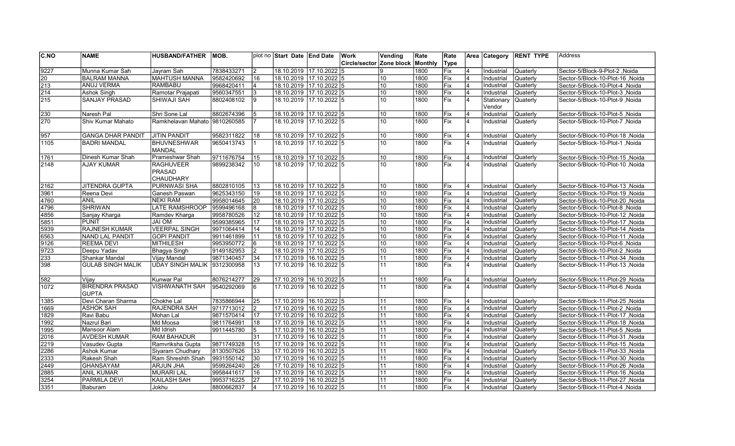| C.NO | NAME | HUSBAND/FATHER | MOB. | plot no | Start Date | End Date | Work Circle/sector | Vending Zone block | Rate Monthly | Rate Type | Area | Category | RENT TYPE | Address |
|---|---|---|---|---|---|---|---|---|---|---|---|---|---|---|
| 9227 | Munna Kumar Sah | Jayram Sah | 7838433271 | 2 | 18.10.2019 | 17.10.2022 | 5 | 9 | 1800 | Fix | 4 | Industrial | Quaterly | Sector-5/Block-9-Plot-2 ,Noida |
| 20 | BALRAM MANNA | MAHTUSH MANNA | 9582420692 | 16 | 18.10.2019 | 17.10.2022 | 5 | 10 | 1800 | Fix | 4 | Industrial | Quaterly | Sector-5/Block-10-Plot-16 ,Noida |
| 213 | ANUJ VERMA | RAMBABU | 9968420411 | 4 | 18.10.2019 | 17.10.2022 | 5 | 10 | 1800 | Fix | 4 | Industrial | Quaterly | Sector-5/Block-10-Plot-4 ,Noida |
| 214 | Ashok Singh | Ramotar Prajapati | 9560347551 | 3 | 18.10.2019 | 17.10.2022 | 5 | 10 | 1800 | Fix | 4 | Industrial | Quaterly | Sector-5/Block-10-Plot-3 ,Noida |
| 215 | SANJAY PRASAD | SHIWAJI SAH | 8802408102 | 9 | 18.10.2019 | 17.10.2022 | 5 | 10 | 1800 | Fix | 4 | Stationary Vendor | Quaterly | Sector-5/Block-10-Plot-9 ,Noida |
| 230 | Naresh Pal | Shri Sone Lal | 8802674396 | 5 | 18.10.2019 | 17.10.2022 | 5 | 10 | 1800 | Fix | 4 | Industrial | Quaterly | Sector-5/Block-10-Plot-5 ,Noida |
| 270 | Shiv Kumar Mahato | Ramkhelavan Mahato | 9810260585 | 7 | 18.10.2019 | 17.10.2022 | 5 | 10 | 1800 | Fix | 4 | Industrial | Quaterly | Sector-5/Block-10-Plot-7 ,Noida |
| 957 | GANGA DHAR PANDIT | JITIN PANDIT | 9582311822 | 18 | 18.10.2019 | 17.10.2022 | 5 | 10 | 1800 | Fix | 4 | Industrial | Quaterly | Sector-5/Block-10-Plot-18 ,Noida |
| 1105 | BADRI MANDAL | BHUVNESHWAR MANDAL | 9650413743 | 1 | 18.10.2019 | 17.10.2022 | 5 | 10 | 1800 | Fix | 4 | Industrial | Quaterly | Sector-5/Block-10-Plot-1 ,Noida |
| 1761 | Dinesh Kumar Shah | Prameshwar Shah | 9711676754 | 15 | 18.10.2019 | 17.10.2022 | 5 | 10 | 1800 | Fix | 4 | Industrial | Quaterly | Sector-5/Block-10-Plot-15 ,Noida |
| 2148 | AJAY KUMAR | RAGHUVEER PRASAD CHAUDHARY | 9899238342 | 10 | 18.10.2019 | 17.10.2022 | 5 | 10 | 1800 | Fix | 4 | Industrial | Quaterly | Sector-5/Block-10-Plot-10 ,Noida |
| 2162 | JITENDRA GUPTA | PURNWASI SHA | 8802810105 | 13 | 18.10.2019 | 17.10.2022 | 5 | 10 | 1800 | Fix | 4 | Industrial | Quaterly | Sector-5/Block-10-Plot-13 ,Noida |
| 3961 | Reena Devi | Ganesh Paswan | 9625343150 | 19 | 18.10.2019 | 17.10.2022 | 5 | 10 | 1800 | Fix | 4 | Industrial | Quaterly | Sector-5/Block-10-Plot-19 ,Noida |
| 4760 | ANIL | NEKI RAM | 9958014645 | 20 | 18.10.2019 | 17.10.2022 | 5 | 10 | 1800 | Fix | 4 | Industrial | Quaterly | Sector-5/Block-10-Plot-20 ,Noida |
| 4796 | SHRIWAN | LATE RAMSHROOP | 9599496168 | 8 | 18.10.2019 | 17.10.2022 | 5 | 10 | 1800 | Fix | 4 | Industrial | Quaterly | Sector-5/Block-10-Plot-8 ,Noida |
| 4856 | Sanjay Kharga | Ramdev Kharga | 9958780526 | 12 | 18.10.2019 | 17.10.2022 | 5 | 10 | 1800 | Fix | 4 | Industrial | Quaterly | Sector-5/Block-10-Plot-12 ,Noida |
| 5851 | PUNIT | JAI OM | 9599385965 | 17 | 18.10.2019 | 17.10.2022 | 5 | 10 | 1800 | Fix | 4 | Industrial | Quaterly | Sector-5/Block-10-Plot-17 ,Noida |
| 5939 | RAJNESH KUMAR | VEERPAL SINGH | 9971064414 | 14 | 18.10.2019 | 17.10.2022 | 5 | 10 | 1800 | Fix | 4 | Industrial | Quaterly | Sector-5/Block-10-Plot-14 ,Noida |
| 6563 | NAND LAL PANDIT | GOPI PANDIT | 9911461899 | 11 | 18.10.2019 | 17.10.2022 | 5 | 10 | 1800 | Fix | 4 | Industrial | Quaterly | Sector-5/Block-10-Plot-11 ,Noida |
| 9126 | REEMA DEVI | MITHILESH | 9953950772 | 6 | 18.10.2019 | 17.10.2022 | 5 | 10 | 1800 | Fix | 4 | Industrial | Quaterly | Sector-5/Block-10-Plot-6 ,Noida |
| 9723 | Deepu Yadav | Bhagya Singh | 9149182953 | 2 | 18.10.2019 | 17.10.2022 | 5 | 10 | 1800 | Fix | 4 | Industrial | Quaterly | Sector-5/Block-10-Plot-2 ,Noida |
| 233 | Shankar Mandal | Vijay Mandal | 9871340457 | 34 | 17.10.2019 | 16.10.2022 | 5 | 11 | 1800 | Fix | 4 | Industrial | Quaterly | Sector-5/Block-11-Plot-34 ,Noida |
| 398 | GULAB SINGH MALIK | UDAY SINGH MALIK | 9312300958 | 13 | 17.10.2019 | 16.10.2022 | 5 | 11 | 1800 | Fix | 4 | Industrial | Quaterly | Sector-5/Block-11-Plot-13 ,Noida |
| 582 | Vijay | Kunwar Pal | 8076214277 | 29 | 17.10.2019 | 16.10.2022 | 5 | 11 | 1800 | Fix | 4 | Industrial | Quaterly | Sector-5/Block-11-Plot-29 ,Noida |
| 1072 | BIRENDRA PRASAD GUPTA | VISHWANATH SAH | 9540292069 | 6 | 17.10.2019 | 16.10.2022 | 5 | 11 | 1800 | Fix | 4 | Industrial | Quaterly | Sector-5/Block-11-Plot-6 ,Noida |
| 1385 | Devi Charan Sharma | Chokhe Lal | 7835866944 | 25 | 17.10.2019 | 16.10.2022 | 5 | 11 | 1800 | Fix | 4 | Industrial | Quaterly | Sector-5/Block-11-Plot-25 ,Noida |
| 1669 | ASHOK SAH | RAJENDRA SAH | 9717713012 | 2 | 17.10.2019 | 16.10.2022 | 5 | 11 | 1800 | Fix | 4 | Industrial | Quaterly | Sector-5/Block-11-Plot-2 ,Noida |
| 1829 | Ravi Babu | Mohan Lal | 9871570414 | 17 | 17.10.2019 | 16.10.2022 | 5 | 11 | 1800 | Fix | 4 | Industrial | Quaterly | Sector-5/Block-11-Plot-17 ,Noida |
| 1992 | Nazrul Bari | Md Moosa | 9811764991 | 18 | 17.10.2019 | 16.10.2022 | 5 | 11 | 1800 | Fix | 4 | Industrial | Quaterly | Sector-5/Block-11-Plot-18 ,Noida |
| 1995 | Mansoor Alam | Md Idrish | 9911445780 | 5 | 17.10.2019 | 16.10.2022 | 5 | 11 | 1800 | Fix | 4 | Industrial | Quaterly | Sector-5/Block-11-Plot-5 ,Noida |
| 2016 | AVDESH KUMAR | RAM BAHADUR | | 31 | 17.10.2019 | 16.10.2022 | 5 | 11 | 1800 | Fix | 4 | Industrial | Quaterly | Sector-5/Block-11-Plot-31 ,Noida |
| 2219 | Vasudev Gupta | Ramvriksha Gupta | 9871749328 | 15 | 17.10.2019 | 16.10.2022 | 5 | 11 | 1800 | Fix | 4 | Industrial | Quaterly | Sector-5/Block-11-Plot-15 ,Noida |
| 2286 | Ashok Kumar | Siyaram Chudhary | 8130507626 | 33 | 17.10.2019 | 16.10.2022 | 5 | 11 | 1800 | Fix | 4 | Industrial | Quaterly | Sector-5/Block-11-Plot-33 ,Noida |
| 2333 | Rakesh Shah | Ram Shreshth Shah | 9931550142 | 30 | 17.10.2019 | 16.10.2022 | 5 | 11 | 1800 | Fix | 4 | Industrial | Quaterly | Sector-5/Block-11-Plot-30 ,Noida |
| 2449 | GHANSAYAM | ARJUN JHA | 9599264240 | 26 | 17.10.2019 | 16.10.2022 | 5 | 11 | 1800 | Fix | 4 | Industrial | Quaterly | Sector-5/Block-11-Plot-26 ,Noida |
| 2885 | ANIL KUMAR | MURARI LAL | 9958441617 | 16 | 17.10.2019 | 16.10.2022 | 5 | 11 | 1800 | Fix | 4 | Industrial | Quaterly | Sector-5/Block-11-Plot-16 ,Noida |
| 3254 | PARMILA DEVI | KAILASH SAH | 9953716225 | 27 | 17.10.2019 | 16.10.2022 | 5 | 11 | 1800 | Fix | 4 | Industrial | Quaterly | Sector-5/Block-11-Plot-27 ,Noida |
| 3351 | Baburam | Jokhu | 8800662837 | 4 | 17.10.2019 | 16.10.2022 | 5 | 11 | 1800 | Fix | 4 | Industrial | Quaterly | Sector-5/Block-11-Plot-4 ,Noida |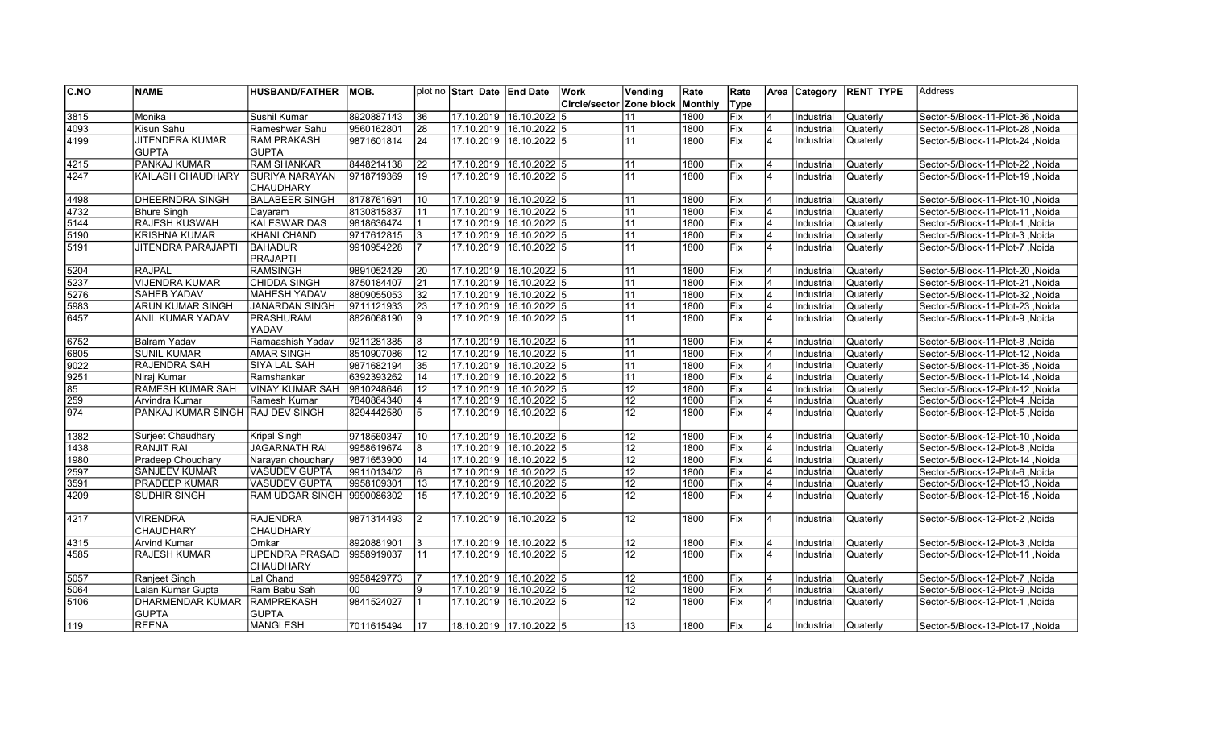| C.NO | NAME | HUSBAND/FATHER | MOB. | plot no | Start Date | End Date | Work Circle/sector | Vending Zone block | Rate Monthly | Rate Type | Area | Category | RENT TYPE | Address |
|---|---|---|---|---|---|---|---|---|---|---|---|---|---|---|
| 3815 | Monika | Sushil Kumar | 8920887143 | 36 | 17.10.2019 | 16.10.2022 | 5 | 11 | 1800 | Fix | 4 | Industrial | Quaterly | Sector-5/Block-11-Plot-36 ,Noida |
| 4093 | Kisun Sahu | Rameshwar Sahu | 9560162801 | 28 | 17.10.2019 | 16.10.2022 | 5 | 11 | 1800 | Fix | 4 | Industrial | Quaterly | Sector-5/Block-11-Plot-28 ,Noida |
| 4199 | JITENDERA KUMAR GUPTA | RAM PRAKASH GUPTA | 9871601814 | 24 | 17.10.2019 | 16.10.2022 | 5 | 11 | 1800 | Fix | 4 | Industrial | Quaterly | Sector-5/Block-11-Plot-24 ,Noida |
| 4215 | PANKAJ KUMAR | RAM SHANKAR | 8448214138 | 22 | 17.10.2019 | 16.10.2022 | 5 | 11 | 1800 | Fix | 4 | Industrial | Quaterly | Sector-5/Block-11-Plot-22 ,Noida |
| 4247 | KAILASH CHAUDHARY | SURIYA NARAYAN CHAUDHARY | 9718719369 | 19 | 17.10.2019 | 16.10.2022 | 5 | 11 | 1800 | Fix | 4 | Industrial | Quaterly | Sector-5/Block-11-Plot-19 ,Noida |
| 4498 | DHEERNDRA SINGH | BALABEER SINGH | 8178761691 | 10 | 17.10.2019 | 16.10.2022 | 5 | 11 | 1800 | Fix | 4 | Industrial | Quaterly | Sector-5/Block-11-Plot-10 ,Noida |
| 4732 | Bhure Singh | Dayaram | 8130815837 | 11 | 17.10.2019 | 16.10.2022 | 5 | 11 | 1800 | Fix | 4 | Industrial | Quaterly | Sector-5/Block-11-Plot-11 ,Noida |
| 5144 | RAJESH KUSWAH | KALESWAR DAS | 9818636474 | 1 | 17.10.2019 | 16.10.2022 | 5 | 11 | 1800 | Fix | 4 | Industrial | Quaterly | Sector-5/Block-11-Plot-1 ,Noida |
| 5190 | KRISHNA KUMAR | KHANI CHAND | 9717612815 | 3 | 17.10.2019 | 16.10.2022 | 5 | 11 | 1800 | Fix | 4 | Industrial | Quaterly | Sector-5/Block-11-Plot-3 ,Noida |
| 5191 | JITENDRA PARAJAPTI | BAHADUR PRAJAPTI | 9910954228 | 7 | 17.10.2019 | 16.10.2022 | 5 | 11 | 1800 | Fix | 4 | Industrial | Quaterly | Sector-5/Block-11-Plot-7 ,Noida |
| 5204 | RAJPAL | RAMSINGH | 9891052429 | 20 | 17.10.2019 | 16.10.2022 | 5 | 11 | 1800 | Fix | 4 | Industrial | Quaterly | Sector-5/Block-11-Plot-20 ,Noida |
| 5237 | VIJENDRA KUMAR | CHIDDA SINGH | 8750184407 | 21 | 17.10.2019 | 16.10.2022 | 5 | 11 | 1800 | Fix | 4 | Industrial | Quaterly | Sector-5/Block-11-Plot-21 ,Noida |
| 5276 | SAHEB YADAV | MAHESH YADAV | 8809055053 | 32 | 17.10.2019 | 16.10.2022 | 5 | 11 | 1800 | Fix | 4 | Industrial | Quaterly | Sector-5/Block-11-Plot-32 ,Noida |
| 5983 | ARUN KUMAR SINGH | JANARDAN SINGH | 9711121933 | 23 | 17.10.2019 | 16.10.2022 | 5 | 11 | 1800 | Fix | 4 | Industrial | Quaterly | Sector-5/Block-11-Plot-23 ,Noida |
| 6457 | ANIL KUMAR YADAV | PRASHURAM YADAV | 8826068190 | 9 | 17.10.2019 | 16.10.2022 | 5 | 11 | 1800 | Fix | 4 | Industrial | Quaterly | Sector-5/Block-11-Plot-9 ,Noida |
| 6752 | Balram Yadav | Ramaashish Yadav | 9211281385 | 8 | 17.10.2019 | 16.10.2022 | 5 | 11 | 1800 | Fix | 4 | Industrial | Quaterly | Sector-5/Block-11-Plot-8 ,Noida |
| 6805 | SUNIL KUMAR | AMAR SINGH | 8510907086 | 12 | 17.10.2019 | 16.10.2022 | 5 | 11 | 1800 | Fix | 4 | Industrial | Quaterly | Sector-5/Block-11-Plot-12 ,Noida |
| 9022 | RAJENDRA SAH | SIYA LAL SAH | 9871682194 | 35 | 17.10.2019 | 16.10.2022 | 5 | 11 | 1800 | Fix | 4 | Industrial | Quaterly | Sector-5/Block-11-Plot-35 ,Noida |
| 9251 | Niraj Kumar | Ramshankar | 6392393262 | 14 | 17.10.2019 | 16.10.2022 | 5 | 11 | 1800 | Fix | 4 | Industrial | Quaterly | Sector-5/Block-11-Plot-14 ,Noida |
| 85 | RAMESH KUMAR SAH | VINAY KUMAR SAH | 9810248646 | 12 | 17.10.2019 | 16.10.2022 | 5 | 12 | 1800 | Fix | 4 | Industrial | Quaterly | Sector-5/Block-12-Plot-12 ,Noida |
| 259 | Arvindra Kumar | Ramesh Kumar | 7840864340 | 4 | 17.10.2019 | 16.10.2022 | 5 | 12 | 1800 | Fix | 4 | Industrial | Quaterly | Sector-5/Block-12-Plot-4 ,Noida |
| 974 | PANKAJ KUMAR SINGH | RAJ DEV SINGH | 8294442580 | 5 | 17.10.2019 | 16.10.2022 | 5 | 12 | 1800 | Fix | 4 | Industrial | Quaterly | Sector-5/Block-12-Plot-5 ,Noida |
| 1382 | Surjeet Chaudhary | Kripal Singh | 9718560347 | 10 | 17.10.2019 | 16.10.2022 | 5 | 12 | 1800 | Fix | 4 | Industrial | Quaterly | Sector-5/Block-12-Plot-10 ,Noida |
| 1438 | RANJIT RAI | JAGARNATH RAI | 9958619674 | 8 | 17.10.2019 | 16.10.2022 | 5 | 12 | 1800 | Fix | 4 | Industrial | Quaterly | Sector-5/Block-12-Plot-8 ,Noida |
| 1980 | Pradeep Choudhary | Narayan choudhary | 9871653900 | 14 | 17.10.2019 | 16.10.2022 | 5 | 12 | 1800 | Fix | 4 | Industrial | Quaterly | Sector-5/Block-12-Plot-14 ,Noida |
| 2597 | SANJEEV KUMAR | VASUDEV GUPTA | 9911013402 | 6 | 17.10.2019 | 16.10.2022 | 5 | 12 | 1800 | Fix | 4 | Industrial | Quaterly | Sector-5/Block-12-Plot-6 ,Noida |
| 3591 | PRADEEP KUMAR | VASUDEV GUPTA | 9958109301 | 13 | 17.10.2019 | 16.10.2022 | 5 | 12 | 1800 | Fix | 4 | Industrial | Quaterly | Sector-5/Block-12-Plot-13 ,Noida |
| 4209 | SUDHIR SINGH | RAM UDGAR SINGH | 9990086302 | 15 | 17.10.2019 | 16.10.2022 | 5 | 12 | 1800 | Fix | 4 | Industrial | Quaterly | Sector-5/Block-12-Plot-15 ,Noida |
| 4217 | VIRENDRA CHAUDHARY | RAJENDRA CHAUDHARY | 9871314493 | 2 | 17.10.2019 | 16.10.2022 | 5 | 12 | 1800 | Fix | 4 | Industrial | Quaterly | Sector-5/Block-12-Plot-2 ,Noida |
| 4315 | Arvind Kumar | Omkar | 8920881901 | 3 | 17.10.2019 | 16.10.2022 | 5 | 12 | 1800 | Fix | 4 | Industrial | Quaterly | Sector-5/Block-12-Plot-3 ,Noida |
| 4585 | RAJESH KUMAR | UPENDRA PRASAD CHAUDHARY | 9958919037 | 11 | 17.10.2019 | 16.10.2022 | 5 | 12 | 1800 | Fix | 4 | Industrial | Quaterly | Sector-5/Block-12-Plot-11 ,Noida |
| 5057 | Ranjeet Singh | Lal Chand | 9958429773 | 7 | 17.10.2019 | 16.10.2022 | 5 | 12 | 1800 | Fix | 4 | Industrial | Quaterly | Sector-5/Block-12-Plot-7 ,Noida |
| 5064 | Lalan Kumar Gupta | Ram Babu Sah | 00 | 9 | 17.10.2019 | 16.10.2022 | 5 | 12 | 1800 | Fix | 4 | Industrial | Quaterly | Sector-5/Block-12-Plot-9 ,Noida |
| 5106 | DHARMENDAR KUMAR GUPTA | RAMPREKASH GUPTA | 9841524027 | 1 | 17.10.2019 | 16.10.2022 | 5 | 12 | 1800 | Fix | 4 | Industrial | Quaterly | Sector-5/Block-12-Plot-1 ,Noida |
| 119 | REENA | MANGLESH | 7011615494 | 17 | 18.10.2019 | 17.10.2022 | 5 | 13 | 1800 | Fix | 4 | Industrial | Quaterly | Sector-5/Block-13-Plot-17 ,Noida |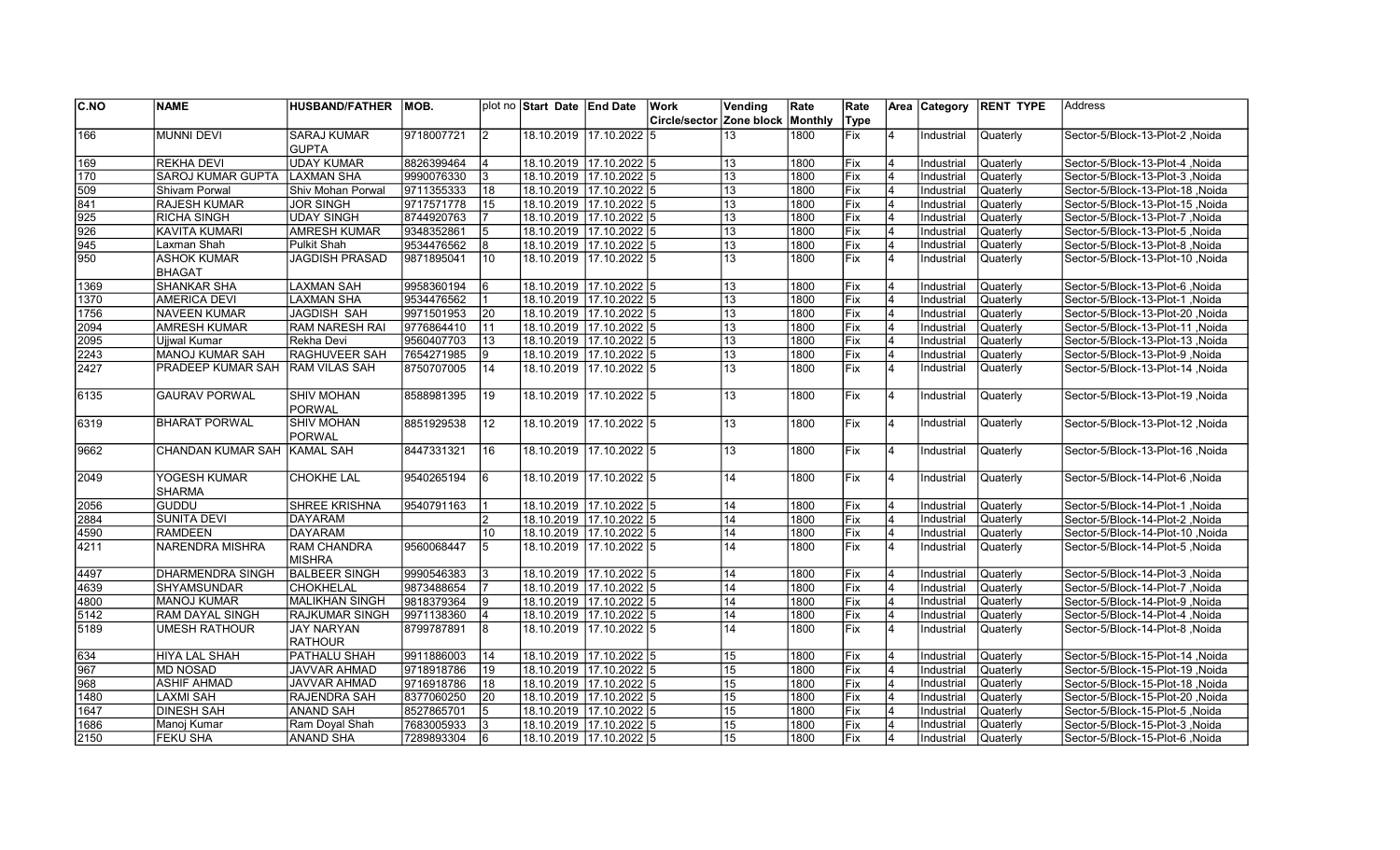| C.NO | NAME | HUSBAND/FATHER | MOB. | plot no | Start Date | End Date | Work Circle/sector | Vending Zone block | Rate Monthly | Rate Type | Area | Category | RENT TYPE | Address |
|---|---|---|---|---|---|---|---|---|---|---|---|---|---|---|
| 166 | MUNNI DEVI | SARAJ KUMAR GUPTA | 9718007721 | 2 | 18.10.2019 | 17.10.2022 | 5 | 13 | 1800 | Fix | 4 | Industrial | Quaterly | Sector-5/Block-13-Plot-2 ,Noida |
| 169 | REKHA DEVI | UDAY KUMAR | 8826399464 | 4 | 18.10.2019 | 17.10.2022 | 5 | 13 | 1800 | Fix | 4 | Industrial | Quaterly | Sector-5/Block-13-Plot-4 ,Noida |
| 170 | SAROJ KUMAR GUPTA | LAXMAN SHA | 9990076330 | 3 | 18.10.2019 | 17.10.2022 | 5 | 13 | 1800 | Fix | 4 | Industrial | Quaterly | Sector-5/Block-13-Plot-3 ,Noida |
| 509 | Shivam Porwal | Shiv Mohan Porwal | 9711355333 | 18 | 18.10.2019 | 17.10.2022 | 5 | 13 | 1800 | Fix | 4 | Industrial | Quaterly | Sector-5/Block-13-Plot-18 ,Noida |
| 841 | RAJESH KUMAR | JOR SINGH | 9717571778 | 15 | 18.10.2019 | 17.10.2022 | 5 | 13 | 1800 | Fix | 4 | Industrial | Quaterly | Sector-5/Block-13-Plot-15 ,Noida |
| 925 | RICHA SINGH | UDAY SINGH | 8744920763 | 7 | 18.10.2019 | 17.10.2022 | 5 | 13 | 1800 | Fix | 4 | Industrial | Quaterly | Sector-5/Block-13-Plot-7 ,Noida |
| 926 | KAVITA KUMARI | AMRESH KUMAR | 9348352861 | 5 | 18.10.2019 | 17.10.2022 | 5 | 13 | 1800 | Fix | 4 | Industrial | Quaterly | Sector-5/Block-13-Plot-5 ,Noida |
| 945 | Laxman Shah | Pulkit Shah | 9534476562 | 8 | 18.10.2019 | 17.10.2022 | 5 | 13 | 1800 | Fix | 4 | Industrial | Quaterly | Sector-5/Block-13-Plot-8 ,Noida |
| 950 | ASHOK KUMAR BHAGAT | JAGDISH PRASAD | 9871895041 | 10 | 18.10.2019 | 17.10.2022 | 5 | 13 | 1800 | Fix | 4 | Industrial | Quaterly | Sector-5/Block-13-Plot-10 ,Noida |
| 1369 | SHANKAR SHA | LAXMAN SAH | 9958360194 | 6 | 18.10.2019 | 17.10.2022 | 5 | 13 | 1800 | Fix | 4 | Industrial | Quaterly | Sector-5/Block-13-Plot-6 ,Noida |
| 1370 | AMERICA DEVI | LAXMAN SHA | 9534476562 | 1 | 18.10.2019 | 17.10.2022 | 5 | 13 | 1800 | Fix | 4 | Industrial | Quaterly | Sector-5/Block-13-Plot-1 ,Noida |
| 1756 | NAVEEN KUMAR | JAGDISH SAH | 9971501953 | 20 | 18.10.2019 | 17.10.2022 | 5 | 13 | 1800 | Fix | 4 | Industrial | Quaterly | Sector-5/Block-13-Plot-20 ,Noida |
| 2094 | AMRESH KUMAR | RAM NARESH RAI | 9776864410 | 11 | 18.10.2019 | 17.10.2022 | 5 | 13 | 1800 | Fix | 4 | Industrial | Quaterly | Sector-5/Block-13-Plot-11 ,Noida |
| 2095 | Ujjwal Kumar | Rekha Devi | 9560407703 | 13 | 18.10.2019 | 17.10.2022 | 5 | 13 | 1800 | Fix | 4 | Industrial | Quaterly | Sector-5/Block-13-Plot-13 ,Noida |
| 2243 | MANOJ KUMAR SAH | RAGHUVEER SAH | 7654271985 | 9 | 18.10.2019 | 17.10.2022 | 5 | 13 | 1800 | Fix | 4 | Industrial | Quaterly | Sector-5/Block-13-Plot-9 ,Noida |
| 2427 | PRADEEP KUMAR SAH | RAM VILAS SAH | 8750707005 | 14 | 18.10.2019 | 17.10.2022 | 5 | 13 | 1800 | Fix | 4 | Industrial | Quaterly | Sector-5/Block-13-Plot-14 ,Noida |
| 6135 | GAURAV PORWAL | SHIV MOHAN PORWAL | 8588981395 | 19 | 18.10.2019 | 17.10.2022 | 5 | 13 | 1800 | Fix | 4 | Industrial | Quaterly | Sector-5/Block-13-Plot-19 ,Noida |
| 6319 | BHARAT PORWAL | SHIV MOHAN PORWAL | 8851929538 | 12 | 18.10.2019 | 17.10.2022 | 5 | 13 | 1800 | Fix | 4 | Industrial | Quaterly | Sector-5/Block-13-Plot-12 ,Noida |
| 9662 | CHANDAN KUMAR SAH | KAMAL SAH | 8447331321 | 16 | 18.10.2019 | 17.10.2022 | 5 | 13 | 1800 | Fix | 4 | Industrial | Quaterly | Sector-5/Block-13-Plot-16 ,Noida |
| 2049 | YOGESH KUMAR SHARMA | CHOKHE LAL | 9540265194 | 6 | 18.10.2019 | 17.10.2022 | 5 | 14 | 1800 | Fix | 4 | Industrial | Quaterly | Sector-5/Block-14-Plot-6 ,Noida |
| 2056 | GUDDU | SHREE KRISHNA | 9540791163 | 1 | 18.10.2019 | 17.10.2022 | 5 | 14 | 1800 | Fix | 4 | Industrial | Quaterly | Sector-5/Block-14-Plot-1 ,Noida |
| 2884 | SUNITA DEVI | DAYARAM | | 2 | 18.10.2019 | 17.10.2022 | 5 | 14 | 1800 | Fix | 4 | Industrial | Quaterly | Sector-5/Block-14-Plot-2 ,Noida |
| 4590 | RAMDEEN | DAYARAM | | 10 | 18.10.2019 | 17.10.2022 | 5 | 14 | 1800 | Fix | 4 | Industrial | Quaterly | Sector-5/Block-14-Plot-10 ,Noida |
| 4211 | NARENDRA MISHRA | RAM CHANDRA MISHRA | 9560068447 | 5 | 18.10.2019 | 17.10.2022 | 5 | 14 | 1800 | Fix | 4 | Industrial | Quaterly | Sector-5/Block-14-Plot-5 ,Noida |
| 4497 | DHARMENDRA SINGH | BALBEER SINGH | 9990546383 | 3 | 18.10.2019 | 17.10.2022 | 5 | 14 | 1800 | Fix | 4 | Industrial | Quaterly | Sector-5/Block-14-Plot-3 ,Noida |
| 4639 | SHYAMSUNDAR | CHOKHELAL | 9873488654 | 7 | 18.10.2019 | 17.10.2022 | 5 | 14 | 1800 | Fix | 4 | Industrial | Quaterly | Sector-5/Block-14-Plot-7 ,Noida |
| 4800 | MANOJ KUMAR | MALIKHAN SINGH | 9818379364 | 9 | 18.10.2019 | 17.10.2022 | 5 | 14 | 1800 | Fix | 4 | Industrial | Quaterly | Sector-5/Block-14-Plot-9 ,Noida |
| 5142 | RAM DAYAL SINGH | RAJKUMAR SINGH | 9971138360 | 4 | 18.10.2019 | 17.10.2022 | 5 | 14 | 1800 | Fix | 4 | Industrial | Quaterly | Sector-5/Block-14-Plot-4 ,Noida |
| 5189 | UMESH RATHOUR | JAY NARYAN RATHOUR | 8799787891 | 8 | 18.10.2019 | 17.10.2022 | 5 | 14 | 1800 | Fix | 4 | Industrial | Quaterly | Sector-5/Block-14-Plot-8 ,Noida |
| 634 | HIYA LAL SHAH | PATHALU SHAH | 9911886003 | 14 | 18.10.2019 | 17.10.2022 | 5 | 15 | 1800 | Fix | 4 | Industrial | Quaterly | Sector-5/Block-15-Plot-14 ,Noida |
| 967 | MD NOSAD | JAVVAR AHMAD | 9718918786 | 19 | 18.10.2019 | 17.10.2022 | 5 | 15 | 1800 | Fix | 4 | Industrial | Quaterly | Sector-5/Block-15-Plot-19 ,Noida |
| 968 | ASHIF AHMAD | JAVVAR AHMAD | 9716918786 | 18 | 18.10.2019 | 17.10.2022 | 5 | 15 | 1800 | Fix | 4 | Industrial | Quaterly | Sector-5/Block-15-Plot-18 ,Noida |
| 1480 | LAXMI SAH | RAJENDRA SAH | 8377060250 | 20 | 18.10.2019 | 17.10.2022 | 5 | 15 | 1800 | Fix | 4 | Industrial | Quaterly | Sector-5/Block-15-Plot-20 ,Noida |
| 1647 | DINESH SAH | ANAND SAH | 8527865701 | 5 | 18.10.2019 | 17.10.2022 | 5 | 15 | 1800 | Fix | 4 | Industrial | Quaterly | Sector-5/Block-15-Plot-5 ,Noida |
| 1686 | Manoj Kumar | Ram Doyal Shah | 7683005933 | 3 | 18.10.2019 | 17.10.2022 | 5 | 15 | 1800 | Fix | 4 | Industrial | Quaterly | Sector-5/Block-15-Plot-3 ,Noida |
| 2150 | FEKU SHA | ANAND SHA | 7289893304 | 6 | 18.10.2019 | 17.10.2022 | 5 | 15 | 1800 | Fix | 4 | Industrial | Quaterly | Sector-5/Block-15-Plot-6 ,Noida |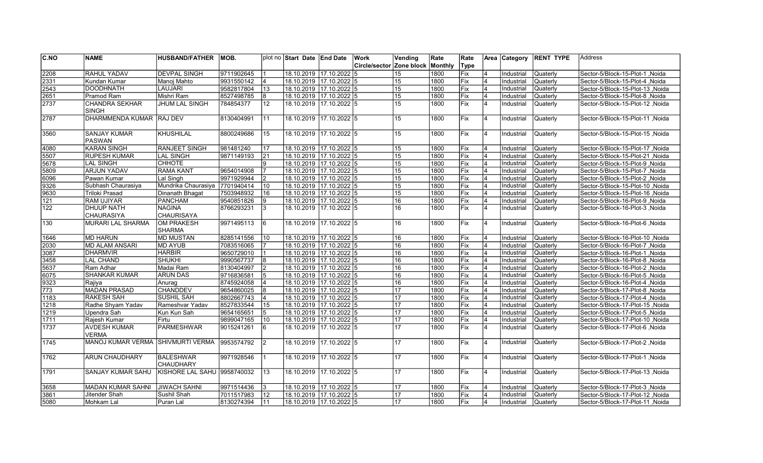| C.NO | NAME | HUSBAND/FATHER | MOB. | plot no | Start Date | End Date | Work Circle/sector | Vending Zone block | Rate Monthly | Rate Type | Area | Category | RENT TYPE | Address |
|---|---|---|---|---|---|---|---|---|---|---|---|---|---|---|
| 2208 | RAHUL YADAV | DEVPAL SINGH | 9711902645 | 1 | 18.10.2019 | 17.10.2022 | 5 | 15 | 1800 | Fix | 4 | Industrial | Quaterly | Sector-5/Block-15-Plot-1 ,Noida |
| 2331 | Kundan Kumar | Manoj Mahto | 9931550142 | 4 | 18.10.2019 | 17.10.2022 | 5 | 15 | 1800 | Fix | 4 | Industrial | Quaterly | Sector-5/Block-15-Plot-4 ,Noida |
| 2543 | DOODHNATH | LAUJARI | 9582817804 | 13 | 18.10.2019 | 17.10.2022 | 5 | 15 | 1800 | Fix | 4 | Industrial | Quaterly | Sector-5/Block-15-Plot-13 ,Noida |
| 2651 | Pramod Ram | Mishri Ram | 8527498785 | 8 | 18.10.2019 | 17.10.2022 | 5 | 15 | 1800 | Fix | 4 | Industrial | Quaterly | Sector-5/Block-15-Plot-8 ,Noida |
| 2737 | CHANDRA SEKHAR SINGH | JHUM LAL SINGH | 784854377 | 12 | 18.10.2019 | 17.10.2022 | 5 | 15 | 1800 | Fix | 4 | Industrial | Quaterly | Sector-5/Block-15-Plot-12 ,Noida |
| 2787 | DHARMMENDA KUMAR | RAJ DEV | 8130404991 | 11 | 18.10.2019 | 17.10.2022 | 5 | 15 | 1800 | Fix | 4 | Industrial | Quaterly | Sector-5/Block-15-Plot-11 ,Noida |
| 3560 | SANJAY KUMAR PASWAN | KHUSHILAL | 8800249686 | 15 | 18.10.2019 | 17.10.2022 | 5 | 15 | 1800 | Fix | 4 | Industrial | Quaterly | Sector-5/Block-15-Plot-15 ,Noida |
| 4080 | KARAN SINGH | RANJEET SINGH | 981481240 | 17 | 18.10.2019 | 17.10.2022 | 5 | 15 | 1800 | Fix | 4 | Industrial | Quaterly | Sector-5/Block-15-Plot-17 ,Noida |
| 5507 | RUPESH KUMAR | LAL SINGH | 9871149193 | 21 | 18.10.2019 | 17.10.2022 | 5 | 15 | 1800 | Fix | 4 | Industrial | Quaterly | Sector-5/Block-15-Plot-21 ,Noida |
| 5678 | LAL SINGH | CHHOTE |  | 9 | 18.10.2019 | 17.10.2022 | 5 | 15 | 1800 | Fix | 4 | Industrial | Quaterly | Sector-5/Block-15-Plot-9 ,Noida |
| 5809 | ARJUN YADAV | RAMA KANT | 9654014908 | 7 | 18.10.2019 | 17.10.2022 | 5 | 15 | 1800 | Fix | 4 | Industrial | Quaterly | Sector-5/Block-15-Plot-7 ,Noida |
| 6096 | Pawan Kumar | Lal Singh | 9971929944 | 2 | 18.10.2019 | 17.10.2022 | 5 | 15 | 1800 | Fix | 4 | Industrial | Quaterly | Sector-5/Block-15-Plot-2 ,Noida |
| 9326 | Subhash Chaurasiya | Mundrika Chaurasiya | 7701940414 | 10 | 18.10.2019 | 17.10.2022 | 5 | 15 | 1800 | Fix | 4 | Industrial | Quaterly | Sector-5/Block-15-Plot-10 ,Noida |
| 9630 | Triloki Prasad | Dinanath Bhagat | 7503948932 | 16 | 18.10.2019 | 17.10.2022 | 5 | 15 | 1800 | Fix | 4 | Industrial | Quaterly | Sector-5/Block-15-Plot-16 ,Noida |
| 121 | RAM UJIYAR | PANCHAM | 9540851826 | 9 | 18.10.2019 | 17.10.2022 | 5 | 16 | 1800 | Fix | 4 | Industrial | Quaterly | Sector-5/Block-16-Plot-9 ,Noida |
| 122 | DHUUP NATH CHAURASIYA | NAGINA CHAURISAYA | 8766293231 | 3 | 18.10.2019 | 17.10.2022 | 5 | 16 | 1800 | Fix | 4 | Industrial | Quaterly | Sector-5/Block-16-Plot-3 ,Noida |
| 130 | MURARI LAL SHARMA | OM PRAKESH SHARMA | 9971495113 | 6 | 18.10.2019 | 17.10.2022 | 5 | 16 | 1800 | Fix | 4 | Industrial | Quaterly | Sector-5/Block-16-Plot-6 ,Noida |
| 1646 | MD HARUN | MD MUSTAN | 8285141556 | 10 | 18.10.2019 | 17.10.2022 | 5 | 16 | 1800 | Fix | 4 | Industrial | Quaterly | Sector-5/Block-16-Plot-10 ,Noida |
| 2030 | MD ALAM ANSARI | MD AYUB | 7083516065 | 7 | 18.10.2019 | 17.10.2022 | 5 | 16 | 1800 | Fix | 4 | Industrial | Quaterly | Sector-5/Block-16-Plot-7 ,Noida |
| 3087 | DHARMVIR | HARBIR | 9650729010 | 1 | 18.10.2019 | 17.10.2022 | 5 | 16 | 1800 | Fix | 4 | Industrial | Quaterly | Sector-5/Block-16-Plot-1 ,Noida |
| 3458 | LAL CHAND | SHUKHI | 9990567737 | 8 | 18.10.2019 | 17.10.2022 | 5 | 16 | 1800 | Fix | 4 | Industrial | Quaterly | Sector-5/Block-16-Plot-8 ,Noida |
| 5637 | Ram Adhar | Madai Ram | 8130404997 | 2 | 18.10.2019 | 17.10.2022 | 5 | 16 | 1800 | Fix | 4 | Industrial | Quaterly | Sector-5/Block-16-Plot-2 ,Noida |
| 6075 | SHANKAR KUMAR | ARUN DAS | 9716836581 | 5 | 18.10.2019 | 17.10.2022 | 5 | 16 | 1800 | Fix | 4 | Industrial | Quaterly | Sector-5/Block-16-Plot-5 ,Noida |
| 9323 | Rajiya | Anurag | 8745924058 | 4 | 18.10.2019 | 17.10.2022 | 5 | 16 | 1800 | Fix | 4 | Industrial | Quaterly | Sector-5/Block-16-Plot-4 ,Noida |
| 773 | MADAN PRASAD | CHANDDEV | 9654860025 | 8 | 18.10.2019 | 17.10.2022 | 5 | 17 | 1800 | Fix | 4 | Industrial | Quaterly | Sector-5/Block-17-Plot-8 ,Noida |
| 1183 | RAKESH SAH | SUSHIL SAH | 8802667743 | 4 | 18.10.2019 | 17.10.2022 | 5 | 17 | 1800 | Fix | 4 | Industrial | Quaterly | Sector-5/Block-17-Plot-4 ,Noida |
| 1218 | Radhe Shyam Yadav | Rameshvar Yadav | 8527833544 | 15 | 18.10.2019 | 17.10.2022 | 5 | 17 | 1800 | Fix | 4 | Industrial | Quaterly | Sector-5/Block-17-Plot-15 ,Noida |
| 1219 | Upendra Sah | Kun Kun Sah | 9654165651 | 5 | 18.10.2019 | 17.10.2022 | 5 | 17 | 1800 | Fix | 4 | Industrial | Quaterly | Sector-5/Block-17-Plot-5 ,Noida |
| 1711 | Rajesh Kumar | Firtu | 9899047165 | 10 | 18.10.2019 | 17.10.2022 | 5 | 17 | 1800 | Fix | 4 | Industrial | Quaterly | Sector-5/Block-17-Plot-10 ,Noida |
| 1737 | AVDESH KUMAR VERMA | PARMESHWAR | 9015241261 | 6 | 18.10.2019 | 17.10.2022 | 5 | 17 | 1800 | Fix | 4 | Industrial | Quaterly | Sector-5/Block-17-Plot-6 ,Noida |
| 1745 | MANOJ KUMAR VERMA | SHIVMURTI VERMA | 9953574792 | 2 | 18.10.2019 | 17.10.2022 | 5 | 17 | 1800 | Fix | 4 | Industrial | Quaterly | Sector-5/Block-17-Plot-2 ,Noida |
| 1762 | ARUN CHAUDHARY | BALESHWAR CHAUDHARY | 9971928546 | 1 | 18.10.2019 | 17.10.2022 | 5 | 17 | 1800 | Fix | 4 | Industrial | Quaterly | Sector-5/Block-17-Plot-1 ,Noida |
| 1791 | SANJAY KUMAR SAHU | KISHORE LAL SAHU | 9958740032 | 13 | 18.10.2019 | 17.10.2022 | 5 | 17 | 1800 | Fix | 4 | Industrial | Quaterly | Sector-5/Block-17-Plot-13 ,Noida |
| 3658 | MADAN KUMAR SAHNI | JIWACH SAHNI | 9971514436 | 3 | 18.10.2019 | 17.10.2022 | 5 | 17 | 1800 | Fix | 4 | Industrial | Quaterly | Sector-5/Block-17-Plot-3 ,Noida |
| 3861 | Jitender Shah | Sushil Shah | 7011517983 | 12 | 18.10.2019 | 17.10.2022 | 5 | 17 | 1800 | Fix | 4 | Industrial | Quaterly | Sector-5/Block-17-Plot-12 ,Noida |
| 5080 | Mohkam Lal | Puran Lal | 8130274394 | 11 | 18.10.2019 | 17.10.2022 | 5 | 17 | 1800 | Fix | 4 | Industrial | Quaterly | Sector-5/Block-17-Plot-11 ,Noida |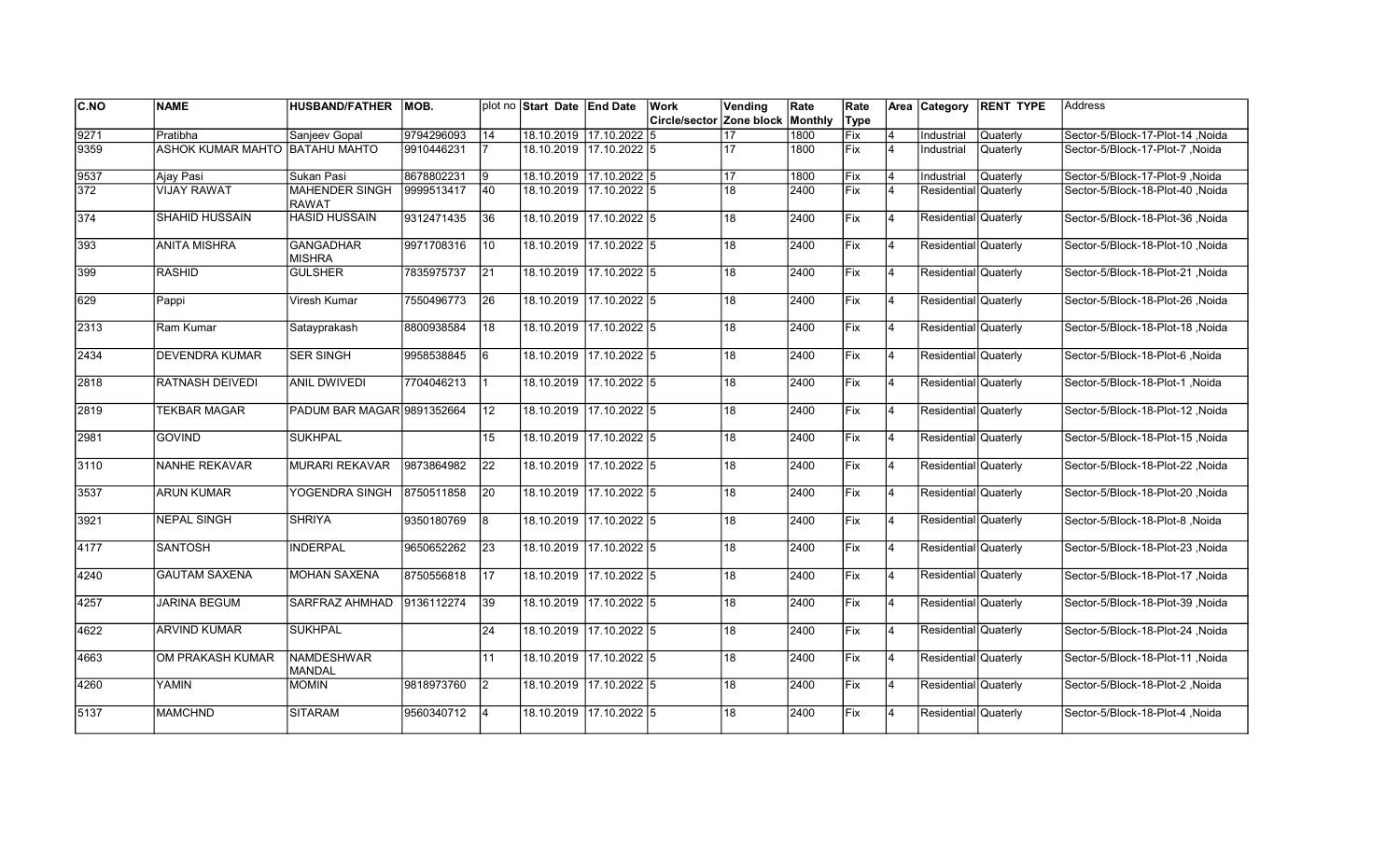| C.NO | NAME | HUSBAND/FATHER | MOB. | plot no | Start Date | End Date | Work Circle/sector | Vending Zone block | Rate Monthly | Rate Type | Area | Category | RENT TYPE | Address |
|---|---|---|---|---|---|---|---|---|---|---|---|---|---|---|
| 9271 | Pratibha | Sanjeev Gopal | 9794296093 | 14 | 18.10.2019 | 17.10.2022 | 5 | 17 | 1800 | Fix | 4 | Industrial | Quaterly | Sector-5/Block-17-Plot-14 ,Noida |
| 9359 | ASHOK KUMAR MAHTO | BATAHU MAHTO | 9910446231 | 7 | 18.10.2019 | 17.10.2022 | 5 | 17 | 1800 | Fix | 4 | Industrial | Quaterly | Sector-5/Block-17-Plot-7 ,Noida |
| 9537 | Ajay Pasi | Sukan Pasi | 8678802231 | 9 | 18.10.2019 | 17.10.2022 | 5 | 17 | 1800 | Fix | 4 | Industrial | Quaterly | Sector-5/Block-17-Plot-9 ,Noida |
| 372 | VIJAY RAWAT | MAHENDER SINGH RAWAT | 9999513417 | 40 | 18.10.2019 | 17.10.2022 | 5 | 18 | 2400 | Fix | 4 | Residential | Quaterly | Sector-5/Block-18-Plot-40 ,Noida |
| 374 | SHAHID HUSSAIN | HASID HUSSAIN | 9312471435 | 36 | 18.10.2019 | 17.10.2022 | 5 | 18 | 2400 | Fix | 4 | Residential | Quaterly | Sector-5/Block-18-Plot-36 ,Noida |
| 393 | ANITA MISHRA | GANGADHAR MISHRA | 9971708316 | 10 | 18.10.2019 | 17.10.2022 | 5 | 18 | 2400 | Fix | 4 | Residential | Quaterly | Sector-5/Block-18-Plot-10 ,Noida |
| 399 | RASHID | GULSHER | 7835975737 | 21 | 18.10.2019 | 17.10.2022 | 5 | 18 | 2400 | Fix | 4 | Residential | Quaterly | Sector-5/Block-18-Plot-21 ,Noida |
| 629 | Pappi | Viresh Kumar | 7550496773 | 26 | 18.10.2019 | 17.10.2022 | 5 | 18 | 2400 | Fix | 4 | Residential | Quaterly | Sector-5/Block-18-Plot-26 ,Noida |
| 2313 | Ram Kumar | Satayprakash | 8800938584 | 18 | 18.10.2019 | 17.10.2022 | 5 | 18 | 2400 | Fix | 4 | Residential | Quaterly | Sector-5/Block-18-Plot-18 ,Noida |
| 2434 | DEVENDRA KUMAR | SER SINGH | 9958538845 | 6 | 18.10.2019 | 17.10.2022 | 5 | 18 | 2400 | Fix | 4 | Residential | Quaterly | Sector-5/Block-18-Plot-6 ,Noida |
| 2818 | RATNASH DEIVEDI | ANIL DWIVEDI | 7704046213 | 1 | 18.10.2019 | 17.10.2022 | 5 | 18 | 2400 | Fix | 4 | Residential | Quaterly | Sector-5/Block-18-Plot-1 ,Noida |
| 2819 | TEKBAR MAGAR | PADUM BAR MAGAR | 9891352664 | 12 | 18.10.2019 | 17.10.2022 | 5 | 18 | 2400 | Fix | 4 | Residential | Quaterly | Sector-5/Block-18-Plot-12 ,Noida |
| 2981 | GOVIND | SUKHPAL | | 15 | 18.10.2019 | 17.10.2022 | 5 | 18 | 2400 | Fix | 4 | Residential | Quaterly | Sector-5/Block-18-Plot-15 ,Noida |
| 3110 | NANHE REKAVAR | MURARI REKAVAR | 9873864982 | 22 | 18.10.2019 | 17.10.2022 | 5 | 18 | 2400 | Fix | 4 | Residential | Quaterly | Sector-5/Block-18-Plot-22 ,Noida |
| 3537 | ARUN KUMAR | YOGENDRA SINGH | 8750511858 | 20 | 18.10.2019 | 17.10.2022 | 5 | 18 | 2400 | Fix | 4 | Residential | Quaterly | Sector-5/Block-18-Plot-20 ,Noida |
| 3921 | NEPAL SINGH | SHRIYA | 9350180769 | 8 | 18.10.2019 | 17.10.2022 | 5 | 18 | 2400 | Fix | 4 | Residential | Quaterly | Sector-5/Block-18-Plot-8 ,Noida |
| 4177 | SANTOSH | INDERPAL | 9650652262 | 23 | 18.10.2019 | 17.10.2022 | 5 | 18 | 2400 | Fix | 4 | Residential | Quaterly | Sector-5/Block-18-Plot-23 ,Noida |
| 4240 | GAUTAM SAXENA | MOHAN SAXENA | 8750556818 | 17 | 18.10.2019 | 17.10.2022 | 5 | 18 | 2400 | Fix | 4 | Residential | Quaterly | Sector-5/Block-18-Plot-17 ,Noida |
| 4257 | JARINA BEGUM | SARFRAZ AHMHAD | 9136112274 | 39 | 18.10.2019 | 17.10.2022 | 5 | 18 | 2400 | Fix | 4 | Residential | Quaterly | Sector-5/Block-18-Plot-39 ,Noida |
| 4622 | ARVIND KUMAR | SUKHPAL | | 24 | 18.10.2019 | 17.10.2022 | 5 | 18 | 2400 | Fix | 4 | Residential | Quaterly | Sector-5/Block-18-Plot-24 ,Noida |
| 4663 | OM PRAKASH KUMAR | NAMDESHWAR MANDAL | | 11 | 18.10.2019 | 17.10.2022 | 5 | 18 | 2400 | Fix | 4 | Residential | Quaterly | Sector-5/Block-18-Plot-11 ,Noida |
| 4260 | YAMIN | MOMIN | 9818973760 | 2 | 18.10.2019 | 17.10.2022 | 5 | 18 | 2400 | Fix | 4 | Residential | Quaterly | Sector-5/Block-18-Plot-2 ,Noida |
| 5137 | MAMCHND | SITARAM | 9560340712 | 4 | 18.10.2019 | 17.10.2022 | 5 | 18 | 2400 | Fix | 4 | Residential | Quaterly | Sector-5/Block-18-Plot-4 ,Noida |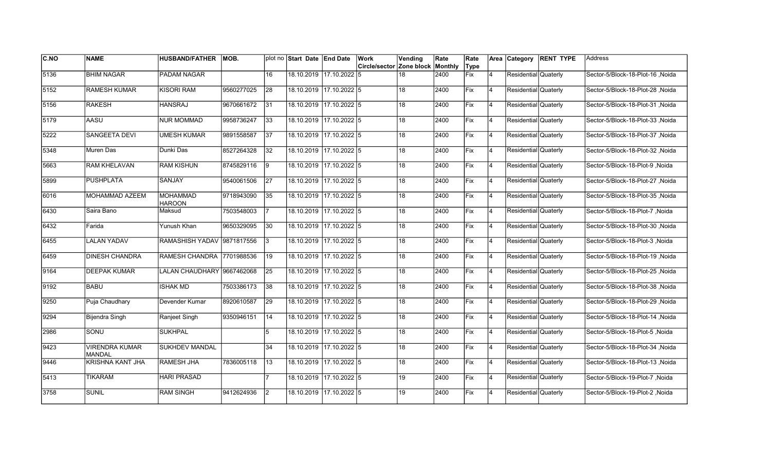| C.NO | NAME | HUSBAND/FATHER | MOB. | plot no | Start Date | End Date | Work Circle/sector | Vending Zone block | Rate Monthly | Rate Type | Area | Category | RENT TYPE | Address |
|---|---|---|---|---|---|---|---|---|---|---|---|---|---|---|
| 5136 | BHIM NAGAR | PADAM NAGAR | | 16 | 18.10.2019 | 17.10.2022 | 5 | 18 | 2400 | Fix | 4 | Residential | Quaterly | Sector-5/Block-18-Plot-16 ,Noida |
| 5152 | RAMESH KUMAR | KISORI RAM | 9560277025 | 28 | 18.10.2019 | 17.10.2022 | 5 | 18 | 2400 | Fix | 4 | Residential | Quaterly | Sector-5/Block-18-Plot-28 ,Noida |
| 5156 | RAKESH | HANSRAJ | 9670661672 | 31 | 18.10.2019 | 17.10.2022 | 5 | 18 | 2400 | Fix | 4 | Residential | Quaterly | Sector-5/Block-18-Plot-31 ,Noida |
| 5179 | AASU | NUR MOMMAD | 9958736247 | 33 | 18.10.2019 | 17.10.2022 | 5 | 18 | 2400 | Fix | 4 | Residential | Quaterly | Sector-5/Block-18-Plot-33 ,Noida |
| 5222 | SANGEETA DEVI | UMESH KUMAR | 9891558587 | 37 | 18.10.2019 | 17.10.2022 | 5 | 18 | 2400 | Fix | 4 | Residential | Quaterly | Sector-5/Block-18-Plot-37 ,Noida |
| 5348 | Muren Das | Dunki Das | 8527264328 | 32 | 18.10.2019 | 17.10.2022 | 5 | 18 | 2400 | Fix | 4 | Residential | Quaterly | Sector-5/Block-18-Plot-32 ,Noida |
| 5663 | RAM KHELAVAN | RAM KISHUN | 8745829116 | 9 | 18.10.2019 | 17.10.2022 | 5 | 18 | 2400 | Fix | 4 | Residential | Quaterly | Sector-5/Block-18-Plot-9 ,Noida |
| 5899 | PUSHPLATA | SANJAY | 9540061506 | 27 | 18.10.2019 | 17.10.2022 | 5 | 18 | 2400 | Fix | 4 | Residential | Quaterly | Sector-5/Block-18-Plot-27 ,Noida |
| 6016 | MOHAMMAD AZEEM | MOHAMMAD HAROON | 9718943090 | 35 | 18.10.2019 | 17.10.2022 | 5 | 18 | 2400 | Fix | 4 | Residential | Quaterly | Sector-5/Block-18-Plot-35 ,Noida |
| 6430 | Saira Bano | Maksud | 7503548003 | 7 | 18.10.2019 | 17.10.2022 | 5 | 18 | 2400 | Fix | 4 | Residential | Quaterly | Sector-5/Block-18-Plot-7 ,Noida |
| 6432 | Farida | Yunush Khan | 9650329095 | 30 | 18.10.2019 | 17.10.2022 | 5 | 18 | 2400 | Fix | 4 | Residential | Quaterly | Sector-5/Block-18-Plot-30 ,Noida |
| 6455 | LALAN YADAV | RAMASHISH YADAV | 9871817556 | 3 | 18.10.2019 | 17.10.2022 | 5 | 18 | 2400 | Fix | 4 | Residential | Quaterly | Sector-5/Block-18-Plot-3 ,Noida |
| 6459 | DINESH CHANDRA | RAMESH CHANDRA | 7701988536 | 19 | 18.10.2019 | 17.10.2022 | 5 | 18 | 2400 | Fix | 4 | Residential | Quaterly | Sector-5/Block-18-Plot-19 ,Noida |
| 9164 | DEEPAK KUMAR | LALAN CHAUDHARY | 9667462068 | 25 | 18.10.2019 | 17.10.2022 | 5 | 18 | 2400 | Fix | 4 | Residential | Quaterly | Sector-5/Block-18-Plot-25 ,Noida |
| 9192 | BABU | ISHAK MD | 7503386173 | 38 | 18.10.2019 | 17.10.2022 | 5 | 18 | 2400 | Fix | 4 | Residential | Quaterly | Sector-5/Block-18-Plot-38 ,Noida |
| 9250 | Puja Chaudhary | Devender Kumar | 8920610587 | 29 | 18.10.2019 | 17.10.2022 | 5 | 18 | 2400 | Fix | 4 | Residential | Quaterly | Sector-5/Block-18-Plot-29 ,Noida |
| 9294 | Bijendra Singh | Ranjeet Singh | 9350946151 | 14 | 18.10.2019 | 17.10.2022 | 5 | 18 | 2400 | Fix | 4 | Residential | Quaterly | Sector-5/Block-18-Plot-14 ,Noida |
| 2986 | SONU | SUKHPAL | | 5 | 18.10.2019 | 17.10.2022 | 5 | 18 | 2400 | Fix | 4 | Residential | Quaterly | Sector-5/Block-18-Plot-5 ,Noida |
| 9423 | VIRENDRA KUMAR MANDAL | SUKHDEV MANDAL | | 34 | 18.10.2019 | 17.10.2022 | 5 | 18 | 2400 | Fix | 4 | Residential | Quaterly | Sector-5/Block-18-Plot-34 ,Noida |
| 9446 | KRISHNA KANT JHA | RAMESH JHA | 7836005118 | 13 | 18.10.2019 | 17.10.2022 | 5 | 18 | 2400 | Fix | 4 | Residential | Quaterly | Sector-5/Block-18-Plot-13 ,Noida |
| 5413 | TIKARAM | HARI PRASAD | | 7 | 18.10.2019 | 17.10.2022 | 5 | 19 | 2400 | Fix | 4 | Residential | Quaterly | Sector-5/Block-19-Plot-7 ,Noida |
| 3758 | SUNIL | RAM SINGH | 9412624936 | 2 | 18.10.2019 | 17.10.2022 | 5 | 19 | 2400 | Fix | 4 | Residential | Quaterly | Sector-5/Block-19-Plot-2 ,Noida |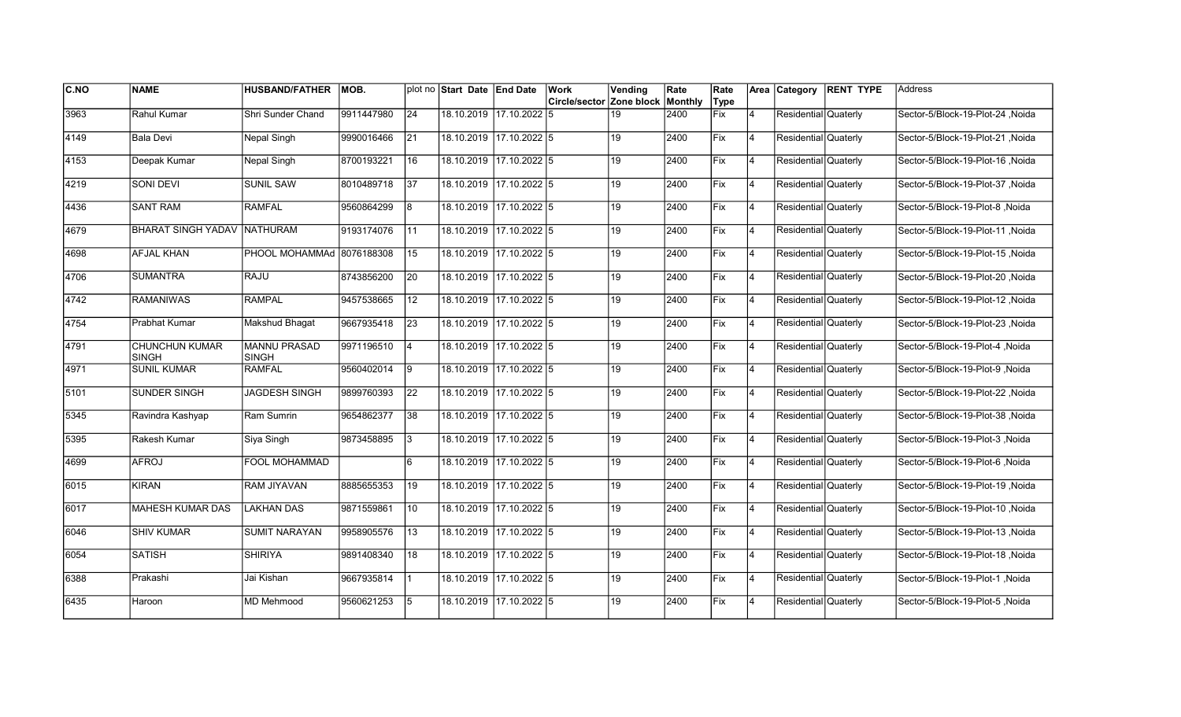| C.NO | NAME | HUSBAND/FATHER | MOB. | plot no | Start Date | End Date | Work Circle/sector | Vending Zone block | Rate Monthly | Rate Type | Area | Category | RENT TYPE | Address |
|---|---|---|---|---|---|---|---|---|---|---|---|---|---|---|
| 3963 | Rahul Kumar | Shri Sunder Chand | 9911447980 | 24 | 18.10.2019 | 17.10.2022 | 5 | 19 | 2400 | Fix | 4 | Residential | Quaterly | Sector-5/Block-19-Plot-24 ,Noida |
| 4149 | Bala Devi | Nepal Singh | 9990016466 | 21 | 18.10.2019 | 17.10.2022 | 5 | 19 | 2400 | Fix | 4 | Residential | Quaterly | Sector-5/Block-19-Plot-21 ,Noida |
| 4153 | Deepak Kumar | Nepal Singh | 8700193221 | 16 | 18.10.2019 | 17.10.2022 | 5 | 19 | 2400 | Fix | 4 | Residential | Quaterly | Sector-5/Block-19-Plot-16 ,Noida |
| 4219 | SONI DEVI | SUNIL SAW | 8010489718 | 37 | 18.10.2019 | 17.10.2022 | 5 | 19 | 2400 | Fix | 4 | Residential | Quaterly | Sector-5/Block-19-Plot-37 ,Noida |
| 4436 | SANT RAM | RAMFAL | 9560864299 | 8 | 18.10.2019 | 17.10.2022 | 5 | 19 | 2400 | Fix | 4 | Residential | Quaterly | Sector-5/Block-19-Plot-8 ,Noida |
| 4679 | BHARAT SINGH YADAV | NATHURAM | 9193174076 | 11 | 18.10.2019 | 17.10.2022 | 5 | 19 | 2400 | Fix | 4 | Residential | Quaterly | Sector-5/Block-19-Plot-11 ,Noida |
| 4698 | AFJAL KHAN | PHOOL MOHAMMAd | 8076188308 | 15 | 18.10.2019 | 17.10.2022 | 5 | 19 | 2400 | Fix | 4 | Residential | Quaterly | Sector-5/Block-19-Plot-15 ,Noida |
| 4706 | SUMANTRA | RAJU | 8743856200 | 20 | 18.10.2019 | 17.10.2022 | 5 | 19 | 2400 | Fix | 4 | Residential | Quaterly | Sector-5/Block-19-Plot-20 ,Noida |
| 4742 | RAMANIWAS | RAMPAL | 9457538665 | 12 | 18.10.2019 | 17.10.2022 | 5 | 19 | 2400 | Fix | 4 | Residential | Quaterly | Sector-5/Block-19-Plot-12 ,Noida |
| 4754 | Prabhat Kumar | Makshud Bhagat | 9667935418 | 23 | 18.10.2019 | 17.10.2022 | 5 | 19 | 2400 | Fix | 4 | Residential | Quaterly | Sector-5/Block-19-Plot-23 ,Noida |
| 4791 | CHUNCHUN KUMAR SINGH | MANNU PRASAD SINGH | 9971196510 | 4 | 18.10.2019 | 17.10.2022 | 5 | 19 | 2400 | Fix | 4 | Residential | Quaterly | Sector-5/Block-19-Plot-4 ,Noida |
| 4971 | SUNIL KUMAR | RAMFAL | 9560402014 | 9 | 18.10.2019 | 17.10.2022 | 5 | 19 | 2400 | Fix | 4 | Residential | Quaterly | Sector-5/Block-19-Plot-9 ,Noida |
| 5101 | SUNDER SINGH | JAGDESH SINGH | 9899760393 | 22 | 18.10.2019 | 17.10.2022 | 5 | 19 | 2400 | Fix | 4 | Residential | Quaterly | Sector-5/Block-19-Plot-22 ,Noida |
| 5345 | Ravindra Kashyap | Ram Sumrin | 9654862377 | 38 | 18.10.2019 | 17.10.2022 | 5 | 19 | 2400 | Fix | 4 | Residential | Quaterly | Sector-5/Block-19-Plot-38 ,Noida |
| 5395 | Rakesh Kumar | Siya Singh | 9873458895 | 3 | 18.10.2019 | 17.10.2022 | 5 | 19 | 2400 | Fix | 4 | Residential | Quaterly | Sector-5/Block-19-Plot-3 ,Noida |
| 4699 | AFROJ | FOOL MOHAMMAD | | 6 | 18.10.2019 | 17.10.2022 | 5 | 19 | 2400 | Fix | 4 | Residential | Quaterly | Sector-5/Block-19-Plot-6 ,Noida |
| 6015 | KIRAN | RAM JIYAVAN | 8885655353 | 19 | 18.10.2019 | 17.10.2022 | 5 | 19 | 2400 | Fix | 4 | Residential | Quaterly | Sector-5/Block-19-Plot-19 ,Noida |
| 6017 | MAHESH KUMAR DAS | LAKHAN DAS | 9871559861 | 10 | 18.10.2019 | 17.10.2022 | 5 | 19 | 2400 | Fix | 4 | Residential | Quaterly | Sector-5/Block-19-Plot-10 ,Noida |
| 6046 | SHIV KUMAR | SUMIT NARAYAN | 9958905576 | 13 | 18.10.2019 | 17.10.2022 | 5 | 19 | 2400 | Fix | 4 | Residential | Quaterly | Sector-5/Block-19-Plot-13 ,Noida |
| 6054 | SATISH | SHIRIYA | 9891408340 | 18 | 18.10.2019 | 17.10.2022 | 5 | 19 | 2400 | Fix | 4 | Residential | Quaterly | Sector-5/Block-19-Plot-18 ,Noida |
| 6388 | Prakashi | Jai Kishan | 9667935814 | 1 | 18.10.2019 | 17.10.2022 | 5 | 19 | 2400 | Fix | 4 | Residential | Quaterly | Sector-5/Block-19-Plot-1 ,Noida |
| 6435 | Haroon | MD Mehmood | 9560621253 | 5 | 18.10.2019 | 17.10.2022 | 5 | 19 | 2400 | Fix | 4 | Residential | Quaterly | Sector-5/Block-19-Plot-5 ,Noida |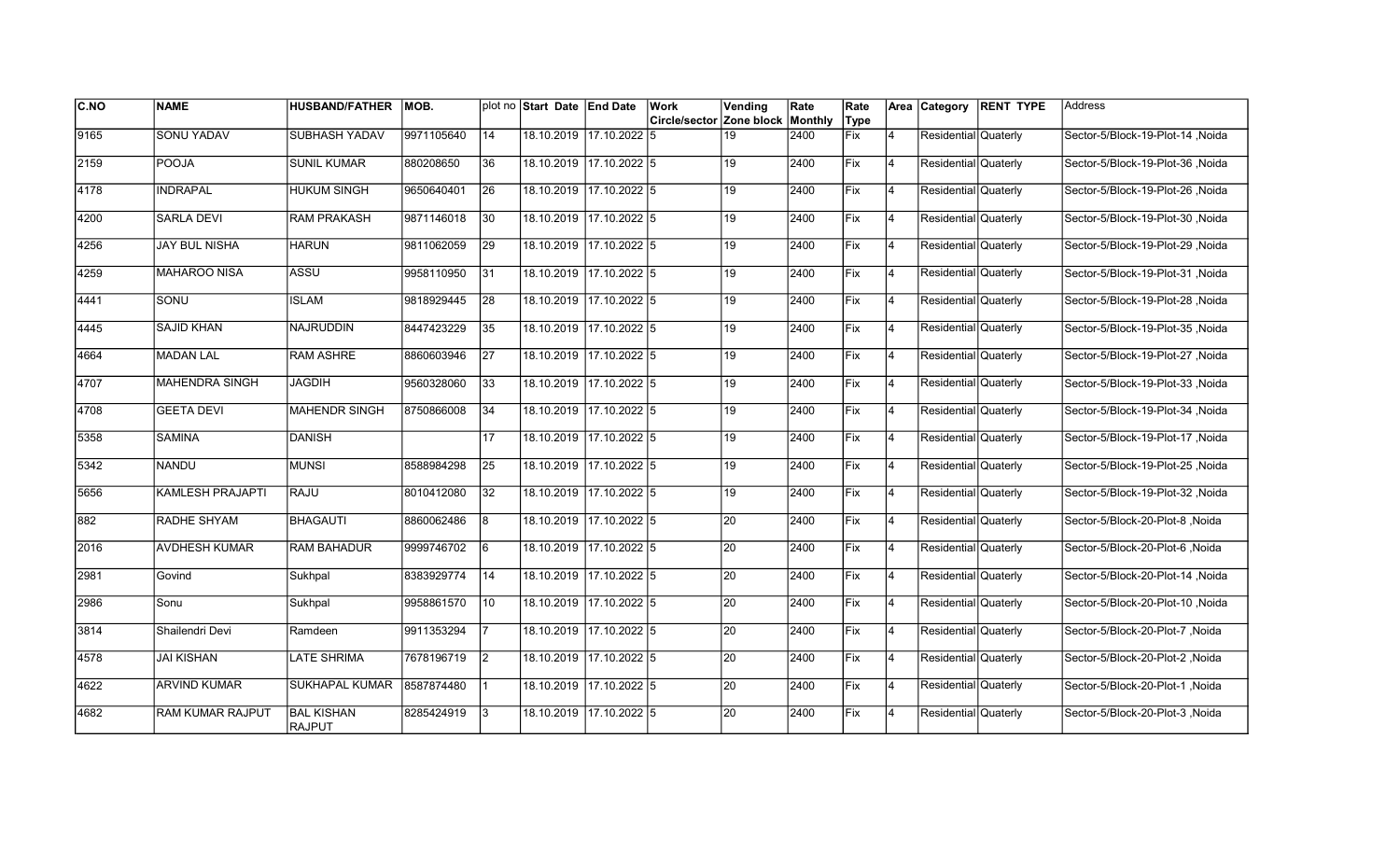| C.NO | NAME | HUSBAND/FATHER | MOB. | plot no | Start Date | End Date | Work Circle/sector | Vending Zone block | Rate Monthly | Rate Type | Area | Category | RENT TYPE | Address |
|---|---|---|---|---|---|---|---|---|---|---|---|---|---|---|
| 9165 | SONU YADAV | SUBHASH YADAV | 9971105640 | 14 | 18.10.2019 | 17.10.2022 | 5 | 19 | 2400 | Fix | 4 | Residential | Quaterly | Sector-5/Block-19-Plot-14 ,Noida |
| 2159 | POOJA | SUNIL KUMAR | 880208650 | 36 | 18.10.2019 | 17.10.2022 | 5 | 19 | 2400 | Fix | 4 | Residential | Quaterly | Sector-5/Block-19-Plot-36 ,Noida |
| 4178 | INDRAPAL | HUKUM SINGH | 9650640401 | 26 | 18.10.2019 | 17.10.2022 | 5 | 19 | 2400 | Fix | 4 | Residential | Quaterly | Sector-5/Block-19-Plot-26 ,Noida |
| 4200 | SARLA DEVI | RAM PRAKASH | 9871146018 | 30 | 18.10.2019 | 17.10.2022 | 5 | 19 | 2400 | Fix | 4 | Residential | Quaterly | Sector-5/Block-19-Plot-30 ,Noida |
| 4256 | JAY BUL NISHA | HARUN | 9811062059 | 29 | 18.10.2019 | 17.10.2022 | 5 | 19 | 2400 | Fix | 4 | Residential | Quaterly | Sector-5/Block-19-Plot-29 ,Noida |
| 4259 | MAHAROO NISA | ASSU | 9958110950 | 31 | 18.10.2019 | 17.10.2022 | 5 | 19 | 2400 | Fix | 4 | Residential | Quaterly | Sector-5/Block-19-Plot-31 ,Noida |
| 4441 | SONU | ISLAM | 9818929445 | 28 | 18.10.2019 | 17.10.2022 | 5 | 19 | 2400 | Fix | 4 | Residential | Quaterly | Sector-5/Block-19-Plot-28 ,Noida |
| 4445 | SAJID KHAN | NAJRUDDIN | 8447423229 | 35 | 18.10.2019 | 17.10.2022 | 5 | 19 | 2400 | Fix | 4 | Residential | Quaterly | Sector-5/Block-19-Plot-35 ,Noida |
| 4664 | MADAN LAL | RAM ASHRE | 8860603946 | 27 | 18.10.2019 | 17.10.2022 | 5 | 19 | 2400 | Fix | 4 | Residential | Quaterly | Sector-5/Block-19-Plot-27 ,Noida |
| 4707 | MAHENDRA SINGH | JAGDIH | 9560328060 | 33 | 18.10.2019 | 17.10.2022 | 5 | 19 | 2400 | Fix | 4 | Residential | Quaterly | Sector-5/Block-19-Plot-33 ,Noida |
| 4708 | GEETA DEVI | MAHENDR SINGH | 8750866008 | 34 | 18.10.2019 | 17.10.2022 | 5 | 19 | 2400 | Fix | 4 | Residential | Quaterly | Sector-5/Block-19-Plot-34 ,Noida |
| 5358 | SAMINA | DANISH | | 17 | 18.10.2019 | 17.10.2022 | 5 | 19 | 2400 | Fix | 4 | Residential | Quaterly | Sector-5/Block-19-Plot-17 ,Noida |
| 5342 | NANDU | MUNSI | 8588984298 | 25 | 18.10.2019 | 17.10.2022 | 5 | 19 | 2400 | Fix | 4 | Residential | Quaterly | Sector-5/Block-19-Plot-25 ,Noida |
| 5656 | KAMLESH PRAJAPTI | RAJU | 8010412080 | 32 | 18.10.2019 | 17.10.2022 | 5 | 19 | 2400 | Fix | 4 | Residential | Quaterly | Sector-5/Block-19-Plot-32 ,Noida |
| 882 | RADHE SHYAM | BHAGAUTI | 8860062486 | 8 | 18.10.2019 | 17.10.2022 | 5 | 20 | 2400 | Fix | 4 | Residential | Quaterly | Sector-5/Block-20-Plot-8 ,Noida |
| 2016 | AVDHESH KUMAR | RAM BAHADUR | 9999746702 | 6 | 18.10.2019 | 17.10.2022 | 5 | 20 | 2400 | Fix | 4 | Residential | Quaterly | Sector-5/Block-20-Plot-6 ,Noida |
| 2981 | Govind | Sukhpal | 8383929774 | 14 | 18.10.2019 | 17.10.2022 | 5 | 20 | 2400 | Fix | 4 | Residential | Quaterly | Sector-5/Block-20-Plot-14 ,Noida |
| 2986 | Sonu | Sukhpal | 9958861570 | 10 | 18.10.2019 | 17.10.2022 | 5 | 20 | 2400 | Fix | 4 | Residential | Quaterly | Sector-5/Block-20-Plot-10 ,Noida |
| 3814 | Shailendri Devi | Ramdeen | 9911353294 | 7 | 18.10.2019 | 17.10.2022 | 5 | 20 | 2400 | Fix | 4 | Residential | Quaterly | Sector-5/Block-20-Plot-7 ,Noida |
| 4578 | JAI KISHAN | LATE SHRIMA | 7678196719 | 2 | 18.10.2019 | 17.10.2022 | 5 | 20 | 2400 | Fix | 4 | Residential | Quaterly | Sector-5/Block-20-Plot-2 ,Noida |
| 4622 | ARVIND KUMAR | SUKHAPAL KUMAR | 8587874480 | 1 | 18.10.2019 | 17.10.2022 | 5 | 20 | 2400 | Fix | 4 | Residential | Quaterly | Sector-5/Block-20-Plot-1 ,Noida |
| 4682 | RAM KUMAR RAJPUT | BAL KISHAN RAJPUT | 8285424919 | 3 | 18.10.2019 | 17.10.2022 | 5 | 20 | 2400 | Fix | 4 | Residential | Quaterly | Sector-5/Block-20-Plot-3 ,Noida |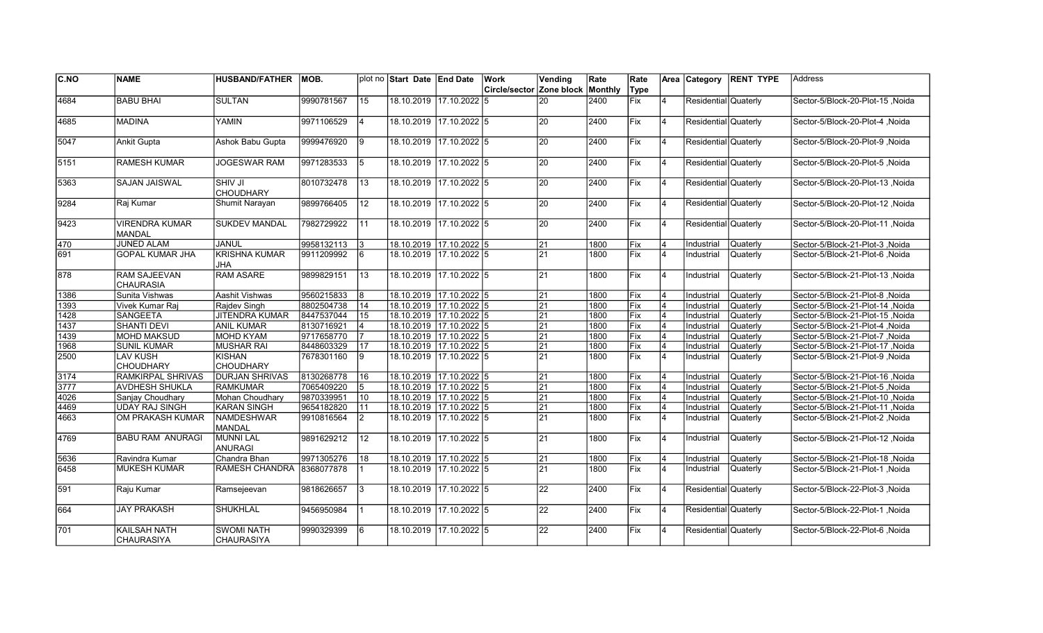| C.NO | NAME | HUSBAND/FATHER | MOB. | plot no | Start Date | End Date | Work Circle/sector | Vending Zone block | Rate Monthly | Rate Type | Area | Category | RENT TYPE | Address |
|---|---|---|---|---|---|---|---|---|---|---|---|---|---|---|
| 4684 | BABU BHAI | SULTAN | 9990781567 | 15 | 18.10.2019 | 17.10.2022 | 5 | 20 | 2400 | Fix | 4 | Residential | Quaterly | Sector-5/Block-20-Plot-15 ,Noida |
| 4685 | MADINA | YAMIN | 9971106529 | 4 | 18.10.2019 | 17.10.2022 | 5 | 20 | 2400 | Fix | 4 | Residential | Quaterly | Sector-5/Block-20-Plot-4 ,Noida |
| 5047 | Ankit Gupta | Ashok Babu Gupta | 9999476920 | 9 | 18.10.2019 | 17.10.2022 | 5 | 20 | 2400 | Fix | 4 | Residential | Quaterly | Sector-5/Block-20-Plot-9 ,Noida |
| 5151 | RAMESH KUMAR | JOGESWAR RAM | 9971283533 | 5 | 18.10.2019 | 17.10.2022 | 5 | 20 | 2400 | Fix | 4 | Residential | Quaterly | Sector-5/Block-20-Plot-5 ,Noida |
| 5363 | SAJAN JAISWAL | SHIV JI CHOUDHARY | 8010732478 | 13 | 18.10.2019 | 17.10.2022 | 5 | 20 | 2400 | Fix | 4 | Residential | Quaterly | Sector-5/Block-20-Plot-13 ,Noida |
| 9284 | Raj Kumar | Shumit Narayan | 9899766405 | 12 | 18.10.2019 | 17.10.2022 | 5 | 20 | 2400 | Fix | 4 | Residential | Quaterly | Sector-5/Block-20-Plot-12 ,Noida |
| 9423 | VIRENDRA KUMAR MANDAL | SUKDEV MANDAL | 7982729922 | 11 | 18.10.2019 | 17.10.2022 | 5 | 20 | 2400 | Fix | 4 | Residential | Quaterly | Sector-5/Block-20-Plot-11 ,Noida |
| 470 | JUNED ALAM | JANUL | 9958132113 | 3 | 18.10.2019 | 17.10.2022 | 5 | 21 | 1800 | Fix | 4 | Industrial | Quaterly | Sector-5/Block-21-Plot-3 ,Noida |
| 691 | GOPAL KUMAR JHA | KRISHNA KUMAR JHA | 9911209992 | 6 | 18.10.2019 | 17.10.2022 | 5 | 21 | 1800 | Fix | 4 | Industrial | Quaterly | Sector-5/Block-21-Plot-6 ,Noida |
| 878 | RAM SAJEEVAN CHAURASIA | RAM ASARE | 9899829151 | 13 | 18.10.2019 | 17.10.2022 | 5 | 21 | 1800 | Fix | 4 | Industrial | Quaterly | Sector-5/Block-21-Plot-13 ,Noida |
| 1386 | Sunita Vishwas | Aashit Vishwas | 9560215833 | 8 | 18.10.2019 | 17.10.2022 | 5 | 21 | 1800 | Fix | 4 | Industrial | Quaterly | Sector-5/Block-21-Plot-8 ,Noida |
| 1393 | Vivek Kumar Raj | Rajdev Singh | 8802504738 | 14 | 18.10.2019 | 17.10.2022 | 5 | 21 | 1800 | Fix | 4 | Industrial | Quaterly | Sector-5/Block-21-Plot-14 ,Noida |
| 1428 | SANGEETA | JITENDRA KUMAR | 8447537044 | 15 | 18.10.2019 | 17.10.2022 | 5 | 21 | 1800 | Fix | 4 | Industrial | Quaterly | Sector-5/Block-21-Plot-15 ,Noida |
| 1437 | SHANTI DEVI | ANIL KUMAR | 8130716921 | 4 | 18.10.2019 | 17.10.2022 | 5 | 21 | 1800 | Fix | 4 | Industrial | Quaterly | Sector-5/Block-21-Plot-4 ,Noida |
| 1439 | MOHD MAKSUD | MOHD KYAM | 9717658770 | 7 | 18.10.2019 | 17.10.2022 | 5 | 21 | 1800 | Fix | 4 | Industrial | Quaterly | Sector-5/Block-21-Plot-7 ,Noida |
| 1968 | SUNIL KUMAR | MUSHAR RAI | 8448603329 | 17 | 18.10.2019 | 17.10.2022 | 5 | 21 | 1800 | Fix | 4 | Industrial | Quaterly | Sector-5/Block-21-Plot-17 ,Noida |
| 2500 | LAV KUSH CHOUDHARY | KISHAN CHOUDHARY | 7678301160 | 9 | 18.10.2019 | 17.10.2022 | 5 | 21 | 1800 | Fix | 4 | Industrial | Quaterly | Sector-5/Block-21-Plot-9 ,Noida |
| 3174 | RAMKIRPAL SHRIVAS | DURJAN SHRIVAS | 8130268778 | 16 | 18.10.2019 | 17.10.2022 | 5 | 21 | 1800 | Fix | 4 | Industrial | Quaterly | Sector-5/Block-21-Plot-16 ,Noida |
| 3777 | AVDHESH SHUKLA | RAMKUMAR | 7065409220 | 5 | 18.10.2019 | 17.10.2022 | 5 | 21 | 1800 | Fix | 4 | Industrial | Quaterly | Sector-5/Block-21-Plot-5 ,Noida |
| 4026 | Sanjay Choudhary | Mohan Choudhary | 9870339951 | 10 | 18.10.2019 | 17.10.2022 | 5 | 21 | 1800 | Fix | 4 | Industrial | Quaterly | Sector-5/Block-21-Plot-10 ,Noida |
| 4469 | UDAY RAJ SINGH | KARAN SINGH | 9654182820 | 11 | 18.10.2019 | 17.10.2022 | 5 | 21 | 1800 | Fix | 4 | Industrial | Quaterly | Sector-5/Block-21-Plot-11 ,Noida |
| 4663 | OM PRAKASH KUMAR | NAMDESHWAR MANDAL | 9910816564 | 2 | 18.10.2019 | 17.10.2022 | 5 | 21 | 1800 | Fix | 4 | Industrial | Quaterly | Sector-5/Block-21-Plot-2 ,Noida |
| 4769 | BABU RAM ANURAGI | MUNNI LAL ANURAGI | 9891629212 | 12 | 18.10.2019 | 17.10.2022 | 5 | 21 | 1800 | Fix | 4 | Industrial | Quaterly | Sector-5/Block-21-Plot-12 ,Noida |
| 5636 | Ravindra Kumar | Chandra Bhan | 9971305276 | 18 | 18.10.2019 | 17.10.2022 | 5 | 21 | 1800 | Fix | 4 | Industrial | Quaterly | Sector-5/Block-21-Plot-18 ,Noida |
| 6458 | MUKESH KUMAR | RAMESH CHANDRA | 8368077878 | 1 | 18.10.2019 | 17.10.2022 | 5 | 21 | 1800 | Fix | 4 | Industrial | Quaterly | Sector-5/Block-21-Plot-1 ,Noida |
| 591 | Raju Kumar | Ramsejeevan | 9818626657 | 3 | 18.10.2019 | 17.10.2022 | 5 | 22 | 2400 | Fix | 4 | Residential | Quaterly | Sector-5/Block-22-Plot-3 ,Noida |
| 664 | JAY PRAKASH | SHUKHLAL | 9456950984 | 1 | 18.10.2019 | 17.10.2022 | 5 | 22 | 2400 | Fix | 4 | Residential | Quaterly | Sector-5/Block-22-Plot-1 ,Noida |
| 701 | KAILSAH NATH CHAURASIYA | SWOMI NATH CHAURASIYA | 9990329399 | 6 | 18.10.2019 | 17.10.2022 | 5 | 22 | 2400 | Fix | 4 | Residential | Quaterly | Sector-5/Block-22-Plot-6 ,Noida |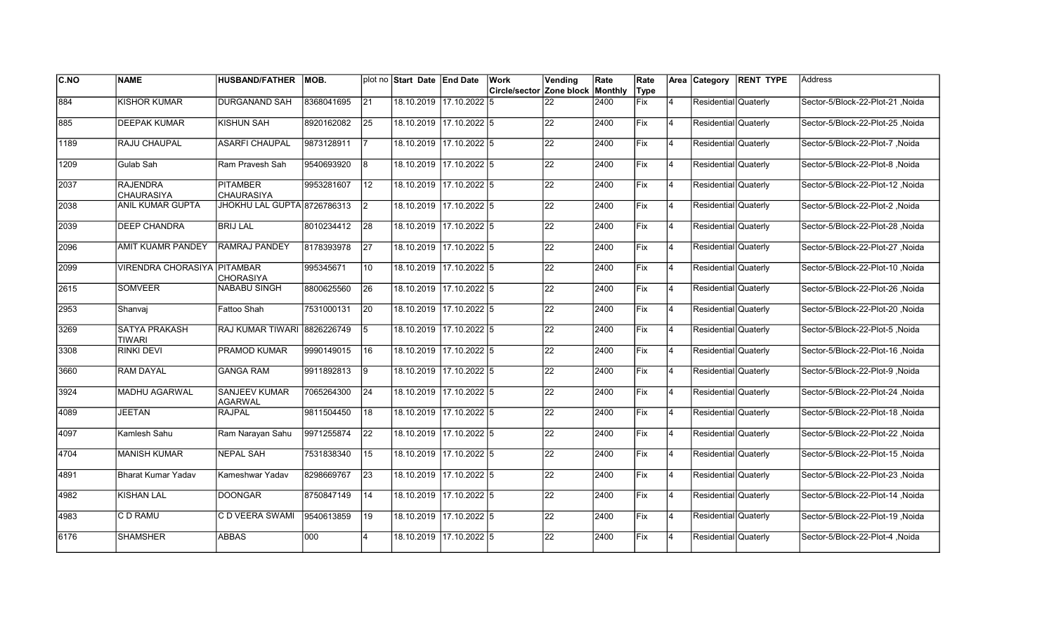| C.NO | NAME | HUSBAND/FATHER | MOB. | plot no | Start Date | End Date | Work Circle/sector | Vending Zone block | Rate Monthly | Rate Type | Area | Category | RENT TYPE | Address |
|---|---|---|---|---|---|---|---|---|---|---|---|---|---|---|
| 884 | KISHOR KUMAR | DURGANAND SAH | 8368041695 | 21 | 18.10.2019 | 17.10.2022 | 5 | 22 | 2400 | Fix | 4 | Residential | Quaterly | Sector-5/Block-22-Plot-21 ,Noida |
| 885 | DEEPAK KUMAR | KISHUN SAH | 8920162082 | 25 | 18.10.2019 | 17.10.2022 | 5 | 22 | 2400 | Fix | 4 | Residential | Quaterly | Sector-5/Block-22-Plot-25 ,Noida |
| 1189 | RAJU CHAUPAL | ASARFI CHAUPAL | 9873128911 | 7 | 18.10.2019 | 17.10.2022 | 5 | 22 | 2400 | Fix | 4 | Residential | Quaterly | Sector-5/Block-22-Plot-7 ,Noida |
| 1209 | Gulab Sah | Ram Pravesh Sah | 9540693920 | 8 | 18.10.2019 | 17.10.2022 | 5 | 22 | 2400 | Fix | 4 | Residential | Quaterly | Sector-5/Block-22-Plot-8 ,Noida |
| 2037 | RAJENDRA CHAURASIYA | PITAMBER CHAURASIYA | 9953281607 | 12 | 18.10.2019 | 17.10.2022 | 5 | 22 | 2400 | Fix | 4 | Residential | Quaterly | Sector-5/Block-22-Plot-12 ,Noida |
| 2038 | ANIL KUMAR GUPTA | JHOKHU LAL GUPTA | 8726786313 | 2 | 18.10.2019 | 17.10.2022 | 5 | 22 | 2400 | Fix | 4 | Residential | Quaterly | Sector-5/Block-22-Plot-2 ,Noida |
| 2039 | DEEP CHANDRA | BRIJ LAL | 8010234412 | 28 | 18.10.2019 | 17.10.2022 | 5 | 22 | 2400 | Fix | 4 | Residential | Quaterly | Sector-5/Block-22-Plot-28 ,Noida |
| 2096 | AMIT KUAMR PANDEY | RAMRAJ PANDEY | 8178393978 | 27 | 18.10.2019 | 17.10.2022 | 5 | 22 | 2400 | Fix | 4 | Residential | Quaterly | Sector-5/Block-22-Plot-27 ,Noida |
| 2099 | VIRENDRA CHORASIYA | PITAMBAR CHORASIYA | 995345671 | 10 | 18.10.2019 | 17.10.2022 | 5 | 22 | 2400 | Fix | 4 | Residential | Quaterly | Sector-5/Block-22-Plot-10 ,Noida |
| 2615 | SOMVEER | NABABU SINGH | 8800625560 | 26 | 18.10.2019 | 17.10.2022 | 5 | 22 | 2400 | Fix | 4 | Residential | Quaterly | Sector-5/Block-22-Plot-26 ,Noida |
| 2953 | Shanvaj | Fattoo Shah | 7531000131 | 20 | 18.10.2019 | 17.10.2022 | 5 | 22 | 2400 | Fix | 4 | Residential | Quaterly | Sector-5/Block-22-Plot-20 ,Noida |
| 3269 | SATYA PRAKASH TIWARI | RAJ KUMAR TIWARI | 8826226749 | 5 | 18.10.2019 | 17.10.2022 | 5 | 22 | 2400 | Fix | 4 | Residential | Quaterly | Sector-5/Block-22-Plot-5 ,Noida |
| 3308 | RINKI DEVI | PRAMOD KUMAR | 9990149015 | 16 | 18.10.2019 | 17.10.2022 | 5 | 22 | 2400 | Fix | 4 | Residential | Quaterly | Sector-5/Block-22-Plot-16 ,Noida |
| 3660 | RAM DAYAL | GANGA RAM | 9911892813 | 9 | 18.10.2019 | 17.10.2022 | 5 | 22 | 2400 | Fix | 4 | Residential | Quaterly | Sector-5/Block-22-Plot-9 ,Noida |
| 3924 | MADHU AGARWAL | SANJEEV KUMAR AGARWAL | 7065264300 | 24 | 18.10.2019 | 17.10.2022 | 5 | 22 | 2400 | Fix | 4 | Residential | Quaterly | Sector-5/Block-22-Plot-24 ,Noida |
| 4089 | JEETAN | RAJPAL | 9811504450 | 18 | 18.10.2019 | 17.10.2022 | 5 | 22 | 2400 | Fix | 4 | Residential | Quaterly | Sector-5/Block-22-Plot-18 ,Noida |
| 4097 | Kamlesh Sahu | Ram Narayan Sahu | 9971255874 | 22 | 18.10.2019 | 17.10.2022 | 5 | 22 | 2400 | Fix | 4 | Residential | Quaterly | Sector-5/Block-22-Plot-22 ,Noida |
| 4704 | MANISH KUMAR | NEPAL SAH | 7531838340 | 15 | 18.10.2019 | 17.10.2022 | 5 | 22 | 2400 | Fix | 4 | Residential | Quaterly | Sector-5/Block-22-Plot-15 ,Noida |
| 4891 | Bharat Kumar Yadav | Kameshwar Yadav | 8298669767 | 23 | 18.10.2019 | 17.10.2022 | 5 | 22 | 2400 | Fix | 4 | Residential | Quaterly | Sector-5/Block-22-Plot-23 ,Noida |
| 4982 | KISHAN LAL | DOONGAR | 8750847149 | 14 | 18.10.2019 | 17.10.2022 | 5 | 22 | 2400 | Fix | 4 | Residential | Quaterly | Sector-5/Block-22-Plot-14 ,Noida |
| 4983 | C D RAMU | C D VEERA SWAMI | 9540613859 | 19 | 18.10.2019 | 17.10.2022 | 5 | 22 | 2400 | Fix | 4 | Residential | Quaterly | Sector-5/Block-22-Plot-19 ,Noida |
| 6176 | SHAMSHER | ABBAS | 000 | 4 | 18.10.2019 | 17.10.2022 | 5 | 22 | 2400 | Fix | 4 | Residential | Quaterly | Sector-5/Block-22-Plot-4 ,Noida |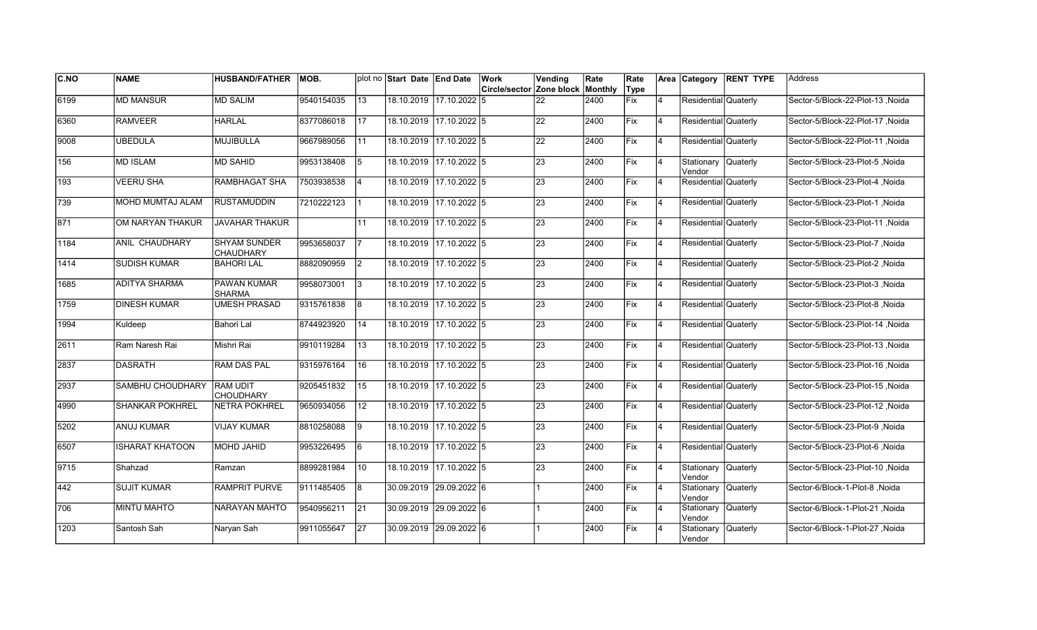| C.NO | NAME | HUSBAND/FATHER | MOB. | plot no | Start Date | End Date | Work Circle/sector | Vending Zone block | Rate Monthly | Rate Type | Area | Category | RENT TYPE | Address |
|---|---|---|---|---|---|---|---|---|---|---|---|---|---|---|
| 6199 | MD MANSUR | MD SALIM | 9540154035 | 13 | 18.10.2019 | 17.10.2022 | 5 | 22 | 2400 | Fix | 4 | Residential | Quaterly | Sector-5/Block-22-Plot-13 ,Noida |
| 6360 | RAMVEER | HARLAL | 8377086018 | 17 | 18.10.2019 | 17.10.2022 | 5 | 22 | 2400 | Fix | 4 | Residential | Quaterly | Sector-5/Block-22-Plot-17 ,Noida |
| 9008 | UBEDULA | MUJIBULLA | 9667989056 | 11 | 18.10.2019 | 17.10.2022 | 5 | 22 | 2400 | Fix | 4 | Residential | Quaterly | Sector-5/Block-22-Plot-11 ,Noida |
| 156 | MD ISLAM | MD SAHID | 9953138408 | 5 | 18.10.2019 | 17.10.2022 | 5 | 23 | 2400 | Fix | 4 | Stationary Vendor | Quaterly | Sector-5/Block-23-Plot-5 ,Noida |
| 193 | VEERU SHA | RAMBHAGAT SHA | 7503938538 | 4 | 18.10.2019 | 17.10.2022 | 5 | 23 | 2400 | Fix | 4 | Residential | Quaterly | Sector-5/Block-23-Plot-4 ,Noida |
| 739 | MOHD MUMTAJ ALAM | RUSTAMUDDIN | 7210222123 | 1 | 18.10.2019 | 17.10.2022 | 5 | 23 | 2400 | Fix | 4 | Residential | Quaterly | Sector-5/Block-23-Plot-1 ,Noida |
| 871 | OM NARYAN THAKUR | JAVAHAR THAKUR | | 11 | 18.10.2019 | 17.10.2022 | 5 | 23 | 2400 | Fix | 4 | Residential | Quaterly | Sector-5/Block-23-Plot-11 ,Noida |
| 1184 | ANIL CHAUDHARY | SHYAM SUNDER CHAUDHARY | 9953658037 | 7 | 18.10.2019 | 17.10.2022 | 5 | 23 | 2400 | Fix | 4 | Residential | Quaterly | Sector-5/Block-23-Plot-7 ,Noida |
| 1414 | SUDISH KUMAR | BAHORI LAL | 8882090959 | 2 | 18.10.2019 | 17.10.2022 | 5 | 23 | 2400 | Fix | 4 | Residential | Quaterly | Sector-5/Block-23-Plot-2 ,Noida |
| 1685 | ADITYA SHARMA | PAWAN KUMAR SHARMA | 9958073001 | 3 | 18.10.2019 | 17.10.2022 | 5 | 23 | 2400 | Fix | 4 | Residential | Quaterly | Sector-5/Block-23-Plot-3 ,Noida |
| 1759 | DINESH KUMAR | UMESH PRASAD | 9315761838 | 8 | 18.10.2019 | 17.10.2022 | 5 | 23 | 2400 | Fix | 4 | Residential | Quaterly | Sector-5/Block-23-Plot-8 ,Noida |
| 1994 | Kuldeep | Bahori Lal | 8744923920 | 14 | 18.10.2019 | 17.10.2022 | 5 | 23 | 2400 | Fix | 4 | Residential | Quaterly | Sector-5/Block-23-Plot-14 ,Noida |
| 2611 | Ram Naresh Rai | Mishri Rai | 9910119284 | 13 | 18.10.2019 | 17.10.2022 | 5 | 23 | 2400 | Fix | 4 | Residential | Quaterly | Sector-5/Block-23-Plot-13 ,Noida |
| 2837 | DASRATH | RAM DAS PAL | 9315976164 | 16 | 18.10.2019 | 17.10.2022 | 5 | 23 | 2400 | Fix | 4 | Residential | Quaterly | Sector-5/Block-23-Plot-16 ,Noida |
| 2937 | SAMBHU CHOUDHARY | RAM UDIT CHOUDHARY | 9205451832 | 15 | 18.10.2019 | 17.10.2022 | 5 | 23 | 2400 | Fix | 4 | Residential | Quaterly | Sector-5/Block-23-Plot-15 ,Noida |
| 4990 | SHANKAR POKHREL | NETRA POKHREL | 9650934056 | 12 | 18.10.2019 | 17.10.2022 | 5 | 23 | 2400 | Fix | 4 | Residential | Quaterly | Sector-5/Block-23-Plot-12 ,Noida |
| 5202 | ANUJ KUMAR | VIJAY KUMAR | 8810258088 | 9 | 18.10.2019 | 17.10.2022 | 5 | 23 | 2400 | Fix | 4 | Residential | Quaterly | Sector-5/Block-23-Plot-9 ,Noida |
| 6507 | ISHARAT KHATOON | MOHD JAHID | 9953226495 | 6 | 18.10.2019 | 17.10.2022 | 5 | 23 | 2400 | Fix | 4 | Residential | Quaterly | Sector-5/Block-23-Plot-6 ,Noida |
| 9715 | Shahzad | Ramzan | 8899281984 | 10 | 18.10.2019 | 17.10.2022 | 5 | 23 | 2400 | Fix | 4 | Stationary Vendor | Quaterly | Sector-5/Block-23-Plot-10 ,Noida |
| 442 | SUJIT KUMAR | RAMPRIT PURVE | 9111485405 | 8 | 30.09.2019 | 29.09.2022 | 6 | 1 | 2400 | Fix | 4 | Stationary Vendor | Quaterly | Sector-6/Block-1-Plot-8 ,Noida |
| 706 | MINTU MAHTO | NARAYAN MAHTO | 9540956211 | 21 | 30.09.2019 | 29.09.2022 | 6 | 1 | 2400 | Fix | 4 | Stationary Vendor | Quaterly | Sector-6/Block-1-Plot-21 ,Noida |
| 1203 | Santosh Sah | Naryan Sah | 9911055647 | 27 | 30.09.2019 | 29.09.2022 | 6 | 1 | 2400 | Fix | 4 | Stationary Vendor | Quaterly | Sector-6/Block-1-Plot-27 ,Noida |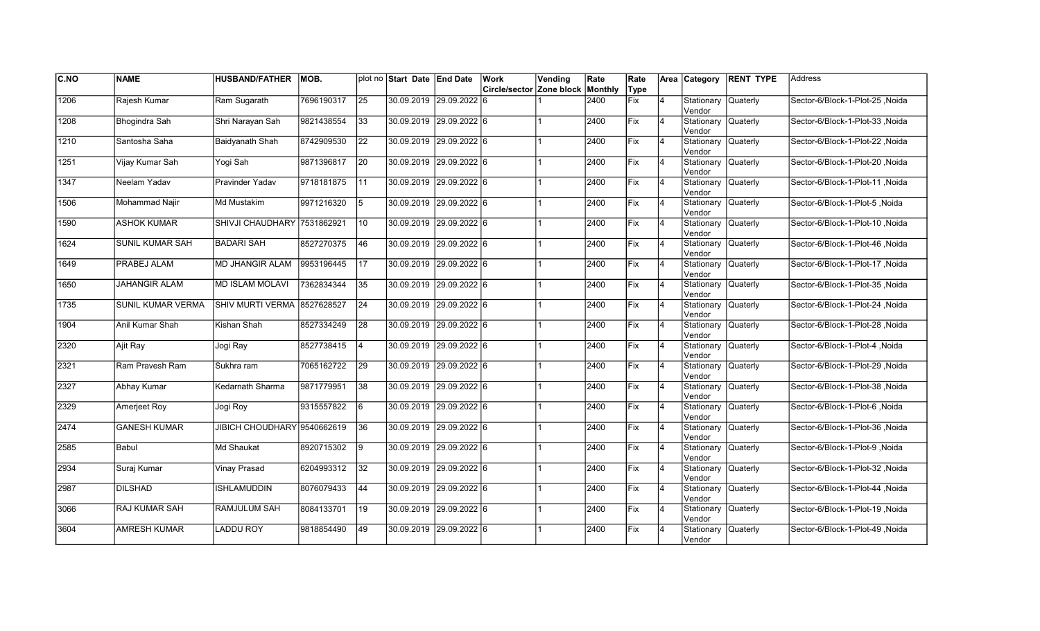| C.NO | NAME | HUSBAND/FATHER | MOB. | plot no | Start Date | End Date | Work Circle/sector | Vending Zone block | Rate Monthly | Rate Type | Area | Category | RENT TYPE | Address |
|---|---|---|---|---|---|---|---|---|---|---|---|---|---|---|
| 1206 | Rajesh Kumar | Ram Sugarath | 7696190317 | 25 | 30.09.2019 | 29.09.2022 | 6 | 1 | 2400 | Fix | 4 | Stationary Vendor | Quaterly | Sector-6/Block-1-Plot-25 ,Noida |
| 1208 | Bhogindra Sah | Shri Narayan Sah | 9821438554 | 33 | 30.09.2019 | 29.09.2022 | 6 | 1 | 2400 | Fix | 4 | Stationary Vendor | Quaterly | Sector-6/Block-1-Plot-33 ,Noida |
| 1210 | Santosha Saha | Baidyanath Shah | 8742909530 | 22 | 30.09.2019 | 29.09.2022 | 6 | 1 | 2400 | Fix | 4 | Stationary Vendor | Quaterly | Sector-6/Block-1-Plot-22 ,Noida |
| 1251 | Vijay Kumar Sah | Yogi Sah | 9871396817 | 20 | 30.09.2019 | 29.09.2022 | 6 | 1 | 2400 | Fix | 4 | Stationary Vendor | Quaterly | Sector-6/Block-1-Plot-20 ,Noida |
| 1347 | Neelam Yadav | Pravinder Yadav | 9718181875 | 11 | 30.09.2019 | 29.09.2022 | 6 | 1 | 2400 | Fix | 4 | Stationary Vendor | Quaterly | Sector-6/Block-1-Plot-11 ,Noida |
| 1506 | Mohammad Najir | Md Mustakim | 9971216320 | 5 | 30.09.2019 | 29.09.2022 | 6 | 1 | 2400 | Fix | 4 | Stationary Vendor | Quaterly | Sector-6/Block-1-Plot-5 ,Noida |
| 1590 | ASHOK KUMAR | SHIVJI CHAUDHARY | 7531862921 | 10 | 30.09.2019 | 29.09.2022 | 6 | 1 | 2400 | Fix | 4 | Stationary Vendor | Quaterly | Sector-6/Block-1-Plot-10 ,Noida |
| 1624 | SUNIL KUMAR SAH | BADARI SAH | 8527270375 | 46 | 30.09.2019 | 29.09.2022 | 6 | 1 | 2400 | Fix | 4 | Stationary Vendor | Quaterly | Sector-6/Block-1-Plot-46 ,Noida |
| 1649 | PRABEJ ALAM | MD JHANGIR ALAM | 9953196445 | 17 | 30.09.2019 | 29.09.2022 | 6 | 1 | 2400 | Fix | 4 | Stationary Vendor | Quaterly | Sector-6/Block-1-Plot-17 ,Noida |
| 1650 | JAHANGIR ALAM | MD ISLAM MOLAVI | 7362834344 | 35 | 30.09.2019 | 29.09.2022 | 6 | 1 | 2400 | Fix | 4 | Stationary Vendor | Quaterly | Sector-6/Block-1-Plot-35 ,Noida |
| 1735 | SUNIL KUMAR VERMA | SHIV MURTI VERMA | 8527628527 | 24 | 30.09.2019 | 29.09.2022 | 6 | 1 | 2400 | Fix | 4 | Stationary Vendor | Quaterly | Sector-6/Block-1-Plot-24 ,Noida |
| 1904 | Anil Kumar Shah | Kishan Shah | 8527334249 | 28 | 30.09.2019 | 29.09.2022 | 6 | 1 | 2400 | Fix | 4 | Stationary Vendor | Quaterly | Sector-6/Block-1-Plot-28 ,Noida |
| 2320 | Ajit Ray | Jogi Ray | 8527738415 | 4 | 30.09.2019 | 29.09.2022 | 6 | 1 | 2400 | Fix | 4 | Stationary Vendor | Quaterly | Sector-6/Block-1-Plot-4 ,Noida |
| 2321 | Ram Pravesh Ram | Sukhra ram | 7065162722 | 29 | 30.09.2019 | 29.09.2022 | 6 | 1 | 2400 | Fix | 4 | Stationary Vendor | Quaterly | Sector-6/Block-1-Plot-29 ,Noida |
| 2327 | Abhay Kumar | Kedarnath Sharma | 9871779951 | 38 | 30.09.2019 | 29.09.2022 | 6 | 1 | 2400 | Fix | 4 | Stationary Vendor | Quaterly | Sector-6/Block-1-Plot-38 ,Noida |
| 2329 | Amerjeet Roy | Jogi Roy | 9315557822 | 6 | 30.09.2019 | 29.09.2022 | 6 | 1 | 2400 | Fix | 4 | Stationary Vendor | Quaterly | Sector-6/Block-1-Plot-6 ,Noida |
| 2474 | GANESH KUMAR | JIBICH CHOUDHARY | 9540662619 | 36 | 30.09.2019 | 29.09.2022 | 6 | 1 | 2400 | Fix | 4 | Stationary Vendor | Quaterly | Sector-6/Block-1-Plot-36 ,Noida |
| 2585 | Babul | Md Shaukat | 8920715302 | 9 | 30.09.2019 | 29.09.2022 | 6 | 1 | 2400 | Fix | 4 | Stationary Vendor | Quaterly | Sector-6/Block-1-Plot-9 ,Noida |
| 2934 | Suraj Kumar | Vinay Prasad | 6204993312 | 32 | 30.09.2019 | 29.09.2022 | 6 | 1 | 2400 | Fix | 4 | Stationary Vendor | Quaterly | Sector-6/Block-1-Plot-32 ,Noida |
| 2987 | DILSHAD | ISHLAMUDDIN | 8076079433 | 44 | 30.09.2019 | 29.09.2022 | 6 | 1 | 2400 | Fix | 4 | Stationary Vendor | Quaterly | Sector-6/Block-1-Plot-44 ,Noida |
| 3066 | RAJ KUMAR SAH | RAMJULUM SAH | 8084133701 | 19 | 30.09.2019 | 29.09.2022 | 6 | 1 | 2400 | Fix | 4 | Stationary Vendor | Quaterly | Sector-6/Block-1-Plot-19 ,Noida |
| 3604 | AMRESH KUMAR | LADDU ROY | 9818854490 | 49 | 30.09.2019 | 29.09.2022 | 6 | 1 | 2400 | Fix | 4 | Stationary Vendor | Quaterly | Sector-6/Block-1-Plot-49 ,Noida |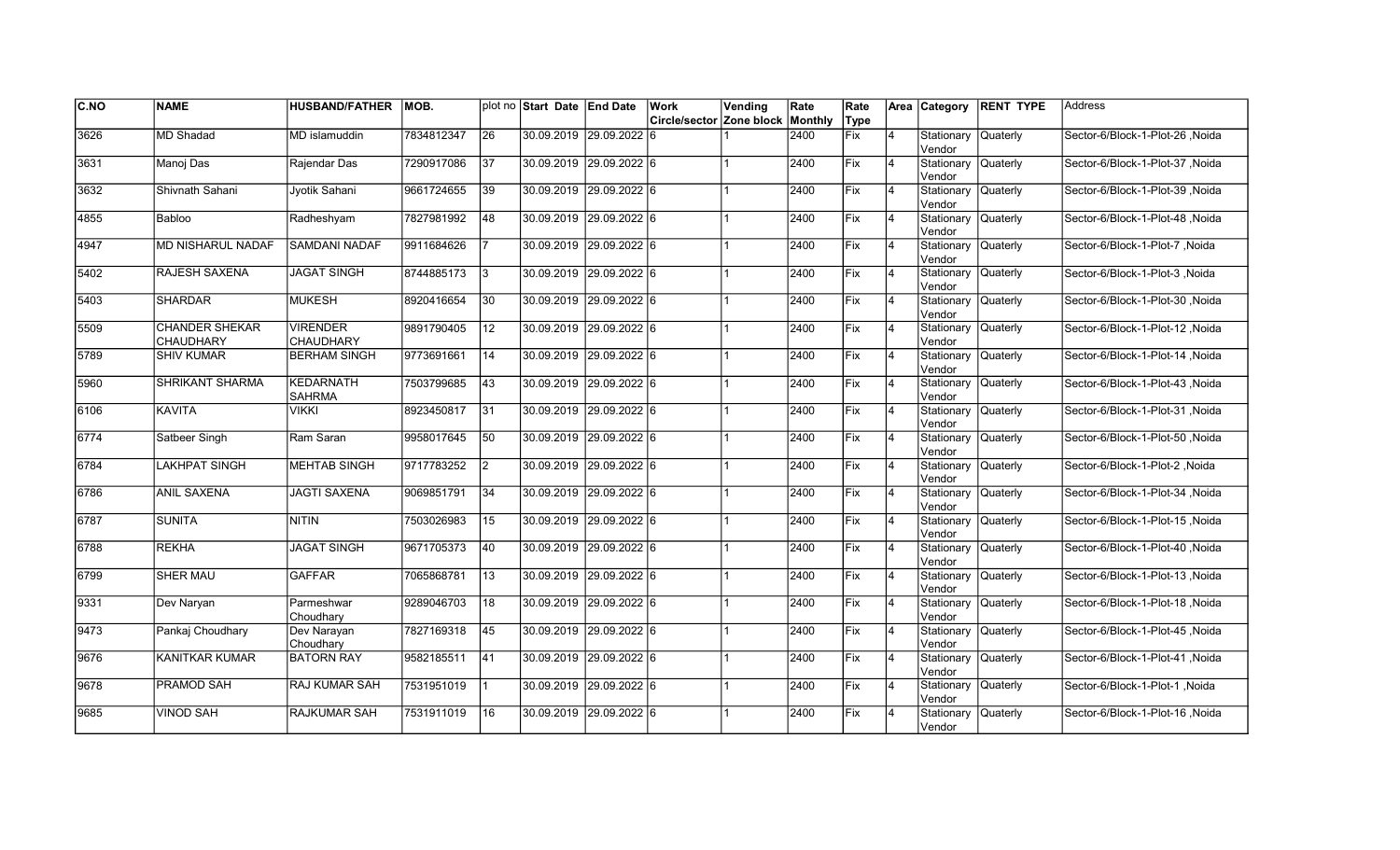| C.NO | NAME | HUSBAND/FATHER | MOB. | plot no | Start Date | End Date | Work Circle/sector | Vending Zone block | Rate Monthly | Rate Type | Area | Category | RENT TYPE | Address |
|---|---|---|---|---|---|---|---|---|---|---|---|---|---|---|
| 3626 | MD Shadad | MD islamuddin | 7834812347 | 26 | 30.09.2019 | 29.09.2022 | 6 | 1 | 2400 | Fix | 4 | Stationary Vendor | Quaterly | Sector-6/Block-1-Plot-26 ,Noida |
| 3631 | Manoj Das | Rajendar Das | 7290917086 | 37 | 30.09.2019 | 29.09.2022 | 6 | 1 | 2400 | Fix | 4 | Stationary Vendor | Quaterly | Sector-6/Block-1-Plot-37 ,Noida |
| 3632 | Shivnath Sahani | Jyotik Sahani | 9661724655 | 39 | 30.09.2019 | 29.09.2022 | 6 | 1 | 2400 | Fix | 4 | Stationary Vendor | Quaterly | Sector-6/Block-1-Plot-39 ,Noida |
| 4855 | Babloo | Radheshyam | 7827981992 | 48 | 30.09.2019 | 29.09.2022 | 6 | 1 | 2400 | Fix | 4 | Stationary Vendor | Quaterly | Sector-6/Block-1-Plot-48 ,Noida |
| 4947 | MD NISHARUL NADAF | SAMDANI NADAF | 9911684626 | 7 | 30.09.2019 | 29.09.2022 | 6 | 1 | 2400 | Fix | 4 | Stationary Vendor | Quaterly | Sector-6/Block-1-Plot-7 ,Noida |
| 5402 | RAJESH SAXENA | JAGAT SINGH | 8744885173 | 3 | 30.09.2019 | 29.09.2022 | 6 | 1 | 2400 | Fix | 4 | Stationary Vendor | Quaterly | Sector-6/Block-1-Plot-3 ,Noida |
| 5403 | SHARDAR | MUKESH | 8920416654 | 30 | 30.09.2019 | 29.09.2022 | 6 | 1 | 2400 | Fix | 4 | Stationary Vendor | Quaterly | Sector-6/Block-1-Plot-30 ,Noida |
| 5509 | CHANDER SHEKAR CHAUDHARY | VIRENDER CHAUDHARY | 9891790405 | 12 | 30.09.2019 | 29.09.2022 | 6 | 1 | 2400 | Fix | 4 | Stationary Vendor | Quaterly | Sector-6/Block-1-Plot-12 ,Noida |
| 5789 | SHIV KUMAR | BERHAM SINGH | 9773691661 | 14 | 30.09.2019 | 29.09.2022 | 6 | 1 | 2400 | Fix | 4 | Stationary Vendor | Quaterly | Sector-6/Block-1-Plot-14 ,Noida |
| 5960 | SHRIKANT SHARMA | KEDARNATH SAHRMA | 7503799685 | 43 | 30.09.2019 | 29.09.2022 | 6 | 1 | 2400 | Fix | 4 | Stationary Vendor | Quaterly | Sector-6/Block-1-Plot-43 ,Noida |
| 6106 | KAVITA | VIKKI | 8923450817 | 31 | 30.09.2019 | 29.09.2022 | 6 | 1 | 2400 | Fix | 4 | Stationary Vendor | Quaterly | Sector-6/Block-1-Plot-31 ,Noida |
| 6774 | Satbeer Singh | Ram Saran | 9958017645 | 50 | 30.09.2019 | 29.09.2022 | 6 | 1 | 2400 | Fix | 4 | Stationary Vendor | Quaterly | Sector-6/Block-1-Plot-50 ,Noida |
| 6784 | LAKHPAT SINGH | MEHTAB SINGH | 9717783252 | 2 | 30.09.2019 | 29.09.2022 | 6 | 1 | 2400 | Fix | 4 | Stationary Vendor | Quaterly | Sector-6/Block-1-Plot-2 ,Noida |
| 6786 | ANIL SAXENA | JAGTI SAXENA | 9069851791 | 34 | 30.09.2019 | 29.09.2022 | 6 | 1 | 2400 | Fix | 4 | Stationary Vendor | Quaterly | Sector-6/Block-1-Plot-34 ,Noida |
| 6787 | SUNITA | NITIN | 7503026983 | 15 | 30.09.2019 | 29.09.2022 | 6 | 1 | 2400 | Fix | 4 | Stationary Vendor | Quaterly | Sector-6/Block-1-Plot-15 ,Noida |
| 6788 | REKHA | JAGAT SINGH | 9671705373 | 40 | 30.09.2019 | 29.09.2022 | 6 | 1 | 2400 | Fix | 4 | Stationary Vendor | Quaterly | Sector-6/Block-1-Plot-40 ,Noida |
| 6799 | SHER MAU | GAFFAR | 7065868781 | 13 | 30.09.2019 | 29.09.2022 | 6 | 1 | 2400 | Fix | 4 | Stationary Vendor | Quaterly | Sector-6/Block-1-Plot-13 ,Noida |
| 9331 | Dev Naryan | Parmeshwar Choudhary | 9289046703 | 18 | 30.09.2019 | 29.09.2022 | 6 | 1 | 2400 | Fix | 4 | Stationary Vendor | Quaterly | Sector-6/Block-1-Plot-18 ,Noida |
| 9473 | Pankaj Choudhary | Dev Narayan Choudhary | 7827169318 | 45 | 30.09.2019 | 29.09.2022 | 6 | 1 | 2400 | Fix | 4 | Stationary Vendor | Quaterly | Sector-6/Block-1-Plot-45 ,Noida |
| 9676 | KANITKAR KUMAR | BATORN RAY | 9582185511 | 41 | 30.09.2019 | 29.09.2022 | 6 | 1 | 2400 | Fix | 4 | Stationary Vendor | Quaterly | Sector-6/Block-1-Plot-41 ,Noida |
| 9678 | PRAMOD SAH | RAJ KUMAR SAH | 7531951019 | 1 | 30.09.2019 | 29.09.2022 | 6 | 1 | 2400 | Fix | 4 | Stationary Vendor | Quaterly | Sector-6/Block-1-Plot-1 ,Noida |
| 9685 | VINOD SAH | RAJKUMAR SAH | 7531911019 | 16 | 30.09.2019 | 29.09.2022 | 6 | 1 | 2400 | Fix | 4 | Stationary Vendor | Quaterly | Sector-6/Block-1-Plot-16 ,Noida |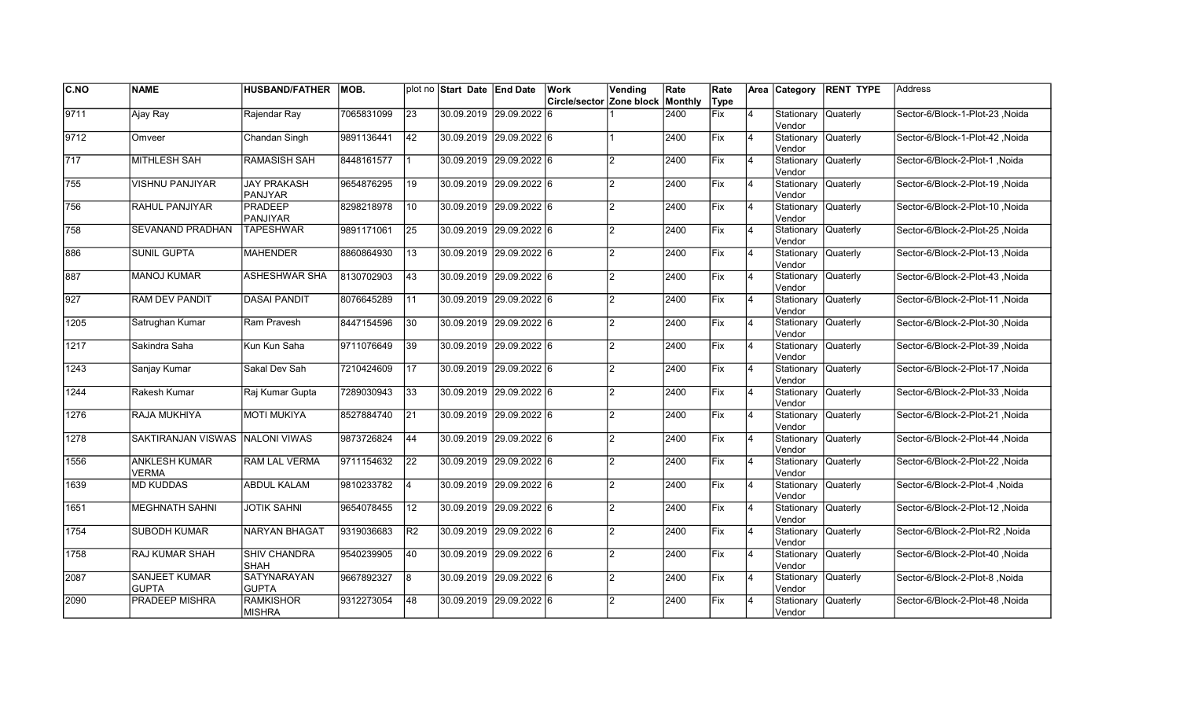| C.NO | NAME | HUSBAND/FATHER | MOB. | plot no | Start Date | End Date | Work Circle/sector | Vending Zone block | Rate Monthly | Rate Type | Area | Category | RENT TYPE | Address |
|---|---|---|---|---|---|---|---|---|---|---|---|---|---|---|
| 9711 | Ajay Ray | Rajendar Ray | 7065831099 | 23 | 30.09.2019 | 29.09.2022 | 6 | 1 | 2400 | Fix | 4 | Stationary Vendor | Quaterly | Sector-6/Block-1-Plot-23 ,Noida |
| 9712 | Omveer | Chandan Singh | 9891136441 | 42 | 30.09.2019 | 29.09.2022 | 6 | 1 | 2400 | Fix | 4 | Stationary Vendor | Quaterly | Sector-6/Block-1-Plot-42 ,Noida |
| 717 | MITHLESH SAH | RAMASISH SAH | 8448161577 | 1 | 30.09.2019 | 29.09.2022 | 6 | 2 | 2400 | Fix | 4 | Stationary Vendor | Quaterly | Sector-6/Block-2-Plot-1 ,Noida |
| 755 | VISHNU PANJIYAR | JAY PRAKASH PANJYAR | 9654876295 | 19 | 30.09.2019 | 29.09.2022 | 6 | 2 | 2400 | Fix | 4 | Stationary Vendor | Quaterly | Sector-6/Block-2-Plot-19 ,Noida |
| 756 | RAHUL PANJIYAR | PRADEEP PANJIYAR | 8298218978 | 10 | 30.09.2019 | 29.09.2022 | 6 | 2 | 2400 | Fix | 4 | Stationary Vendor | Quaterly | Sector-6/Block-2-Plot-10 ,Noida |
| 758 | SEVANAND PRADHAN | TAPESHWAR | 9891171061 | 25 | 30.09.2019 | 29.09.2022 | 6 | 2 | 2400 | Fix | 4 | Stationary Vendor | Quaterly | Sector-6/Block-2-Plot-25 ,Noida |
| 886 | SUNIL GUPTA | MAHENDER | 8860864930 | 13 | 30.09.2019 | 29.09.2022 | 6 | 2 | 2400 | Fix | 4 | Stationary Vendor | Quaterly | Sector-6/Block-2-Plot-13 ,Noida |
| 887 | MANOJ KUMAR | ASHESHWAR SHA | 8130702903 | 43 | 30.09.2019 | 29.09.2022 | 6 | 2 | 2400 | Fix | 4 | Stationary Vendor | Quaterly | Sector-6/Block-2-Plot-43 ,Noida |
| 927 | RAM DEV PANDIT | DASAI PANDIT | 8076645289 | 11 | 30.09.2019 | 29.09.2022 | 6 | 2 | 2400 | Fix | 4 | Stationary Vendor | Quaterly | Sector-6/Block-2-Plot-11 ,Noida |
| 1205 | Satrughan Kumar | Ram Pravesh | 8447154596 | 30 | 30.09.2019 | 29.09.2022 | 6 | 2 | 2400 | Fix | 4 | Stationary Vendor | Quaterly | Sector-6/Block-2-Plot-30 ,Noida |
| 1217 | Sakindra Saha | Kun Kun Saha | 9711076649 | 39 | 30.09.2019 | 29.09.2022 | 6 | 2 | 2400 | Fix | 4 | Stationary Vendor | Quaterly | Sector-6/Block-2-Plot-39 ,Noida |
| 1243 | Sanjay Kumar | Sakal Dev Sah | 7210424609 | 17 | 30.09.2019 | 29.09.2022 | 6 | 2 | 2400 | Fix | 4 | Stationary Vendor | Quaterly | Sector-6/Block-2-Plot-17 ,Noida |
| 1244 | Rakesh Kumar | Raj Kumar Gupta | 7289030943 | 33 | 30.09.2019 | 29.09.2022 | 6 | 2 | 2400 | Fix | 4 | Stationary Vendor | Quaterly | Sector-6/Block-2-Plot-33 ,Noida |
| 1276 | RAJA MUKHIYA | MOTI MUKIYA | 8527884740 | 21 | 30.09.2019 | 29.09.2022 | 6 | 2 | 2400 | Fix | 4 | Stationary Vendor | Quaterly | Sector-6/Block-2-Plot-21 ,Noida |
| 1278 | SAKTIRANJAN VISWAS | NALONI VIWAS | 9873726824 | 44 | 30.09.2019 | 29.09.2022 | 6 | 2 | 2400 | Fix | 4 | Stationary Vendor | Quaterly | Sector-6/Block-2-Plot-44 ,Noida |
| 1556 | ANKLESH KUMAR VERMA | RAM LAL VERMA | 9711154632 | 22 | 30.09.2019 | 29.09.2022 | 6 | 2 | 2400 | Fix | 4 | Stationary Vendor | Quaterly | Sector-6/Block-2-Plot-22 ,Noida |
| 1639 | MD KUDDAS | ABDUL KALAM | 9810233782 | 4 | 30.09.2019 | 29.09.2022 | 6 | 2 | 2400 | Fix | 4 | Stationary Vendor | Quaterly | Sector-6/Block-2-Plot-4 ,Noida |
| 1651 | MEGHNATH SAHNI | JOTIK SAHNI | 9654078455 | 12 | 30.09.2019 | 29.09.2022 | 6 | 2 | 2400 | Fix | 4 | Stationary Vendor | Quaterly | Sector-6/Block-2-Plot-12 ,Noida |
| 1754 | SUBODH KUMAR | NARYAN BHAGAT | 9319036683 | R2 | 30.09.2019 | 29.09.2022 | 6 | 2 | 2400 | Fix | 4 | Stationary Vendor | Quaterly | Sector-6/Block-2-Plot-R2 ,Noida |
| 1758 | RAJ KUMAR SHAH | SHIV CHANDRA SHAH | 9540239905 | 40 | 30.09.2019 | 29.09.2022 | 6 | 2 | 2400 | Fix | 4 | Stationary Vendor | Quaterly | Sector-6/Block-2-Plot-40 ,Noida |
| 2087 | SANJEET KUMAR GUPTA | SATYNARAYAN GUPTA | 9667892327 | 8 | 30.09.2019 | 29.09.2022 | 6 | 2 | 2400 | Fix | 4 | Stationary Vendor | Quaterly | Sector-6/Block-2-Plot-8 ,Noida |
| 2090 | PRADEEP MISHRA | RAMKISHOR MISHRA | 9312273054 | 48 | 30.09.2019 | 29.09.2022 | 6 | 2 | 2400 | Fix | 4 | Stationary Vendor | Quaterly | Sector-6/Block-2-Plot-48 ,Noida |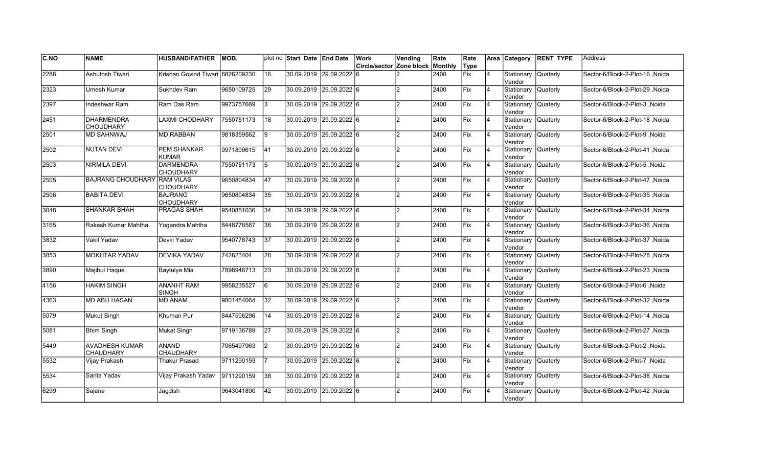| C.NO | NAME | HUSBAND/FATHER | MOB. | plot no | Start Date | End Date | Work Circle/sector | Vending Zone block | Rate Monthly | Rate Type | Area | Category | RENT TYPE | Address |
|---|---|---|---|---|---|---|---|---|---|---|---|---|---|---|
| 2288 | Ashutosh Tiwari | Krishan Govind Tiwari | 8826209230 | 16 | 30.09.2019 | 29.09.2022 | 6 | 2 | 2400 | Fix | 4 | Stationary Vendor | Quaterly | Sector-6/Block-2-Plot-16 ,Noida |
| 2323 | Umesh Kumar | Sukhdev Ram | 9650109725 | 29 | 30.09.2019 | 29.09.2022 | 6 | 2 | 2400 | Fix | 4 | Stationary Vendor | Quaterly | Sector-6/Block-2-Plot-29 ,Noida |
| 2397 | Indeshwar Ram | Ram Das Ram | 9973757689 | 3 | 30.09.2019 | 29.09.2022 | 6 | 2 | 2400 | Fix | 4 | Stationary Vendor | Quaterly | Sector-6/Block-2-Plot-3 ,Noida |
| 2451 | DHARMENDRA CHOUDHARY | LAXMI CHODHARY | 7550751173 | 18 | 30.09.2019 | 29.09.2022 | 6 | 2 | 2400 | Fix | 4 | Stationary Vendor | Quaterly | Sector-6/Block-2-Plot-18 ,Noida |
| 2501 | MD SAHNWAJ | MD RABBAN | 9818359562 | 9 | 30.09.2019 | 29.09.2022 | 6 | 2 | 2400 | Fix | 4 | Stationary Vendor | Quaterly | Sector-6/Block-2-Plot-9 ,Noida |
| 2502 | NUTAN DEVI | PEM SHANKAR KUMAR | 9971809615 | 41 | 30.09.2019 | 29.09.2022 | 6 | 2 | 2400 | Fix | 4 | Stationary Vendor | Quaterly | Sector-6/Block-2-Plot-41 ,Noida |
| 2503 | NIRMILA DEVI | DARMENDRA CHOUDHARY | 7550751173 | 5 | 30.09.2019 | 29.09.2022 | 6 | 2 | 2400 | Fix | 4 | Stationary Vendor | Quaterly | Sector-6/Block-2-Plot-5 ,Noida |
| 2505 | BAJRANG CHOUDHARY | RAM VILAS CHOUDHARY | 9650804834 | 47 | 30.09.2019 | 29.09.2022 | 6 | 2 | 2400 | Fix | 4 | Stationary Vendor | Quaterly | Sector-6/Block-2-Plot-47 ,Noida |
| 2506 | BABITA DEVI | BAJRANG CHOUDHARY | 9650804834 | 35 | 30.09.2019 | 29.09.2022 | 6 | 2 | 2400 | Fix | 4 | Stationary Vendor | Quaterly | Sector-6/Block-2-Plot-35 ,Noida |
| 3048 | SHANKAR SHAH | PRAGAS SHAH | 9540851036 | 34 | 30.09.2019 | 29.09.2022 | 6 | 2 | 2400 | Fix | 4 | Stationary Vendor | Quaterly | Sector-6/Block-2-Plot-34 ,Noida |
| 3165 | Rakesh Kumar Mahtha | Yogendra Mahtha | 8448776587 | 36 | 30.09.2019 | 29.09.2022 | 6 | 2 | 2400 | Fix | 4 | Stationary Vendor | Quaterly | Sector-6/Block-2-Plot-36 ,Noida |
| 3832 | Vakil Yadav | Devki Yadav | 9540778743 | 37 | 30.09.2019 | 29.09.2022 | 6 | 2 | 2400 | Fix | 4 | Stationary Vendor | Quaterly | Sector-6/Block-2-Plot-37 ,Noida |
| 3853 | MOKHTAR YADAV | DEVIKA YADAV | 742823404 | 28 | 30.09.2019 | 29.09.2022 | 6 | 2 | 2400 | Fix | 4 | Stationary Vendor | Quaterly | Sector-6/Block-2-Plot-28 ,Noida |
| 3890 | Majibul Haque | Baytulya Mia | 7898946713 | 23 | 30.09.2019 | 29.09.2022 | 6 | 2 | 2400 | Fix | 4 | Stationary Vendor | Quaterly | Sector-6/Block-2-Plot-23 ,Noida |
| 4156 | HAKIM SINGH | ANANHT RAM SINGH | 9958235527 | 6 | 30.09.2019 | 29.09.2022 | 6 | 2 | 2400 | Fix | 4 | Stationary Vendor | Quaterly | Sector-6/Block-2-Plot-6 ,Noida |
| 4363 | MD ABU HASAN | MD ANAM | 9801454064 | 32 | 30.09.2019 | 29.09.2022 | 6 | 2 | 2400 | Fix | 4 | Stationary Vendor | Quaterly | Sector-6/Block-2-Plot-32 ,Noida |
| 5079 | Mukut Singh | Khuman Pur | 8447506296 | 14 | 30.09.2019 | 29.09.2022 | 6 | 2 | 2400 | Fix | 4 | Stationary Vendor | Quaterly | Sector-6/Block-2-Plot-14 ,Noida |
| 5081 | Bhim Singh | Mukat Singh | 9719136789 | 27 | 30.09.2019 | 29.09.2022 | 6 | 2 | 2400 | Fix | 4 | Stationary Vendor | Quaterly | Sector-6/Block-2-Plot-27 ,Noida |
| 5449 | AVADHESH KUMAR CHAUDHARY | ANAND CHAUDHARY | 7065497963 | 2 | 30.09.2019 | 29.09.2022 | 6 | 2 | 2400 | Fix | 4 | Stationary Vendor | Quaterly | Sector-6/Block-2-Plot-2 ,Noida |
| 5532 | Vijay Prakash | Thakur Prasad | 9711290159 | 7 | 30.09.2019 | 29.09.2022 | 6 | 2 | 2400 | Fix | 4 | Stationary Vendor | Quaterly | Sector-6/Block-2-Plot-7 ,Noida |
| 5534 | Sarita Yadav | Vijay Prakash Yadav | 9711290159 | 38 | 30.09.2019 | 29.09.2022 | 6 | 2 | 2400 | Fix | 4 | Stationary Vendor | Quaterly | Sector-6/Block-2-Plot-38 ,Noida |
| 6299 | Sajana | Jagdish | 9643041890 | 42 | 30.09.2019 | 29.09.2022 | 6 | 2 | 2400 | Fix | 4 | Stationary Vendor | Quaterly | Sector-6/Block-2-Plot-42 ,Noida |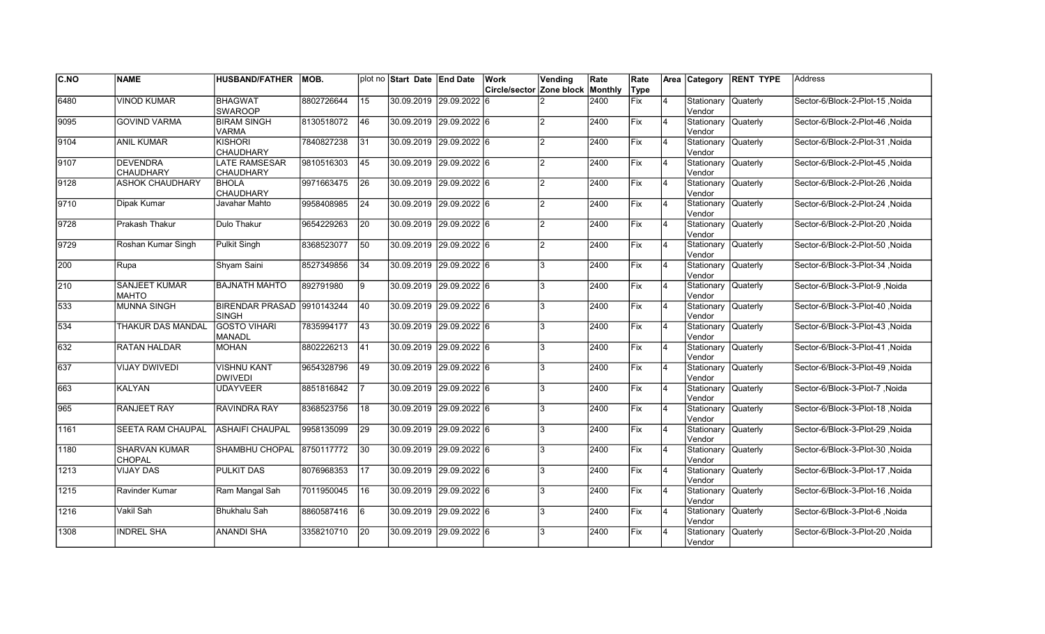| C.NO | NAME | HUSBAND/FATHER | MOB. | plot no | Start Date | End Date | Work Circle/sector | Vending Zone block | Rate Monthly | Rate Type | Area | Category | RENT TYPE | Address |
|---|---|---|---|---|---|---|---|---|---|---|---|---|---|---|
| 6480 | VINOD KUMAR | BHAGWAT SWAROOP | 8802726644 | 15 | 30.09.2019 | 29.09.2022 | 6 | 2 | 2400 | Fix | 4 | Stationary Vendor | Quaterly | Sector-6/Block-2-Plot-15 ,Noida |
| 9095 | GOVIND VARMA | BIRAM SINGH VARMA | 8130518072 | 46 | 30.09.2019 | 29.09.2022 | 6 | 2 | 2400 | Fix | 4 | Stationary Vendor | Quaterly | Sector-6/Block-2-Plot-46 ,Noida |
| 9104 | ANIL KUMAR | KISHORI CHAUDHARY | 7840827238 | 31 | 30.09.2019 | 29.09.2022 | 6 | 2 | 2400 | Fix | 4 | Stationary Vendor | Quaterly | Sector-6/Block-2-Plot-31 ,Noida |
| 9107 | DEVENDRA CHAUDHARY | LATE RAMSESAR CHAUDHARY | 9810516303 | 45 | 30.09.2019 | 29.09.2022 | 6 | 2 | 2400 | Fix | 4 | Stationary Vendor | Quaterly | Sector-6/Block-2-Plot-45 ,Noida |
| 9128 | ASHOK CHAUDHARY | BHOLA CHAUDHARY | 9971663475 | 26 | 30.09.2019 | 29.09.2022 | 6 | 2 | 2400 | Fix | 4 | Stationary Vendor | Quaterly | Sector-6/Block-2-Plot-26 ,Noida |
| 9710 | Dipak Kumar | Javahar Mahto | 9958408985 | 24 | 30.09.2019 | 29.09.2022 | 6 | 2 | 2400 | Fix | 4 | Stationary Vendor | Quaterly | Sector-6/Block-2-Plot-24 ,Noida |
| 9728 | Prakash Thakur | Dulo Thakur | 9654229263 | 20 | 30.09.2019 | 29.09.2022 | 6 | 2 | 2400 | Fix | 4 | Stationary Vendor | Quaterly | Sector-6/Block-2-Plot-20 ,Noida |
| 9729 | Roshan Kumar Singh | Pulkit Singh | 8368523077 | 50 | 30.09.2019 | 29.09.2022 | 6 | 2 | 2400 | Fix | 4 | Stationary Vendor | Quaterly | Sector-6/Block-2-Plot-50 ,Noida |
| 200 | Rupa | Shyam Saini | 8527349856 | 34 | 30.09.2019 | 29.09.2022 | 6 | 3 | 2400 | Fix | 4 | Stationary Vendor | Quaterly | Sector-6/Block-3-Plot-34 ,Noida |
| 210 | SANJEET KUMAR MAHTO | BAJNATH MAHTO | 892791980 | 9 | 30.09.2019 | 29.09.2022 | 6 | 3 | 2400 | Fix | 4 | Stationary Vendor | Quaterly | Sector-6/Block-3-Plot-9 ,Noida |
| 533 | MUNNA SINGH | BIRENDAR PRASAD SINGH | 9910143244 | 40 | 30.09.2019 | 29.09.2022 | 6 | 3 | 2400 | Fix | 4 | Stationary Vendor | Quaterly | Sector-6/Block-3-Plot-40 ,Noida |
| 534 | THAKUR DAS MANDAL | GOSTO VIHARI MANADL | 7835994177 | 43 | 30.09.2019 | 29.09.2022 | 6 | 3 | 2400 | Fix | 4 | Stationary Vendor | Quaterly | Sector-6/Block-3-Plot-43 ,Noida |
| 632 | RATAN HALDAR | MOHAN | 8802226213 | 41 | 30.09.2019 | 29.09.2022 | 6 | 3 | 2400 | Fix | 4 | Stationary Vendor | Quaterly | Sector-6/Block-3-Plot-41 ,Noida |
| 637 | VIJAY DWIVEDI | VISHNU KANT DWIVEDI | 9654328796 | 49 | 30.09.2019 | 29.09.2022 | 6 | 3 | 2400 | Fix | 4 | Stationary Vendor | Quaterly | Sector-6/Block-3-Plot-49 ,Noida |
| 663 | KALYAN | UDAYVEER | 8851816842 | 7 | 30.09.2019 | 29.09.2022 | 6 | 3 | 2400 | Fix | 4 | Stationary Vendor | Quaterly | Sector-6/Block-3-Plot-7 ,Noida |
| 965 | RANJEET RAY | RAVINDRA RAY | 8368523756 | 18 | 30.09.2019 | 29.09.2022 | 6 | 3 | 2400 | Fix | 4 | Stationary Vendor | Quaterly | Sector-6/Block-3-Plot-18 ,Noida |
| 1161 | SEETA RAM CHAUPAL | ASHAIFI CHAUPAL | 9958135099 | 29 | 30.09.2019 | 29.09.2022 | 6 | 3 | 2400 | Fix | 4 | Stationary Vendor | Quaterly | Sector-6/Block-3-Plot-29 ,Noida |
| 1180 | SHARVAN KUMAR CHOPAL | SHAMBHU CHOPAL | 8750117772 | 30 | 30.09.2019 | 29.09.2022 | 6 | 3 | 2400 | Fix | 4 | Stationary Vendor | Quaterly | Sector-6/Block-3-Plot-30 ,Noida |
| 1213 | VIJAY DAS | PULKIT DAS | 8076968353 | 17 | 30.09.2019 | 29.09.2022 | 6 | 3 | 2400 | Fix | 4 | Stationary Vendor | Quaterly | Sector-6/Block-3-Plot-17 ,Noida |
| 1215 | Ravinder Kumar | Ram Mangal Sah | 7011950045 | 16 | 30.09.2019 | 29.09.2022 | 6 | 3 | 2400 | Fix | 4 | Stationary Vendor | Quaterly | Sector-6/Block-3-Plot-16 ,Noida |
| 1216 | Vakil Sah | Bhukhalu Sah | 8860587416 | 6 | 30.09.2019 | 29.09.2022 | 6 | 3 | 2400 | Fix | 4 | Stationary Vendor | Quaterly | Sector-6/Block-3-Plot-6 ,Noida |
| 1308 | INDREL SHA | ANANDI SHA | 3358210710 | 20 | 30.09.2019 | 29.09.2022 | 6 | 3 | 2400 | Fix | 4 | Stationary Vendor | Quaterly | Sector-6/Block-3-Plot-20 ,Noida |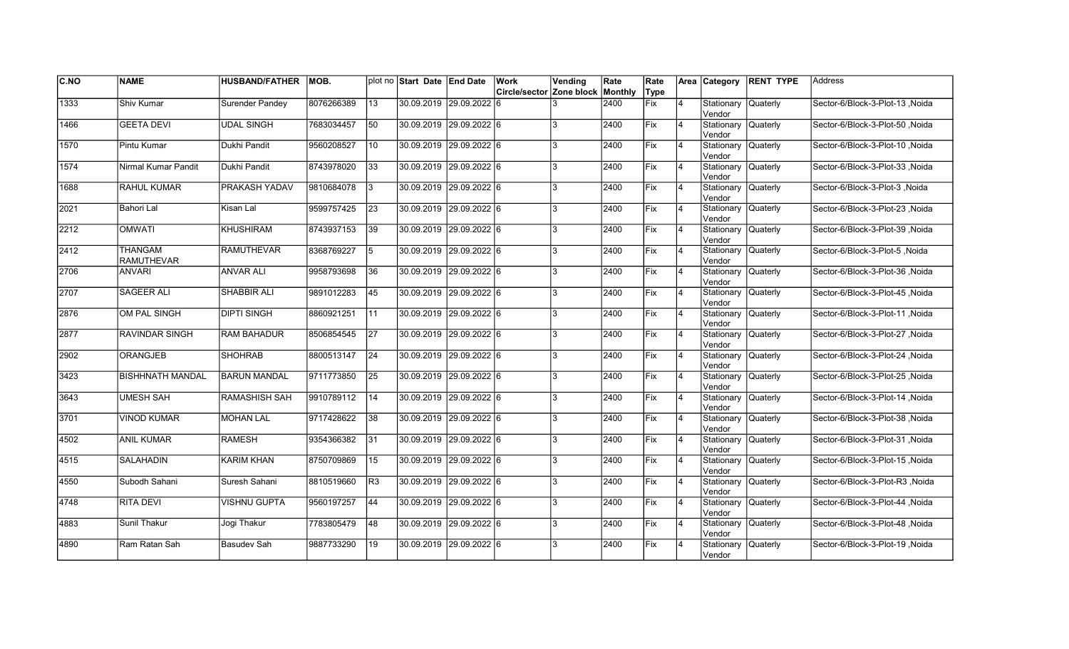| C.NO | NAME | HUSBAND/FATHER | MOB. | plot no | Start Date | End Date | Work Circle/sector | Vending Zone block | Rate Monthly | Rate Type | Area | Category | RENT TYPE | Address |
|---|---|---|---|---|---|---|---|---|---|---|---|---|---|---|
| 1333 | Shiv Kumar | Surender Pandey | 8076266389 | 13 | 30.09.2019 | 29.09.2022 | 6 | 3 | 2400 | Fix | 4 | Stationary Vendor | Quaterly | Sector-6/Block-3-Plot-13 ,Noida |
| 1466 | GEETA DEVI | UDAL SINGH | 7683034457 | 50 | 30.09.2019 | 29.09.2022 | 6 | 3 | 2400 | Fix | 4 | Stationary Vendor | Quaterly | Sector-6/Block-3-Plot-50 ,Noida |
| 1570 | Pintu Kumar | Dukhi Pandit | 9560208527 | 10 | 30.09.2019 | 29.09.2022 | 6 | 3 | 2400 | Fix | 4 | Stationary Vendor | Quaterly | Sector-6/Block-3-Plot-10 ,Noida |
| 1574 | Nirmal Kumar Pandit | Dukhi Pandit | 8743978020 | 33 | 30.09.2019 | 29.09.2022 | 6 | 3 | 2400 | Fix | 4 | Stationary Vendor | Quaterly | Sector-6/Block-3-Plot-33 ,Noida |
| 1688 | RAHUL KUMAR | PRAKASH YADAV | 9810684078 | 3 | 30.09.2019 | 29.09.2022 | 6 | 3 | 2400 | Fix | 4 | Stationary Vendor | Quaterly | Sector-6/Block-3-Plot-3 ,Noida |
| 2021 | Bahori Lal | Kisan Lal | 9599757425 | 23 | 30.09.2019 | 29.09.2022 | 6 | 3 | 2400 | Fix | 4 | Stationary Vendor | Quaterly | Sector-6/Block-3-Plot-23 ,Noida |
| 2212 | OMWATI | KHUSHIRAM | 8743937153 | 39 | 30.09.2019 | 29.09.2022 | 6 | 3 | 2400 | Fix | 4 | Stationary Vendor | Quaterly | Sector-6/Block-3-Plot-39 ,Noida |
| 2412 | THANGAM RAMUTHEVAR | RAMUTHEVAR | 8368769227 | 5 | 30.09.2019 | 29.09.2022 | 6 | 3 | 2400 | Fix | 4 | Stationary Vendor | Quaterly | Sector-6/Block-3-Plot-5 ,Noida |
| 2706 | ANVARI | ANVAR ALI | 9958793698 | 36 | 30.09.2019 | 29.09.2022 | 6 | 3 | 2400 | Fix | 4 | Stationary Vendor | Quaterly | Sector-6/Block-3-Plot-36 ,Noida |
| 2707 | SAGEER ALI | SHABBIR ALI | 9891012283 | 45 | 30.09.2019 | 29.09.2022 | 6 | 3 | 2400 | Fix | 4 | Stationary Vendor | Quaterly | Sector-6/Block-3-Plot-45 ,Noida |
| 2876 | OM PAL SINGH | DIPTI SINGH | 8860921251 | 11 | 30.09.2019 | 29.09.2022 | 6 | 3 | 2400 | Fix | 4 | Stationary Vendor | Quaterly | Sector-6/Block-3-Plot-11 ,Noida |
| 2877 | RAVINDAR SINGH | RAM BAHADUR | 8506854545 | 27 | 30.09.2019 | 29.09.2022 | 6 | 3 | 2400 | Fix | 4 | Stationary Vendor | Quaterly | Sector-6/Block-3-Plot-27 ,Noida |
| 2902 | ORANGJEB | SHOHRAB | 8800513147 | 24 | 30.09.2019 | 29.09.2022 | 6 | 3 | 2400 | Fix | 4 | Stationary Vendor | Quaterly | Sector-6/Block-3-Plot-24 ,Noida |
| 3423 | BISHHNATH MANDAL | BARUN MANDAL | 9711773850 | 25 | 30.09.2019 | 29.09.2022 | 6 | 3 | 2400 | Fix | 4 | Stationary Vendor | Quaterly | Sector-6/Block-3-Plot-25 ,Noida |
| 3643 | UMESH SAH | RAMASHISH SAH | 9910789112 | 14 | 30.09.2019 | 29.09.2022 | 6 | 3 | 2400 | Fix | 4 | Stationary Vendor | Quaterly | Sector-6/Block-3-Plot-14 ,Noida |
| 3701 | VINOD KUMAR | MOHAN LAL | 9717428622 | 38 | 30.09.2019 | 29.09.2022 | 6 | 3 | 2400 | Fix | 4 | Stationary Vendor | Quaterly | Sector-6/Block-3-Plot-38 ,Noida |
| 4502 | ANIL KUMAR | RAMESH | 9354366382 | 31 | 30.09.2019 | 29.09.2022 | 6 | 3 | 2400 | Fix | 4 | Stationary Vendor | Quaterly | Sector-6/Block-3-Plot-31 ,Noida |
| 4515 | SALAHADIN | KARIM KHAN | 8750709869 | 15 | 30.09.2019 | 29.09.2022 | 6 | 3 | 2400 | Fix | 4 | Stationary Vendor | Quaterly | Sector-6/Block-3-Plot-15 ,Noida |
| 4550 | Subodh Sahani | Suresh Sahani | 8810519660 | R3 | 30.09.2019 | 29.09.2022 | 6 | 3 | 2400 | Fix | 4 | Stationary Vendor | Quaterly | Sector-6/Block-3-Plot-R3 ,Noida |
| 4748 | RITA DEVI | VISHNU GUPTA | 9560197257 | 44 | 30.09.2019 | 29.09.2022 | 6 | 3 | 2400 | Fix | 4 | Stationary Vendor | Quaterly | Sector-6/Block-3-Plot-44 ,Noida |
| 4883 | Sunil Thakur | Jogi Thakur | 7783805479 | 48 | 30.09.2019 | 29.09.2022 | 6 | 3 | 2400 | Fix | 4 | Stationary Vendor | Quaterly | Sector-6/Block-3-Plot-48 ,Noida |
| 4890 | Ram Ratan Sah | Basudev Sah | 9887733290 | 19 | 30.09.2019 | 29.09.2022 | 6 | 3 | 2400 | Fix | 4 | Stationary Vendor | Quaterly | Sector-6/Block-3-Plot-19 ,Noida |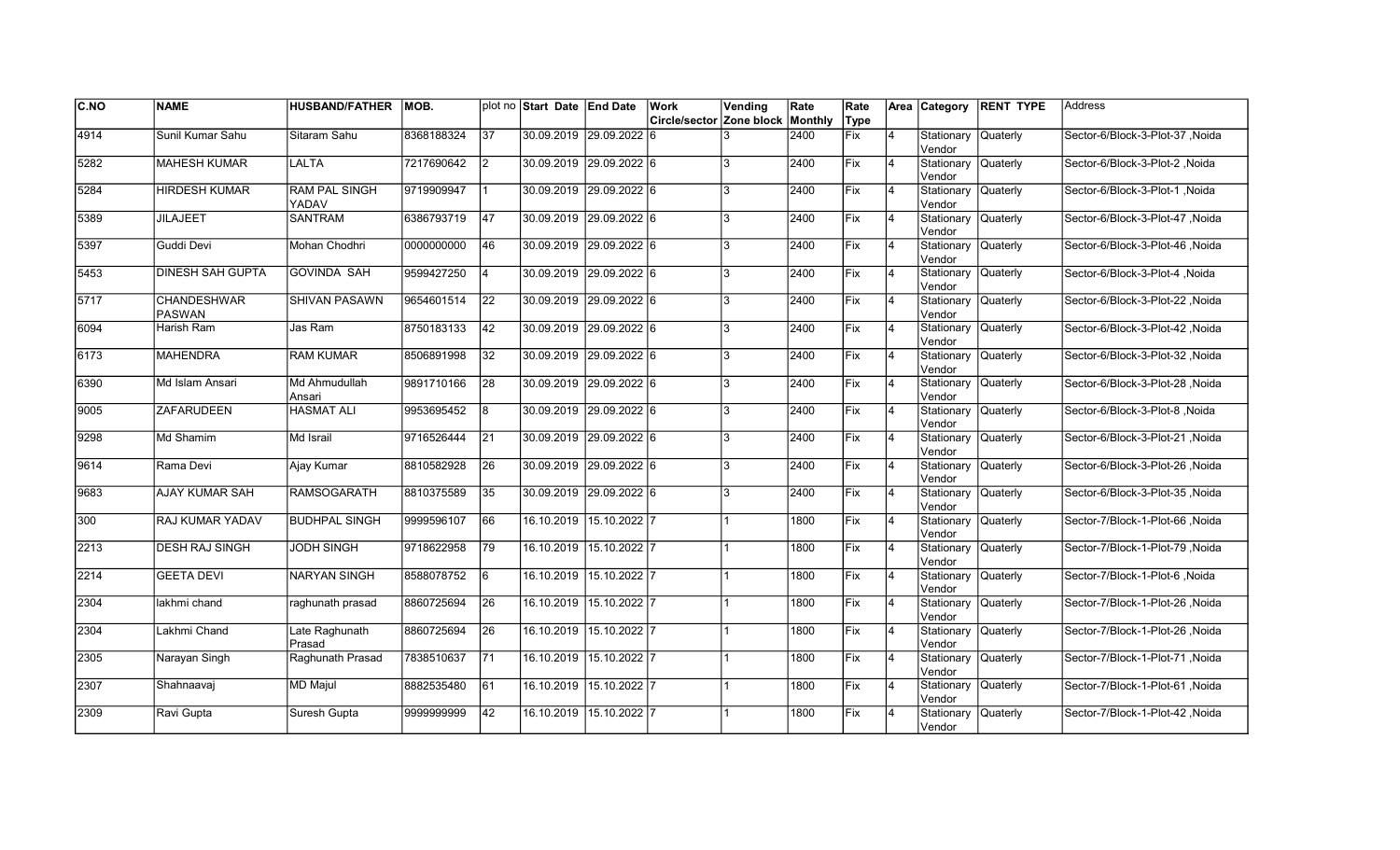| C.NO | NAME | HUSBAND/FATHER | MOB. | plot no | Start Date | End Date | Work Circle/sector | Vending Zone block | Rate Monthly | Rate Type | Area | Category | RENT TYPE | Address |
|---|---|---|---|---|---|---|---|---|---|---|---|---|---|---|
| 4914 | Sunil Kumar Sahu | Sitaram Sahu | 8368188324 | 37 | 30.09.2019 | 29.09.2022 | 6 | 3 | 2400 | Fix | 4 | Stationary Vendor | Quaterly | Sector-6/Block-3-Plot-37 ,Noida |
| 5282 | MAHESH KUMAR | LALTA | 7217690642 | 2 | 30.09.2019 | 29.09.2022 | 6 | 3 | 2400 | Fix | 4 | Stationary Vendor | Quaterly | Sector-6/Block-3-Plot-2 ,Noida |
| 5284 | HIRDESH KUMAR | RAM PAL SINGH YADAV | 9719909947 | 1 | 30.09.2019 | 29.09.2022 | 6 | 3 | 2400 | Fix | 4 | Stationary Vendor | Quaterly | Sector-6/Block-3-Plot-1 ,Noida |
| 5389 | JILAJEET | SANTRAM | 6386793719 | 47 | 30.09.2019 | 29.09.2022 | 6 | 3 | 2400 | Fix | 4 | Stationary Vendor | Quaterly | Sector-6/Block-3-Plot-47 ,Noida |
| 5397 | Guddi Devi | Mohan Chodhri | 0000000000 | 46 | 30.09.2019 | 29.09.2022 | 6 | 3 | 2400 | Fix | 4 | Stationary Vendor | Quaterly | Sector-6/Block-3-Plot-46 ,Noida |
| 5453 | DINESH SAH GUPTA | GOVINDA SAH | 9599427250 | 4 | 30.09.2019 | 29.09.2022 | 6 | 3 | 2400 | Fix | 4 | Stationary Vendor | Quaterly | Sector-6/Block-3-Plot-4 ,Noida |
| 5717 | CHANDESHWAR PASWAN | SHIVAN PASAWN | 9654601514 | 22 | 30.09.2019 | 29.09.2022 | 6 | 3 | 2400 | Fix | 4 | Stationary Vendor | Quaterly | Sector-6/Block-3-Plot-22 ,Noida |
| 6094 | Harish Ram | Jas Ram | 8750183133 | 42 | 30.09.2019 | 29.09.2022 | 6 | 3 | 2400 | Fix | 4 | Stationary Vendor | Quaterly | Sector-6/Block-3-Plot-42 ,Noida |
| 6173 | MAHENDRA | RAM KUMAR | 8506891998 | 32 | 30.09.2019 | 29.09.2022 | 6 | 3 | 2400 | Fix | 4 | Stationary Vendor | Quaterly | Sector-6/Block-3-Plot-32 ,Noida |
| 6390 | Md Islam Ansari | Md Ahmudullah Ansari | 9891710166 | 28 | 30.09.2019 | 29.09.2022 | 6 | 3 | 2400 | Fix | 4 | Stationary Vendor | Quaterly | Sector-6/Block-3-Plot-28 ,Noida |
| 9005 | ZAFARUDEEN | HASMAT ALI | 9953695452 | 8 | 30.09.2019 | 29.09.2022 | 6 | 3 | 2400 | Fix | 4 | Stationary Vendor | Quaterly | Sector-6/Block-3-Plot-8 ,Noida |
| 9298 | Md Shamim | Md Israil | 9716526444 | 21 | 30.09.2019 | 29.09.2022 | 6 | 3 | 2400 | Fix | 4 | Stationary Vendor | Quaterly | Sector-6/Block-3-Plot-21 ,Noida |
| 9614 | Rama Devi | Ajay Kumar | 8810582928 | 26 | 30.09.2019 | 29.09.2022 | 6 | 3 | 2400 | Fix | 4 | Stationary Vendor | Quaterly | Sector-6/Block-3-Plot-26 ,Noida |
| 9683 | AJAY KUMAR SAH | RAMSOGARATH | 8810375589 | 35 | 30.09.2019 | 29.09.2022 | 6 | 3 | 2400 | Fix | 4 | Stationary Vendor | Quaterly | Sector-6/Block-3-Plot-35 ,Noida |
| 300 | RAJ KUMAR YADAV | BUDHPAL SINGH | 9999596107 | 66 | 16.10.2019 | 15.10.2022 | 7 | 1 | 1800 | Fix | 4 | Stationary Vendor | Quaterly | Sector-7/Block-1-Plot-66 ,Noida |
| 2213 | DESH RAJ SINGH | JODH SINGH | 9718622958 | 79 | 16.10.2019 | 15.10.2022 | 7 | 1 | 1800 | Fix | 4 | Stationary Vendor | Quaterly | Sector-7/Block-1-Plot-79 ,Noida |
| 2214 | GEETA DEVI | NARYAN SINGH | 8588078752 | 6 | 16.10.2019 | 15.10.2022 | 7 | 1 | 1800 | Fix | 4 | Stationary Vendor | Quaterly | Sector-7/Block-1-Plot-6 ,Noida |
| 2304 | lakhmi chand | raghunath prasad | 8860725694 | 26 | 16.10.2019 | 15.10.2022 | 7 | 1 | 1800 | Fix | 4 | Stationary Vendor | Quaterly | Sector-7/Block-1-Plot-26 ,Noida |
| 2304 | Lakhmi Chand | Late Raghunath Prasad | 8860725694 | 26 | 16.10.2019 | 15.10.2022 | 7 | 1 | 1800 | Fix | 4 | Stationary Vendor | Quaterly | Sector-7/Block-1-Plot-26 ,Noida |
| 2305 | Narayan Singh | Raghunath Prasad | 7838510637 | 71 | 16.10.2019 | 15.10.2022 | 7 | 1 | 1800 | Fix | 4 | Stationary Vendor | Quaterly | Sector-7/Block-1-Plot-71 ,Noida |
| 2307 | Shahnaavaj | MD Majul | 8882535480 | 61 | 16.10.2019 | 15.10.2022 | 7 | 1 | 1800 | Fix | 4 | Stationary Vendor | Quaterly | Sector-7/Block-1-Plot-61 ,Noida |
| 2309 | Ravi Gupta | Suresh Gupta | 9999999999 | 42 | 16.10.2019 | 15.10.2022 | 7 | 1 | 1800 | Fix | 4 | Stationary Vendor | Quaterly | Sector-7/Block-1-Plot-42 ,Noida |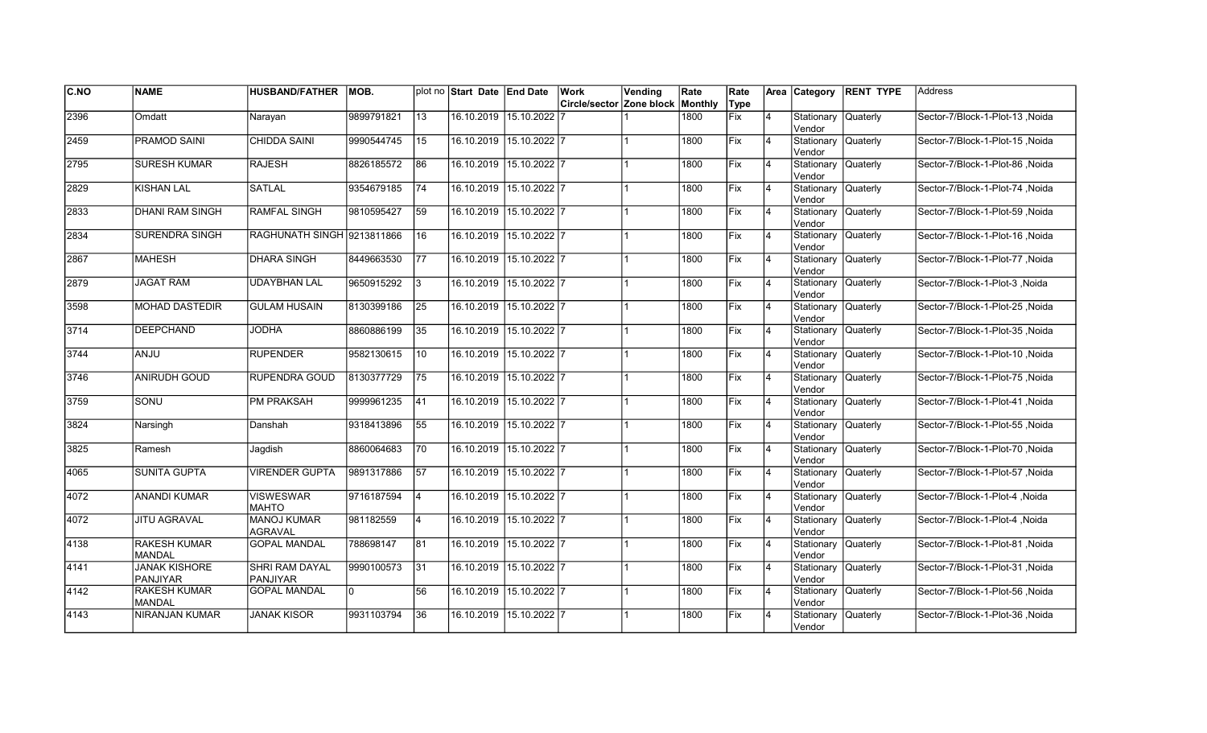| C.NO | NAME | HUSBAND/FATHER | MOB. | plot no | Start Date | End Date | Work Circle/sector | Vending Zone block | Rate Monthly | Rate Type | Area | Category | RENT TYPE | Address |
|---|---|---|---|---|---|---|---|---|---|---|---|---|---|---|
| 2396 | Omdatt | Narayan | 9899791821 | 13 | 16.10.2019 | 15.10.2022 | 7 | 1 | 1800 | Fix | 4 | Stationary Vendor | Quaterly | Sector-7/Block-1-Plot-13 ,Noida |
| 2459 | PRAMOD SAINI | CHIDDA SAINI | 9990544745 | 15 | 16.10.2019 | 15.10.2022 | 7 | 1 | 1800 | Fix | 4 | Stationary Vendor | Quaterly | Sector-7/Block-1-Plot-15 ,Noida |
| 2795 | SURESH KUMAR | RAJESH | 8826185572 | 86 | 16.10.2019 | 15.10.2022 | 7 | 1 | 1800 | Fix | 4 | Stationary Vendor | Quaterly | Sector-7/Block-1-Plot-86 ,Noida |
| 2829 | KISHAN LAL | SATLAL | 9354679185 | 74 | 16.10.2019 | 15.10.2022 | 7 | 1 | 1800 | Fix | 4 | Stationary Vendor | Quaterly | Sector-7/Block-1-Plot-74 ,Noida |
| 2833 | DHANI RAM SINGH | RAMFAL SINGH | 9810595427 | 59 | 16.10.2019 | 15.10.2022 | 7 | 1 | 1800 | Fix | 4 | Stationary Vendor | Quaterly | Sector-7/Block-1-Plot-59 ,Noida |
| 2834 | SURENDRA SINGH | RAGHUNATH SINGH | 9213811866 | 16 | 16.10.2019 | 15.10.2022 | 7 | 1 | 1800 | Fix | 4 | Stationary Vendor | Quaterly | Sector-7/Block-1-Plot-16 ,Noida |
| 2867 | MAHESH | DHARA SINGH | 8449663530 | 77 | 16.10.2019 | 15.10.2022 | 7 | 1 | 1800 | Fix | 4 | Stationary Vendor | Quaterly | Sector-7/Block-1-Plot-77 ,Noida |
| 2879 | JAGAT RAM | UDAYBHAN LAL | 9650915292 | 3 | 16.10.2019 | 15.10.2022 | 7 | 1 | 1800 | Fix | 4 | Stationary Vendor | Quaterly | Sector-7/Block-1-Plot-3 ,Noida |
| 3598 | MOHAD DASTEDIR | GULAM HUSAIN | 8130399186 | 25 | 16.10.2019 | 15.10.2022 | 7 | 1 | 1800 | Fix | 4 | Stationary Vendor | Quaterly | Sector-7/Block-1-Plot-25 ,Noida |
| 3714 | DEEPCHAND | JODHA | 8860886199 | 35 | 16.10.2019 | 15.10.2022 | 7 | 1 | 1800 | Fix | 4 | Stationary Vendor | Quaterly | Sector-7/Block-1-Plot-35 ,Noida |
| 3744 | ANJU | RUPENDER | 9582130615 | 10 | 16.10.2019 | 15.10.2022 | 7 | 1 | 1800 | Fix | 4 | Stationary Vendor | Quaterly | Sector-7/Block-1-Plot-10 ,Noida |
| 3746 | ANIRUDH GOUD | RUPENDRA GOUD | 8130377729 | 75 | 16.10.2019 | 15.10.2022 | 7 | 1 | 1800 | Fix | 4 | Stationary Vendor | Quaterly | Sector-7/Block-1-Plot-75 ,Noida |
| 3759 | SONU | PM PRAKSAH | 9999961235 | 41 | 16.10.2019 | 15.10.2022 | 7 | 1 | 1800 | Fix | 4 | Stationary Vendor | Quaterly | Sector-7/Block-1-Plot-41 ,Noida |
| 3824 | Narsingh | Danshah | 9318413896 | 55 | 16.10.2019 | 15.10.2022 | 7 | 1 | 1800 | Fix | 4 | Stationary Vendor | Quaterly | Sector-7/Block-1-Plot-55 ,Noida |
| 3825 | Ramesh | Jagdish | 8860064683 | 70 | 16.10.2019 | 15.10.2022 | 7 | 1 | 1800 | Fix | 4 | Stationary Vendor | Quaterly | Sector-7/Block-1-Plot-70 ,Noida |
| 4065 | SUNITA GUPTA | VIRENDER GUPTA | 9891317886 | 57 | 16.10.2019 | 15.10.2022 | 7 | 1 | 1800 | Fix | 4 | Stationary Vendor | Quaterly | Sector-7/Block-1-Plot-57 ,Noida |
| 4072 | ANANDI KUMAR | VISWESWAR MAHTO | 9716187594 | 4 | 16.10.2019 | 15.10.2022 | 7 | 1 | 1800 | Fix | 4 | Stationary Vendor | Quaterly | Sector-7/Block-1-Plot-4 ,Noida |
| 4072 | JITU AGRAVAL | MANOJ KUMAR AGRAVAL | 981182559 | 4 | 16.10.2019 | 15.10.2022 | 7 | 1 | 1800 | Fix | 4 | Stationary Vendor | Quaterly | Sector-7/Block-1-Plot-4 ,Noida |
| 4138 | RAKESH KUMAR MANDAL | GOPAL MANDAL | 788698147 | 81 | 16.10.2019 | 15.10.2022 | 7 | 1 | 1800 | Fix | 4 | Stationary Vendor | Quaterly | Sector-7/Block-1-Plot-81 ,Noida |
| 4141 | JANAK KISHORE PANJIYAR | SHRI RAM DAYAL PANJIYAR | 9990100573 | 31 | 16.10.2019 | 15.10.2022 | 7 | 1 | 1800 | Fix | 4 | Stationary Vendor | Quaterly | Sector-7/Block-1-Plot-31 ,Noida |
| 4142 | RAKESH KUMAR MANDAL | GOPAL MANDAL | 0 | 56 | 16.10.2019 | 15.10.2022 | 7 | 1 | 1800 | Fix | 4 | Stationary Vendor | Quaterly | Sector-7/Block-1-Plot-56 ,Noida |
| 4143 | NIRANJAN KUMAR | JANAK KISOR | 9931103794 | 36 | 16.10.2019 | 15.10.2022 | 7 | 1 | 1800 | Fix | 4 | Stationary Vendor | Quaterly | Sector-7/Block-1-Plot-36 ,Noida |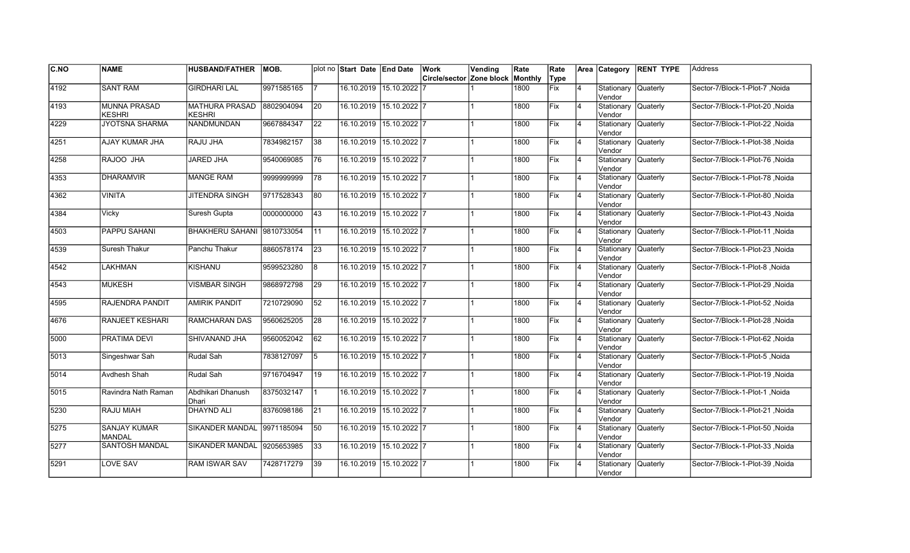| C.NO | NAME | HUSBAND/FATHER | MOB. | plot no | Start Date | End Date | Work Circle/sector | Vending Zone block | Rate Monthly | Rate Type | Area | Category | RENT TYPE | Address |
|---|---|---|---|---|---|---|---|---|---|---|---|---|---|---|
| 4192 | SANT RAM | GIRDHARI LAL | 9971585165 | 7 | 16.10.2019 | 15.10.2022 | 7 | 1 | 1800 | Fix | 4 | Stationary Vendor | Quaterly | Sector-7/Block-1-Plot-7 ,Noida |
| 4193 | MUNNA PRASAD KESHRI | MATHURA PRASAD KESHRI | 8802904094 | 20 | 16.10.2019 | 15.10.2022 | 7 | 1 | 1800 | Fix | 4 | Stationary Vendor | Quaterly | Sector-7/Block-1-Plot-20 ,Noida |
| 4229 | JYOTSNA SHARMA | NANDMUNDAN | 9667884347 | 22 | 16.10.2019 | 15.10.2022 | 7 | 1 | 1800 | Fix | 4 | Stationary Vendor | Quaterly | Sector-7/Block-1-Plot-22 ,Noida |
| 4251 | AJAY KUMAR JHA | RAJU JHA | 7834982157 | 38 | 16.10.2019 | 15.10.2022 | 7 | 1 | 1800 | Fix | 4 | Stationary Vendor | Quaterly | Sector-7/Block-1-Plot-38 ,Noida |
| 4258 | RAJOO JHA | JARED JHA | 9540069085 | 76 | 16.10.2019 | 15.10.2022 | 7 | 1 | 1800 | Fix | 4 | Stationary Vendor | Quaterly | Sector-7/Block-1-Plot-76 ,Noida |
| 4353 | DHARAMVIR | MANGE RAM | 9999999999 | 78 | 16.10.2019 | 15.10.2022 | 7 | 1 | 1800 | Fix | 4 | Stationary Vendor | Quaterly | Sector-7/Block-1-Plot-78 ,Noida |
| 4362 | VINITA | JITENDRA SINGH | 9717528343 | 80 | 16.10.2019 | 15.10.2022 | 7 | 1 | 1800 | Fix | 4 | Stationary Vendor | Quaterly | Sector-7/Block-1-Plot-80 ,Noida |
| 4384 | Vicky | Suresh Gupta | 0000000000 | 43 | 16.10.2019 | 15.10.2022 | 7 | 1 | 1800 | Fix | 4 | Stationary Vendor | Quaterly | Sector-7/Block-1-Plot-43 ,Noida |
| 4503 | PAPPU SAHANI | BHAKHERU SAHANI | 9810733054 | 11 | 16.10.2019 | 15.10.2022 | 7 | 1 | 1800 | Fix | 4 | Stationary Vendor | Quaterly | Sector-7/Block-1-Plot-11 ,Noida |
| 4539 | Suresh Thakur | Panchu Thakur | 8860578174 | 23 | 16.10.2019 | 15.10.2022 | 7 | 1 | 1800 | Fix | 4 | Stationary Vendor | Quaterly | Sector-7/Block-1-Plot-23 ,Noida |
| 4542 | LAKHMAN | KISHANU | 9599523280 | 8 | 16.10.2019 | 15.10.2022 | 7 | 1 | 1800 | Fix | 4 | Stationary Vendor | Quaterly | Sector-7/Block-1-Plot-8 ,Noida |
| 4543 | MUKESH | VISMBAR SINGH | 9868972798 | 29 | 16.10.2019 | 15.10.2022 | 7 | 1 | 1800 | Fix | 4 | Stationary Vendor | Quaterly | Sector-7/Block-1-Plot-29 ,Noida |
| 4595 | RAJENDRA PANDIT | AMIRIK PANDIT | 7210729090 | 52 | 16.10.2019 | 15.10.2022 | 7 | 1 | 1800 | Fix | 4 | Stationary Vendor | Quaterly | Sector-7/Block-1-Plot-52 ,Noida |
| 4676 | RANJEET KESHARI | RAMCHARAN DAS | 9560625205 | 28 | 16.10.2019 | 15.10.2022 | 7 | 1 | 1800 | Fix | 4 | Stationary Vendor | Quaterly | Sector-7/Block-1-Plot-28 ,Noida |
| 5000 | PRATIMA DEVI | SHIVANAND JHA | 9560052042 | 62 | 16.10.2019 | 15.10.2022 | 7 | 1 | 1800 | Fix | 4 | Stationary Vendor | Quaterly | Sector-7/Block-1-Plot-62 ,Noida |
| 5013 | Singeshwar Sah | Rudal Sah | 7838127097 | 5 | 16.10.2019 | 15.10.2022 | 7 | 1 | 1800 | Fix | 4 | Stationary Vendor | Quaterly | Sector-7/Block-1-Plot-5 ,Noida |
| 5014 | Avdhesh Shah | Rudal Sah | 9716704947 | 19 | 16.10.2019 | 15.10.2022 | 7 | 1 | 1800 | Fix | 4 | Stationary Vendor | Quaterly | Sector-7/Block-1-Plot-19 ,Noida |
| 5015 | Ravindra Nath Raman | Abdhikari Dhanush Dhari | 8375032147 | 1 | 16.10.2019 | 15.10.2022 | 7 | 1 | 1800 | Fix | 4 | Stationary Vendor | Quaterly | Sector-7/Block-1-Plot-1 ,Noida |
| 5230 | RAJU MIAH | DHAYND ALI | 8376098186 | 21 | 16.10.2019 | 15.10.2022 | 7 | 1 | 1800 | Fix | 4 | Stationary Vendor | Quaterly | Sector-7/Block-1-Plot-21 ,Noida |
| 5275 | SANJAY KUMAR MANDAL | SIKANDER MANDAL | 9971185094 | 50 | 16.10.2019 | 15.10.2022 | 7 | 1 | 1800 | Fix | 4 | Stationary Vendor | Quaterly | Sector-7/Block-1-Plot-50 ,Noida |
| 5277 | SANTOSH MANDAL | SIKANDER MANDAL | 9205653985 | 33 | 16.10.2019 | 15.10.2022 | 7 | 1 | 1800 | Fix | 4 | Stationary Vendor | Quaterly | Sector-7/Block-1-Plot-33 ,Noida |
| 5291 | LOVE SAV | RAM ISWAR SAV | 7428717279 | 39 | 16.10.2019 | 15.10.2022 | 7 | 1 | 1800 | Fix | 4 | Stationary Vendor | Quaterly | Sector-7/Block-1-Plot-39 ,Noida |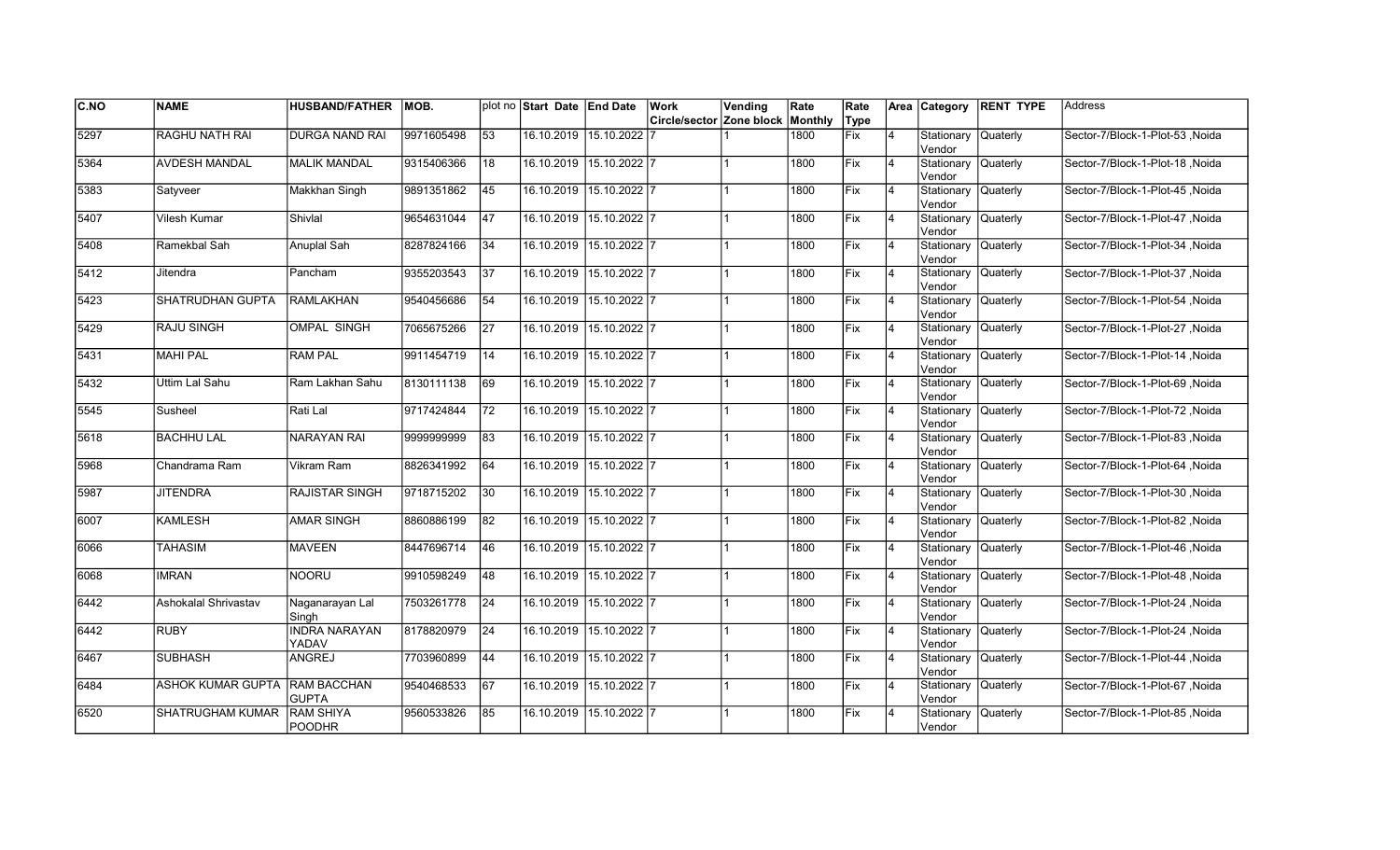| C.NO | NAME | HUSBAND/FATHER | MOB. | plot no | Start Date | End Date | Work Circle/sector | Vending Zone block | Rate Monthly | Rate Type | Area | Category | RENT TYPE | Address |
|---|---|---|---|---|---|---|---|---|---|---|---|---|---|---|
| 5297 | RAGHU NATH RAI | DURGA NAND RAI | 9971605498 | 53 | 16.10.2019 | 15.10.2022 | 7 | 1 | 1800 | Fix | 4 | Stationary Vendor | Quaterly | Sector-7/Block-1-Plot-53 ,Noida |
| 5364 | AVDESH MANDAL | MALIK MANDAL | 9315406366 | 18 | 16.10.2019 | 15.10.2022 | 7 | 1 | 1800 | Fix | 4 | Stationary Vendor | Quaterly | Sector-7/Block-1-Plot-18 ,Noida |
| 5383 | Satyveer | Makkhan Singh | 9891351862 | 45 | 16.10.2019 | 15.10.2022 | 7 | 1 | 1800 | Fix | 4 | Stationary Vendor | Quaterly | Sector-7/Block-1-Plot-45 ,Noida |
| 5407 | Vilesh Kumar | Shivlal | 9654631044 | 47 | 16.10.2019 | 15.10.2022 | 7 | 1 | 1800 | Fix | 4 | Stationary Vendor | Quaterly | Sector-7/Block-1-Plot-47 ,Noida |
| 5408 | Ramekbal Sah | Anuplal Sah | 8287824166 | 34 | 16.10.2019 | 15.10.2022 | 7 | 1 | 1800 | Fix | 4 | Stationary Vendor | Quaterly | Sector-7/Block-1-Plot-34 ,Noida |
| 5412 | Jitendra | Pancham | 9355203543 | 37 | 16.10.2019 | 15.10.2022 | 7 | 1 | 1800 | Fix | 4 | Stationary Vendor | Quaterly | Sector-7/Block-1-Plot-37 ,Noida |
| 5423 | SHATRUDHAN GUPTA | RAMLAKHAN | 9540456686 | 54 | 16.10.2019 | 15.10.2022 | 7 | 1 | 1800 | Fix | 4 | Stationary Vendor | Quaterly | Sector-7/Block-1-Plot-54 ,Noida |
| 5429 | RAJU SINGH | OMPAL SINGH | 7065675266 | 27 | 16.10.2019 | 15.10.2022 | 7 | 1 | 1800 | Fix | 4 | Stationary Vendor | Quaterly | Sector-7/Block-1-Plot-27 ,Noida |
| 5431 | MAHI PAL | RAM PAL | 9911454719 | 14 | 16.10.2019 | 15.10.2022 | 7 | 1 | 1800 | Fix | 4 | Stationary Vendor | Quaterly | Sector-7/Block-1-Plot-14 ,Noida |
| 5432 | Uttim Lal Sahu | Ram Lakhan Sahu | 8130111138 | 69 | 16.10.2019 | 15.10.2022 | 7 | 1 | 1800 | Fix | 4 | Stationary Vendor | Quaterly | Sector-7/Block-1-Plot-69 ,Noida |
| 5545 | Susheel | Rati Lal | 9717424844 | 72 | 16.10.2019 | 15.10.2022 | 7 | 1 | 1800 | Fix | 4 | Stationary Vendor | Quaterly | Sector-7/Block-1-Plot-72 ,Noida |
| 5618 | BACHHU LAL | NARAYAN RAI | 9999999999 | 83 | 16.10.2019 | 15.10.2022 | 7 | 1 | 1800 | Fix | 4 | Stationary Vendor | Quaterly | Sector-7/Block-1-Plot-83 ,Noida |
| 5968 | Chandrama Ram | Vikram Ram | 8826341992 | 64 | 16.10.2019 | 15.10.2022 | 7 | 1 | 1800 | Fix | 4 | Stationary Vendor | Quaterly | Sector-7/Block-1-Plot-64 ,Noida |
| 5987 | JITENDRA | RAJISTAR SINGH | 9718715202 | 30 | 16.10.2019 | 15.10.2022 | 7 | 1 | 1800 | Fix | 4 | Stationary Vendor | Quaterly | Sector-7/Block-1-Plot-30 ,Noida |
| 6007 | KAMLESH | AMAR SINGH | 8860886199 | 82 | 16.10.2019 | 15.10.2022 | 7 | 1 | 1800 | Fix | 4 | Stationary Vendor | Quaterly | Sector-7/Block-1-Plot-82 ,Noida |
| 6066 | TAHASIM | MAVEEN | 8447696714 | 46 | 16.10.2019 | 15.10.2022 | 7 | 1 | 1800 | Fix | 4 | Stationary Vendor | Quaterly | Sector-7/Block-1-Plot-46 ,Noida |
| 6068 | IMRAN | NOORU | 9910598249 | 48 | 16.10.2019 | 15.10.2022 | 7 | 1 | 1800 | Fix | 4 | Stationary Vendor | Quaterly | Sector-7/Block-1-Plot-48 ,Noida |
| 6442 | Ashokalal Shrivastav | Naganarayan Lal Singh | 7503261778 | 24 | 16.10.2019 | 15.10.2022 | 7 | 1 | 1800 | Fix | 4 | Stationary Vendor | Quaterly | Sector-7/Block-1-Plot-24 ,Noida |
| 6442 | RUBY | INDRA NARAYAN YADAV | 8178820979 | 24 | 16.10.2019 | 15.10.2022 | 7 | 1 | 1800 | Fix | 4 | Stationary Vendor | Quaterly | Sector-7/Block-1-Plot-24 ,Noida |
| 6467 | SUBHASH | ANGREJ | 7703960899 | 44 | 16.10.2019 | 15.10.2022 | 7 | 1 | 1800 | Fix | 4 | Stationary Vendor | Quaterly | Sector-7/Block-1-Plot-44 ,Noida |
| 6484 | ASHOK KUMAR GUPTA | RAM BACCHAN GUPTA | 9540468533 | 67 | 16.10.2019 | 15.10.2022 | 7 | 1 | 1800 | Fix | 4 | Stationary Vendor | Quaterly | Sector-7/Block-1-Plot-67 ,Noida |
| 6520 | SHATRUGHAM KUMAR | RAM SHIYA POODHR | 9560533826 | 85 | 16.10.2019 | 15.10.2022 | 7 | 1 | 1800 | Fix | 4 | Stationary Vendor | Quaterly | Sector-7/Block-1-Plot-85 ,Noida |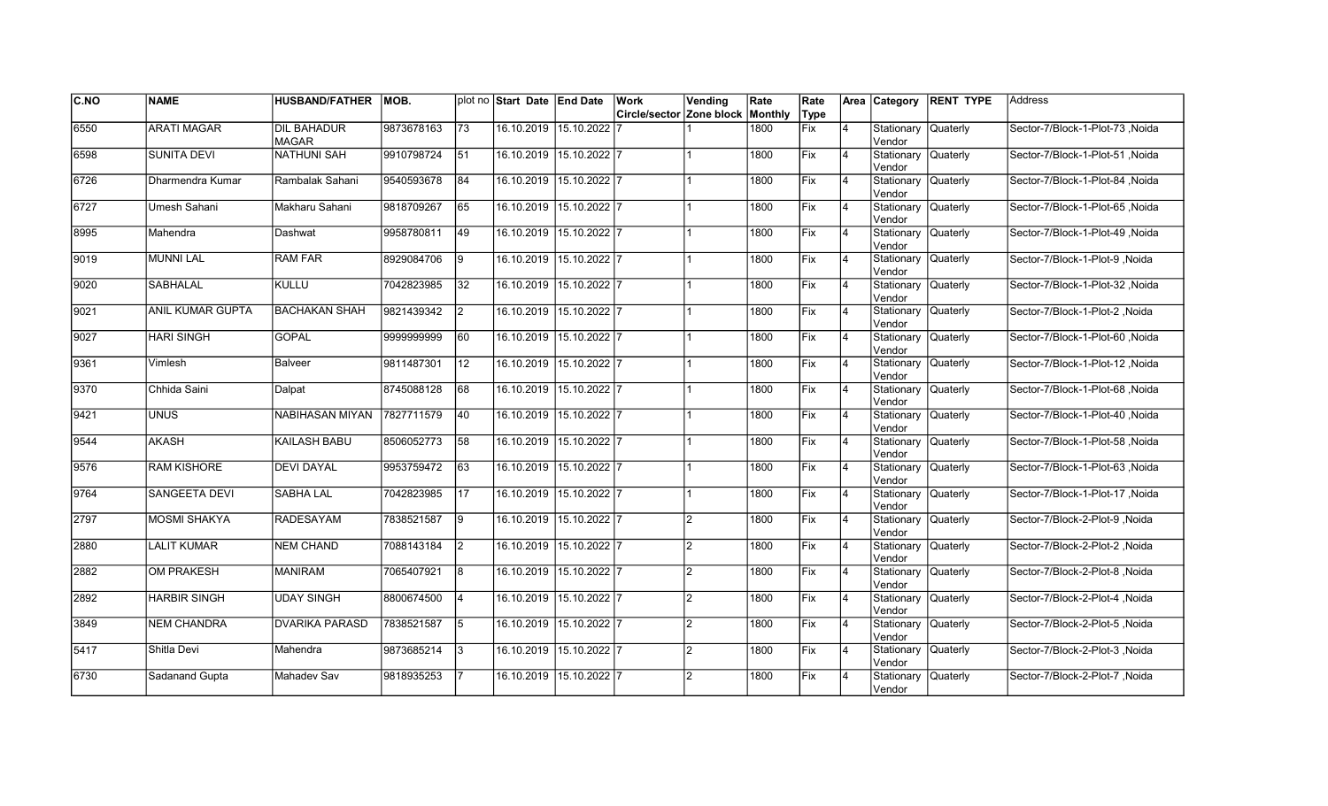| C.NO | NAME | HUSBAND/FATHER | MOB. | plot no | Start Date | End Date | Work Circle/sector | Vending Zone block | Rate Monthly | Rate Type | Area | Category | RENT TYPE | Address |
|---|---|---|---|---|---|---|---|---|---|---|---|---|---|---|
| 6550 | ARATI MAGAR | DIL BAHADUR MAGAR | 9873678163 | 73 | 16.10.2019 | 15.10.2022 | 7 | 1 | 1800 | Fix | 4 | Stationary Vendor | Quaterly | Sector-7/Block-1-Plot-73 ,Noida |
| 6598 | SUNITA DEVI | NATHUNI SAH | 9910798724 | 51 | 16.10.2019 | 15.10.2022 | 7 | 1 | 1800 | Fix | 4 | Stationary Vendor | Quaterly | Sector-7/Block-1-Plot-51 ,Noida |
| 6726 | Dharmendra Kumar | Rambalak Sahani | 9540593678 | 84 | 16.10.2019 | 15.10.2022 | 7 | 1 | 1800 | Fix | 4 | Stationary Vendor | Quaterly | Sector-7/Block-1-Plot-84 ,Noida |
| 6727 | Umesh Sahani | Makharu Sahani | 9818709267 | 65 | 16.10.2019 | 15.10.2022 | 7 | 1 | 1800 | Fix | 4 | Stationary Vendor | Quaterly | Sector-7/Block-1-Plot-65 ,Noida |
| 8995 | Mahendra | Dashwat | 9958780811 | 49 | 16.10.2019 | 15.10.2022 | 7 | 1 | 1800 | Fix | 4 | Stationary Vendor | Quaterly | Sector-7/Block-1-Plot-49 ,Noida |
| 9019 | MUNNI LAL | RAM FAR | 8929084706 | 9 | 16.10.2019 | 15.10.2022 | 7 | 1 | 1800 | Fix | 4 | Stationary Vendor | Quaterly | Sector-7/Block-1-Plot-9 ,Noida |
| 9020 | SABHALAL | KULLU | 7042823985 | 32 | 16.10.2019 | 15.10.2022 | 7 | 1 | 1800 | Fix | 4 | Stationary Vendor | Quaterly | Sector-7/Block-1-Plot-32 ,Noida |
| 9021 | ANIL KUMAR GUPTA | BACHAKAN SHAH | 9821439342 | 2 | 16.10.2019 | 15.10.2022 | 7 | 1 | 1800 | Fix | 4 | Stationary Vendor | Quaterly | Sector-7/Block-1-Plot-2 ,Noida |
| 9027 | HARI SINGH | GOPAL | 9999999999 | 60 | 16.10.2019 | 15.10.2022 | 7 | 1 | 1800 | Fix | 4 | Stationary Vendor | Quaterly | Sector-7/Block-1-Plot-60 ,Noida |
| 9361 | Vimlesh | Balveer | 9811487301 | 12 | 16.10.2019 | 15.10.2022 | 7 | 1 | 1800 | Fix | 4 | Stationary Vendor | Quaterly | Sector-7/Block-1-Plot-12 ,Noida |
| 9370 | Chhida Saini | Dalpat | 8745088128 | 68 | 16.10.2019 | 15.10.2022 | 7 | 1 | 1800 | Fix | 4 | Stationary Vendor | Quaterly | Sector-7/Block-1-Plot-68 ,Noida |
| 9421 | UNUS | NABIHASAN MIYAN | 7827711579 | 40 | 16.10.2019 | 15.10.2022 | 7 | 1 | 1800 | Fix | 4 | Stationary Vendor | Quaterly | Sector-7/Block-1-Plot-40 ,Noida |
| 9544 | AKASH | KAILASH BABU | 8506052773 | 58 | 16.10.2019 | 15.10.2022 | 7 | 1 | 1800 | Fix | 4 | Stationary Vendor | Quaterly | Sector-7/Block-1-Plot-58 ,Noida |
| 9576 | RAM KISHORE | DEVI DAYAL | 9953759472 | 63 | 16.10.2019 | 15.10.2022 | 7 | 1 | 1800 | Fix | 4 | Stationary Vendor | Quaterly | Sector-7/Block-1-Plot-63 ,Noida |
| 9764 | SANGEETA DEVI | SABHA LAL | 7042823985 | 17 | 16.10.2019 | 15.10.2022 | 7 | 1 | 1800 | Fix | 4 | Stationary Vendor | Quaterly | Sector-7/Block-1-Plot-17 ,Noida |
| 2797 | MOSMI SHAKYA | RADESAYAM | 7838521587 | 9 | 16.10.2019 | 15.10.2022 | 7 | 2 | 1800 | Fix | 4 | Stationary Vendor | Quaterly | Sector-7/Block-2-Plot-9 ,Noida |
| 2880 | LALIT KUMAR | NEM CHAND | 7088143184 | 2 | 16.10.2019 | 15.10.2022 | 7 | 2 | 1800 | Fix | 4 | Stationary Vendor | Quaterly | Sector-7/Block-2-Plot-2 ,Noida |
| 2882 | OM PRAKESH | MANIRAM | 7065407921 | 8 | 16.10.2019 | 15.10.2022 | 7 | 2 | 1800 | Fix | 4 | Stationary Vendor | Quaterly | Sector-7/Block-2-Plot-8 ,Noida |
| 2892 | HARBIR SINGH | UDAY SINGH | 8800674500 | 4 | 16.10.2019 | 15.10.2022 | 7 | 2 | 1800 | Fix | 4 | Stationary Vendor | Quaterly | Sector-7/Block-2-Plot-4 ,Noida |
| 3849 | NEM CHANDRA | DVARIKA PARASD | 7838521587 | 5 | 16.10.2019 | 15.10.2022 | 7 | 2 | 1800 | Fix | 4 | Stationary Vendor | Quaterly | Sector-7/Block-2-Plot-5 ,Noida |
| 5417 | Shitla Devi | Mahendra | 9873685214 | 3 | 16.10.2019 | 15.10.2022 | 7 | 2 | 1800 | Fix | 4 | Stationary Vendor | Quaterly | Sector-7/Block-2-Plot-3 ,Noida |
| 6730 | Sadanand Gupta | Mahadev Sav | 9818935253 | 7 | 16.10.2019 | 15.10.2022 | 7 | 2 | 1800 | Fix | 4 | Stationary Vendor | Quaterly | Sector-7/Block-2-Plot-7 ,Noida |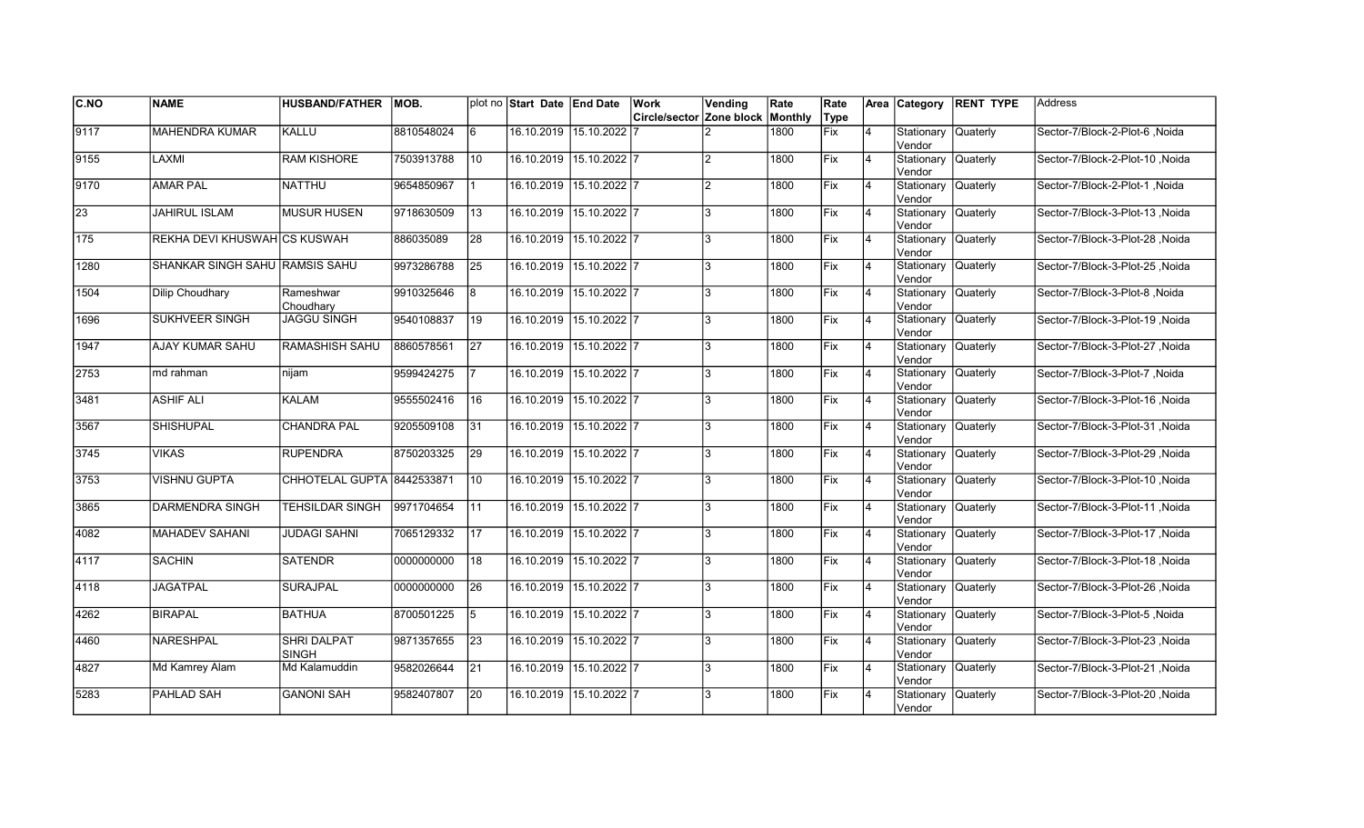| C.NO | NAME | HUSBAND/FATHER | MOB. | plot no | Start Date | End Date | Work Circle/sector | Vending Zone block | Rate Monthly | Rate Type | Area | Category | RENT TYPE | Address |
|---|---|---|---|---|---|---|---|---|---|---|---|---|---|---|
| 9117 | MAHENDRA KUMAR | KALLU | 8810548024 | 6 | 16.10.2019 | 15.10.2022 | 7 | 2 | 1800 | Fix | 4 | Stationary Vendor | Quaterly | Sector-7/Block-2-Plot-6 ,Noida |
| 9155 | LAXMI | RAM KISHORE | 7503913788 | 10 | 16.10.2019 | 15.10.2022 | 7 | 2 | 1800 | Fix | 4 | Stationary Vendor | Quaterly | Sector-7/Block-2-Plot-10 ,Noida |
| 9170 | AMAR PAL | NATTHU | 9654850967 | 1 | 16.10.2019 | 15.10.2022 | 7 | 2 | 1800 | Fix | 4 | Stationary Vendor | Quaterly | Sector-7/Block-2-Plot-1 ,Noida |
| 23 | JAHIRUL ISLAM | MUSUR HUSEN | 9718630509 | 13 | 16.10.2019 | 15.10.2022 | 7 | 3 | 1800 | Fix | 4 | Stationary Vendor | Quaterly | Sector-7/Block-3-Plot-13 ,Noida |
| 175 | REKHA DEVI KHUSWAH | CS KUSWAH | 886035089 | 28 | 16.10.2019 | 15.10.2022 | 7 | 3 | 1800 | Fix | 4 | Stationary Vendor | Quaterly | Sector-7/Block-3-Plot-28 ,Noida |
| 1280 | SHANKAR SINGH SAHU | RAMSIS SAHU | 9973286788 | 25 | 16.10.2019 | 15.10.2022 | 7 | 3 | 1800 | Fix | 4 | Stationary Vendor | Quaterly | Sector-7/Block-3-Plot-25 ,Noida |
| 1504 | Dilip Choudhary | Rameshwar Choudhary | 9910325646 | 8 | 16.10.2019 | 15.10.2022 | 7 | 3 | 1800 | Fix | 4 | Stationary Vendor | Quaterly | Sector-7/Block-3-Plot-8 ,Noida |
| 1696 | SUKHVEER SINGH | JAGGU SINGH | 9540108837 | 19 | 16.10.2019 | 15.10.2022 | 7 | 3 | 1800 | Fix | 4 | Stationary Vendor | Quaterly | Sector-7/Block-3-Plot-19 ,Noida |
| 1947 | AJAY KUMAR SAHU | RAMASHISH SAHU | 8860578561 | 27 | 16.10.2019 | 15.10.2022 | 7 | 3 | 1800 | Fix | 4 | Stationary Vendor | Quaterly | Sector-7/Block-3-Plot-27 ,Noida |
| 2753 | md rahman | nijam | 9599424275 | 7 | 16.10.2019 | 15.10.2022 | 7 | 3 | 1800 | Fix | 4 | Stationary Vendor | Quaterly | Sector-7/Block-3-Plot-7 ,Noida |
| 3481 | ASHIF ALI | KALAM | 9555502416 | 16 | 16.10.2019 | 15.10.2022 | 7 | 3 | 1800 | Fix | 4 | Stationary Vendor | Quaterly | Sector-7/Block-3-Plot-16 ,Noida |
| 3567 | SHISHUPAL | CHANDRA PAL | 9205509108 | 31 | 16.10.2019 | 15.10.2022 | 7 | 3 | 1800 | Fix | 4 | Stationary Vendor | Quaterly | Sector-7/Block-3-Plot-31 ,Noida |
| 3745 | VIKAS | RUPENDRA | 8750203325 | 29 | 16.10.2019 | 15.10.2022 | 7 | 3 | 1800 | Fix | 4 | Stationary Vendor | Quaterly | Sector-7/Block-3-Plot-29 ,Noida |
| 3753 | VISHNU GUPTA | CHHOTELAL GUPTA | 8442533871 | 10 | 16.10.2019 | 15.10.2022 | 7 | 3 | 1800 | Fix | 4 | Stationary Vendor | Quaterly | Sector-7/Block-3-Plot-10 ,Noida |
| 3865 | DARMENDRA SINGH | TEHSILDAR SINGH | 9971704654 | 11 | 16.10.2019 | 15.10.2022 | 7 | 3 | 1800 | Fix | 4 | Stationary Vendor | Quaterly | Sector-7/Block-3-Plot-11 ,Noida |
| 4082 | MAHADEV SAHANI | JUDAGI SAHNI | 7065129332 | 17 | 16.10.2019 | 15.10.2022 | 7 | 3 | 1800 | Fix | 4 | Stationary Vendor | Quaterly | Sector-7/Block-3-Plot-17 ,Noida |
| 4117 | SACHIN | SATENDR | 0000000000 | 18 | 16.10.2019 | 15.10.2022 | 7 | 3 | 1800 | Fix | 4 | Stationary Vendor | Quaterly | Sector-7/Block-3-Plot-18 ,Noida |
| 4118 | JAGATPAL | SURAJPAL | 0000000000 | 26 | 16.10.2019 | 15.10.2022 | 7 | 3 | 1800 | Fix | 4 | Stationary Vendor | Quaterly | Sector-7/Block-3-Plot-26 ,Noida |
| 4262 | BIRAPAL | BATHUA | 8700501225 | 5 | 16.10.2019 | 15.10.2022 | 7 | 3 | 1800 | Fix | 4 | Stationary Vendor | Quaterly | Sector-7/Block-3-Plot-5 ,Noida |
| 4460 | NARESHPAL | SHRI DALPAT SINGH | 9871357655 | 23 | 16.10.2019 | 15.10.2022 | 7 | 3 | 1800 | Fix | 4 | Stationary Vendor | Quaterly | Sector-7/Block-3-Plot-23 ,Noida |
| 4827 | Md Kamrey Alam | Md Kalamuddin | 9582026644 | 21 | 16.10.2019 | 15.10.2022 | 7 | 3 | 1800 | Fix | 4 | Stationary Vendor | Quaterly | Sector-7/Block-3-Plot-21 ,Noida |
| 5283 | PAHLAD SAH | GANONI SAH | 9582407807 | 20 | 16.10.2019 | 15.10.2022 | 7 | 3 | 1800 | Fix | 4 | Stationary Vendor | Quaterly | Sector-7/Block-3-Plot-20 ,Noida |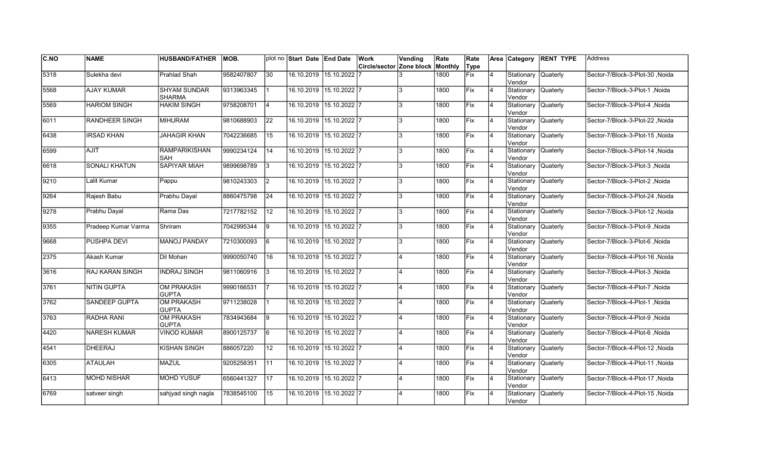| C.NO | NAME | HUSBAND/FATHER | MOB. | plot no | Start Date | End Date | Work Circle/sector | Vending Zone block | Rate Monthly | Rate Type | Area | Category | RENT TYPE | Address |
|---|---|---|---|---|---|---|---|---|---|---|---|---|---|---|
| 5318 | Sulekha devi | Prahlad Shah | 9582407807 | 30 | 16.10.2019 | 15.10.2022 | 7 | 3 | 1800 | Fix | 4 | Stationary Vendor | Quaterly | Sector-7/Block-3-Plot-30 ,Noida |
| 5568 | AJAY KUMAR | SHYAM SUNDAR SHARMA | 9313963345 | 1 | 16.10.2019 | 15.10.2022 | 7 | 3 | 1800 | Fix | 4 | Stationary Vendor | Quaterly | Sector-7/Block-3-Plot-1 ,Noida |
| 5569 | HARIOM SINGH | HAKIM SINGH | 9758208701 | 4 | 16.10.2019 | 15.10.2022 | 7 | 3 | 1800 | Fix | 4 | Stationary Vendor | Quaterly | Sector-7/Block-3-Plot-4 ,Noida |
| 6011 | RANDHEER SINGH | MIHURAM | 9810688903 | 22 | 16.10.2019 | 15.10.2022 | 7 | 3 | 1800 | Fix | 4 | Stationary Vendor | Quaterly | Sector-7/Block-3-Plot-22 ,Noida |
| 6438 | IRSAD KHAN | JAHAGIR KHAN | 7042236685 | 15 | 16.10.2019 | 15.10.2022 | 7 | 3 | 1800 | Fix | 4 | Stationary Vendor | Quaterly | Sector-7/Block-3-Plot-15 ,Noida |
| 6599 | AJIT | RAMPARIKISHAN SAH | 9990234124 | 14 | 16.10.2019 | 15.10.2022 | 7 | 3 | 1800 | Fix | 4 | Stationary Vendor | Quaterly | Sector-7/Block-3-Plot-14 ,Noida |
| 6618 | SONALI KHATUN | SAPIYAR MIAH | 9899698789 | 3 | 16.10.2019 | 15.10.2022 | 7 | 3 | 1800 | Fix | 4 | Stationary Vendor | Quaterly | Sector-7/Block-3-Plot-3 ,Noida |
| 9210 | Lalit Kumar | Pappu | 9810243303 | 2 | 16.10.2019 | 15.10.2022 | 7 | 3 | 1800 | Fix | 4 | Stationary Vendor | Quaterly | Sector-7/Block-3-Plot-2 ,Noida |
| 9264 | Rajesh Babu | Prabhu Dayal | 8860475798 | 24 | 16.10.2019 | 15.10.2022 | 7 | 3 | 1800 | Fix | 4 | Stationary Vendor | Quaterly | Sector-7/Block-3-Plot-24 ,Noida |
| 9278 | Prabhu Dayal | Rama Das | 7217782152 | 12 | 16.10.2019 | 15.10.2022 | 7 | 3 | 1800 | Fix | 4 | Stationary Vendor | Quaterly | Sector-7/Block-3-Plot-12 ,Noida |
| 9355 | Pradeep Kumar Varma | Shriram | 7042995344 | 9 | 16.10.2019 | 15.10.2022 | 7 | 3 | 1800 | Fix | 4 | Stationary Vendor | Quaterly | Sector-7/Block-3-Plot-9 ,Noida |
| 9668 | PUSHPA DEVI | MANOJ PANDAY | 7210300093 | 6 | 16.10.2019 | 15.10.2022 | 7 | 3 | 1800 | Fix | 4 | Stationary Vendor | Quaterly | Sector-7/Block-3-Plot-6 ,Noida |
| 2375 | Akash Kumar | Dil Mohan | 9990050740 | 16 | 16.10.2019 | 15.10.2022 | 7 | 4 | 1800 | Fix | 4 | Stationary Vendor | Quaterly | Sector-7/Block-4-Plot-16 ,Noida |
| 3616 | RAJ KARAN SINGH | INDRAJ SINGH | 9811060916 | 3 | 16.10.2019 | 15.10.2022 | 7 | 4 | 1800 | Fix | 4 | Stationary Vendor | Quaterly | Sector-7/Block-4-Plot-3 ,Noida |
| 3761 | NITIN GUPTA | OM PRAKASH GUPTA | 9990166531 | 7 | 16.10.2019 | 15.10.2022 | 7 | 4 | 1800 | Fix | 4 | Stationary Vendor | Quaterly | Sector-7/Block-4-Plot-7 ,Noida |
| 3762 | SANDEEP GUPTA | OM PRAKASH GUPTA | 9711238028 | 1 | 16.10.2019 | 15.10.2022 | 7 | 4 | 1800 | Fix | 4 | Stationary Vendor | Quaterly | Sector-7/Block-4-Plot-1 ,Noida |
| 3763 | RADHA RANI | OM PRAKASH GUPTA | 7834943684 | 9 | 16.10.2019 | 15.10.2022 | 7 | 4 | 1800 | Fix | 4 | Stationary Vendor | Quaterly | Sector-7/Block-4-Plot-9 ,Noida |
| 4420 | NARESH KUMAR | VINOD KUMAR | 8900125737 | 6 | 16.10.2019 | 15.10.2022 | 7 | 4 | 1800 | Fix | 4 | Stationary Vendor | Quaterly | Sector-7/Block-4-Plot-6 ,Noida |
| 4541 | DHEERAJ | KISHAN SINGH | 886057220 | 12 | 16.10.2019 | 15.10.2022 | 7 | 4 | 1800 | Fix | 4 | Stationary Vendor | Quaterly | Sector-7/Block-4-Plot-12 ,Noida |
| 6305 | ATAULAH | MAZUL | 9205258351 | 11 | 16.10.2019 | 15.10.2022 | 7 | 4 | 1800 | Fix | 4 | Stationary Vendor | Quaterly | Sector-7/Block-4-Plot-11 ,Noida |
| 6413 | MOHD NISHAR | MOHD YUSUF | 6560441327 | 17 | 16.10.2019 | 15.10.2022 | 7 | 4 | 1800 | Fix | 4 | Stationary Vendor | Quaterly | Sector-7/Block-4-Plot-17 ,Noida |
| 6769 | satveer singh | sahjyad singh nagla | 7838545100 | 15 | 16.10.2019 | 15.10.2022 | 7 | 4 | 1800 | Fix | 4 | Stationary Vendor | Quaterly | Sector-7/Block-4-Plot-15 ,Noida |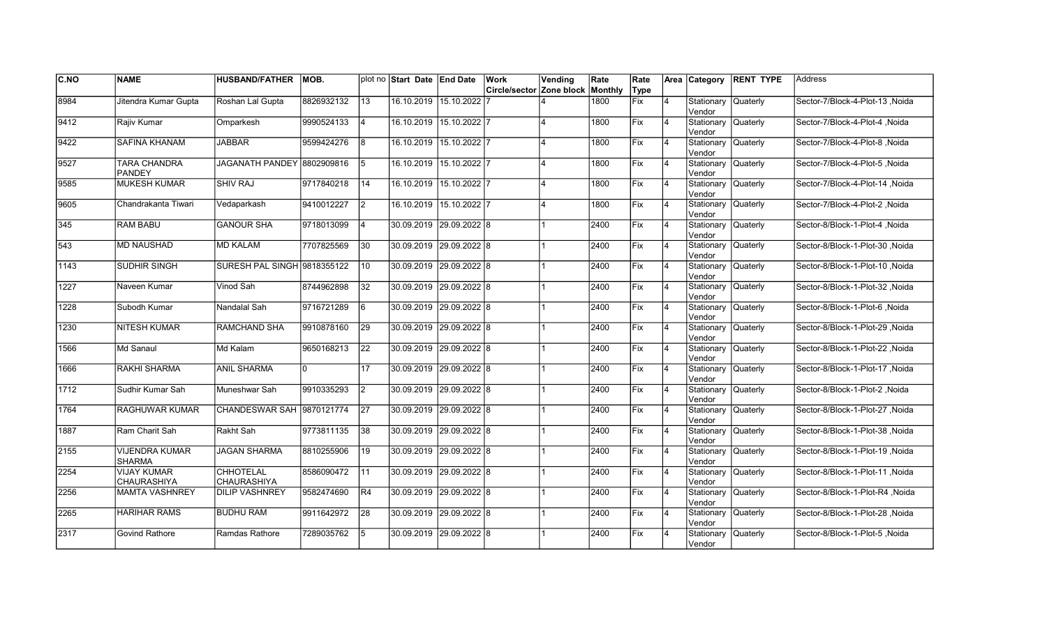| C.NO | NAME | HUSBAND/FATHER | MOB. | plot no | Start Date | End Date | Work Circle/sector | Vending Zone block | Rate Monthly | Rate Type | Area | Category | RENT TYPE | Address |
|---|---|---|---|---|---|---|---|---|---|---|---|---|---|---|
| 8984 | Jitendra Kumar Gupta | Roshan Lal Gupta | 8826932132 | 13 | 16.10.2019 | 15.10.2022 | 7 | 4 | 1800 | Fix | 4 | Stationary Vendor | Quaterly | Sector-7/Block-4-Plot-13 ,Noida |
| 9412 | Rajiv Kumar | Omparkesh | 9990524133 | 4 | 16.10.2019 | 15.10.2022 | 7 | 4 | 1800 | Fix | 4 | Stationary Vendor | Quaterly | Sector-7/Block-4-Plot-4 ,Noida |
| 9422 | SAFINA KHANAM | JABBAR | 9599424276 | 8 | 16.10.2019 | 15.10.2022 | 7 | 4 | 1800 | Fix | 4 | Stationary Vendor | Quaterly | Sector-7/Block-4-Plot-8 ,Noida |
| 9527 | TARA CHANDRA PANDEY | JAGANATH PANDEY | 8802909816 | 5 | 16.10.2019 | 15.10.2022 | 7 | 4 | 1800 | Fix | 4 | Stationary Vendor | Quaterly | Sector-7/Block-4-Plot-5 ,Noida |
| 9585 | MUKESH KUMAR | SHIV RAJ | 9717840218 | 14 | 16.10.2019 | 15.10.2022 | 7 | 4 | 1800 | Fix | 4 | Stationary Vendor | Quaterly | Sector-7/Block-4-Plot-14 ,Noida |
| 9605 | Chandrakanta Tiwari | Vedaparkash | 9410012227 | 2 | 16.10.2019 | 15.10.2022 | 7 | 4 | 1800 | Fix | 4 | Stationary Vendor | Quaterly | Sector-7/Block-4-Plot-2 ,Noida |
| 345 | RAM BABU | GANOUR SHA | 9718013099 | 4 | 30.09.2019 | 29.09.2022 | 8 | 1 | 2400 | Fix | 4 | Stationary Vendor | Quaterly | Sector-8/Block-1-Plot-4 ,Noida |
| 543 | MD NAUSHAD | MD KALAM | 7707825569 | 30 | 30.09.2019 | 29.09.2022 | 8 | 1 | 2400 | Fix | 4 | Stationary Vendor | Quaterly | Sector-8/Block-1-Plot-30 ,Noida |
| 1143 | SUDHIR SINGH | SURESH PAL SINGH | 9818355122 | 10 | 30.09.2019 | 29.09.2022 | 8 | 1 | 2400 | Fix | 4 | Stationary Vendor | Quaterly | Sector-8/Block-1-Plot-10 ,Noida |
| 1227 | Naveen Kumar | Vinod Sah | 8744962898 | 32 | 30.09.2019 | 29.09.2022 | 8 | 1 | 2400 | Fix | 4 | Stationary Vendor | Quaterly | Sector-8/Block-1-Plot-32 ,Noida |
| 1228 | Subodh Kumar | Nandalal Sah | 9716721289 | 6 | 30.09.2019 | 29.09.2022 | 8 | 1 | 2400 | Fix | 4 | Stationary Vendor | Quaterly | Sector-8/Block-1-Plot-6 ,Noida |
| 1230 | NITESH KUMAR | RAMCHAND SHA | 9910878160 | 29 | 30.09.2019 | 29.09.2022 | 8 | 1 | 2400 | Fix | 4 | Stationary Vendor | Quaterly | Sector-8/Block-1-Plot-29 ,Noida |
| 1566 | Md Sanaul | Md Kalam | 9650168213 | 22 | 30.09.2019 | 29.09.2022 | 8 | 1 | 2400 | Fix | 4 | Stationary Vendor | Quaterly | Sector-8/Block-1-Plot-22 ,Noida |
| 1666 | RAKHI SHARMA | ANIL SHARMA | 0 | 17 | 30.09.2019 | 29.09.2022 | 8 | 1 | 2400 | Fix | 4 | Stationary Vendor | Quaterly | Sector-8/Block-1-Plot-17 ,Noida |
| 1712 | Sudhir Kumar Sah | Muneshwar Sah | 9910335293 | 2 | 30.09.2019 | 29.09.2022 | 8 | 1 | 2400 | Fix | 4 | Stationary Vendor | Quaterly | Sector-8/Block-1-Plot-2 ,Noida |
| 1764 | RAGHUWAR KUMAR | CHANDESWAR SAH | 9870121774 | 27 | 30.09.2019 | 29.09.2022 | 8 | 1 | 2400 | Fix | 4 | Stationary Vendor | Quaterly | Sector-8/Block-1-Plot-27 ,Noida |
| 1887 | Ram Charit Sah | Rakht Sah | 9773811135 | 38 | 30.09.2019 | 29.09.2022 | 8 | 1 | 2400 | Fix | 4 | Stationary Vendor | Quaterly | Sector-8/Block-1-Plot-38 ,Noida |
| 2155 | VIJENDRA KUMAR SHARMA | JAGAN SHARMA | 8810255906 | 19 | 30.09.2019 | 29.09.2022 | 8 | 1 | 2400 | Fix | 4 | Stationary Vendor | Quaterly | Sector-8/Block-1-Plot-19 ,Noida |
| 2254 | VIJAY KUMAR CHAURASHIYA | CHHOTELAL CHAURASHIYA | 8586090472 | 11 | 30.09.2019 | 29.09.2022 | 8 | 1 | 2400 | Fix | 4 | Stationary Vendor | Quaterly | Sector-8/Block-1-Plot-11 ,Noida |
| 2256 | MAMTA VASHNREY | DILIP VASHNREY | 9582474690 | R4 | 30.09.2019 | 29.09.2022 | 8 | 1 | 2400 | Fix | 4 | Stationary Vendor | Quaterly | Sector-8/Block-1-Plot-R4 ,Noida |
| 2265 | HARIHAR RAMS | BUDHU RAM | 9911642972 | 28 | 30.09.2019 | 29.09.2022 | 8 | 1 | 2400 | Fix | 4 | Stationary Vendor | Quaterly | Sector-8/Block-1-Plot-28 ,Noida |
| 2317 | Govind Rathore | Ramdas Rathore | 7289035762 | 5 | 30.09.2019 | 29.09.2022 | 8 | 1 | 2400 | Fix | 4 | Stationary Vendor | Quaterly | Sector-8/Block-1-Plot-5 ,Noida |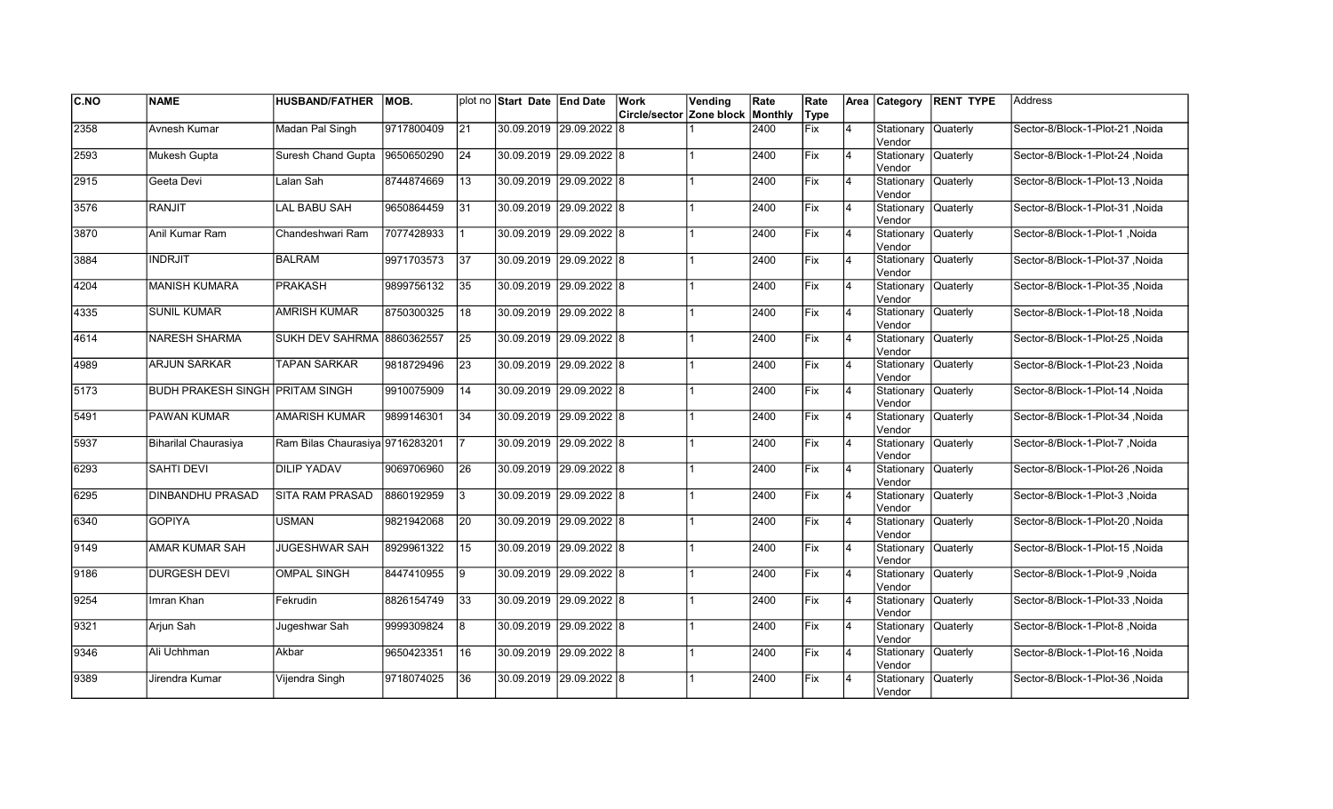| C.NO | NAME | HUSBAND/FATHER | MOB. | plot no | Start Date | End Date | Work Circle/sector | Vending Zone block | Rate Monthly | Rate Type | Area | Category | RENT TYPE | Address |
|---|---|---|---|---|---|---|---|---|---|---|---|---|---|---|
| 2358 | Avnesh Kumar | Madan Pal Singh | 9717800409 | 21 | 30.09.2019 | 29.09.2022 | 8 | 1 | 2400 | Fix | 4 | Stationary Vendor | Quaterly | Sector-8/Block-1-Plot-21 ,Noida |
| 2593 | Mukesh Gupta | Suresh Chand Gupta | 9650650290 | 24 | 30.09.2019 | 29.09.2022 | 8 | 1 | 2400 | Fix | 4 | Stationary Vendor | Quaterly | Sector-8/Block-1-Plot-24 ,Noida |
| 2915 | Geeta Devi | Lalan Sah | 8744874669 | 13 | 30.09.2019 | 29.09.2022 | 8 | 1 | 2400 | Fix | 4 | Stationary Vendor | Quaterly | Sector-8/Block-1-Plot-13 ,Noida |
| 3576 | RANJIT | LAL BABU SAH | 9650864459 | 31 | 30.09.2019 | 29.09.2022 | 8 | 1 | 2400 | Fix | 4 | Stationary Vendor | Quaterly | Sector-8/Block-1-Plot-31 ,Noida |
| 3870 | Anil Kumar Ram | Chandeshwari Ram | 7077428933 | 1 | 30.09.2019 | 29.09.2022 | 8 | 1 | 2400 | Fix | 4 | Stationary Vendor | Quaterly | Sector-8/Block-1-Plot-1 ,Noida |
| 3884 | INDRJIT | BALRAM | 9971703573 | 37 | 30.09.2019 | 29.09.2022 | 8 | 1 | 2400 | Fix | 4 | Stationary Vendor | Quaterly | Sector-8/Block-1-Plot-37 ,Noida |
| 4204 | MANISH KUMARA | PRAKASH | 9899756132 | 35 | 30.09.2019 | 29.09.2022 | 8 | 1 | 2400 | Fix | 4 | Stationary Vendor | Quaterly | Sector-8/Block-1-Plot-35 ,Noida |
| 4335 | SUNIL KUMAR | AMRISH KUMAR | 8750300325 | 18 | 30.09.2019 | 29.09.2022 | 8 | 1 | 2400 | Fix | 4 | Stationary Vendor | Quaterly | Sector-8/Block-1-Plot-18 ,Noida |
| 4614 | NARESH SHARMA | SUKH DEV SAHRMA | 8860362557 | 25 | 30.09.2019 | 29.09.2022 | 8 | 1 | 2400 | Fix | 4 | Stationary Vendor | Quaterly | Sector-8/Block-1-Plot-25 ,Noida |
| 4989 | ARJUN SARKAR | TAPAN SARKAR | 9818729496 | 23 | 30.09.2019 | 29.09.2022 | 8 | 1 | 2400 | Fix | 4 | Stationary Vendor | Quaterly | Sector-8/Block-1-Plot-23 ,Noida |
| 5173 | BUDH PRAKESH SINGH | PRITAM SINGH | 9910075909 | 14 | 30.09.2019 | 29.09.2022 | 8 | 1 | 2400 | Fix | 4 | Stationary Vendor | Quaterly | Sector-8/Block-1-Plot-14 ,Noida |
| 5491 | PAWAN KUMAR | AMARISH KUMAR | 9899146301 | 34 | 30.09.2019 | 29.09.2022 | 8 | 1 | 2400 | Fix | 4 | Stationary Vendor | Quaterly | Sector-8/Block-1-Plot-34 ,Noida |
| 5937 | Biharilal Chaurasiya | Ram Bilas Chaurasiya | 9716283201 | 7 | 30.09.2019 | 29.09.2022 | 8 | 1 | 2400 | Fix | 4 | Stationary Vendor | Quaterly | Sector-8/Block-1-Plot-7 ,Noida |
| 6293 | SAHTI DEVI | DILIP YADAV | 9069706960 | 26 | 30.09.2019 | 29.09.2022 | 8 | 1 | 2400 | Fix | 4 | Stationary Vendor | Quaterly | Sector-8/Block-1-Plot-26 ,Noida |
| 6295 | DINBANDHU PRASAD | SITA RAM PRASAD | 8860192959 | 3 | 30.09.2019 | 29.09.2022 | 8 | 1 | 2400 | Fix | 4 | Stationary Vendor | Quaterly | Sector-8/Block-1-Plot-3 ,Noida |
| 6340 | GOPIYA | USMAN | 9821942068 | 20 | 30.09.2019 | 29.09.2022 | 8 | 1 | 2400 | Fix | 4 | Stationary Vendor | Quaterly | Sector-8/Block-1-Plot-20 ,Noida |
| 9149 | AMAR KUMAR SAH | JUGESHWAR SAH | 8929961322 | 15 | 30.09.2019 | 29.09.2022 | 8 | 1 | 2400 | Fix | 4 | Stationary Vendor | Quaterly | Sector-8/Block-1-Plot-15 ,Noida |
| 9186 | DURGESH DEVI | OMPAL SINGH | 8447410955 | 9 | 30.09.2019 | 29.09.2022 | 8 | 1 | 2400 | Fix | 4 | Stationary Vendor | Quaterly | Sector-8/Block-1-Plot-9 ,Noida |
| 9254 | Imran Khan | Fekrudin | 8826154749 | 33 | 30.09.2019 | 29.09.2022 | 8 | 1 | 2400 | Fix | 4 | Stationary Vendor | Quaterly | Sector-8/Block-1-Plot-33 ,Noida |
| 9321 | Arjun Sah | Jugeshwar Sah | 9999309824 | 8 | 30.09.2019 | 29.09.2022 | 8 | 1 | 2400 | Fix | 4 | Stationary Vendor | Quaterly | Sector-8/Block-1-Plot-8 ,Noida |
| 9346 | Ali Uchhman | Akbar | 9650423351 | 16 | 30.09.2019 | 29.09.2022 | 8 | 1 | 2400 | Fix | 4 | Stationary Vendor | Quaterly | Sector-8/Block-1-Plot-16 ,Noida |
| 9389 | Jirendra Kumar | Vijendra Singh | 9718074025 | 36 | 30.09.2019 | 29.09.2022 | 8 | 1 | 2400 | Fix | 4 | Stationary Vendor | Quaterly | Sector-8/Block-1-Plot-36 ,Noida |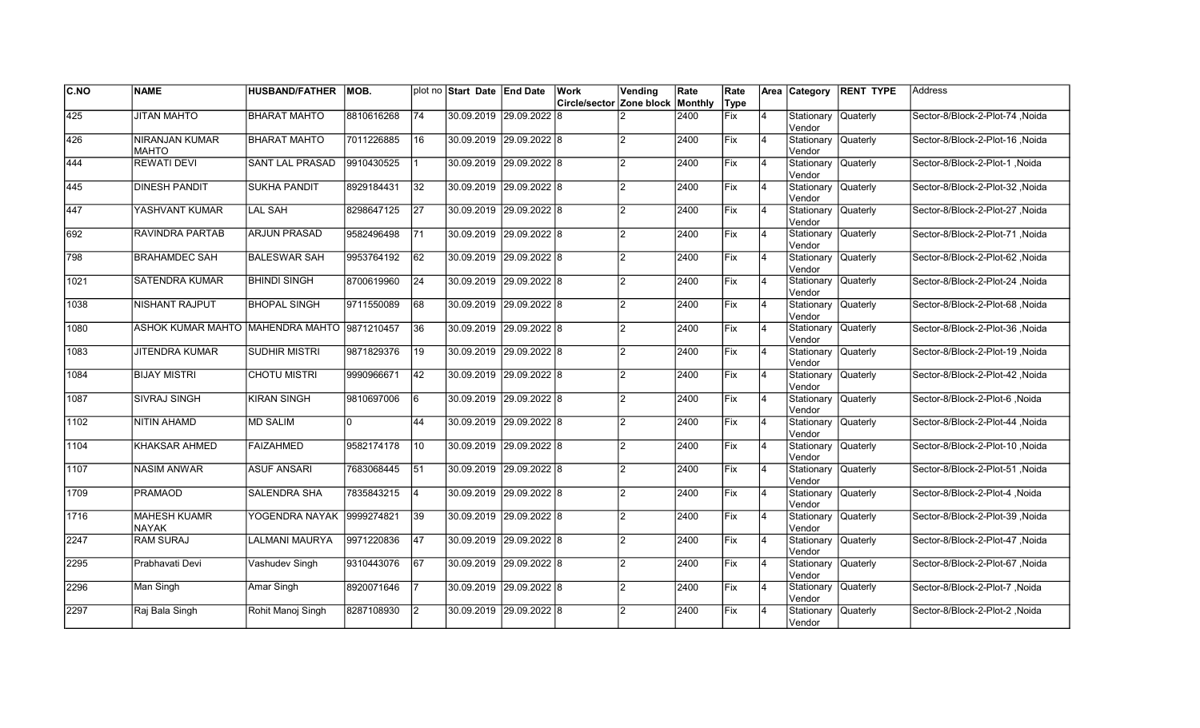| C.NO | NAME | HUSBAND/FATHER | MOB. | plot no | Start Date | End Date | Work Circle/sector | Vending Zone block | Rate Monthly | Rate Type | Area | Category | RENT TYPE | Address |
|---|---|---|---|---|---|---|---|---|---|---|---|---|---|---|
| 425 | JITAN MAHTO | BHARAT MAHTO | 8810616268 | 74 | 30.09.2019 | 29.09.2022 | 8 | 2 | 2400 | Fix | 4 | Stationary Vendor | Quaterly | Sector-8/Block-2-Plot-74 ,Noida |
| 426 | NIRANJAN KUMAR MAHTO | BHARAT MAHTO | 7011226885 | 16 | 30.09.2019 | 29.09.2022 | 8 | 2 | 2400 | Fix | 4 | Stationary Vendor | Quaterly | Sector-8/Block-2-Plot-16 ,Noida |
| 444 | REWATI DEVI | SANT LAL PRASAD | 9910430525 | 1 | 30.09.2019 | 29.09.2022 | 8 | 2 | 2400 | Fix | 4 | Stationary Vendor | Quaterly | Sector-8/Block-2-Plot-1 ,Noida |
| 445 | DINESH PANDIT | SUKHA PANDIT | 8929184431 | 32 | 30.09.2019 | 29.09.2022 | 8 | 2 | 2400 | Fix | 4 | Stationary Vendor | Quaterly | Sector-8/Block-2-Plot-32 ,Noida |
| 447 | YASHVANT KUMAR | LAL SAH | 8298647125 | 27 | 30.09.2019 | 29.09.2022 | 8 | 2 | 2400 | Fix | 4 | Stationary Vendor | Quaterly | Sector-8/Block-2-Plot-27 ,Noida |
| 692 | RAVINDRA PARTAB | ARJUN PRASAD | 9582496498 | 71 | 30.09.2019 | 29.09.2022 | 8 | 2 | 2400 | Fix | 4 | Stationary Vendor | Quaterly | Sector-8/Block-2-Plot-71 ,Noida |
| 798 | BRAHAMDEC SAH | BALESWAR SAH | 9953764192 | 62 | 30.09.2019 | 29.09.2022 | 8 | 2 | 2400 | Fix | 4 | Stationary Vendor | Quaterly | Sector-8/Block-2-Plot-62 ,Noida |
| 1021 | SATENDRA KUMAR | BHINDI SINGH | 8700619960 | 24 | 30.09.2019 | 29.09.2022 | 8 | 2 | 2400 | Fix | 4 | Stationary Vendor | Quaterly | Sector-8/Block-2-Plot-24 ,Noida |
| 1038 | NISHANT RAJPUT | BHOPAL SINGH | 9711550089 | 68 | 30.09.2019 | 29.09.2022 | 8 | 2 | 2400 | Fix | 4 | Stationary Vendor | Quaterly | Sector-8/Block-2-Plot-68 ,Noida |
| 1080 | ASHOK KUMAR MAHTO | MAHENDRA MAHTO | 9871210457 | 36 | 30.09.2019 | 29.09.2022 | 8 | 2 | 2400 | Fix | 4 | Stationary Vendor | Quaterly | Sector-8/Block-2-Plot-36 ,Noida |
| 1083 | JITENDRA KUMAR | SUDHIR MISTRI | 9871829376 | 19 | 30.09.2019 | 29.09.2022 | 8 | 2 | 2400 | Fix | 4 | Stationary Vendor | Quaterly | Sector-8/Block-2-Plot-19 ,Noida |
| 1084 | BIJAY MISTRI | CHOTU MISTRI | 9990966671 | 42 | 30.09.2019 | 29.09.2022 | 8 | 2 | 2400 | Fix | 4 | Stationary Vendor | Quaterly | Sector-8/Block-2-Plot-42 ,Noida |
| 1087 | SIVRAJ SINGH | KIRAN SINGH | 9810697006 | 6 | 30.09.2019 | 29.09.2022 | 8 | 2 | 2400 | Fix | 4 | Stationary Vendor | Quaterly | Sector-8/Block-2-Plot-6 ,Noida |
| 1102 | NITIN AHAMD | MD SALIM | 0 | 44 | 30.09.2019 | 29.09.2022 | 8 | 2 | 2400 | Fix | 4 | Stationary Vendor | Quaterly | Sector-8/Block-2-Plot-44 ,Noida |
| 1104 | KHAKSAR AHMED | FAIZAHMED | 9582174178 | 10 | 30.09.2019 | 29.09.2022 | 8 | 2 | 2400 | Fix | 4 | Stationary Vendor | Quaterly | Sector-8/Block-2-Plot-10 ,Noida |
| 1107 | NASIM ANWAR | ASUF ANSARI | 7683068445 | 51 | 30.09.2019 | 29.09.2022 | 8 | 2 | 2400 | Fix | 4 | Stationary Vendor | Quaterly | Sector-8/Block-2-Plot-51 ,Noida |
| 1709 | PRAMAOD | SALENDRA SHA | 7835843215 | 4 | 30.09.2019 | 29.09.2022 | 8 | 2 | 2400 | Fix | 4 | Stationary Vendor | Quaterly | Sector-8/Block-2-Plot-4 ,Noida |
| 1716 | MAHESH KUAMR NAYAK | YOGENDRA NAYAK | 9999274821 | 39 | 30.09.2019 | 29.09.2022 | 8 | 2 | 2400 | Fix | 4 | Stationary Vendor | Quaterly | Sector-8/Block-2-Plot-39 ,Noida |
| 2247 | RAM SURAJ | LALMANI MAURYA | 9971220836 | 47 | 30.09.2019 | 29.09.2022 | 8 | 2 | 2400 | Fix | 4 | Stationary Vendor | Quaterly | Sector-8/Block-2-Plot-47 ,Noida |
| 2295 | Prabhavati Devi | Vashudev Singh | 9310443076 | 67 | 30.09.2019 | 29.09.2022 | 8 | 2 | 2400 | Fix | 4 | Stationary Vendor | Quaterly | Sector-8/Block-2-Plot-67 ,Noida |
| 2296 | Man Singh | Amar Singh | 8920071646 | 7 | 30.09.2019 | 29.09.2022 | 8 | 2 | 2400 | Fix | 4 | Stationary Vendor | Quaterly | Sector-8/Block-2-Plot-7 ,Noida |
| 2297 | Raj Bala Singh | Rohit Manoj Singh | 8287108930 | 2 | 30.09.2019 | 29.09.2022 | 8 | 2 | 2400 | Fix | 4 | Stationary Vendor | Quaterly | Sector-8/Block-2-Plot-2 ,Noida |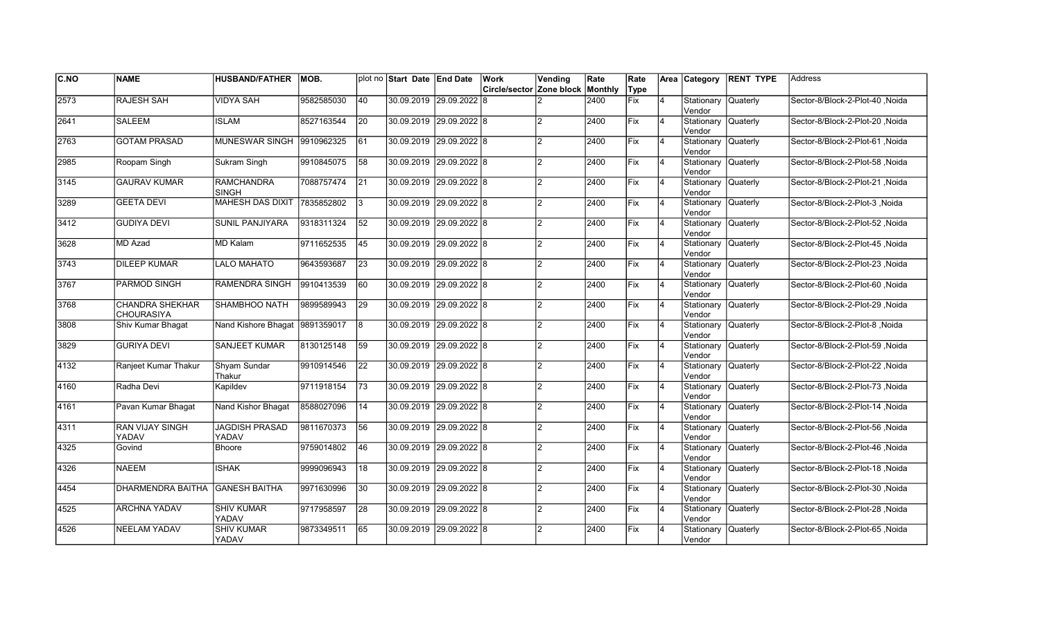| C.NO | NAME | HUSBAND/FATHER | MOB. | plot no | Start Date | End Date | Work Circle/sector | Vending Zone block | Rate Monthly | Rate Type | Area | Category | RENT TYPE | Address |
|---|---|---|---|---|---|---|---|---|---|---|---|---|---|---|
| 2573 | RAJESH SAH | VIDYA SAH | 9582585030 | 40 | 30.09.2019 | 29.09.2022 | 8 | 2 | 2400 | Fix | 4 | Stationary Vendor | Quaterly | Sector-8/Block-2-Plot-40 ,Noida |
| 2641 | SALEEM | ISLAM | 8527163544 | 20 | 30.09.2019 | 29.09.2022 | 8 | 2 | 2400 | Fix | 4 | Stationary Vendor | Quaterly | Sector-8/Block-2-Plot-20 ,Noida |
| 2763 | GOTAM PRASAD | MUNESWAR SINGH | 9910962325 | 61 | 30.09.2019 | 29.09.2022 | 8 | 2 | 2400 | Fix | 4 | Stationary Vendor | Quaterly | Sector-8/Block-2-Plot-61 ,Noida |
| 2985 | Roopam Singh | Sukram Singh | 9910845075 | 58 | 30.09.2019 | 29.09.2022 | 8 | 2 | 2400 | Fix | 4 | Stationary Vendor | Quaterly | Sector-8/Block-2-Plot-58 ,Noida |
| 3145 | GAURAV KUMAR | RAMCHANDRA SINGH | 7088757474 | 21 | 30.09.2019 | 29.09.2022 | 8 | 2 | 2400 | Fix | 4 | Stationary Vendor | Quaterly | Sector-8/Block-2-Plot-21 ,Noida |
| 3289 | GEETA DEVI | MAHESH DAS DIXIT | 7835852802 | 3 | 30.09.2019 | 29.09.2022 | 8 | 2 | 2400 | Fix | 4 | Stationary Vendor | Quaterly | Sector-8/Block-2-Plot-3 ,Noida |
| 3412 | GUDIYA DEVI | SUNIL PANJIYARA | 9318311324 | 52 | 30.09.2019 | 29.09.2022 | 8 | 2 | 2400 | Fix | 4 | Stationary Vendor | Quaterly | Sector-8/Block-2-Plot-52 ,Noida |
| 3628 | MD Azad | MD Kalam | 9711652535 | 45 | 30.09.2019 | 29.09.2022 | 8 | 2 | 2400 | Fix | 4 | Stationary Vendor | Quaterly | Sector-8/Block-2-Plot-45 ,Noida |
| 3743 | DILEEP KUMAR | LALO MAHATO | 9643593687 | 23 | 30.09.2019 | 29.09.2022 | 8 | 2 | 2400 | Fix | 4 | Stationary Vendor | Quaterly | Sector-8/Block-2-Plot-23 ,Noida |
| 3767 | PARMOD SINGH | RAMENDRA SINGH | 9910413539 | 60 | 30.09.2019 | 29.09.2022 | 8 | 2 | 2400 | Fix | 4 | Stationary Vendor | Quaterly | Sector-8/Block-2-Plot-60 ,Noida |
| 3768 | CHANDRA SHEKHAR CHOURASIYA | SHAMBHOO NATH | 9899589943 | 29 | 30.09.2019 | 29.09.2022 | 8 | 2 | 2400 | Fix | 4 | Stationary Vendor | Quaterly | Sector-8/Block-2-Plot-29 ,Noida |
| 3808 | Shiv Kumar Bhagat | Nand Kishore Bhagat | 9891359017 | 8 | 30.09.2019 | 29.09.2022 | 8 | 2 | 2400 | Fix | 4 | Stationary Vendor | Quaterly | Sector-8/Block-2-Plot-8 ,Noida |
| 3829 | GURIYA DEVI | SANJEET KUMAR | 8130125148 | 59 | 30.09.2019 | 29.09.2022 | 8 | 2 | 2400 | Fix | 4 | Stationary Vendor | Quaterly | Sector-8/Block-2-Plot-59 ,Noida |
| 4132 | Ranjeet Kumar Thakur | Shyam Sundar Thakur | 9910914546 | 22 | 30.09.2019 | 29.09.2022 | 8 | 2 | 2400 | Fix | 4 | Stationary Vendor | Quaterly | Sector-8/Block-2-Plot-22 ,Noida |
| 4160 | Radha Devi | Kapildev | 9711918154 | 73 | 30.09.2019 | 29.09.2022 | 8 | 2 | 2400 | Fix | 4 | Stationary Vendor | Quaterly | Sector-8/Block-2-Plot-73 ,Noida |
| 4161 | Pavan Kumar Bhagat | Nand Kishor Bhagat | 8588027096 | 14 | 30.09.2019 | 29.09.2022 | 8 | 2 | 2400 | Fix | 4 | Stationary Vendor | Quaterly | Sector-8/Block-2-Plot-14 ,Noida |
| 4311 | RAN VIJAY SINGH YADAV | JAGDISH PRASAD YADAV | 9811670373 | 56 | 30.09.2019 | 29.09.2022 | 8 | 2 | 2400 | Fix | 4 | Stationary Vendor | Quaterly | Sector-8/Block-2-Plot-56 ,Noida |
| 4325 | Govind | Bhoore | 9759014802 | 46 | 30.09.2019 | 29.09.2022 | 8 | 2 | 2400 | Fix | 4 | Stationary Vendor | Quaterly | Sector-8/Block-2-Plot-46 ,Noida |
| 4326 | NAEEM | ISHAK | 9999096943 | 18 | 30.09.2019 | 29.09.2022 | 8 | 2 | 2400 | Fix | 4 | Stationary Vendor | Quaterly | Sector-8/Block-2-Plot-18 ,Noida |
| 4454 | DHARMENDRA BAITHA | GANESH BAITHA | 9971630996 | 30 | 30.09.2019 | 29.09.2022 | 8 | 2 | 2400 | Fix | 4 | Stationary Vendor | Quaterly | Sector-8/Block-2-Plot-30 ,Noida |
| 4525 | ARCHNA YADAV | SHIV KUMAR YADAV | 9717958597 | 28 | 30.09.2019 | 29.09.2022 | 8 | 2 | 2400 | Fix | 4 | Stationary Vendor | Quaterly | Sector-8/Block-2-Plot-28 ,Noida |
| 4526 | NEELAM YADAV | SHIV KUMAR YADAV | 9873349511 | 65 | 30.09.2019 | 29.09.2022 | 8 | 2 | 2400 | Fix | 4 | Stationary Vendor | Quaterly | Sector-8/Block-2-Plot-65 ,Noida |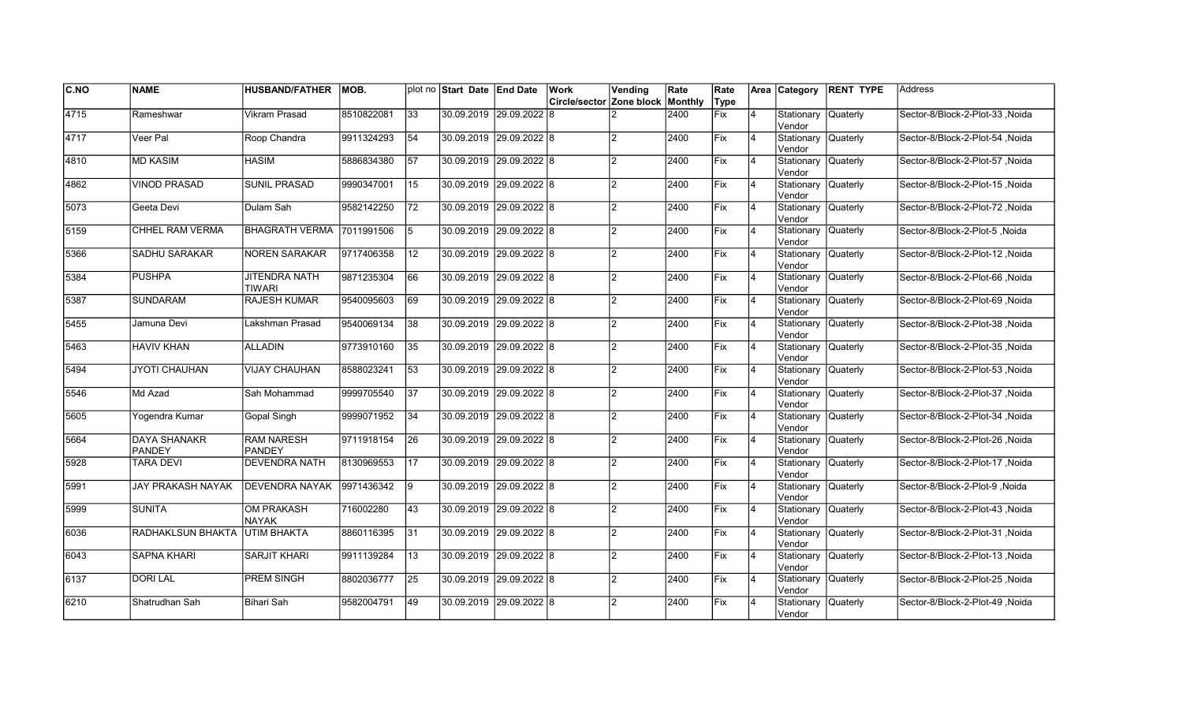| C.NO | NAME | HUSBAND/FATHER | MOB. | plot no | Start Date | End Date | Work Circle/sector | Vending Zone block | Rate Monthly | Rate Type | Area | Category | RENT TYPE | Address |
|---|---|---|---|---|---|---|---|---|---|---|---|---|---|---|
| 4715 | Rameshwar | Vikram Prasad | 8510822081 | 33 | 30.09.2019 | 29.09.2022 | 8 | 2 | 2400 | Fix | 4 | Stationary Vendor | Quaterly | Sector-8/Block-2-Plot-33 ,Noida |
| 4717 | Veer Pal | Roop Chandra | 9911324293 | 54 | 30.09.2019 | 29.09.2022 | 8 | 2 | 2400 | Fix | 4 | Stationary Vendor | Quaterly | Sector-8/Block-2-Plot-54 ,Noida |
| 4810 | MD KASIM | HASIM | 5886834380 | 57 | 30.09.2019 | 29.09.2022 | 8 | 2 | 2400 | Fix | 4 | Stationary Vendor | Quaterly | Sector-8/Block-2-Plot-57 ,Noida |
| 4862 | VINOD PRASAD | SUNIL PRASAD | 9990347001 | 15 | 30.09.2019 | 29.09.2022 | 8 | 2 | 2400 | Fix | 4 | Stationary Vendor | Quaterly | Sector-8/Block-2-Plot-15 ,Noida |
| 5073 | Geeta Devi | Dulam Sah | 9582142250 | 72 | 30.09.2019 | 29.09.2022 | 8 | 2 | 2400 | Fix | 4 | Stationary Vendor | Quaterly | Sector-8/Block-2-Plot-72 ,Noida |
| 5159 | CHHEL RAM VERMA | BHAGRATH VERMA | 7011991506 | 5 | 30.09.2019 | 29.09.2022 | 8 | 2 | 2400 | Fix | 4 | Stationary Vendor | Quaterly | Sector-8/Block-2-Plot-5 ,Noida |
| 5366 | SADHU SARAKAR | NOREN SARAKAR | 9717406358 | 12 | 30.09.2019 | 29.09.2022 | 8 | 2 | 2400 | Fix | 4 | Stationary Vendor | Quaterly | Sector-8/Block-2-Plot-12 ,Noida |
| 5384 | PUSHPA | JITENDRA NATH TIWARI | 9871235304 | 66 | 30.09.2019 | 29.09.2022 | 8 | 2 | 2400 | Fix | 4 | Stationary Vendor | Quaterly | Sector-8/Block-2-Plot-66 ,Noida |
| 5387 | SUNDARAM | RAJESH KUMAR | 9540095603 | 69 | 30.09.2019 | 29.09.2022 | 8 | 2 | 2400 | Fix | 4 | Stationary Vendor | Quaterly | Sector-8/Block-2-Plot-69 ,Noida |
| 5455 | Jamuna Devi | Lakshman Prasad | 9540069134 | 38 | 30.09.2019 | 29.09.2022 | 8 | 2 | 2400 | Fix | 4 | Stationary Vendor | Quaterly | Sector-8/Block-2-Plot-38 ,Noida |
| 5463 | HAVIV KHAN | ALLADIN | 9773910160 | 35 | 30.09.2019 | 29.09.2022 | 8 | 2 | 2400 | Fix | 4 | Stationary Vendor | Quaterly | Sector-8/Block-2-Plot-35 ,Noida |
| 5494 | JYOTI CHAUHAN | VIJAY CHAUHAN | 8588023241 | 53 | 30.09.2019 | 29.09.2022 | 8 | 2 | 2400 | Fix | 4 | Stationary Vendor | Quaterly | Sector-8/Block-2-Plot-53 ,Noida |
| 5546 | Md Azad | Sah Mohammad | 9999705540 | 37 | 30.09.2019 | 29.09.2022 | 8 | 2 | 2400 | Fix | 4 | Stationary Vendor | Quaterly | Sector-8/Block-2-Plot-37 ,Noida |
| 5605 | Yogendra Kumar | Gopal Singh | 9999071952 | 34 | 30.09.2019 | 29.09.2022 | 8 | 2 | 2400 | Fix | 4 | Stationary Vendor | Quaterly | Sector-8/Block-2-Plot-34 ,Noida |
| 5664 | DAYA SHANAKR PANDEY | RAM NARESH PANDEY | 9711918154 | 26 | 30.09.2019 | 29.09.2022 | 8 | 2 | 2400 | Fix | 4 | Stationary Vendor | Quaterly | Sector-8/Block-2-Plot-26 ,Noida |
| 5928 | TARA DEVI | DEVENDRA NATH | 8130969553 | 17 | 30.09.2019 | 29.09.2022 | 8 | 2 | 2400 | Fix | 4 | Stationary Vendor | Quaterly | Sector-8/Block-2-Plot-17 ,Noida |
| 5991 | JAY PRAKASH NAYAK | DEVENDRA NAYAK | 9971436342 | 9 | 30.09.2019 | 29.09.2022 | 8 | 2 | 2400 | Fix | 4 | Stationary Vendor | Quaterly | Sector-8/Block-2-Plot-9 ,Noida |
| 5999 | SUNITA | OM PRAKASH NAYAK | 716002280 | 43 | 30.09.2019 | 29.09.2022 | 8 | 2 | 2400 | Fix | 4 | Stationary Vendor | Quaterly | Sector-8/Block-2-Plot-43 ,Noida |
| 6036 | RADHAKLSUN BHAKTA | UTIM BHAKTA | 8860116395 | 31 | 30.09.2019 | 29.09.2022 | 8 | 2 | 2400 | Fix | 4 | Stationary Vendor | Quaterly | Sector-8/Block-2-Plot-31 ,Noida |
| 6043 | SAPNA KHARI | SARJIT KHARI | 9911139284 | 13 | 30.09.2019 | 29.09.2022 | 8 | 2 | 2400 | Fix | 4 | Stationary Vendor | Quaterly | Sector-8/Block-2-Plot-13 ,Noida |
| 6137 | DORI LAL | PREM SINGH | 8802036777 | 25 | 30.09.2019 | 29.09.2022 | 8 | 2 | 2400 | Fix | 4 | Stationary Vendor | Quaterly | Sector-8/Block-2-Plot-25 ,Noida |
| 6210 | Shatrudhan Sah | Bihari Sah | 9582004791 | 49 | 30.09.2019 | 29.09.2022 | 8 | 2 | 2400 | Fix | 4 | Stationary Vendor | Quaterly | Sector-8/Block-2-Plot-49 ,Noida |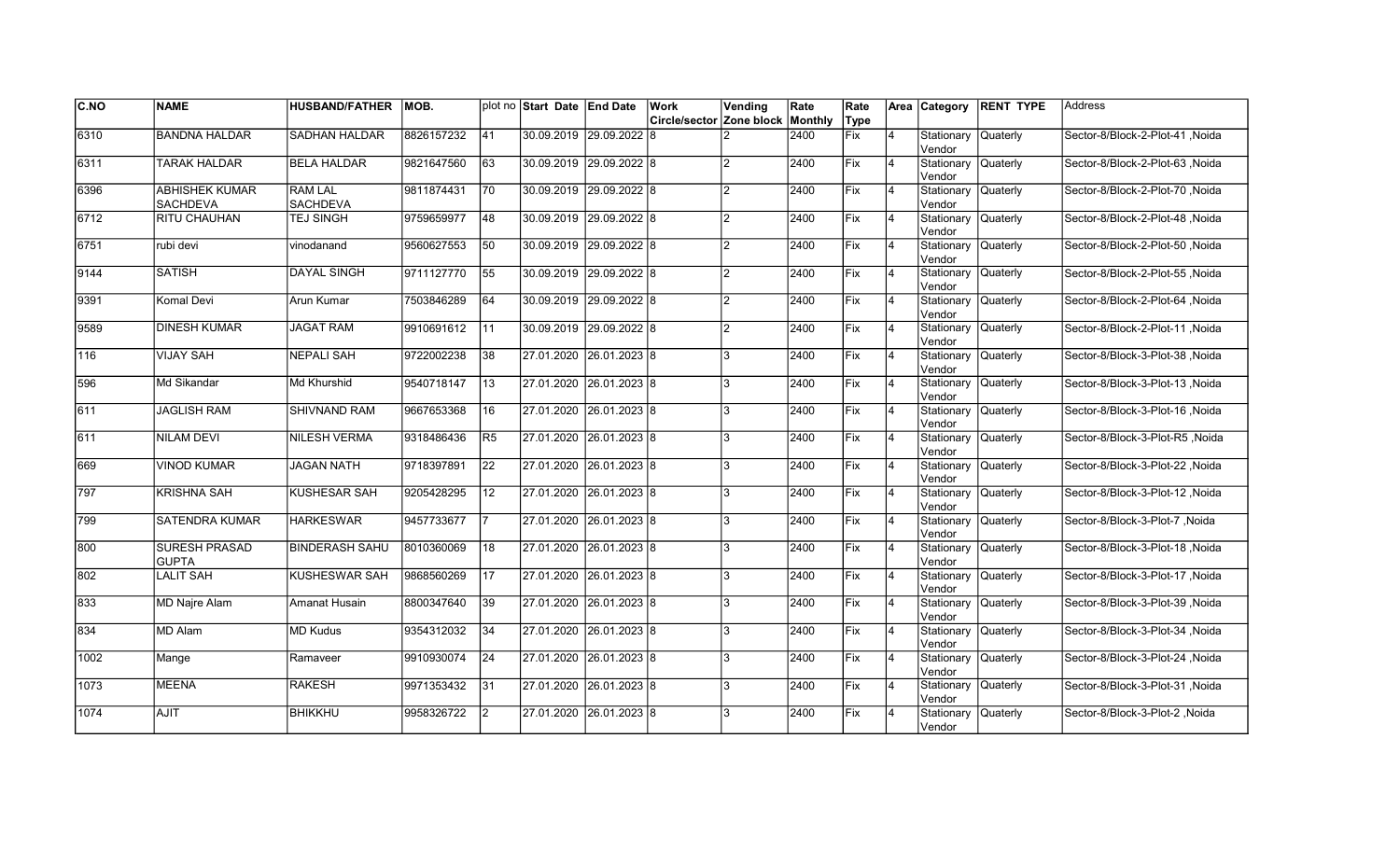| C.NO | NAME | HUSBAND/FATHER | MOB. | plot no | Start Date | End Date | Work Circle/sector | Vending Zone block | Rate Monthly | Rate Type | Area | Category | RENT TYPE | Address |
|---|---|---|---|---|---|---|---|---|---|---|---|---|---|---|
| 6310 | BANDNA HALDAR | SADHAN HALDAR | 8826157232 | 41 | 30.09.2019 | 29.09.2022 | 8 | 2 | 2400 | Fix | 4 | Stationary Vendor | Quaterly | Sector-8/Block-2-Plot-41 ,Noida |
| 6311 | TARAK HALDAR | BELA HALDAR | 9821647560 | 63 | 30.09.2019 | 29.09.2022 | 8 | 2 | 2400 | Fix | 4 | Stationary Vendor | Quaterly | Sector-8/Block-2-Plot-63 ,Noida |
| 6396 | ABHISHEK KUMAR SACHDEVA | RAM LAL SACHDEVA | 9811874431 | 70 | 30.09.2019 | 29.09.2022 | 8 | 2 | 2400 | Fix | 4 | Stationary Vendor | Quaterly | Sector-8/Block-2-Plot-70 ,Noida |
| 6712 | RITU CHAUHAN | TEJ SINGH | 9759659977 | 48 | 30.09.2019 | 29.09.2022 | 8 | 2 | 2400 | Fix | 4 | Stationary Vendor | Quaterly | Sector-8/Block-2-Plot-48 ,Noida |
| 6751 | rubi devi | vinodanand | 9560627553 | 50 | 30.09.2019 | 29.09.2022 | 8 | 2 | 2400 | Fix | 4 | Stationary Vendor | Quaterly | Sector-8/Block-2-Plot-50 ,Noida |
| 9144 | SATISH | DAYAL SINGH | 9711127770 | 55 | 30.09.2019 | 29.09.2022 | 8 | 2 | 2400 | Fix | 4 | Stationary Vendor | Quaterly | Sector-8/Block-2-Plot-55 ,Noida |
| 9391 | Komal Devi | Arun Kumar | 7503846289 | 64 | 30.09.2019 | 29.09.2022 | 8 | 2 | 2400 | Fix | 4 | Stationary Vendor | Quaterly | Sector-8/Block-2-Plot-64 ,Noida |
| 9589 | DINESH KUMAR | JAGAT RAM | 9910691612 | 11 | 30.09.2019 | 29.09.2022 | 8 | 2 | 2400 | Fix | 4 | Stationary Vendor | Quaterly | Sector-8/Block-2-Plot-11 ,Noida |
| 116 | VIJAY SAH | NEPALI SAH | 9722002238 | 38 | 27.01.2020 | 26.01.2023 | 8 | 3 | 2400 | Fix | 4 | Stationary Vendor | Quaterly | Sector-8/Block-3-Plot-38 ,Noida |
| 596 | Md Sikandar | Md Khurshid | 9540718147 | 13 | 27.01.2020 | 26.01.2023 | 8 | 3 | 2400 | Fix | 4 | Stationary Vendor | Quaterly | Sector-8/Block-3-Plot-13 ,Noida |
| 611 | JAGLISH RAM | SHIVNAND RAM | 9667653368 | 16 | 27.01.2020 | 26.01.2023 | 8 | 3 | 2400 | Fix | 4 | Stationary Vendor | Quaterly | Sector-8/Block-3-Plot-16 ,Noida |
| 611 | NILAM DEVI | NILESH VERMA | 9318486436 | R5 | 27.01.2020 | 26.01.2023 | 8 | 3 | 2400 | Fix | 4 | Stationary Vendor | Quaterly | Sector-8/Block-3-Plot-R5 ,Noida |
| 669 | VINOD KUMAR | JAGAN NATH | 9718397891 | 22 | 27.01.2020 | 26.01.2023 | 8 | 3 | 2400 | Fix | 4 | Stationary Vendor | Quaterly | Sector-8/Block-3-Plot-22 ,Noida |
| 797 | KRISHNA SAH | KUSHESAR SAH | 9205428295 | 12 | 27.01.2020 | 26.01.2023 | 8 | 3 | 2400 | Fix | 4 | Stationary Vendor | Quaterly | Sector-8/Block-3-Plot-12 ,Noida |
| 799 | SATENDRA KUMAR | HARKESWAR | 9457733677 | 7 | 27.01.2020 | 26.01.2023 | 8 | 3 | 2400 | Fix | 4 | Stationary Vendor | Quaterly | Sector-8/Block-3-Plot-7 ,Noida |
| 800 | SURESH PRASAD GUPTA | BINDERASH SAHU | 8010360069 | 18 | 27.01.2020 | 26.01.2023 | 8 | 3 | 2400 | Fix | 4 | Stationary Vendor | Quaterly | Sector-8/Block-3-Plot-18 ,Noida |
| 802 | LALIT SAH | KUSHESWAR SAH | 9868560269 | 17 | 27.01.2020 | 26.01.2023 | 8 | 3 | 2400 | Fix | 4 | Stationary Vendor | Quaterly | Sector-8/Block-3-Plot-17 ,Noida |
| 833 | MD Najre Alam | Amanat Husain | 8800347640 | 39 | 27.01.2020 | 26.01.2023 | 8 | 3 | 2400 | Fix | 4 | Stationary Vendor | Quaterly | Sector-8/Block-3-Plot-39 ,Noida |
| 834 | MD Alam | MD Kudus | 9354312032 | 34 | 27.01.2020 | 26.01.2023 | 8 | 3 | 2400 | Fix | 4 | Stationary Vendor | Quaterly | Sector-8/Block-3-Plot-34 ,Noida |
| 1002 | Mange | Ramaveer | 9910930074 | 24 | 27.01.2020 | 26.01.2023 | 8 | 3 | 2400 | Fix | 4 | Stationary Vendor | Quaterly | Sector-8/Block-3-Plot-24 ,Noida |
| 1073 | MEENA | RAKESH | 9971353432 | 31 | 27.01.2020 | 26.01.2023 | 8 | 3 | 2400 | Fix | 4 | Stationary Vendor | Quaterly | Sector-8/Block-3-Plot-31 ,Noida |
| 1074 | AJIT | BHIKKHU | 9958326722 | 2 | 27.01.2020 | 26.01.2023 | 8 | 3 | 2400 | Fix | 4 | Stationary Vendor | Quaterly | Sector-8/Block-3-Plot-2 ,Noida |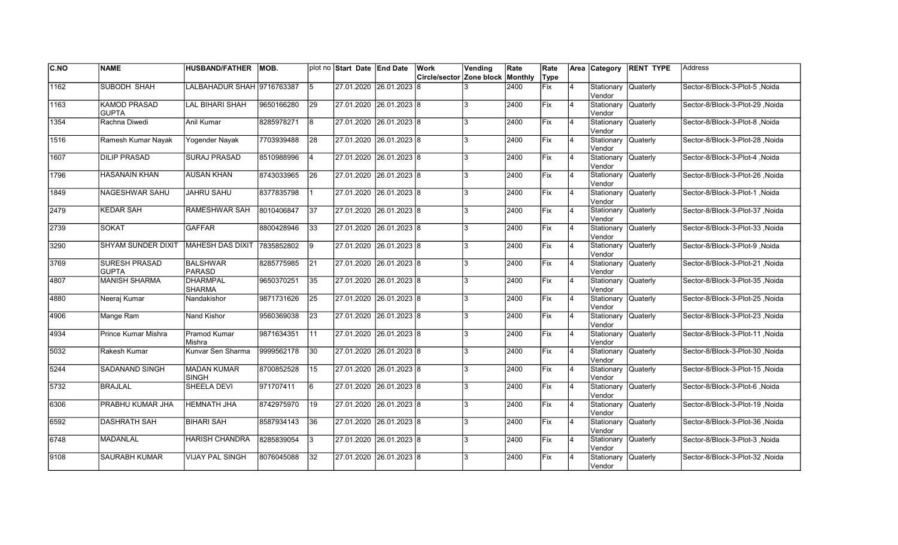| C.NO | NAME | HUSBAND/FATHER | MOB. | plot no | Start Date | End Date | Work Circle/sector | Vending Zone block | Rate Monthly | Rate Type | Area | Category | RENT TYPE | Address |
|---|---|---|---|---|---|---|---|---|---|---|---|---|---|---|
| 1162 | SUBODH SHAH | LALBAHADUR SHAH | 9716763387 | 5 | 27.01.2020 | 26.01.2023 | 8 | 3 | 2400 | Fix | 4 | Stationary Vendor | Quaterly | Sector-8/Block-3-Plot-5 ,Noida |
| 1163 | KAMOD PRASAD GUPTA | LAL BIHARI SHAH | 9650166280 | 29 | 27.01.2020 | 26.01.2023 | 8 | 3 | 2400 | Fix | 4 | Stationary Vendor | Quaterly | Sector-8/Block-3-Plot-29 ,Noida |
| 1354 | Rachna Diwedi | Anil Kumar | 8285978271 | 8 | 27.01.2020 | 26.01.2023 | 8 | 3 | 2400 | Fix | 4 | Stationary Vendor | Quaterly | Sector-8/Block-3-Plot-8 ,Noida |
| 1516 | Ramesh Kumar Nayak | Yogender Nayak | 7703939488 | 28 | 27.01.2020 | 26.01.2023 | 8 | 3 | 2400 | Fix | 4 | Stationary Vendor | Quaterly | Sector-8/Block-3-Plot-28 ,Noida |
| 1607 | DILIP PRASAD | SURAJ PRASAD | 8510988996 | 4 | 27.01.2020 | 26.01.2023 | 8 | 3 | 2400 | Fix | 4 | Stationary Vendor | Quaterly | Sector-8/Block-3-Plot-4 ,Noida |
| 1796 | HASANAIN KHAN | AUSAN KHAN | 8743033965 | 26 | 27.01.2020 | 26.01.2023 | 8 | 3 | 2400 | Fix | 4 | Stationary Vendor | Quaterly | Sector-8/Block-3-Plot-26 ,Noida |
| 1849 | NAGESHWAR SAHU | JAHRU SAHU | 8377835798 | 1 | 27.01.2020 | 26.01.2023 | 8 | 3 | 2400 | Fix | 4 | Stationary Vendor | Quaterly | Sector-8/Block-3-Plot-1 ,Noida |
| 2479 | KEDAR SAH | RAMESHWAR SAH | 8010406847 | 37 | 27.01.2020 | 26.01.2023 | 8 | 3 | 2400 | Fix | 4 | Stationary Vendor | Quaterly | Sector-8/Block-3-Plot-37 ,Noida |
| 2739 | SOKAT | GAFFAR | 8800428946 | 33 | 27.01.2020 | 26.01.2023 | 8 | 3 | 2400 | Fix | 4 | Stationary Vendor | Quaterly | Sector-8/Block-3-Plot-33 ,Noida |
| 3290 | SHYAM SUNDER DIXIT | MAHESH DAS DIXIT | 7835852802 | 9 | 27.01.2020 | 26.01.2023 | 8 | 3 | 2400 | Fix | 4 | Stationary Vendor | Quaterly | Sector-8/Block-3-Plot-9 ,Noida |
| 3769 | SURESH PRASAD GUPTA | BALSHWAR PARASD | 8285775985 | 21 | 27.01.2020 | 26.01.2023 | 8 | 3 | 2400 | Fix | 4 | Stationary Vendor | Quaterly | Sector-8/Block-3-Plot-21 ,Noida |
| 4807 | MANISH SHARMA | DHARMPAL SHARMA | 9650370251 | 35 | 27.01.2020 | 26.01.2023 | 8 | 3 | 2400 | Fix | 4 | Stationary Vendor | Quaterly | Sector-8/Block-3-Plot-35 ,Noida |
| 4880 | Neeraj Kumar | Nandakishor | 9871731626 | 25 | 27.01.2020 | 26.01.2023 | 8 | 3 | 2400 | Fix | 4 | Stationary Vendor | Quaterly | Sector-8/Block-3-Plot-25 ,Noida |
| 4906 | Mange Ram | Nand Kishor | 9560369038 | 23 | 27.01.2020 | 26.01.2023 | 8 | 3 | 2400 | Fix | 4 | Stationary Vendor | Quaterly | Sector-8/Block-3-Plot-23 ,Noida |
| 4934 | Prince Kumar Mishra | Pramod Kumar Mishra | 9871634351 | 11 | 27.01.2020 | 26.01.2023 | 8 | 3 | 2400 | Fix | 4 | Stationary Vendor | Quaterly | Sector-8/Block-3-Plot-11 ,Noida |
| 5032 | Rakesh Kumar | Kunvar Sen Sharma | 9999562178 | 30 | 27.01.2020 | 26.01.2023 | 8 | 3 | 2400 | Fix | 4 | Stationary Vendor | Quaterly | Sector-8/Block-3-Plot-30 ,Noida |
| 5244 | SADANAND SINGH | MADAN KUMAR SINGH | 8700852528 | 15 | 27.01.2020 | 26.01.2023 | 8 | 3 | 2400 | Fix | 4 | Stationary Vendor | Quaterly | Sector-8/Block-3-Plot-15 ,Noida |
| 5732 | BRAJLAL | SHEELA DEVI | 971707411 | 6 | 27.01.2020 | 26.01.2023 | 8 | 3 | 2400 | Fix | 4 | Stationary Vendor | Quaterly | Sector-8/Block-3-Plot-6 ,Noida |
| 6306 | PRABHU KUMAR JHA | HEMNATH JHA | 8742975970 | 19 | 27.01.2020 | 26.01.2023 | 8 | 3 | 2400 | Fix | 4 | Stationary Vendor | Quaterly | Sector-8/Block-3-Plot-19 ,Noida |
| 6592 | DASHRATH SAH | BIHARI SAH | 8587934143 | 36 | 27.01.2020 | 26.01.2023 | 8 | 3 | 2400 | Fix | 4 | Stationary Vendor | Quaterly | Sector-8/Block-3-Plot-36 ,Noida |
| 6748 | MADANLAL | HARISH CHANDRA | 8285839054 | 3 | 27.01.2020 | 26.01.2023 | 8 | 3 | 2400 | Fix | 4 | Stationary Vendor | Quaterly | Sector-8/Block-3-Plot-3 ,Noida |
| 9108 | SAURABH KUMAR | VIJAY PAL SINGH | 8076045088 | 32 | 27.01.2020 | 26.01.2023 | 8 | 3 | 2400 | Fix | 4 | Stationary Vendor | Quaterly | Sector-8/Block-3-Plot-32 ,Noida |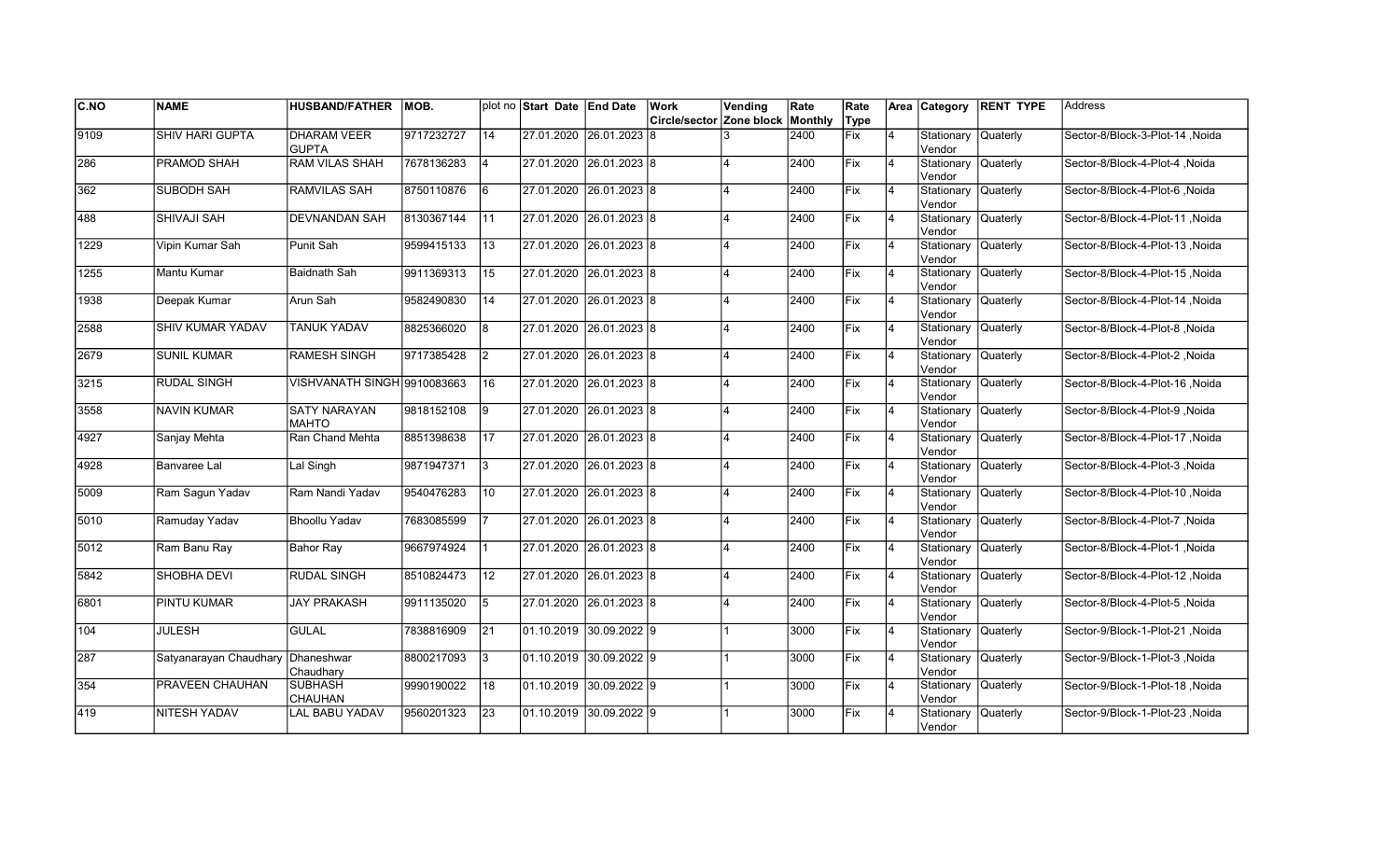| C.NO | NAME | HUSBAND/FATHER | MOB. | plot no | Start Date | End Date | Work Circle/sector | Vending Zone block | Rate Monthly | Rate Type | Area | Category | RENT TYPE | Address |
|---|---|---|---|---|---|---|---|---|---|---|---|---|---|---|
| 9109 | SHIV HARI GUPTA | DHARAM VEER GUPTA | 9717232727 | 14 | 27.01.2020 | 26.01.2023 | 8 | 3 | 2400 | Fix | 4 | Stationary Vendor | Quaterly | Sector-8/Block-3-Plot-14 ,Noida |
| 286 | PRAMOD SHAH | RAM VILAS SHAH | 7678136283 | 4 | 27.01.2020 | 26.01.2023 | 8 | 4 | 2400 | Fix | 4 | Stationary Vendor | Quaterly | Sector-8/Block-4-Plot-4 ,Noida |
| 362 | SUBODH SAH | RAMVILAS SAH | 8750110876 | 6 | 27.01.2020 | 26.01.2023 | 8 | 4 | 2400 | Fix | 4 | Stationary Vendor | Quaterly | Sector-8/Block-4-Plot-6 ,Noida |
| 488 | SHIVAJI SAH | DEVNANDAN SAH | 8130367144 | 11 | 27.01.2020 | 26.01.2023 | 8 | 4 | 2400 | Fix | 4 | Stationary Vendor | Quaterly | Sector-8/Block-4-Plot-11 ,Noida |
| 1229 | Vipin Kumar Sah | Punit Sah | 9599415133 | 13 | 27.01.2020 | 26.01.2023 | 8 | 4 | 2400 | Fix | 4 | Stationary Vendor | Quaterly | Sector-8/Block-4-Plot-13 ,Noida |
| 1255 | Mantu Kumar | Baidnath Sah | 9911369313 | 15 | 27.01.2020 | 26.01.2023 | 8 | 4 | 2400 | Fix | 4 | Stationary Vendor | Quaterly | Sector-8/Block-4-Plot-15 ,Noida |
| 1938 | Deepak Kumar | Arun Sah | 9582490830 | 14 | 27.01.2020 | 26.01.2023 | 8 | 4 | 2400 | Fix | 4 | Stationary Vendor | Quaterly | Sector-8/Block-4-Plot-14 ,Noida |
| 2588 | SHIV KUMAR YADAV | TANUK YADAV | 8825366020 | 8 | 27.01.2020 | 26.01.2023 | 8 | 4 | 2400 | Fix | 4 | Stationary Vendor | Quaterly | Sector-8/Block-4-Plot-8 ,Noida |
| 2679 | SUNIL KUMAR | RAMESH SINGH | 9717385428 | 2 | 27.01.2020 | 26.01.2023 | 8 | 4 | 2400 | Fix | 4 | Stationary Vendor | Quaterly | Sector-8/Block-4-Plot-2 ,Noida |
| 3215 | RUDAL SINGH | VISHVANATH SINGH | 9910083663 | 16 | 27.01.2020 | 26.01.2023 | 8 | 4 | 2400 | Fix | 4 | Stationary Vendor | Quaterly | Sector-8/Block-4-Plot-16 ,Noida |
| 3558 | NAVIN KUMAR | SATY NARAYAN MAHTO | 9818152108 | 9 | 27.01.2020 | 26.01.2023 | 8 | 4 | 2400 | Fix | 4 | Stationary Vendor | Quaterly | Sector-8/Block-4-Plot-9 ,Noida |
| 4927 | Sanjay Mehta | Ran Chand Mehta | 8851398638 | 17 | 27.01.2020 | 26.01.2023 | 8 | 4 | 2400 | Fix | 4 | Stationary Vendor | Quaterly | Sector-8/Block-4-Plot-17 ,Noida |
| 4928 | Banvaree Lal | Lal Singh | 9871947371 | 3 | 27.01.2020 | 26.01.2023 | 8 | 4 | 2400 | Fix | 4 | Stationary Vendor | Quaterly | Sector-8/Block-4-Plot-3 ,Noida |
| 5009 | Ram Sagun Yadav | Ram Nandi Yadav | 9540476283 | 10 | 27.01.2020 | 26.01.2023 | 8 | 4 | 2400 | Fix | 4 | Stationary Vendor | Quaterly | Sector-8/Block-4-Plot-10 ,Noida |
| 5010 | Ramuday Yadav | Bhoollu Yadav | 7683085599 | 7 | 27.01.2020 | 26.01.2023 | 8 | 4 | 2400 | Fix | 4 | Stationary Vendor | Quaterly | Sector-8/Block-4-Plot-7 ,Noida |
| 5012 | Ram Banu Ray | Bahor Ray | 9667974924 | 1 | 27.01.2020 | 26.01.2023 | 8 | 4 | 2400 | Fix | 4 | Stationary Vendor | Quaterly | Sector-8/Block-4-Plot-1 ,Noida |
| 5842 | SHOBHA DEVI | RUDAL SINGH | 8510824473 | 12 | 27.01.2020 | 26.01.2023 | 8 | 4 | 2400 | Fix | 4 | Stationary Vendor | Quaterly | Sector-8/Block-4-Plot-12 ,Noida |
| 6801 | PINTU KUMAR | JAY PRAKASH | 9911135020 | 5 | 27.01.2020 | 26.01.2023 | 8 | 4 | 2400 | Fix | 4 | Stationary Vendor | Quaterly | Sector-8/Block-4-Plot-5 ,Noida |
| 104 | JULESH | GULAL | 7838816909 | 21 | 01.10.2019 | 30.09.2022 | 9 | 1 | 3000 | Fix | 4 | Stationary Vendor | Quaterly | Sector-9/Block-1-Plot-21 ,Noida |
| 287 | Satyanarayan Chaudhary | Dhaneshwar Chaudhary | 8800217093 | 3 | 01.10.2019 | 30.09.2022 | 9 | 1 | 3000 | Fix | 4 | Stationary Vendor | Quaterly | Sector-9/Block-1-Plot-3 ,Noida |
| 354 | PRAVEEN CHAUHAN | SUBHASH CHAUHAN | 9990190022 | 18 | 01.10.2019 | 30.09.2022 | 9 | 1 | 3000 | Fix | 4 | Stationary Vendor | Quaterly | Sector-9/Block-1-Plot-18 ,Noida |
| 419 | NITESH YADAV | LAL BABU YADAV | 9560201323 | 23 | 01.10.2019 | 30.09.2022 | 9 | 1 | 3000 | Fix | 4 | Stationary Vendor | Quaterly | Sector-9/Block-1-Plot-23 ,Noida |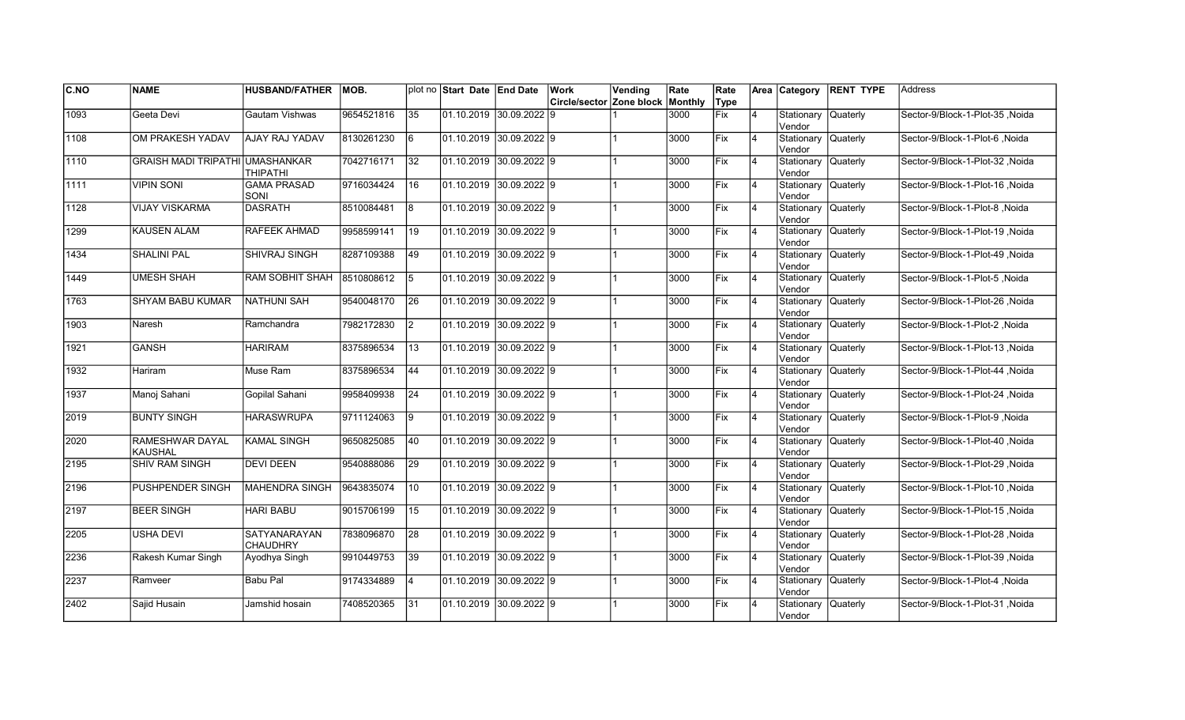| C.NO | NAME | HUSBAND/FATHER | MOB. | plot no | Start Date | End Date | Work Circle/sector | Vending Zone block | Rate Monthly | Rate Type | Area | Category | RENT TYPE | Address |
|---|---|---|---|---|---|---|---|---|---|---|---|---|---|---|
| 1093 | Geeta Devi | Gautam Vishwas | 9654521816 | 35 | 01.10.2019 | 30.09.2022 | 9 | 1 | 3000 | Fix | 4 | Stationary Vendor | Quaterly | Sector-9/Block-1-Plot-35 ,Noida |
| 1108 | OM PRAKESH YADAV | AJAY RAJ YADAV | 8130261230 | 6 | 01.10.2019 | 30.09.2022 | 9 | 1 | 3000 | Fix | 4 | Stationary Vendor | Quaterly | Sector-9/Block-1-Plot-6 ,Noida |
| 1110 | GRAISH MADI TRIPATHI | UMASHANKAR THIPATHI | 7042716171 | 32 | 01.10.2019 | 30.09.2022 | 9 | 1 | 3000 | Fix | 4 | Stationary Vendor | Quaterly | Sector-9/Block-1-Plot-32 ,Noida |
| 1111 | VIPIN SONI | GAMA PRASAD SONI | 9716034424 | 16 | 01.10.2019 | 30.09.2022 | 9 | 1 | 3000 | Fix | 4 | Stationary Vendor | Quaterly | Sector-9/Block-1-Plot-16 ,Noida |
| 1128 | VIJAY VISKARMA | DASRATH | 8510084481 | 8 | 01.10.2019 | 30.09.2022 | 9 | 1 | 3000 | Fix | 4 | Stationary Vendor | Quaterly | Sector-9/Block-1-Plot-8 ,Noida |
| 1299 | KAUSEN ALAM | RAFEEK AHMAD | 9958599141 | 19 | 01.10.2019 | 30.09.2022 | 9 | 1 | 3000 | Fix | 4 | Stationary Vendor | Quaterly | Sector-9/Block-1-Plot-19 ,Noida |
| 1434 | SHALINI PAL | SHIVRAJ SINGH | 8287109388 | 49 | 01.10.2019 | 30.09.2022 | 9 | 1 | 3000 | Fix | 4 | Stationary Vendor | Quaterly | Sector-9/Block-1-Plot-49 ,Noida |
| 1449 | UMESH SHAH | RAM SOBHIT SHAH | 8510808612 | 5 | 01.10.2019 | 30.09.2022 | 9 | 1 | 3000 | Fix | 4 | Stationary Vendor | Quaterly | Sector-9/Block-1-Plot-5 ,Noida |
| 1763 | SHYAM BABU KUMAR | NATHUNI SAH | 9540048170 | 26 | 01.10.2019 | 30.09.2022 | 9 | 1 | 3000 | Fix | 4 | Stationary Vendor | Quaterly | Sector-9/Block-1-Plot-26 ,Noida |
| 1903 | Naresh | Ramchandra | 7982172830 | 2 | 01.10.2019 | 30.09.2022 | 9 | 1 | 3000 | Fix | 4 | Stationary Vendor | Quaterly | Sector-9/Block-1-Plot-2 ,Noida |
| 1921 | GANSH | HARIRAM | 8375896534 | 13 | 01.10.2019 | 30.09.2022 | 9 | 1 | 3000 | Fix | 4 | Stationary Vendor | Quaterly | Sector-9/Block-1-Plot-13 ,Noida |
| 1932 | Hariram | Muse Ram | 8375896534 | 44 | 01.10.2019 | 30.09.2022 | 9 | 1 | 3000 | Fix | 4 | Stationary Vendor | Quaterly | Sector-9/Block-1-Plot-44 ,Noida |
| 1937 | Manoj Sahani | Gopilal Sahani | 9958409938 | 24 | 01.10.2019 | 30.09.2022 | 9 | 1 | 3000 | Fix | 4 | Stationary Vendor | Quaterly | Sector-9/Block-1-Plot-24 ,Noida |
| 2019 | BUNTY SINGH | HARASWRUPA | 9711124063 | 9 | 01.10.2019 | 30.09.2022 | 9 | 1 | 3000 | Fix | 4 | Stationary Vendor | Quaterly | Sector-9/Block-1-Plot-9 ,Noida |
| 2020 | RAMESHWAR DAYAL KAUSHAL | KAMAL SINGH | 9650825085 | 40 | 01.10.2019 | 30.09.2022 | 9 | 1 | 3000 | Fix | 4 | Stationary Vendor | Quaterly | Sector-9/Block-1-Plot-40 ,Noida |
| 2195 | SHIV RAM SINGH | DEVI DEEN | 9540888086 | 29 | 01.10.2019 | 30.09.2022 | 9 | 1 | 3000 | Fix | 4 | Stationary Vendor | Quaterly | Sector-9/Block-1-Plot-29 ,Noida |
| 2196 | PUSHPENDER SINGH | MAHENDRA SINGH | 9643835074 | 10 | 01.10.2019 | 30.09.2022 | 9 | 1 | 3000 | Fix | 4 | Stationary Vendor | Quaterly | Sector-9/Block-1-Plot-10 ,Noida |
| 2197 | BEER SINGH | HARI BABU | 9015706199 | 15 | 01.10.2019 | 30.09.2022 | 9 | 1 | 3000 | Fix | 4 | Stationary Vendor | Quaterly | Sector-9/Block-1-Plot-15 ,Noida |
| 2205 | USHA DEVI | SATYANARAYAN CHAUDHRY | 7838096870 | 28 | 01.10.2019 | 30.09.2022 | 9 | 1 | 3000 | Fix | 4 | Stationary Vendor | Quaterly | Sector-9/Block-1-Plot-28 ,Noida |
| 2236 | Rakesh Kumar Singh | Ayodhya Singh | 9910449753 | 39 | 01.10.2019 | 30.09.2022 | 9 | 1 | 3000 | Fix | 4 | Stationary Vendor | Quaterly | Sector-9/Block-1-Plot-39 ,Noida |
| 2237 | Ramveer | Babu Pal | 9174334889 | 4 | 01.10.2019 | 30.09.2022 | 9 | 1 | 3000 | Fix | 4 | Stationary Vendor | Quaterly | Sector-9/Block-1-Plot-4 ,Noida |
| 2402 | Sajid Husain | Jamshid hosain | 7408520365 | 31 | 01.10.2019 | 30.09.2022 | 9 | 1 | 3000 | Fix | 4 | Stationary Vendor | Quaterly | Sector-9/Block-1-Plot-31 ,Noida |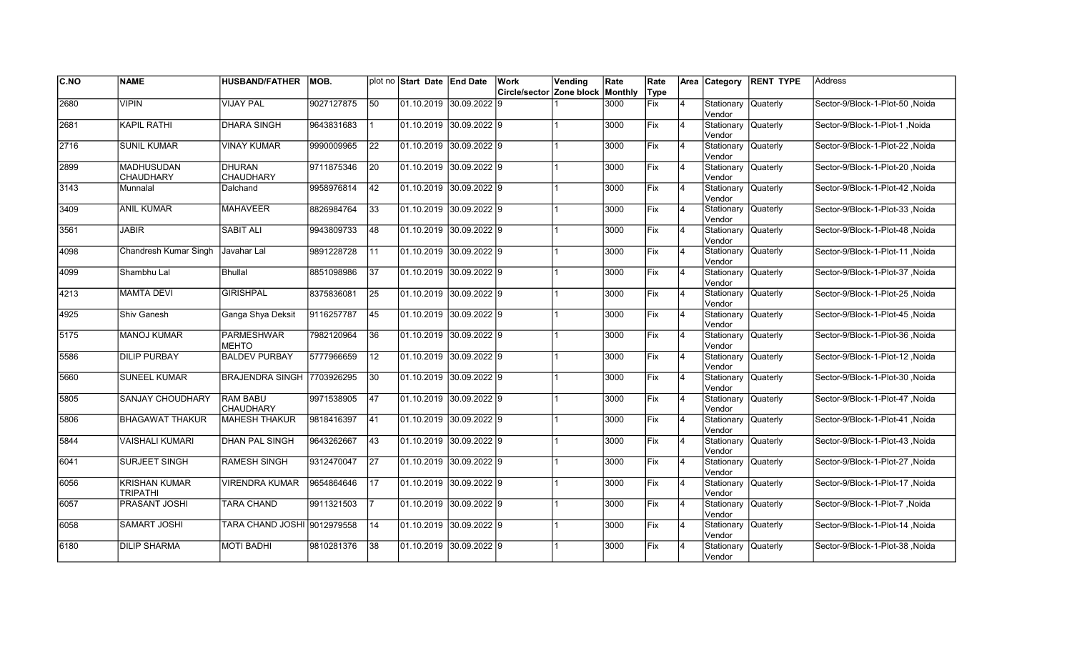| C.NO | NAME | HUSBAND/FATHER | MOB. | plot no | Start Date | End Date | Work Circle/sector | Vending Zone block | Rate Monthly | Rate Type | Area | Category | RENT TYPE | Address |
|---|---|---|---|---|---|---|---|---|---|---|---|---|---|---|
| 2680 | VIPIN | VIJAY PAL | 9027127875 | 50 | 01.10.2019 | 30.09.2022 | 9 | 1 | 3000 | Fix | 4 | Stationary Vendor | Quaterly | Sector-9/Block-1-Plot-50 ,Noida |
| 2681 | KAPIL RATHI | DHARA SINGH | 9643831683 | 1 | 01.10.2019 | 30.09.2022 | 9 | 1 | 3000 | Fix | 4 | Stationary Vendor | Quaterly | Sector-9/Block-1-Plot-1 ,Noida |
| 2716 | SUNIL KUMAR | VINAY KUMAR | 9990009965 | 22 | 01.10.2019 | 30.09.2022 | 9 | 1 | 3000 | Fix | 4 | Stationary Vendor | Quaterly | Sector-9/Block-1-Plot-22 ,Noida |
| 2899 | MADHUSUDAN CHAUDHARY | DHURAN CHAUDHARY | 9711875346 | 20 | 01.10.2019 | 30.09.2022 | 9 | 1 | 3000 | Fix | 4 | Stationary Vendor | Quaterly | Sector-9/Block-1-Plot-20 ,Noida |
| 3143 | Munnalal | Dalchand | 9958976814 | 42 | 01.10.2019 | 30.09.2022 | 9 | 1 | 3000 | Fix | 4 | Stationary Vendor | Quaterly | Sector-9/Block-1-Plot-42 ,Noida |
| 3409 | ANIL KUMAR | MAHAVEER | 8826984764 | 33 | 01.10.2019 | 30.09.2022 | 9 | 1 | 3000 | Fix | 4 | Stationary Vendor | Quaterly | Sector-9/Block-1-Plot-33 ,Noida |
| 3561 | JABIR | SABIT ALI | 9943809733 | 48 | 01.10.2019 | 30.09.2022 | 9 | 1 | 3000 | Fix | 4 | Stationary Vendor | Quaterly | Sector-9/Block-1-Plot-48 ,Noida |
| 4098 | Chandresh Kumar Singh | Javahar Lal | 9891228728 | 11 | 01.10.2019 | 30.09.2022 | 9 | 1 | 3000 | Fix | 4 | Stationary Vendor | Quaterly | Sector-9/Block-1-Plot-11 ,Noida |
| 4099 | Shambhu Lal | Bhullal | 8851098986 | 37 | 01.10.2019 | 30.09.2022 | 9 | 1 | 3000 | Fix | 4 | Stationary Vendor | Quaterly | Sector-9/Block-1-Plot-37 ,Noida |
| 4213 | MAMTA DEVI | GIRISHPAL | 8375836081 | 25 | 01.10.2019 | 30.09.2022 | 9 | 1 | 3000 | Fix | 4 | Stationary Vendor | Quaterly | Sector-9/Block-1-Plot-25 ,Noida |
| 4925 | Shiv Ganesh | Ganga Shya Deksit | 9116257787 | 45 | 01.10.2019 | 30.09.2022 | 9 | 1 | 3000 | Fix | 4 | Stationary Vendor | Quaterly | Sector-9/Block-1-Plot-45 ,Noida |
| 5175 | MANOJ KUMAR | PARMESHWAR MEHTO | 7982120964 | 36 | 01.10.2019 | 30.09.2022 | 9 | 1 | 3000 | Fix | 4 | Stationary Vendor | Quaterly | Sector-9/Block-1-Plot-36 ,Noida |
| 5586 | DILIP PURBAY | BALDEV PURBAY | 5777966659 | 12 | 01.10.2019 | 30.09.2022 | 9 | 1 | 3000 | Fix | 4 | Stationary Vendor | Quaterly | Sector-9/Block-1-Plot-12 ,Noida |
| 5660 | SUNEEL KUMAR | BRAJENDRA SINGH | 7703926295 | 30 | 01.10.2019 | 30.09.2022 | 9 | 1 | 3000 | Fix | 4 | Stationary Vendor | Quaterly | Sector-9/Block-1-Plot-30 ,Noida |
| 5805 | SANJAY CHOUDHARY | RAM BABU CHAUDHARY | 9971538905 | 47 | 01.10.2019 | 30.09.2022 | 9 | 1 | 3000 | Fix | 4 | Stationary Vendor | Quaterly | Sector-9/Block-1-Plot-47 ,Noida |
| 5806 | BHAGAWAT THAKUR | MAHESH THAKUR | 9818416397 | 41 | 01.10.2019 | 30.09.2022 | 9 | 1 | 3000 | Fix | 4 | Stationary Vendor | Quaterly | Sector-9/Block-1-Plot-41 ,Noida |
| 5844 | VAISHALI KUMARI | DHAN PAL SINGH | 9643262667 | 43 | 01.10.2019 | 30.09.2022 | 9 | 1 | 3000 | Fix | 4 | Stationary Vendor | Quaterly | Sector-9/Block-1-Plot-43 ,Noida |
| 6041 | SURJEET SINGH | RAMESH SINGH | 9312470047 | 27 | 01.10.2019 | 30.09.2022 | 9 | 1 | 3000 | Fix | 4 | Stationary Vendor | Quaterly | Sector-9/Block-1-Plot-27 ,Noida |
| 6056 | KRISHAN KUMAR TRIPATHI | VIRENDRA KUMAR | 9654864646 | 17 | 01.10.2019 | 30.09.2022 | 9 | 1 | 3000 | Fix | 4 | Stationary Vendor | Quaterly | Sector-9/Block-1-Plot-17 ,Noida |
| 6057 | PRASANT JOSHI | TARA CHAND | 9911321503 | 7 | 01.10.2019 | 30.09.2022 | 9 | 1 | 3000 | Fix | 4 | Stationary Vendor | Quaterly | Sector-9/Block-1-Plot-7 ,Noida |
| 6058 | SAMART JOSHI | TARA CHAND JOSHI | 9012979558 | 14 | 01.10.2019 | 30.09.2022 | 9 | 1 | 3000 | Fix | 4 | Stationary Vendor | Quaterly | Sector-9/Block-1-Plot-14 ,Noida |
| 6180 | DILIP SHARMA | MOTI BADHI | 9810281376 | 38 | 01.10.2019 | 30.09.2022 | 9 | 1 | 3000 | Fix | 4 | Stationary Vendor | Quaterly | Sector-9/Block-1-Plot-38 ,Noida |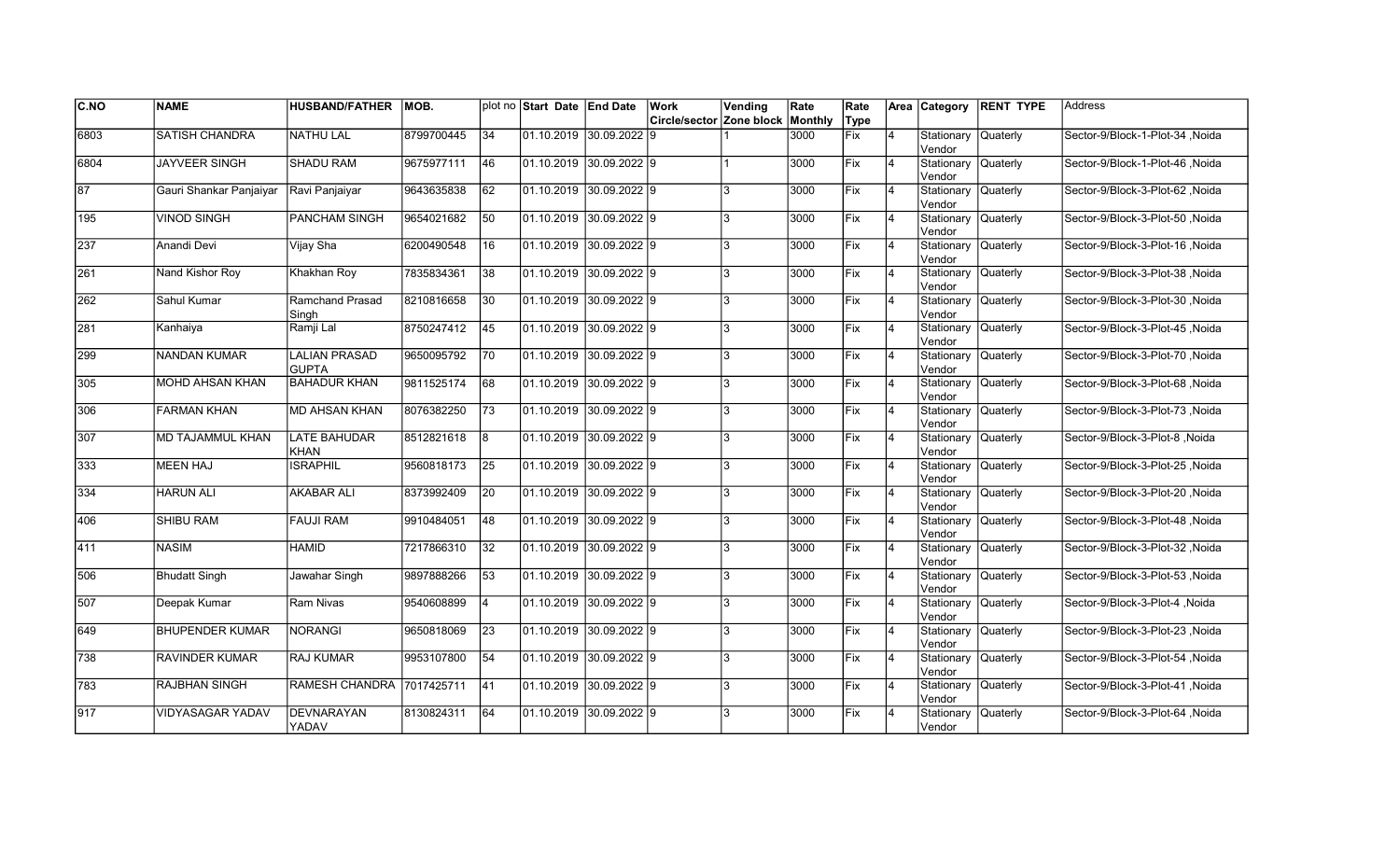| C.NO | NAME | HUSBAND/FATHER | MOB. | plot no | Start Date | End Date | Work Circle/sector | Vending Zone block | Rate Monthly | Rate Type | Area | Category | RENT TYPE | Address |
|---|---|---|---|---|---|---|---|---|---|---|---|---|---|---|
| 6803 | SATISH CHANDRA | NATHU LAL | 8799700445 | 34 | 01.10.2019 | 30.09.2022 | 9 | 1 | 3000 | Fix | 4 | Stationary Vendor | Quaterly | Sector-9/Block-1-Plot-34 ,Noida |
| 6804 | JAYVEER SINGH | SHADU RAM | 9675977111 | 46 | 01.10.2019 | 30.09.2022 | 9 | 1 | 3000 | Fix | 4 | Stationary Vendor | Quaterly | Sector-9/Block-1-Plot-46 ,Noida |
| 87 | Gauri Shankar Panjaiyar | Ravi Panjaiyar | 9643635838 | 62 | 01.10.2019 | 30.09.2022 | 9 | 3 | 3000 | Fix | 4 | Stationary Vendor | Quaterly | Sector-9/Block-3-Plot-62 ,Noida |
| 195 | VINOD SINGH | PANCHAM SINGH | 9654021682 | 50 | 01.10.2019 | 30.09.2022 | 9 | 3 | 3000 | Fix | 4 | Stationary Vendor | Quaterly | Sector-9/Block-3-Plot-50 ,Noida |
| 237 | Anandi Devi | Vijay Sha | 6200490548 | 16 | 01.10.2019 | 30.09.2022 | 9 | 3 | 3000 | Fix | 4 | Stationary Vendor | Quaterly | Sector-9/Block-3-Plot-16 ,Noida |
| 261 | Nand Kishor Roy | Khakhan Roy | 7835834361 | 38 | 01.10.2019 | 30.09.2022 | 9 | 3 | 3000 | Fix | 4 | Stationary Vendor | Quaterly | Sector-9/Block-3-Plot-38 ,Noida |
| 262 | Sahul Kumar | Ramchand Prasad Singh | 8210816658 | 30 | 01.10.2019 | 30.09.2022 | 9 | 3 | 3000 | Fix | 4 | Stationary Vendor | Quaterly | Sector-9/Block-3-Plot-30 ,Noida |
| 281 | Kanhaiya | Ramji Lal | 8750247412 | 45 | 01.10.2019 | 30.09.2022 | 9 | 3 | 3000 | Fix | 4 | Stationary Vendor | Quaterly | Sector-9/Block-3-Plot-45 ,Noida |
| 299 | NANDAN KUMAR | LALIAN PRASAD GUPTA | 9650095792 | 70 | 01.10.2019 | 30.09.2022 | 9 | 3 | 3000 | Fix | 4 | Stationary Vendor | Quaterly | Sector-9/Block-3-Plot-70 ,Noida |
| 305 | MOHD AHSAN KHAN | BAHADUR KHAN | 9811525174 | 68 | 01.10.2019 | 30.09.2022 | 9 | 3 | 3000 | Fix | 4 | Stationary Vendor | Quaterly | Sector-9/Block-3-Plot-68 ,Noida |
| 306 | FARMAN KHAN | MD AHSAN KHAN | 8076382250 | 73 | 01.10.2019 | 30.09.2022 | 9 | 3 | 3000 | Fix | 4 | Stationary Vendor | Quaterly | Sector-9/Block-3-Plot-73 ,Noida |
| 307 | MD TAJAMMUL KHAN | LATE BAHUDAR KHAN | 8512821618 | 8 | 01.10.2019 | 30.09.2022 | 9 | 3 | 3000 | Fix | 4 | Stationary Vendor | Quaterly | Sector-9/Block-3-Plot-8 ,Noida |
| 333 | MEEN HAJ | ISRAPHIL | 9560818173 | 25 | 01.10.2019 | 30.09.2022 | 9 | 3 | 3000 | Fix | 4 | Stationary Vendor | Quaterly | Sector-9/Block-3-Plot-25 ,Noida |
| 334 | HARUN ALI | AKABAR ALI | 8373992409 | 20 | 01.10.2019 | 30.09.2022 | 9 | 3 | 3000 | Fix | 4 | Stationary Vendor | Quaterly | Sector-9/Block-3-Plot-20 ,Noida |
| 406 | SHIBU RAM | FAUJI RAM | 9910484051 | 48 | 01.10.2019 | 30.09.2022 | 9 | 3 | 3000 | Fix | 4 | Stationary Vendor | Quaterly | Sector-9/Block-3-Plot-48 ,Noida |
| 411 | NASIM | HAMID | 7217866310 | 32 | 01.10.2019 | 30.09.2022 | 9 | 3 | 3000 | Fix | 4 | Stationary Vendor | Quaterly | Sector-9/Block-3-Plot-32 ,Noida |
| 506 | Bhudatt Singh | Jawahar Singh | 9897888266 | 53 | 01.10.2019 | 30.09.2022 | 9 | 3 | 3000 | Fix | 4 | Stationary Vendor | Quaterly | Sector-9/Block-3-Plot-53 ,Noida |
| 507 | Deepak Kumar | Ram Nivas | 9540608899 | 4 | 01.10.2019 | 30.09.2022 | 9 | 3 | 3000 | Fix | 4 | Stationary Vendor | Quaterly | Sector-9/Block-3-Plot-4 ,Noida |
| 649 | BHUPENDER KUMAR | NORANGI | 9650818069 | 23 | 01.10.2019 | 30.09.2022 | 9 | 3 | 3000 | Fix | 4 | Stationary Vendor | Quaterly | Sector-9/Block-3-Plot-23 ,Noida |
| 738 | RAVINDER KUMAR | RAJ KUMAR | 9953107800 | 54 | 01.10.2019 | 30.09.2022 | 9 | 3 | 3000 | Fix | 4 | Stationary Vendor | Quaterly | Sector-9/Block-3-Plot-54 ,Noida |
| 783 | RAJBHAN SINGH | RAMESH CHANDRA | 7017425711 | 41 | 01.10.2019 | 30.09.2022 | 9 | 3 | 3000 | Fix | 4 | Stationary Vendor | Quaterly | Sector-9/Block-3-Plot-41 ,Noida |
| 917 | VIDYASAGAR YADAV | DEVNARAYAN YADAV | 8130824311 | 64 | 01.10.2019 | 30.09.2022 | 9 | 3 | 3000 | Fix | 4 | Stationary Vendor | Quaterly | Sector-9/Block-3-Plot-64 ,Noida |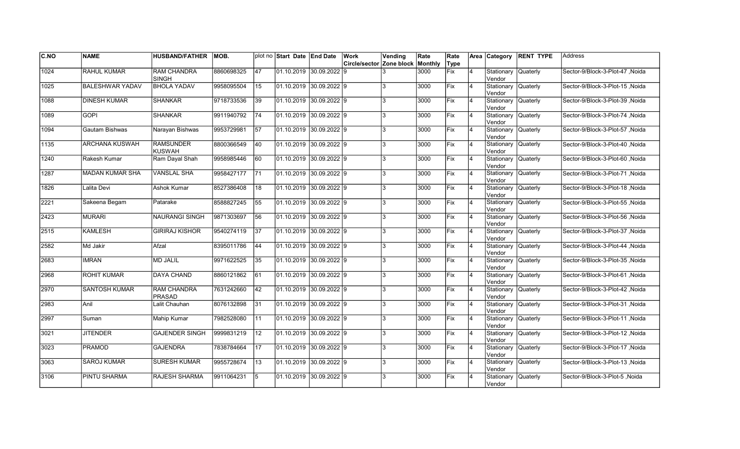| C.NO | NAME | HUSBAND/FATHER | MOB. | plot no | Start Date | End Date | Work Circle/sector | Vending Zone block | Rate Monthly | Rate Type | Area | Category | RENT TYPE | Address |
|---|---|---|---|---|---|---|---|---|---|---|---|---|---|---|
| 1024 | RAHUL KUMAR | RAM CHANDRA SINGH | 8860698325 | 47 | 01.10.2019 | 30.09.2022 | 9 | 3 | 3000 | Fix | 4 | Stationary Vendor | Quaterly | Sector-9/Block-3-Plot-47 ,Noida |
| 1025 | BALESHWAR YADAV | BHOLA YADAV | 9958095504 | 15 | 01.10.2019 | 30.09.2022 | 9 | 3 | 3000 | Fix | 4 | Stationary Vendor | Quaterly | Sector-9/Block-3-Plot-15 ,Noida |
| 1088 | DINESH KUMAR | SHANKAR | 9718733536 | 39 | 01.10.2019 | 30.09.2022 | 9 | 3 | 3000 | Fix | 4 | Stationary Vendor | Quaterly | Sector-9/Block-3-Plot-39 ,Noida |
| 1089 | GOPI | SHANKAR | 9911940792 | 74 | 01.10.2019 | 30.09.2022 | 9 | 3 | 3000 | Fix | 4 | Stationary Vendor | Quaterly | Sector-9/Block-3-Plot-74 ,Noida |
| 1094 | Gautam Bishwas | Narayan Bishwas | 9953729981 | 57 | 01.10.2019 | 30.09.2022 | 9 | 3 | 3000 | Fix | 4 | Stationary Vendor | Quaterly | Sector-9/Block-3-Plot-57 ,Noida |
| 1135 | ARCHANA KUSWAH | RAMSUNDER KUSWAH | 8800366549 | 40 | 01.10.2019 | 30.09.2022 | 9 | 3 | 3000 | Fix | 4 | Stationary Vendor | Quaterly | Sector-9/Block-3-Plot-40 ,Noida |
| 1240 | Rakesh Kumar | Ram Dayal Shah | 9958985446 | 60 | 01.10.2019 | 30.09.2022 | 9 | 3 | 3000 | Fix | 4 | Stationary Vendor | Quaterly | Sector-9/Block-3-Plot-60 ,Noida |
| 1287 | MADAN KUMAR SHA | VANSLAL SHA | 9958427177 | 71 | 01.10.2019 | 30.09.2022 | 9 | 3 | 3000 | Fix | 4 | Stationary Vendor | Quaterly | Sector-9/Block-3-Plot-71 ,Noida |
| 1826 | Lalita Devi | Ashok Kumar | 8527386408 | 18 | 01.10.2019 | 30.09.2022 | 9 | 3 | 3000 | Fix | 4 | Stationary Vendor | Quaterly | Sector-9/Block-3-Plot-18 ,Noida |
| 2221 | Sakeena Begam | Patarake | 8588827245 | 55 | 01.10.2019 | 30.09.2022 | 9 | 3 | 3000 | Fix | 4 | Stationary Vendor | Quaterly | Sector-9/Block-3-Plot-55 ,Noida |
| 2423 | MURARI | NAURANGI SINGH | 9871303697 | 56 | 01.10.2019 | 30.09.2022 | 9 | 3 | 3000 | Fix | 4 | Stationary Vendor | Quaterly | Sector-9/Block-3-Plot-56 ,Noida |
| 2515 | KAMLESH | GIRIRAJ KISHOR | 9540274119 | 37 | 01.10.2019 | 30.09.2022 | 9 | 3 | 3000 | Fix | 4 | Stationary Vendor | Quaterly | Sector-9/Block-3-Plot-37 ,Noida |
| 2582 | Md Jakir | Afzal | 8395011786 | 44 | 01.10.2019 | 30.09.2022 | 9 | 3 | 3000 | Fix | 4 | Stationary Vendor | Quaterly | Sector-9/Block-3-Plot-44 ,Noida |
| 2683 | IMRAN | MD JALIL | 9971622525 | 35 | 01.10.2019 | 30.09.2022 | 9 | 3 | 3000 | Fix | 4 | Stationary Vendor | Quaterly | Sector-9/Block-3-Plot-35 ,Noida |
| 2968 | ROHIT KUMAR | DAYA CHAND | 8860121862 | 61 | 01.10.2019 | 30.09.2022 | 9 | 3 | 3000 | Fix | 4 | Stationary Vendor | Quaterly | Sector-9/Block-3-Plot-61 ,Noida |
| 2970 | SANTOSH KUMAR | RAM CHANDRA PRASAD | 7631242660 | 42 | 01.10.2019 | 30.09.2022 | 9 | 3 | 3000 | Fix | 4 | Stationary Vendor | Quaterly | Sector-9/Block-3-Plot-42 ,Noida |
| 2983 | Anil | Lalit Chauhan | 8076132898 | 31 | 01.10.2019 | 30.09.2022 | 9 | 3 | 3000 | Fix | 4 | Stationary Vendor | Quaterly | Sector-9/Block-3-Plot-31 ,Noida |
| 2997 | Suman | Mahip Kumar | 7982528080 | 11 | 01.10.2019 | 30.09.2022 | 9 | 3 | 3000 | Fix | 4 | Stationary Vendor | Quaterly | Sector-9/Block-3-Plot-11 ,Noida |
| 3021 | JITENDER | GAJENDER SINGH | 9999831219 | 12 | 01.10.2019 | 30.09.2022 | 9 | 3 | 3000 | Fix | 4 | Stationary Vendor | Quaterly | Sector-9/Block-3-Plot-12 ,Noida |
| 3023 | PRAMOD | GAJENDRA | 7838784664 | 17 | 01.10.2019 | 30.09.2022 | 9 | 3 | 3000 | Fix | 4 | Stationary Vendor | Quaterly | Sector-9/Block-3-Plot-17 ,Noida |
| 3063 | SAROJ KUMAR | SURESH KUMAR | 9955728674 | 13 | 01.10.2019 | 30.09.2022 | 9 | 3 | 3000 | Fix | 4 | Stationary Vendor | Quaterly | Sector-9/Block-3-Plot-13 ,Noida |
| 3106 | PINTU SHARMA | RAJESH SHARMA | 9911064231 | 5 | 01.10.2019 | 30.09.2022 | 9 | 3 | 3000 | Fix | 4 | Stationary Vendor | Quaterly | Sector-9/Block-3-Plot-5 ,Noida |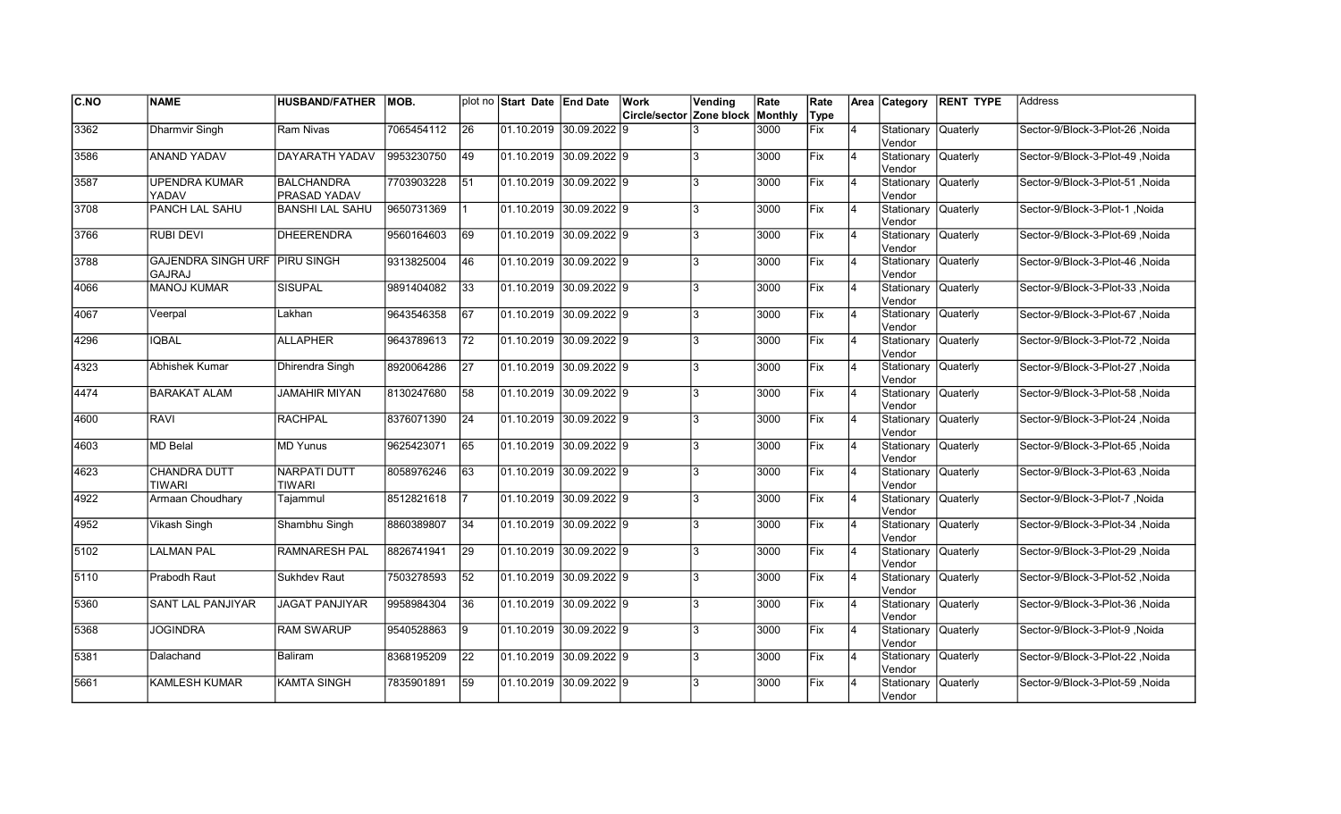| C.NO | NAME | HUSBAND/FATHER | MOB. | plot no | Start Date | End Date | Work Circle/sector | Vending Zone block | Rate Monthly | Rate Type | Area | Category | RENT TYPE | Address |
|---|---|---|---|---|---|---|---|---|---|---|---|---|---|---|
| 3362 | Dharmvir Singh | Ram Nivas | 7065454112 | 26 | 01.10.2019 | 30.09.2022 | 9 | 3 | 3000 | Fix | 4 | Stationary Vendor | Quaterly | Sector-9/Block-3-Plot-26 ,Noida |
| 3586 | ANAND YADAV | DAYARATH YADAV | 9953230750 | 49 | 01.10.2019 | 30.09.2022 | 9 | 3 | 3000 | Fix | 4 | Stationary Vendor | Quaterly | Sector-9/Block-3-Plot-49 ,Noida |
| 3587 | UPENDRA KUMAR YADAV | BALCHANDRA PRASAD YADAV | 7703903228 | 51 | 01.10.2019 | 30.09.2022 | 9 | 3 | 3000 | Fix | 4 | Stationary Vendor | Quaterly | Sector-9/Block-3-Plot-51 ,Noida |
| 3708 | PANCH LAL SAHU | BANSHI LAL SAHU | 9650731369 | 1 | 01.10.2019 | 30.09.2022 | 9 | 3 | 3000 | Fix | 4 | Stationary Vendor | Quaterly | Sector-9/Block-3-Plot-1 ,Noida |
| 3766 | RUBI DEVI | DHEERENDRA | 9560164603 | 69 | 01.10.2019 | 30.09.2022 | 9 | 3 | 3000 | Fix | 4 | Stationary Vendor | Quaterly | Sector-9/Block-3-Plot-69 ,Noida |
| 3788 | GAJENDRA SINGH URF GAJRAJ | PIRU SINGH | 9313825004 | 46 | 01.10.2019 | 30.09.2022 | 9 | 3 | 3000 | Fix | 4 | Stationary Vendor | Quaterly | Sector-9/Block-3-Plot-46 ,Noida |
| 4066 | MANOJ KUMAR | SISUPAL | 9891404082 | 33 | 01.10.2019 | 30.09.2022 | 9 | 3 | 3000 | Fix | 4 | Stationary Vendor | Quaterly | Sector-9/Block-3-Plot-33 ,Noida |
| 4067 | Veerpal | Lakhan | 9643546358 | 67 | 01.10.2019 | 30.09.2022 | 9 | 3 | 3000 | Fix | 4 | Stationary Vendor | Quaterly | Sector-9/Block-3-Plot-67 ,Noida |
| 4296 | IQBAL | ALLAPHER | 9643789613 | 72 | 01.10.2019 | 30.09.2022 | 9 | 3 | 3000 | Fix | 4 | Stationary Vendor | Quaterly | Sector-9/Block-3-Plot-72 ,Noida |
| 4323 | Abhishek Kumar | Dhirendra Singh | 8920064286 | 27 | 01.10.2019 | 30.09.2022 | 9 | 3 | 3000 | Fix | 4 | Stationary Vendor | Quaterly | Sector-9/Block-3-Plot-27 ,Noida |
| 4474 | BARAKAT ALAM | JAMAHIR MIYAN | 8130247680 | 58 | 01.10.2019 | 30.09.2022 | 9 | 3 | 3000 | Fix | 4 | Stationary Vendor | Quaterly | Sector-9/Block-3-Plot-58 ,Noida |
| 4600 | RAVI | RACHPAL | 8376071390 | 24 | 01.10.2019 | 30.09.2022 | 9 | 3 | 3000 | Fix | 4 | Stationary Vendor | Quaterly | Sector-9/Block-3-Plot-24 ,Noida |
| 4603 | MD Belal | MD Yunus | 9625423071 | 65 | 01.10.2019 | 30.09.2022 | 9 | 3 | 3000 | Fix | 4 | Stationary Vendor | Quaterly | Sector-9/Block-3-Plot-65 ,Noida |
| 4623 | CHANDRA DUTT TIWARI | NARPATI DUTT TIWARI | 8058976246 | 63 | 01.10.2019 | 30.09.2022 | 9 | 3 | 3000 | Fix | 4 | Stationary Vendor | Quaterly | Sector-9/Block-3-Plot-63 ,Noida |
| 4922 | Armaan Choudhary | Tajammul | 8512821618 | 7 | 01.10.2019 | 30.09.2022 | 9 | 3 | 3000 | Fix | 4 | Stationary Vendor | Quaterly | Sector-9/Block-3-Plot-7 ,Noida |
| 4952 | Vikash Singh | Shambhu Singh | 8860389807 | 34 | 01.10.2019 | 30.09.2022 | 9 | 3 | 3000 | Fix | 4 | Stationary Vendor | Quaterly | Sector-9/Block-3-Plot-34 ,Noida |
| 5102 | LALMAN PAL | RAMNARESH PAL | 8826741941 | 29 | 01.10.2019 | 30.09.2022 | 9 | 3 | 3000 | Fix | 4 | Stationary Vendor | Quaterly | Sector-9/Block-3-Plot-29 ,Noida |
| 5110 | Prabodh Raut | Sukhdev Raut | 7503278593 | 52 | 01.10.2019 | 30.09.2022 | 9 | 3 | 3000 | Fix | 4 | Stationary Vendor | Quaterly | Sector-9/Block-3-Plot-52 ,Noida |
| 5360 | SANT LAL PANJIYAR | JAGAT PANJIYAR | 9958984304 | 36 | 01.10.2019 | 30.09.2022 | 9 | 3 | 3000 | Fix | 4 | Stationary Vendor | Quaterly | Sector-9/Block-3-Plot-36 ,Noida |
| 5368 | JOGINDRA | RAM SWARUP | 9540528863 | 9 | 01.10.2019 | 30.09.2022 | 9 | 3 | 3000 | Fix | 4 | Stationary Vendor | Quaterly | Sector-9/Block-3-Plot-9 ,Noida |
| 5381 | Dalachand | Baliram | 8368195209 | 22 | 01.10.2019 | 30.09.2022 | 9 | 3 | 3000 | Fix | 4 | Stationary Vendor | Quaterly | Sector-9/Block-3-Plot-22 ,Noida |
| 5661 | KAMLESH KUMAR | KAMTA SINGH | 7835901891 | 59 | 01.10.2019 | 30.09.2022 | 9 | 3 | 3000 | Fix | 4 | Stationary Vendor | Quaterly | Sector-9/Block-3-Plot-59 ,Noida |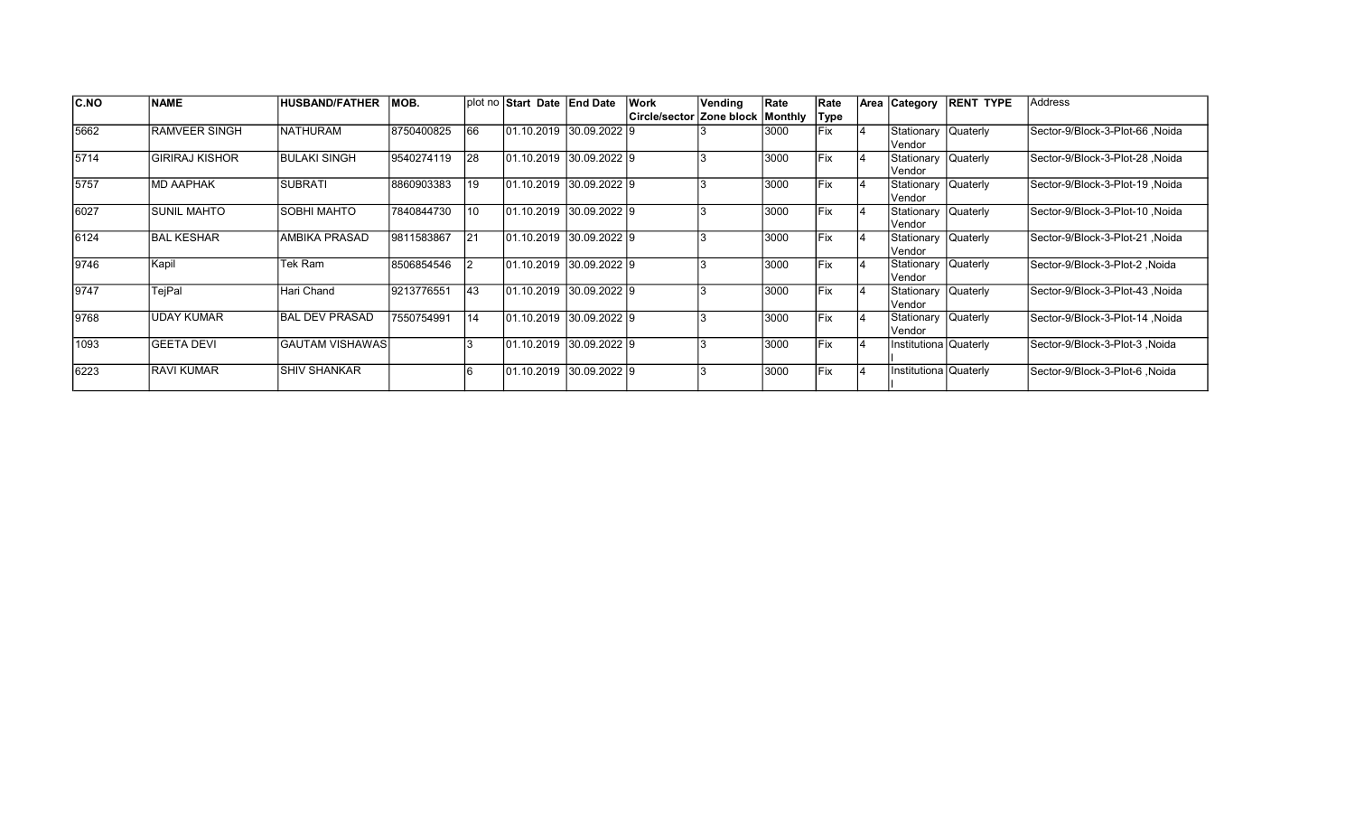| C.NO | NAME | HUSBAND/FATHER | MOB. | plot no | Start Date | End Date | Work Circle/sector | Vending Zone block | Rate Monthly | Rate Type | Area | Category | RENT TYPE | Address |
|---|---|---|---|---|---|---|---|---|---|---|---|---|---|---|
| 5662 | RAMVEER SINGH | NATHURAM | 8750400825 | 66 | 01.10.2019 | 30.09.2022 | 9 | 3 | 3000 | Fix | 4 | Stationary Vendor | Quaterly | Sector-9/Block-3-Plot-66 ,Noida |
| 5714 | GIRIRAJ KISHOR | BULAKI SINGH | 9540274119 | 28 | 01.10.2019 | 30.09.2022 | 9 | 3 | 3000 | Fix | 4 | Stationary Vendor | Quaterly | Sector-9/Block-3-Plot-28 ,Noida |
| 5757 | MD AAPHAK | SUBRATI | 8860903383 | 19 | 01.10.2019 | 30.09.2022 | 9 | 3 | 3000 | Fix | 4 | Stationary Vendor | Quaterly | Sector-9/Block-3-Plot-19 ,Noida |
| 6027 | SUNIL MAHTO | SOBHI MAHTO | 7840844730 | 10 | 01.10.2019 | 30.09.2022 | 9 | 3 | 3000 | Fix | 4 | Stationary Vendor | Quaterly | Sector-9/Block-3-Plot-10 ,Noida |
| 6124 | BAL KESHAR | AMBIKA PRASAD | 9811583867 | 21 | 01.10.2019 | 30.09.2022 | 9 | 3 | 3000 | Fix | 4 | Stationary Vendor | Quaterly | Sector-9/Block-3-Plot-21 ,Noida |
| 9746 | Kapil | Tek Ram | 8506854546 | 2 | 01.10.2019 | 30.09.2022 | 9 | 3 | 3000 | Fix | 4 | Stationary Vendor | Quaterly | Sector-9/Block-3-Plot-2 ,Noida |
| 9747 | TejPal | Hari Chand | 9213776551 | 43 | 01.10.2019 | 30.09.2022 | 9 | 3 | 3000 | Fix | 4 | Stationary Vendor | Quaterly | Sector-9/Block-3-Plot-43 ,Noida |
| 9768 | UDAY KUMAR | BAL DEV PRASAD | 7550754991 | 14 | 01.10.2019 | 30.09.2022 | 9 | 3 | 3000 | Fix | 4 | Stationary Vendor | Quaterly | Sector-9/Block-3-Plot-14 ,Noida |
| 1093 | GEETA DEVI | GAUTAM VISHAWAS | | 3 | 01.10.2019 | 30.09.2022 | 9 | 3 | 3000 | Fix | 4 | Institutional | Quaterly | Sector-9/Block-3-Plot-3 ,Noida |
| 6223 | RAVI KUMAR | SHIV SHANKAR | | 6 | 01.10.2019 | 30.09.2022 | 9 | 3 | 3000 | Fix | 4 | Institutional | Quaterly | Sector-9/Block-3-Plot-6 ,Noida |